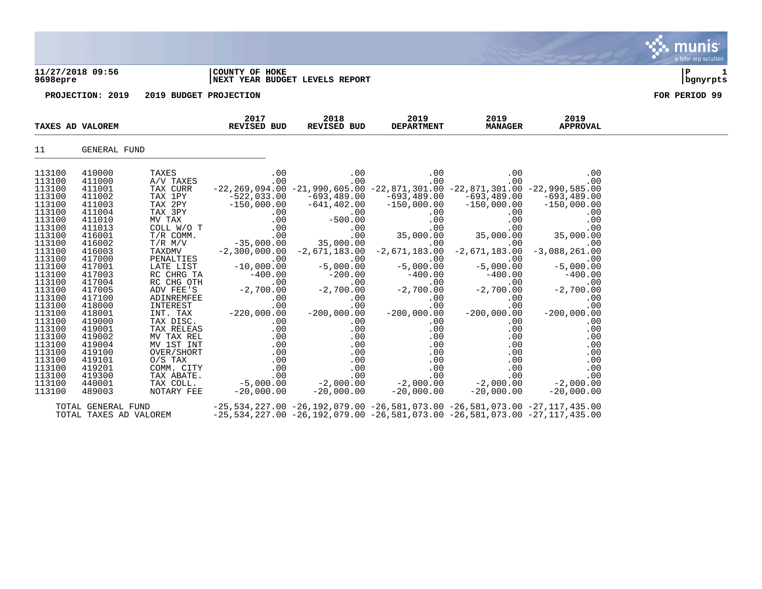**11/27/2018 09:56** | **COUNTY OF HOKE** | **P 1**
**9698epre** | **NEXT YEAR BUDGET LEVELS REPORT** | **bgnyrpts**

**PROJECTION: 2019 2019 BUDGET PROJECTION** **FOR PERIOD 99**

| TAXES AD VALOREM | | | 2017 REVISED BUD | 2018 REVISED BUD | 2019 DEPARTMENT | 2019 MANAGER | 2019 APPROVAL |
|---|---|---|---|---|---|---|---|
| 11 | GENERAL FUND | | | | | | |
| 113100 | 410000 | TAXES | .00 | .00 | .00 | .00 | .00 |
| 113100 | 411000 | A/V TAXES | .00 | .00 | .00 | .00 | .00 |
| 113100 | 411001 | TAX CURR | -22,269,094.00 | -21,990,605.00 | -22,871,301.00 | -22,871,301.00 | -22,990,585.00 |
| 113100 | 411002 | TAX 1PY | -522,033.00 | -693,489.00 | -693,489.00 | -693,489.00 | -693,489.00 |
| 113100 | 411003 | TAX 2PY | -150,000.00 | -641,402.00 | -150,000.00 | -150,000.00 | -150,000.00 |
| 113100 | 411004 | TAX 3PY | .00 | .00 | .00 | .00 | .00 |
| 113100 | 411010 | MV TAX | .00 | -500.00 | .00 | .00 | .00 |
| 113100 | 411013 | COLL W/O T | .00 | .00 | .00 | .00 | .00 |
| 113100 | 416001 | T/R COMM. | .00 | .00 | 35,000.00 | 35,000.00 | 35,000.00 |
| 113100 | 416002 | T/R M/V | -35,000.00 | 35,000.00 | .00 | .00 | .00 |
| 113100 | 416003 | TAXDMV | -2,300,000.00 | -2,671,183.00 | -2,671,183.00 | -2,671,183.00 | -3,088,261.00 |
| 113100 | 417000 | PENALTIES | .00 | .00 | .00 | .00 | .00 |
| 113100 | 417001 | LATE LIST | -10,000.00 | -5,000.00 | -5,000.00 | -5,000.00 | -5,000.00 |
| 113100 | 417003 | RC CHRG TA | -400.00 | -200.00 | -400.00 | -400.00 | -400.00 |
| 113100 | 417004 | RC CHG OTH | .00 | .00 | .00 | .00 | .00 |
| 113100 | 417005 | ADV FEE'S | -2,700.00 | -2,700.00 | -2,700.00 | -2,700.00 | -2,700.00 |
| 113100 | 417100 | ADINREMFEE | .00 | .00 | .00 | .00 | .00 |
| 113100 | 418000 | INTEREST | .00 | .00 | .00 | .00 | .00 |
| 113100 | 418001 | INT. TAX | -220,000.00 | -200,000.00 | -200,000.00 | -200,000.00 | -200,000.00 |
| 113100 | 419000 | TAX DISC. | .00 | .00 | .00 | .00 | .00 |
| 113100 | 419001 | TAX RELEAS | .00 | .00 | .00 | .00 | .00 |
| 113100 | 419002 | MV TAX REL | .00 | .00 | .00 | .00 | .00 |
| 113100 | 419004 | MV 1ST INT | .00 | .00 | .00 | .00 | .00 |
| 113100 | 419100 | OVER/SHORT | .00 | .00 | .00 | .00 | .00 |
| 113100 | 419101 | O/S TAX | .00 | .00 | .00 | .00 | .00 |
| 113100 | 419201 | COMM. CITY | .00 | .00 | .00 | .00 | .00 |
| 113100 | 419300 | TAX ABATE. | .00 | .00 | .00 | .00 | .00 |
| 113100 | 440001 | TAX COLL. | -5,000.00 | -2,000.00 | -2,000.00 | -2,000.00 | -2,000.00 |
| 113100 | 489003 | NOTARY FEE | -20,000.00 | -20,000.00 | -20,000.00 | -20,000.00 | -20,000.00 |
| TOTAL GENERAL FUND | | | -25,534,227.00 | -26,192,079.00 | -26,581,073.00 | -26,581,073.00 | -27,117,435.00 |
| TOTAL TAXES AD VALOREM | | | -25,534,227.00 | -26,192,079.00 | -26,581,073.00 | -26,581,073.00 | -27,117,435.00 |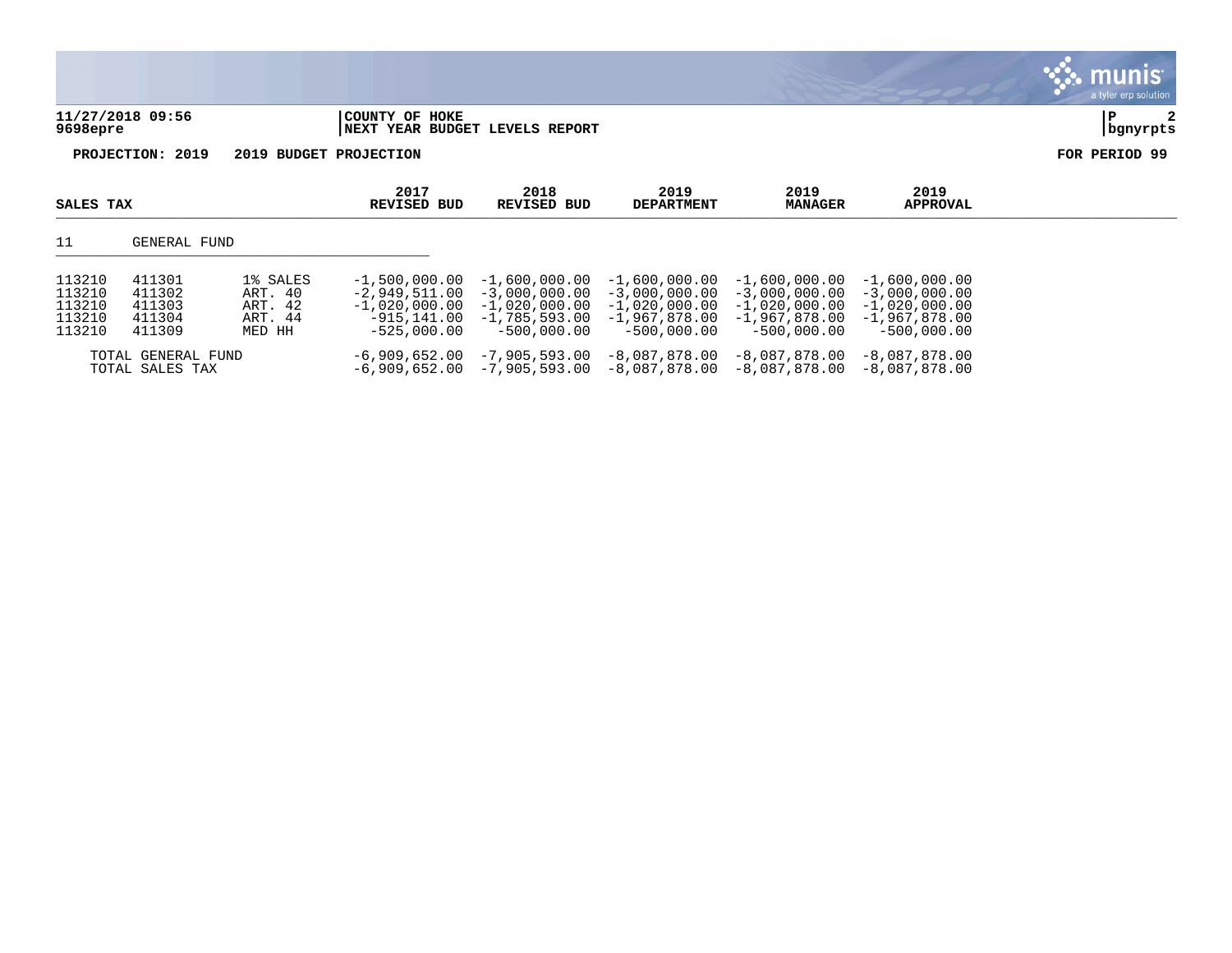**11/27/2018 09:56** | **COUNTY OF HOKE**
**9698epre** | **NEXT YEAR BUDGET LEVELS REPORT**

**PROJECTION: 2019 2019 BUDGET PROJECTION** **FOR PERIOD 99**

| SALES TAX | | | 2017 REVISED BUD | 2018 REVISED BUD | 2019 DEPARTMENT | 2019 MANAGER | 2019 APPROVAL |
|---|---|---|---|---|---|---|---|
| 11 | GENERAL FUND | | | | | | |
| 113210 | 411301 | 1% SALES | -1,500,000.00 | -1,600,000.00 | -1,600,000.00 | -1,600,000.00 | -1,600,000.00 |
| 113210 | 411302 | ART. 40 | -2,949,511.00 | -3,000,000.00 | -3,000,000.00 | -3,000,000.00 | -3,000,000.00 |
| 113210 | 411303 | ART. 42 | -1,020,000.00 | -1,020,000.00 | -1,020,000.00 | -1,020,000.00 | -1,020,000.00 |
| 113210 | 411304 | ART. 44 | -915,141.00 | -1,785,593.00 | -1,967,878.00 | -1,967,878.00 | -1,967,878.00 |
| 113210 | 411309 | MED HH | -525,000.00 | -500,000.00 | -500,000.00 | -500,000.00 | -500,000.00 |
| | TOTAL GENERAL FUND | | -6,909,652.00 | -7,905,593.00 | -8,087,878.00 | -8,087,878.00 | -8,087,878.00 |
| | TOTAL SALES TAX | | -6,909,652.00 | -7,905,593.00 | -8,087,878.00 | -8,087,878.00 | -8,087,878.00 |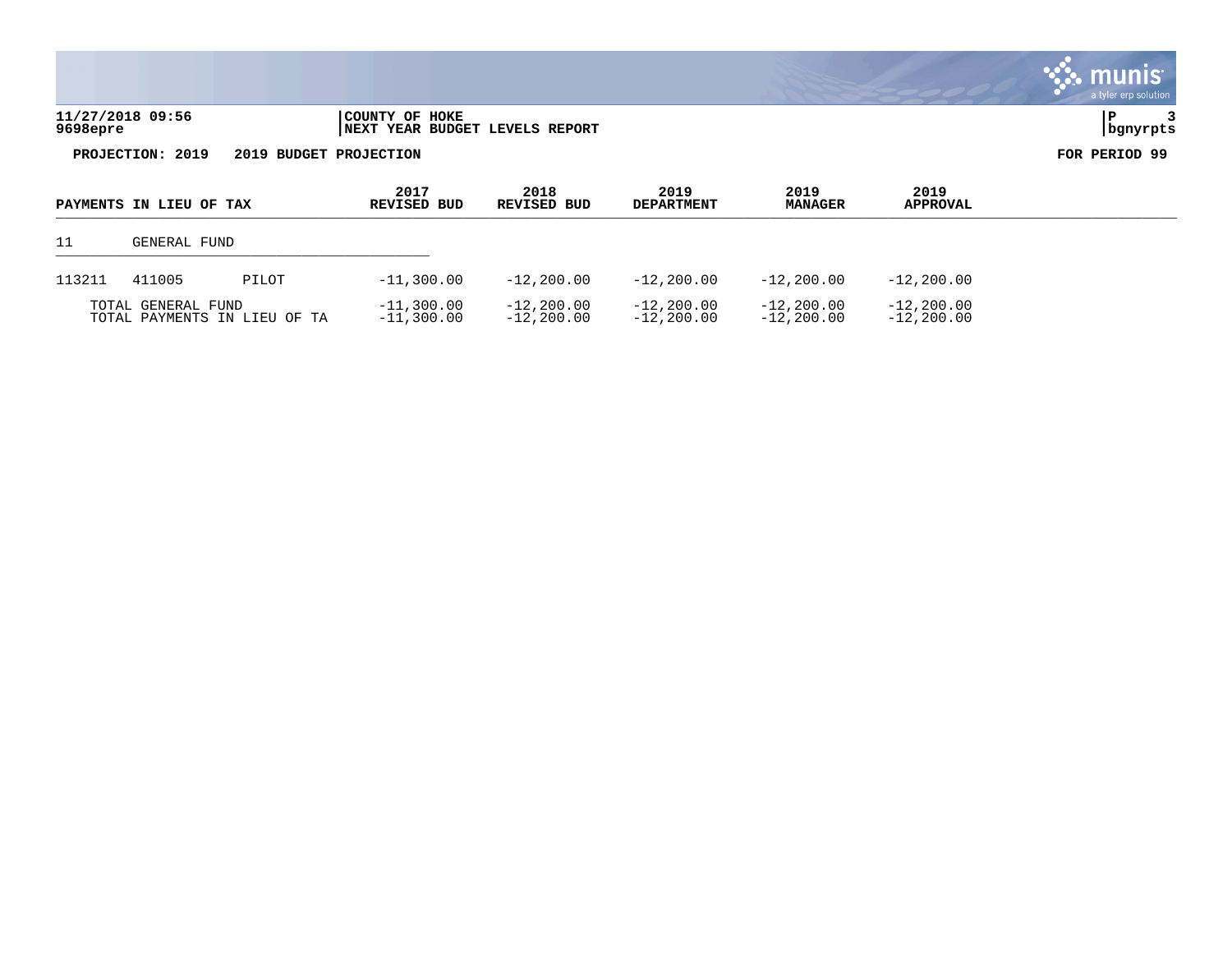11/27/2018 09:56 | COUNTY OF HOKE
9698epre | NEXT YEAR BUDGET LEVELS REPORT

**PROJECTION: 2019 2019 BUDGET PROJECTION** **FOR PERIOD 99**

| PAYMENTS IN LIEU OF TAX | | | 2017 REVISED BUD | 2018 REVISED BUD | 2019 DEPARTMENT | 2019 MANAGER | 2019 APPROVAL |
|---|---|---|---|---|---|---|---|
| 11 | GENERAL FUND | | | | | | |
| 113211 | 411005 | PILOT | -11,300.00 | -12,200.00 | -12,200.00 | -12,200.00 | -12,200.00 |
| TOTAL GENERAL FUND | | | -11,300.00 | -12,200.00 | -12,200.00 | -12,200.00 | -12,200.00 |
| TOTAL PAYMENTS IN LIEU OF TA | | | -11,300.00 | -12,200.00 | -12,200.00 | -12,200.00 | -12,200.00 |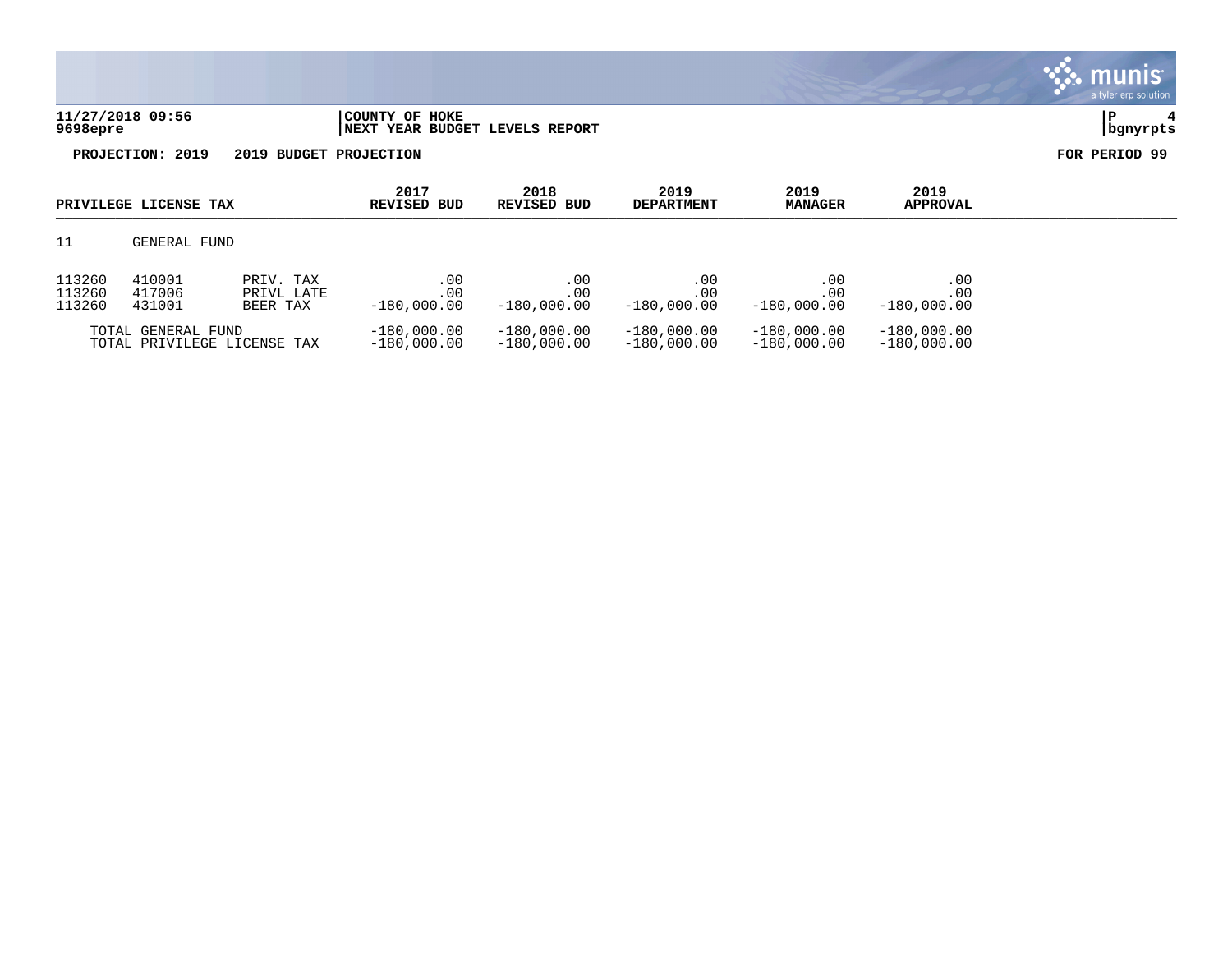**COUNTY OF HOKE**
**NEXT YEAR BUDGET LEVELS REPORT**

11/27/2018 09:56
9698epre

**PROJECTION: 2019 2019 BUDGET PROJECTION** **FOR PERIOD 99**

| PRIVILEGE LICENSE TAX | | | 2017 REVISED BUD | 2018 REVISED BUD | 2019 DEPARTMENT | 2019 MANAGER | 2019 APPROVAL |
|---|---|---|---|---|---|---|---|
| 11 | GENERAL FUND | | | | | | |
| 113260 | 410001 | PRIV. TAX | .00 | .00 | .00 | .00 | .00 |
| 113260 | 417006 | PRIVL LATE | .00 | .00 | .00 | .00 | .00 |
| 113260 | 431001 | BEER TAX | -180,000.00 | -180,000.00 | -180,000.00 | -180,000.00 | -180,000.00 |
| TOTAL GENERAL FUND | | | -180,000.00 | -180,000.00 | -180,000.00 | -180,000.00 | -180,000.00 |
| TOTAL PRIVILEGE LICENSE TAX | | | -180,000.00 | -180,000.00 | -180,000.00 | -180,000.00 | -180,000.00 |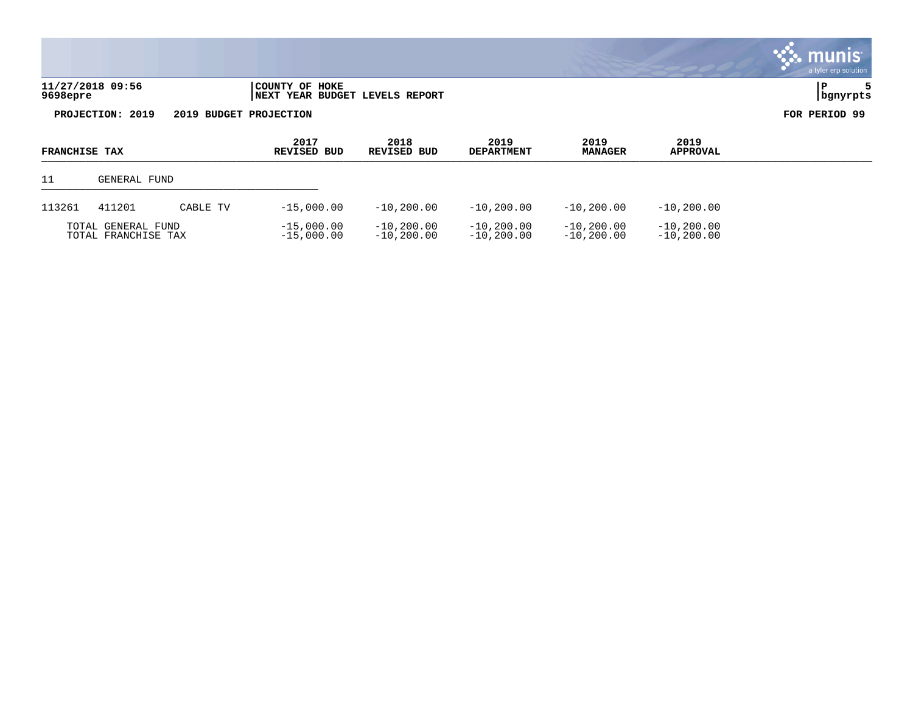**11/27/2018 09:56** | **COUNTY OF HOKE**
**9698epre** | **NEXT YEAR BUDGET LEVELS REPORT** | **bgnyrpts**

**PROJECTION: 2019 2019 BUDGET PROJECTION** **FOR PERIOD 99**

| FRANCHISE TAX | | | 2017 REVISED BUD | 2018 REVISED BUD | 2019 DEPARTMENT | 2019 MANAGER | 2019 APPROVAL |
|---|---|---|---|---|---|---|---|
| 11 | GENERAL FUND | | | | | | |
| 113261 | 411201 | CABLE TV | -15,000.00 | -10,200.00 | -10,200.00 | -10,200.00 | -10,200.00 |
| TOTAL GENERAL FUND | | | -15,000.00 | -10,200.00 | -10,200.00 | -10,200.00 | -10,200.00 |
| TOTAL FRANCHISE TAX | | | -15,000.00 | -10,200.00 | -10,200.00 | -10,200.00 | -10,200.00 |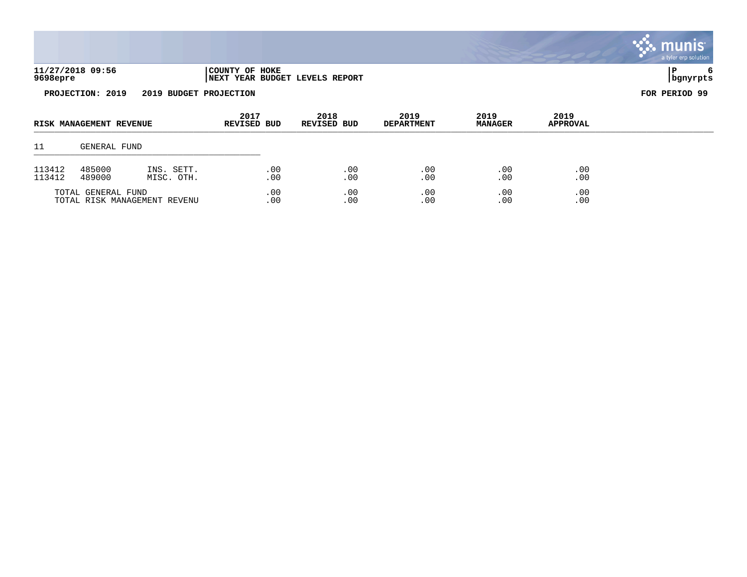11/27/2018 09:56 | COUNTY OF HOKE
9698epre | NEXT YEAR BUDGET LEVELS REPORT

**PROJECTION: 2019 2019 BUDGET PROJECTION** **FOR PERIOD 99**

| RISK MANAGEMENT REVENUE | | | 2017 REVISED BUD | 2018 REVISED BUD | 2019 DEPARTMENT | 2019 MANAGER | 2019 APPROVAL |
|---|---|---|---|---|---|---|---|
| 11 | GENERAL FUND | | | | | | |
| 113412 | 485000 | INS. SETT. | .00 | .00 | .00 | .00 | .00 |
| 113412 | 489000 | MISC. OTH. | .00 | .00 | .00 | .00 | .00 |
| TOTAL GENERAL FUND | | | .00 | .00 | .00 | .00 | .00 |
| TOTAL RISK MANAGEMENT REVENU | | | .00 | .00 | .00 | .00 | .00 |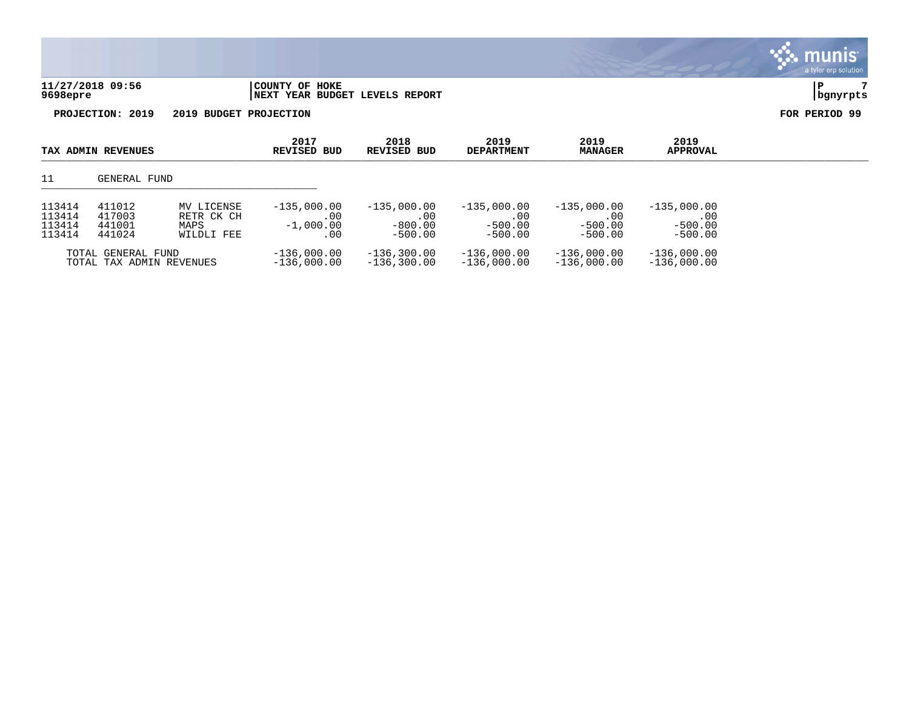11/27/2018 09:56
9698epre

**COUNTY OF HOKE**
**NEXT YEAR BUDGET LEVELS REPORT**

P 7
bgnyrpts

**PROJECTION: 2019 2019 BUDGET PROJECTION** **FOR PERIOD 99**

| TAX ADMIN REVENUES | | | 2017 REVISED BUD | 2018 REVISED BUD | 2019 DEPARTMENT | 2019 MANAGER | 2019 APPROVAL |
|---|---|---|---|---|---|---|---|
| 11 | GENERAL FUND | | | | | | |
| 113414 | 411012 | MV LICENSE | -135,000.00 | -135,000.00 | -135,000.00 | -135,000.00 | -135,000.00 |
| 113414 | 417003 | RETR CK CH | .00 | .00 | .00 | .00 | .00 |
| 113414 | 441001 | MAPS | -1,000.00 | -800.00 | -500.00 | -500.00 | -500.00 |
| 113414 | 441024 | WILDLI FEE | .00 | -500.00 | -500.00 | -500.00 | -500.00 |
| TOTAL GENERAL FUND | | | -136,000.00 | -136,300.00 | -136,000.00 | -136,000.00 | -136,000.00 |
| TOTAL TAX ADMIN REVENUES | | | -136,000.00 | -136,300.00 | -136,000.00 | -136,000.00 | -136,000.00 |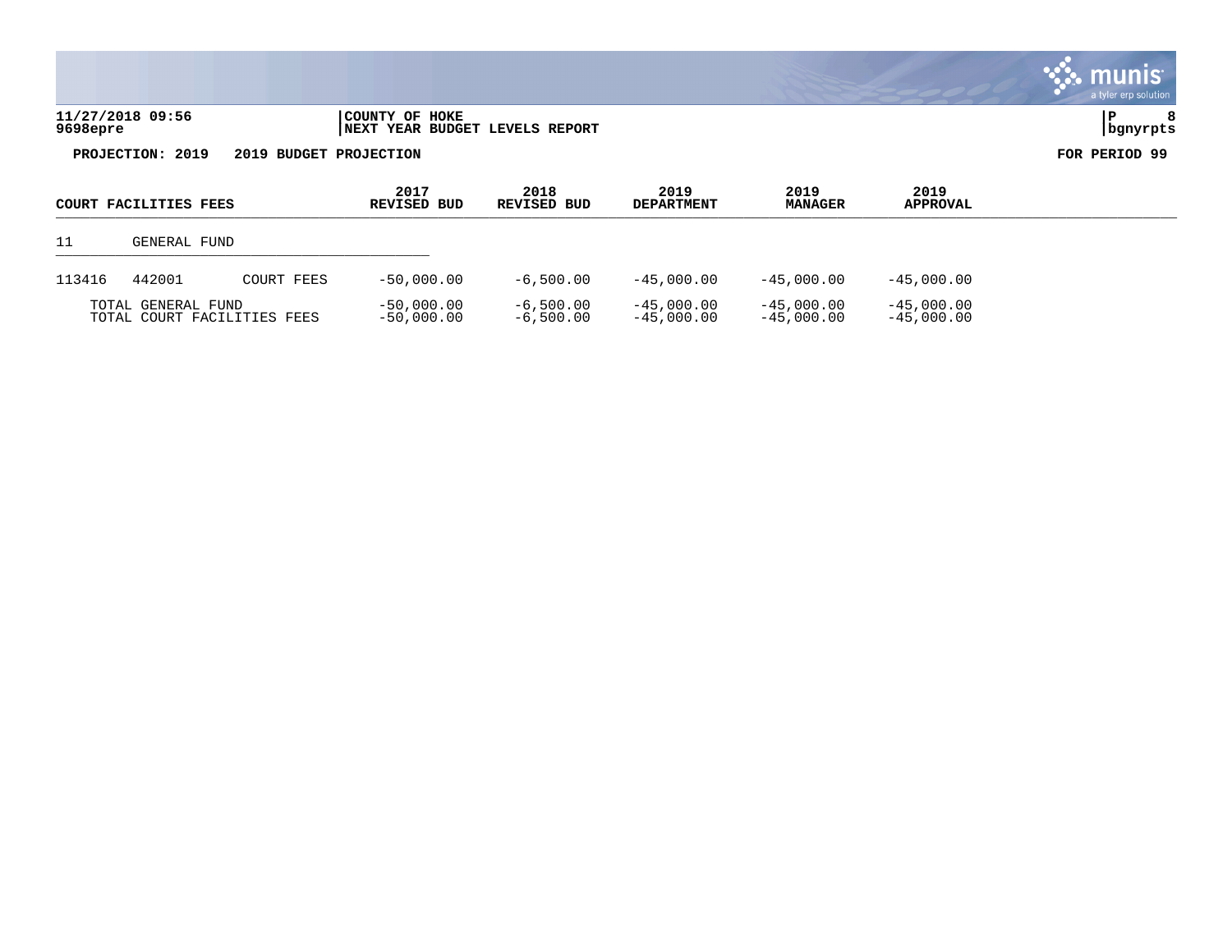**11/27/2018 09:56** | **COUNTY OF HOKE**
**9698epre** | **NEXT YEAR BUDGET LEVELS REPORT**

**PROJECTION: 2019 2019 BUDGET PROJECTION** **FOR PERIOD 99**

| COURT FACILITIES FEES | | | 2017 REVISED BUD | 2018 REVISED BUD | 2019 DEPARTMENT | 2019 MANAGER | 2019 APPROVAL |
|---|---|---|---|---|---|---|---|
| 11 | GENERAL FUND | | | | | | |
| 113416 | 442001 | COURT FEES | -50,000.00 | -6,500.00 | -45,000.00 | -45,000.00 | -45,000.00 |
| TOTAL GENERAL FUND | | | -50,000.00 | -6,500.00 | -45,000.00 | -45,000.00 | -45,000.00 |
| TOTAL COURT FACILITIES FEES | | | -50,000.00 | -6,500.00 | -45,000.00 | -45,000.00 | -45,000.00 |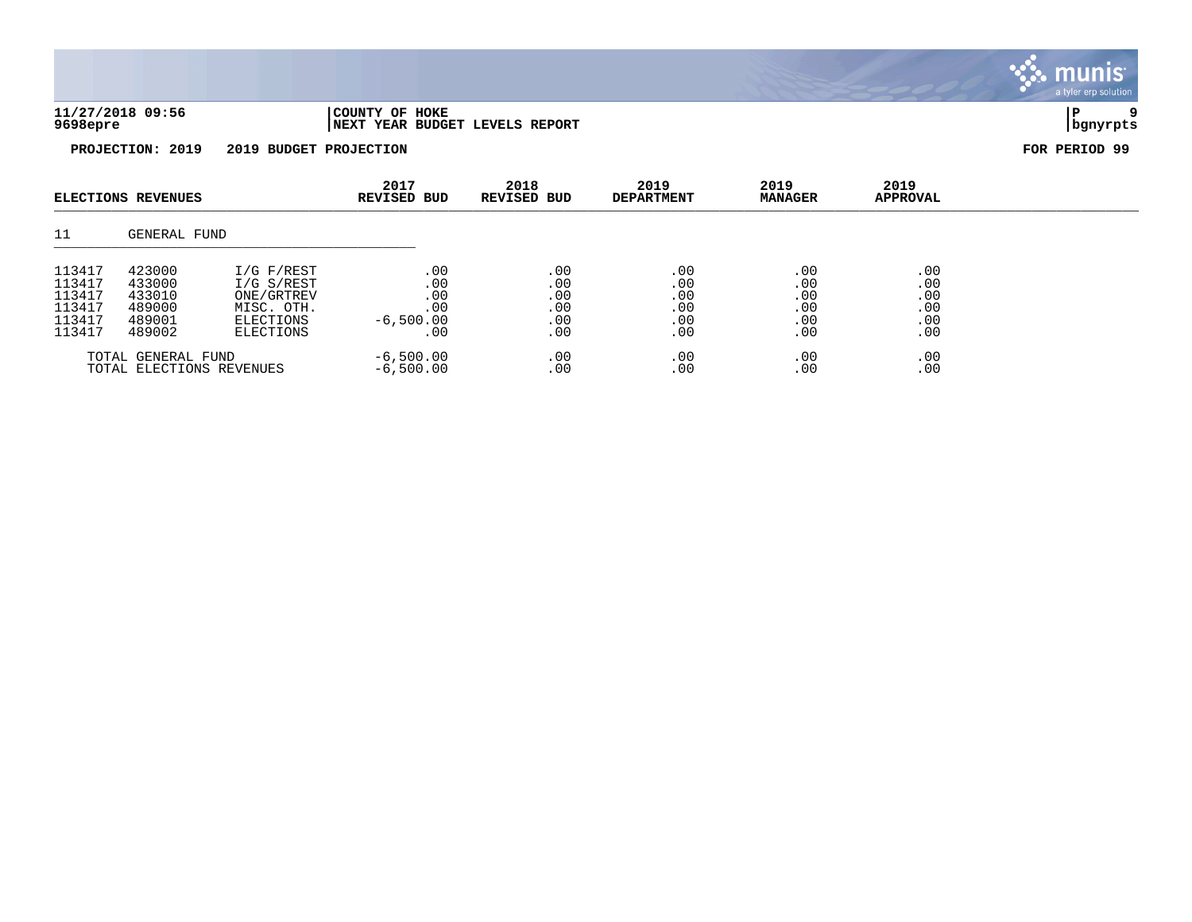**11/27/2018 09:56** | **COUNTY OF HOKE**
**9698epre** | **NEXT YEAR BUDGET LEVELS REPORT** | **bgnyrpts**

**PROJECTION: 2019 2019 BUDGET PROJECTION** | **FOR PERIOD 99**

| ELECTIONS REVENUES | | | 2017 REVISED BUD | 2018 REVISED BUD | 2019 DEPARTMENT | 2019 MANAGER | 2019 APPROVAL |
|---|---|---|---|---|---|---|---|
| 11 | GENERAL FUND | | | | | | |
| 113417 | 423000 | I/G F/REST | .00 | .00 | .00 | .00 | .00 |
| 113417 | 433000 | I/G S/REST | .00 | .00 | .00 | .00 | .00 |
| 113417 | 433010 | ONE/GRTREV | .00 | .00 | .00 | .00 | .00 |
| 113417 | 489000 | MISC. OTH. | .00 | .00 | .00 | .00 | .00 |
| 113417 | 489001 | ELECTIONS | -6,500.00 | .00 | .00 | .00 | .00 |
| 113417 | 489002 | ELECTIONS | .00 | .00 | .00 | .00 | .00 |
| TOTAL GENERAL FUND | | | -6,500.00 | .00 | .00 | .00 | .00 |
| TOTAL ELECTIONS REVENUES | | | -6,500.00 | .00 | .00 | .00 | .00 |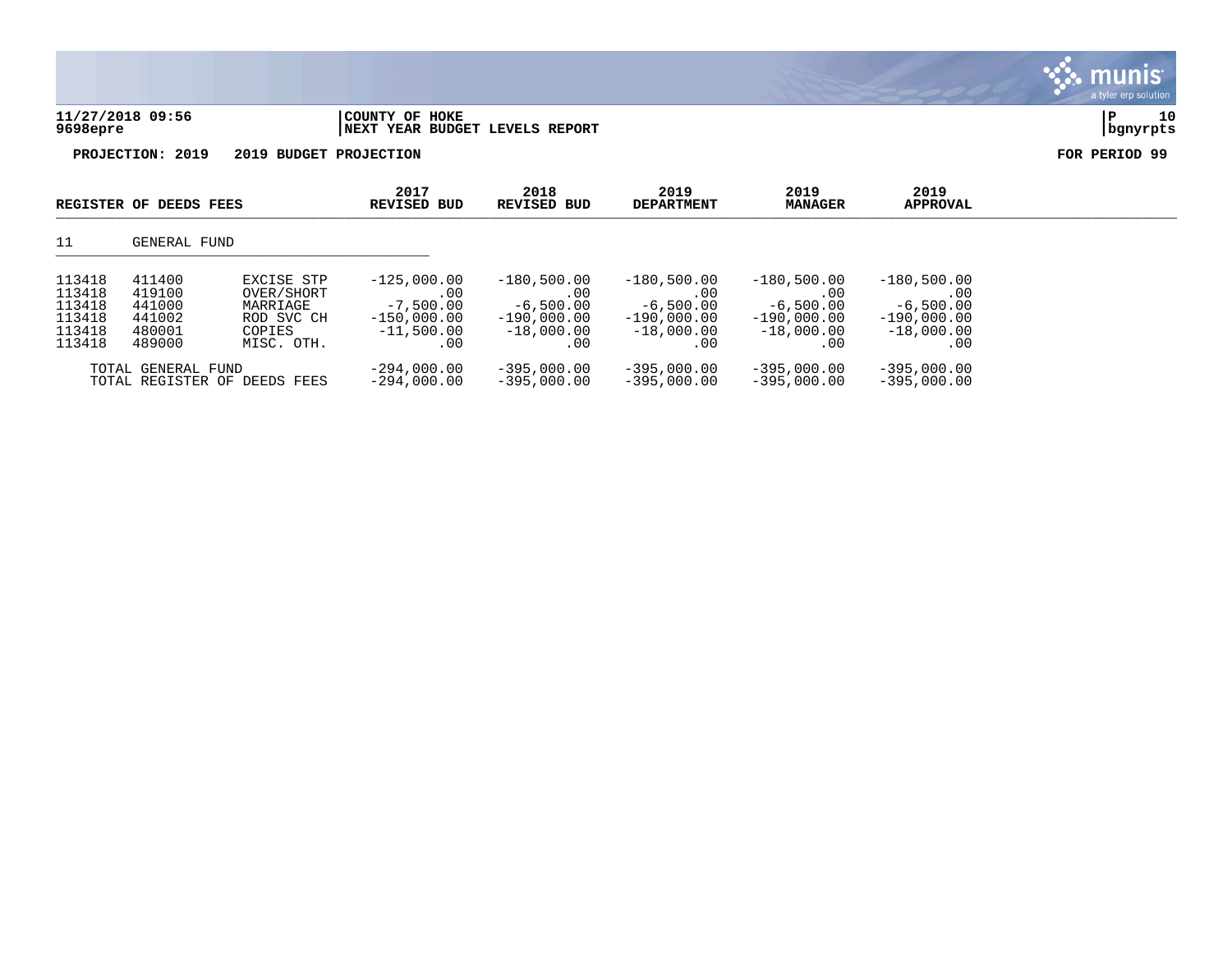11/27/2018 09:56 | COUNTY OF HOKE | P 10
9698epre | NEXT YEAR BUDGET LEVELS REPORT | bgnyrpts

**PROJECTION: 2019 2019 BUDGET PROJECTION** **FOR PERIOD 99**

| REGISTER OF DEEDS FEES | | | 2017 REVISED BUD | 2018 REVISED BUD | 2019 DEPARTMENT | 2019 MANAGER | 2019 APPROVAL |
|---|---|---|---|---|---|---|---|
| 11 | GENERAL FUND | | | | | | |
| 113418 | 411400 | EXCISE STP | -125,000.00 | -180,500.00 | -180,500.00 | -180,500.00 | -180,500.00 |
| 113418 | 419100 | OVER/SHORT | .00 | .00 | .00 | .00 | .00 |
| 113418 | 441000 | MARRIAGE | -7,500.00 | -6,500.00 | -6,500.00 | -6,500.00 | -6,500.00 |
| 113418 | 441002 | ROD SVC CH | -150,000.00 | -190,000.00 | -190,000.00 | -190,000.00 | -190,000.00 |
| 113418 | 480001 | COPIES | -11,500.00 | -18,000.00 | -18,000.00 | -18,000.00 | -18,000.00 |
| 113418 | 489000 | MISC. OTH. | .00 | .00 | .00 | .00 | .00 |
| TOTAL GENERAL FUND | | | -294,000.00 | -395,000.00 | -395,000.00 | -395,000.00 | -395,000.00 |
| TOTAL REGISTER OF DEEDS FEES | | | -294,000.00 | -395,000.00 | -395,000.00 | -395,000.00 | -395,000.00 |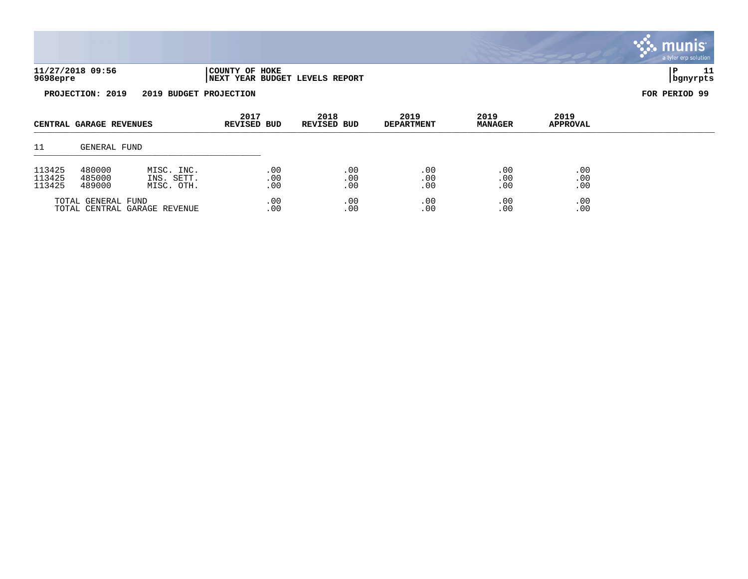11/27/2018 09:56 | COUNTY OF HOKE
9698epre | NEXT YEAR BUDGET LEVELS REPORT

**PROJECTION: 2019    2019 BUDGET PROJECTION**    **FOR PERIOD 99**

| CENTRAL GARAGE REVENUES | | | 2017 REVISED BUD | 2018 REVISED BUD | 2019 DEPARTMENT | 2019 MANAGER | 2019 APPROVAL |
|---|---|---|---|---|---|---|---|
| 11 | GENERAL FUND | | | | | | |
| 113425 | 480000 | MISC. INC. | .00 | .00 | .00 | .00 | .00 |
| 113425 | 485000 | INS. SETT. | .00 | .00 | .00 | .00 | .00 |
| 113425 | 489000 | MISC. OTH. | .00 | .00 | .00 | .00 | .00 |
| TOTAL GENERAL FUND | | | .00 | .00 | .00 | .00 | .00 |
| TOTAL CENTRAL GARAGE REVENUE | | | .00 | .00 | .00 | .00 | .00 |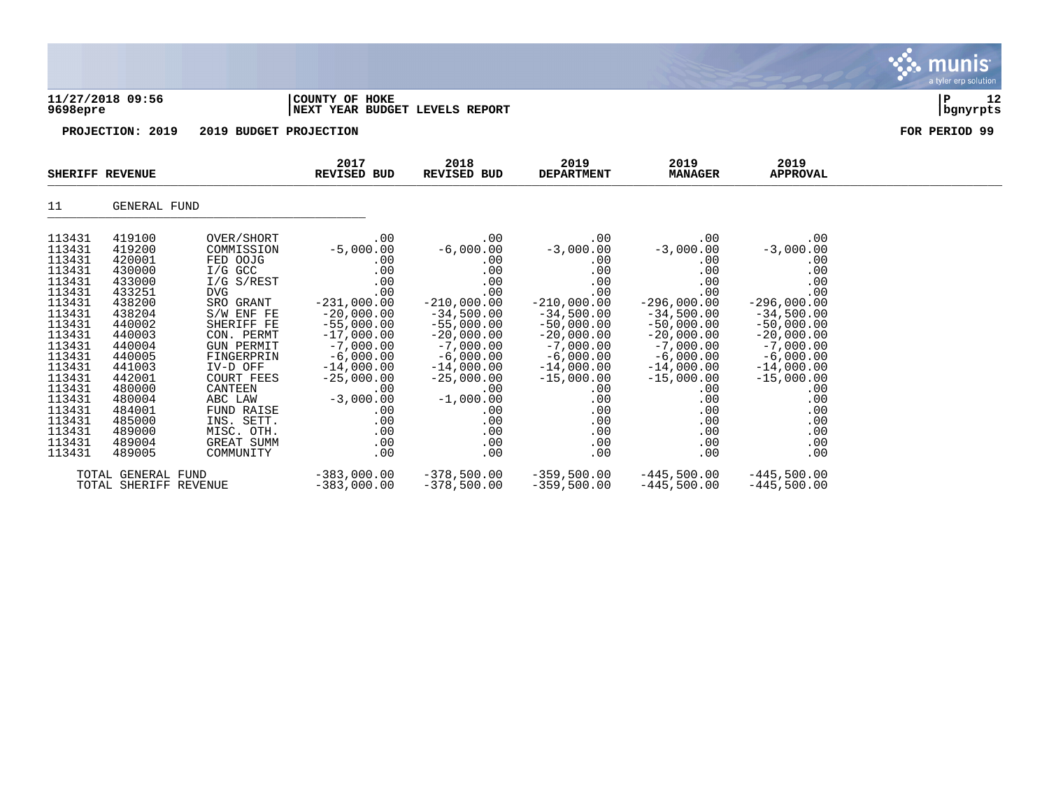**11/27/2018 09:56** | **COUNTY OF HOKE**
**9698epre** | **NEXT YEAR BUDGET LEVELS REPORT**

**PROJECTION: 2019 2019 BUDGET PROJECTION** | **FOR PERIOD 99**

| SHERIFF REVENUE | | | 2017 REVISED BUD | 2018 REVISED BUD | 2019 DEPARTMENT | 2019 MANAGER | 2019 APPROVAL |
|---|---|---|---|---|---|---|---|
| 11 | GENERAL FUND | | | | | | |
| 113431 | 419100 | OVER/SHORT | .00 | .00 | .00 | .00 | .00 |
| 113431 | 419200 | COMMISSION | -5,000.00 | -6,000.00 | -3,000.00 | -3,000.00 | -3,000.00 |
| 113431 | 420001 | FED OOJG | .00 | .00 | .00 | .00 | .00 |
| 113431 | 430000 | I/G GCC | .00 | .00 | .00 | .00 | .00 |
| 113431 | 433000 | I/G S/REST | .00 | .00 | .00 | .00 | .00 |
| 113431 | 433251 | DVG | .00 | .00 | .00 | .00 | .00 |
| 113431 | 438200 | SRO GRANT | -231,000.00 | -210,000.00 | -210,000.00 | -296,000.00 | -296,000.00 |
| 113431 | 438204 | S/W ENF FE | -20,000.00 | -34,500.00 | -34,500.00 | -34,500.00 | -34,500.00 |
| 113431 | 440002 | SHERIFF FE | -55,000.00 | -55,000.00 | -50,000.00 | -50,000.00 | -50,000.00 |
| 113431 | 440003 | CON. PERMT | -17,000.00 | -20,000.00 | -20,000.00 | -20,000.00 | -20,000.00 |
| 113431 | 440004 | GUN PERMIT | -7,000.00 | -7,000.00 | -7,000.00 | -7,000.00 | -7,000.00 |
| 113431 | 440005 | FINGERPRIN | -6,000.00 | -6,000.00 | -6,000.00 | -6,000.00 | -6,000.00 |
| 113431 | 441003 | IV-D OFF | -14,000.00 | -14,000.00 | -14,000.00 | -14,000.00 | -14,000.00 |
| 113431 | 442001 | COURT FEES | -25,000.00 | -25,000.00 | -15,000.00 | -15,000.00 | -15,000.00 |
| 113431 | 480000 | CANTEEN | .00 | .00 | .00 | .00 | .00 |
| 113431 | 480004 | ABC LAW | -3,000.00 | -1,000.00 | .00 | .00 | .00 |
| 113431 | 484001 | FUND RAISE | .00 | .00 | .00 | .00 | .00 |
| 113431 | 485000 | INS. SETT. | .00 | .00 | .00 | .00 | .00 |
| 113431 | 489000 | MISC. OTH. | .00 | .00 | .00 | .00 | .00 |
| 113431 | 489004 | GREAT SUMM | .00 | .00 | .00 | .00 | .00 |
| 113431 | 489005 | COMMUNITY | .00 | .00 | .00 | .00 | .00 |
| | TOTAL GENERAL FUND | | -383,000.00 | -378,500.00 | -359,500.00 | -445,500.00 | -445,500.00 |
| | TOTAL SHERIFF REVENUE | | -383,000.00 | -378,500.00 | -359,500.00 | -445,500.00 | -445,500.00 |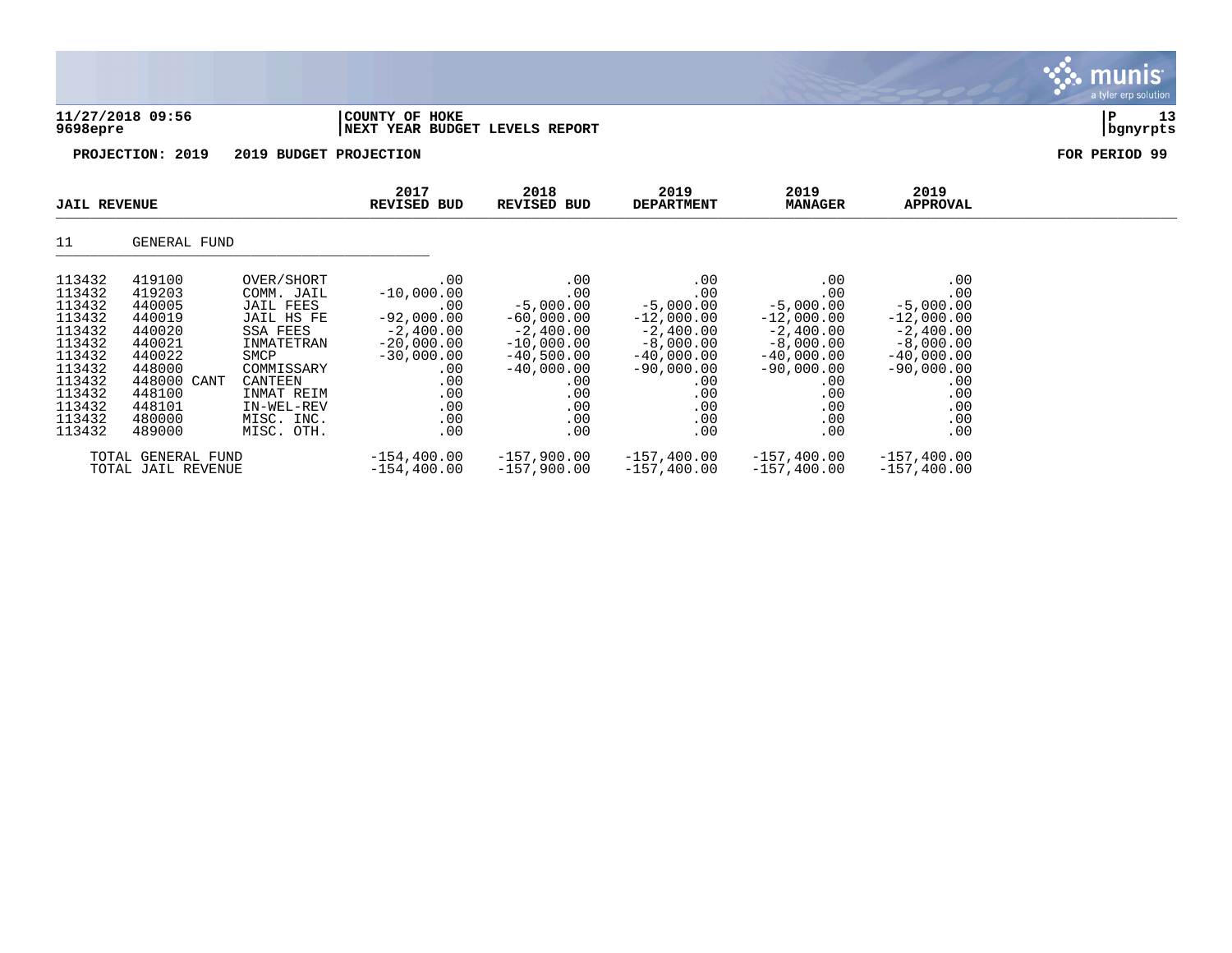**11/27/2018 09:56** | **COUNTY OF HOKE**
**9698epre** | **NEXT YEAR BUDGET LEVELS REPORT**

**PROJECTION: 2019 2019 BUDGET PROJECTION** **FOR PERIOD 99**

| JAIL REVENUE | | | 2017 REVISED BUD | 2018 REVISED BUD | 2019 DEPARTMENT | 2019 MANAGER | 2019 APPROVAL |
|---|---|---|---|---|---|---|---|
| 11 | GENERAL FUND | | | | | | |
| 113432 | 419100 | OVER/SHORT | .00 | .00 | .00 | .00 | .00 |
| 113432 | 419203 | COMM. JAIL | -10,000.00 | .00 | .00 | .00 | .00 |
| 113432 | 440005 | JAIL FEES | .00 | -5,000.00 | -5,000.00 | -5,000.00 | -5,000.00 |
| 113432 | 440019 | JAIL HS FE | -92,000.00 | -60,000.00 | -12,000.00 | -12,000.00 | -12,000.00 |
| 113432 | 440020 | SSA FEES | -2,400.00 | -2,400.00 | -2,400.00 | -2,400.00 | -2,400.00 |
| 113432 | 440021 | INMATETRAN | -20,000.00 | -10,000.00 | -8,000.00 | -8,000.00 | -8,000.00 |
| 113432 | 440022 | SMCP | -30,000.00 | -40,500.00 | -40,000.00 | -40,000.00 | -40,000.00 |
| 113432 | 448000 | COMMISSARY | .00 | -40,000.00 | -90,000.00 | -90,000.00 | -90,000.00 |
| 113432 | 448000 CANT | CANTEEN | .00 | .00 | .00 | .00 | .00 |
| 113432 | 448100 | INMAT REIM | .00 | .00 | .00 | .00 | .00 |
| 113432 | 448101 | IN-WEL-REV | .00 | .00 | .00 | .00 | .00 |
| 113432 | 480000 | MISC. INC. | .00 | .00 | .00 | .00 | .00 |
| 113432 | 489000 | MISC. OTH. | .00 | .00 | .00 | .00 | .00 |
| TOTAL GENERAL FUND | | | -154,400.00 | -157,900.00 | -157,400.00 | -157,400.00 | -157,400.00 |
| TOTAL JAIL REVENUE | | | -154,400.00 | -157,900.00 | -157,400.00 | -157,400.00 | -157,400.00 |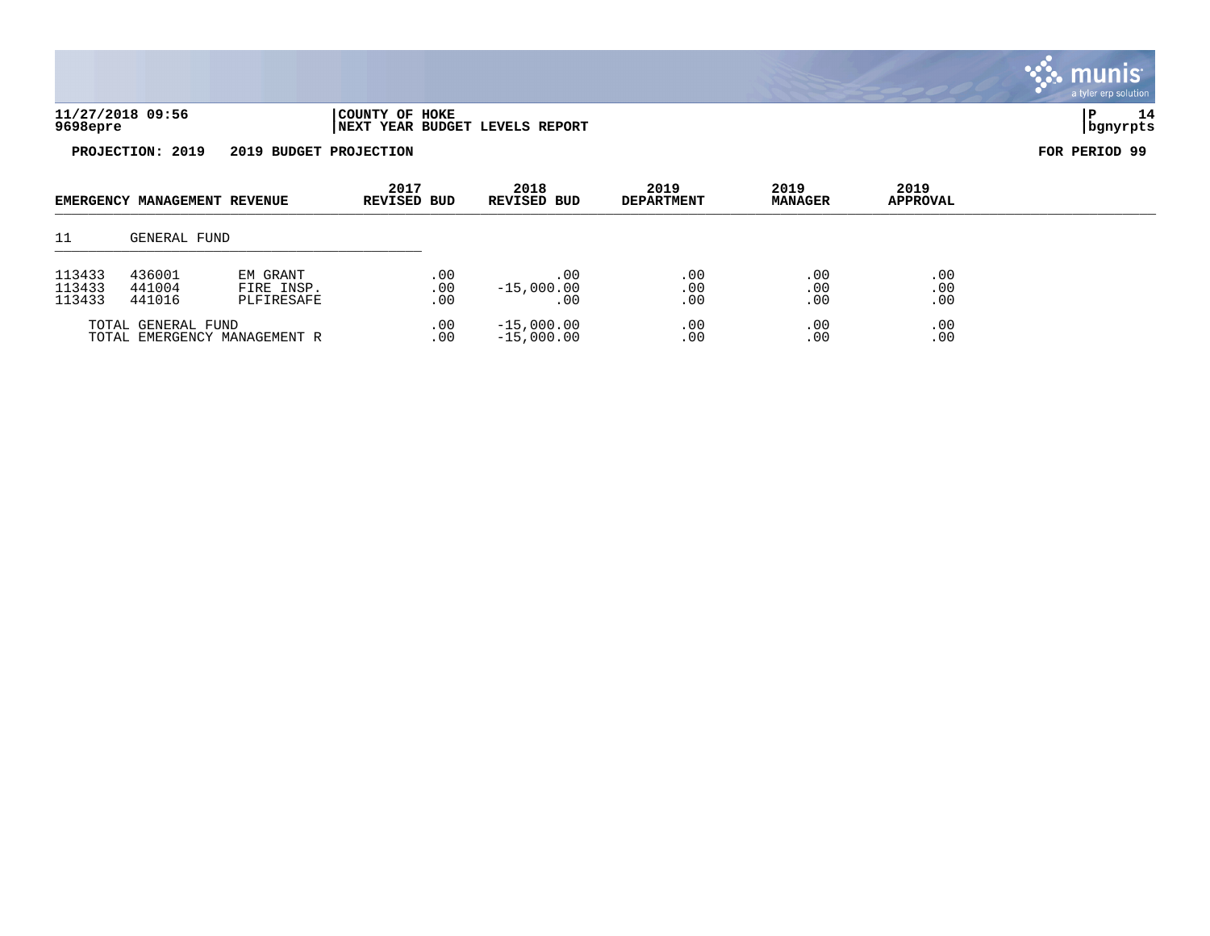**COUNTY OF HOKE**
**NEXT YEAR BUDGET LEVELS REPORT**

**PROJECTION: 2019 2019 BUDGET PROJECTION** **FOR PERIOD 99**

| EMERGENCY MANAGEMENT REVENUE | | | 2017 REVISED BUD | 2018 REVISED BUD | 2019 DEPARTMENT | 2019 MANAGER | 2019 APPROVAL |
|---|---|---|---|---|---|---|---|
| 11 | GENERAL FUND | | | | | | |
| 113433 | 436001 | EM GRANT | .00 | .00 | .00 | .00 | .00 |
| 113433 | 441004 | FIRE INSP. | .00 | -15,000.00 | .00 | .00 | .00 |
| 113433 | 441016 | PLFIRESAFE | .00 | .00 | .00 | .00 | .00 |
| TOTAL GENERAL FUND | | | .00 | -15,000.00 | .00 | .00 | .00 |
| TOTAL EMERGENCY MANAGEMENT R | | | .00 | -15,000.00 | .00 | .00 | .00 |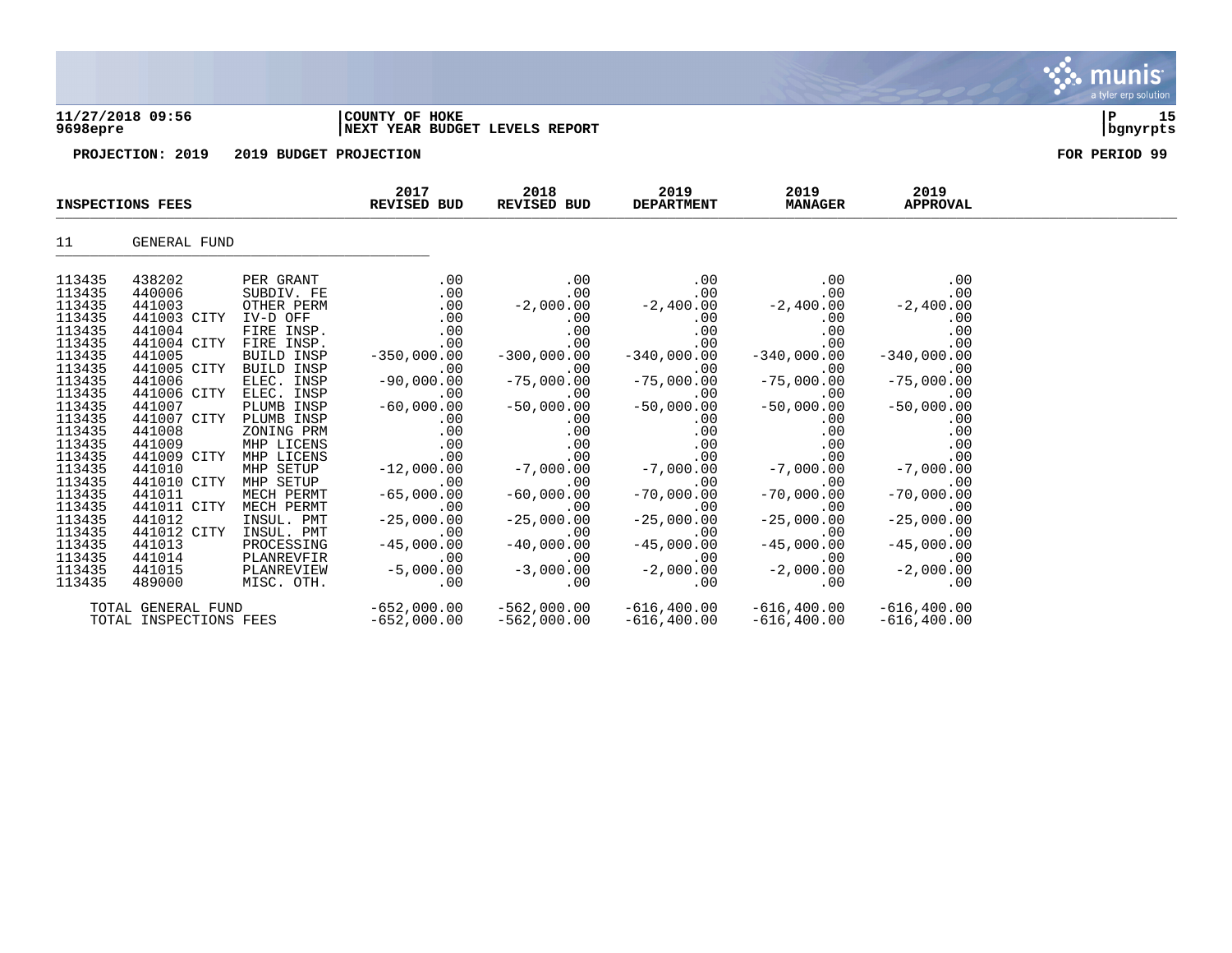**11/27/2018 09:56**
**9698epre**

**COUNTY OF HOKE**
**NEXT YEAR BUDGET LEVELS REPORT**

**PROJECTION: 2019 2019 BUDGET PROJECTION** **FOR PERIOD 99**

| INSPECTIONS FEES | | | 2017 REVISED BUD | 2018 REVISED BUD | 2019 DEPARTMENT | 2019 MANAGER | 2019 APPROVAL |
|---|---|---|---|---|---|---|---|
| 11 | GENERAL FUND | | | | | | |
| 113435 | 438202 | PER GRANT | .00 | .00 | .00 | .00 | .00 |
| 113435 | 440006 | SUBDIV. FE | .00 | .00 | .00 | .00 | .00 |
| 113435 | 441003 | OTHER PERM | .00 | -2,000.00 | -2,400.00 | -2,400.00 | -2,400.00 |
| 113435 | 441003 CITY | IV-D OFF | .00 | .00 | .00 | .00 | .00 |
| 113435 | 441004 | FIRE INSP. | .00 | .00 | .00 | .00 | .00 |
| 113435 | 441004 CITY | FIRE INSP. | .00 | .00 | .00 | .00 | .00 |
| 113435 | 441005 | BUILD INSP | -350,000.00 | -300,000.00 | -340,000.00 | -340,000.00 | -340,000.00 |
| 113435 | 441005 CITY | BUILD INSP | .00 | .00 | .00 | .00 | .00 |
| 113435 | 441006 | ELEC. INSP | -90,000.00 | -75,000.00 | -75,000.00 | -75,000.00 | -75,000.00 |
| 113435 | 441006 CITY | ELEC. INSP | .00 | .00 | .00 | .00 | .00 |
| 113435 | 441007 | PLUMB INSP | -60,000.00 | -50,000.00 | -50,000.00 | -50,000.00 | -50,000.00 |
| 113435 | 441007 CITY | PLUMB INSP | .00 | .00 | .00 | .00 | .00 |
| 113435 | 441008 | ZONING PRM | .00 | .00 | .00 | .00 | .00 |
| 113435 | 441009 | MHP LICENS | .00 | .00 | .00 | .00 | .00 |
| 113435 | 441009 CITY | MHP LICENS | .00 | .00 | .00 | .00 | .00 |
| 113435 | 441010 | MHP SETUP | -12,000.00 | -7,000.00 | -7,000.00 | -7,000.00 | -7,000.00 |
| 113435 | 441010 CITY | MHP SETUP | .00 | .00 | .00 | .00 | .00 |
| 113435 | 441011 | MECH PERMT | -65,000.00 | -60,000.00 | -70,000.00 | -70,000.00 | -70,000.00 |
| 113435 | 441011 CITY | MECH PERMT | .00 | .00 | .00 | .00 | .00 |
| 113435 | 441012 | INSUL. PMT | -25,000.00 | -25,000.00 | -25,000.00 | -25,000.00 | -25,000.00 |
| 113435 | 441012 CITY | INSUL. PMT | .00 | .00 | .00 | .00 | .00 |
| 113435 | 441013 | PROCESSING | -45,000.00 | -40,000.00 | -45,000.00 | -45,000.00 | -45,000.00 |
| 113435 | 441014 | PLANREVFIR | .00 | .00 | .00 | .00 | .00 |
| 113435 | 441015 | PLANREVIEW | -5,000.00 | -3,000.00 | -2,000.00 | -2,000.00 | -2,000.00 |
| 113435 | 489000 | MISC. OTH. | .00 | .00 | .00 | .00 | .00 |
| TOTAL GENERAL FUND | | | -652,000.00 | -562,000.00 | -616,400.00 | -616,400.00 | -616,400.00 |
| TOTAL INSPECTIONS FEES | | | -652,000.00 | -562,000.00 | -616,400.00 | -616,400.00 | -616,400.00 |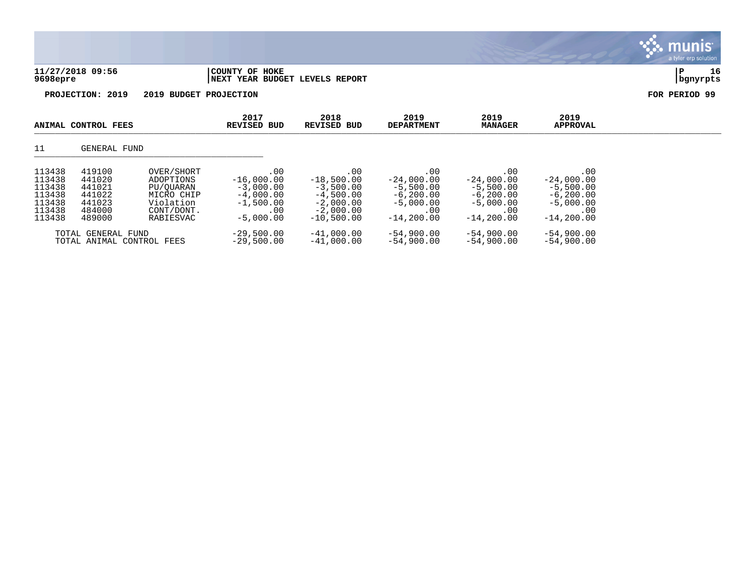**11/27/2018 09:56** **COUNTY OF HOKE**
**9698epre** **NEXT YEAR BUDGET LEVELS REPORT**

**PROJECTION: 2019 2019 BUDGET PROJECTION** **FOR PERIOD 99**

| ANIMAL CONTROL FEES | | | 2017 REVISED BUD | 2018 REVISED BUD | 2019 DEPARTMENT | 2019 MANAGER | 2019 APPROVAL |
|---|---|---|---|---|---|---|---|
| 11 | GENERAL FUND | | | | | | |
| 113438 | 419100 | OVER/SHORT | .00 | .00 | .00 | .00 | .00 |
| 113438 | 441020 | ADOPTIONS | -16,000.00 | -18,500.00 | -24,000.00 | -24,000.00 | -24,000.00 |
| 113438 | 441021 | PU/QUARAN | -3,000.00 | -3,500.00 | -5,500.00 | -5,500.00 | -5,500.00 |
| 113438 | 441022 | MICRO CHIP | -4,000.00 | -4,500.00 | -6,200.00 | -6,200.00 | -6,200.00 |
| 113438 | 441023 | Violation | -1,500.00 | -2,000.00 | -5,000.00 | -5,000.00 | -5,000.00 |
| 113438 | 484000 | CONT/DONT. | .00 | -2,000.00 | .00 | .00 | .00 |
| 113438 | 489000 | RABIESVAC | -5,000.00 | -10,500.00 | -14,200.00 | -14,200.00 | -14,200.00 |
| TOTAL GENERAL FUND | | | -29,500.00 | -41,000.00 | -54,900.00 | -54,900.00 | -54,900.00 |
| TOTAL ANIMAL CONTROL FEES | | | -29,500.00 | -41,000.00 | -54,900.00 | -54,900.00 | -54,900.00 |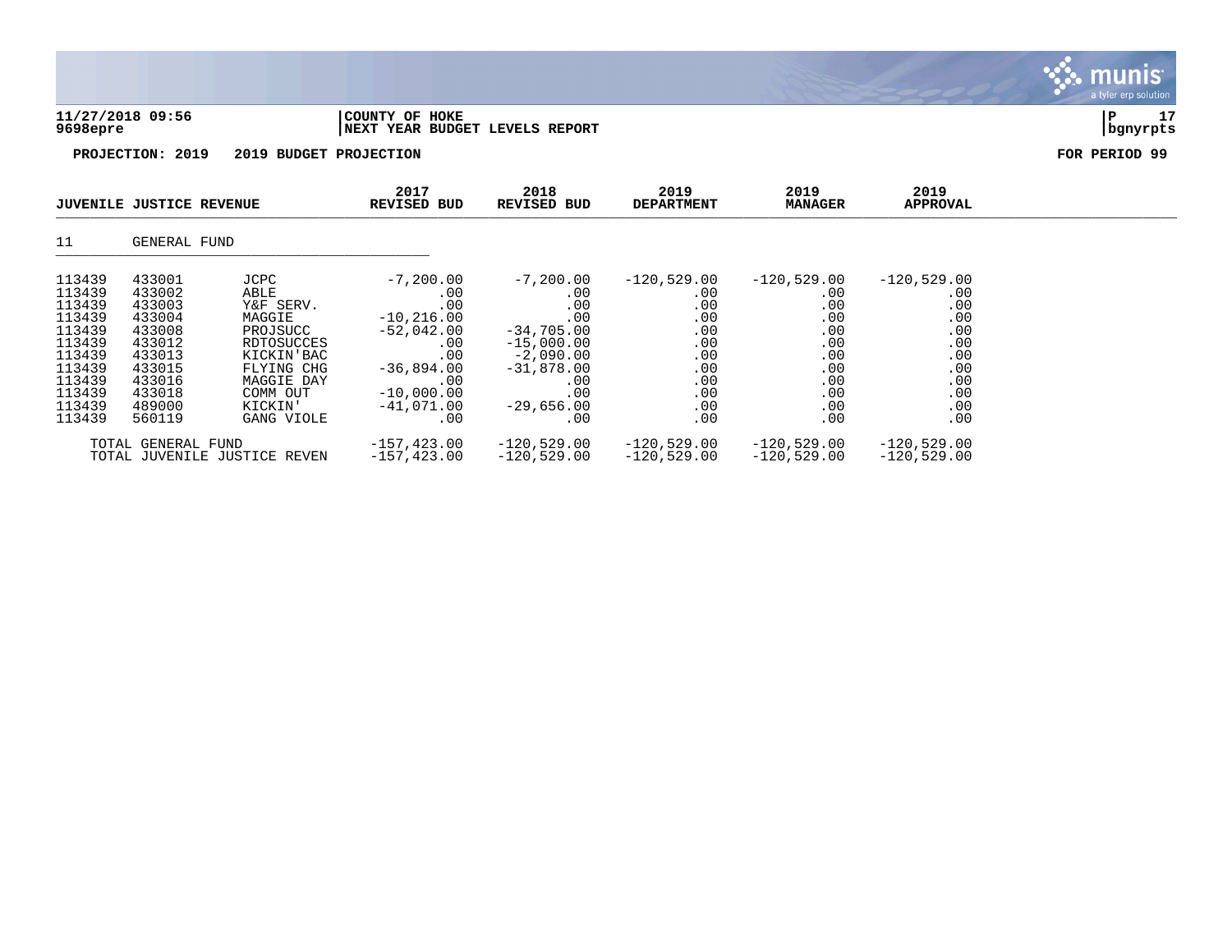**11/27/2018 09:56** | **COUNTY OF HOKE**
**9698epre** | **NEXT YEAR BUDGET LEVELS REPORT**

**PROJECTION: 2019 2019 BUDGET PROJECTION** **FOR PERIOD 99**

| JUVENILE JUSTICE REVENUE | | | 2017 REVISED BUD | 2018 REVISED BUD | 2019 DEPARTMENT | 2019 MANAGER | 2019 APPROVAL |
|---|---|---|---|---|---|---|---|
| 11 | GENERAL FUND | | | | | | |
| 113439 | 433001 | JCPC | -7,200.00 | -7,200.00 | -120,529.00 | -120,529.00 | -120,529.00 |
| 113439 | 433002 | ABLE | .00 | .00 | .00 | .00 | .00 |
| 113439 | 433003 | Y&F SERV. | .00 | .00 | .00 | .00 | .00 |
| 113439 | 433004 | MAGGIE | -10,216.00 | .00 | .00 | .00 | .00 |
| 113439 | 433008 | PROJSUCC | -52,042.00 | -34,705.00 | .00 | .00 | .00 |
| 113439 | 433012 | RDTOSUCCES | .00 | -15,000.00 | .00 | .00 | .00 |
| 113439 | 433013 | KICKIN'BAC | .00 | -2,090.00 | .00 | .00 | .00 |
| 113439 | 433015 | FLYING CHG | -36,894.00 | -31,878.00 | .00 | .00 | .00 |
| 113439 | 433016 | MAGGIE DAY | .00 | .00 | .00 | .00 | .00 |
| 113439 | 433018 | COMM OUT | -10,000.00 | .00 | .00 | .00 | .00 |
| 113439 | 489000 | KICKIN' | -41,071.00 | -29,656.00 | .00 | .00 | .00 |
| 113439 | 560119 | GANG VIOLE | .00 | .00 | .00 | .00 | .00 |
| TOTAL GENERAL FUND | | | -157,423.00 | -120,529.00 | -120,529.00 | -120,529.00 | -120,529.00 |
| TOTAL JUVENILE JUSTICE REVEN | | | -157,423.00 | -120,529.00 | -120,529.00 | -120,529.00 | -120,529.00 |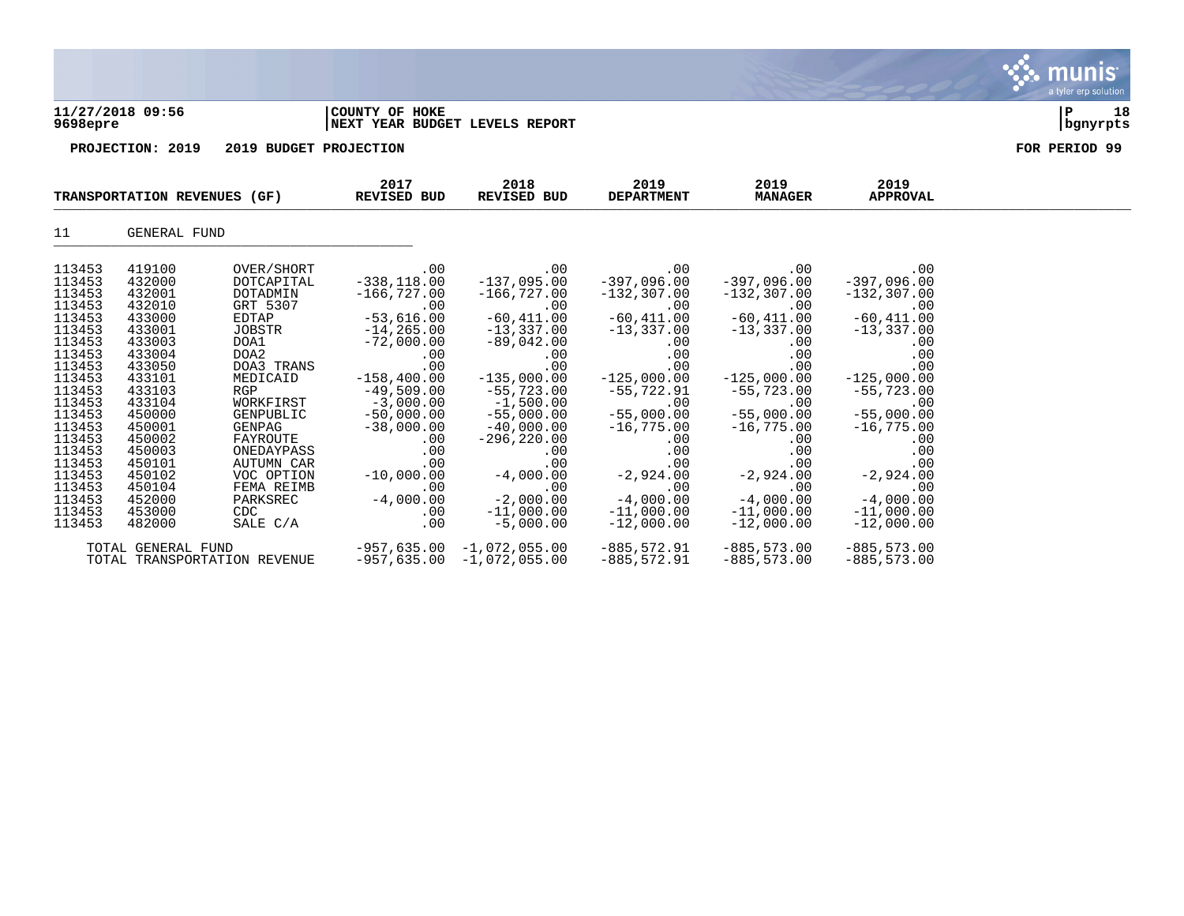11/27/2018 09:56 | COUNTY OF HOKE
9698epre | NEXT YEAR BUDGET LEVELS REPORT

**PROJECTION: 2019 2019 BUDGET PROJECTION** **FOR PERIOD 99**

| TRANSPORTATION REVENUES (GF) | | | 2017 REVISED BUD | 2018 REVISED BUD | 2019 DEPARTMENT | 2019 MANAGER | 2019 APPROVAL |
|---|---|---|---|---|---|---|---|
| 11 | GENERAL FUND | | | | | | |
| 113453 | 419100 | OVER/SHORT | .00 | .00 | .00 | .00 | .00 |
| 113453 | 432000 | DOTCAPITAL | -338,118.00 | -137,095.00 | -397,096.00 | -397,096.00 | -397,096.00 |
| 113453 | 432001 | DOTADMIN | -166,727.00 | -166,727.00 | -132,307.00 | -132,307.00 | -132,307.00 |
| 113453 | 432010 | GRT 5307 | .00 | .00 | .00 | .00 | .00 |
| 113453 | 433000 | EDTAP | -53,616.00 | -60,411.00 | -60,411.00 | -60,411.00 | -60,411.00 |
| 113453 | 433001 | JOBSTR | -14,265.00 | -13,337.00 | -13,337.00 | -13,337.00 | -13,337.00 |
| 113453 | 433003 | DOA1 | -72,000.00 | -89,042.00 | .00 | .00 | .00 |
| 113453 | 433004 | DOA2 | .00 | .00 | .00 | .00 | .00 |
| 113453 | 433050 | DOA3 TRANS | .00 | .00 | .00 | .00 | .00 |
| 113453 | 433101 | MEDICAID | -158,400.00 | -135,000.00 | -125,000.00 | -125,000.00 | -125,000.00 |
| 113453 | 433103 | RGP | -49,509.00 | -55,723.00 | -55,722.91 | -55,723.00 | -55,723.00 |
| 113453 | 433104 | WORKFIRST | -3,000.00 | -1,500.00 | .00 | .00 | .00 |
| 113453 | 450000 | GENPUBLIC | -50,000.00 | -55,000.00 | -55,000.00 | -55,000.00 | -55,000.00 |
| 113453 | 450001 | GENPAG | -38,000.00 | -40,000.00 | -16,775.00 | -16,775.00 | -16,775.00 |
| 113453 | 450002 | FAYROUTE | .00 | -296,220.00 | .00 | .00 | .00 |
| 113453 | 450003 | ONEDAYPASS | .00 | .00 | .00 | .00 | .00 |
| 113453 | 450101 | AUTUMN CAR | .00 | .00 | .00 | .00 | .00 |
| 113453 | 450102 | VOC OPTION | -10,000.00 | -4,000.00 | -2,924.00 | -2,924.00 | -2,924.00 |
| 113453 | 450104 | FEMA REIMB | .00 | .00 | .00 | .00 | .00 |
| 113453 | 452000 | PARKSREC | -4,000.00 | -2,000.00 | -4,000.00 | -4,000.00 | -4,000.00 |
| 113453 | 453000 | CDC | .00 | -11,000.00 | -11,000.00 | -11,000.00 | -11,000.00 |
| 113453 | 482000 | SALE C/A | .00 | -5,000.00 | -12,000.00 | -12,000.00 | -12,000.00 |
| | TOTAL GENERAL FUND | | -957,635.00 | -1,072,055.00 | -885,572.91 | -885,573.00 | -885,573.00 |
| | TOTAL TRANSPORTATION REVENUE | | -957,635.00 | -1,072,055.00 | -885,572.91 | -885,573.00 | -885,573.00 |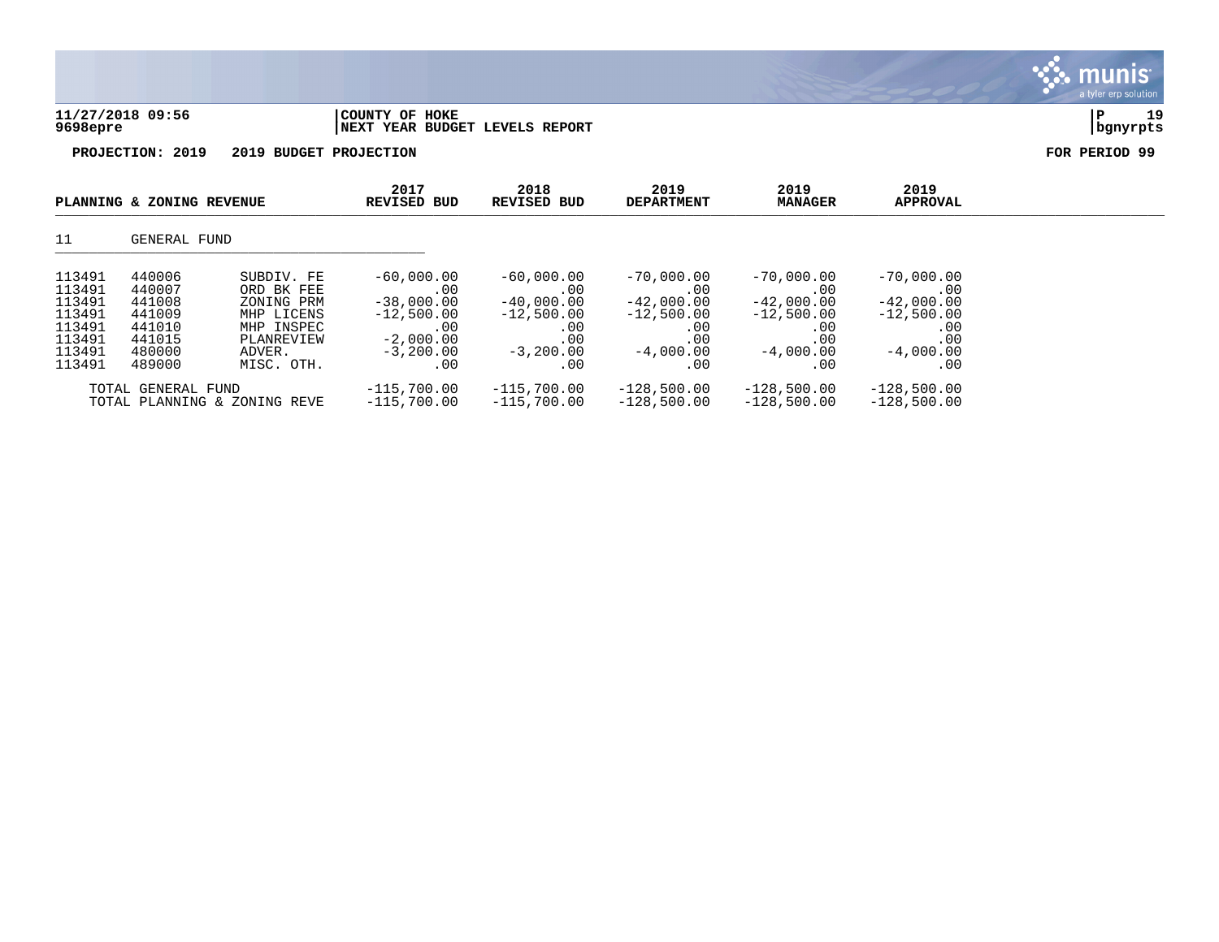**11/27/2018 09:56** | **COUNTY OF HOKE**
**9698epre** | **NEXT YEAR BUDGET LEVELS REPORT**

**PROJECTION: 2019    2019 BUDGET PROJECTION**    **FOR PERIOD 99**

| PLANNING & ZONING REVENUE | | | 2017 REVISED BUD | 2018 REVISED BUD | 2019 DEPARTMENT | 2019 MANAGER | 2019 APPROVAL |
|---|---|---|---|---|---|---|---|
| 11 | GENERAL FUND | | | | | | |
| 113491 | 440006 | SUBDIV. FE | -60,000.00 | -60,000.00 | -70,000.00 | -70,000.00 | -70,000.00 |
| 113491 | 440007 | ORD BK FEE | .00 | .00 | .00 | .00 | .00 |
| 113491 | 441008 | ZONING PRM | -38,000.00 | -40,000.00 | -42,000.00 | -42,000.00 | -42,000.00 |
| 113491 | 441009 | MHP LICENS | -12,500.00 | -12,500.00 | -12,500.00 | -12,500.00 | -12,500.00 |
| 113491 | 441010 | MHP INSPEC | .00 | .00 | .00 | .00 | .00 |
| 113491 | 441015 | PLANREVIEW | -2,000.00 | .00 | .00 | .00 | .00 |
| 113491 | 480000 | ADVER. | -3,200.00 | -3,200.00 | -4,000.00 | -4,000.00 | -4,000.00 |
| 113491 | 489000 | MISC. OTH. | .00 | .00 | .00 | .00 | .00 |
| TOTAL GENERAL FUND | | | -115,700.00 | -115,700.00 | -128,500.00 | -128,500.00 | -128,500.00 |
| TOTAL PLANNING & ZONING REVE | | | -115,700.00 | -115,700.00 | -128,500.00 | -128,500.00 | -128,500.00 |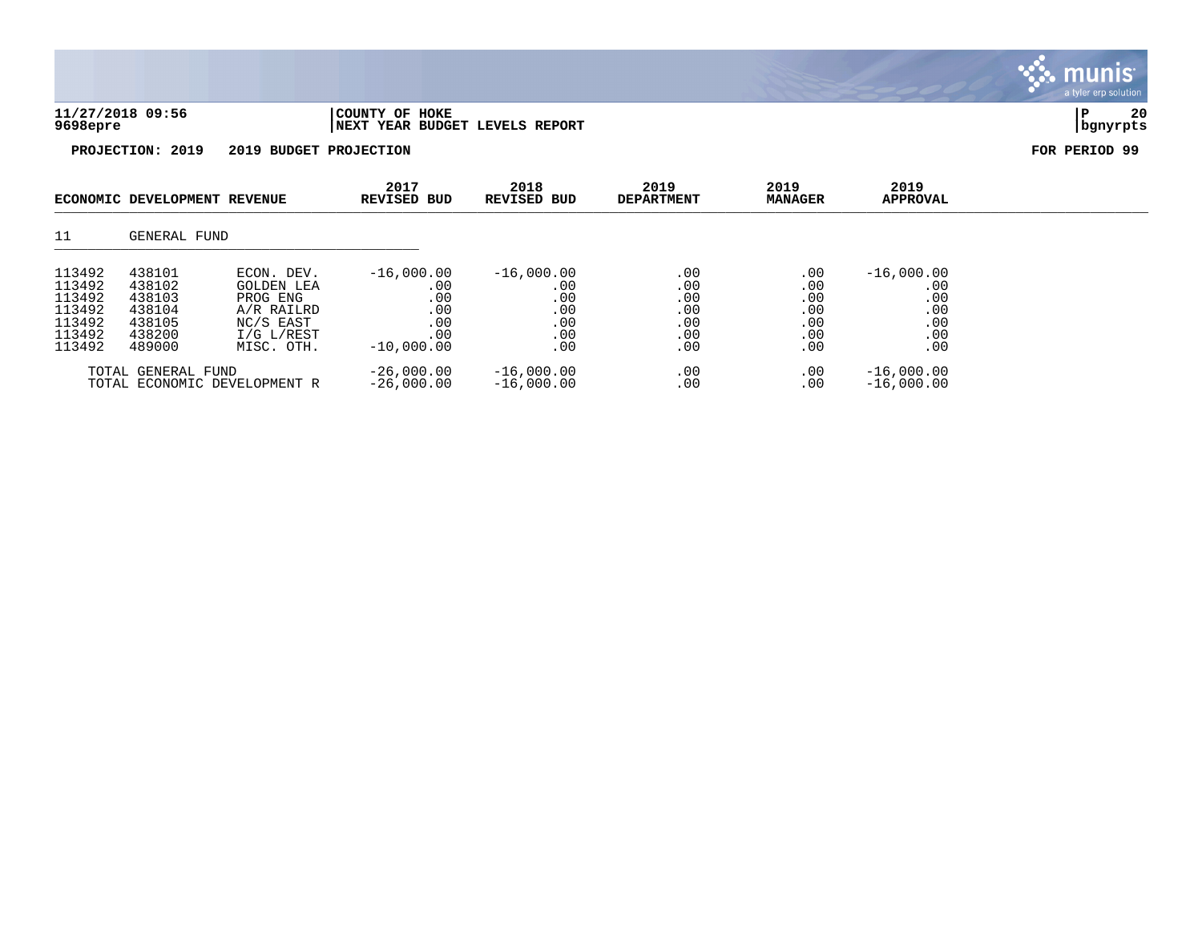**11/27/2018 09:56** | **COUNTY OF HOKE**
**9698epre** | **NEXT YEAR BUDGET LEVELS REPORT**

**PROJECTION: 2019 2019 BUDGET PROJECTION** **FOR PERIOD 99**

| ECONOMIC DEVELOPMENT REVENUE | | | 2017 REVISED BUD | 2018 REVISED BUD | 2019 DEPARTMENT | 2019 MANAGER | 2019 APPROVAL |
|---|---|---|---|---|---|---|---|
| 11 | GENERAL FUND | | | | | | |
| 113492 | 438101 | ECON. DEV. | -16,000.00 | -16,000.00 | .00 | .00 | -16,000.00 |
| 113492 | 438102 | GOLDEN LEA | .00 | .00 | .00 | .00 | .00 |
| 113492 | 438103 | PROG ENG | .00 | .00 | .00 | .00 | .00 |
| 113492 | 438104 | A/R RAILRD | .00 | .00 | .00 | .00 | .00 |
| 113492 | 438105 | NC/S EAST | .00 | .00 | .00 | .00 | .00 |
| 113492 | 438200 | I/G L/REST | .00 | .00 | .00 | .00 | .00 |
| 113492 | 489000 | MISC. OTH. | -10,000.00 | .00 | .00 | .00 | .00 |
| TOTAL GENERAL FUND | | | -26,000.00 | -16,000.00 | .00 | .00 | -16,000.00 |
| TOTAL ECONOMIC DEVELOPMENT R | | | -26,000.00 | -16,000.00 | .00 | .00 | -16,000.00 |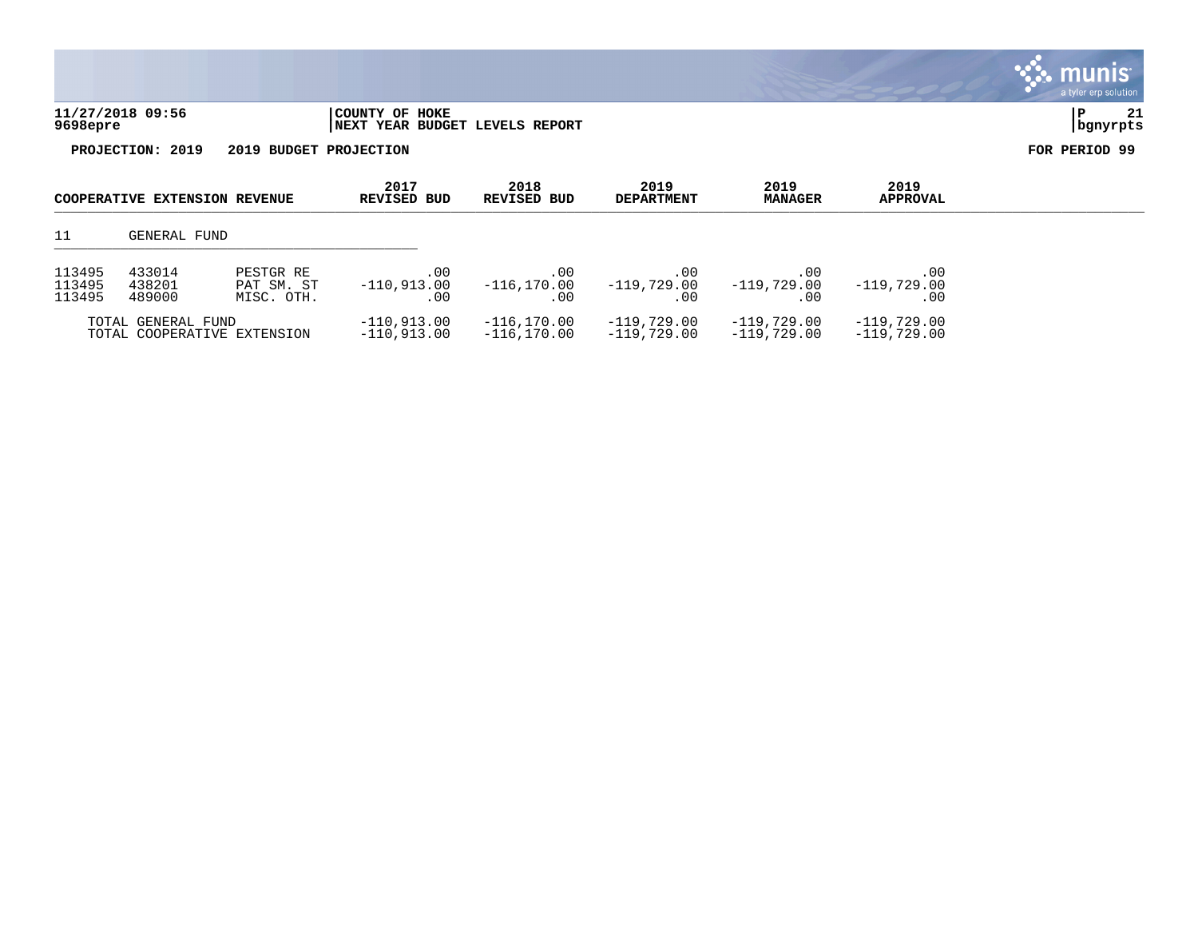**11/27/2018 09:56** | **COUNTY OF HOKE**
**9698epre** | **NEXT YEAR BUDGET LEVELS REPORT** | **bgnyrpts**

**PROJECTION: 2019    2019 BUDGET PROJECTION**    **FOR PERIOD 99**

| COOPERATIVE EXTENSION REVENUE | | | 2017 REVISED BUD | 2018 REVISED BUD | 2019 DEPARTMENT | 2019 MANAGER | 2019 APPROVAL |
|---|---|---|---|---|---|---|---|
| 11 | GENERAL FUND | | | | | | |
| 113495 | 433014 | PESTGR RE | .00 | .00 | .00 | .00 | .00 |
| 113495 | 438201 | PAT SM. ST | -110,913.00 | -116,170.00 | -119,729.00 | -119,729.00 | -119,729.00 |
| 113495 | 489000 | MISC. OTH. | .00 | .00 | .00 | .00 | .00 |
| TOTAL GENERAL FUND | | | -110,913.00 | -116,170.00 | -119,729.00 | -119,729.00 | -119,729.00 |
| TOTAL COOPERATIVE EXTENSION | | | -110,913.00 | -116,170.00 | -119,729.00 | -119,729.00 | -119,729.00 |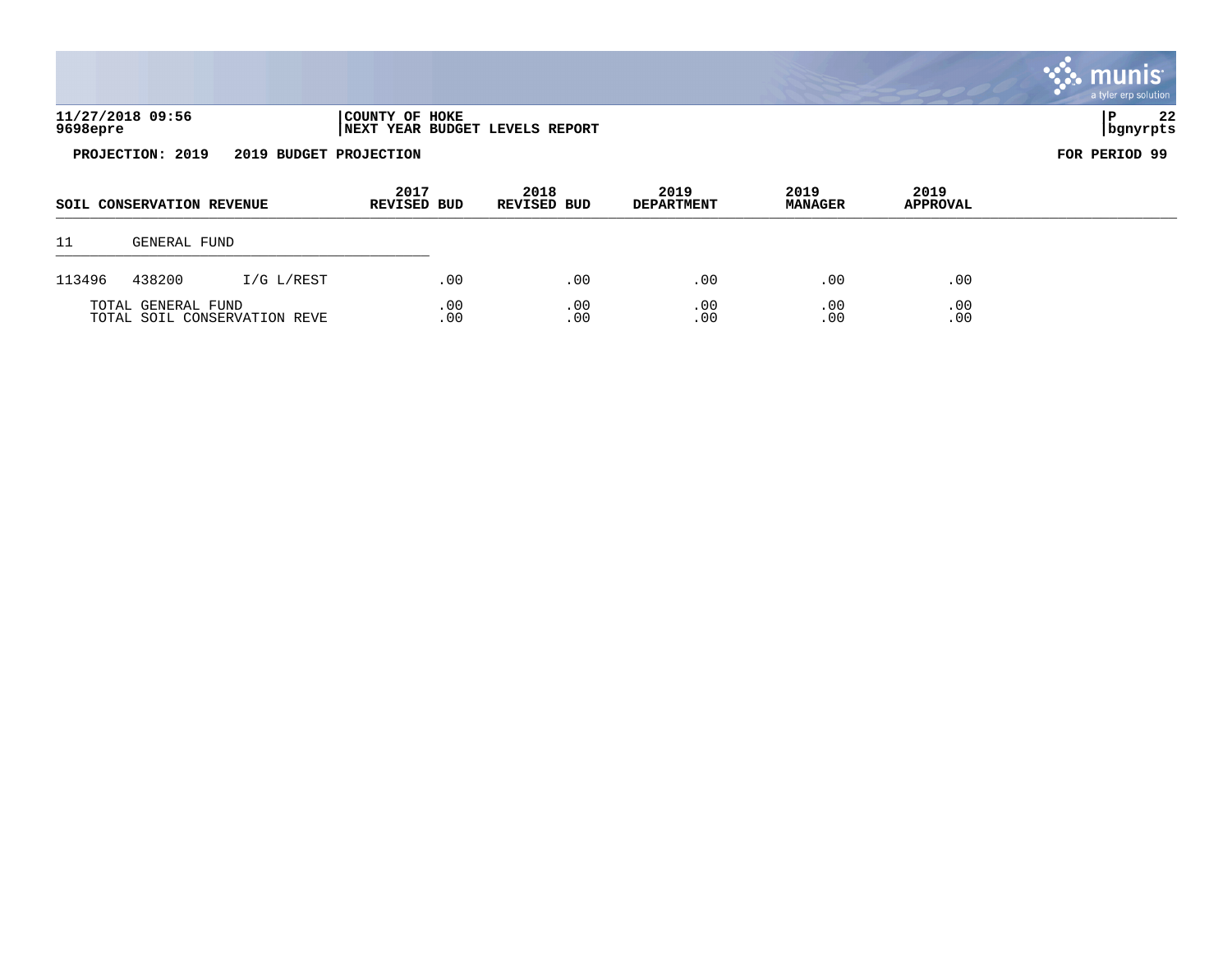**11/27/2018 09:56** | **COUNTY OF HOKE** | **NEXT YEAR BUDGET LEVELS REPORT** | **bgnyrpts**

**9698epre**

**PROJECTION: 2019 2019 BUDGET PROJECTION** — **FOR PERIOD 99**

| SOIL CONSERVATION REVENUE | | | 2017 REVISED BUD | 2018 REVISED BUD | 2019 DEPARTMENT | 2019 MANAGER | 2019 APPROVAL |
|---|---|---|---|---|---|---|---|
| 11 | GENERAL FUND | | | | | | |
| 113496 | 438200 | I/G L/REST | .00 | .00 | .00 | .00 | .00 |
| TOTAL GENERAL FUND | | | .00 | .00 | .00 | .00 | .00 |
| TOTAL SOIL CONSERVATION REVE | | | .00 | .00 | .00 | .00 | .00 |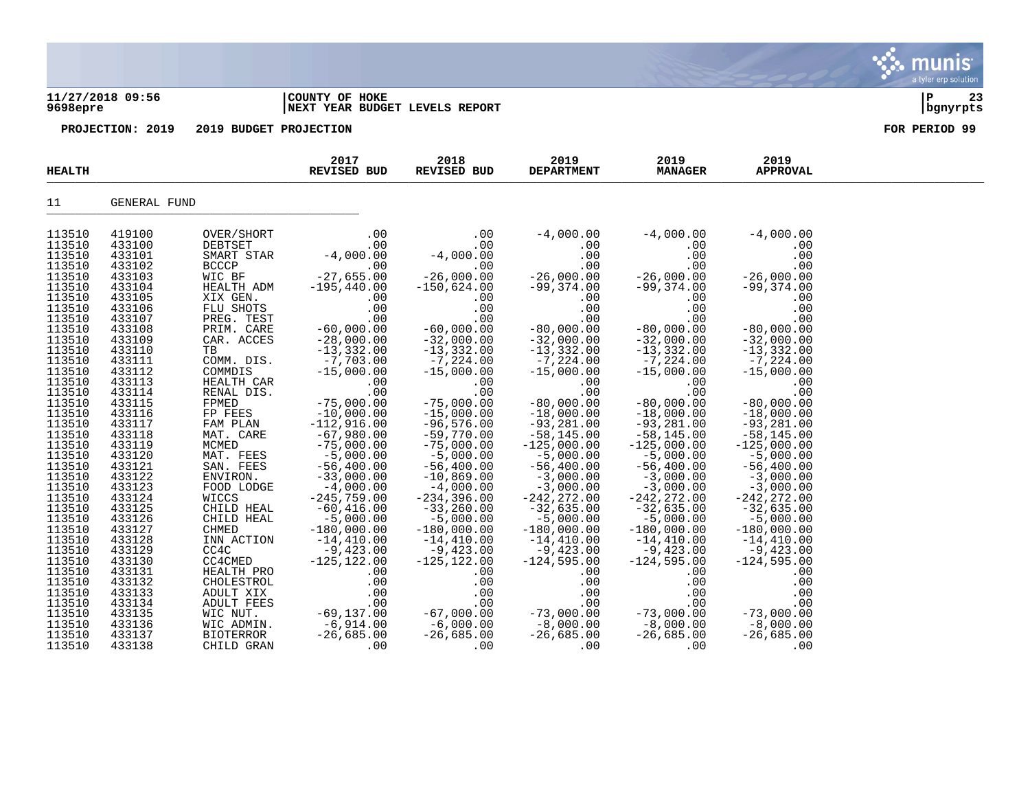**11/27/2018 09:56** | **COUNTY OF HOKE** | **P 23**
**9698epre** | **NEXT YEAR BUDGET LEVELS REPORT** | **bgnyrpts**

**PROJECTION: 2019 2019 BUDGET PROJECTION** **FOR PERIOD 99**

| HEALTH | | | 2017 REVISED BUD | 2018 REVISED BUD | 2019 DEPARTMENT | 2019 MANAGER | 2019 APPROVAL |
|---|---|---|---|---|---|---|---|
| 11 | GENERAL FUND | | | | | | |
| 113510 | 419100 | OVER/SHORT | .00 | .00 | -4,000.00 | -4,000.00 | -4,000.00 |
| 113510 | 433100 | DEBTSET | .00 | .00 | .00 | .00 | .00 |
| 113510 | 433101 | SMART STAR | -4,000.00 | -4,000.00 | .00 | .00 | .00 |
| 113510 | 433102 | BCCCP | .00 | .00 | .00 | .00 | .00 |
| 113510 | 433103 | WIC BF | -27,655.00 | -26,000.00 | -26,000.00 | -26,000.00 | -26,000.00 |
| 113510 | 433104 | HEALTH ADM | -195,440.00 | -150,624.00 | -99,374.00 | -99,374.00 | -99,374.00 |
| 113510 | 433105 | XIX GEN. | .00 | .00 | .00 | .00 | .00 |
| 113510 | 433106 | FLU SHOTS | .00 | .00 | .00 | .00 | .00 |
| 113510 | 433107 | PREG. TEST | .00 | .00 | .00 | .00 | .00 |
| 113510 | 433108 | PRIM. CARE | -60,000.00 | -60,000.00 | -80,000.00 | -80,000.00 | -80,000.00 |
| 113510 | 433109 | CAR. ACCES | -28,000.00 | -32,000.00 | -32,000.00 | -32,000.00 | -32,000.00 |
| 113510 | 433110 | TB | -13,332.00 | -13,332.00 | -13,332.00 | -13,332.00 | -13,332.00 |
| 113510 | 433111 | COMM. DIS. | -7,703.00 | -7,224.00 | -7,224.00 | -7,224.00 | -7,224.00 |
| 113510 | 433112 | COMMDIS | -15,000.00 | -15,000.00 | -15,000.00 | -15,000.00 | -15,000.00 |
| 113510 | 433113 | HEALTH CAR | .00 | .00 | .00 | .00 | .00 |
| 113510 | 433114 | RENAL DIS. | .00 | .00 | .00 | .00 | .00 |
| 113510 | 433115 | FPMED | -75,000.00 | -75,000.00 | -80,000.00 | -80,000.00 | -80,000.00 |
| 113510 | 433116 | FP FEES | -10,000.00 | -15,000.00 | -18,000.00 | -18,000.00 | -18,000.00 |
| 113510 | 433117 | FAM PLAN | -112,916.00 | -96,576.00 | -93,281.00 | -93,281.00 | -93,281.00 |
| 113510 | 433118 | MAT. CARE | -67,980.00 | -59,770.00 | -58,145.00 | -58,145.00 | -58,145.00 |
| 113510 | 433119 | MCMED | -75,000.00 | -75,000.00 | -125,000.00 | -125,000.00 | -125,000.00 |
| 113510 | 433120 | MAT. FEES | -5,000.00 | -5,000.00 | -5,000.00 | -5,000.00 | -5,000.00 |
| 113510 | 433121 | SAN. FEES | -56,400.00 | -56,400.00 | -56,400.00 | -56,400.00 | -56,400.00 |
| 113510 | 433122 | ENVIRON. | -33,000.00 | -10,869.00 | -3,000.00 | -3,000.00 | -3,000.00 |
| 113510 | 433123 | FOOD LODGE | -4,000.00 | -4,000.00 | -3,000.00 | -3,000.00 | -3,000.00 |
| 113510 | 433124 | WICCS | -245,759.00 | -234,396.00 | -242,272.00 | -242,272.00 | -242,272.00 |
| 113510 | 433125 | CHILD HEAL | -60,416.00 | -33,260.00 | -32,635.00 | -32,635.00 | -32,635.00 |
| 113510 | 433126 | CHILD HEAL | -5,000.00 | -5,000.00 | -5,000.00 | -5,000.00 | -5,000.00 |
| 113510 | 433127 | CHMED | -180,000.00 | -180,000.00 | -180,000.00 | -180,000.00 | -180,000.00 |
| 113510 | 433128 | INN ACTION | -14,410.00 | -14,410.00 | -14,410.00 | -14,410.00 | -14,410.00 |
| 113510 | 433129 | CC4C | -9,423.00 | -9,423.00 | -9,423.00 | -9,423.00 | -9,423.00 |
| 113510 | 433130 | CC4CMED | -125,122.00 | -125,122.00 | -124,595.00 | -124,595.00 | -124,595.00 |
| 113510 | 433131 | HEALTH PRO | .00 | .00 | .00 | .00 | .00 |
| 113510 | 433132 | CHOLESTROL | .00 | .00 | .00 | .00 | .00 |
| 113510 | 433133 | ADULT XIX | .00 | .00 | .00 | .00 | .00 |
| 113510 | 433134 | ADULT FEES | .00 | .00 | .00 | .00 | .00 |
| 113510 | 433135 | WIC NUT. | -69,137.00 | -67,000.00 | -73,000.00 | -73,000.00 | -73,000.00 |
| 113510 | 433136 | WIC ADMIN. | -6,914.00 | -6,000.00 | -8,000.00 | -8,000.00 | -8,000.00 |
| 113510 | 433137 | BIOTERROR | -26,685.00 | -26,685.00 | -26,685.00 | -26,685.00 | -26,685.00 |
| 113510 | 433138 | CHILD GRAN | .00 | .00 | .00 | .00 | .00 |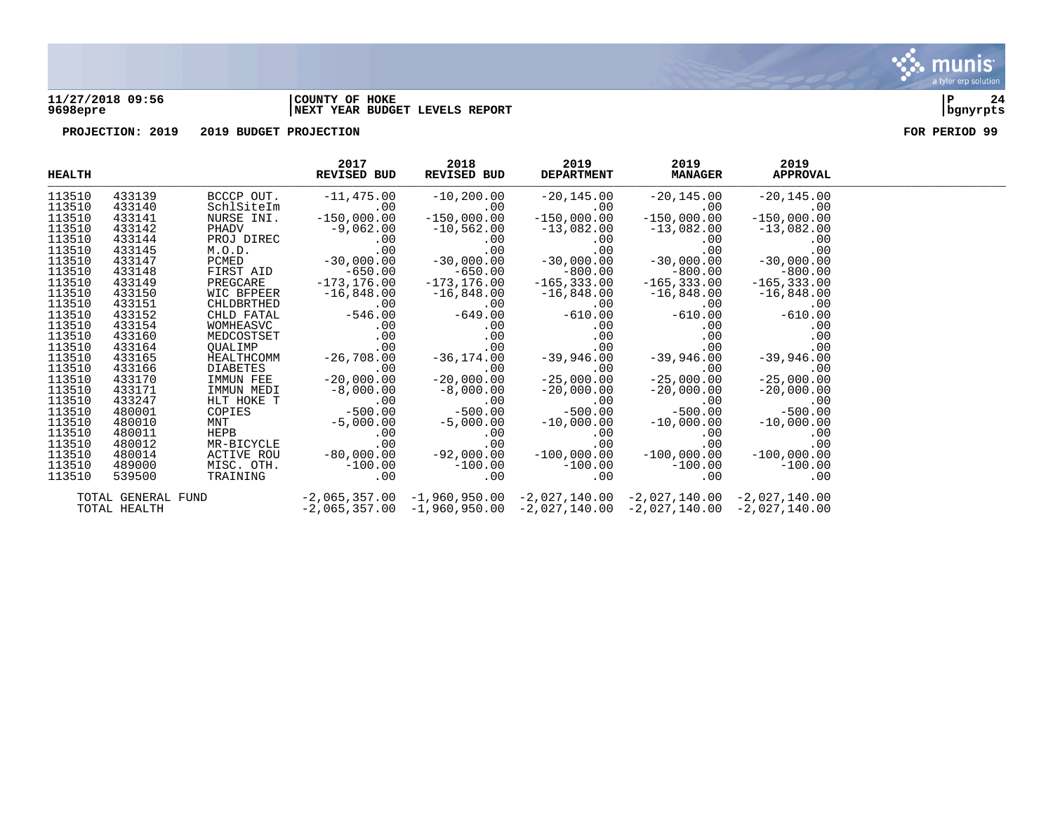**11/27/2018 09:56** | **COUNTY OF HOKE**
**9698epre** | **NEXT YEAR BUDGET LEVELS REPORT**

**PROJECTION: 2019 2019 BUDGET PROJECTION** | **FOR PERIOD 99**

| HEALTH | | | 2017 REVISED BUD | 2018 REVISED BUD | 2019 DEPARTMENT | 2019 MANAGER | 2019 APPROVAL |
|---|---|---|---|---|---|---|---|
| 113510 | 433139 | BCCCP OUT. | -11,475.00 | -10,200.00 | -20,145.00 | -20,145.00 | -20,145.00 |
| 113510 | 433140 | SchlSiteIm | .00 | .00 | .00 | .00 | .00 |
| 113510 | 433141 | NURSE INI. | -150,000.00 | -150,000.00 | -150,000.00 | -150,000.00 | -150,000.00 |
| 113510 | 433142 | PHADV | -9,062.00 | -10,562.00 | -13,082.00 | -13,082.00 | -13,082.00 |
| 113510 | 433144 | PROJ DIREC | .00 | .00 | .00 | .00 | .00 |
| 113510 | 433145 | M.O.D. | .00 | .00 | .00 | .00 | .00 |
| 113510 | 433147 | PCMED | -30,000.00 | -30,000.00 | -30,000.00 | -30,000.00 | -30,000.00 |
| 113510 | 433148 | FIRST AID | -650.00 | -650.00 | -800.00 | -800.00 | -800.00 |
| 113510 | 433149 | PREGCARE | -173,176.00 | -173,176.00 | -165,333.00 | -165,333.00 | -165,333.00 |
| 113510 | 433150 | WIC BFPEER | -16,848.00 | -16,848.00 | -16,848.00 | -16,848.00 | -16,848.00 |
| 113510 | 433151 | CHLDBRTHED | .00 | .00 | .00 | .00 | .00 |
| 113510 | 433152 | CHLD FATAL | -546.00 | -649.00 | -610.00 | -610.00 | -610.00 |
| 113510 | 433154 | WOMHEASVC | .00 | .00 | .00 | .00 | .00 |
| 113510 | 433160 | MEDCOSTSET | .00 | .00 | .00 | .00 | .00 |
| 113510 | 433164 | QUALIMP | .00 | .00 | .00 | .00 | .00 |
| 113510 | 433165 | HEALTHCOMM | -26,708.00 | -36,174.00 | -39,946.00 | -39,946.00 | -39,946.00 |
| 113510 | 433166 | DIABETES | .00 | .00 | .00 | .00 | .00 |
| 113510 | 433170 | IMMUN FEE | -20,000.00 | -20,000.00 | -25,000.00 | -25,000.00 | -25,000.00 |
| 113510 | 433171 | IMMUN MEDI | -8,000.00 | -8,000.00 | -20,000.00 | -20,000.00 | -20,000.00 |
| 113510 | 433247 | HLT HOKE T | .00 | .00 | .00 | .00 | .00 |
| 113510 | 480001 | COPIES | -500.00 | -500.00 | -500.00 | -500.00 | -500.00 |
| 113510 | 480010 | MNT | -5,000.00 | -5,000.00 | -10,000.00 | -10,000.00 | -10,000.00 |
| 113510 | 480011 | HEPB | .00 | .00 | .00 | .00 | .00 |
| 113510 | 480012 | MR-BICYCLE | .00 | .00 | .00 | .00 | .00 |
| 113510 | 480014 | ACTIVE ROU | -80,000.00 | -92,000.00 | -100,000.00 | -100,000.00 | -100,000.00 |
| 113510 | 489000 | MISC. OTH. | -100.00 | -100.00 | -100.00 | -100.00 | -100.00 |
| 113510 | 539500 | TRAINING | .00 | .00 | .00 | .00 | .00 |
| TOTAL GENERAL FUND | | | -2,065,357.00 | -1,960,950.00 | -2,027,140.00 | -2,027,140.00 | -2,027,140.00 |
| TOTAL HEALTH | | | -2,065,357.00 | -1,960,950.00 | -2,027,140.00 | -2,027,140.00 | -2,027,140.00 |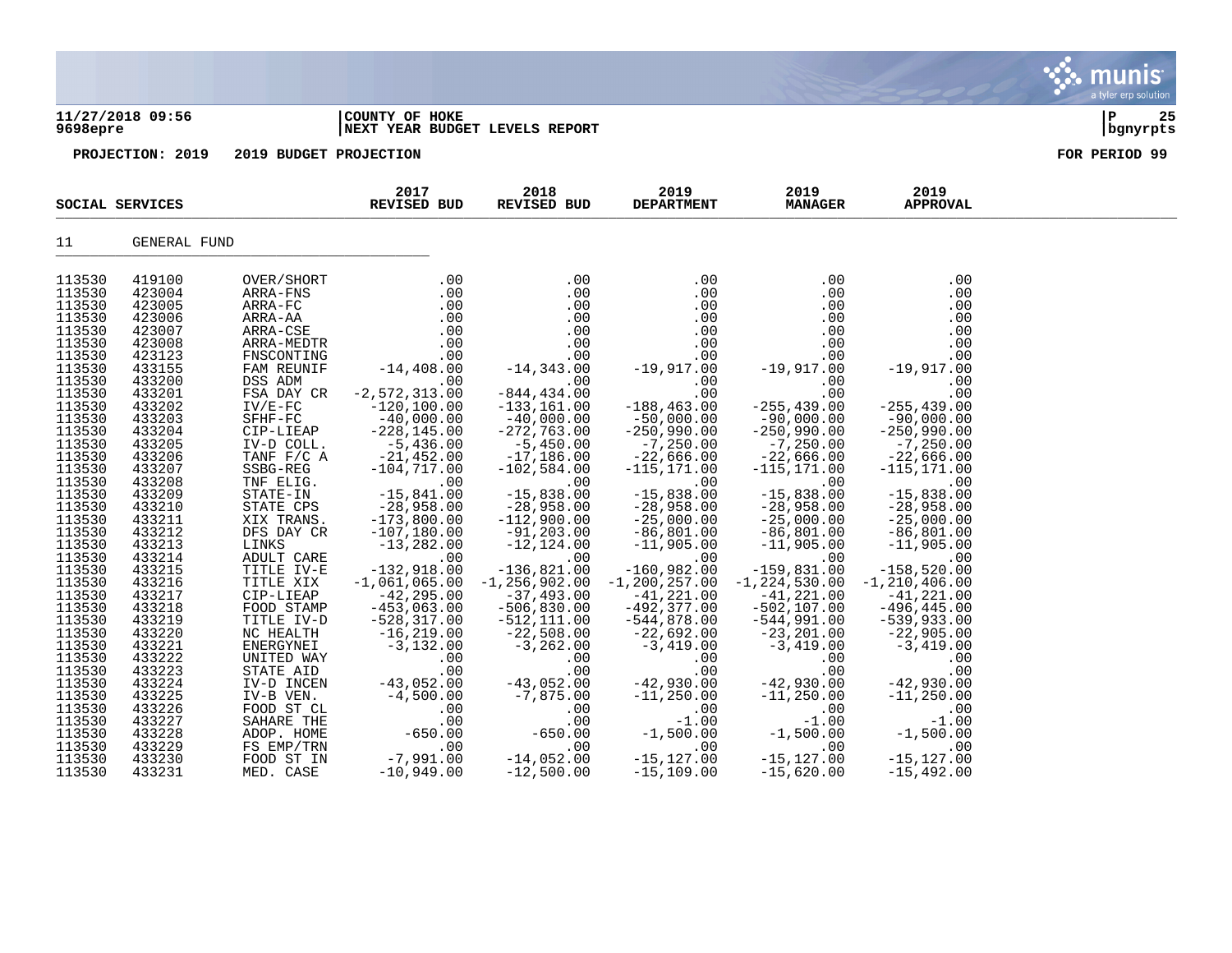11/27/2018 09:56 | COUNTY OF HOKE
9698epre | NEXT YEAR BUDGET LEVELS REPORT

PROJECTION: 2019 2019 BUDGET PROJECTION FOR PERIOD 99

| SOCIAL SERVICES | | | 2017 REVISED BUD | 2018 REVISED BUD | 2019 DEPARTMENT | 2019 MANAGER | 2019 APPROVAL |
|---|---|---|---|---|---|---|---|
| 11 | GENERAL FUND | | | | | | |
| 113530 | 419100 | OVER/SHORT | .00 | .00 | .00 | .00 | .00 |
| 113530 | 423004 | ARRA-FNS | .00 | .00 | .00 | .00 | .00 |
| 113530 | 423005 | ARRA-FC | .00 | .00 | .00 | .00 | .00 |
| 113530 | 423006 | ARRA-AA | .00 | .00 | .00 | .00 | .00 |
| 113530 | 423007 | ARRA-CSE | .00 | .00 | .00 | .00 | .00 |
| 113530 | 423008 | ARRA-MEDTR | .00 | .00 | .00 | .00 | .00 |
| 113530 | 423123 | FNSCONTING | .00 | .00 | .00 | .00 | .00 |
| 113530 | 433155 | FAM REUNIF | -14,408.00 | -14,343.00 | -19,917.00 | -19,917.00 | -19,917.00 |
| 113530 | 433200 | DSS ADM | .00 | .00 | .00 | .00 | .00 |
| 113530 | 433201 | FSA DAY CR | -2,572,313.00 | -844,434.00 | .00 | .00 | .00 |
| 113530 | 433202 | IV/E-FC | -120,100.00 | -133,161.00 | -188,463.00 | -255,439.00 | -255,439.00 |
| 113530 | 433203 | SFHF-FC | -40,000.00 | -40,000.00 | -50,000.00 | -90,000.00 | -90,000.00 |
| 113530 | 433204 | CIP-LIEAP | -228,145.00 | -272,763.00 | -250,990.00 | -250,990.00 | -250,990.00 |
| 113530 | 433205 | IV-D COLL. | -5,436.00 | -5,450.00 | -7,250.00 | -7,250.00 | -7,250.00 |
| 113530 | 433206 | TANF F/C A | -21,452.00 | -17,186.00 | -22,666.00 | -22,666.00 | -22,666.00 |
| 113530 | 433207 | SSBG-REG | -104,717.00 | -102,584.00 | -115,171.00 | -115,171.00 | -115,171.00 |
| 113530 | 433208 | TNF ELIG. | .00 | .00 | .00 | .00 | .00 |
| 113530 | 433209 | STATE-IN | -15,841.00 | -15,838.00 | -15,838.00 | -15,838.00 | -15,838.00 |
| 113530 | 433210 | STATE CPS | -28,958.00 | -28,958.00 | -28,958.00 | -28,958.00 | -28,958.00 |
| 113530 | 433211 | XIX TRANS. | -173,800.00 | -112,900.00 | -25,000.00 | -25,000.00 | -25,000.00 |
| 113530 | 433212 | DFS DAY CR | -107,180.00 | -91,203.00 | -86,801.00 | -86,801.00 | -86,801.00 |
| 113530 | 433213 | LINKS | -13,282.00 | -12,124.00 | -11,905.00 | -11,905.00 | -11,905.00 |
| 113530 | 433214 | ADULT CARE | .00 | .00 | .00 | .00 | .00 |
| 113530 | 433215 | TITLE IV-E | -132,918.00 | -136,821.00 | -160,982.00 | -159,831.00 | -158,520.00 |
| 113530 | 433216 | TITLE XIX | -1,061,065.00 | -1,256,902.00 | -1,200,257.00 | -1,224,530.00 | -1,210,406.00 |
| 113530 | 433217 | CIP-LIEAP | -42,295.00 | -37,493.00 | -41,221.00 | -41,221.00 | -41,221.00 |
| 113530 | 433218 | FOOD STAMP | -453,063.00 | -506,830.00 | -492,377.00 | -502,107.00 | -496,445.00 |
| 113530 | 433219 | TITLE IV-D | -528,317.00 | -512,111.00 | -544,878.00 | -544,991.00 | -539,933.00 |
| 113530 | 433220 | NC HEALTH | -16,219.00 | -22,508.00 | -22,692.00 | -23,201.00 | -22,905.00 |
| 113530 | 433221 | ENERGYNEI | -3,132.00 | -3,262.00 | -3,419.00 | -3,419.00 | -3,419.00 |
| 113530 | 433222 | UNITED WAY | .00 | .00 | .00 | .00 | .00 |
| 113530 | 433223 | STATE AID | .00 | .00 | .00 | .00 | .00 |
| 113530 | 433224 | IV-D INCEN | -43,052.00 | -43,052.00 | -42,930.00 | -42,930.00 | -42,930.00 |
| 113530 | 433225 | IV-B VEN. | -4,500.00 | -7,875.00 | -11,250.00 | -11,250.00 | -11,250.00 |
| 113530 | 433226 | FOOD ST CL | .00 | .00 | .00 | .00 | .00 |
| 113530 | 433227 | SAHARE THE | .00 | .00 | -1.00 | -1.00 | -1.00 |
| 113530 | 433228 | ADOP. HOME | -650.00 | -650.00 | -1,500.00 | -1,500.00 | -1,500.00 |
| 113530 | 433229 | FS EMP/TRN | .00 | .00 | .00 | .00 | .00 |
| 113530 | 433230 | FOOD ST IN | -7,991.00 | -14,052.00 | -15,127.00 | -15,127.00 | -15,127.00 |
| 113530 | 433231 | MED. CASE | -10,949.00 | -12,500.00 | -15,109.00 | -15,620.00 | -15,492.00 |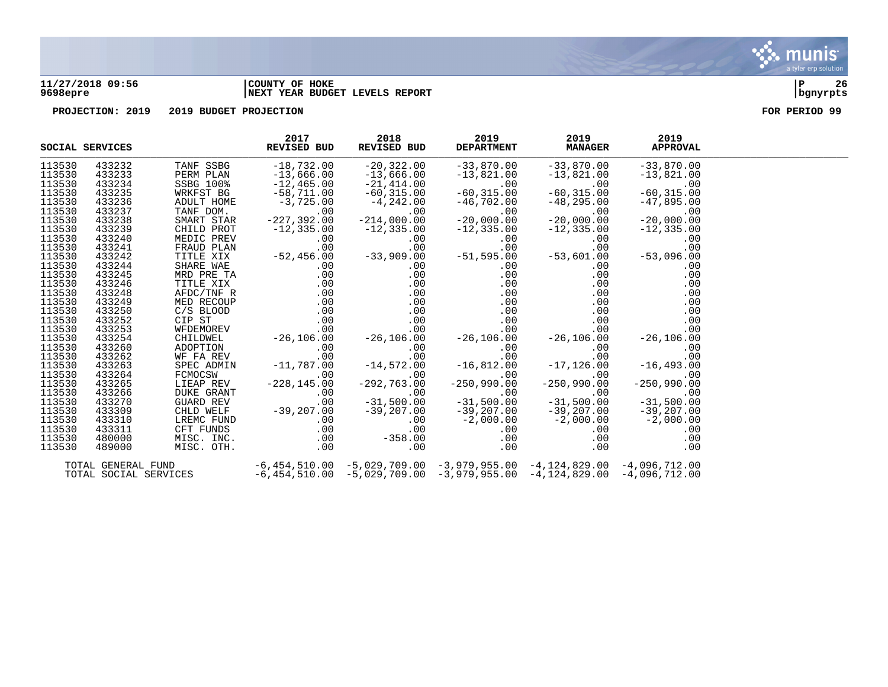11/27/2018 09:56 | COUNTY OF HOKE
9698epre | NEXT YEAR BUDGET LEVELS REPORT

PROJECTION: 2019 2019 BUDGET PROJECTION FOR PERIOD 99

| SOCIAL SERVICES | | | 2017 REVISED BUD | 2018 REVISED BUD | 2019 DEPARTMENT | 2019 MANAGER | 2019 APPROVAL |
|---|---|---|---|---|---|---|---|
| 113530 | 433232 | TANF SSBG | -18,732.00 | -20,322.00 | -33,870.00 | -33,870.00 | -33,870.00 |
| 113530 | 433233 | PERM PLAN | -13,666.00 | -13,666.00 | -13,821.00 | -13,821.00 | -13,821.00 |
| 113530 | 433234 | SSBG 100% | -12,465.00 | -21,414.00 | .00 | .00 | .00 |
| 113530 | 433235 | WRKFST BG | -58,711.00 | -60,315.00 | -60,315.00 | -60,315.00 | -60,315.00 |
| 113530 | 433236 | ADULT HOME | -3,725.00 | -4,242.00 | -46,702.00 | -48,295.00 | -47,895.00 |
| 113530 | 433237 | TANF DOM. | .00 | .00 | .00 | .00 | .00 |
| 113530 | 433238 | SMART STAR | -227,392.00 | -214,000.00 | -20,000.00 | -20,000.00 | -20,000.00 |
| 113530 | 433239 | CHILD PROT | -12,335.00 | -12,335.00 | -12,335.00 | -12,335.00 | -12,335.00 |
| 113530 | 433240 | MEDIC PREV | .00 | .00 | .00 | .00 | .00 |
| 113530 | 433241 | FRAUD PLAN | .00 | .00 | .00 | .00 | .00 |
| 113530 | 433242 | TITLE XIX | -52,456.00 | -33,909.00 | -51,595.00 | -53,601.00 | -53,096.00 |
| 113530 | 433244 | SHARE WAE | .00 | .00 | .00 | .00 | .00 |
| 113530 | 433245 | MRD PRE TA | .00 | .00 | .00 | .00 | .00 |
| 113530 | 433246 | TITLE XIX | .00 | .00 | .00 | .00 | .00 |
| 113530 | 433248 | AFDC/TNF R | .00 | .00 | .00 | .00 | .00 |
| 113530 | 433249 | MED RECOUP | .00 | .00 | .00 | .00 | .00 |
| 113530 | 433250 | C/S BLOOD | .00 | .00 | .00 | .00 | .00 |
| 113530 | 433252 | CIP ST | .00 | .00 | .00 | .00 | .00 |
| 113530 | 433253 | WFDEMOREV | .00 | .00 | .00 | .00 | .00 |
| 113530 | 433254 | CHILDWEL | -26,106.00 | -26,106.00 | -26,106.00 | -26,106.00 | -26,106.00 |
| 113530 | 433260 | ADOPTION | .00 | .00 | .00 | .00 | .00 |
| 113530 | 433262 | WF FA REV | .00 | .00 | .00 | .00 | .00 |
| 113530 | 433263 | SPEC ADMIN | -11,787.00 | -14,572.00 | -16,812.00 | -17,126.00 | -16,493.00 |
| 113530 | 433264 | FCMOCSW | .00 | .00 | .00 | .00 | .00 |
| 113530 | 433265 | LIEAP REV | -228,145.00 | -292,763.00 | -250,990.00 | -250,990.00 | -250,990.00 |
| 113530 | 433266 | DUKE GRANT | .00 | .00 | .00 | .00 | .00 |
| 113530 | 433270 | GUARD REV | .00 | -31,500.00 | -31,500.00 | -31,500.00 | -31,500.00 |
| 113530 | 433309 | CHLD WELF | -39,207.00 | -39,207.00 | -39,207.00 | -39,207.00 | -39,207.00 |
| 113530 | 433310 | LREMC FUND | .00 | .00 | -2,000.00 | -2,000.00 | -2,000.00 |
| 113530 | 433311 | CFT FUNDS | .00 | .00 | .00 | .00 | .00 |
| 113530 | 480000 | MISC. INC. | .00 | -358.00 | .00 | .00 | .00 |
| 113530 | 489000 | MISC. OTH. | .00 | .00 | .00 | .00 | .00 |
| TOTAL GENERAL FUND | | | -6,454,510.00 | -5,029,709.00 | -3,979,955.00 | -4,124,829.00 | -4,096,712.00 |
| TOTAL SOCIAL SERVICES | | | -6,454,510.00 | -5,029,709.00 | -3,979,955.00 | -4,124,829.00 | -4,096,712.00 |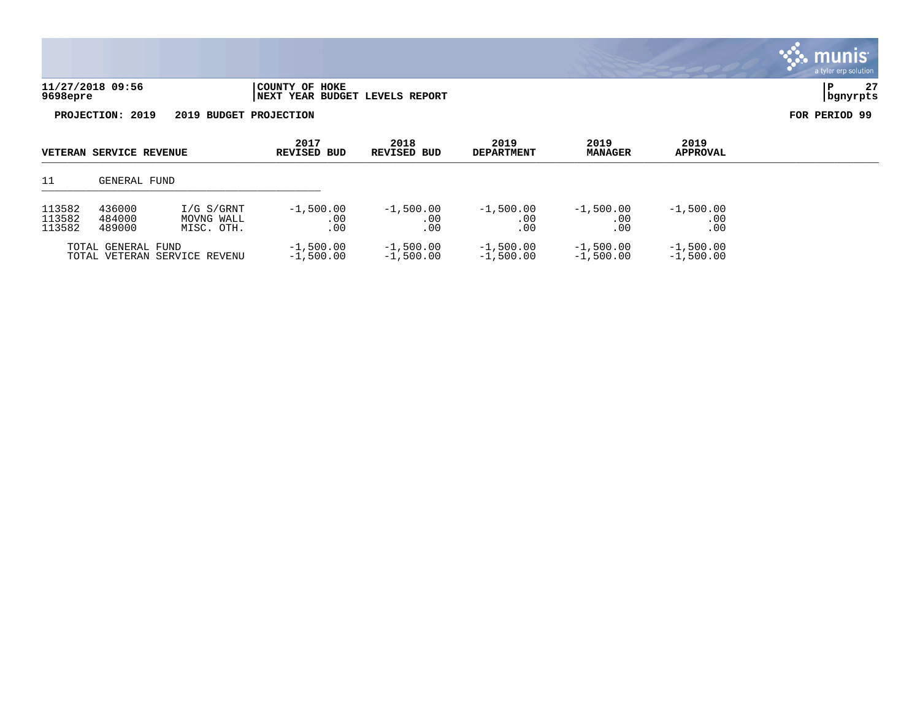**COUNTY OF HOKE**
**NEXT YEAR BUDGET LEVELS REPORT**

11/27/2018 09:56
9698epre

**PROJECTION: 2019 2019 BUDGET PROJECTION** **FOR PERIOD 99**

| VETERAN SERVICE REVENUE | | | 2017 REVISED BUD | 2018 REVISED BUD | 2019 DEPARTMENT | 2019 MANAGER | 2019 APPROVAL |
|---|---|---|---|---|---|---|---|
| 11 | GENERAL FUND | | | | | | |
| 113582 | 436000 | I/G S/GRNT | -1,500.00 | -1,500.00 | -1,500.00 | -1,500.00 | -1,500.00 |
| 113582 | 484000 | MOVNG WALL | .00 | .00 | .00 | .00 | .00 |
| 113582 | 489000 | MISC. OTH. | .00 | .00 | .00 | .00 | .00 |
| TOTAL GENERAL FUND | | | -1,500.00 | -1,500.00 | -1,500.00 | -1,500.00 | -1,500.00 |
| TOTAL VETERAN SERVICE REVENU | | | -1,500.00 | -1,500.00 | -1,500.00 | -1,500.00 | -1,500.00 |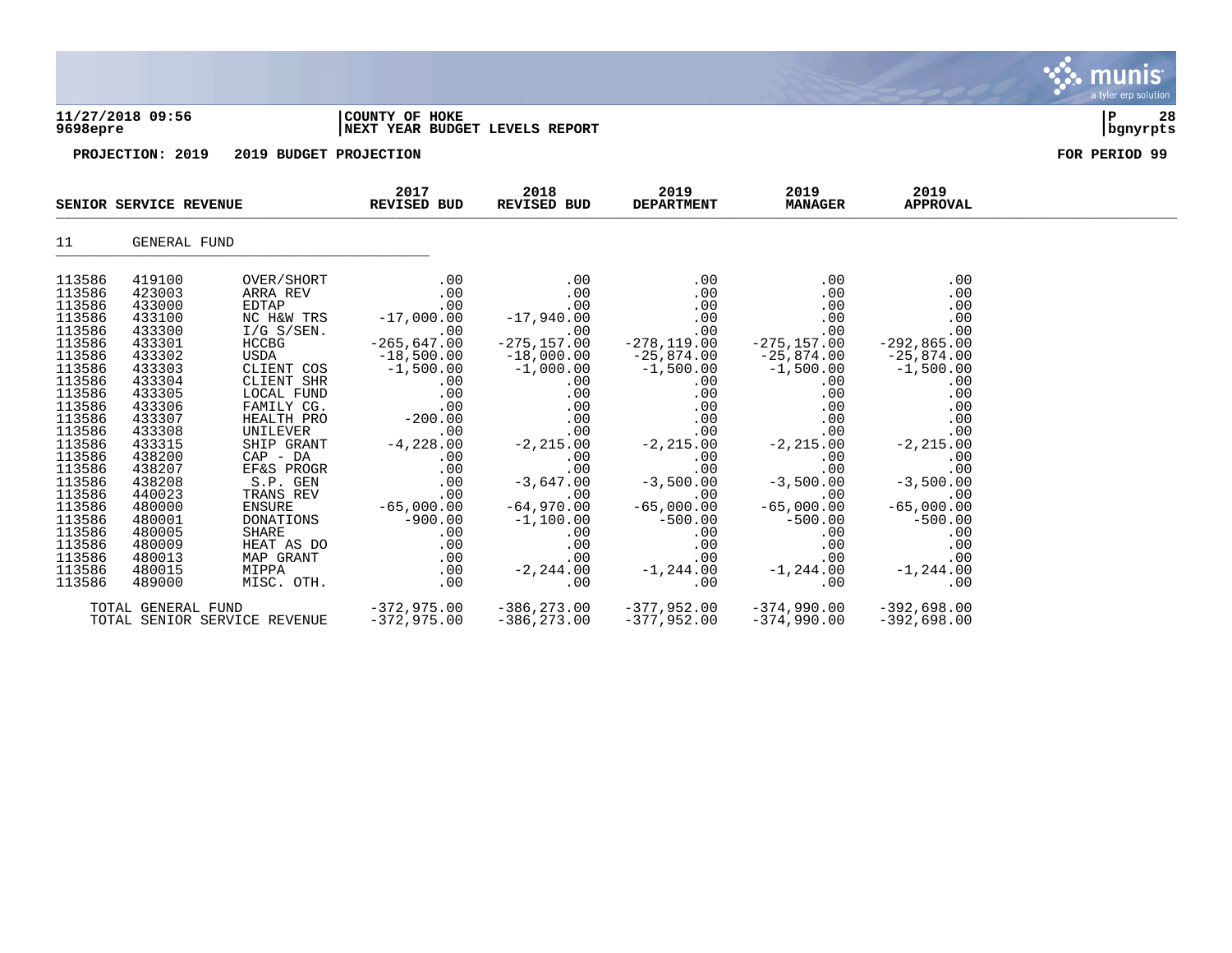**11/27/2018 09:56** | **COUNTY OF HOKE**
**9698epre** | **NEXT YEAR BUDGET LEVELS REPORT**

**PROJECTION: 2019 2019 BUDGET PROJECTION** **FOR PERIOD 99**

| SENIOR SERVICE REVENUE | | | 2017 REVISED BUD | 2018 REVISED BUD | 2019 DEPARTMENT | 2019 MANAGER | 2019 APPROVAL |
|---|---|---|---|---|---|---|---|
| 11 | GENERAL FUND | | | | | | |
| 113586 | 419100 | OVER/SHORT | .00 | .00 | .00 | .00 | .00 |
| 113586 | 423003 | ARRA REV | .00 | .00 | .00 | .00 | .00 |
| 113586 | 433000 | EDTAP | .00 | .00 | .00 | .00 | .00 |
| 113586 | 433100 | NC H&W TRS | -17,000.00 | -17,940.00 | .00 | .00 | .00 |
| 113586 | 433300 | I/G S/SEN. | .00 | .00 | .00 | .00 | .00 |
| 113586 | 433301 | HCCBG | -265,647.00 | -275,157.00 | -278,119.00 | -275,157.00 | -292,865.00 |
| 113586 | 433302 | USDA | -18,500.00 | -18,000.00 | -25,874.00 | -25,874.00 | -25,874.00 |
| 113586 | 433303 | CLIENT COS | -1,500.00 | -1,000.00 | -1,500.00 | -1,500.00 | -1,500.00 |
| 113586 | 433304 | CLIENT SHR | .00 | .00 | .00 | .00 | .00 |
| 113586 | 433305 | LOCAL FUND | .00 | .00 | .00 | .00 | .00 |
| 113586 | 433306 | FAMILY CG. | .00 | .00 | .00 | .00 | .00 |
| 113586 | 433307 | HEALTH PRO | -200.00 | .00 | .00 | .00 | .00 |
| 113586 | 433308 | UNILEVER | .00 | .00 | .00 | .00 | .00 |
| 113586 | 433315 | SHIP GRANT | -4,228.00 | -2,215.00 | -2,215.00 | -2,215.00 | -2,215.00 |
| 113586 | 438200 | CAP - DA | .00 | .00 | .00 | .00 | .00 |
| 113586 | 438207 | EF&S PROGR | .00 | .00 | .00 | .00 | .00 |
| 113586 | 438208 | S.P. GEN | .00 | -3,647.00 | -3,500.00 | -3,500.00 | -3,500.00 |
| 113586 | 440023 | TRANS REV | .00 | .00 | .00 | .00 | .00 |
| 113586 | 480000 | ENSURE | -65,000.00 | -64,970.00 | -65,000.00 | -65,000.00 | -65,000.00 |
| 113586 | 480001 | DONATIONS | -900.00 | -1,100.00 | -500.00 | -500.00 | -500.00 |
| 113586 | 480005 | SHARE | .00 | .00 | .00 | .00 | .00 |
| 113586 | 480009 | HEAT AS DO | .00 | .00 | .00 | .00 | .00 |
| 113586 | 480013 | MAP GRANT | .00 | .00 | .00 | .00 | .00 |
| 113586 | 480015 | MIPPA | .00 | -2,244.00 | -1,244.00 | -1,244.00 | -1,244.00 |
| 113586 | 489000 | MISC. OTH. | .00 | .00 | .00 | .00 | .00 |
| TOTAL GENERAL FUND | | | -372,975.00 | -386,273.00 | -377,952.00 | -374,990.00 | -392,698.00 |
| TOTAL SENIOR SERVICE REVENUE | | | -372,975.00 | -386,273.00 | -377,952.00 | -374,990.00 | -392,698.00 |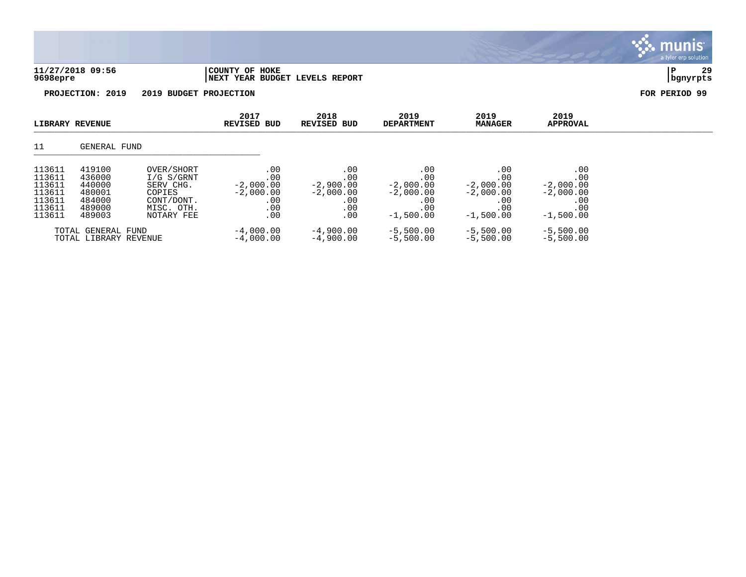**11/27/2018 09:56**
**9698epre**

**COUNTY OF HOKE**
**NEXT YEAR BUDGET LEVELS REPORT**

**bgnyrpts**

**PROJECTION: 2019 2019 BUDGET PROJECTION** **FOR PERIOD 99**

| LIBRARY REVENUE | | | 2017 REVISED BUD | 2018 REVISED BUD | 2019 DEPARTMENT | 2019 MANAGER | 2019 APPROVAL |
|---|---|---|---|---|---|---|---|
| 11 | GENERAL FUND | | | | | | |
| 113611 | 419100 | OVER/SHORT | .00 | .00 | .00 | .00 | .00 |
| 113611 | 436000 | I/G S/GRNT | .00 | .00 | .00 | .00 | .00 |
| 113611 | 440000 | SERV CHG. | -2,000.00 | -2,900.00 | -2,000.00 | -2,000.00 | -2,000.00 |
| 113611 | 480001 | COPIES | -2,000.00 | -2,000.00 | -2,000.00 | -2,000.00 | -2,000.00 |
| 113611 | 484000 | CONT/DONT. | .00 | .00 | .00 | .00 | .00 |
| 113611 | 489000 | MISC. OTH. | .00 | .00 | .00 | .00 | .00 |
| 113611 | 489003 | NOTARY FEE | .00 | .00 | -1,500.00 | -1,500.00 | -1,500.00 |
| | TOTAL GENERAL FUND | | -4,000.00 | -4,900.00 | -5,500.00 | -5,500.00 | -5,500.00 |
| | TOTAL LIBRARY REVENUE | | -4,000.00 | -4,900.00 | -5,500.00 | -5,500.00 | -5,500.00 |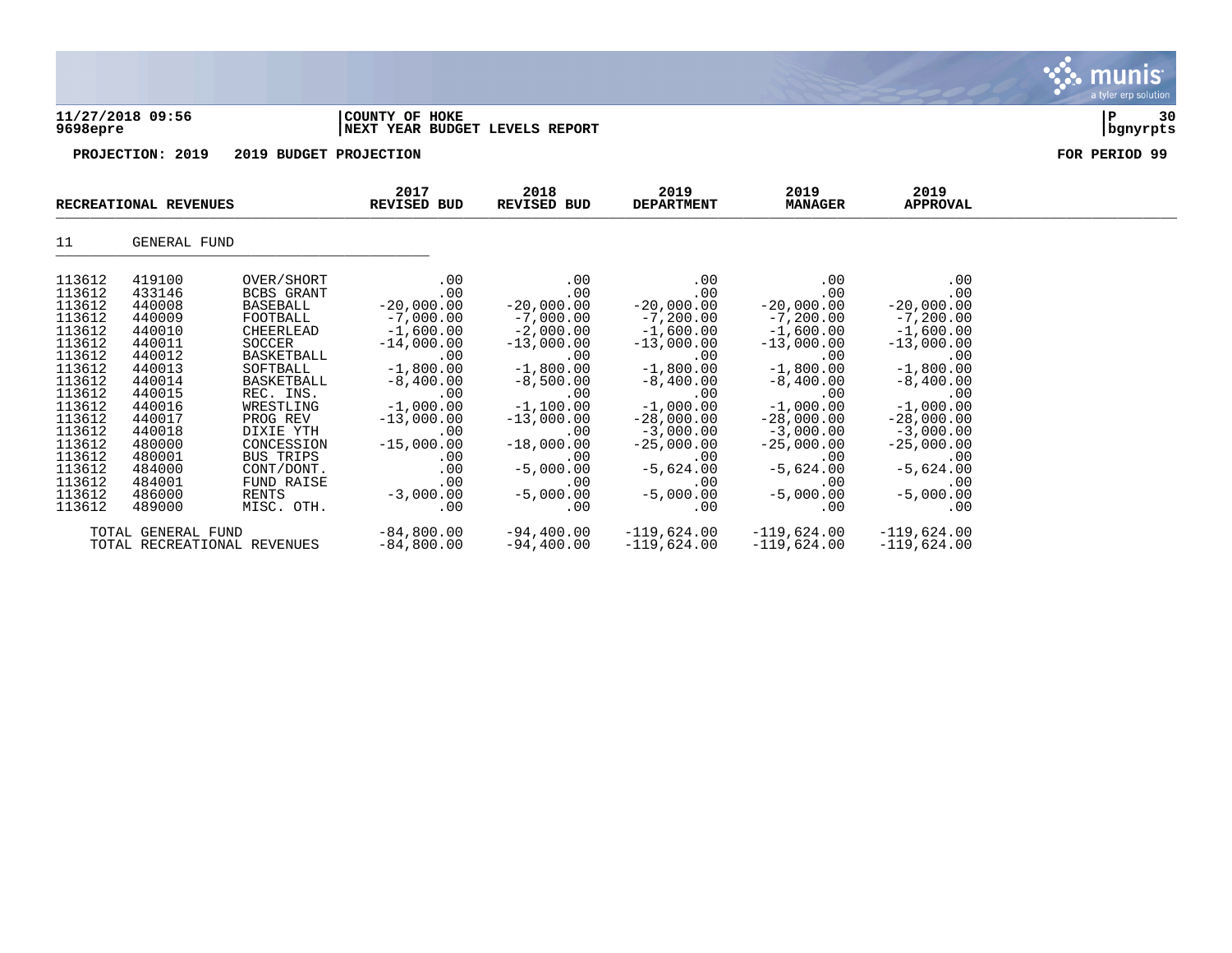**11/27/2018 09:56** | **COUNTY OF HOKE**
**9698epre** | **NEXT YEAR BUDGET LEVELS REPORT**

**PROJECTION: 2019 2019 BUDGET PROJECTION** — **FOR PERIOD 99**

| RECREATIONAL REVENUES | | | 2017 REVISED BUD | 2018 REVISED BUD | 2019 DEPARTMENT | 2019 MANAGER | 2019 APPROVAL |
|---|---|---|---|---|---|---|---|
| 11 | GENERAL FUND | | | | | | |
| 113612 | 419100 | OVER/SHORT | .00 | .00 | .00 | .00 | .00 |
| 113612 | 433146 | BCBS GRANT | .00 | .00 | .00 | .00 | .00 |
| 113612 | 440008 | BASEBALL | -20,000.00 | -20,000.00 | -20,000.00 | -20,000.00 | -20,000.00 |
| 113612 | 440009 | FOOTBALL | -7,000.00 | -7,000.00 | -7,200.00 | -7,200.00 | -7,200.00 |
| 113612 | 440010 | CHEERLEAD | -1,600.00 | -2,000.00 | -1,600.00 | -1,600.00 | -1,600.00 |
| 113612 | 440011 | SOCCER | -14,000.00 | -13,000.00 | -13,000.00 | -13,000.00 | -13,000.00 |
| 113612 | 440012 | BASKETBALL | .00 | .00 | .00 | .00 | .00 |
| 113612 | 440013 | SOFTBALL | -1,800.00 | -1,800.00 | -1,800.00 | -1,800.00 | -1,800.00 |
| 113612 | 440014 | BASKETBALL | -8,400.00 | -8,500.00 | -8,400.00 | -8,400.00 | -8,400.00 |
| 113612 | 440015 | REC. INS. | .00 | .00 | .00 | .00 | .00 |
| 113612 | 440016 | WRESTLING | -1,000.00 | -1,100.00 | -1,000.00 | -1,000.00 | -1,000.00 |
| 113612 | 440017 | PROG REV | -13,000.00 | -13,000.00 | -28,000.00 | -28,000.00 | -28,000.00 |
| 113612 | 440018 | DIXIE YTH | .00 | .00 | -3,000.00 | -3,000.00 | -3,000.00 |
| 113612 | 480000 | CONCESSION | -15,000.00 | -18,000.00 | -25,000.00 | -25,000.00 | -25,000.00 |
| 113612 | 480001 | BUS TRIPS | .00 | .00 | .00 | .00 | .00 |
| 113612 | 484000 | CONT/DONT. | .00 | -5,000.00 | -5,624.00 | -5,624.00 | -5,624.00 |
| 113612 | 484001 | FUND RAISE | .00 | .00 | .00 | .00 | .00 |
| 113612 | 486000 | RENTS | -3,000.00 | -5,000.00 | -5,000.00 | -5,000.00 | -5,000.00 |
| 113612 | 489000 | MISC. OTH. | .00 | .00 | .00 | .00 | .00 |
| TOTAL GENERAL FUND | | | -84,800.00 | -94,400.00 | -119,624.00 | -119,624.00 | -119,624.00 |
| TOTAL RECREATIONAL REVENUES | | | -84,800.00 | -94,400.00 | -119,624.00 | -119,624.00 | -119,624.00 |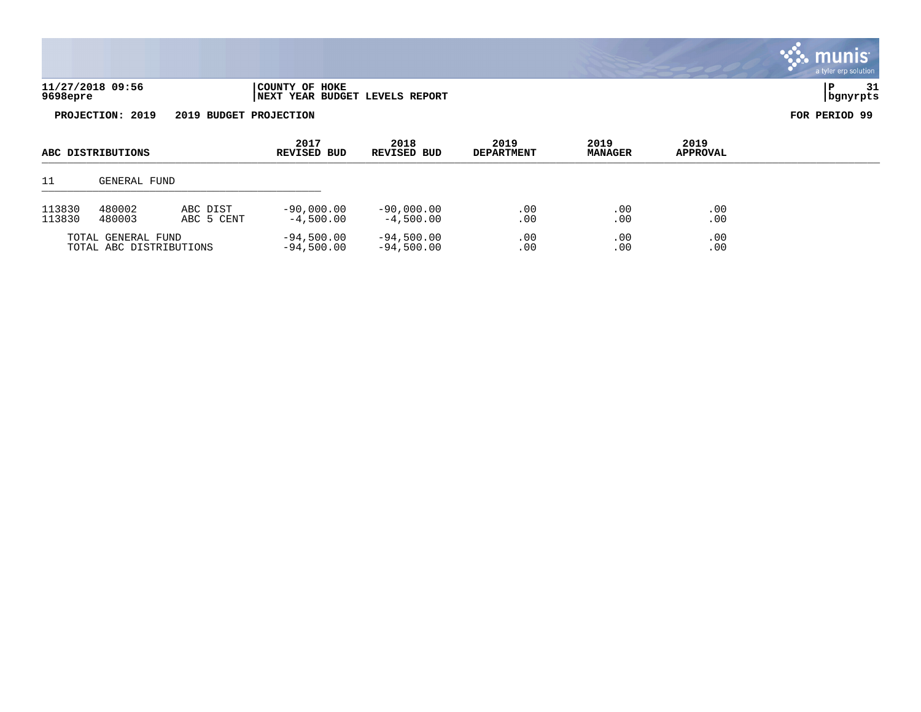11/27/2018 09:56
9698epre

COUNTY OF HOKE
NEXT YEAR BUDGET LEVELS REPORT

bgnyrpts

PROJECTION: 2019 2019 BUDGET PROJECTION

FOR PERIOD 99

| ABC DISTRIBUTIONS | | | 2017 REVISED BUD | 2018 REVISED BUD | 2019 DEPARTMENT | 2019 MANAGER | 2019 APPROVAL |
|---|---|---|---|---|---|---|---|
| 11 | GENERAL FUND | | | | | | |
| 113830 | 480002 | ABC DIST | -90,000.00 | -90,000.00 | .00 | .00 | .00 |
| 113830 | 480003 | ABC 5 CENT | -4,500.00 | -4,500.00 | .00 | .00 | .00 |
| TOTAL GENERAL FUND | | | -94,500.00 | -94,500.00 | .00 | .00 | .00 |
| TOTAL ABC DISTRIBUTIONS | | | -94,500.00 | -94,500.00 | .00 | .00 | .00 |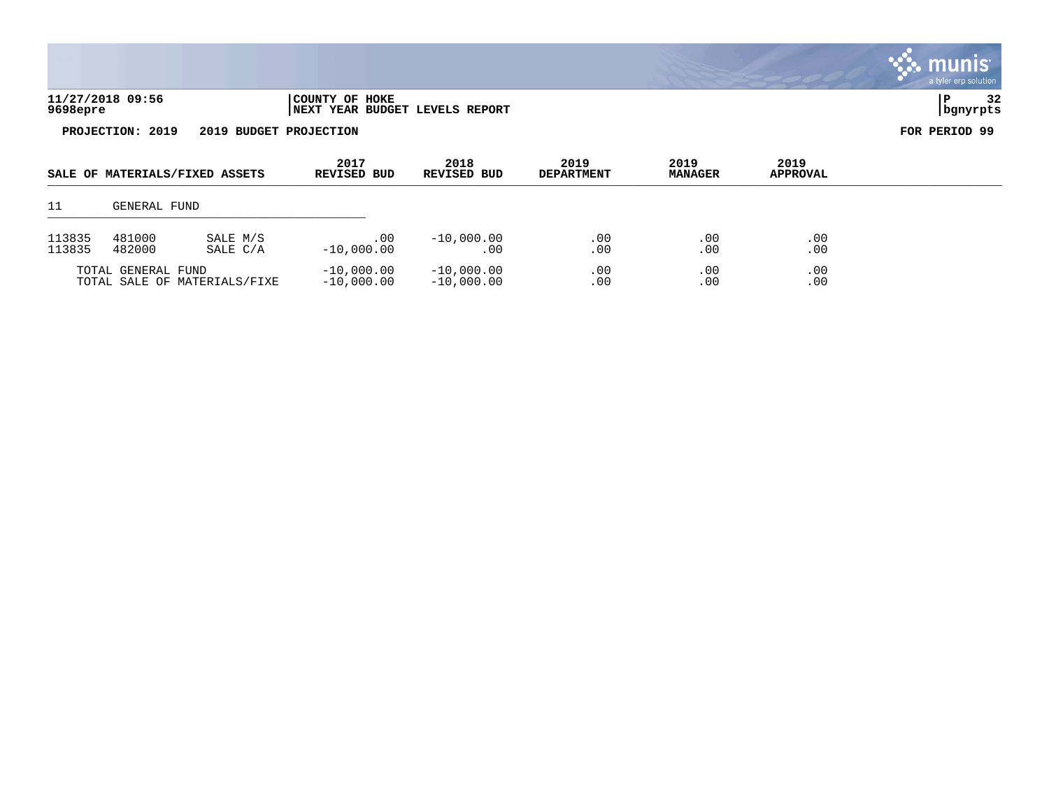**11/27/2018 09:56** | **COUNTY OF HOKE**
**9698epre** | **NEXT YEAR BUDGET LEVELS REPORT**

**PROJECTION: 2019 2019 BUDGET PROJECTION** **FOR PERIOD 99**

| SALE OF MATERIALS/FIXED ASSETS | | | 2017 REVISED BUD | 2018 REVISED BUD | 2019 DEPARTMENT | 2019 MANAGER | 2019 APPROVAL |
|---|---|---|---|---|---|---|---|
| 11 | GENERAL FUND | | | | | | |
| 113835 | 481000 | SALE M/S | .00 | -10,000.00 | .00 | .00 | .00 |
| 113835 | 482000 | SALE C/A | -10,000.00 | .00 | .00 | .00 | .00 |
| TOTAL GENERAL FUND | | | -10,000.00 | -10,000.00 | .00 | .00 | .00 |
| TOTAL SALE OF MATERIALS/FIXE | | | -10,000.00 | -10,000.00 | .00 | .00 | .00 |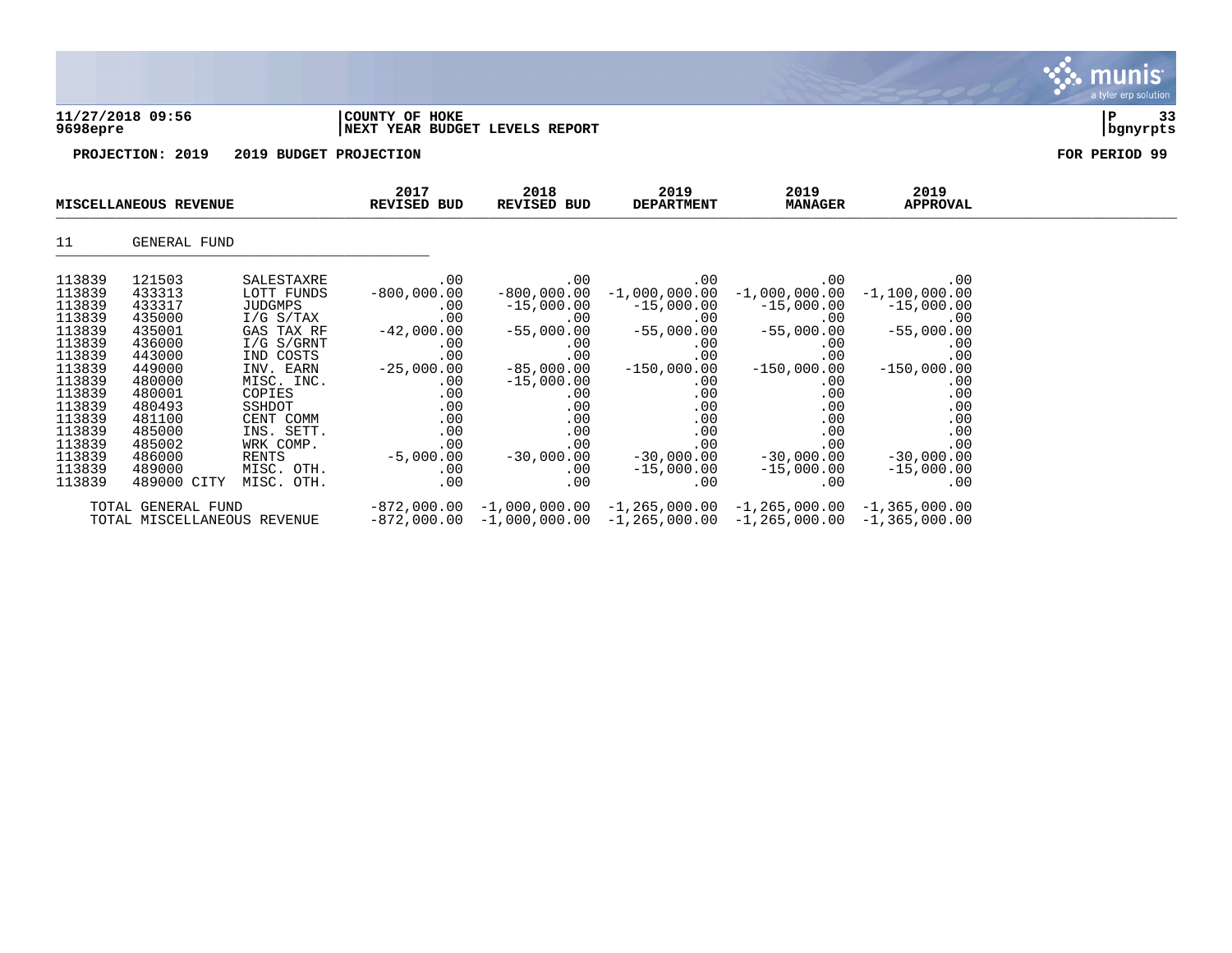**11/27/2018 09:56** | **COUNTY OF HOKE**
**9698epre** | **NEXT YEAR BUDGET LEVELS REPORT**

**PROJECTION: 2019 2019 BUDGET PROJECTION** **FOR PERIOD 99**

| MISCELLANEOUS REVENUE | | | 2017 REVISED BUD | 2018 REVISED BUD | 2019 DEPARTMENT | 2019 MANAGER | 2019 APPROVAL |
|---|---|---|---|---|---|---|---|
| 11 | GENERAL FUND | | | | | | |
| 113839 | 121503 | SALESTAXRE | .00 | .00 | .00 | .00 | .00 |
| 113839 | 433313 | LOTT FUNDS | -800,000.00 | -800,000.00 | -1,000,000.00 | -1,000,000.00 | -1,100,000.00 |
| 113839 | 433317 | JUDGMPS | .00 | -15,000.00 | -15,000.00 | -15,000.00 | -15,000.00 |
| 113839 | 435000 | I/G S/TAX | .00 | .00 | .00 | .00 | .00 |
| 113839 | 435001 | GAS TAX RF | -42,000.00 | -55,000.00 | -55,000.00 | -55,000.00 | -55,000.00 |
| 113839 | 436000 | I/G S/GRNT | .00 | .00 | .00 | .00 | .00 |
| 113839 | 443000 | IND COSTS | .00 | .00 | .00 | .00 | .00 |
| 113839 | 449000 | INV. EARN | -25,000.00 | -85,000.00 | -150,000.00 | -150,000.00 | -150,000.00 |
| 113839 | 480000 | MISC. INC. | .00 | -15,000.00 | .00 | .00 | .00 |
| 113839 | 480001 | COPIES | .00 | .00 | .00 | .00 | .00 |
| 113839 | 480493 | SSHDOT | .00 | .00 | .00 | .00 | .00 |
| 113839 | 481100 | CENT COMM | .00 | .00 | .00 | .00 | .00 |
| 113839 | 485000 | INS. SETT. | .00 | .00 | .00 | .00 | .00 |
| 113839 | 485002 | WRK COMP. | .00 | .00 | .00 | .00 | .00 |
| 113839 | 486000 | RENTS | -5,000.00 | -30,000.00 | -30,000.00 | -30,000.00 | -30,000.00 |
| 113839 | 489000 | MISC. OTH. | .00 | .00 | -15,000.00 | -15,000.00 | -15,000.00 |
| 113839 | 489000 CITY | MISC. OTH. | .00 | .00 | .00 | .00 | .00 |
| TOTAL GENERAL FUND | | | -872,000.00 | -1,000,000.00 | -1,265,000.00 | -1,265,000.00 | -1,365,000.00 |
| TOTAL MISCELLANEOUS REVENUE | | | -872,000.00 | -1,000,000.00 | -1,265,000.00 | -1,265,000.00 | -1,365,000.00 |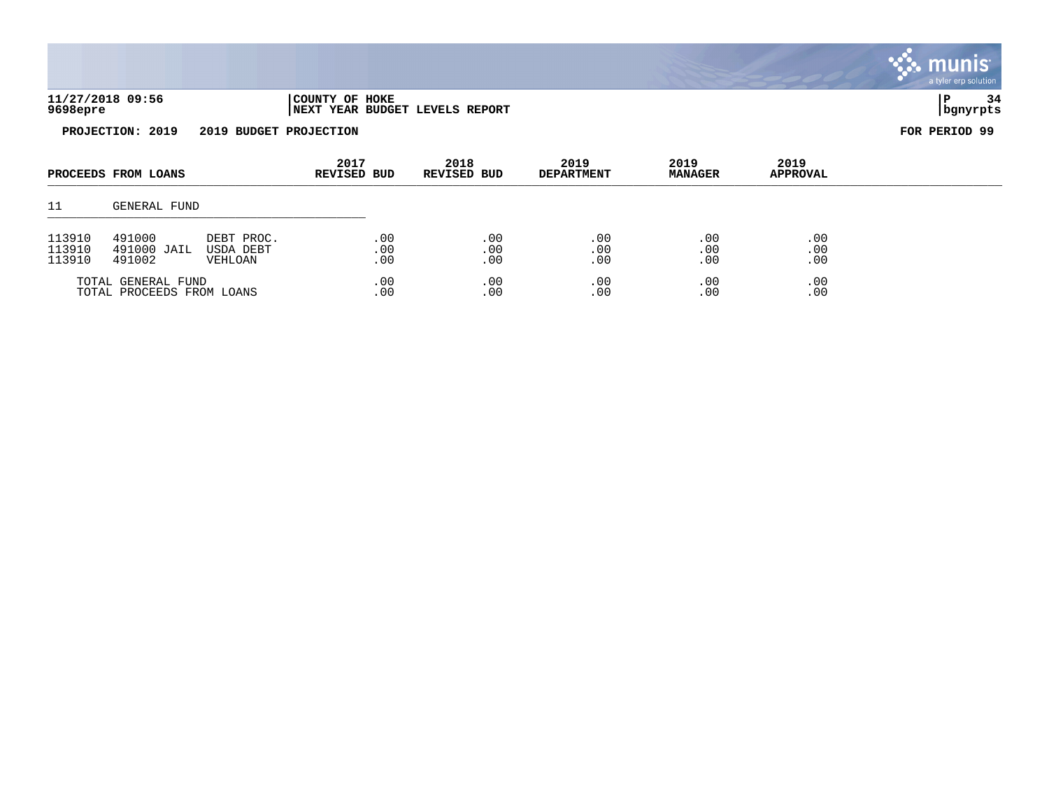**11/27/2018 09:56** | **COUNTY OF HOKE**
**9698epre** | **NEXT YEAR BUDGET LEVELS REPORT** | **bgnyrpts**

**PROJECTION: 2019 2019 BUDGET PROJECTION** | **FOR PERIOD 99**

| PROCEEDS FROM LOANS | | | 2017 REVISED BUD | 2018 REVISED BUD | 2019 DEPARTMENT | 2019 MANAGER | 2019 APPROVAL |
|---|---|---|---|---|---|---|---|
| 11 | GENERAL FUND | | | | | | |
| 113910 | 491000 | DEBT PROC. | .00 | .00 | .00 | .00 | .00 |
| 113910 | 491000 JAIL | USDA DEBT | .00 | .00 | .00 | .00 | .00 |
| 113910 | 491002 | VEHLOAN | .00 | .00 | .00 | .00 | .00 |
| TOTAL GENERAL FUND | | | .00 | .00 | .00 | .00 | .00 |
| TOTAL PROCEEDS FROM LOANS | | | .00 | .00 | .00 | .00 | .00 |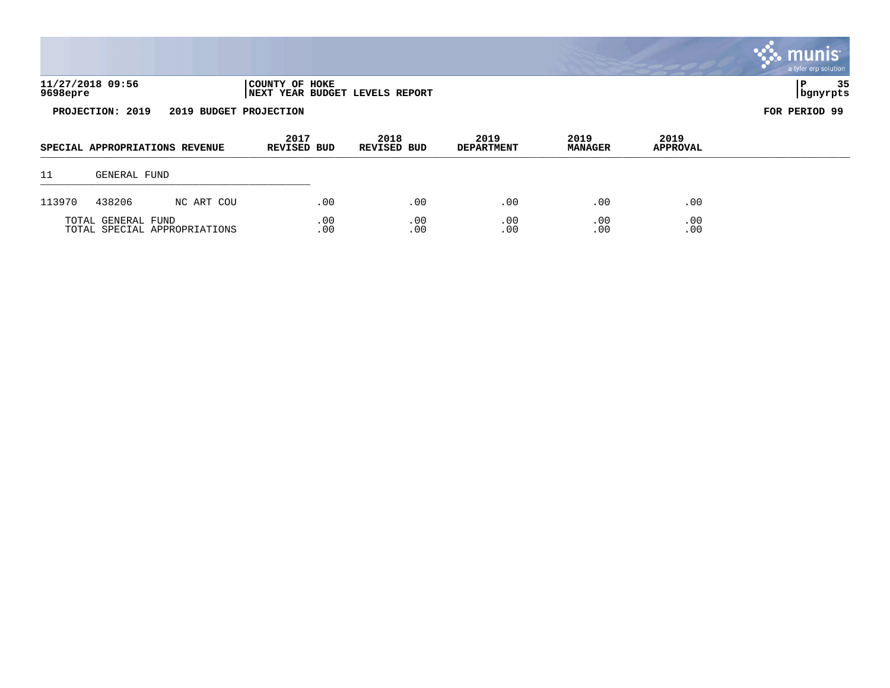**11/27/2018 09:56** | **COUNTY OF HOKE**
**9698epre** | **NEXT YEAR BUDGET LEVELS REPORT** | **bgnyrpts**

**PROJECTION: 2019 2019 BUDGET PROJECTION** **FOR PERIOD 99**

| SPECIAL APPROPRIATIONS REVENUE | | | 2017 REVISED BUD | 2018 REVISED BUD | 2019 DEPARTMENT | 2019 MANAGER | 2019 APPROVAL |
|---|---|---|---|---|---|---|---|
| 11 | GENERAL FUND | | | | | | |
| 113970 | 438206 | NC ART COU | .00 | .00 | .00 | .00 | .00 |
| | TOTAL GENERAL FUND | | .00 | .00 | .00 | .00 | .00 |
| | TOTAL SPECIAL APPROPRIATIONS | | .00 | .00 | .00 | .00 | .00 |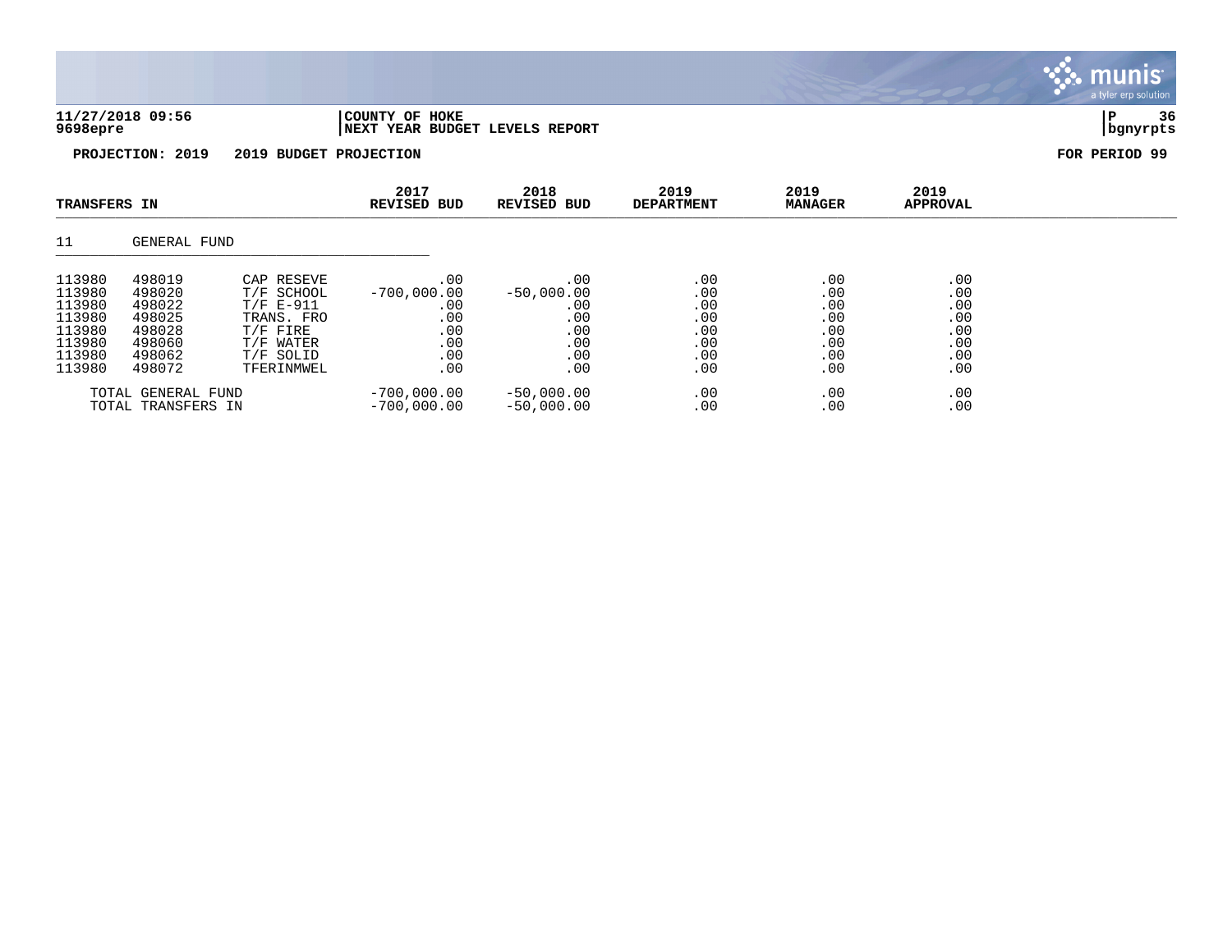**11/27/2018 09:56** | **COUNTY OF HOKE**
**9698epre** | **NEXT YEAR BUDGET LEVELS REPORT** | **bgnyrpts**

**PROJECTION: 2019 2019 BUDGET PROJECTION** **FOR PERIOD 99**

| TRANSFERS IN | | | 2017 REVISED BUD | 2018 REVISED BUD | 2019 DEPARTMENT | 2019 MANAGER | 2019 APPROVAL |
|---|---|---|---|---|---|---|---|
| 11 | GENERAL FUND | | | | | | |
| 113980 | 498019 | CAP RESEVE | .00 | .00 | .00 | .00 | .00 |
| 113980 | 498020 | T/F SCHOOL | -700,000.00 | -50,000.00 | .00 | .00 | .00 |
| 113980 | 498022 | T/F E-911 | .00 | .00 | .00 | .00 | .00 |
| 113980 | 498025 | TRANS. FRO | .00 | .00 | .00 | .00 | .00 |
| 113980 | 498028 | T/F FIRE | .00 | .00 | .00 | .00 | .00 |
| 113980 | 498060 | T/F WATER | .00 | .00 | .00 | .00 | .00 |
| 113980 | 498062 | T/F SOLID | .00 | .00 | .00 | .00 | .00 |
| 113980 | 498072 | TFERINMWEL | .00 | .00 | .00 | .00 | .00 |
| TOTAL GENERAL FUND | | | -700,000.00 | -50,000.00 | .00 | .00 | .00 |
| TOTAL TRANSFERS IN | | | -700,000.00 | -50,000.00 | .00 | .00 | .00 |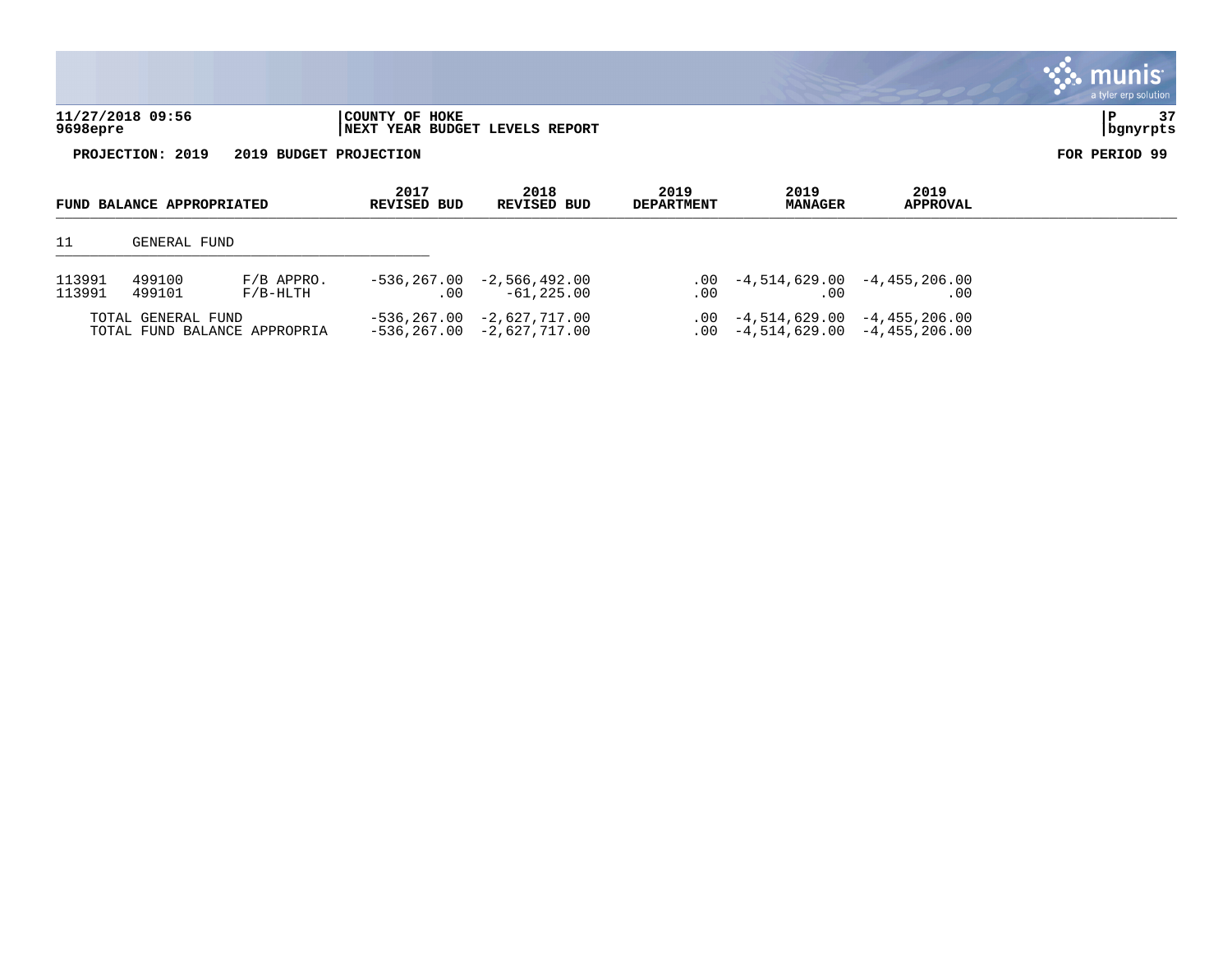**11/27/2018 09:56** | **COUNTY OF HOKE**
**9698epre** | **NEXT YEAR BUDGET LEVELS REPORT**

**PROJECTION: 2019 2019 BUDGET PROJECTION** **FOR PERIOD 99**

| FUND BALANCE APPROPRIATED | | | 2017 REVISED BUD | 2018 REVISED BUD | 2019 DEPARTMENT | 2019 MANAGER | 2019 APPROVAL |
|---|---|---|---|---|---|---|---|
| 11 | GENERAL FUND | | | | | | |
| 113991 | 499100 | F/B APPRO. | -536,267.00 | -2,566,492.00 | .00 | -4,514,629.00 | -4,455,206.00 |
| 113991 | 499101 | F/B-HLTH | .00 | -61,225.00 | .00 | .00 | .00 |
| TOTAL GENERAL FUND | | | -536,267.00 | -2,627,717.00 | .00 | -4,514,629.00 | -4,455,206.00 |
| TOTAL FUND BALANCE APPROPRIA | | | -536,267.00 | -2,627,717.00 | .00 | -4,514,629.00 | -4,455,206.00 |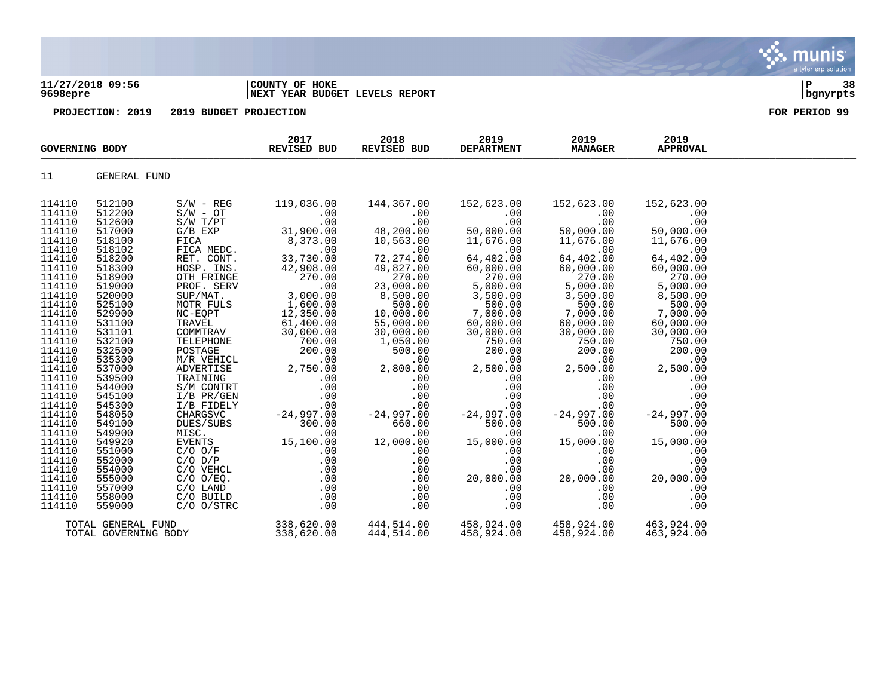**11/27/2018 09:56** | **COUNTY OF HOKE** | **P 38**
**9698epre** | **NEXT YEAR BUDGET LEVELS REPORT** | **bgnyrpts**

**PROJECTION: 2019 2019 BUDGET PROJECTION** **FOR PERIOD 99**

| GOVERNING BODY | | | 2017 REVISED BUD | 2018 REVISED BUD | 2019 DEPARTMENT | 2019 MANAGER | 2019 APPROVAL |
|---|---|---|---|---|---|---|---|
| 11 | GENERAL FUND | | | | | | |
| 114110 | 512100 | S/W - REG | 119,036.00 | 144,367.00 | 152,623.00 | 152,623.00 | 152,623.00 |
| 114110 | 512200 | S/W - OT | .00 | .00 | .00 | .00 | .00 |
| 114110 | 512600 | S/W T/PT | .00 | .00 | .00 | .00 | .00 |
| 114110 | 517000 | G/B EXP | 31,900.00 | 48,200.00 | 50,000.00 | 50,000.00 | 50,000.00 |
| 114110 | 518100 | FICA | 8,373.00 | 10,563.00 | 11,676.00 | 11,676.00 | 11,676.00 |
| 114110 | 518102 | FICA MEDC. | .00 | .00 | .00 | .00 | .00 |
| 114110 | 518200 | RET. CONT. | 33,730.00 | 72,274.00 | 64,402.00 | 64,402.00 | 64,402.00 |
| 114110 | 518300 | HOSP. INS. | 42,908.00 | 49,827.00 | 60,000.00 | 60,000.00 | 60,000.00 |
| 114110 | 518900 | OTH FRINGE | 270.00 | 270.00 | 270.00 | 270.00 | 270.00 |
| 114110 | 519000 | PROF. SERV | .00 | 23,000.00 | 5,000.00 | 5,000.00 | 5,000.00 |
| 114110 | 520000 | SUP/MAT. | 3,000.00 | 8,500.00 | 3,500.00 | 3,500.00 | 8,500.00 |
| 114110 | 525100 | MOTR FULS | 1,600.00 | 500.00 | 500.00 | 500.00 | 500.00 |
| 114110 | 529900 | NC-EQPT | 12,350.00 | 10,000.00 | 7,000.00 | 7,000.00 | 7,000.00 |
| 114110 | 531100 | TRAVEL | 61,400.00 | 55,000.00 | 60,000.00 | 60,000.00 | 60,000.00 |
| 114110 | 531101 | COMMTRAV | 30,000.00 | 30,000.00 | 30,000.00 | 30,000.00 | 30,000.00 |
| 114110 | 532100 | TELEPHONE | 700.00 | 1,050.00 | 750.00 | 750.00 | 750.00 |
| 114110 | 532500 | POSTAGE | 200.00 | 500.00 | 200.00 | 200.00 | 200.00 |
| 114110 | 535300 | M/R VEHICL | .00 | .00 | .00 | .00 | .00 |
| 114110 | 537000 | ADVERTISE | 2,750.00 | 2,800.00 | 2,500.00 | 2,500.00 | 2,500.00 |
| 114110 | 539500 | TRAINING | .00 | .00 | .00 | .00 | .00 |
| 114110 | 544000 | S/M CONTRT | .00 | .00 | .00 | .00 | .00 |
| 114110 | 545100 | I/B PR/GEN | .00 | .00 | .00 | .00 | .00 |
| 114110 | 545300 | I/B FIDELY | .00 | .00 | .00 | .00 | .00 |
| 114110 | 548050 | CHARGSVC | -24,997.00 | -24,997.00 | -24,997.00 | -24,997.00 | -24,997.00 |
| 114110 | 549100 | DUES/SUBS | 300.00 | 660.00 | 500.00 | 500.00 | 500.00 |
| 114110 | 549900 | MISC. | .00 | .00 | .00 | .00 | .00 |
| 114110 | 549920 | EVENTS | 15,100.00 | 12,000.00 | 15,000.00 | 15,000.00 | 15,000.00 |
| 114110 | 551000 | C/O O/F | .00 | .00 | .00 | .00 | .00 |
| 114110 | 552000 | C/O D/P | .00 | .00 | .00 | .00 | .00 |
| 114110 | 554000 | C/O VEHCL | .00 | .00 | .00 | .00 | .00 |
| 114110 | 555000 | C/O O/EQ. | .00 | .00 | 20,000.00 | 20,000.00 | 20,000.00 |
| 114110 | 557000 | C/O LAND | .00 | .00 | .00 | .00 | .00 |
| 114110 | 558000 | C/O BUILD | .00 | .00 | .00 | .00 | .00 |
| 114110 | 559000 | C/O O/STRC | .00 | .00 | .00 | .00 | .00 |
| TOTAL GENERAL FUND | | | 338,620.00 | 444,514.00 | 458,924.00 | 458,924.00 | 463,924.00 |
| TOTAL GOVERNING BODY | | | 338,620.00 | 444,514.00 | 458,924.00 | 458,924.00 | 463,924.00 |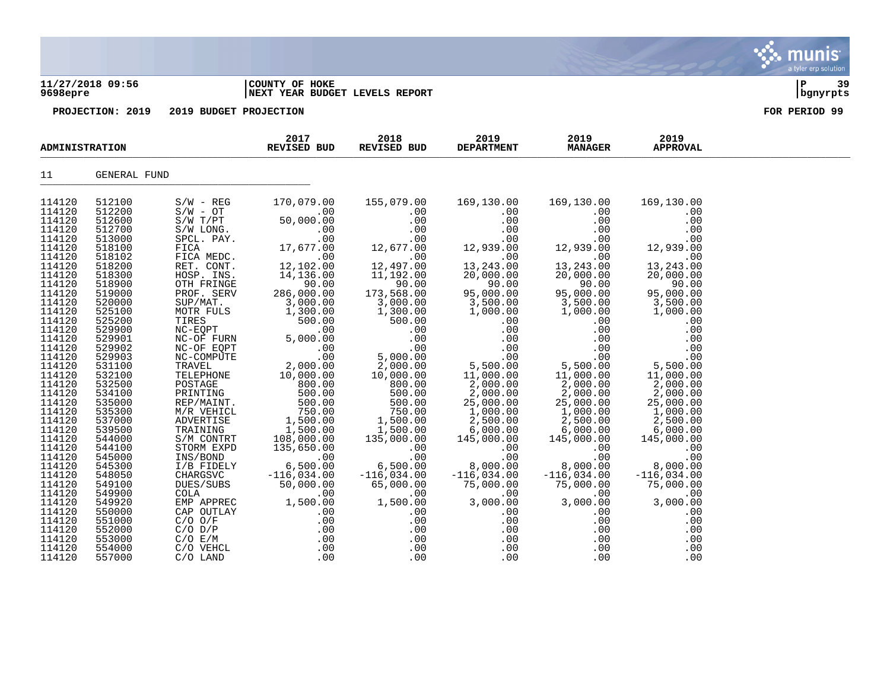11/27/2018 09:56 | COUNTY OF HOKE
9698epre | NEXT YEAR BUDGET LEVELS REPORT

PROJECTION: 2019 2019 BUDGET PROJECTION — FOR PERIOD 99

| ADMINISTRATION | | | 2017 REVISED BUD | 2018 REVISED BUD | 2019 DEPARTMENT | 2019 MANAGER | 2019 APPROVAL |
|---|---|---|---|---|---|---|---|
| 11 | GENERAL FUND | | | | | | |
| 114120 | 512100 | S/W - REG | 170,079.00 | 155,079.00 | 169,130.00 | 169,130.00 | 169,130.00 |
| 114120 | 512200 | S/W - OT | .00 | .00 | .00 | .00 | .00 |
| 114120 | 512600 | S/W T/PT | 50,000.00 | .00 | .00 | .00 | .00 |
| 114120 | 512700 | S/W LONG. | .00 | .00 | .00 | .00 | .00 |
| 114120 | 513000 | SPCL. PAY. | .00 | .00 | .00 | .00 | .00 |
| 114120 | 518100 | FICA | 17,677.00 | 12,677.00 | 12,939.00 | 12,939.00 | 12,939.00 |
| 114120 | 518102 | FICA MEDC. | .00 | .00 | .00 | .00 | .00 |
| 114120 | 518200 | RET. CONT. | 12,102.00 | 12,497.00 | 13,243.00 | 13,243.00 | 13,243.00 |
| 114120 | 518300 | HOSP. INS. | 14,136.00 | 11,192.00 | 20,000.00 | 20,000.00 | 20,000.00 |
| 114120 | 518900 | OTH FRINGE | 90.00 | 90.00 | 90.00 | 90.00 | 90.00 |
| 114120 | 519000 | PROF. SERV | 286,000.00 | 173,568.00 | 95,000.00 | 95,000.00 | 95,000.00 |
| 114120 | 520000 | SUP/MAT. | 3,000.00 | 3,000.00 | 3,500.00 | 3,500.00 | 3,500.00 |
| 114120 | 525100 | MOTR FULS | 1,300.00 | 1,300.00 | 1,000.00 | 1,000.00 | 1,000.00 |
| 114120 | 525200 | TIRES | 500.00 | 500.00 | .00 | .00 | .00 |
| 114120 | 529900 | NC-EQPT | .00 | .00 | .00 | .00 | .00 |
| 114120 | 529901 | NC-OF FURN | 5,000.00 | .00 | .00 | .00 | .00 |
| 114120 | 529902 | NC-OF EQPT | .00 | .00 | .00 | .00 | .00 |
| 114120 | 529903 | NC-COMPUTE | .00 | 5,000.00 | .00 | .00 | .00 |
| 114120 | 531100 | TRAVEL | 2,000.00 | 2,000.00 | 5,500.00 | 5,500.00 | 5,500.00 |
| 114120 | 532100 | TELEPHONE | 10,000.00 | 10,000.00 | 11,000.00 | 11,000.00 | 11,000.00 |
| 114120 | 532500 | POSTAGE | 800.00 | 800.00 | 2,000.00 | 2,000.00 | 2,000.00 |
| 114120 | 534100 | PRINTING | 500.00 | 500.00 | 2,000.00 | 2,000.00 | 2,000.00 |
| 114120 | 535000 | REP/MAINT. | 500.00 | 500.00 | 25,000.00 | 25,000.00 | 25,000.00 |
| 114120 | 535300 | M/R VEHICL | 750.00 | 750.00 | 1,000.00 | 1,000.00 | 1,000.00 |
| 114120 | 537000 | ADVERTISE | 1,500.00 | 1,500.00 | 2,500.00 | 2,500.00 | 2,500.00 |
| 114120 | 539500 | TRAINING | 1,500.00 | 1,500.00 | 6,000.00 | 6,000.00 | 6,000.00 |
| 114120 | 544000 | S/M CONTRT | 108,000.00 | 135,000.00 | 145,000.00 | 145,000.00 | 145,000.00 |
| 114120 | 544100 | STORM EXPD | 135,650.00 | .00 | .00 | .00 | .00 |
| 114120 | 545000 | INS/BOND | .00 | .00 | .00 | .00 | .00 |
| 114120 | 545300 | I/B FIDELY | 6,500.00 | 6,500.00 | 8,000.00 | 8,000.00 | 8,000.00 |
| 114120 | 548050 | CHARGSVC | -116,034.00 | -116,034.00 | -116,034.00 | -116,034.00 | -116,034.00 |
| 114120 | 549100 | DUES/SUBS | 50,000.00 | 65,000.00 | 75,000.00 | 75,000.00 | 75,000.00 |
| 114120 | 549900 | COLA | .00 | .00 | .00 | .00 | .00 |
| 114120 | 549920 | EMP APPREC | 1,500.00 | 1,500.00 | 3,000.00 | 3,000.00 | 3,000.00 |
| 114120 | 550000 | CAP OUTLAY | .00 | .00 | .00 | .00 | .00 |
| 114120 | 551000 | C/O O/F | .00 | .00 | .00 | .00 | .00 |
| 114120 | 552000 | C/O D/P | .00 | .00 | .00 | .00 | .00 |
| 114120 | 553000 | C/O E/M | .00 | .00 | .00 | .00 | .00 |
| 114120 | 554000 | C/O VEHCL | .00 | .00 | .00 | .00 | .00 |
| 114120 | 557000 | C/O LAND | .00 | .00 | .00 | .00 | .00 |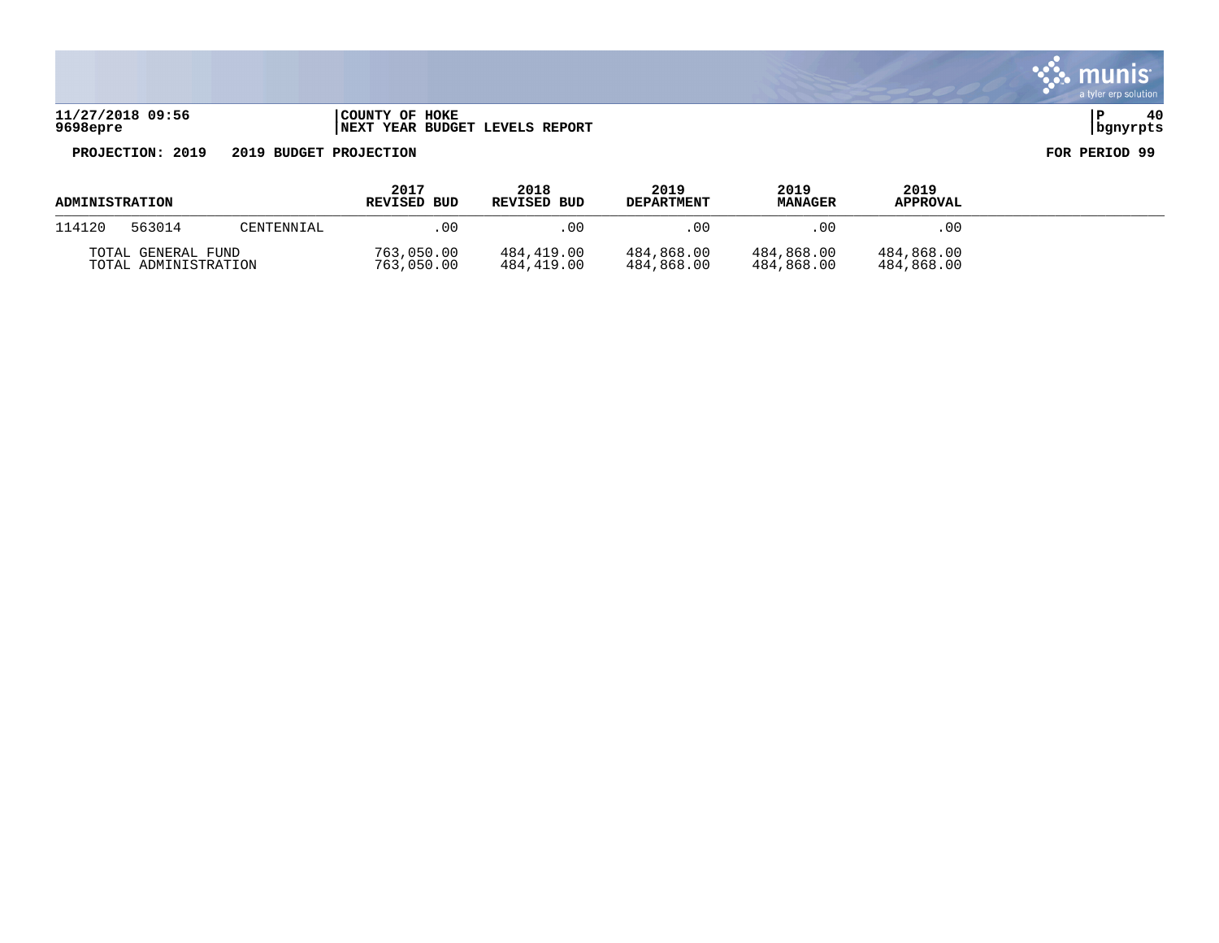**COUNTY OF HOKE**
**NEXT YEAR BUDGET LEVELS REPORT**

11/27/2018 09:56
9698epre

**PROJECTION: 2019 2019 BUDGET PROJECTION** **FOR PERIOD 99**

| ADMINISTRATION | | | 2017 REVISED BUD | 2018 REVISED BUD | 2019 DEPARTMENT | 2019 MANAGER | 2019 APPROVAL |
|---|---|---|---|---|---|---|---|
| 114120 | 563014 | CENTENNIAL | .00 | .00 | .00 | .00 | .00 |
| TOTAL GENERAL FUND | | | 763,050.00 | 484,419.00 | 484,868.00 | 484,868.00 | 484,868.00 |
| TOTAL ADMINISTRATION | | | 763,050.00 | 484,419.00 | 484,868.00 | 484,868.00 | 484,868.00 |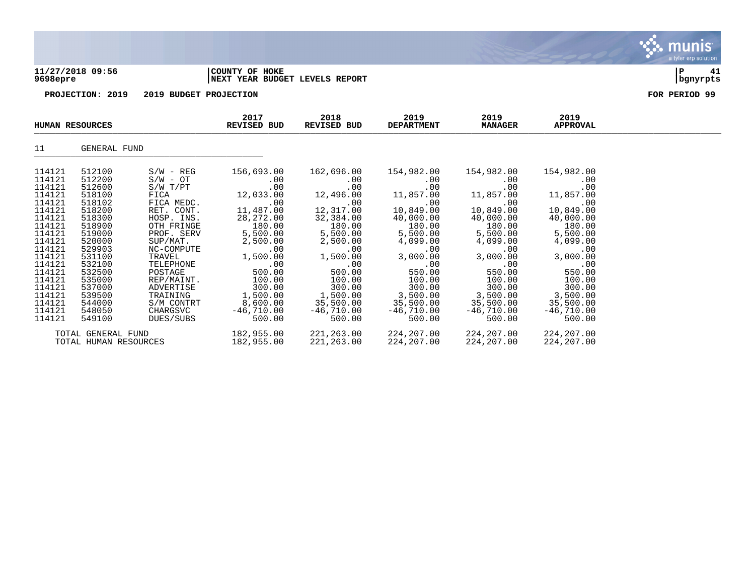**11/27/2018 09:56** | **COUNTY OF HOKE**
**9698epre** | **NEXT YEAR BUDGET LEVELS REPORT**

**PROJECTION: 2019 2019 BUDGET PROJECTION** — **FOR PERIOD 99**

| HUMAN RESOURCES | | | 2017 REVISED BUD | 2018 REVISED BUD | 2019 DEPARTMENT | 2019 MANAGER | 2019 APPROVAL |
|---|---|---|---|---|---|---|---|
| 11 | GENERAL FUND | | | | | | |
| 114121 | 512100 | S/W - REG | 156,693.00 | 162,696.00 | 154,982.00 | 154,982.00 | 154,982.00 |
| 114121 | 512200 | S/W - OT | .00 | .00 | .00 | .00 | .00 |
| 114121 | 512600 | S/W T/PT | .00 | .00 | .00 | .00 | .00 |
| 114121 | 518100 | FICA | 12,033.00 | 12,496.00 | 11,857.00 | 11,857.00 | 11,857.00 |
| 114121 | 518102 | FICA MEDC. | .00 | .00 | .00 | .00 | .00 |
| 114121 | 518200 | RET. CONT. | 11,487.00 | 12,317.00 | 10,849.00 | 10,849.00 | 10,849.00 |
| 114121 | 518300 | HOSP. INS. | 28,272.00 | 32,384.00 | 40,000.00 | 40,000.00 | 40,000.00 |
| 114121 | 518900 | OTH FRINGE | 180.00 | 180.00 | 180.00 | 180.00 | 180.00 |
| 114121 | 519000 | PROF. SERV | 5,500.00 | 5,500.00 | 5,500.00 | 5,500.00 | 5,500.00 |
| 114121 | 520000 | SUP/MAT. | 2,500.00 | 2,500.00 | 4,099.00 | 4,099.00 | 4,099.00 |
| 114121 | 529903 | NC-COMPUTE | .00 | .00 | .00 | .00 | .00 |
| 114121 | 531100 | TRAVEL | 1,500.00 | 1,500.00 | 3,000.00 | 3,000.00 | 3,000.00 |
| 114121 | 532100 | TELEPHONE | .00 | .00 | .00 | .00 | .00 |
| 114121 | 532500 | POSTAGE | 500.00 | 500.00 | 550.00 | 550.00 | 550.00 |
| 114121 | 535000 | REP/MAINT. | 100.00 | 100.00 | 100.00 | 100.00 | 100.00 |
| 114121 | 537000 | ADVERTISE | 300.00 | 300.00 | 300.00 | 300.00 | 300.00 |
| 114121 | 539500 | TRAINING | 1,500.00 | 1,500.00 | 3,500.00 | 3,500.00 | 3,500.00 |
| 114121 | 544000 | S/M CONTRT | 8,600.00 | 35,500.00 | 35,500.00 | 35,500.00 | 35,500.00 |
| 114121 | 548050 | CHARGSVC | -46,710.00 | -46,710.00 | -46,710.00 | -46,710.00 | -46,710.00 |
| 114121 | 549100 | DUES/SUBS | 500.00 | 500.00 | 500.00 | 500.00 | 500.00 |
| TOTAL GENERAL FUND | | | 182,955.00 | 221,263.00 | 224,207.00 | 224,207.00 | 224,207.00 |
| TOTAL HUMAN RESOURCES | | | 182,955.00 | 221,263.00 | 224,207.00 | 224,207.00 | 224,207.00 |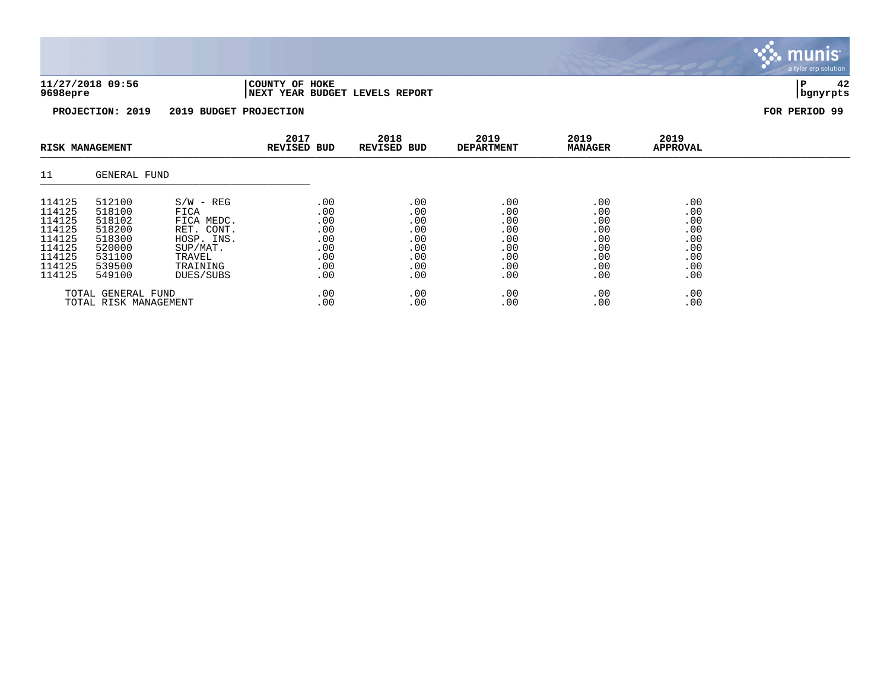**11/27/2018 09:56** **COUNTY OF HOKE**
**9698epre** **NEXT YEAR BUDGET LEVELS REPORT** **bgnyrpts**

**PROJECTION: 2019 2019 BUDGET PROJECTION** **FOR PERIOD 99**

| RISK MANAGEMENT | | | 2017 REVISED BUD | 2018 REVISED BUD | 2019 DEPARTMENT | 2019 MANAGER | 2019 APPROVAL |
|---|---|---|---|---|---|---|---|
| 11 | GENERAL FUND | | | | | | |
| 114125 | 512100 | S/W - REG | .00 | .00 | .00 | .00 | .00 |
| 114125 | 518100 | FICA | .00 | .00 | .00 | .00 | .00 |
| 114125 | 518102 | FICA MEDC. | .00 | .00 | .00 | .00 | .00 |
| 114125 | 518200 | RET. CONT. | .00 | .00 | .00 | .00 | .00 |
| 114125 | 518300 | HOSP. INS. | .00 | .00 | .00 | .00 | .00 |
| 114125 | 520000 | SUP/MAT. | .00 | .00 | .00 | .00 | .00 |
| 114125 | 531100 | TRAVEL | .00 | .00 | .00 | .00 | .00 |
| 114125 | 539500 | TRAINING | .00 | .00 | .00 | .00 | .00 |
| 114125 | 549100 | DUES/SUBS | .00 | .00 | .00 | .00 | .00 |
| TOTAL GENERAL FUND | | | .00 | .00 | .00 | .00 | .00 |
| TOTAL RISK MANAGEMENT | | | .00 | .00 | .00 | .00 | .00 |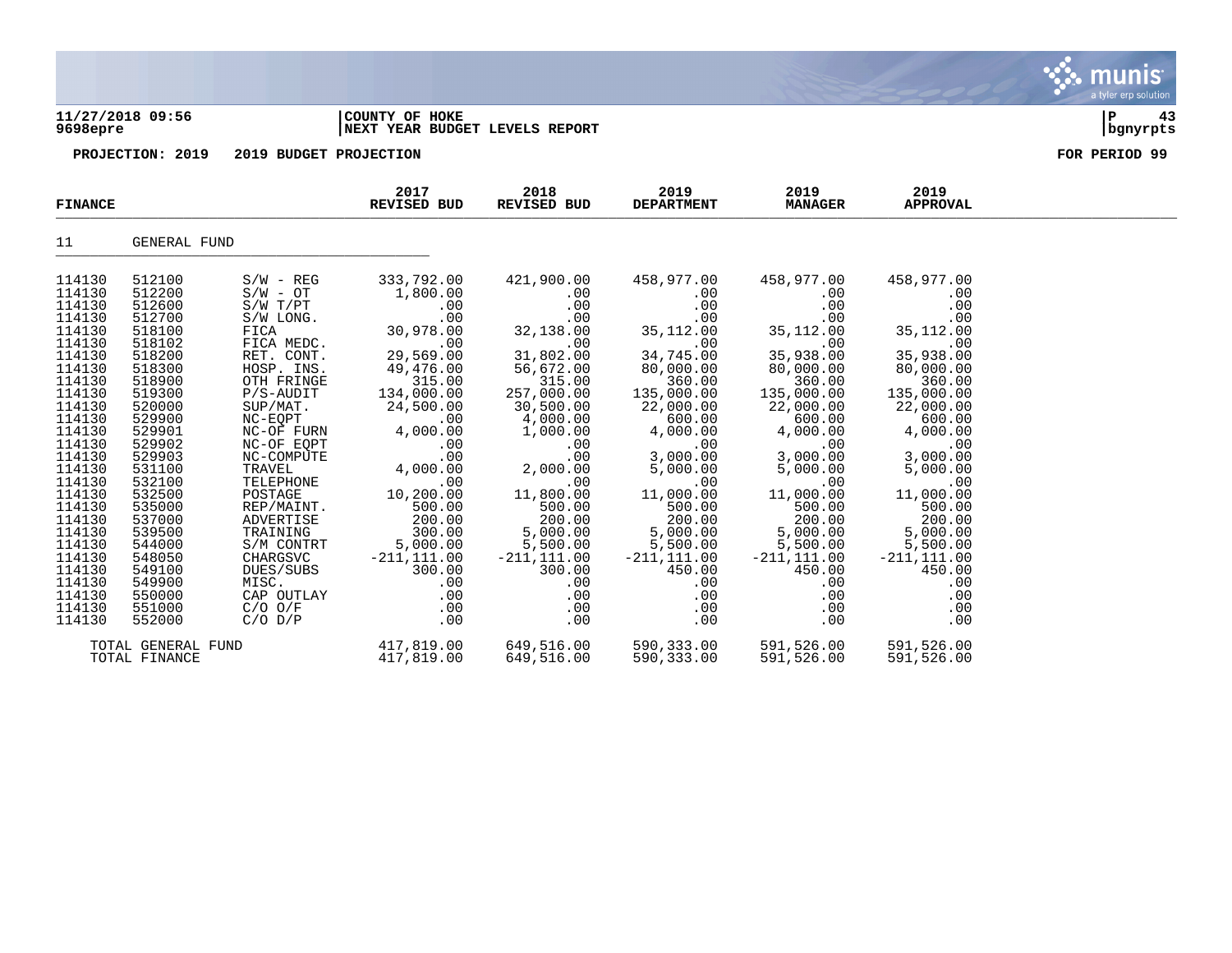11/27/2018 09:56 | COUNTY OF HOKE
9698epre | NEXT YEAR BUDGET LEVELS REPORT

**PROJECTION: 2019 2019 BUDGET PROJECTION** **FOR PERIOD 99**

| FINANCE | | | 2017 REVISED BUD | 2018 REVISED BUD | 2019 DEPARTMENT | 2019 MANAGER | 2019 APPROVAL |
|---|---|---|---|---|---|---|---|
| 11 | GENERAL FUND | | | | | | |
| 114130 | 512100 | S/W - REG | 333,792.00 | 421,900.00 | 458,977.00 | 458,977.00 | 458,977.00 |
| 114130 | 512200 | S/W - OT | 1,800.00 | .00 | .00 | .00 | .00 |
| 114130 | 512600 | S/W T/PT | .00 | .00 | .00 | .00 | .00 |
| 114130 | 512700 | S/W LONG. | .00 | .00 | .00 | .00 | .00 |
| 114130 | 518100 | FICA | 30,978.00 | 32,138.00 | 35,112.00 | 35,112.00 | 35,112.00 |
| 114130 | 518102 | FICA MEDC. | .00 | .00 | .00 | .00 | .00 |
| 114130 | 518200 | RET. CONT. | 29,569.00 | 31,802.00 | 34,745.00 | 35,938.00 | 35,938.00 |
| 114130 | 518300 | HOSP. INS. | 49,476.00 | 56,672.00 | 80,000.00 | 80,000.00 | 80,000.00 |
| 114130 | 518900 | OTH FRINGE | 315.00 | 315.00 | 360.00 | 360.00 | 360.00 |
| 114130 | 519300 | P/S-AUDIT | 134,000.00 | 257,000.00 | 135,000.00 | 135,000.00 | 135,000.00 |
| 114130 | 520000 | SUP/MAT. | 24,500.00 | 30,500.00 | 22,000.00 | 22,000.00 | 22,000.00 |
| 114130 | 529900 | NC-EQPT | .00 | 4,000.00 | 600.00 | 600.00 | 600.00 |
| 114130 | 529901 | NC-OF FURN | 4,000.00 | 1,000.00 | 4,000.00 | 4,000.00 | 4,000.00 |
| 114130 | 529902 | NC-OF EQPT | .00 | .00 | .00 | .00 | .00 |
| 114130 | 529903 | NC-COMPUTE | .00 | .00 | 3,000.00 | 3,000.00 | 3,000.00 |
| 114130 | 531100 | TRAVEL | 4,000.00 | 2,000.00 | 5,000.00 | 5,000.00 | 5,000.00 |
| 114130 | 532100 | TELEPHONE | .00 | .00 | .00 | .00 | .00 |
| 114130 | 532500 | POSTAGE | 10,200.00 | 11,800.00 | 11,000.00 | 11,000.00 | 11,000.00 |
| 114130 | 535000 | REP/MAINT. | 500.00 | 500.00 | 500.00 | 500.00 | 500.00 |
| 114130 | 537000 | ADVERTISE | 200.00 | 200.00 | 200.00 | 200.00 | 200.00 |
| 114130 | 539500 | TRAINING | 300.00 | 5,000.00 | 5,000.00 | 5,000.00 | 5,000.00 |
| 114130 | 544000 | S/M CONTRT | 5,000.00 | 5,500.00 | 5,500.00 | 5,500.00 | 5,500.00 |
| 114130 | 548050 | CHARGSVC | -211,111.00 | -211,111.00 | -211,111.00 | -211,111.00 | -211,111.00 |
| 114130 | 549100 | DUES/SUBS | 300.00 | 300.00 | 450.00 | 450.00 | 450.00 |
| 114130 | 549900 | MISC. | .00 | .00 | .00 | .00 | .00 |
| 114130 | 550000 | CAP OUTLAY | .00 | .00 | .00 | .00 | .00 |
| 114130 | 551000 | C/O O/F | .00 | .00 | .00 | .00 | .00 |
| 114130 | 552000 | C/O D/P | .00 | .00 | .00 | .00 | .00 |
| TOTAL GENERAL FUND | | | 417,819.00 | 649,516.00 | 590,333.00 | 591,526.00 | 591,526.00 |
| TOTAL FINANCE | | | 417,819.00 | 649,516.00 | 590,333.00 | 591,526.00 | 591,526.00 |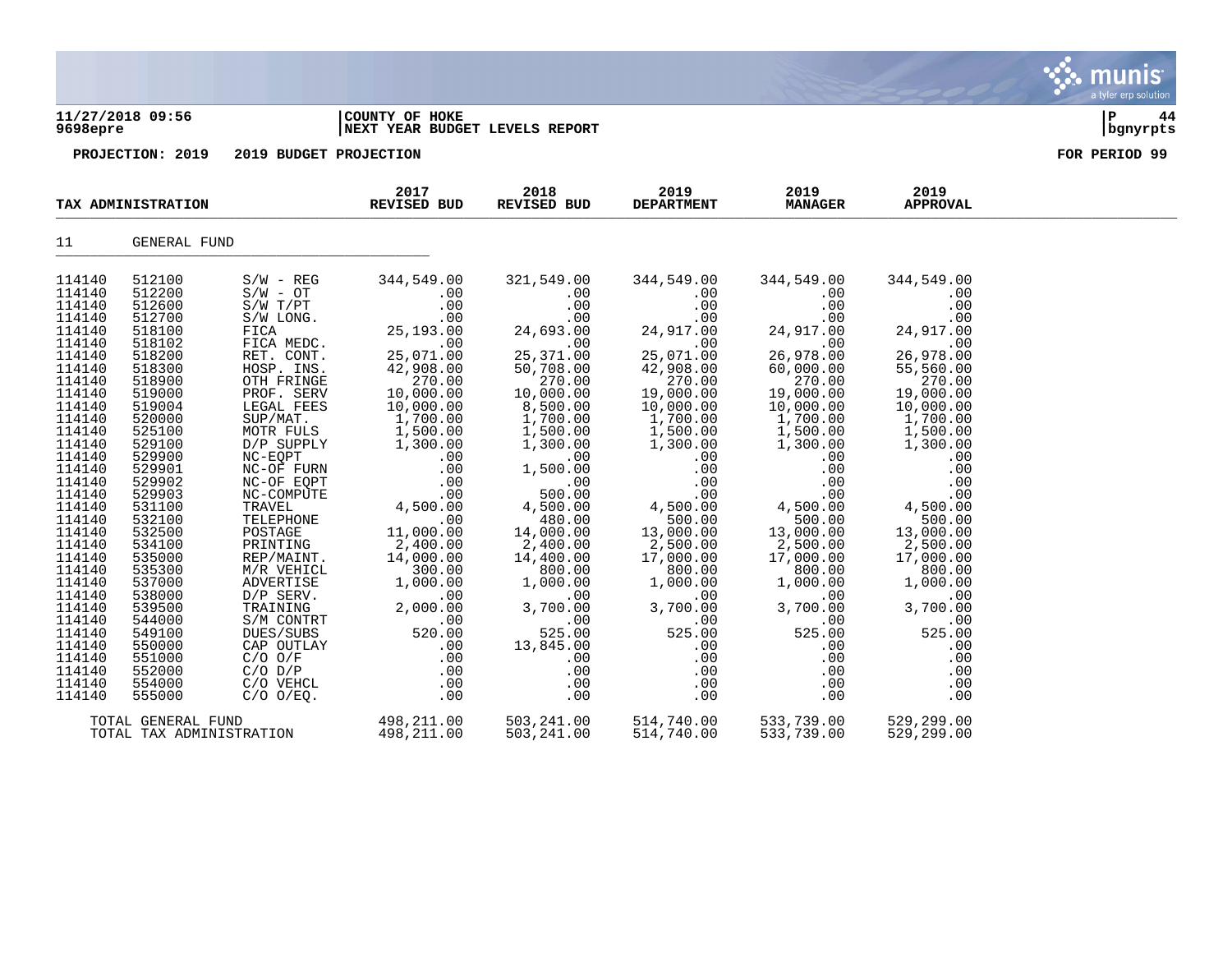**11/27/2018 09:56** | **COUNTY OF HOKE**
**9698epre** | **NEXT YEAR BUDGET LEVELS REPORT** | **bgnyrpts**

**PROJECTION: 2019    2019 BUDGET PROJECTION**    **FOR PERIOD 99**

| TAX ADMINISTRATION | | | 2017 REVISED BUD | 2018 REVISED BUD | 2019 DEPARTMENT | 2019 MANAGER | 2019 APPROVAL |
|---|---|---|---|---|---|---|---|
| 11 | GENERAL FUND | | | | | | |
| 114140 | 512100 | S/W - REG | 344,549.00 | 321,549.00 | 344,549.00 | 344,549.00 | 344,549.00 |
| 114140 | 512200 | S/W - OT | .00 | .00 | .00 | .00 | .00 |
| 114140 | 512600 | S/W T/PT | .00 | .00 | .00 | .00 | .00 |
| 114140 | 512700 | S/W LONG. | .00 | .00 | .00 | .00 | .00 |
| 114140 | 518100 | FICA | 25,193.00 | 24,693.00 | 24,917.00 | 24,917.00 | 24,917.00 |
| 114140 | 518102 | FICA MEDC. | .00 | .00 | .00 | .00 | .00 |
| 114140 | 518200 | RET. CONT. | 25,071.00 | 25,371.00 | 25,071.00 | 26,978.00 | 26,978.00 |
| 114140 | 518300 | HOSP. INS. | 42,908.00 | 50,708.00 | 42,908.00 | 60,000.00 | 55,560.00 |
| 114140 | 518900 | OTH FRINGE | 270.00 | 270.00 | 270.00 | 270.00 | 270.00 |
| 114140 | 519000 | PROF. SERV | 10,000.00 | 10,000.00 | 19,000.00 | 19,000.00 | 19,000.00 |
| 114140 | 519004 | LEGAL FEES | 10,000.00 | 8,500.00 | 10,000.00 | 10,000.00 | 10,000.00 |
| 114140 | 520000 | SUP/MAT. | 1,700.00 | 1,700.00 | 1,700.00 | 1,700.00 | 1,700.00 |
| 114140 | 525100 | MOTR FULS | 1,500.00 | 1,500.00 | 1,500.00 | 1,500.00 | 1,500.00 |
| 114140 | 529100 | D/P SUPPLY | 1,300.00 | 1,300.00 | 1,300.00 | 1,300.00 | 1,300.00 |
| 114140 | 529900 | NC-EQPT | .00 | .00 | .00 | .00 | .00 |
| 114140 | 529901 | NC-OF FURN | .00 | 1,500.00 | .00 | .00 | .00 |
| 114140 | 529902 | NC-OF EQPT | .00 | .00 | .00 | .00 | .00 |
| 114140 | 529903 | NC-COMPUTE | .00 | 500.00 | .00 | .00 | .00 |
| 114140 | 531100 | TRAVEL | 4,500.00 | 4,500.00 | 4,500.00 | 4,500.00 | 4,500.00 |
| 114140 | 532100 | TELEPHONE | .00 | 480.00 | 500.00 | 500.00 | 500.00 |
| 114140 | 532500 | POSTAGE | 11,000.00 | 14,000.00 | 13,000.00 | 13,000.00 | 13,000.00 |
| 114140 | 534100 | PRINTING | 2,400.00 | 2,400.00 | 2,500.00 | 2,500.00 | 2,500.00 |
| 114140 | 535000 | REP/MAINT. | 14,000.00 | 14,400.00 | 17,000.00 | 17,000.00 | 17,000.00 |
| 114140 | 535300 | M/R VEHICL | 300.00 | 800.00 | 800.00 | 800.00 | 800.00 |
| 114140 | 537000 | ADVERTISE | 1,000.00 | 1,000.00 | 1,000.00 | 1,000.00 | 1,000.00 |
| 114140 | 538000 | D/P SERV. | .00 | .00 | .00 | .00 | .00 |
| 114140 | 539500 | TRAINING | 2,000.00 | 3,700.00 | 3,700.00 | 3,700.00 | 3,700.00 |
| 114140 | 544000 | S/M CONTRT | .00 | .00 | .00 | .00 | .00 |
| 114140 | 549100 | DUES/SUBS | 520.00 | 525.00 | 525.00 | 525.00 | 525.00 |
| 114140 | 550000 | CAP OUTLAY | .00 | 13,845.00 | .00 | .00 | .00 |
| 114140 | 551000 | C/O O/F | .00 | .00 | .00 | .00 | .00 |
| 114140 | 552000 | C/O D/P | .00 | .00 | .00 | .00 | .00 |
| 114140 | 554000 | C/O VEHCL | .00 | .00 | .00 | .00 | .00 |
| 114140 | 555000 | C/O O/EQ. | .00 | .00 | .00 | .00 | .00 |
| TOTAL GENERAL FUND | | | 498,211.00 | 503,241.00 | 514,740.00 | 533,739.00 | 529,299.00 |
| TOTAL TAX ADMINISTRATION | | | 498,211.00 | 503,241.00 | 514,740.00 | 533,739.00 | 529,299.00 |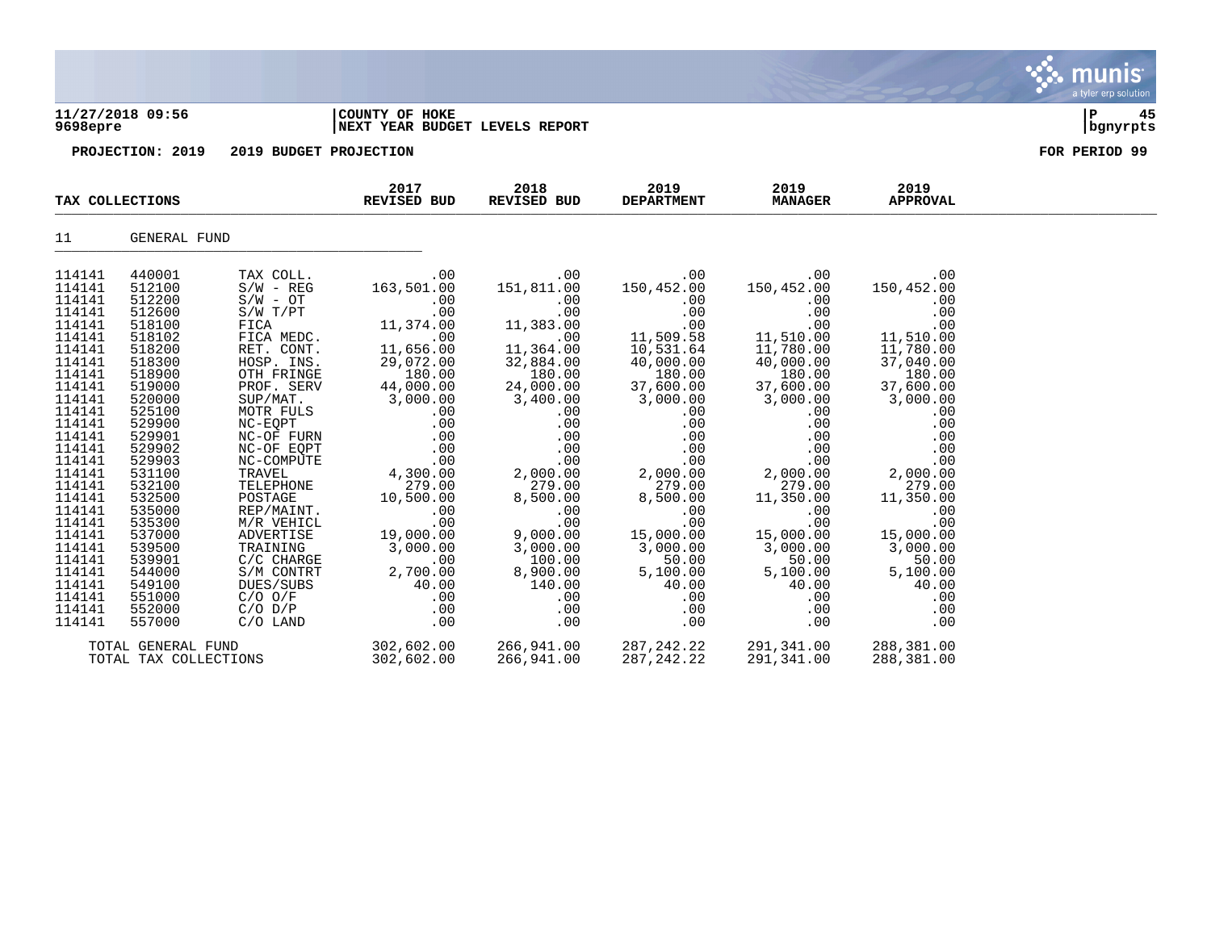**11/27/2018 09:56** | **COUNTY OF HOKE**
**9698epre** | **NEXT YEAR BUDGET LEVELS REPORT** | **bgnyrpts**

**PROJECTION: 2019 2019 BUDGET PROJECTION** **FOR PERIOD 99**

| TAX COLLECTIONS | | | 2017 REVISED BUD | 2018 REVISED BUD | 2019 DEPARTMENT | 2019 MANAGER | 2019 APPROVAL |
|---|---|---|---|---|---|---|---|
| 11 | GENERAL FUND | | | | | | |
| 114141 | 440001 | TAX COLL. | .00 | .00 | .00 | .00 | .00 |
| 114141 | 512100 | S/W - REG | 163,501.00 | 151,811.00 | 150,452.00 | 150,452.00 | 150,452.00 |
| 114141 | 512200 | S/W - OT | .00 | .00 | .00 | .00 | .00 |
| 114141 | 512600 | S/W T/PT | .00 | .00 | .00 | .00 | .00 |
| 114141 | 518100 | FICA | 11,374.00 | 11,383.00 | .00 | .00 | .00 |
| 114141 | 518102 | FICA MEDC. | .00 | .00 | 11,509.58 | 11,510.00 | 11,510.00 |
| 114141 | 518200 | RET. CONT. | 11,656.00 | 11,364.00 | 10,531.64 | 11,780.00 | 11,780.00 |
| 114141 | 518300 | HOSP. INS. | 29,072.00 | 32,884.00 | 40,000.00 | 40,000.00 | 37,040.00 |
| 114141 | 518900 | OTH FRINGE | 180.00 | 180.00 | 180.00 | 180.00 | 180.00 |
| 114141 | 519000 | PROF. SERV | 44,000.00 | 24,000.00 | 37,600.00 | 37,600.00 | 37,600.00 |
| 114141 | 520000 | SUP/MAT. | 3,000.00 | 3,400.00 | 3,000.00 | 3,000.00 | 3,000.00 |
| 114141 | 525100 | MOTR FULS | .00 | .00 | .00 | .00 | .00 |
| 114141 | 529900 | NC-EQPT | .00 | .00 | .00 | .00 | .00 |
| 114141 | 529901 | NC-OF FURN | .00 | .00 | .00 | .00 | .00 |
| 114141 | 529902 | NC-OF EQPT | .00 | .00 | .00 | .00 | .00 |
| 114141 | 529903 | NC-COMPUTE | .00 | .00 | .00 | .00 | .00 |
| 114141 | 531100 | TRAVEL | 4,300.00 | 2,000.00 | 2,000.00 | 2,000.00 | 2,000.00 |
| 114141 | 532100 | TELEPHONE | 279.00 | 279.00 | 279.00 | 279.00 | 279.00 |
| 114141 | 532500 | POSTAGE | 10,500.00 | 8,500.00 | 8,500.00 | 11,350.00 | 11,350.00 |
| 114141 | 535000 | REP/MAINT. | .00 | .00 | .00 | .00 | .00 |
| 114141 | 535300 | M/R VEHICL | .00 | .00 | .00 | .00 | .00 |
| 114141 | 537000 | ADVERTISE | 19,000.00 | 9,000.00 | 15,000.00 | 15,000.00 | 15,000.00 |
| 114141 | 539500 | TRAINING | 3,000.00 | 3,000.00 | 3,000.00 | 3,000.00 | 3,000.00 |
| 114141 | 539901 | C/C CHARGE | .00 | 100.00 | 50.00 | 50.00 | 50.00 |
| 114141 | 544000 | S/M CONTRT | 2,700.00 | 8,900.00 | 5,100.00 | 5,100.00 | 5,100.00 |
| 114141 | 549100 | DUES/SUBS | 40.00 | 140.00 | 40.00 | 40.00 | 40.00 |
| 114141 | 551000 | C/O O/F | .00 | .00 | .00 | .00 | .00 |
| 114141 | 552000 | C/O D/P | .00 | .00 | .00 | .00 | .00 |
| 114141 | 557000 | C/O LAND | .00 | .00 | .00 | .00 | .00 |
| TOTAL GENERAL FUND | | | 302,602.00 | 266,941.00 | 287,242.22 | 291,341.00 | 288,381.00 |
| TOTAL TAX COLLECTIONS | | | 302,602.00 | 266,941.00 | 287,242.22 | 291,341.00 | 288,381.00 |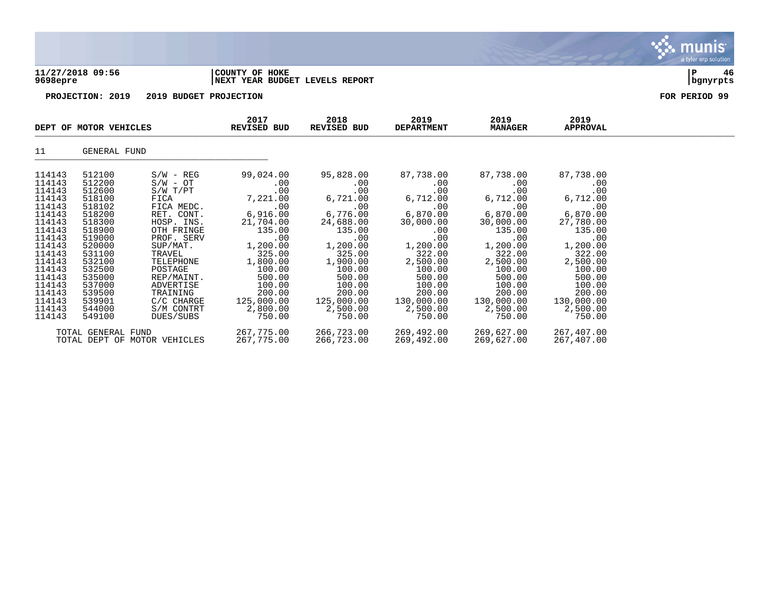**11/27/2018 09:56** | **COUNTY OF HOKE** | **P 46**
**9698epre** | **NEXT YEAR BUDGET LEVELS REPORT** | **bgnyrpts**

**PROJECTION: 2019 2019 BUDGET PROJECTION** — **FOR PERIOD 99**

| DEPT OF MOTOR VEHICLES | | | 2017 REVISED BUD | 2018 REVISED BUD | 2019 DEPARTMENT | 2019 MANAGER | 2019 APPROVAL |
|---|---|---|---|---|---|---|---|
| 11 | GENERAL FUND | | | | | | |
| 114143 | 512100 | S/W - REG | 99,024.00 | 95,828.00 | 87,738.00 | 87,738.00 | 87,738.00 |
| 114143 | 512200 | S/W - OT | .00 | .00 | .00 | .00 | .00 |
| 114143 | 512600 | S/W T/PT | .00 | .00 | .00 | .00 | .00 |
| 114143 | 518100 | FICA | 7,221.00 | 6,721.00 | 6,712.00 | 6,712.00 | 6,712.00 |
| 114143 | 518102 | FICA MEDC. | .00 | .00 | .00 | .00 | .00 |
| 114143 | 518200 | RET. CONT. | 6,916.00 | 6,776.00 | 6,870.00 | 6,870.00 | 6,870.00 |
| 114143 | 518300 | HOSP. INS. | 21,704.00 | 24,688.00 | 30,000.00 | 30,000.00 | 27,780.00 |
| 114143 | 518900 | OTH FRINGE | 135.00 | 135.00 | .00 | 135.00 | 135.00 |
| 114143 | 519000 | PROF. SERV | .00 | .00 | .00 | .00 | .00 |
| 114143 | 520000 | SUP/MAT. | 1,200.00 | 1,200.00 | 1,200.00 | 1,200.00 | 1,200.00 |
| 114143 | 531100 | TRAVEL | 325.00 | 325.00 | 322.00 | 322.00 | 322.00 |
| 114143 | 532100 | TELEPHONE | 1,800.00 | 1,900.00 | 2,500.00 | 2,500.00 | 2,500.00 |
| 114143 | 532500 | POSTAGE | 100.00 | 100.00 | 100.00 | 100.00 | 100.00 |
| 114143 | 535000 | REP/MAINT. | 500.00 | 500.00 | 500.00 | 500.00 | 500.00 |
| 114143 | 537000 | ADVERTISE | 100.00 | 100.00 | 100.00 | 100.00 | 100.00 |
| 114143 | 539500 | TRAINING | 200.00 | 200.00 | 200.00 | 200.00 | 200.00 |
| 114143 | 539901 | C/C CHARGE | 125,000.00 | 125,000.00 | 130,000.00 | 130,000.00 | 130,000.00 |
| 114143 | 544000 | S/M CONTRT | 2,800.00 | 2,500.00 | 2,500.00 | 2,500.00 | 2,500.00 |
| 114143 | 549100 | DUES/SUBS | 750.00 | 750.00 | 750.00 | 750.00 | 750.00 |
| | TOTAL GENERAL FUND | | 267,775.00 | 266,723.00 | 269,492.00 | 269,627.00 | 267,407.00 |
| | TOTAL DEPT OF MOTOR VEHICLES | | 267,775.00 | 266,723.00 | 269,492.00 | 269,627.00 | 267,407.00 |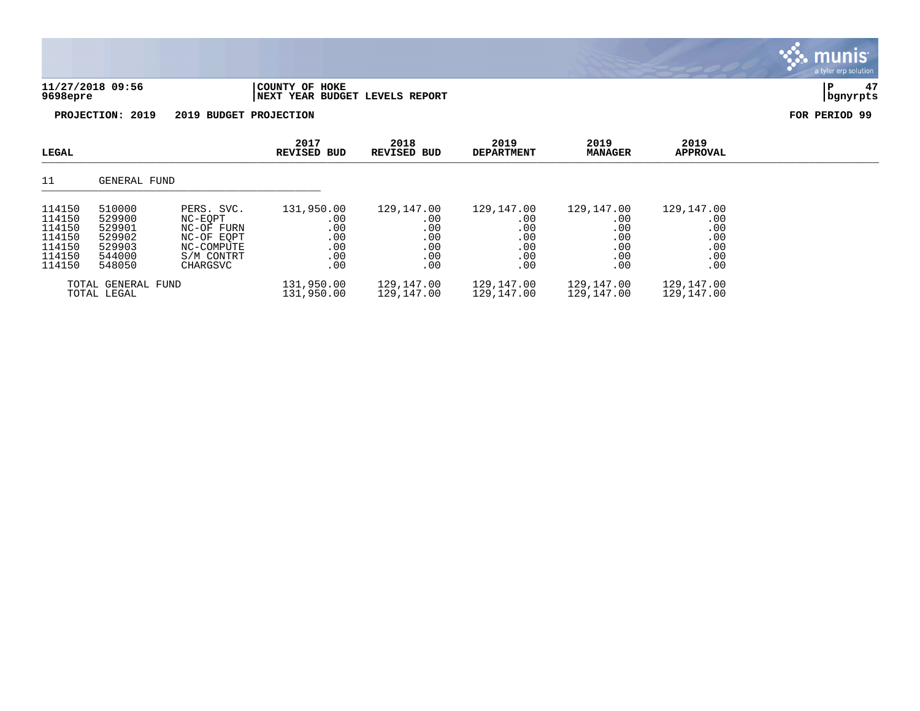**11/27/2018 09:56** | **COUNTY OF HOKE**
**9698epre** | **NEXT YEAR BUDGET LEVELS REPORT** | **bgnyrpts**

**PROJECTION: 2019 2019 BUDGET PROJECTION** | **FOR PERIOD 99**

| LEGAL | | | 2017 REVISED BUD | 2018 REVISED BUD | 2019 DEPARTMENT | 2019 MANAGER | 2019 APPROVAL |
|---|---|---|---|---|---|---|---|
| 11 | GENERAL FUND | | | | | | |
| 114150 | 510000 | PERS. SVC. | 131,950.00 | 129,147.00 | 129,147.00 | 129,147.00 | 129,147.00 |
| 114150 | 529900 | NC-EQPT | .00 | .00 | .00 | .00 | .00 |
| 114150 | 529901 | NC-OF FURN | .00 | .00 | .00 | .00 | .00 |
| 114150 | 529902 | NC-OF EQPT | .00 | .00 | .00 | .00 | .00 |
| 114150 | 529903 | NC-COMPUTE | .00 | .00 | .00 | .00 | .00 |
| 114150 | 544000 | S/M CONTRT | .00 | .00 | .00 | .00 | .00 |
| 114150 | 548050 | CHARGSVC | .00 | .00 | .00 | .00 | .00 |
| TOTAL GENERAL FUND | | | 131,950.00 | 129,147.00 | 129,147.00 | 129,147.00 | 129,147.00 |
| TOTAL LEGAL | | | 131,950.00 | 129,147.00 | 129,147.00 | 129,147.00 | 129,147.00 |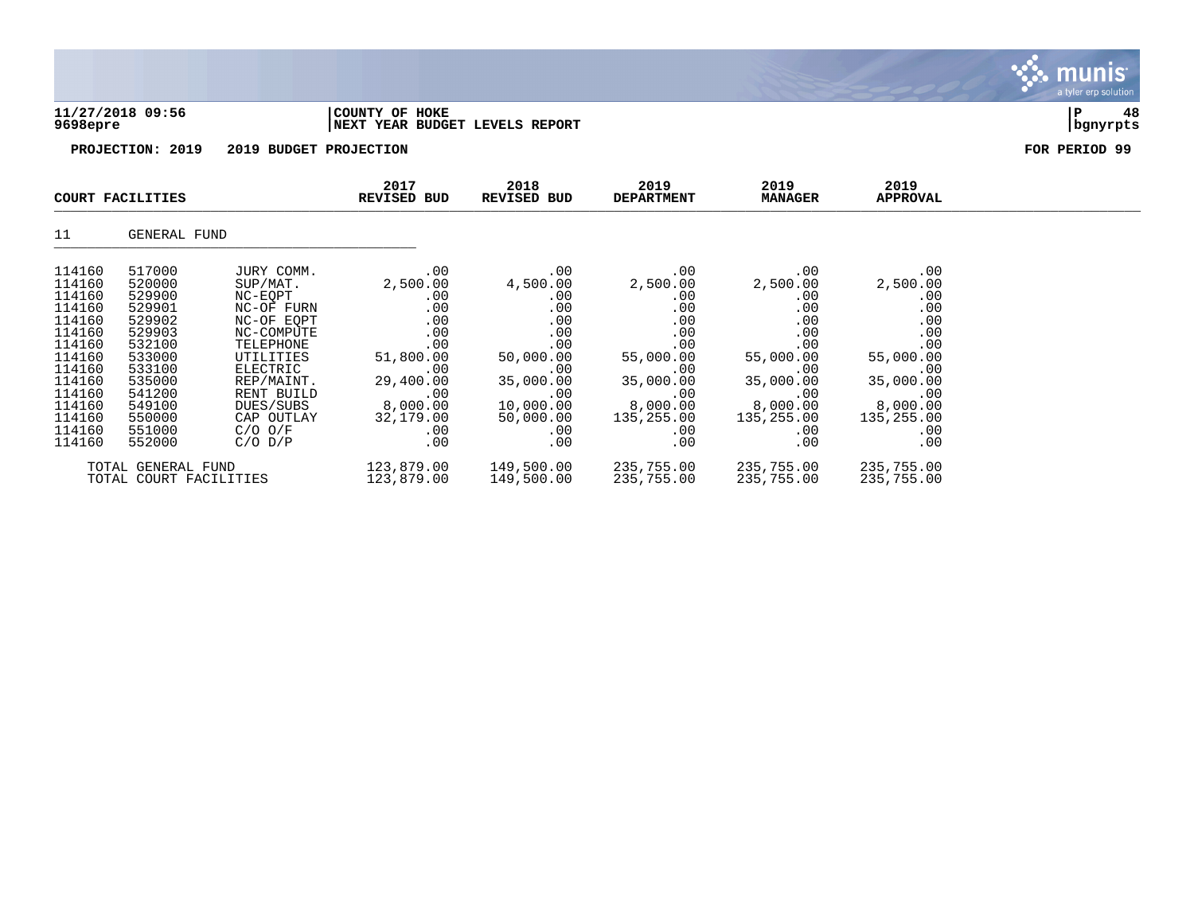**11/27/2018 09:56** | **COUNTY OF HOKE**
**9698epre** | **NEXT YEAR BUDGET LEVELS REPORT** | **bgnyrpts**

**PROJECTION: 2019 2019 BUDGET PROJECTION** **FOR PERIOD 99**

| COURT FACILITIES | | | 2017 REVISED BUD | 2018 REVISED BUD | 2019 DEPARTMENT | 2019 MANAGER | 2019 APPROVAL |
|---|---|---|---|---|---|---|---|
| 11 | GENERAL FUND | | | | | | |
| 114160 | 517000 | JURY COMM. | .00 | .00 | .00 | .00 | .00 |
| 114160 | 520000 | SUP/MAT. | 2,500.00 | 4,500.00 | 2,500.00 | 2,500.00 | 2,500.00 |
| 114160 | 529900 | NC-EQPT | .00 | .00 | .00 | .00 | .00 |
| 114160 | 529901 | NC-OF FURN | .00 | .00 | .00 | .00 | .00 |
| 114160 | 529902 | NC-OF EQPT | .00 | .00 | .00 | .00 | .00 |
| 114160 | 529903 | NC-COMPUTE | .00 | .00 | .00 | .00 | .00 |
| 114160 | 532100 | TELEPHONE | .00 | .00 | .00 | .00 | .00 |
| 114160 | 533000 | UTILITIES | 51,800.00 | 50,000.00 | 55,000.00 | 55,000.00 | 55,000.00 |
| 114160 | 533100 | ELECTRIC | .00 | .00 | .00 | .00 | .00 |
| 114160 | 535000 | REP/MAINT. | 29,400.00 | 35,000.00 | 35,000.00 | 35,000.00 | 35,000.00 |
| 114160 | 541200 | RENT BUILD | .00 | .00 | .00 | .00 | .00 |
| 114160 | 549100 | DUES/SUBS | 8,000.00 | 10,000.00 | 8,000.00 | 8,000.00 | 8,000.00 |
| 114160 | 550000 | CAP OUTLAY | 32,179.00 | 50,000.00 | 135,255.00 | 135,255.00 | 135,255.00 |
| 114160 | 551000 | C/O O/F | .00 | .00 | .00 | .00 | .00 |
| 114160 | 552000 | C/O D/P | .00 | .00 | .00 | .00 | .00 |
| TOTAL GENERAL FUND | | | 123,879.00 | 149,500.00 | 235,755.00 | 235,755.00 | 235,755.00 |
| TOTAL COURT FACILITIES | | | 123,879.00 | 149,500.00 | 235,755.00 | 235,755.00 | 235,755.00 |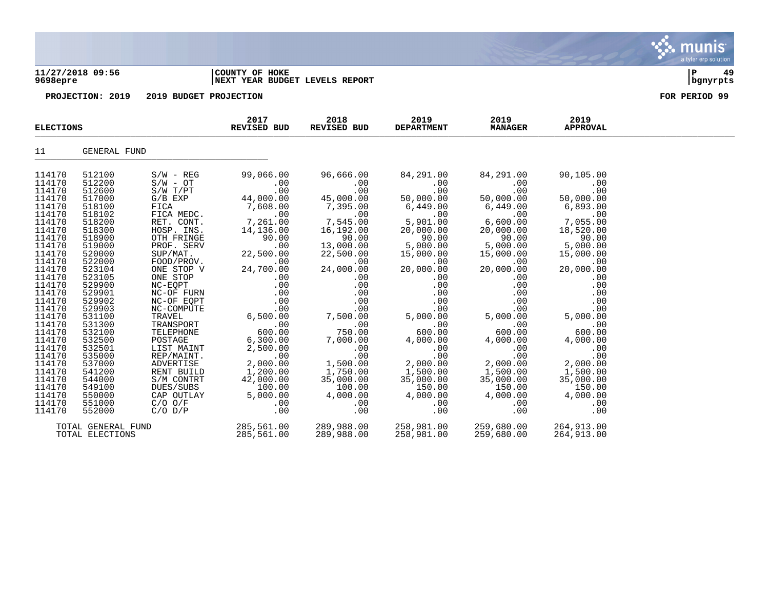**11/27/2018 09:56** | **COUNTY OF HOKE**
**9698epre** | **NEXT YEAR BUDGET LEVELS REPORT**

**PROJECTION: 2019 2019 BUDGET PROJECTION** **FOR PERIOD 99**

| ELECTIONS | | | 2017 REVISED BUD | 2018 REVISED BUD | 2019 DEPARTMENT | 2019 MANAGER | 2019 APPROVAL |
|---|---|---|---|---|---|---|---|
| 11 | GENERAL FUND | | | | | | |
| 114170 | 512100 | S/W - REG | 99,066.00 | 96,666.00 | 84,291.00 | 84,291.00 | 90,105.00 |
| 114170 | 512200 | S/W - OT | .00 | .00 | .00 | .00 | .00 |
| 114170 | 512600 | S/W T/PT | .00 | .00 | .00 | .00 | .00 |
| 114170 | 517000 | G/B EXP | 44,000.00 | 45,000.00 | 50,000.00 | 50,000.00 | 50,000.00 |
| 114170 | 518100 | FICA | 7,608.00 | 7,395.00 | 6,449.00 | 6,449.00 | 6,893.00 |
| 114170 | 518102 | FICA MEDC. | .00 | .00 | .00 | .00 | .00 |
| 114170 | 518200 | RET. CONT. | 7,261.00 | 7,545.00 | 5,901.00 | 6,600.00 | 7,055.00 |
| 114170 | 518300 | HOSP. INS. | 14,136.00 | 16,192.00 | 20,000.00 | 20,000.00 | 18,520.00 |
| 114170 | 518900 | OTH FRINGE | 90.00 | 90.00 | 90.00 | 90.00 | 90.00 |
| 114170 | 519000 | PROF. SERV | .00 | 13,000.00 | 5,000.00 | 5,000.00 | 5,000.00 |
| 114170 | 520000 | SUP/MAT. | 22,500.00 | 22,500.00 | 15,000.00 | 15,000.00 | 15,000.00 |
| 114170 | 522000 | FOOD/PROV. | .00 | .00 | .00 | .00 | .00 |
| 114170 | 523104 | ONE STOP V | 24,700.00 | 24,000.00 | 20,000.00 | 20,000.00 | 20,000.00 |
| 114170 | 523105 | ONE STOP | .00 | .00 | .00 | .00 | .00 |
| 114170 | 529900 | NC-EQPT | .00 | .00 | .00 | .00 | .00 |
| 114170 | 529901 | NC-OF FURN | .00 | .00 | .00 | .00 | .00 |
| 114170 | 529902 | NC-OF EQPT | .00 | .00 | .00 | .00 | .00 |
| 114170 | 529903 | NC-COMPUTE | .00 | .00 | .00 | .00 | .00 |
| 114170 | 531100 | TRAVEL | 6,500.00 | 7,500.00 | 5,000.00 | 5,000.00 | 5,000.00 |
| 114170 | 531300 | TRANSPORT | .00 | .00 | .00 | .00 | .00 |
| 114170 | 532100 | TELEPHONE | 600.00 | 750.00 | 600.00 | 600.00 | 600.00 |
| 114170 | 532500 | POSTAGE | 6,300.00 | 7,000.00 | 4,000.00 | 4,000.00 | 4,000.00 |
| 114170 | 532501 | LIST MAINT | 2,500.00 | .00 | .00 | .00 | .00 |
| 114170 | 535000 | REP/MAINT. | .00 | .00 | .00 | .00 | .00 |
| 114170 | 537000 | ADVERTISE | 2,000.00 | 1,500.00 | 2,000.00 | 2,000.00 | 2,000.00 |
| 114170 | 541200 | RENT BUILD | 1,200.00 | 1,750.00 | 1,500.00 | 1,500.00 | 1,500.00 |
| 114170 | 544000 | S/M CONTRT | 42,000.00 | 35,000.00 | 35,000.00 | 35,000.00 | 35,000.00 |
| 114170 | 549100 | DUES/SUBS | 100.00 | 100.00 | 150.00 | 150.00 | 150.00 |
| 114170 | 550000 | CAP OUTLAY | 5,000.00 | 4,000.00 | 4,000.00 | 4,000.00 | 4,000.00 |
| 114170 | 551000 | C/O O/F | .00 | .00 | .00 | .00 | .00 |
| 114170 | 552000 | C/O D/P | .00 | .00 | .00 | .00 | .00 |
| TOTAL GENERAL FUND | | | 285,561.00 | 289,988.00 | 258,981.00 | 259,680.00 | 264,913.00 |
| TOTAL ELECTIONS | | | 285,561.00 | 289,988.00 | 258,981.00 | 259,680.00 | 264,913.00 |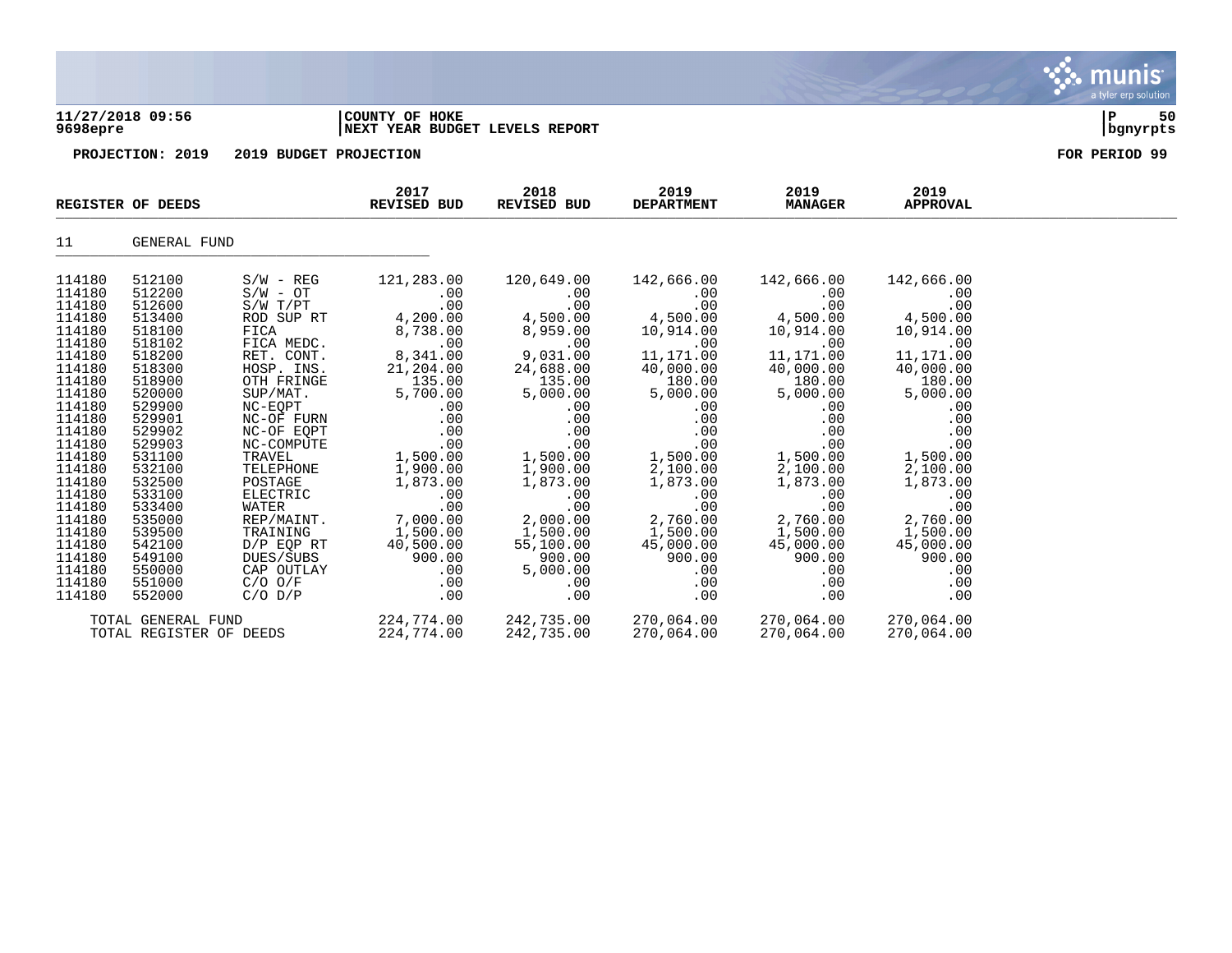**11/27/2018 09:56** | **COUNTY OF HOKE** | **P 50**
**9698epre** | **NEXT YEAR BUDGET LEVELS REPORT** | **bgnyrpts**

**PROJECTION: 2019 2019 BUDGET PROJECTION** **FOR PERIOD 99**

| REGISTER OF DEEDS | | | 2017 REVISED BUD | 2018 REVISED BUD | 2019 DEPARTMENT | 2019 MANAGER | 2019 APPROVAL |
|---|---|---|---|---|---|---|---|
| 11 | GENERAL FUND | | | | | | |
| 114180 | 512100 | S/W - REG | 121,283.00 | 120,649.00 | 142,666.00 | 142,666.00 | 142,666.00 |
| 114180 | 512200 | S/W - OT | .00 | .00 | .00 | .00 | .00 |
| 114180 | 512600 | S/W T/PT | .00 | .00 | .00 | .00 | .00 |
| 114180 | 513400 | ROD SUP RT | 4,200.00 | 4,500.00 | 4,500.00 | 4,500.00 | 4,500.00 |
| 114180 | 518100 | FICA | 8,738.00 | 8,959.00 | 10,914.00 | 10,914.00 | 10,914.00 |
| 114180 | 518102 | FICA MEDC. | .00 | .00 | .00 | .00 | .00 |
| 114180 | 518200 | RET. CONT. | 8,341.00 | 9,031.00 | 11,171.00 | 11,171.00 | 11,171.00 |
| 114180 | 518300 | HOSP. INS. | 21,204.00 | 24,688.00 | 40,000.00 | 40,000.00 | 40,000.00 |
| 114180 | 518900 | OTH FRINGE | 135.00 | 135.00 | 180.00 | 180.00 | 180.00 |
| 114180 | 520000 | SUP/MAT. | 5,700.00 | 5,000.00 | 5,000.00 | 5,000.00 | 5,000.00 |
| 114180 | 529900 | NC-EQPT | .00 | .00 | .00 | .00 | .00 |
| 114180 | 529901 | NC-OF FURN | .00 | .00 | .00 | .00 | .00 |
| 114180 | 529902 | NC-OF EQPT | .00 | .00 | .00 | .00 | .00 |
| 114180 | 529903 | NC-COMPUTE | .00 | .00 | .00 | .00 | .00 |
| 114180 | 531100 | TRAVEL | 1,500.00 | 1,500.00 | 1,500.00 | 1,500.00 | 1,500.00 |
| 114180 | 532100 | TELEPHONE | 1,900.00 | 1,900.00 | 2,100.00 | 2,100.00 | 2,100.00 |
| 114180 | 532500 | POSTAGE | 1,873.00 | 1,873.00 | 1,873.00 | 1,873.00 | 1,873.00 |
| 114180 | 533100 | ELECTRIC | .00 | .00 | .00 | .00 | .00 |
| 114180 | 533400 | WATER | .00 | .00 | .00 | .00 | .00 |
| 114180 | 535000 | REP/MAINT. | 7,000.00 | 2,000.00 | 2,760.00 | 2,760.00 | 2,760.00 |
| 114180 | 539500 | TRAINING | 1,500.00 | 1,500.00 | 1,500.00 | 1,500.00 | 1,500.00 |
| 114180 | 542100 | D/P EQP RT | 40,500.00 | 55,100.00 | 45,000.00 | 45,000.00 | 45,000.00 |
| 114180 | 549100 | DUES/SUBS | 900.00 | 900.00 | 900.00 | 900.00 | 900.00 |
| 114180 | 550000 | CAP OUTLAY | .00 | 5,000.00 | .00 | .00 | .00 |
| 114180 | 551000 | C/O O/F | .00 | .00 | .00 | .00 | .00 |
| 114180 | 552000 | C/O D/P | .00 | .00 | .00 | .00 | .00 |
| | TOTAL GENERAL FUND | | 224,774.00 | 242,735.00 | 270,064.00 | 270,064.00 | 270,064.00 |
| | TOTAL REGISTER OF DEEDS | | 224,774.00 | 242,735.00 | 270,064.00 | 270,064.00 | 270,064.00 |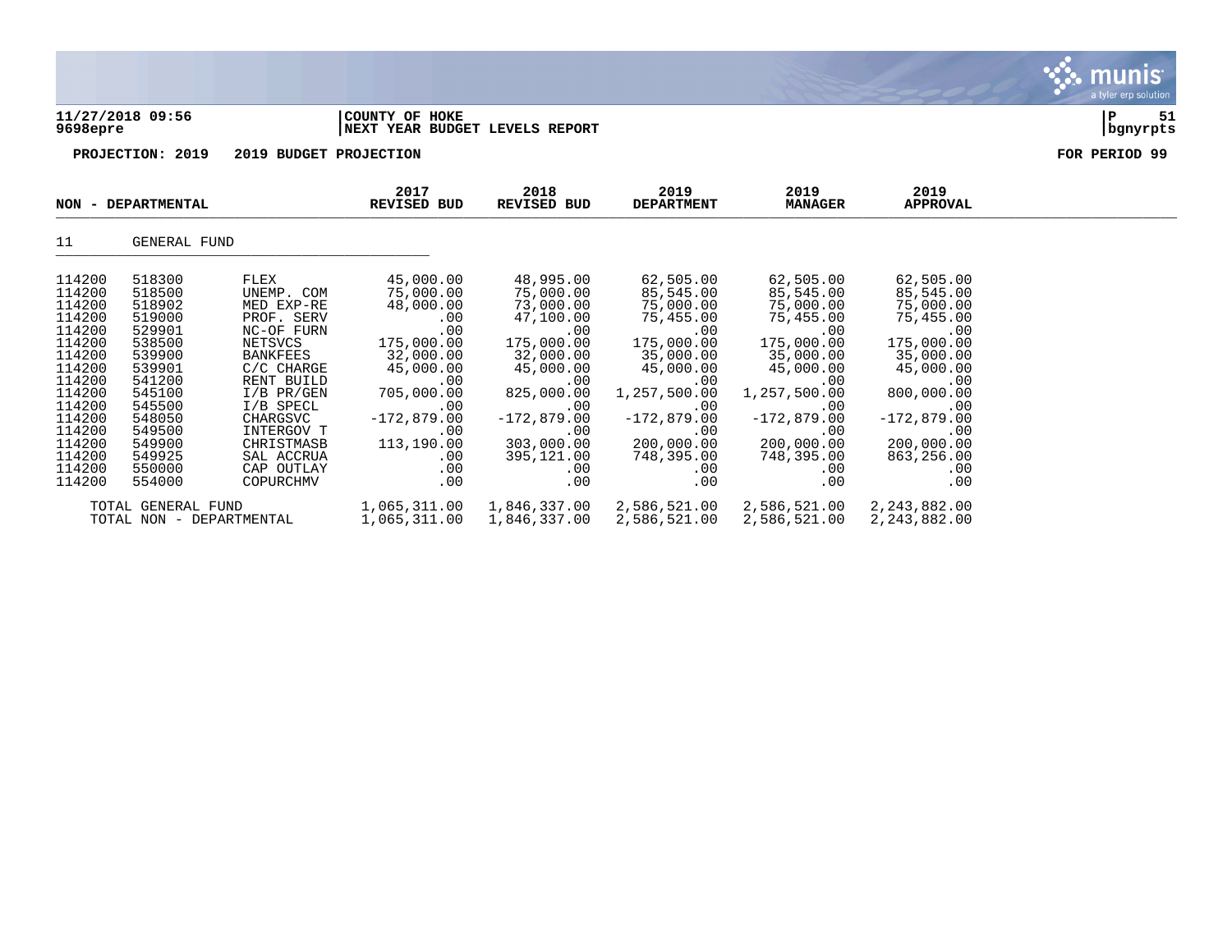**11/27/2018 09:56** | **COUNTY OF HOKE** | **P 51**
**9698epre** | **NEXT YEAR BUDGET LEVELS REPORT** | **bgnyrpts**

**PROJECTION: 2019 2019 BUDGET PROJECTION** **FOR PERIOD 99**

| NON - DEPARTMENTAL | | | 2017 REVISED BUD | 2018 REVISED BUD | 2019 DEPARTMENT | 2019 MANAGER | 2019 APPROVAL |
|---|---|---|---|---|---|---|---|
| 11 | GENERAL FUND | | | | | | |
| 114200 | 518300 | FLEX | 45,000.00 | 48,995.00 | 62,505.00 | 62,505.00 | 62,505.00 |
| 114200 | 518500 | UNEMP. COM | 75,000.00 | 75,000.00 | 85,545.00 | 85,545.00 | 85,545.00 |
| 114200 | 518902 | MED EXP-RE | 48,000.00 | 73,000.00 | 75,000.00 | 75,000.00 | 75,000.00 |
| 114200 | 519000 | PROF. SERV | .00 | 47,100.00 | 75,455.00 | 75,455.00 | 75,455.00 |
| 114200 | 529901 | NC-OF FURN | .00 | .00 | .00 | .00 | .00 |
| 114200 | 538500 | NETSVCS | 175,000.00 | 175,000.00 | 175,000.00 | 175,000.00 | 175,000.00 |
| 114200 | 539900 | BANKFEES | 32,000.00 | 32,000.00 | 35,000.00 | 35,000.00 | 35,000.00 |
| 114200 | 539901 | C/C CHARGE | 45,000.00 | 45,000.00 | 45,000.00 | 45,000.00 | 45,000.00 |
| 114200 | 541200 | RENT BUILD | .00 | .00 | .00 | .00 | .00 |
| 114200 | 545100 | I/B PR/GEN | 705,000.00 | 825,000.00 | 1,257,500.00 | 1,257,500.00 | 800,000.00 |
| 114200 | 545500 | I/B SPECL | .00 | .00 | .00 | .00 | .00 |
| 114200 | 548050 | CHARGSVC | -172,879.00 | -172,879.00 | -172,879.00 | -172,879.00 | -172,879.00 |
| 114200 | 549500 | INTERGOV T | .00 | .00 | .00 | .00 | .00 |
| 114200 | 549900 | CHRISTMASB | 113,190.00 | 303,000.00 | 200,000.00 | 200,000.00 | 200,000.00 |
| 114200 | 549925 | SAL ACCRUA | .00 | 395,121.00 | 748,395.00 | 748,395.00 | 863,256.00 |
| 114200 | 550000 | CAP OUTLAY | .00 | .00 | .00 | .00 | .00 |
| 114200 | 554000 | COPURCHMV | .00 | .00 | .00 | .00 | .00 |
| TOTAL GENERAL FUND | | | 1,065,311.00 | 1,846,337.00 | 2,586,521.00 | 2,586,521.00 | 2,243,882.00 |
| TOTAL NON - DEPARTMENTAL | | | 1,065,311.00 | 1,846,337.00 | 2,586,521.00 | 2,586,521.00 | 2,243,882.00 |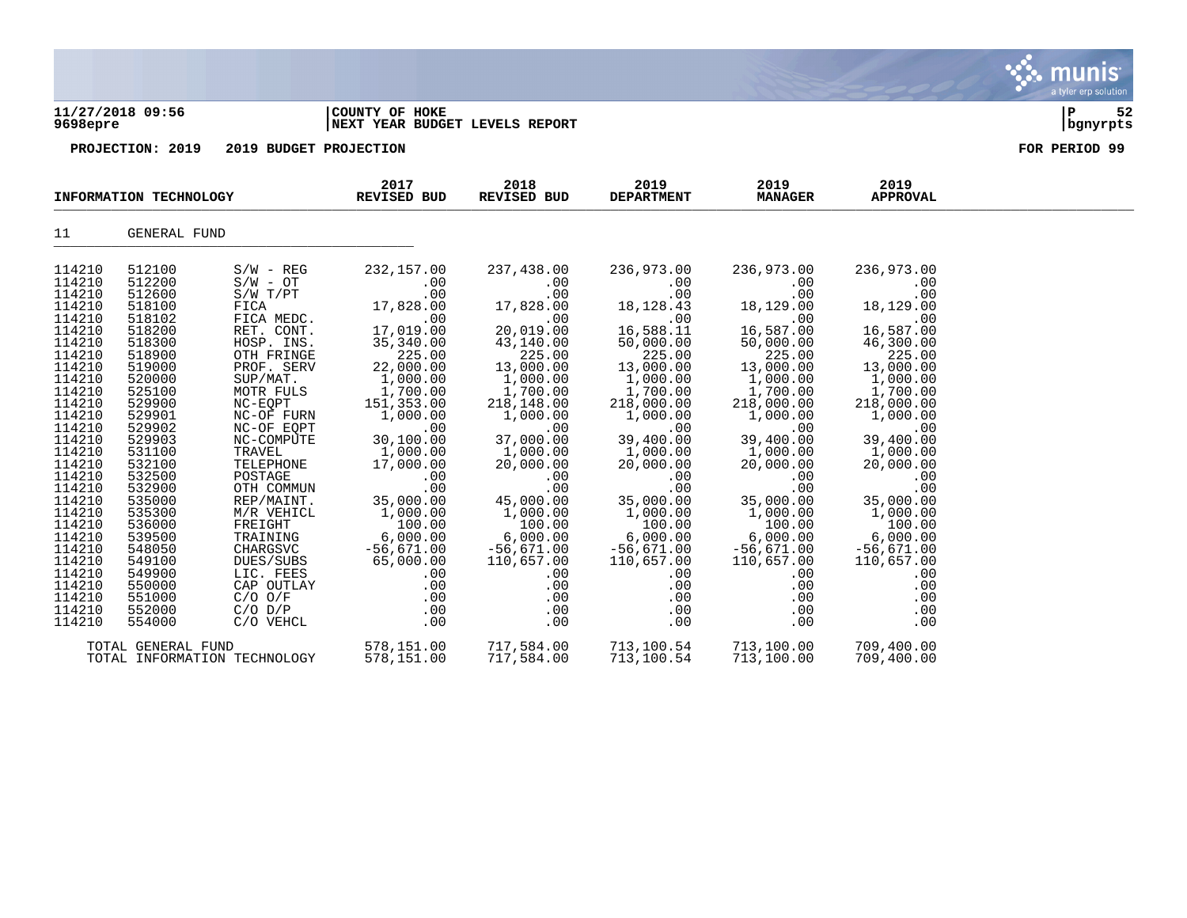**11/27/2018 09:56** | **COUNTY OF HOKE** | **P 52**
**9698epre** | **NEXT YEAR BUDGET LEVELS REPORT** | **bgnyrpts**

**PROJECTION: 2019 2019 BUDGET PROJECTION** **FOR PERIOD 99**

| INFORMATION TECHNOLOGY | | | 2017 REVISED BUD | 2018 REVISED BUD | 2019 DEPARTMENT | 2019 MANAGER | 2019 APPROVAL |
|---|---|---|---|---|---|---|---|
| 11 | GENERAL FUND | | | | | | |
| 114210 | 512100 | S/W - REG | 232,157.00 | 237,438.00 | 236,973.00 | 236,973.00 | 236,973.00 |
| 114210 | 512200 | S/W - OT | .00 | .00 | .00 | .00 | .00 |
| 114210 | 512600 | S/W T/PT | .00 | .00 | .00 | .00 | .00 |
| 114210 | 518100 | FICA | 17,828.00 | 17,828.00 | 18,128.43 | 18,129.00 | 18,129.00 |
| 114210 | 518102 | FICA MEDC. | .00 | .00 | .00 | .00 | .00 |
| 114210 | 518200 | RET. CONT. | 17,019.00 | 20,019.00 | 16,588.11 | 16,587.00 | 16,587.00 |
| 114210 | 518300 | HOSP. INS. | 35,340.00 | 43,140.00 | 50,000.00 | 50,000.00 | 46,300.00 |
| 114210 | 518900 | OTH FRINGE | 225.00 | 225.00 | 225.00 | 225.00 | 225.00 |
| 114210 | 519000 | PROF. SERV | 22,000.00 | 13,000.00 | 13,000.00 | 13,000.00 | 13,000.00 |
| 114210 | 520000 | SUP/MAT. | 1,000.00 | 1,000.00 | 1,000.00 | 1,000.00 | 1,000.00 |
| 114210 | 525100 | MOTR FULS | 1,700.00 | 1,700.00 | 1,700.00 | 1,700.00 | 1,700.00 |
| 114210 | 529900 | NC-EQPT | 151,353.00 | 218,148.00 | 218,000.00 | 218,000.00 | 218,000.00 |
| 114210 | 529901 | NC-OF FURN | 1,000.00 | 1,000.00 | 1,000.00 | 1,000.00 | 1,000.00 |
| 114210 | 529902 | NC-OF EQPT | .00 | .00 | .00 | .00 | .00 |
| 114210 | 529903 | NC-COMPUTE | 30,100.00 | 37,000.00 | 39,400.00 | 39,400.00 | 39,400.00 |
| 114210 | 531100 | TRAVEL | 1,000.00 | 1,000.00 | 1,000.00 | 1,000.00 | 1,000.00 |
| 114210 | 532100 | TELEPHONE | 17,000.00 | 20,000.00 | 20,000.00 | 20,000.00 | 20,000.00 |
| 114210 | 532500 | POSTAGE | .00 | .00 | .00 | .00 | .00 |
| 114210 | 532900 | OTH COMMUN | .00 | .00 | .00 | .00 | .00 |
| 114210 | 535000 | REP/MAINT. | 35,000.00 | 45,000.00 | 35,000.00 | 35,000.00 | 35,000.00 |
| 114210 | 535300 | M/R VEHICL | 1,000.00 | 1,000.00 | 1,000.00 | 1,000.00 | 1,000.00 |
| 114210 | 536000 | FREIGHT | 100.00 | 100.00 | 100.00 | 100.00 | 100.00 |
| 114210 | 539500 | TRAINING | 6,000.00 | 6,000.00 | 6,000.00 | 6,000.00 | 6,000.00 |
| 114210 | 548050 | CHARGSVC | -56,671.00 | -56,671.00 | -56,671.00 | -56,671.00 | -56,671.00 |
| 114210 | 549100 | DUES/SUBS | 65,000.00 | 110,657.00 | 110,657.00 | 110,657.00 | 110,657.00 |
| 114210 | 549900 | LIC. FEES | .00 | .00 | .00 | .00 | .00 |
| 114210 | 550000 | CAP OUTLAY | .00 | .00 | .00 | .00 | .00 |
| 114210 | 551000 | C/O O/F | .00 | .00 | .00 | .00 | .00 |
| 114210 | 552000 | C/O D/P | .00 | .00 | .00 | .00 | .00 |
| 114210 | 554000 | C/O VEHCL | .00 | .00 | .00 | .00 | .00 |
| | TOTAL GENERAL FUND | | 578,151.00 | 717,584.00 | 713,100.54 | 713,100.00 | 709,400.00 |
| | TOTAL INFORMATION TECHNOLOGY | | 578,151.00 | 717,584.00 | 713,100.54 | 713,100.00 | 709,400.00 |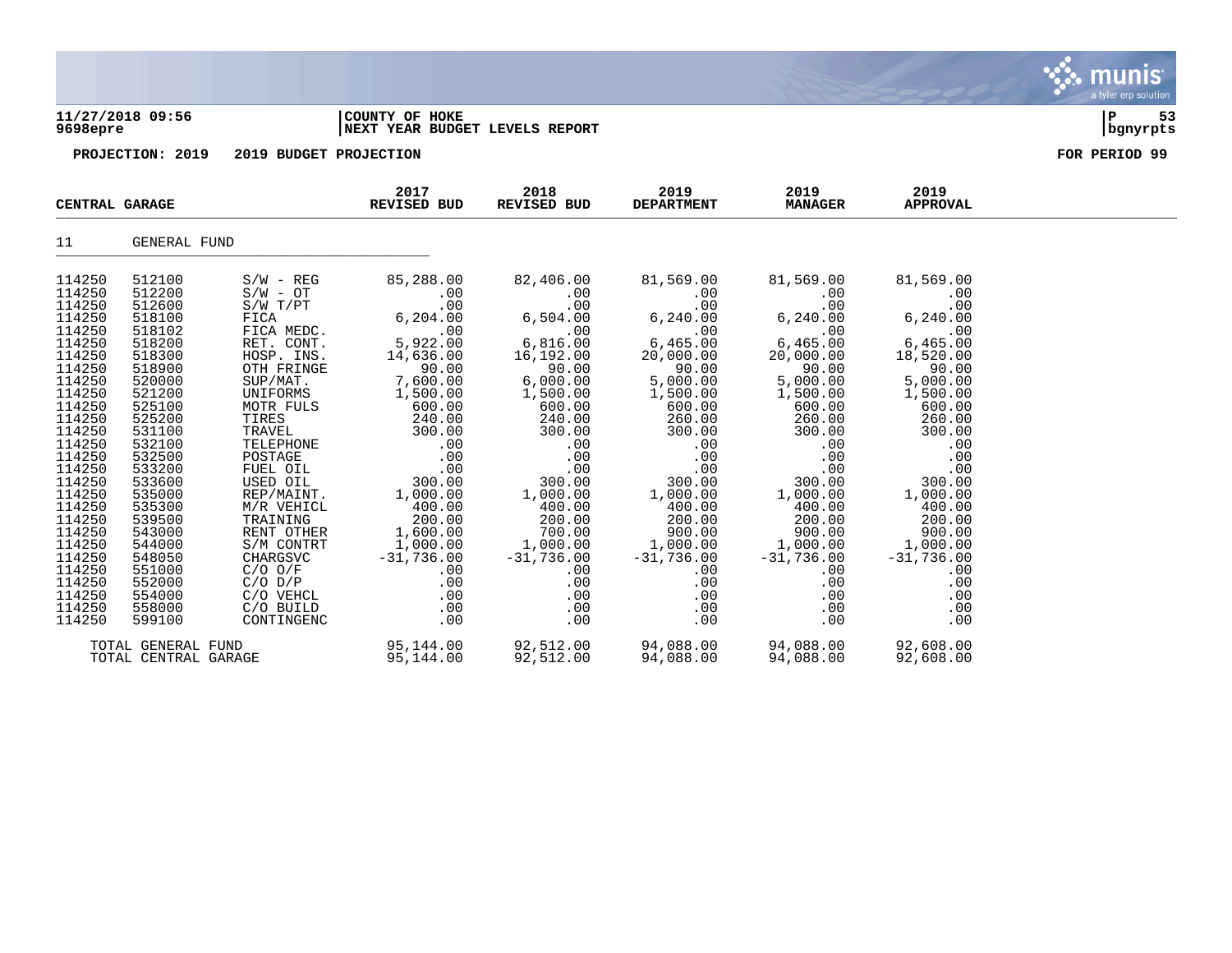**11/27/2018 09:56** | **COUNTY OF HOKE**
**9698epre** | **NEXT YEAR BUDGET LEVELS REPORT** | **bgnyrpts**

**PROJECTION: 2019    2019 BUDGET PROJECTION** | **FOR PERIOD 99**

| CENTRAL GARAGE | | | 2017 REVISED BUD | 2018 REVISED BUD | 2019 DEPARTMENT | 2019 MANAGER | 2019 APPROVAL |
|---|---|---|---|---|---|---|---|
| 11 | GENERAL FUND | | | | | | |
| 114250 | 512100 | S/W - REG | 85,288.00 | 82,406.00 | 81,569.00 | 81,569.00 | 81,569.00 |
| 114250 | 512200 | S/W - OT | .00 | .00 | .00 | .00 | .00 |
| 114250 | 512600 | S/W T/PT | .00 | .00 | .00 | .00 | .00 |
| 114250 | 518100 | FICA | 6,204.00 | 6,504.00 | 6,240.00 | 6,240.00 | 6,240.00 |
| 114250 | 518102 | FICA MEDC. | .00 | .00 | .00 | .00 | .00 |
| 114250 | 518200 | RET. CONT. | 5,922.00 | 6,816.00 | 6,465.00 | 6,465.00 | 6,465.00 |
| 114250 | 518300 | HOSP. INS. | 14,636.00 | 16,192.00 | 20,000.00 | 20,000.00 | 18,520.00 |
| 114250 | 518900 | OTH FRINGE | 90.00 | 90.00 | 90.00 | 90.00 | 90.00 |
| 114250 | 520000 | SUP/MAT. | 7,600.00 | 6,000.00 | 5,000.00 | 5,000.00 | 5,000.00 |
| 114250 | 521200 | UNIFORMS | 1,500.00 | 1,500.00 | 1,500.00 | 1,500.00 | 1,500.00 |
| 114250 | 525100 | MOTR FULS | 600.00 | 600.00 | 600.00 | 600.00 | 600.00 |
| 114250 | 525200 | TIRES | 240.00 | 240.00 | 260.00 | 260.00 | 260.00 |
| 114250 | 531100 | TRAVEL | 300.00 | 300.00 | 300.00 | 300.00 | 300.00 |
| 114250 | 532100 | TELEPHONE | .00 | .00 | .00 | .00 | .00 |
| 114250 | 532500 | POSTAGE | .00 | .00 | .00 | .00 | .00 |
| 114250 | 533200 | FUEL OIL | .00 | .00 | .00 | .00 | .00 |
| 114250 | 533600 | USED OIL | 300.00 | 300.00 | 300.00 | 300.00 | 300.00 |
| 114250 | 535000 | REP/MAINT. | 1,000.00 | 1,000.00 | 1,000.00 | 1,000.00 | 1,000.00 |
| 114250 | 535300 | M/R VEHICL | 400.00 | 400.00 | 400.00 | 400.00 | 400.00 |
| 114250 | 539500 | TRAINING | 200.00 | 200.00 | 200.00 | 200.00 | 200.00 |
| 114250 | 543000 | RENT OTHER | 1,600.00 | 700.00 | 900.00 | 900.00 | 900.00 |
| 114250 | 544000 | S/M CONTRT | 1,000.00 | 1,000.00 | 1,000.00 | 1,000.00 | 1,000.00 |
| 114250 | 548050 | CHARGSVC | -31,736.00 | -31,736.00 | -31,736.00 | -31,736.00 | -31,736.00 |
| 114250 | 551000 | C/O O/F | .00 | .00 | .00 | .00 | .00 |
| 114250 | 552000 | C/O D/P | .00 | .00 | .00 | .00 | .00 |
| 114250 | 554000 | C/O VEHCL | .00 | .00 | .00 | .00 | .00 |
| 114250 | 558000 | C/O BUILD | .00 | .00 | .00 | .00 | .00 |
| 114250 | 599100 | CONTINGENC | .00 | .00 | .00 | .00 | .00 |
| TOTAL GENERAL FUND | | | 95,144.00 | 92,512.00 | 94,088.00 | 94,088.00 | 92,608.00 |
| TOTAL CENTRAL GARAGE | | | 95,144.00 | 92,512.00 | 94,088.00 | 94,088.00 | 92,608.00 |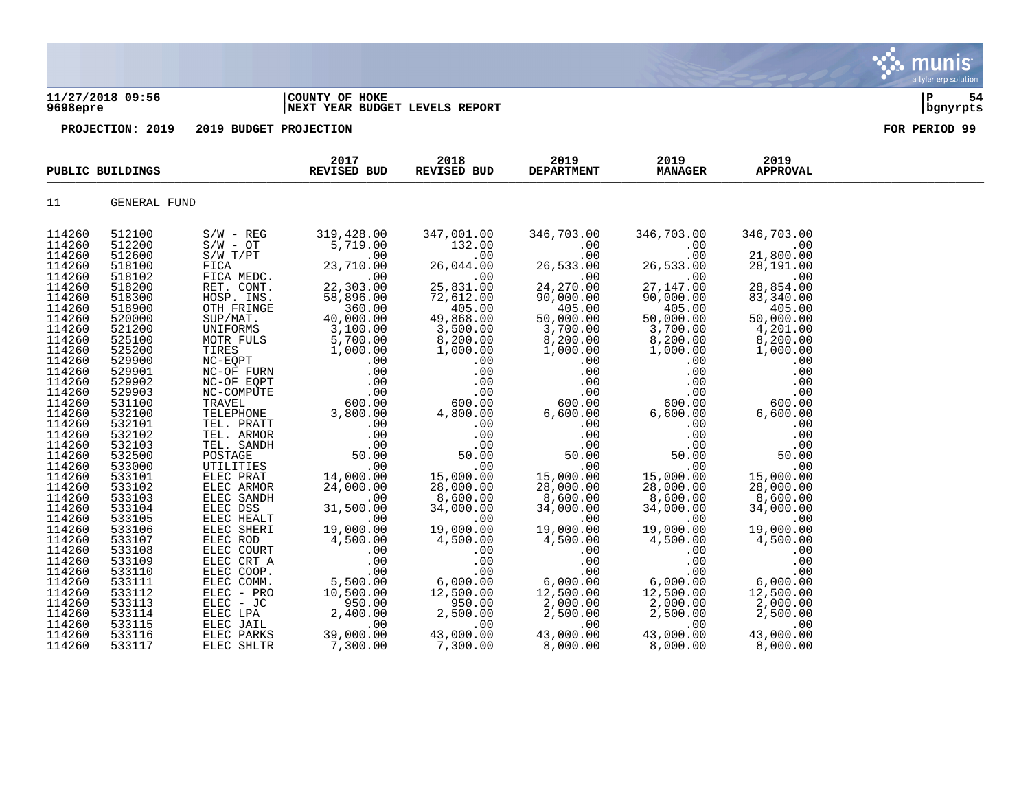**11/27/2018 09:56** | **COUNTY OF HOKE** | **P 54**
**9698epre** | **NEXT YEAR BUDGET LEVELS REPORT** | **bgnyrpts**

**PROJECTION: 2019 2019 BUDGET PROJECTION** **FOR PERIOD 99**

| PUBLIC BUILDINGS | | | 2017 REVISED BUD | 2018 REVISED BUD | 2019 DEPARTMENT | 2019 MANAGER | 2019 APPROVAL |
|---|---|---|---|---|---|---|---|
| 11 | GENERAL FUND | | | | | | |
| 114260 | 512100 | S/W - REG | 319,428.00 | 347,001.00 | 346,703.00 | 346,703.00 | 346,703.00 |
| 114260 | 512200 | S/W - OT | 5,719.00 | 132.00 | .00 | .00 | .00 |
| 114260 | 512600 | S/W T/PT | .00 | .00 | .00 | .00 | 21,800.00 |
| 114260 | 518100 | FICA | 23,710.00 | 26,044.00 | 26,533.00 | 26,533.00 | 28,191.00 |
| 114260 | 518102 | FICA MEDC. | .00 | .00 | .00 | .00 | .00 |
| 114260 | 518200 | RET. CONT. | 22,303.00 | 25,831.00 | 24,270.00 | 27,147.00 | 28,854.00 |
| 114260 | 518300 | HOSP. INS. | 58,896.00 | 72,612.00 | 90,000.00 | 90,000.00 | 83,340.00 |
| 114260 | 518900 | OTH FRINGE | 360.00 | 405.00 | 405.00 | 405.00 | 405.00 |
| 114260 | 520000 | SUP/MAT. | 40,000.00 | 49,868.00 | 50,000.00 | 50,000.00 | 50,000.00 |
| 114260 | 521200 | UNIFORMS | 3,100.00 | 3,500.00 | 3,700.00 | 3,700.00 | 4,201.00 |
| 114260 | 525100 | MOTR FULS | 5,700.00 | 8,200.00 | 8,200.00 | 8,200.00 | 8,200.00 |
| 114260 | 525200 | TIRES | 1,000.00 | 1,000.00 | 1,000.00 | 1,000.00 | 1,000.00 |
| 114260 | 529900 | NC-EQPT | .00 | .00 | .00 | .00 | .00 |
| 114260 | 529901 | NC-OF FURN | .00 | .00 | .00 | .00 | .00 |
| 114260 | 529902 | NC-OF EQPT | .00 | .00 | .00 | .00 | .00 |
| 114260 | 529903 | NC-COMPUTE | .00 | .00 | .00 | .00 | .00 |
| 114260 | 531100 | TRAVEL | 600.00 | 600.00 | 600.00 | 600.00 | 600.00 |
| 114260 | 532100 | TELEPHONE | 3,800.00 | 4,800.00 | 6,600.00 | 6,600.00 | 6,600.00 |
| 114260 | 532101 | TEL. PRATT | .00 | .00 | .00 | .00 | .00 |
| 114260 | 532102 | TEL. ARMOR | .00 | .00 | .00 | .00 | .00 |
| 114260 | 532103 | TEL. SANDH | .00 | .00 | .00 | .00 | .00 |
| 114260 | 532500 | POSTAGE | 50.00 | 50.00 | 50.00 | 50.00 | 50.00 |
| 114260 | 533000 | UTILITIES | .00 | .00 | .00 | .00 | .00 |
| 114260 | 533101 | ELEC PRAT | 14,000.00 | 15,000.00 | 15,000.00 | 15,000.00 | 15,000.00 |
| 114260 | 533102 | ELEC ARMOR | 24,000.00 | 28,000.00 | 28,000.00 | 28,000.00 | 28,000.00 |
| 114260 | 533103 | ELEC SANDH | .00 | 8,600.00 | 8,600.00 | 8,600.00 | 8,600.00 |
| 114260 | 533104 | ELEC DSS | 31,500.00 | 34,000.00 | 34,000.00 | 34,000.00 | 34,000.00 |
| 114260 | 533105 | ELEC HEALT | .00 | .00 | .00 | .00 | .00 |
| 114260 | 533106 | ELEC SHERI | 19,000.00 | 19,000.00 | 19,000.00 | 19,000.00 | 19,000.00 |
| 114260 | 533107 | ELEC ROD | 4,500.00 | 4,500.00 | 4,500.00 | 4,500.00 | 4,500.00 |
| 114260 | 533108 | ELEC COURT | .00 | .00 | .00 | .00 | .00 |
| 114260 | 533109 | ELEC CRT A | .00 | .00 | .00 | .00 | .00 |
| 114260 | 533110 | ELEC COOP. | .00 | .00 | .00 | .00 | .00 |
| 114260 | 533111 | ELEC COMM. | 5,500.00 | 6,000.00 | 6,000.00 | 6,000.00 | 6,000.00 |
| 114260 | 533112 | ELEC - PRO | 10,500.00 | 12,500.00 | 12,500.00 | 12,500.00 | 12,500.00 |
| 114260 | 533113 | ELEC - JC | 950.00 | 950.00 | 2,000.00 | 2,000.00 | 2,000.00 |
| 114260 | 533114 | ELEC LPA | 2,400.00 | 2,500.00 | 2,500.00 | 2,500.00 | 2,500.00 |
| 114260 | 533115 | ELEC JAIL | .00 | .00 | .00 | .00 | .00 |
| 114260 | 533116 | ELEC PARKS | 39,000.00 | 43,000.00 | 43,000.00 | 43,000.00 | 43,000.00 |
| 114260 | 533117 | ELEC SHLTR | 7,300.00 | 7,300.00 | 8,000.00 | 8,000.00 | 8,000.00 |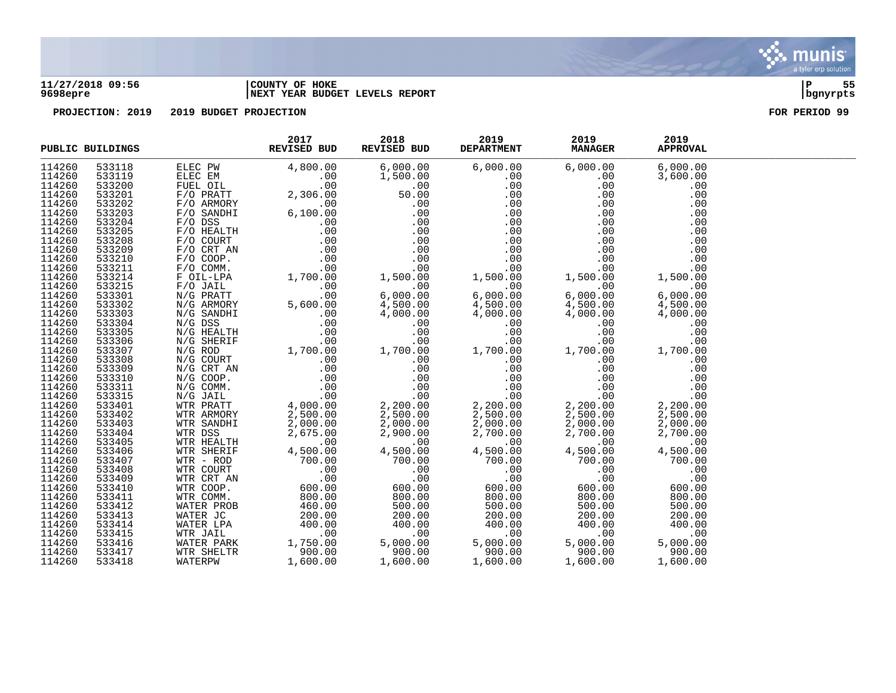**11/27/2018 09:56** | **COUNTY OF HOKE** | **P 55**
**9698epre** | **NEXT YEAR BUDGET LEVELS REPORT** | **bgnyrpts**

**PROJECTION: 2019 2019 BUDGET PROJECTION** **FOR PERIOD 99**

| PUBLIC BUILDINGS | | | 2017 REVISED BUD | 2018 REVISED BUD | 2019 DEPARTMENT | 2019 MANAGER | 2019 APPROVAL |
|---|---|---|---|---|---|---|---|
| 114260 | 533118 | ELEC PW | 4,800.00 | 6,000.00 | 6,000.00 | 6,000.00 | 6,000.00 |
| 114260 | 533119 | ELEC EM | .00 | 1,500.00 | .00 | .00 | 3,600.00 |
| 114260 | 533200 | FUEL OIL | .00 | .00 | .00 | .00 | .00 |
| 114260 | 533201 | F/O PRATT | 2,306.00 | 50.00 | .00 | .00 | .00 |
| 114260 | 533202 | F/O ARMORY | .00 | .00 | .00 | .00 | .00 |
| 114260 | 533203 | F/O SANDHI | 6,100.00 | .00 | .00 | .00 | .00 |
| 114260 | 533204 | F/O DSS | .00 | .00 | .00 | .00 | .00 |
| 114260 | 533205 | F/O HEALTH | .00 | .00 | .00 | .00 | .00 |
| 114260 | 533208 | F/O COURT | .00 | .00 | .00 | .00 | .00 |
| 114260 | 533209 | F/O CRT AN | .00 | .00 | .00 | .00 | .00 |
| 114260 | 533210 | F/O COOP. | .00 | .00 | .00 | .00 | .00 |
| 114260 | 533211 | F/O COMM. | .00 | .00 | .00 | .00 | .00 |
| 114260 | 533214 | F OIL-LPA | 1,700.00 | 1,500.00 | 1,500.00 | 1,500.00 | 1,500.00 |
| 114260 | 533215 | F/O JAIL | .00 | .00 | .00 | .00 | .00 |
| 114260 | 533301 | N/G PRATT | .00 | 6,000.00 | 6,000.00 | 6,000.00 | 6,000.00 |
| 114260 | 533302 | N/G ARMORY | 5,600.00 | 4,500.00 | 4,500.00 | 4,500.00 | 4,500.00 |
| 114260 | 533303 | N/G SANDHI | .00 | 4,000.00 | 4,000.00 | 4,000.00 | 4,000.00 |
| 114260 | 533304 | N/G DSS | .00 | .00 | .00 | .00 | .00 |
| 114260 | 533305 | N/G HEALTH | .00 | .00 | .00 | .00 | .00 |
| 114260 | 533306 | N/G SHERIF | .00 | .00 | .00 | .00 | .00 |
| 114260 | 533307 | N/G ROD | 1,700.00 | 1,700.00 | 1,700.00 | 1,700.00 | 1,700.00 |
| 114260 | 533308 | N/G COURT | .00 | .00 | .00 | .00 | .00 |
| 114260 | 533309 | N/G CRT AN | .00 | .00 | .00 | .00 | .00 |
| 114260 | 533310 | N/G COOP. | .00 | .00 | .00 | .00 | .00 |
| 114260 | 533311 | N/G COMM. | .00 | .00 | .00 | .00 | .00 |
| 114260 | 533315 | N/G JAIL | .00 | .00 | .00 | .00 | .00 |
| 114260 | 533401 | WTR PRATT | 4,000.00 | 2,200.00 | 2,200.00 | 2,200.00 | 2,200.00 |
| 114260 | 533402 | WTR ARMORY | 2,500.00 | 2,500.00 | 2,500.00 | 2,500.00 | 2,500.00 |
| 114260 | 533403 | WTR SANDHI | 2,000.00 | 2,000.00 | 2,000.00 | 2,000.00 | 2,000.00 |
| 114260 | 533404 | WTR DSS | 2,675.00 | 2,900.00 | 2,700.00 | 2,700.00 | 2,700.00 |
| 114260 | 533405 | WTR HEALTH | .00 | .00 | .00 | .00 | .00 |
| 114260 | 533406 | WTR SHERIF | 4,500.00 | 4,500.00 | 4,500.00 | 4,500.00 | 4,500.00 |
| 114260 | 533407 | WTR - ROD | 700.00 | 700.00 | 700.00 | 700.00 | 700.00 |
| 114260 | 533408 | WTR COURT | .00 | .00 | .00 | .00 | .00 |
| 114260 | 533409 | WTR CRT AN | .00 | .00 | .00 | .00 | .00 |
| 114260 | 533410 | WTR COOP. | 600.00 | 600.00 | 600.00 | 600.00 | 600.00 |
| 114260 | 533411 | WTR COMM. | 800.00 | 800.00 | 800.00 | 800.00 | 800.00 |
| 114260 | 533412 | WATER PROB | 460.00 | 500.00 | 500.00 | 500.00 | 500.00 |
| 114260 | 533413 | WATER JC | 200.00 | 200.00 | 200.00 | 200.00 | 200.00 |
| 114260 | 533414 | WATER LPA | 400.00 | 400.00 | 400.00 | 400.00 | 400.00 |
| 114260 | 533415 | WTR JAIL | .00 | .00 | .00 | .00 | .00 |
| 114260 | 533416 | WATER PARK | 1,750.00 | 5,000.00 | 5,000.00 | 5,000.00 | 5,000.00 |
| 114260 | 533417 | WTR SHELTR | 900.00 | 900.00 | 900.00 | 900.00 | 900.00 |
| 114260 | 533418 | WATERPW | 1,600.00 | 1,600.00 | 1,600.00 | 1,600.00 | 1,600.00 |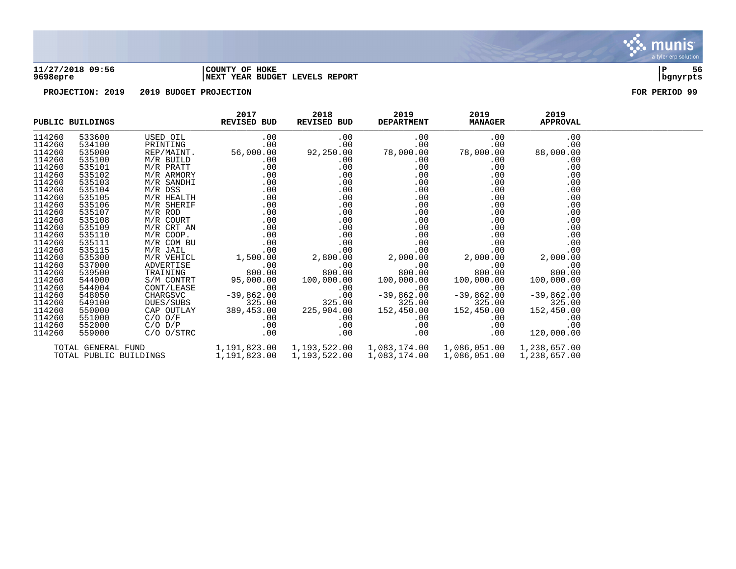**COUNTY OF HOKE**
**NEXT YEAR BUDGET LEVELS REPORT**

**11/27/2018 09:56**
**9698epre**

**PROJECTION: 2019 2019 BUDGET PROJECTION** **FOR PERIOD 99**

| PUBLIC BUILDINGS | | | 2017 REVISED BUD | 2018 REVISED BUD | 2019 DEPARTMENT | 2019 MANAGER | 2019 APPROVAL |
|---|---|---|---|---|---|---|---|
| 114260 | 533600 | USED OIL | .00 | .00 | .00 | .00 | .00 |
| 114260 | 534100 | PRINTING | .00 | .00 | .00 | .00 | .00 |
| 114260 | 535000 | REP/MAINT. | 56,000.00 | 92,250.00 | 78,000.00 | 78,000.00 | 88,000.00 |
| 114260 | 535100 | M/R BUILD | .00 | .00 | .00 | .00 | .00 |
| 114260 | 535101 | M/R PRATT | .00 | .00 | .00 | .00 | .00 |
| 114260 | 535102 | M/R ARMORY | .00 | .00 | .00 | .00 | .00 |
| 114260 | 535103 | M/R SANDHI | .00 | .00 | .00 | .00 | .00 |
| 114260 | 535104 | M/R DSS | .00 | .00 | .00 | .00 | .00 |
| 114260 | 535105 | M/R HEALTH | .00 | .00 | .00 | .00 | .00 |
| 114260 | 535106 | M/R SHERIF | .00 | .00 | .00 | .00 | .00 |
| 114260 | 535107 | M/R ROD | .00 | .00 | .00 | .00 | .00 |
| 114260 | 535108 | M/R COURT | .00 | .00 | .00 | .00 | .00 |
| 114260 | 535109 | M/R CRT AN | .00 | .00 | .00 | .00 | .00 |
| 114260 | 535110 | M/R COOP. | .00 | .00 | .00 | .00 | .00 |
| 114260 | 535111 | M/R COM BU | .00 | .00 | .00 | .00 | .00 |
| 114260 | 535115 | M/R JAIL | .00 | .00 | .00 | .00 | .00 |
| 114260 | 535300 | M/R VEHICL | 1,500.00 | 2,800.00 | 2,000.00 | 2,000.00 | 2,000.00 |
| 114260 | 537000 | ADVERTISE | .00 | .00 | .00 | .00 | .00 |
| 114260 | 539500 | TRAINING | 800.00 | 800.00 | 800.00 | 800.00 | 800.00 |
| 114260 | 544000 | S/M CONTRT | 95,000.00 | 100,000.00 | 100,000.00 | 100,000.00 | 100,000.00 |
| 114260 | 544004 | CONT/LEASE | .00 | .00 | .00 | .00 | .00 |
| 114260 | 548050 | CHARGSVC | -39,862.00 | .00 | -39,862.00 | -39,862.00 | -39,862.00 |
| 114260 | 549100 | DUES/SUBS | 325.00 | 325.00 | 325.00 | 325.00 | 325.00 |
| 114260 | 550000 | CAP OUTLAY | 389,453.00 | 225,904.00 | 152,450.00 | 152,450.00 | 152,450.00 |
| 114260 | 551000 | C/O O/F | .00 | .00 | .00 | .00 | .00 |
| 114260 | 552000 | C/O D/P | .00 | .00 | .00 | .00 | .00 |
| 114260 | 559000 | C/O O/STRC | .00 | .00 | .00 | .00 | 120,000.00 |
| TOTAL GENERAL FUND | | | 1,191,823.00 | 1,193,522.00 | 1,083,174.00 | 1,086,051.00 | 1,238,657.00 |
| TOTAL PUBLIC BUILDINGS | | | 1,191,823.00 | 1,193,522.00 | 1,083,174.00 | 1,086,051.00 | 1,238,657.00 |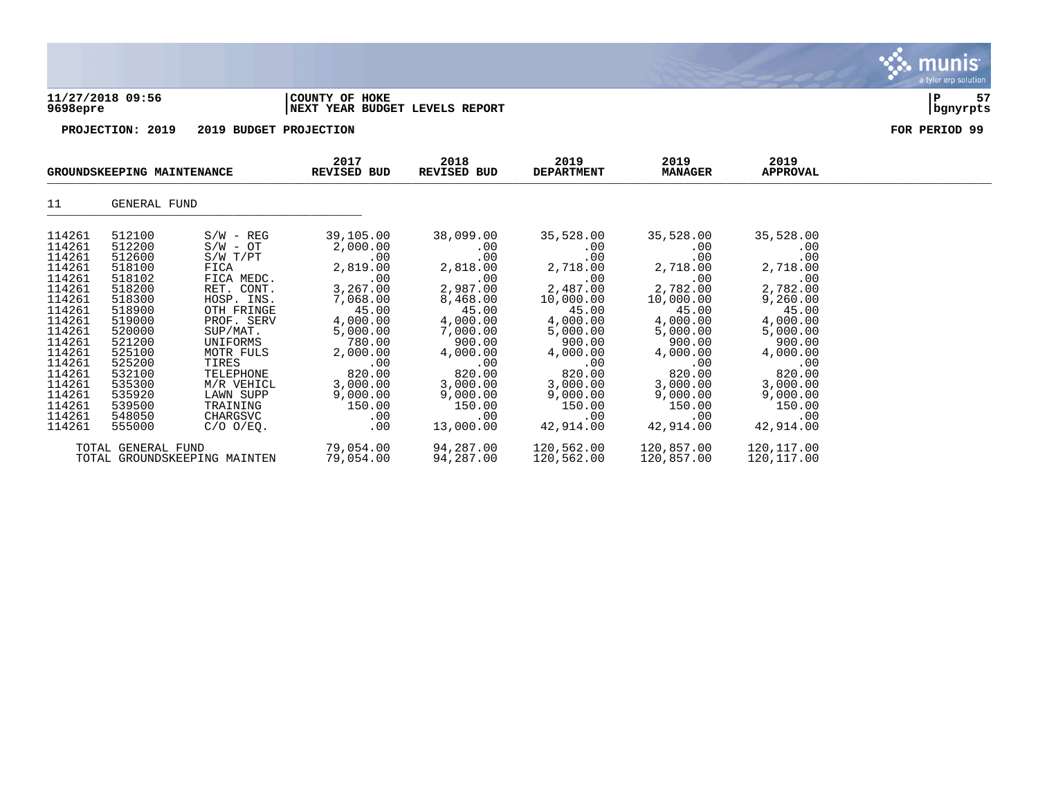**11/27/2018 09:56** | **COUNTY OF HOKE**
**9698epre** | **NEXT YEAR BUDGET LEVELS REPORT**

**PROJECTION: 2019 2019 BUDGET PROJECTION** — **FOR PERIOD 99**

| GROUNDSKEEPING MAINTENANCE | | | 2017 REVISED BUD | 2018 REVISED BUD | 2019 DEPARTMENT | 2019 MANAGER | 2019 APPROVAL |
|---|---|---|---|---|---|---|---|
| 11 | GENERAL FUND | | | | | | |
| 114261 | 512100 | S/W - REG | 39,105.00 | 38,099.00 | 35,528.00 | 35,528.00 | 35,528.00 |
| 114261 | 512200 | S/W - OT | 2,000.00 | .00 | .00 | .00 | .00 |
| 114261 | 512600 | S/W T/PT | .00 | .00 | .00 | .00 | .00 |
| 114261 | 518100 | FICA | 2,819.00 | 2,818.00 | 2,718.00 | 2,718.00 | 2,718.00 |
| 114261 | 518102 | FICA MEDC. | .00 | .00 | .00 | .00 | .00 |
| 114261 | 518200 | RET. CONT. | 3,267.00 | 2,987.00 | 2,487.00 | 2,782.00 | 2,782.00 |
| 114261 | 518300 | HOSP. INS. | 7,068.00 | 8,468.00 | 10,000.00 | 10,000.00 | 9,260.00 |
| 114261 | 518900 | OTH FRINGE | 45.00 | 45.00 | 45.00 | 45.00 | 45.00 |
| 114261 | 519000 | PROF. SERV | 4,000.00 | 4,000.00 | 4,000.00 | 4,000.00 | 4,000.00 |
| 114261 | 520000 | SUP/MAT. | 5,000.00 | 7,000.00 | 5,000.00 | 5,000.00 | 5,000.00 |
| 114261 | 521200 | UNIFORMS | 780.00 | 900.00 | 900.00 | 900.00 | 900.00 |
| 114261 | 525100 | MOTR FULS | 2,000.00 | 4,000.00 | 4,000.00 | 4,000.00 | 4,000.00 |
| 114261 | 525200 | TIRES | .00 | .00 | .00 | .00 | .00 |
| 114261 | 532100 | TELEPHONE | 820.00 | 820.00 | 820.00 | 820.00 | 820.00 |
| 114261 | 535300 | M/R VEHICL | 3,000.00 | 3,000.00 | 3,000.00 | 3,000.00 | 3,000.00 |
| 114261 | 535920 | LAWN SUPP | 9,000.00 | 9,000.00 | 9,000.00 | 9,000.00 | 9,000.00 |
| 114261 | 539500 | TRAINING | 150.00 | 150.00 | 150.00 | 150.00 | 150.00 |
| 114261 | 548050 | CHARGSVC | .00 | .00 | .00 | .00 | .00 |
| 114261 | 555000 | C/O O/EQ. | .00 | 13,000.00 | 42,914.00 | 42,914.00 | 42,914.00 |
| TOTAL GENERAL FUND | | | 79,054.00 | 94,287.00 | 120,562.00 | 120,857.00 | 120,117.00 |
| TOTAL GROUNDSKEEPING MAINTEN | | | 79,054.00 | 94,287.00 | 120,562.00 | 120,857.00 | 120,117.00 |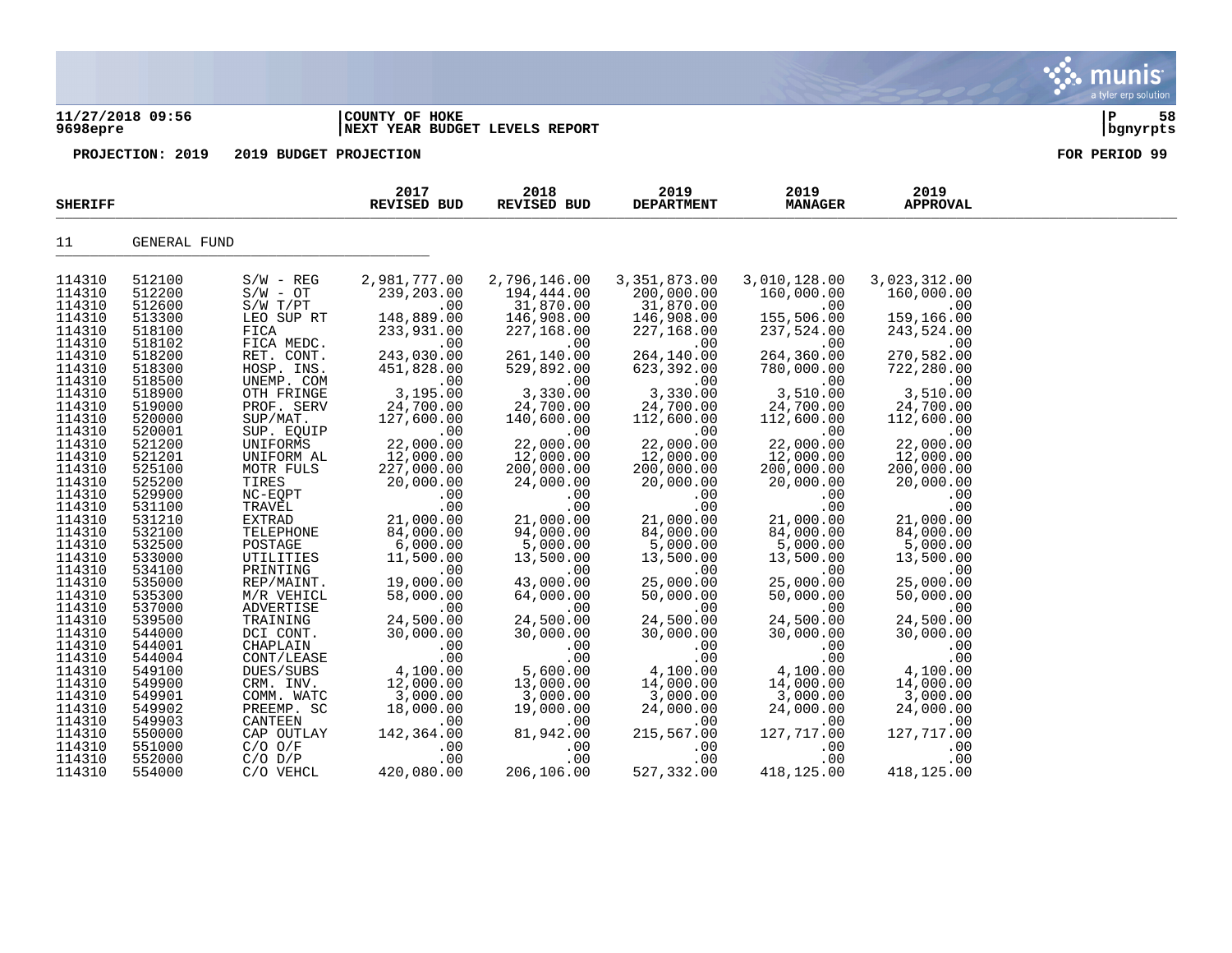11/27/2018 09:56 | COUNTY OF HOKE
9698epre | NEXT YEAR BUDGET LEVELS REPORT

PROJECTION: 2019 2019 BUDGET PROJECTION FOR PERIOD 99

| SHERIFF | | | 2017 REVISED BUD | 2018 REVISED BUD | 2019 DEPARTMENT | 2019 MANAGER | 2019 APPROVAL |
|---|---|---|---|---|---|---|---|
| 11 | GENERAL FUND | | | | | | |
| 114310 | 512100 | S/W - REG | 2,981,777.00 | 2,796,146.00 | 3,351,873.00 | 3,010,128.00 | 3,023,312.00 |
| 114310 | 512200 | S/W - OT | 239,203.00 | 194,444.00 | 200,000.00 | 160,000.00 | 160,000.00 |
| 114310 | 512600 | S/W T/PT | .00 | 31,870.00 | 31,870.00 | .00 | .00 |
| 114310 | 513300 | LEO SUP RT | 148,889.00 | 146,908.00 | 146,908.00 | 155,506.00 | 159,166.00 |
| 114310 | 518100 | FICA | 233,931.00 | 227,168.00 | 227,168.00 | 237,524.00 | 243,524.00 |
| 114310 | 518102 | FICA MEDC. | .00 | .00 | .00 | .00 | .00 |
| 114310 | 518200 | RET. CONT. | 243,030.00 | 261,140.00 | 264,140.00 | 264,360.00 | 270,582.00 |
| 114310 | 518300 | HOSP. INS. | 451,828.00 | 529,892.00 | 623,392.00 | 780,000.00 | 722,280.00 |
| 114310 | 518500 | UNEMP. COM | .00 | .00 | .00 | .00 | .00 |
| 114310 | 518900 | OTH FRINGE | 3,195.00 | 3,330.00 | 3,330.00 | 3,510.00 | 3,510.00 |
| 114310 | 519000 | PROF. SERV | 24,700.00 | 24,700.00 | 24,700.00 | 24,700.00 | 24,700.00 |
| 114310 | 520000 | SUP/MAT. | 127,600.00 | 140,600.00 | 112,600.00 | 112,600.00 | 112,600.00 |
| 114310 | 520001 | SUP. EQUIP | .00 | .00 | .00 | .00 | .00 |
| 114310 | 521200 | UNIFORMS | 22,000.00 | 22,000.00 | 22,000.00 | 22,000.00 | 22,000.00 |
| 114310 | 521201 | UNIFORM AL | 12,000.00 | 12,000.00 | 12,000.00 | 12,000.00 | 12,000.00 |
| 114310 | 525100 | MOTR FULS | 227,000.00 | 200,000.00 | 200,000.00 | 200,000.00 | 200,000.00 |
| 114310 | 525200 | TIRES | 20,000.00 | 24,000.00 | 20,000.00 | 20,000.00 | 20,000.00 |
| 114310 | 529900 | NC-EQPT | .00 | .00 | .00 | .00 | .00 |
| 114310 | 531100 | TRAVEL | .00 | .00 | .00 | .00 | .00 |
| 114310 | 531210 | EXTRAD | 21,000.00 | 21,000.00 | 21,000.00 | 21,000.00 | 21,000.00 |
| 114310 | 532100 | TELEPHONE | 84,000.00 | 94,000.00 | 84,000.00 | 84,000.00 | 84,000.00 |
| 114310 | 532500 | POSTAGE | 6,000.00 | 5,000.00 | 5,000.00 | 5,000.00 | 5,000.00 |
| 114310 | 533000 | UTILITIES | 11,500.00 | 13,500.00 | 13,500.00 | 13,500.00 | 13,500.00 |
| 114310 | 534100 | PRINTING | .00 | .00 | .00 | .00 | .00 |
| 114310 | 535000 | REP/MAINT. | 19,000.00 | 43,000.00 | 25,000.00 | 25,000.00 | 25,000.00 |
| 114310 | 535300 | M/R VEHICL | 58,000.00 | 64,000.00 | 50,000.00 | 50,000.00 | 50,000.00 |
| 114310 | 537000 | ADVERTISE | .00 | .00 | .00 | .00 | .00 |
| 114310 | 539500 | TRAINING | 24,500.00 | 24,500.00 | 24,500.00 | 24,500.00 | 24,500.00 |
| 114310 | 544000 | DCI CONT. | 30,000.00 | 30,000.00 | 30,000.00 | 30,000.00 | 30,000.00 |
| 114310 | 544001 | CHAPLAIN | .00 | .00 | .00 | .00 | .00 |
| 114310 | 544004 | CONT/LEASE | .00 | .00 | .00 | .00 | .00 |
| 114310 | 549100 | DUES/SUBS | 4,100.00 | 5,600.00 | 4,100.00 | 4,100.00 | 4,100.00 |
| 114310 | 549900 | CRM. INV. | 12,000.00 | 13,000.00 | 14,000.00 | 14,000.00 | 14,000.00 |
| 114310 | 549901 | COMM. WATC | 3,000.00 | 3,000.00 | 3,000.00 | 3,000.00 | 3,000.00 |
| 114310 | 549902 | PREEMP. SC | 18,000.00 | 19,000.00 | 24,000.00 | 24,000.00 | 24,000.00 |
| 114310 | 549903 | CANTEEN | .00 | .00 | .00 | .00 | .00 |
| 114310 | 550000 | CAP OUTLAY | 142,364.00 | 81,942.00 | 215,567.00 | 127,717.00 | 127,717.00 |
| 114310 | 551000 | C/O O/F | .00 | .00 | .00 | .00 | .00 |
| 114310 | 552000 | C/O D/P | .00 | .00 | .00 | .00 | .00 |
| 114310 | 554000 | C/O VEHCL | 420,080.00 | 206,106.00 | 527,332.00 | 418,125.00 | 418,125.00 |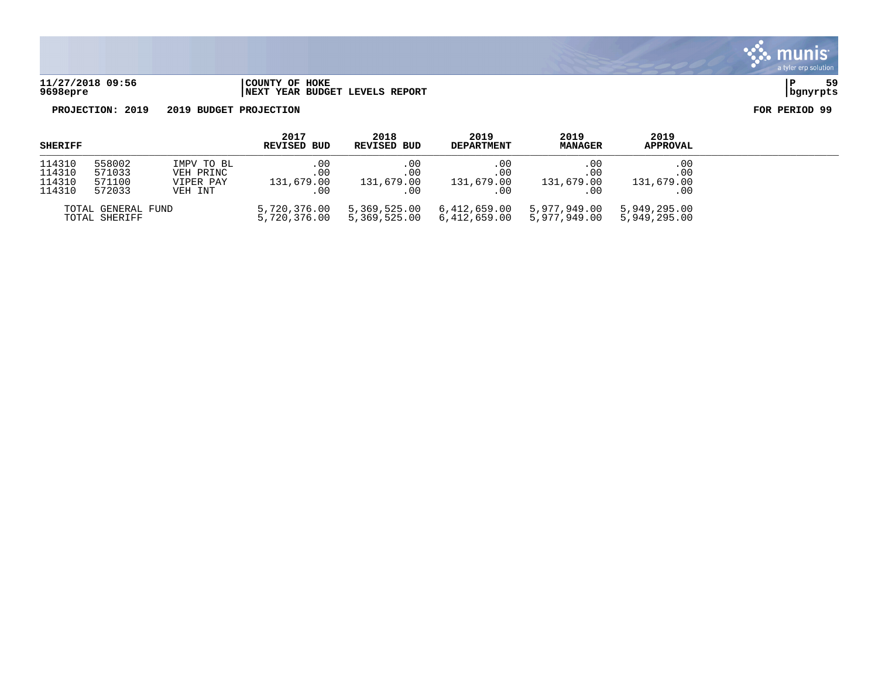11/27/2018 09:56 | COUNTY OF HOKE
9698epre | NEXT YEAR BUDGET LEVELS REPORT | bgnyrpts

**PROJECTION: 2019 2019 BUDGET PROJECTION** **FOR PERIOD 99**

| SHERIFF | | | 2017 REVISED BUD | 2018 REVISED BUD | 2019 DEPARTMENT | 2019 MANAGER | 2019 APPROVAL |
|---|---|---|---|---|---|---|---|
| 114310 | 558002 | IMPV TO BL | .00 | .00 | .00 | .00 | .00 |
| 114310 | 571033 | VEH PRINC | .00 | .00 | .00 | .00 | .00 |
| 114310 | 571100 | VIPER PAY | 131,679.00 | 131,679.00 | 131,679.00 | 131,679.00 | 131,679.00 |
| 114310 | 572033 | VEH INT | .00 | .00 | .00 | .00 | .00 |
| TOTAL GENERAL FUND | | | 5,720,376.00 | 5,369,525.00 | 6,412,659.00 | 5,977,949.00 | 5,949,295.00 |
| TOTAL SHERIFF | | | 5,720,376.00 | 5,369,525.00 | 6,412,659.00 | 5,977,949.00 | 5,949,295.00 |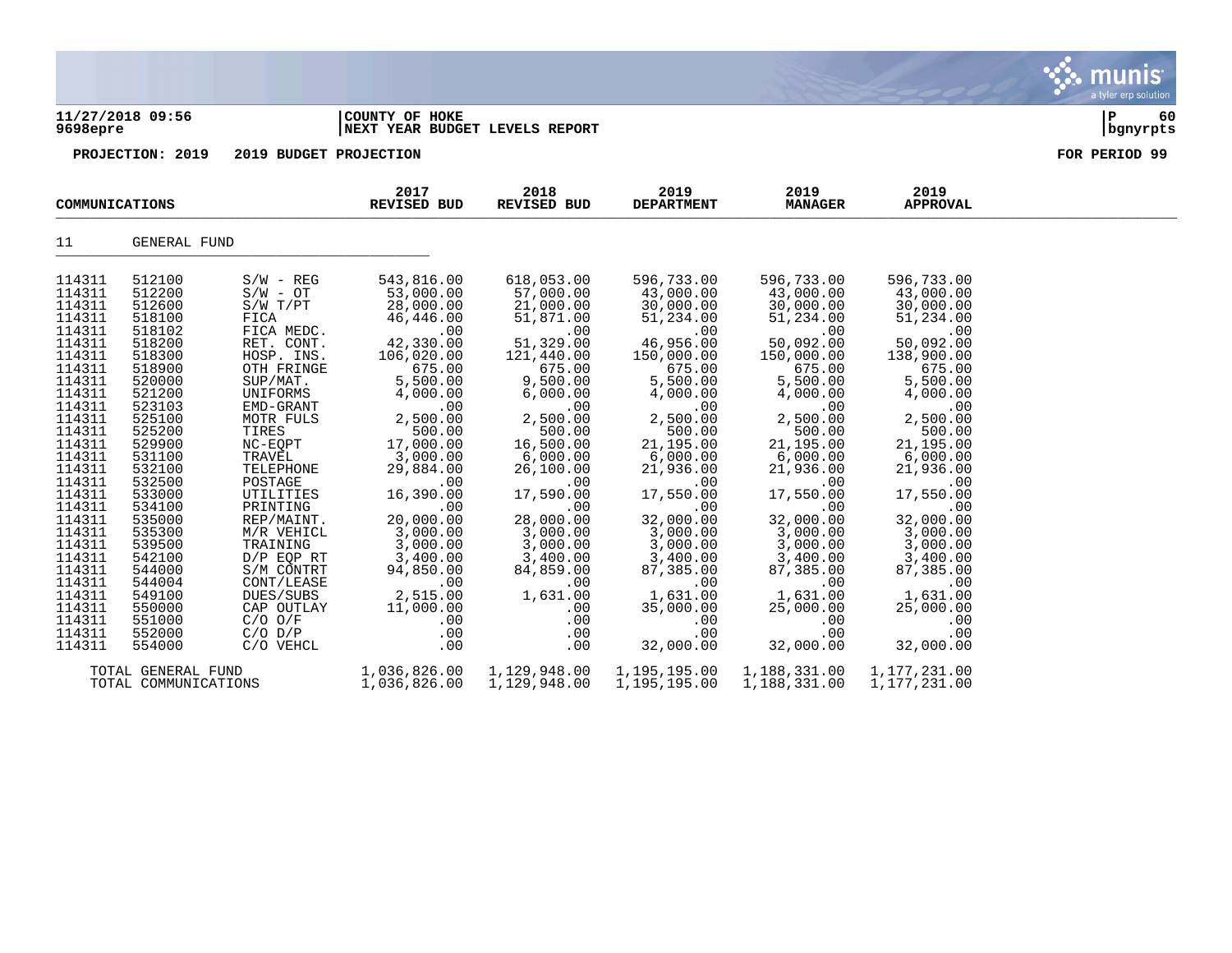**11/27/2018 09:56** | **COUNTY OF HOKE** | **P 60**
**9698epre** | **NEXT YEAR BUDGET LEVELS REPORT** | **bgnyrpts**

**PROJECTION: 2019 2019 BUDGET PROJECTION** **FOR PERIOD 99**

| COMMUNICATIONS | | | 2017 REVISED BUD | 2018 REVISED BUD | 2019 DEPARTMENT | 2019 MANAGER | 2019 APPROVAL |
|---|---|---|---|---|---|---|---|
| 11 | GENERAL FUND | | | | | | |
| 114311 | 512100 | S/W - REG | 543,816.00 | 618,053.00 | 596,733.00 | 596,733.00 | 596,733.00 |
| 114311 | 512200 | S/W - OT | 53,000.00 | 57,000.00 | 43,000.00 | 43,000.00 | 43,000.00 |
| 114311 | 512600 | S/W T/PT | 28,000.00 | 21,000.00 | 30,000.00 | 30,000.00 | 30,000.00 |
| 114311 | 518100 | FICA | 46,446.00 | 51,871.00 | 51,234.00 | 51,234.00 | 51,234.00 |
| 114311 | 518102 | FICA MEDC. | .00 | .00 | .00 | .00 | .00 |
| 114311 | 518200 | RET. CONT. | 42,330.00 | 51,329.00 | 46,956.00 | 50,092.00 | 50,092.00 |
| 114311 | 518300 | HOSP. INS. | 106,020.00 | 121,440.00 | 150,000.00 | 150,000.00 | 138,900.00 |
| 114311 | 518900 | OTH FRINGE | 675.00 | 675.00 | 675.00 | 675.00 | 675.00 |
| 114311 | 520000 | SUP/MAT. | 5,500.00 | 9,500.00 | 5,500.00 | 5,500.00 | 5,500.00 |
| 114311 | 521200 | UNIFORMS | 4,000.00 | 6,000.00 | 4,000.00 | 4,000.00 | 4,000.00 |
| 114311 | 523103 | EMD-GRANT | .00 | .00 | .00 | .00 | .00 |
| 114311 | 525100 | MOTR FULS | 2,500.00 | 2,500.00 | 2,500.00 | 2,500.00 | 2,500.00 |
| 114311 | 525200 | TIRES | 500.00 | 500.00 | 500.00 | 500.00 | 500.00 |
| 114311 | 529900 | NC-EQPT | 17,000.00 | 16,500.00 | 21,195.00 | 21,195.00 | 21,195.00 |
| 114311 | 531100 | TRAVEL | 3,000.00 | 6,000.00 | 6,000.00 | 6,000.00 | 6,000.00 |
| 114311 | 532100 | TELEPHONE | 29,884.00 | 26,100.00 | 21,936.00 | 21,936.00 | 21,936.00 |
| 114311 | 532500 | POSTAGE | .00 | .00 | .00 | .00 | .00 |
| 114311 | 533000 | UTILITIES | 16,390.00 | 17,590.00 | 17,550.00 | 17,550.00 | 17,550.00 |
| 114311 | 534100 | PRINTING | .00 | .00 | .00 | .00 | .00 |
| 114311 | 535000 | REP/MAINT. | 20,000.00 | 28,000.00 | 32,000.00 | 32,000.00 | 32,000.00 |
| 114311 | 535300 | M/R VEHICL | 3,000.00 | 3,000.00 | 3,000.00 | 3,000.00 | 3,000.00 |
| 114311 | 539500 | TRAINING | 3,000.00 | 3,000.00 | 3,000.00 | 3,000.00 | 3,000.00 |
| 114311 | 542100 | D/P EQP RT | 3,400.00 | 3,400.00 | 3,400.00 | 3,400.00 | 3,400.00 |
| 114311 | 544000 | S/M CONTRT | 94,850.00 | 84,859.00 | 87,385.00 | 87,385.00 | 87,385.00 |
| 114311 | 544004 | CONT/LEASE | .00 | .00 | .00 | .00 | .00 |
| 114311 | 549100 | DUES/SUBS | 2,515.00 | 1,631.00 | 1,631.00 | 1,631.00 | 1,631.00 |
| 114311 | 550000 | CAP OUTLAY | 11,000.00 | .00 | 35,000.00 | 25,000.00 | 25,000.00 |
| 114311 | 551000 | C/O O/F | .00 | .00 | .00 | .00 | .00 |
| 114311 | 552000 | C/O D/P | .00 | .00 | .00 | .00 | .00 |
| 114311 | 554000 | C/O VEHCL | .00 | .00 | 32,000.00 | 32,000.00 | 32,000.00 |
| TOTAL GENERAL FUND | | | 1,036,826.00 | 1,129,948.00 | 1,195,195.00 | 1,188,331.00 | 1,177,231.00 |
| TOTAL COMMUNICATIONS | | | 1,036,826.00 | 1,129,948.00 | 1,195,195.00 | 1,188,331.00 | 1,177,231.00 |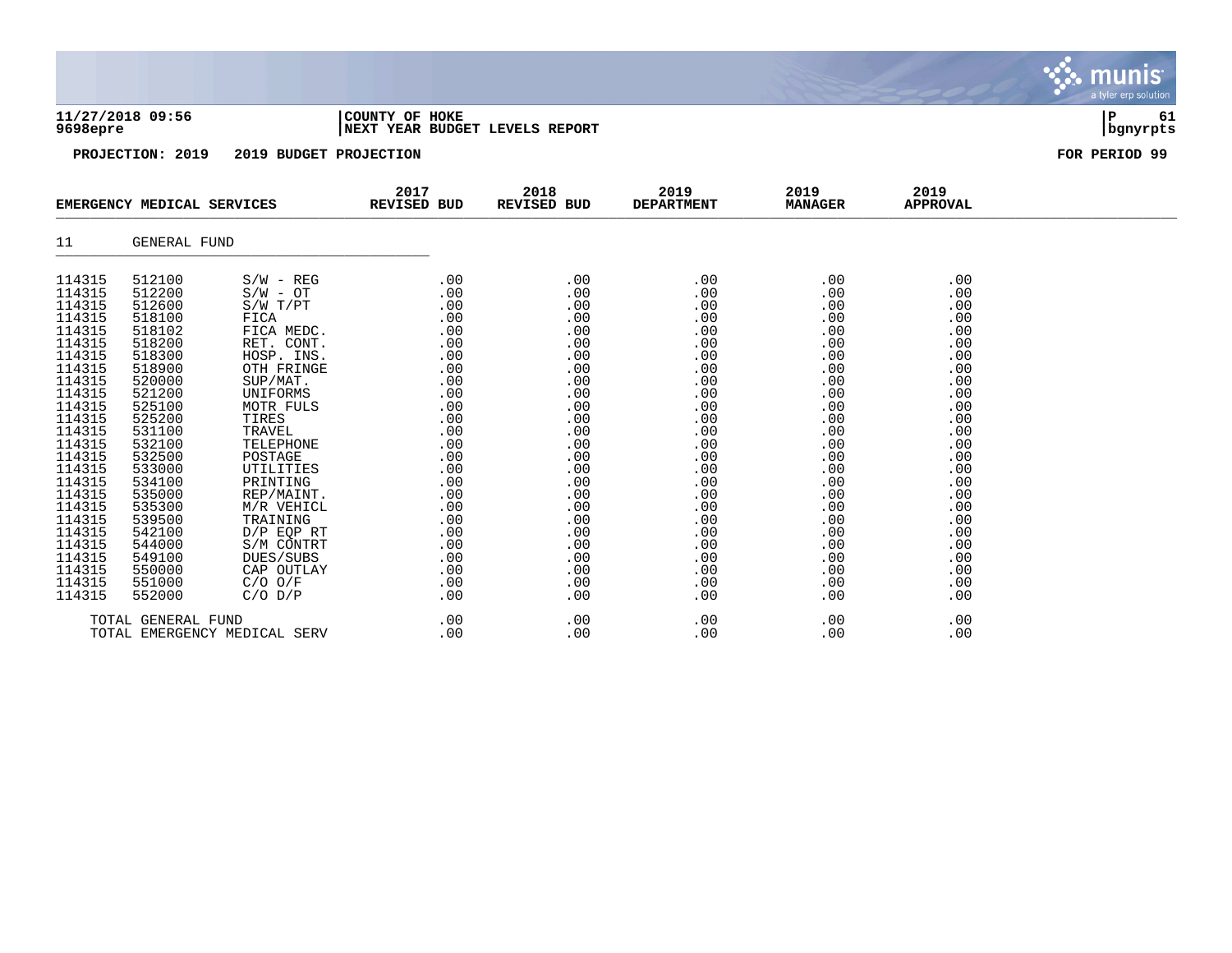**11/27/2018 09:56** | **COUNTY OF HOKE**
**9698epre** | **NEXT YEAR BUDGET LEVELS REPORT**

**PROJECTION: 2019 2019 BUDGET PROJECTION** **FOR PERIOD 99**

| EMERGENCY MEDICAL SERVICES | | | 2017 REVISED BUD | 2018 REVISED BUD | 2019 DEPARTMENT | 2019 MANAGER | 2019 APPROVAL |
|---|---|---|---|---|---|---|---|
| 11 | GENERAL FUND | | | | | | |
| 114315 | 512100 | S/W - REG | .00 | .00 | .00 | .00 | .00 |
| 114315 | 512200 | S/W - OT | .00 | .00 | .00 | .00 | .00 |
| 114315 | 512600 | S/W T/PT | .00 | .00 | .00 | .00 | .00 |
| 114315 | 518100 | FICA | .00 | .00 | .00 | .00 | .00 |
| 114315 | 518102 | FICA MEDC. | .00 | .00 | .00 | .00 | .00 |
| 114315 | 518200 | RET. CONT. | .00 | .00 | .00 | .00 | .00 |
| 114315 | 518300 | HOSP. INS. | .00 | .00 | .00 | .00 | .00 |
| 114315 | 518900 | OTH FRINGE | .00 | .00 | .00 | .00 | .00 |
| 114315 | 520000 | SUP/MAT. | .00 | .00 | .00 | .00 | .00 |
| 114315 | 521200 | UNIFORMS | .00 | .00 | .00 | .00 | .00 |
| 114315 | 525100 | MOTR FULS | .00 | .00 | .00 | .00 | .00 |
| 114315 | 525200 | TIRES | .00 | .00 | .00 | .00 | .00 |
| 114315 | 531100 | TRAVEL | .00 | .00 | .00 | .00 | .00 |
| 114315 | 532100 | TELEPHONE | .00 | .00 | .00 | .00 | .00 |
| 114315 | 532500 | POSTAGE | .00 | .00 | .00 | .00 | .00 |
| 114315 | 533000 | UTILITIES | .00 | .00 | .00 | .00 | .00 |
| 114315 | 534100 | PRINTING | .00 | .00 | .00 | .00 | .00 |
| 114315 | 535000 | REP/MAINT. | .00 | .00 | .00 | .00 | .00 |
| 114315 | 535300 | M/R VEHICL | .00 | .00 | .00 | .00 | .00 |
| 114315 | 539500 | TRAINING | .00 | .00 | .00 | .00 | .00 |
| 114315 | 542100 | D/P EQP RT | .00 | .00 | .00 | .00 | .00 |
| 114315 | 544000 | S/M CONTRT | .00 | .00 | .00 | .00 | .00 |
| 114315 | 549100 | DUES/SUBS | .00 | .00 | .00 | .00 | .00 |
| 114315 | 550000 | CAP OUTLAY | .00 | .00 | .00 | .00 | .00 |
| 114315 | 551000 | C/O O/F | .00 | .00 | .00 | .00 | .00 |
| 114315 | 552000 | C/O D/P | .00 | .00 | .00 | .00 | .00 |
| TOTAL GENERAL FUND | | | .00 | .00 | .00 | .00 | .00 |
| TOTAL EMERGENCY MEDICAL SERV | | | .00 | .00 | .00 | .00 | .00 |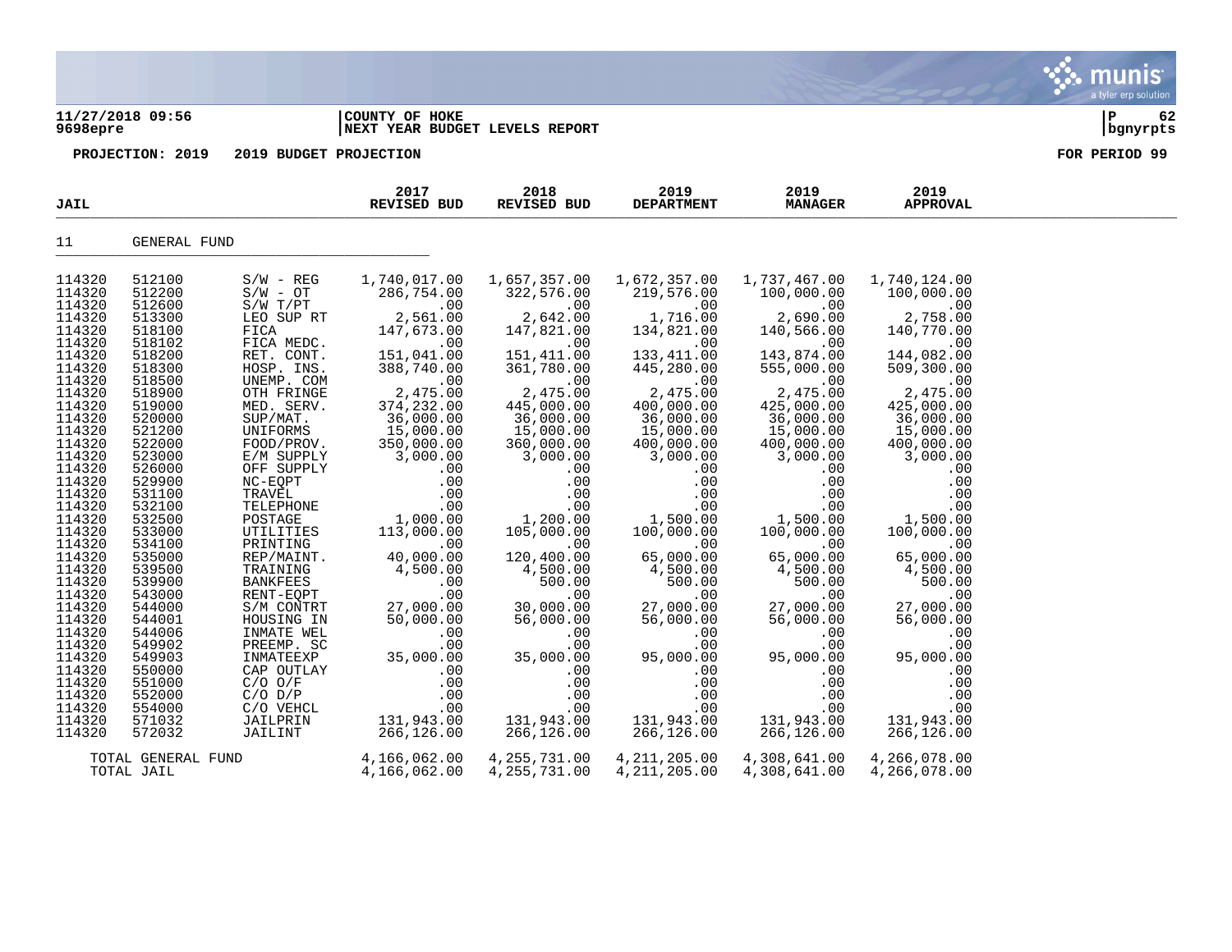11/27/2018 09:56 | COUNTY OF HOKE
9698epre | NEXT YEAR BUDGET LEVELS REPORT

**PROJECTION: 2019 2019 BUDGET PROJECTION** — FOR PERIOD 99

| JAIL | | | 2017 REVISED BUD | 2018 REVISED BUD | 2019 DEPARTMENT | 2019 MANAGER | 2019 APPROVAL |
|---|---|---|---|---|---|---|---|
| 11 | GENERAL FUND | | | | | | |
| 114320 | 512100 | S/W - REG | 1,740,017.00 | 1,657,357.00 | 1,672,357.00 | 1,737,467.00 | 1,740,124.00 |
| 114320 | 512200 | S/W - OT | 286,754.00 | 322,576.00 | 219,576.00 | 100,000.00 | 100,000.00 |
| 114320 | 512600 | S/W T/PT | .00 | .00 | .00 | .00 | .00 |
| 114320 | 513300 | LEO SUP RT | 2,561.00 | 2,642.00 | 1,716.00 | 2,690.00 | 2,758.00 |
| 114320 | 518100 | FICA | 147,673.00 | 147,821.00 | 134,821.00 | 140,566.00 | 140,770.00 |
| 114320 | 518102 | FICA MEDC. | .00 | .00 | .00 | .00 | .00 |
| 114320 | 518200 | RET. CONT. | 151,041.00 | 151,411.00 | 133,411.00 | 143,874.00 | 144,082.00 |
| 114320 | 518300 | HOSP. INS. | 388,740.00 | 361,780.00 | 445,280.00 | 555,000.00 | 509,300.00 |
| 114320 | 518500 | UNEMP. COM | .00 | .00 | .00 | .00 | .00 |
| 114320 | 518900 | OTH FRINGE | 2,475.00 | 2,475.00 | 2,475.00 | 2,475.00 | 2,475.00 |
| 114320 | 519000 | MED. SERV. | 374,232.00 | 445,000.00 | 400,000.00 | 425,000.00 | 425,000.00 |
| 114320 | 520000 | SUP/MAT. | 36,000.00 | 36,000.00 | 36,000.00 | 36,000.00 | 36,000.00 |
| 114320 | 521200 | UNIFORMS | 15,000.00 | 15,000.00 | 15,000.00 | 15,000.00 | 15,000.00 |
| 114320 | 522000 | FOOD/PROV. | 350,000.00 | 360,000.00 | 400,000.00 | 400,000.00 | 400,000.00 |
| 114320 | 523000 | E/M SUPPLY | 3,000.00 | 3,000.00 | 3,000.00 | 3,000.00 | 3,000.00 |
| 114320 | 526000 | OFF SUPPLY | .00 | .00 | .00 | .00 | .00 |
| 114320 | 529900 | NC-EQPT | .00 | .00 | .00 | .00 | .00 |
| 114320 | 531100 | TRAVEL | .00 | .00 | .00 | .00 | .00 |
| 114320 | 532100 | TELEPHONE | .00 | .00 | .00 | .00 | .00 |
| 114320 | 532500 | POSTAGE | 1,000.00 | 1,200.00 | 1,500.00 | 1,500.00 | 1,500.00 |
| 114320 | 533000 | UTILITIES | 113,000.00 | 105,000.00 | 100,000.00 | 100,000.00 | 100,000.00 |
| 114320 | 534100 | PRINTING | .00 | .00 | .00 | .00 | .00 |
| 114320 | 535000 | REP/MAINT. | 40,000.00 | 120,400.00 | 65,000.00 | 65,000.00 | 65,000.00 |
| 114320 | 539500 | TRAINING | 4,500.00 | 4,500.00 | 4,500.00 | 4,500.00 | 4,500.00 |
| 114320 | 539900 | BANKFEES | .00 | 500.00 | 500.00 | 500.00 | 500.00 |
| 114320 | 543000 | RENT-EQPT | .00 | .00 | .00 | .00 | .00 |
| 114320 | 544000 | S/M CONTRT | 27,000.00 | 30,000.00 | 27,000.00 | 27,000.00 | 27,000.00 |
| 114320 | 544001 | HOUSING IN | 50,000.00 | 56,000.00 | 56,000.00 | 56,000.00 | 56,000.00 |
| 114320 | 544006 | INMATE WEL | .00 | .00 | .00 | .00 | .00 |
| 114320 | 549902 | PREEMP. SC | .00 | .00 | .00 | .00 | .00 |
| 114320 | 549903 | INMATEEXP | 35,000.00 | 35,000.00 | 95,000.00 | 95,000.00 | 95,000.00 |
| 114320 | 550000 | CAP OUTLAY | .00 | .00 | .00 | .00 | .00 |
| 114320 | 551000 | C/O O/F | .00 | .00 | .00 | .00 | .00 |
| 114320 | 552000 | C/O D/P | .00 | .00 | .00 | .00 | .00 |
| 114320 | 554000 | C/O VEHCL | .00 | .00 | .00 | .00 | .00 |
| 114320 | 571032 | JAILPRIN | 131,943.00 | 131,943.00 | 131,943.00 | 131,943.00 | 131,943.00 |
| 114320 | 572032 | JAILINT | 266,126.00 | 266,126.00 | 266,126.00 | 266,126.00 | 266,126.00 |
| TOTAL GENERAL FUND | | | 4,166,062.00 | 4,255,731.00 | 4,211,205.00 | 4,308,641.00 | 4,266,078.00 |
| TOTAL JAIL | | | 4,166,062.00 | 4,255,731.00 | 4,211,205.00 | 4,308,641.00 | 4,266,078.00 |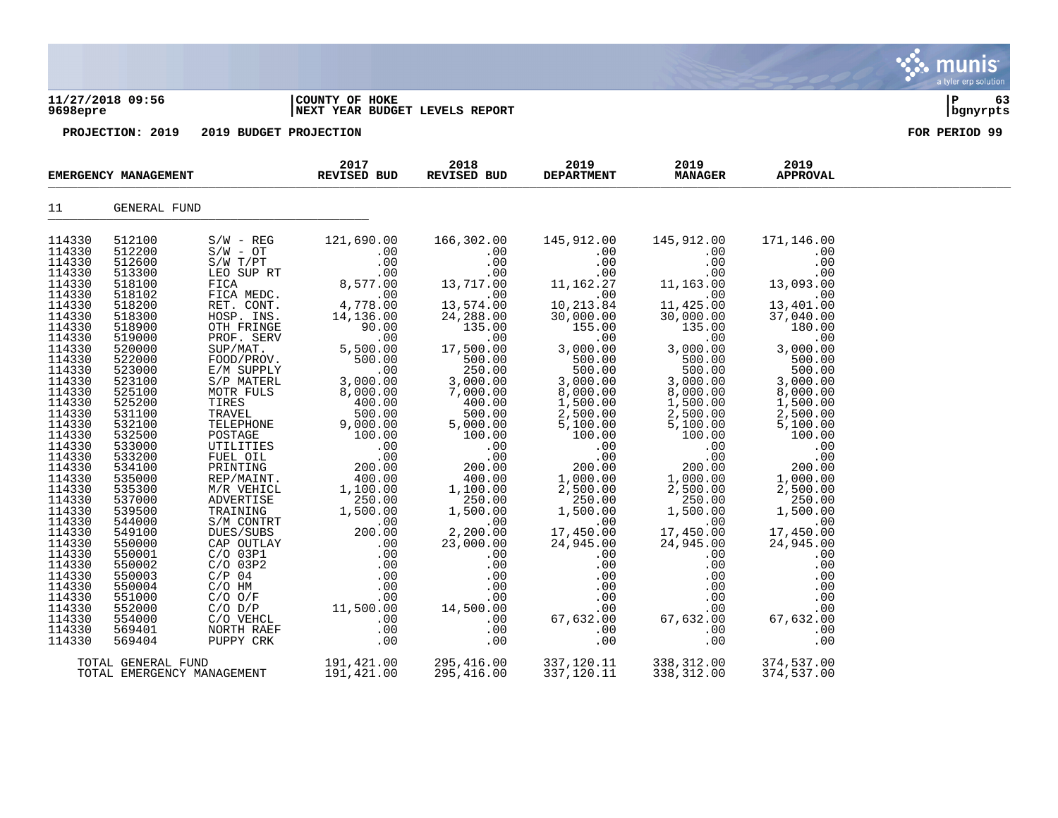11/27/2018 09:56 | COUNTY OF HOKE | P 63
9698epre | NEXT YEAR BUDGET LEVELS REPORT | bgnyrpts

PROJECTION: 2019 2019 BUDGET PROJECTION FOR PERIOD 99

| EMERGENCY MANAGEMENT | | | 2017 REVISED BUD | 2018 REVISED BUD | 2019 DEPARTMENT | 2019 MANAGER | 2019 APPROVAL |
|---|---|---|---|---|---|---|---|
| 11 | GENERAL FUND | | | | | | |
| 114330 | 512100 | S/W - REG | 121,690.00 | 166,302.00 | 145,912.00 | 145,912.00 | 171,146.00 |
| 114330 | 512200 | S/W - OT | .00 | .00 | .00 | .00 | .00 |
| 114330 | 512600 | S/W T/PT | .00 | .00 | .00 | .00 | .00 |
| 114330 | 513300 | LEO SUP RT | .00 | .00 | .00 | .00 | .00 |
| 114330 | 518100 | FICA | 8,577.00 | 13,717.00 | 11,162.27 | 11,163.00 | 13,093.00 |
| 114330 | 518102 | FICA MEDC. | .00 | .00 | .00 | .00 | .00 |
| 114330 | 518200 | RET. CONT. | 4,778.00 | 13,574.00 | 10,213.84 | 11,425.00 | 13,401.00 |
| 114330 | 518300 | HOSP. INS. | 14,136.00 | 24,288.00 | 30,000.00 | 30,000.00 | 37,040.00 |
| 114330 | 518900 | OTH FRINGE | 90.00 | 135.00 | 155.00 | 135.00 | 180.00 |
| 114330 | 519000 | PROF. SERV | .00 | .00 | .00 | .00 | .00 |
| 114330 | 520000 | SUP/MAT. | 5,500.00 | 17,500.00 | 3,000.00 | 3,000.00 | 3,000.00 |
| 114330 | 522000 | FOOD/PROV. | 500.00 | 500.00 | 500.00 | 500.00 | 500.00 |
| 114330 | 523000 | E/M SUPPLY | .00 | 250.00 | 500.00 | 500.00 | 500.00 |
| 114330 | 523100 | S/P MATERL | 3,000.00 | 3,000.00 | 3,000.00 | 3,000.00 | 3,000.00 |
| 114330 | 525100 | MOTR FULS | 8,000.00 | 7,000.00 | 8,000.00 | 8,000.00 | 8,000.00 |
| 114330 | 525200 | TIRES | 400.00 | 400.00 | 1,500.00 | 1,500.00 | 1,500.00 |
| 114330 | 531100 | TRAVEL | 500.00 | 500.00 | 2,500.00 | 2,500.00 | 2,500.00 |
| 114330 | 532100 | TELEPHONE | 9,000.00 | 5,000.00 | 5,100.00 | 5,100.00 | 5,100.00 |
| 114330 | 532500 | POSTAGE | 100.00 | 100.00 | 100.00 | 100.00 | 100.00 |
| 114330 | 533000 | UTILITIES | .00 | .00 | .00 | .00 | .00 |
| 114330 | 533200 | FUEL OIL | .00 | .00 | .00 | .00 | .00 |
| 114330 | 534100 | PRINTING | 200.00 | 200.00 | 200.00 | 200.00 | 200.00 |
| 114330 | 535000 | REP/MAINT. | 400.00 | 400.00 | 1,000.00 | 1,000.00 | 1,000.00 |
| 114330 | 535300 | M/R VEHICL | 1,100.00 | 1,100.00 | 2,500.00 | 2,500.00 | 2,500.00 |
| 114330 | 537000 | ADVERTISE | 250.00 | 250.00 | 250.00 | 250.00 | 250.00 |
| 114330 | 539500 | TRAINING | 1,500.00 | 1,500.00 | 1,500.00 | 1,500.00 | 1,500.00 |
| 114330 | 544000 | S/M CONTRT | .00 | .00 | .00 | .00 | .00 |
| 114330 | 549100 | DUES/SUBS | 200.00 | 2,200.00 | 17,450.00 | 17,450.00 | 17,450.00 |
| 114330 | 550000 | CAP OUTLAY | .00 | 23,000.00 | 24,945.00 | 24,945.00 | 24,945.00 |
| 114330 | 550001 | C/O 03P1 | .00 | .00 | .00 | .00 | .00 |
| 114330 | 550002 | C/O 03P2 | .00 | .00 | .00 | .00 | .00 |
| 114330 | 550003 | C/P 04 | .00 | .00 | .00 | .00 | .00 |
| 114330 | 550004 | C/O HM | .00 | .00 | .00 | .00 | .00 |
| 114330 | 551000 | C/O O/F | .00 | .00 | .00 | .00 | .00 |
| 114330 | 552000 | C/O D/P | 11,500.00 | 14,500.00 | .00 | .00 | .00 |
| 114330 | 554000 | C/O VEHCL | .00 | .00 | 67,632.00 | 67,632.00 | 67,632.00 |
| 114330 | 569401 | NORTH RAEF | .00 | .00 | .00 | .00 | .00 |
| 114330 | 569404 | PUPPY CRK | .00 | .00 | .00 | .00 | .00 |
| TOTAL GENERAL FUND | | | 191,421.00 | 295,416.00 | 337,120.11 | 338,312.00 | 374,537.00 |
| TOTAL EMERGENCY MANAGEMENT | | | 191,421.00 | 295,416.00 | 337,120.11 | 338,312.00 | 374,537.00 |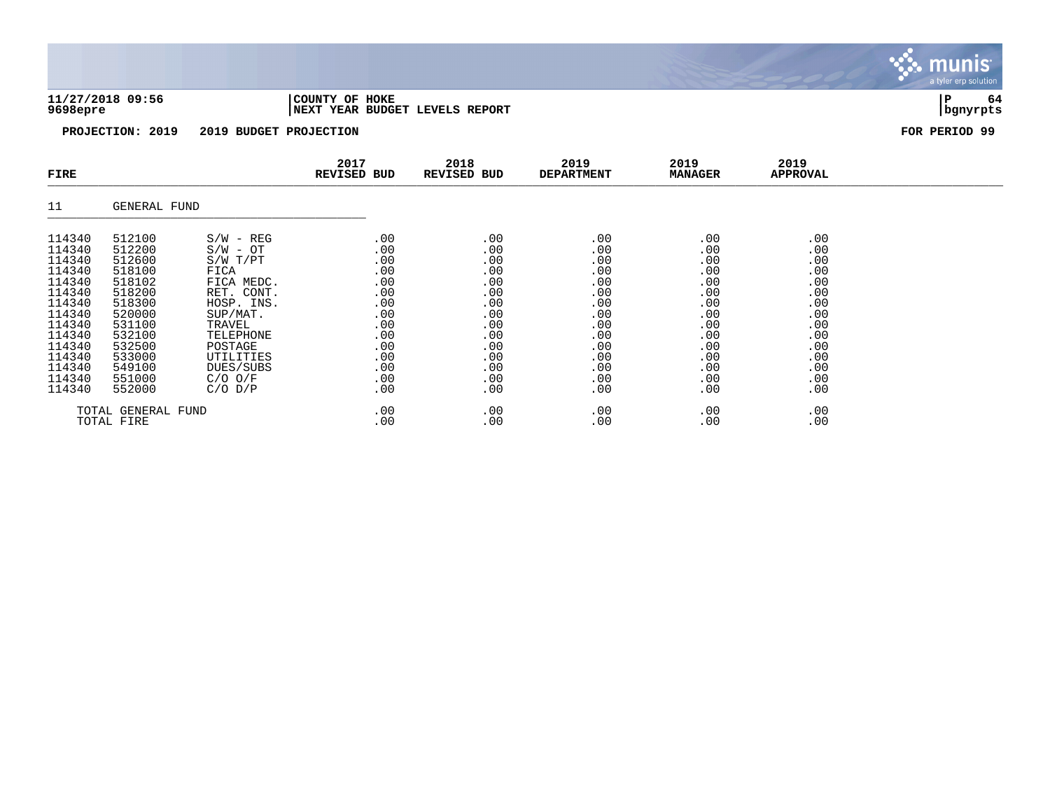**11/27/2018 09:56** | **COUNTY OF HOKE**
**9698epre** | **NEXT YEAR BUDGET LEVELS REPORT**

**PROJECTION: 2019 2019 BUDGET PROJECTION** **FOR PERIOD 99**

| FIRE | | | 2017 REVISED BUD | 2018 REVISED BUD | 2019 DEPARTMENT | 2019 MANAGER | 2019 APPROVAL |
|---|---|---|---|---|---|---|---|
| 11 | GENERAL FUND | | | | | | |
| 114340 | 512100 | S/W - REG | .00 | .00 | .00 | .00 | .00 |
| 114340 | 512200 | S/W - OT | .00 | .00 | .00 | .00 | .00 |
| 114340 | 512600 | S/W T/PT | .00 | .00 | .00 | .00 | .00 |
| 114340 | 518100 | FICA | .00 | .00 | .00 | .00 | .00 |
| 114340 | 518102 | FICA MEDC. | .00 | .00 | .00 | .00 | .00 |
| 114340 | 518200 | RET. CONT. | .00 | .00 | .00 | .00 | .00 |
| 114340 | 518300 | HOSP. INS. | .00 | .00 | .00 | .00 | .00 |
| 114340 | 520000 | SUP/MAT. | .00 | .00 | .00 | .00 | .00 |
| 114340 | 531100 | TRAVEL | .00 | .00 | .00 | .00 | .00 |
| 114340 | 532100 | TELEPHONE | .00 | .00 | .00 | .00 | .00 |
| 114340 | 532500 | POSTAGE | .00 | .00 | .00 | .00 | .00 |
| 114340 | 533000 | UTILITIES | .00 | .00 | .00 | .00 | .00 |
| 114340 | 549100 | DUES/SUBS | .00 | .00 | .00 | .00 | .00 |
| 114340 | 551000 | C/O O/F | .00 | .00 | .00 | .00 | .00 |
| 114340 | 552000 | C/O D/P | .00 | .00 | .00 | .00 | .00 |
| | TOTAL GENERAL FUND | | .00 | .00 | .00 | .00 | .00 |
| | TOTAL FIRE | | .00 | .00 | .00 | .00 | .00 |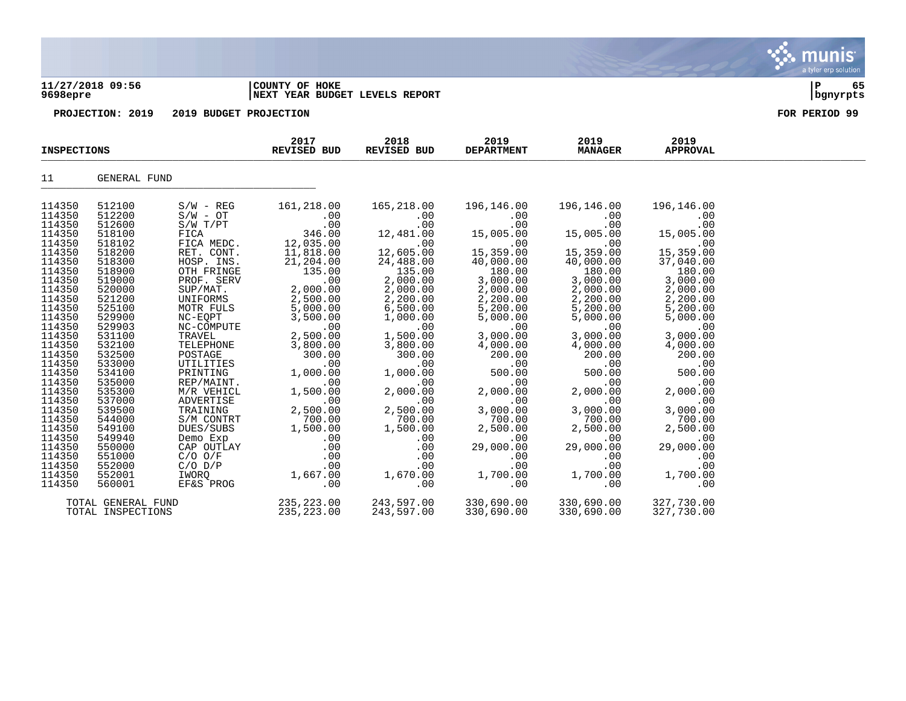11/27/2018 09:56
9698epre

COUNTY OF HOKE
NEXT YEAR BUDGET LEVELS REPORT

P 65
bgnyrpts

PROJECTION: 2019 2019 BUDGET PROJECTION

FOR PERIOD 99

| INSPECTIONS | | | 2017 REVISED BUD | 2018 REVISED BUD | 2019 DEPARTMENT | 2019 MANAGER | 2019 APPROVAL |
|---|---|---|---|---|---|---|---|
| 11 | GENERAL FUND | | | | | | |
| 114350 | 512100 | S/W - REG | 161,218.00 | 165,218.00 | 196,146.00 | 196,146.00 | 196,146.00 |
| 114350 | 512200 | S/W - OT | .00 | .00 | .00 | .00 | .00 |
| 114350 | 512600 | S/W T/PT | .00 | .00 | .00 | .00 | .00 |
| 114350 | 518100 | FICA | 346.00 | 12,481.00 | 15,005.00 | 15,005.00 | 15,005.00 |
| 114350 | 518102 | FICA MEDC. | 12,035.00 | .00 | .00 | .00 | .00 |
| 114350 | 518200 | RET. CONT. | 11,818.00 | 12,605.00 | 15,359.00 | 15,359.00 | 15,359.00 |
| 114350 | 518300 | HOSP. INS. | 21,204.00 | 24,488.00 | 40,000.00 | 40,000.00 | 37,040.00 |
| 114350 | 518900 | OTH FRINGE | 135.00 | 135.00 | 180.00 | 180.00 | 180.00 |
| 114350 | 519000 | PROF. SERV | .00 | 2,000.00 | 3,000.00 | 3,000.00 | 3,000.00 |
| 114350 | 520000 | SUP/MAT. | 2,000.00 | 2,000.00 | 2,000.00 | 2,000.00 | 2,000.00 |
| 114350 | 521200 | UNIFORMS | 2,500.00 | 2,200.00 | 2,200.00 | 2,200.00 | 2,200.00 |
| 114350 | 525100 | MOTR FULS | 5,000.00 | 6,500.00 | 5,200.00 | 5,200.00 | 5,200.00 |
| 114350 | 529900 | NC-EQPT | 3,500.00 | 1,000.00 | 5,000.00 | 5,000.00 | 5,000.00 |
| 114350 | 529903 | NC-COMPUTE | .00 | .00 | .00 | .00 | .00 |
| 114350 | 531100 | TRAVEL | 2,500.00 | 1,500.00 | 3,000.00 | 3,000.00 | 3,000.00 |
| 114350 | 532100 | TELEPHONE | 3,800.00 | 3,800.00 | 4,000.00 | 4,000.00 | 4,000.00 |
| 114350 | 532500 | POSTAGE | 300.00 | 300.00 | 200.00 | 200.00 | 200.00 |
| 114350 | 533000 | UTILITIES | .00 | .00 | .00 | .00 | .00 |
| 114350 | 534100 | PRINTING | 1,000.00 | 1,000.00 | 500.00 | 500.00 | 500.00 |
| 114350 | 535000 | REP/MAINT. | .00 | .00 | .00 | .00 | .00 |
| 114350 | 535300 | M/R VEHICL | 1,500.00 | 2,000.00 | 2,000.00 | 2,000.00 | 2,000.00 |
| 114350 | 537000 | ADVERTISE | .00 | .00 | .00 | .00 | .00 |
| 114350 | 539500 | TRAINING | 2,500.00 | 2,500.00 | 3,000.00 | 3,000.00 | 3,000.00 |
| 114350 | 544000 | S/M CONTRT | 700.00 | 700.00 | 700.00 | 700.00 | 700.00 |
| 114350 | 549100 | DUES/SUBS | 1,500.00 | 1,500.00 | 2,500.00 | 2,500.00 | 2,500.00 |
| 114350 | 549940 | Demo Exp | .00 | .00 | .00 | .00 | .00 |
| 114350 | 550000 | CAP OUTLAY | .00 | .00 | 29,000.00 | 29,000.00 | 29,000.00 |
| 114350 | 551000 | C/O O/F | .00 | .00 | .00 | .00 | .00 |
| 114350 | 552000 | C/O D/P | .00 | .00 | .00 | .00 | .00 |
| 114350 | 552001 | IWORQ | 1,667.00 | 1,670.00 | 1,700.00 | 1,700.00 | 1,700.00 |
| 114350 | 560001 | EF&S PROG | .00 | .00 | .00 | .00 | .00 |
| TOTAL GENERAL FUND | | | 235,223.00 | 243,597.00 | 330,690.00 | 330,690.00 | 327,730.00 |
| TOTAL INSPECTIONS | | | 235,223.00 | 243,597.00 | 330,690.00 | 330,690.00 | 327,730.00 |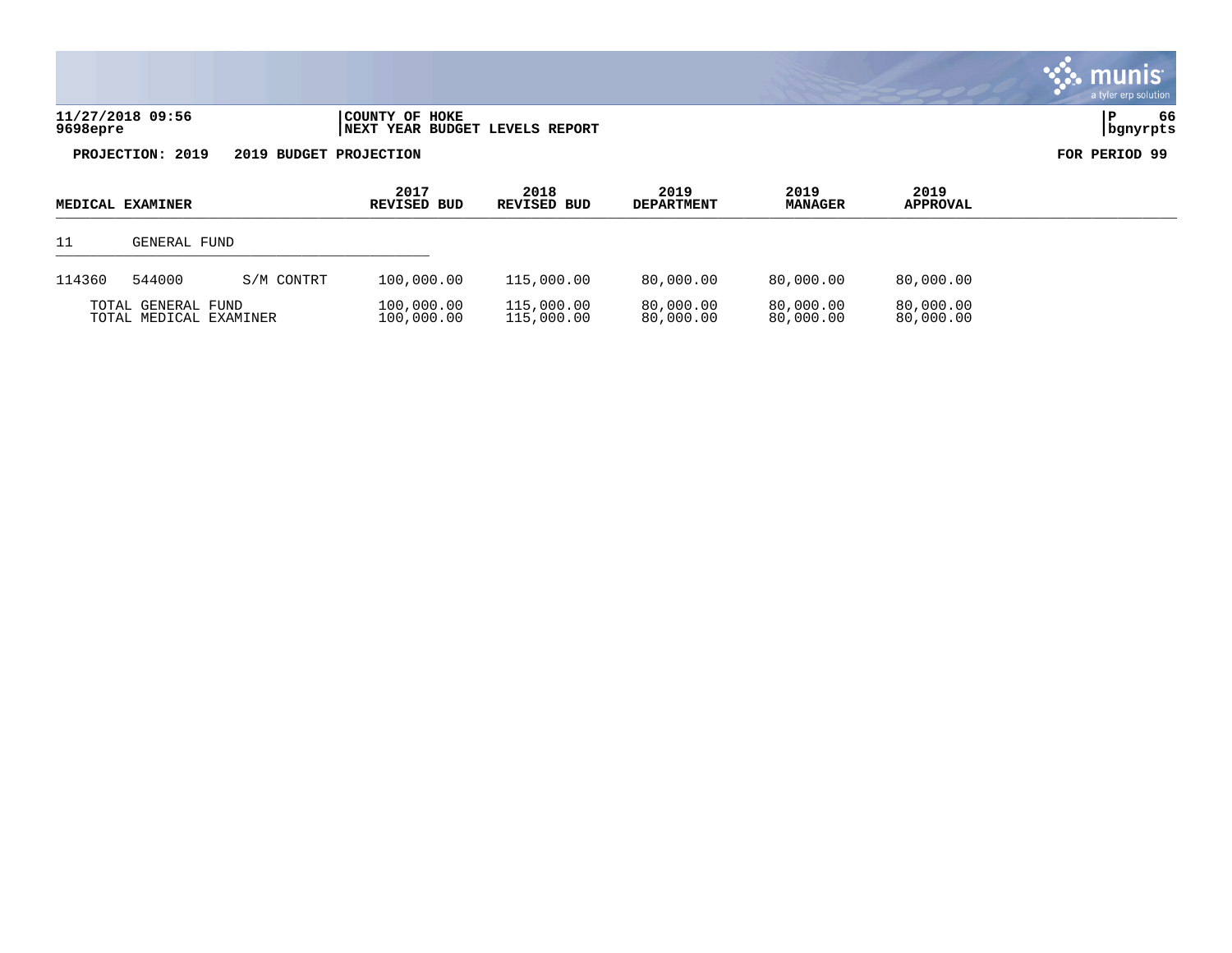**11/27/2018 09:56** | **COUNTY OF HOKE**
**9698epre** | **NEXT YEAR BUDGET LEVELS REPORT**

**PROJECTION: 2019 2019 BUDGET PROJECTION** **FOR PERIOD 99**

| MEDICAL EXAMINER | | | 2017 REVISED BUD | 2018 REVISED BUD | 2019 DEPARTMENT | 2019 MANAGER | 2019 APPROVAL |
|---|---|---|---|---|---|---|---|
| 11 | GENERAL FUND | | | | | | |
| 114360 | 544000 | S/M CONTRT | 100,000.00 | 115,000.00 | 80,000.00 | 80,000.00 | 80,000.00 |
| | TOTAL GENERAL FUND | | 100,000.00 | 115,000.00 | 80,000.00 | 80,000.00 | 80,000.00 |
| | TOTAL MEDICAL EXAMINER | | 100,000.00 | 115,000.00 | 80,000.00 | 80,000.00 | 80,000.00 |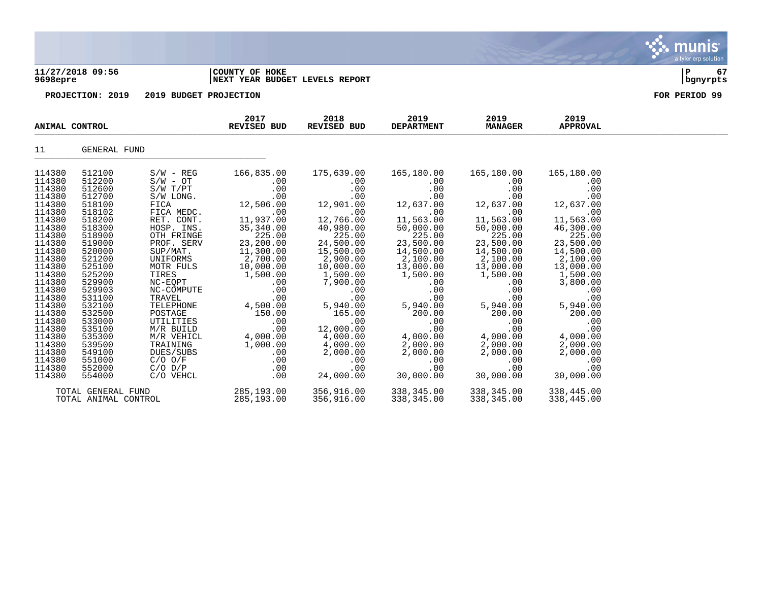11/27/2018 09:56 | COUNTY OF HOKE
9698epre | NEXT YEAR BUDGET LEVELS REPORT

**PROJECTION: 2019 2019 BUDGET PROJECTION** **FOR PERIOD 99**

| ANIMAL CONTROL | | | 2017 REVISED BUD | 2018 REVISED BUD | 2019 DEPARTMENT | 2019 MANAGER | 2019 APPROVAL |
|---|---|---|---|---|---|---|---|
| 11 | GENERAL FUND | | | | | | |
| 114380 | 512100 | S/W - REG | 166,835.00 | 175,639.00 | 165,180.00 | 165,180.00 | 165,180.00 |
| 114380 | 512200 | S/W - OT | .00 | .00 | .00 | .00 | .00 |
| 114380 | 512600 | S/W T/PT | .00 | .00 | .00 | .00 | .00 |
| 114380 | 512700 | S/W LONG. | .00 | .00 | .00 | .00 | .00 |
| 114380 | 518100 | FICA | 12,506.00 | 12,901.00 | 12,637.00 | 12,637.00 | 12,637.00 |
| 114380 | 518102 | FICA MEDC. | .00 | .00 | .00 | .00 | .00 |
| 114380 | 518200 | RET. CONT. | 11,937.00 | 12,766.00 | 11,563.00 | 11,563.00 | 11,563.00 |
| 114380 | 518300 | HOSP. INS. | 35,340.00 | 40,980.00 | 50,000.00 | 50,000.00 | 46,300.00 |
| 114380 | 518900 | OTH FRINGE | 225.00 | 225.00 | 225.00 | 225.00 | 225.00 |
| 114380 | 519000 | PROF. SERV | 23,200.00 | 24,500.00 | 23,500.00 | 23,500.00 | 23,500.00 |
| 114380 | 520000 | SUP/MAT. | 11,300.00 | 15,500.00 | 14,500.00 | 14,500.00 | 14,500.00 |
| 114380 | 521200 | UNIFORMS | 2,700.00 | 2,900.00 | 2,100.00 | 2,100.00 | 2,100.00 |
| 114380 | 525100 | MOTR FULS | 10,000.00 | 10,000.00 | 13,000.00 | 13,000.00 | 13,000.00 |
| 114380 | 525200 | TIRES | 1,500.00 | 1,500.00 | 1,500.00 | 1,500.00 | 1,500.00 |
| 114380 | 529900 | NC-EQPT | .00 | 7,900.00 | .00 | .00 | 3,800.00 |
| 114380 | 529903 | NC-COMPUTE | .00 | .00 | .00 | .00 | .00 |
| 114380 | 531100 | TRAVEL | .00 | .00 | .00 | .00 | .00 |
| 114380 | 532100 | TELEPHONE | 4,500.00 | 5,940.00 | 5,940.00 | 5,940.00 | 5,940.00 |
| 114380 | 532500 | POSTAGE | 150.00 | 165.00 | 200.00 | 200.00 | 200.00 |
| 114380 | 533000 | UTILITIES | .00 | .00 | .00 | .00 | .00 |
| 114380 | 535100 | M/R BUILD | .00 | 12,000.00 | .00 | .00 | .00 |
| 114380 | 535300 | M/R VEHICL | 4,000.00 | 4,000.00 | 4,000.00 | 4,000.00 | 4,000.00 |
| 114380 | 539500 | TRAINING | 1,000.00 | 4,000.00 | 2,000.00 | 2,000.00 | 2,000.00 |
| 114380 | 549100 | DUES/SUBS | .00 | 2,000.00 | 2,000.00 | 2,000.00 | 2,000.00 |
| 114380 | 551000 | C/O O/F | .00 | .00 | .00 | .00 | .00 |
| 114380 | 552000 | C/O D/P | .00 | .00 | .00 | .00 | .00 |
| 114380 | 554000 | C/O VEHCL | .00 | 24,000.00 | 30,000.00 | 30,000.00 | 30,000.00 |
| | TOTAL GENERAL FUND | | 285,193.00 | 356,916.00 | 338,345.00 | 338,345.00 | 338,445.00 |
| | TOTAL ANIMAL CONTROL | | 285,193.00 | 356,916.00 | 338,345.00 | 338,345.00 | 338,445.00 |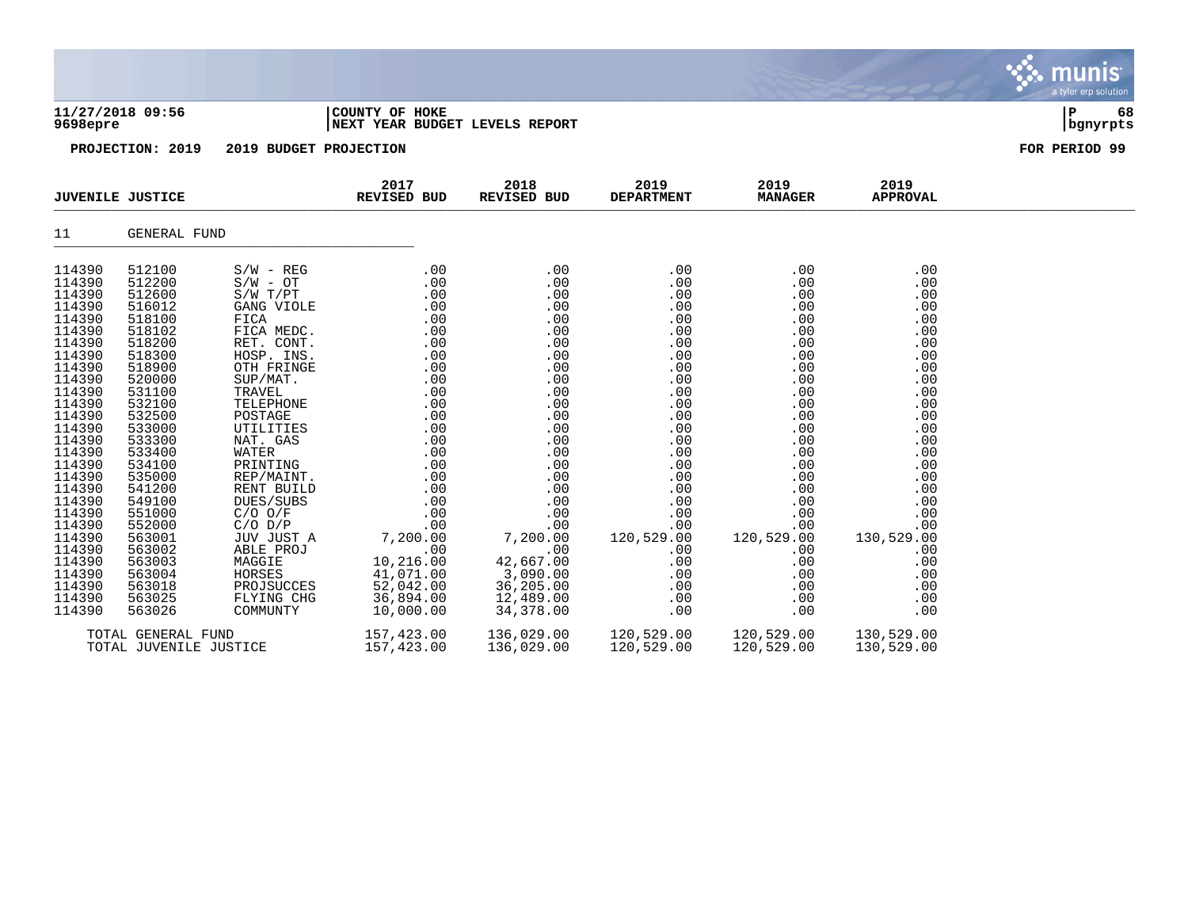**11/27/2018 09:56** | **COUNTY OF HOKE** | **P 68**
**9698epre** | **NEXT YEAR BUDGET LEVELS REPORT** | **bgnyrpts**

**PROJECTION: 2019 2019 BUDGET PROJECTION** **FOR PERIOD 99**

| JUVENILE JUSTICE | | | 2017 REVISED BUD | 2018 REVISED BUD | 2019 DEPARTMENT | 2019 MANAGER | 2019 APPROVAL |
|---|---|---|---|---|---|---|---|
| 11 | GENERAL FUND | | | | | | |
| 114390 | 512100 | S/W - REG | .00 | .00 | .00 | .00 | .00 |
| 114390 | 512200 | S/W - OT | .00 | .00 | .00 | .00 | .00 |
| 114390 | 512600 | S/W T/PT | .00 | .00 | .00 | .00 | .00 |
| 114390 | 516012 | GANG VIOLE | .00 | .00 | .00 | .00 | .00 |
| 114390 | 518100 | FICA | .00 | .00 | .00 | .00 | .00 |
| 114390 | 518102 | FICA MEDC. | .00 | .00 | .00 | .00 | .00 |
| 114390 | 518200 | RET. CONT. | .00 | .00 | .00 | .00 | .00 |
| 114390 | 518300 | HOSP. INS. | .00 | .00 | .00 | .00 | .00 |
| 114390 | 518900 | OTH FRINGE | .00 | .00 | .00 | .00 | .00 |
| 114390 | 520000 | SUP/MAT. | .00 | .00 | .00 | .00 | .00 |
| 114390 | 531100 | TRAVEL | .00 | .00 | .00 | .00 | .00 |
| 114390 | 532100 | TELEPHONE | .00 | .00 | .00 | .00 | .00 |
| 114390 | 532500 | POSTAGE | .00 | .00 | .00 | .00 | .00 |
| 114390 | 533000 | UTILITIES | .00 | .00 | .00 | .00 | .00 |
| 114390 | 533300 | NAT. GAS | .00 | .00 | .00 | .00 | .00 |
| 114390 | 533400 | WATER | .00 | .00 | .00 | .00 | .00 |
| 114390 | 534100 | PRINTING | .00 | .00 | .00 | .00 | .00 |
| 114390 | 535000 | REP/MAINT. | .00 | .00 | .00 | .00 | .00 |
| 114390 | 541200 | RENT BUILD | .00 | .00 | .00 | .00 | .00 |
| 114390 | 549100 | DUES/SUBS | .00 | .00 | .00 | .00 | .00 |
| 114390 | 551000 | C/O O/F | .00 | .00 | .00 | .00 | .00 |
| 114390 | 552000 | C/O D/P | .00 | .00 | .00 | .00 | .00 |
| 114390 | 563001 | JUV JUST A | 7,200.00 | 7,200.00 | 120,529.00 | 120,529.00 | 130,529.00 |
| 114390 | 563002 | ABLE PROJ | .00 | .00 | .00 | .00 | .00 |
| 114390 | 563003 | MAGGIE | 10,216.00 | 42,667.00 | .00 | .00 | .00 |
| 114390 | 563004 | HORSES | 41,071.00 | 3,090.00 | .00 | .00 | .00 |
| 114390 | 563018 | PROJSUCCES | 52,042.00 | 36,205.00 | .00 | .00 | .00 |
| 114390 | 563025 | FLYING CHG | 36,894.00 | 12,489.00 | .00 | .00 | .00 |
| 114390 | 563026 | COMMUNTY | 10,000.00 | 34,378.00 | .00 | .00 | .00 |
| TOTAL GENERAL FUND | | | 157,423.00 | 136,029.00 | 120,529.00 | 120,529.00 | 130,529.00 |
| TOTAL JUVENILE JUSTICE | | | 157,423.00 | 136,029.00 | 120,529.00 | 120,529.00 | 130,529.00 |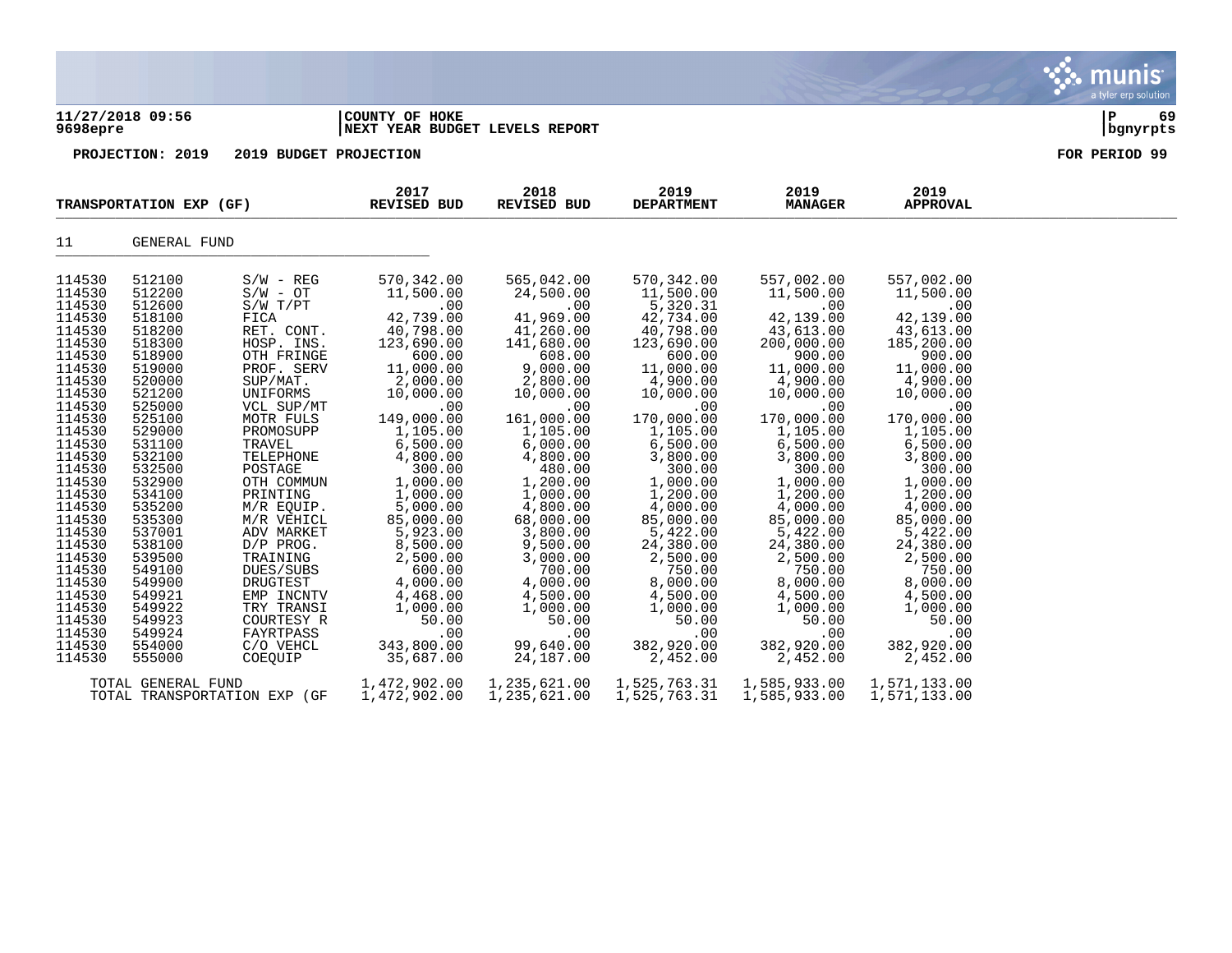11/27/2018 09:56 | COUNTY OF HOKE
9698epre | NEXT YEAR BUDGET LEVELS REPORT

**PROJECTION: 2019 2019 BUDGET PROJECTION** **FOR PERIOD 99**

| TRANSPORTATION EXP (GF) | | | 2017 REVISED BUD | 2018 REVISED BUD | 2019 DEPARTMENT | 2019 MANAGER | 2019 APPROVAL |
|---|---|---|---|---|---|---|---|
| 11 | GENERAL FUND | | | | | | |
| 114530 | 512100 | S/W - REG | 570,342.00 | 565,042.00 | 570,342.00 | 557,002.00 | 557,002.00 |
| 114530 | 512200 | S/W - OT | 11,500.00 | 24,500.00 | 11,500.00 | 11,500.00 | 11,500.00 |
| 114530 | 512600 | S/W T/PT | .00 | .00 | 5,320.31 | .00 | .00 |
| 114530 | 518100 | FICA | 42,739.00 | 41,969.00 | 42,734.00 | 42,139.00 | 42,139.00 |
| 114530 | 518200 | RET. CONT. | 40,798.00 | 41,260.00 | 40,798.00 | 43,613.00 | 43,613.00 |
| 114530 | 518300 | HOSP. INS. | 123,690.00 | 141,680.00 | 123,690.00 | 200,000.00 | 185,200.00 |
| 114530 | 518900 | OTH FRINGE | 600.00 | 608.00 | 600.00 | 900.00 | 900.00 |
| 114530 | 519000 | PROF. SERV | 11,000.00 | 9,000.00 | 11,000.00 | 11,000.00 | 11,000.00 |
| 114530 | 520000 | SUP/MAT. | 2,000.00 | 2,800.00 | 4,900.00 | 4,900.00 | 4,900.00 |
| 114530 | 521200 | UNIFORMS | 10,000.00 | 10,000.00 | 10,000.00 | 10,000.00 | 10,000.00 |
| 114530 | 525000 | VCL SUP/MT | .00 | .00 | .00 | .00 | .00 |
| 114530 | 525100 | MOTR FULS | 149,000.00 | 161,000.00 | 170,000.00 | 170,000.00 | 170,000.00 |
| 114530 | 529000 | PROMOSUPP | 1,105.00 | 1,105.00 | 1,105.00 | 1,105.00 | 1,105.00 |
| 114530 | 531100 | TRAVEL | 6,500.00 | 6,000.00 | 6,500.00 | 6,500.00 | 6,500.00 |
| 114530 | 532100 | TELEPHONE | 4,800.00 | 4,800.00 | 3,800.00 | 3,800.00 | 3,800.00 |
| 114530 | 532500 | POSTAGE | 300.00 | 480.00 | 300.00 | 300.00 | 300.00 |
| 114530 | 532900 | OTH COMMUN | 1,000.00 | 1,200.00 | 1,000.00 | 1,000.00 | 1,000.00 |
| 114530 | 534100 | PRINTING | 1,000.00 | 1,000.00 | 1,200.00 | 1,200.00 | 1,200.00 |
| 114530 | 535200 | M/R EQUIP. | 5,000.00 | 4,800.00 | 4,000.00 | 4,000.00 | 4,000.00 |
| 114530 | 535300 | M/R VEHICL | 85,000.00 | 68,000.00 | 85,000.00 | 85,000.00 | 85,000.00 |
| 114530 | 537001 | ADV MARKET | 5,923.00 | 3,800.00 | 5,422.00 | 5,422.00 | 5,422.00 |
| 114530 | 538100 | D/P PROG. | 8,500.00 | 9,500.00 | 24,380.00 | 24,380.00 | 24,380.00 |
| 114530 | 539500 | TRAINING | 2,500.00 | 3,000.00 | 2,500.00 | 2,500.00 | 2,500.00 |
| 114530 | 549100 | DUES/SUBS | 600.00 | 700.00 | 750.00 | 750.00 | 750.00 |
| 114530 | 549900 | DRUGTEST | 4,000.00 | 4,000.00 | 8,000.00 | 8,000.00 | 8,000.00 |
| 114530 | 549921 | EMP INCNTV | 4,468.00 | 4,500.00 | 4,500.00 | 4,500.00 | 4,500.00 |
| 114530 | 549922 | TRY TRANSI | 1,000.00 | 1,000.00 | 1,000.00 | 1,000.00 | 1,000.00 |
| 114530 | 549923 | COURTESY R | 50.00 | 50.00 | 50.00 | 50.00 | 50.00 |
| 114530 | 549924 | FAYRTPASS | .00 | .00 | .00 | .00 | .00 |
| 114530 | 554000 | C/O VEHCL | 343,800.00 | 99,640.00 | 382,920.00 | 382,920.00 | 382,920.00 |
| 114530 | 555000 | COEQUIP | 35,687.00 | 24,187.00 | 2,452.00 | 2,452.00 | 2,452.00 |
| TOTAL GENERAL FUND | | | 1,472,902.00 | 1,235,621.00 | 1,525,763.31 | 1,585,933.00 | 1,571,133.00 |
| TOTAL TRANSPORTATION EXP (GF | | | 1,472,902.00 | 1,235,621.00 | 1,525,763.31 | 1,585,933.00 | 1,571,133.00 |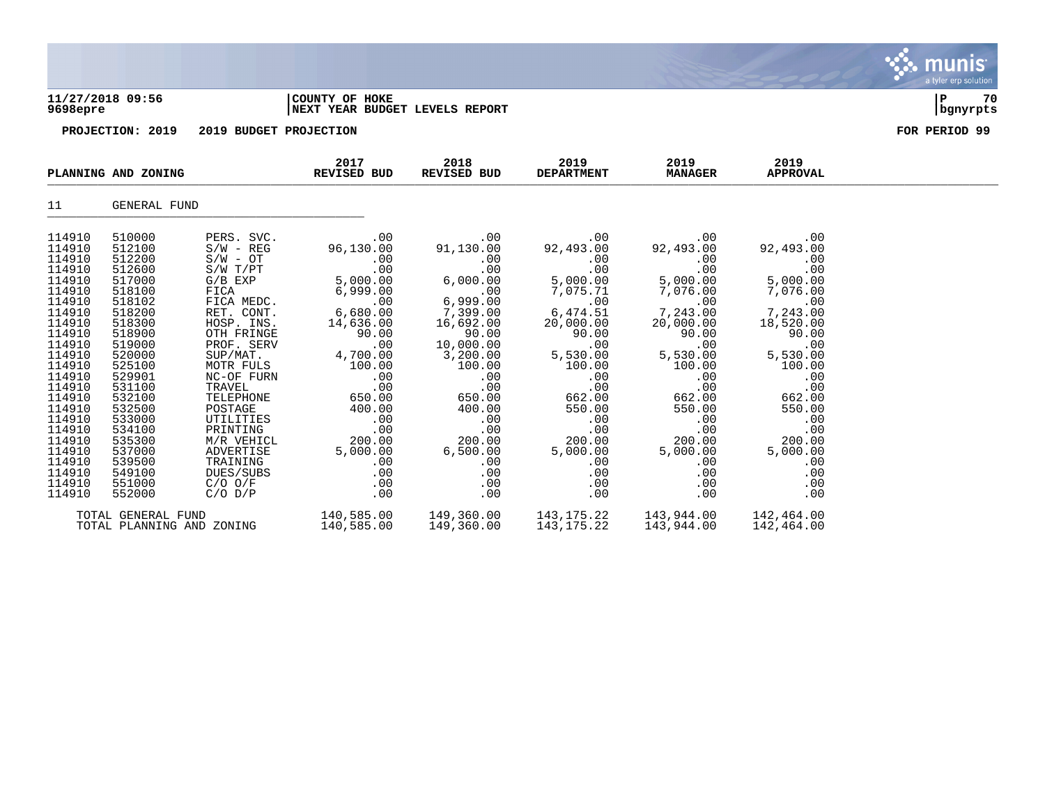**COUNTY OF HOKE**
**NEXT YEAR BUDGET LEVELS REPORT**

11/27/2018 09:56
9698epre

**PROJECTION: 2019 2019 BUDGET PROJECTION** **FOR PERIOD 99**

## PLANNING AND ZONING

11 GENERAL FUND

| | | | 2017 REVISED BUD | 2018 REVISED BUD | 2019 DEPARTMENT | 2019 MANAGER | 2019 APPROVAL |
|---|---|---|---|---|---|---|---|
| 114910 | 510000 | PERS. SVC. | .00 | .00 | .00 | .00 | .00 |
| 114910 | 512100 | S/W - REG | 96,130.00 | 91,130.00 | 92,493.00 | 92,493.00 | 92,493.00 |
| 114910 | 512200 | S/W - OT | .00 | .00 | .00 | .00 | .00 |
| 114910 | 512600 | S/W T/PT | .00 | .00 | .00 | .00 | .00 |
| 114910 | 517000 | G/B EXP | 5,000.00 | 6,000.00 | 5,000.00 | 5,000.00 | 5,000.00 |
| 114910 | 518100 | FICA | 6,999.00 | .00 | 7,075.71 | 7,076.00 | 7,076.00 |
| 114910 | 518102 | FICA MEDC. | .00 | 6,999.00 | .00 | .00 | .00 |
| 114910 | 518200 | RET. CONT. | 6,680.00 | 7,399.00 | 6,474.51 | 7,243.00 | 7,243.00 |
| 114910 | 518300 | HOSP. INS. | 14,636.00 | 16,692.00 | 20,000.00 | 20,000.00 | 18,520.00 |
| 114910 | 518900 | OTH FRINGE | 90.00 | 90.00 | 90.00 | 90.00 | 90.00 |
| 114910 | 519000 | PROF. SERV | .00 | 10,000.00 | .00 | .00 | .00 |
| 114910 | 520000 | SUP/MAT. | 4,700.00 | 3,200.00 | 5,530.00 | 5,530.00 | 5,530.00 |
| 114910 | 525100 | MOTR FULS | 100.00 | 100.00 | 100.00 | 100.00 | 100.00 |
| 114910 | 529901 | NC-OF FURN | .00 | .00 | .00 | .00 | .00 |
| 114910 | 531100 | TRAVEL | .00 | .00 | .00 | .00 | .00 |
| 114910 | 532100 | TELEPHONE | 650.00 | 650.00 | 662.00 | 662.00 | 662.00 |
| 114910 | 532500 | POSTAGE | 400.00 | 400.00 | 550.00 | 550.00 | 550.00 |
| 114910 | 533000 | UTILITIES | .00 | .00 | .00 | .00 | .00 |
| 114910 | 534100 | PRINTING | .00 | .00 | .00 | .00 | .00 |
| 114910 | 535300 | M/R VEHICL | 200.00 | 200.00 | 200.00 | 200.00 | 200.00 |
| 114910 | 537000 | ADVERTISE | 5,000.00 | 6,500.00 | 5,000.00 | 5,000.00 | 5,000.00 |
| 114910 | 539500 | TRAINING | .00 | .00 | .00 | .00 | .00 |
| 114910 | 549100 | DUES/SUBS | .00 | .00 | .00 | .00 | .00 |
| 114910 | 551000 | C/O O/F | .00 | .00 | .00 | .00 | .00 |
| 114910 | 552000 | C/O D/P | .00 | .00 | .00 | .00 | .00 |
| TOTAL GENERAL FUND | | | 140,585.00 | 149,360.00 | 143,175.22 | 143,944.00 | 142,464.00 |
| TOTAL PLANNING AND ZONING | | | 140,585.00 | 149,360.00 | 143,175.22 | 143,944.00 | 142,464.00 |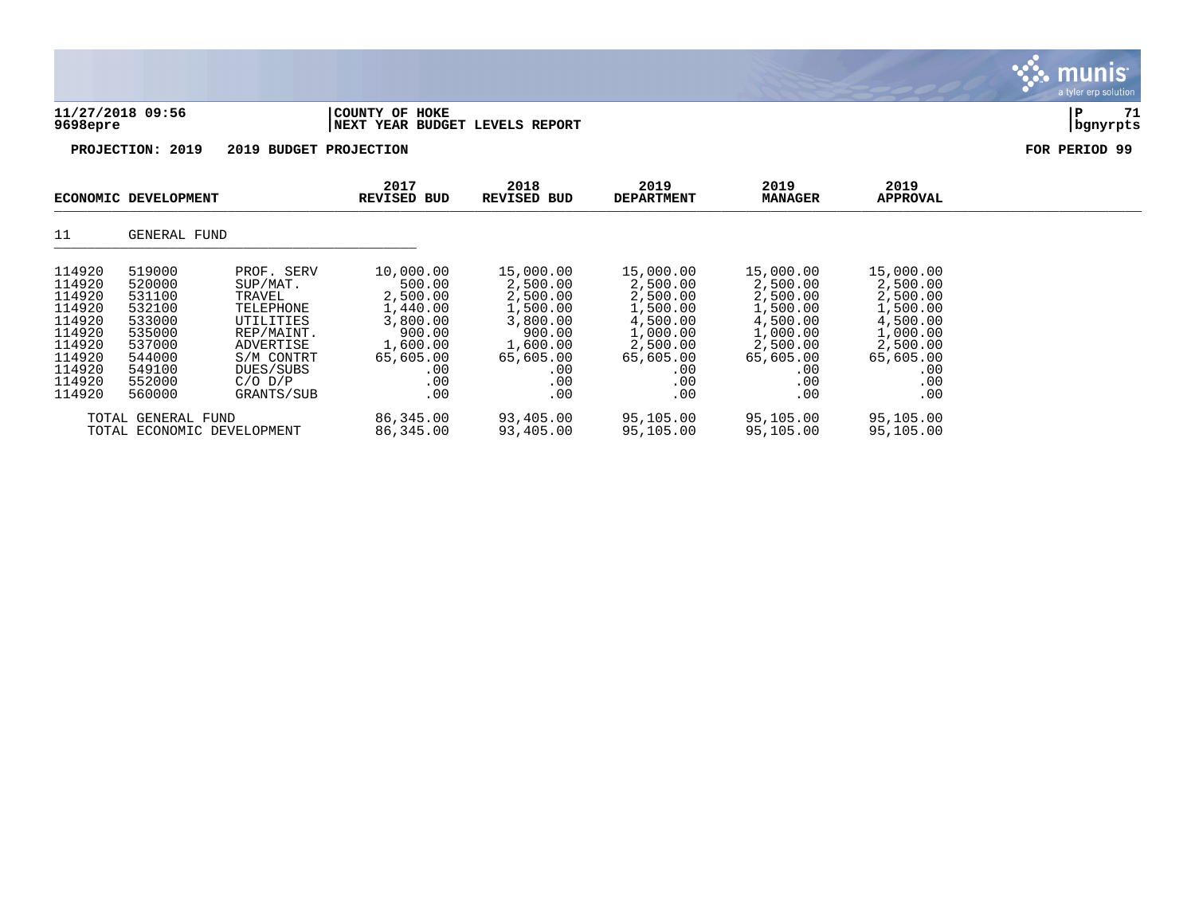**11/27/2018 09:56** | **COUNTY OF HOKE**
**9698epre** | **NEXT YEAR BUDGET LEVELS REPORT**

**PROJECTION: 2019 2019 BUDGET PROJECTION** **FOR PERIOD 99**

| ECONOMIC DEVELOPMENT | | | 2017 REVISED BUD | 2018 REVISED BUD | 2019 DEPARTMENT | 2019 MANAGER | 2019 APPROVAL |
|---|---|---|---|---|---|---|---|
| 11 | GENERAL FUND | | | | | | |
| 114920 | 519000 | PROF. SERV | 10,000.00 | 15,000.00 | 15,000.00 | 15,000.00 | 15,000.00 |
| 114920 | 520000 | SUP/MAT. | 500.00 | 2,500.00 | 2,500.00 | 2,500.00 | 2,500.00 |
| 114920 | 531100 | TRAVEL | 2,500.00 | 2,500.00 | 2,500.00 | 2,500.00 | 2,500.00 |
| 114920 | 532100 | TELEPHONE | 1,440.00 | 1,500.00 | 1,500.00 | 1,500.00 | 1,500.00 |
| 114920 | 533000 | UTILITIES | 3,800.00 | 3,800.00 | 4,500.00 | 4,500.00 | 4,500.00 |
| 114920 | 535000 | REP/MAINT. | 900.00 | 900.00 | 1,000.00 | 1,000.00 | 1,000.00 |
| 114920 | 537000 | ADVERTISE | 1,600.00 | 1,600.00 | 2,500.00 | 2,500.00 | 2,500.00 |
| 114920 | 544000 | S/M CONTRT | 65,605.00 | 65,605.00 | 65,605.00 | 65,605.00 | 65,605.00 |
| 114920 | 549100 | DUES/SUBS | .00 | .00 | .00 | .00 | .00 |
| 114920 | 552000 | C/O D/P | .00 | .00 | .00 | .00 | .00 |
| 114920 | 560000 | GRANTS/SUB | .00 | .00 | .00 | .00 | .00 |
| TOTAL GENERAL FUND | | | 86,345.00 | 93,405.00 | 95,105.00 | 95,105.00 | 95,105.00 |
| TOTAL ECONOMIC DEVELOPMENT | | | 86,345.00 | 93,405.00 | 95,105.00 | 95,105.00 | 95,105.00 |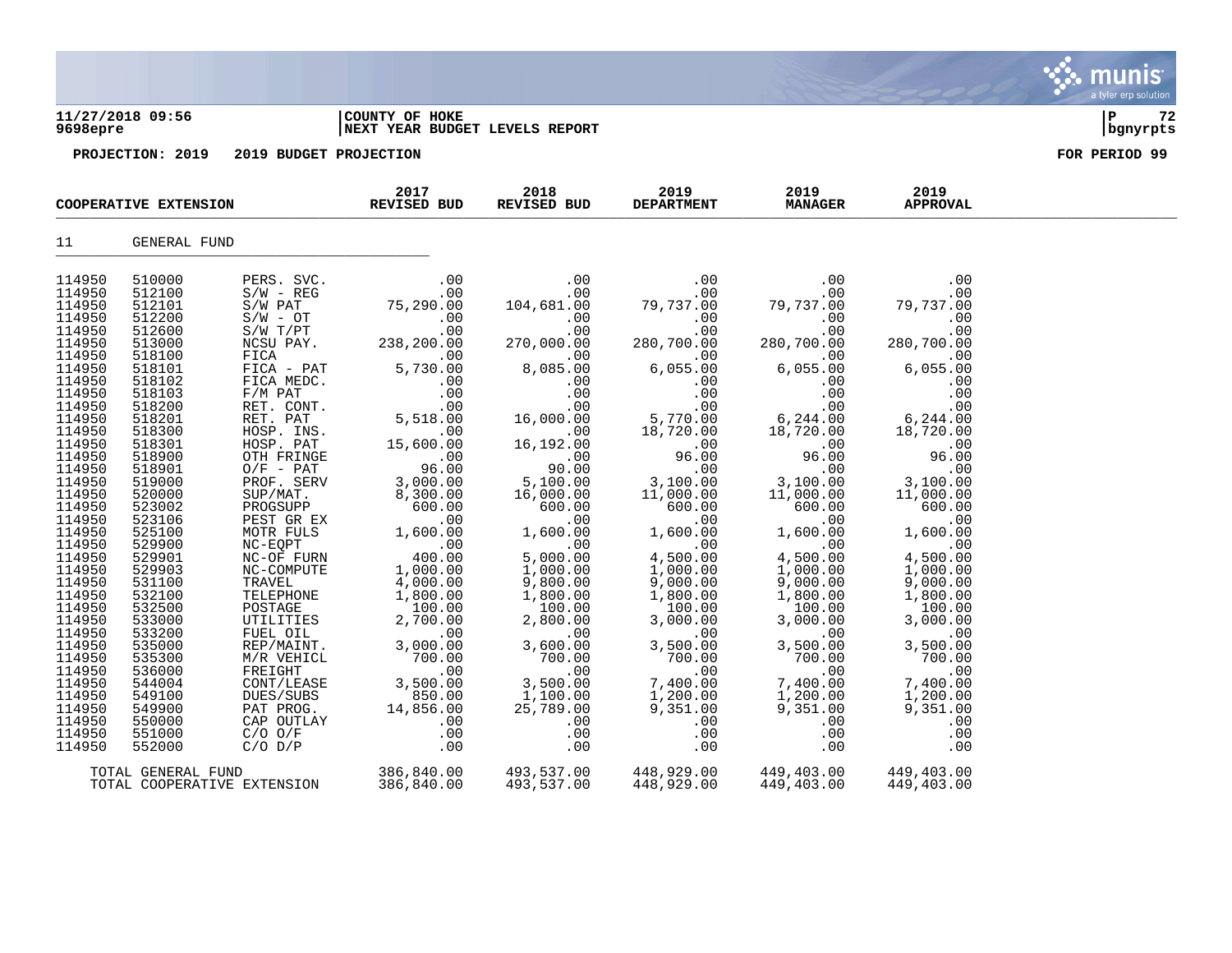**11/27/2018 09:56** | **COUNTY OF HOKE**
**9698epre** | **NEXT YEAR BUDGET LEVELS REPORT**

**PROJECTION: 2019    2019 BUDGET PROJECTION**    **FOR PERIOD 99**

| COOPERATIVE EXTENSION | | | 2017 REVISED BUD | 2018 REVISED BUD | 2019 DEPARTMENT | 2019 MANAGER | 2019 APPROVAL |
|---|---|---|---|---|---|---|---|
| 11 | GENERAL FUND | | | | | | |
| 114950 | 510000 | PERS. SVC. | .00 | .00 | .00 | .00 | .00 |
| 114950 | 512100 | S/W - REG | .00 | .00 | .00 | .00 | .00 |
| 114950 | 512101 | S/W PAT | 75,290.00 | 104,681.00 | 79,737.00 | 79,737.00 | 79,737.00 |
| 114950 | 512200 | S/W - OT | .00 | .00 | .00 | .00 | .00 |
| 114950 | 512600 | S/W T/PT | .00 | .00 | .00 | .00 | .00 |
| 114950 | 513000 | NCSU PAY. | 238,200.00 | 270,000.00 | 280,700.00 | 280,700.00 | 280,700.00 |
| 114950 | 518100 | FICA | .00 | .00 | .00 | .00 | .00 |
| 114950 | 518101 | FICA - PAT | 5,730.00 | 8,085.00 | 6,055.00 | 6,055.00 | 6,055.00 |
| 114950 | 518102 | FICA MEDC. | .00 | .00 | .00 | .00 | .00 |
| 114950 | 518103 | F/M PAT | .00 | .00 | .00 | .00 | .00 |
| 114950 | 518200 | RET. CONT. | .00 | .00 | .00 | .00 | .00 |
| 114950 | 518201 | RET. PAT | 5,518.00 | 16,000.00 | 5,770.00 | 6,244.00 | 6,244.00 |
| 114950 | 518300 | HOSP. INS. | .00 | .00 | 18,720.00 | 18,720.00 | 18,720.00 |
| 114950 | 518301 | HOSP. PAT | 15,600.00 | 16,192.00 | .00 | .00 | .00 |
| 114950 | 518900 | OTH FRINGE | .00 | .00 | 96.00 | 96.00 | 96.00 |
| 114950 | 518901 | O/F - PAT | 96.00 | 90.00 | .00 | .00 | .00 |
| 114950 | 519000 | PROF. SERV | 3,000.00 | 5,100.00 | 3,100.00 | 3,100.00 | 3,100.00 |
| 114950 | 520000 | SUP/MAT. | 8,300.00 | 16,000.00 | 11,000.00 | 11,000.00 | 11,000.00 |
| 114950 | 523002 | PROGSUPP | 600.00 | 600.00 | 600.00 | 600.00 | 600.00 |
| 114950 | 523106 | PEST GR EX | .00 | .00 | .00 | .00 | .00 |
| 114950 | 525100 | MOTR FULS | 1,600.00 | 1,600.00 | 1,600.00 | 1,600.00 | 1,600.00 |
| 114950 | 529900 | NC-EQPT | .00 | .00 | .00 | .00 | .00 |
| 114950 | 529901 | NC-OF FURN | 400.00 | 5,000.00 | 4,500.00 | 4,500.00 | 4,500.00 |
| 114950 | 529903 | NC-COMPUTE | 1,000.00 | 1,000.00 | 1,000.00 | 1,000.00 | 1,000.00 |
| 114950 | 531100 | TRAVEL | 4,000.00 | 9,800.00 | 9,000.00 | 9,000.00 | 9,000.00 |
| 114950 | 532100 | TELEPHONE | 1,800.00 | 1,800.00 | 1,800.00 | 1,800.00 | 1,800.00 |
| 114950 | 532500 | POSTAGE | 100.00 | 100.00 | 100.00 | 100.00 | 100.00 |
| 114950 | 533000 | UTILITIES | 2,700.00 | 2,800.00 | 3,000.00 | 3,000.00 | 3,000.00 |
| 114950 | 533200 | FUEL OIL | .00 | .00 | .00 | .00 | .00 |
| 114950 | 535000 | REP/MAINT. | 3,000.00 | 3,600.00 | 3,500.00 | 3,500.00 | 3,500.00 |
| 114950 | 535300 | M/R VEHICL | 700.00 | 700.00 | 700.00 | 700.00 | 700.00 |
| 114950 | 536000 | FREIGHT | .00 | .00 | .00 | .00 | .00 |
| 114950 | 544004 | CONT/LEASE | 3,500.00 | 3,500.00 | 7,400.00 | 7,400.00 | 7,400.00 |
| 114950 | 549100 | DUES/SUBS | 850.00 | 1,100.00 | 1,200.00 | 1,200.00 | 1,200.00 |
| 114950 | 549900 | PAT PROG. | 14,856.00 | 25,789.00 | 9,351.00 | 9,351.00 | 9,351.00 |
| 114950 | 550000 | CAP OUTLAY | .00 | .00 | .00 | .00 | .00 |
| 114950 | 551000 | C/O O/F | .00 | .00 | .00 | .00 | .00 |
| 114950 | 552000 | C/O D/P | .00 | .00 | .00 | .00 | .00 |
| | TOTAL GENERAL FUND | | 386,840.00 | 493,537.00 | 448,929.00 | 449,403.00 | 449,403.00 |
| | TOTAL COOPERATIVE EXTENSION | | 386,840.00 | 493,537.00 | 448,929.00 | 449,403.00 | 449,403.00 |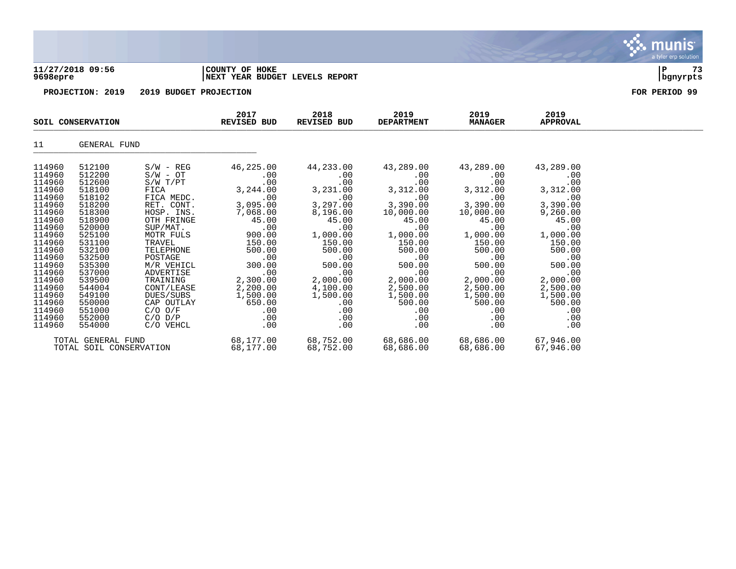**11/27/2018 09:56** | **COUNTY OF HOKE**
**9698epre** | **NEXT YEAR BUDGET LEVELS REPORT**

**PROJECTION: 2019    2019 BUDGET PROJECTION**    **FOR PERIOD 99**

| SOIL CONSERVATION | | | 2017 REVISED BUD | 2018 REVISED BUD | 2019 DEPARTMENT | 2019 MANAGER | 2019 APPROVAL |
|---|---|---|---|---|---|---|---|
| 11 | GENERAL FUND | | | | | | |
| 114960 | 512100 | S/W - REG | 46,225.00 | 44,233.00 | 43,289.00 | 43,289.00 | 43,289.00 |
| 114960 | 512200 | S/W - OT | .00 | .00 | .00 | .00 | .00 |
| 114960 | 512600 | S/W T/PT | .00 | .00 | .00 | .00 | .00 |
| 114960 | 518100 | FICA | 3,244.00 | 3,231.00 | 3,312.00 | 3,312.00 | 3,312.00 |
| 114960 | 518102 | FICA MEDC. | .00 | .00 | .00 | .00 | .00 |
| 114960 | 518200 | RET. CONT. | 3,095.00 | 3,297.00 | 3,390.00 | 3,390.00 | 3,390.00 |
| 114960 | 518300 | HOSP. INS. | 7,068.00 | 8,196.00 | 10,000.00 | 10,000.00 | 9,260.00 |
| 114960 | 518900 | OTH FRINGE | 45.00 | 45.00 | 45.00 | 45.00 | 45.00 |
| 114960 | 520000 | SUP/MAT. | .00 | .00 | .00 | .00 | .00 |
| 114960 | 525100 | MOTR FULS | 900.00 | 1,000.00 | 1,000.00 | 1,000.00 | 1,000.00 |
| 114960 | 531100 | TRAVEL | 150.00 | 150.00 | 150.00 | 150.00 | 150.00 |
| 114960 | 532100 | TELEPHONE | 500.00 | 500.00 | 500.00 | 500.00 | 500.00 |
| 114960 | 532500 | POSTAGE | .00 | .00 | .00 | .00 | .00 |
| 114960 | 535300 | M/R VEHICL | 300.00 | 500.00 | 500.00 | 500.00 | 500.00 |
| 114960 | 537000 | ADVERTISE | .00 | .00 | .00 | .00 | .00 |
| 114960 | 539500 | TRAINING | 2,300.00 | 2,000.00 | 2,000.00 | 2,000.00 | 2,000.00 |
| 114960 | 544004 | CONT/LEASE | 2,200.00 | 4,100.00 | 2,500.00 | 2,500.00 | 2,500.00 |
| 114960 | 549100 | DUES/SUBS | 1,500.00 | 1,500.00 | 1,500.00 | 1,500.00 | 1,500.00 |
| 114960 | 550000 | CAP OUTLAY | 650.00 | .00 | 500.00 | 500.00 | 500.00 |
| 114960 | 551000 | C/O O/F | .00 | .00 | .00 | .00 | .00 |
| 114960 | 552000 | C/O D/P | .00 | .00 | .00 | .00 | .00 |
| 114960 | 554000 | C/O VEHCL | .00 | .00 | .00 | .00 | .00 |
| TOTAL GENERAL FUND | | | 68,177.00 | 68,752.00 | 68,686.00 | 68,686.00 | 67,946.00 |
| TOTAL SOIL CONSERVATION | | | 68,177.00 | 68,752.00 | 68,686.00 | 68,686.00 | 67,946.00 |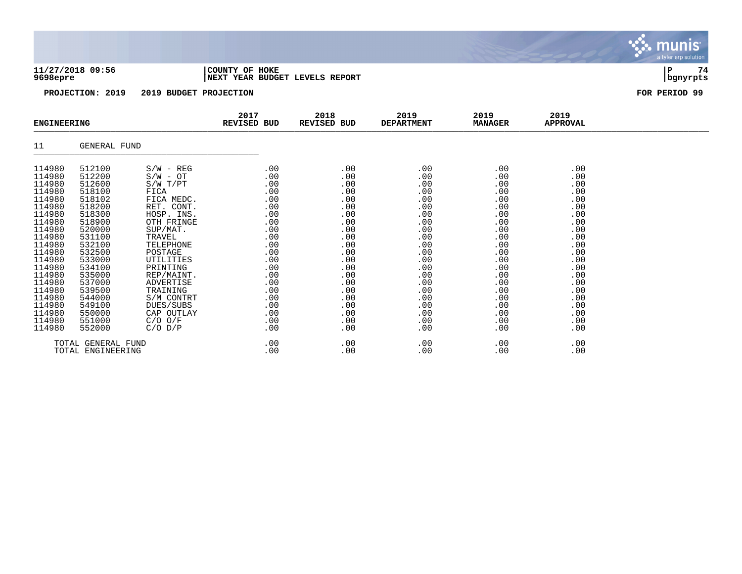**11/27/2018 09:56** | **COUNTY OF HOKE** | **P 74**
**9698epre** | **NEXT YEAR BUDGET LEVELS REPORT** | **bgnyrpts**

**PROJECTION: 2019 2019 BUDGET PROJECTION** **FOR PERIOD 99**

| ENGINEERING | | | 2017 REVISED BUD | 2018 REVISED BUD | 2019 DEPARTMENT | 2019 MANAGER | 2019 APPROVAL |
|---|---|---|---|---|---|---|---|
| 11 | GENERAL FUND | | | | | | |
| 114980 | 512100 | S/W - REG | .00 | .00 | .00 | .00 | .00 |
| 114980 | 512200 | S/W - OT | .00 | .00 | .00 | .00 | .00 |
| 114980 | 512600 | S/W T/PT | .00 | .00 | .00 | .00 | .00 |
| 114980 | 518100 | FICA | .00 | .00 | .00 | .00 | .00 |
| 114980 | 518102 | FICA MEDC. | .00 | .00 | .00 | .00 | .00 |
| 114980 | 518200 | RET. CONT. | .00 | .00 | .00 | .00 | .00 |
| 114980 | 518300 | HOSP. INS. | .00 | .00 | .00 | .00 | .00 |
| 114980 | 518900 | OTH FRINGE | .00 | .00 | .00 | .00 | .00 |
| 114980 | 520000 | SUP/MAT. | .00 | .00 | .00 | .00 | .00 |
| 114980 | 531100 | TRAVEL | .00 | .00 | .00 | .00 | .00 |
| 114980 | 532100 | TELEPHONE | .00 | .00 | .00 | .00 | .00 |
| 114980 | 532500 | POSTAGE | .00 | .00 | .00 | .00 | .00 |
| 114980 | 533000 | UTILITIES | .00 | .00 | .00 | .00 | .00 |
| 114980 | 534100 | PRINTING | .00 | .00 | .00 | .00 | .00 |
| 114980 | 535000 | REP/MAINT. | .00 | .00 | .00 | .00 | .00 |
| 114980 | 537000 | ADVERTISE | .00 | .00 | .00 | .00 | .00 |
| 114980 | 539500 | TRAINING | .00 | .00 | .00 | .00 | .00 |
| 114980 | 544000 | S/M CONTRT | .00 | .00 | .00 | .00 | .00 |
| 114980 | 549100 | DUES/SUBS | .00 | .00 | .00 | .00 | .00 |
| 114980 | 550000 | CAP OUTLAY | .00 | .00 | .00 | .00 | .00 |
| 114980 | 551000 | C/O O/F | .00 | .00 | .00 | .00 | .00 |
| 114980 | 552000 | C/O D/P | .00 | .00 | .00 | .00 | .00 |
| | TOTAL GENERAL FUND | | .00 | .00 | .00 | .00 | .00 |
| | TOTAL ENGINEERING | | .00 | .00 | .00 | .00 | .00 |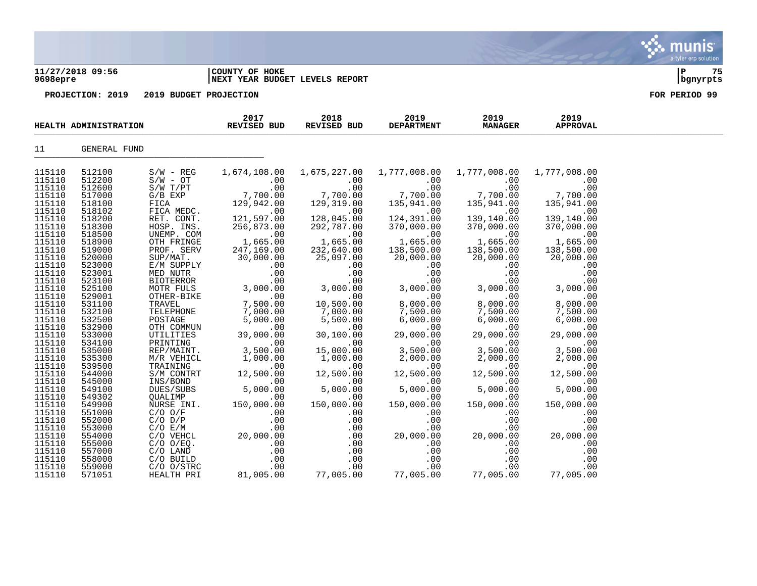**11/27/2018 09:56** | **COUNTY OF HOKE**
**9698epre** | **NEXT YEAR BUDGET LEVELS REPORT** | **bgnyrpts**

**PROJECTION: 2019    2019 BUDGET PROJECTION**    **FOR PERIOD 99**

| HEALTH ADMINISTRATION | | | 2017 REVISED BUD | 2018 REVISED BUD | 2019 DEPARTMENT | 2019 MANAGER | 2019 APPROVAL |
|---|---|---|---|---|---|---|---|
| 11 | GENERAL FUND | | | | | | |
| 115110 | 512100 | S/W - REG | 1,674,108.00 | 1,675,227.00 | 1,777,008.00 | 1,777,008.00 | 1,777,008.00 |
| 115110 | 512200 | S/W - OT | .00 | .00 | .00 | .00 | .00 |
| 115110 | 512600 | S/W T/PT | .00 | .00 | .00 | .00 | .00 |
| 115110 | 517000 | G/B EXP | 7,700.00 | 7,700.00 | 7,700.00 | 7,700.00 | 7,700.00 |
| 115110 | 518100 | FICA | 129,942.00 | 129,319.00 | 135,941.00 | 135,941.00 | 135,941.00 |
| 115110 | 518102 | FICA MEDC. | .00 | .00 | .00 | .00 | .00 |
| 115110 | 518200 | RET. CONT. | 121,597.00 | 128,045.00 | 124,391.00 | 139,140.00 | 139,140.00 |
| 115110 | 518300 | HOSP. INS. | 256,873.00 | 292,787.00 | 370,000.00 | 370,000.00 | 370,000.00 |
| 115110 | 518500 | UNEMP. COM | .00 | .00 | .00 | .00 | .00 |
| 115110 | 518900 | OTH FRINGE | 1,665.00 | 1,665.00 | 1,665.00 | 1,665.00 | 1,665.00 |
| 115110 | 519000 | PROF. SERV | 247,169.00 | 232,640.00 | 138,500.00 | 138,500.00 | 138,500.00 |
| 115110 | 520000 | SUP/MAT. | 30,000.00 | 25,097.00 | 20,000.00 | 20,000.00 | 20,000.00 |
| 115110 | 523000 | E/M SUPPLY | .00 | .00 | .00 | .00 | .00 |
| 115110 | 523001 | MED NUTR | .00 | .00 | .00 | .00 | .00 |
| 115110 | 523100 | BIOTERROR | .00 | .00 | .00 | .00 | .00 |
| 115110 | 525100 | MOTR FULS | 3,000.00 | 3,000.00 | 3,000.00 | 3,000.00 | 3,000.00 |
| 115110 | 529001 | OTHER-BIKE | .00 | .00 | .00 | .00 | .00 |
| 115110 | 531100 | TRAVEL | 7,500.00 | 10,500.00 | 8,000.00 | 8,000.00 | 8,000.00 |
| 115110 | 532100 | TELEPHONE | 7,000.00 | 7,000.00 | 7,500.00 | 7,500.00 | 7,500.00 |
| 115110 | 532500 | POSTAGE | 5,000.00 | 5,500.00 | 6,000.00 | 6,000.00 | 6,000.00 |
| 115110 | 532900 | OTH COMMUN | .00 | .00 | .00 | .00 | .00 |
| 115110 | 533000 | UTILITIES | 39,000.00 | 30,100.00 | 29,000.00 | 29,000.00 | 29,000.00 |
| 115110 | 534100 | PRINTING | .00 | .00 | .00 | .00 | .00 |
| 115110 | 535000 | REP/MAINT. | 3,500.00 | 15,000.00 | 3,500.00 | 3,500.00 | 3,500.00 |
| 115110 | 535300 | M/R VEHICL | 1,000.00 | 1,000.00 | 2,000.00 | 2,000.00 | 2,000.00 |
| 115110 | 539500 | TRAINING | .00 | .00 | .00 | .00 | .00 |
| 115110 | 544000 | S/M CONTRT | 12,500.00 | 12,500.00 | 12,500.00 | 12,500.00 | 12,500.00 |
| 115110 | 545000 | INS/BOND | .00 | .00 | .00 | .00 | .00 |
| 115110 | 549100 | DUES/SUBS | 5,000.00 | 5,000.00 | 5,000.00 | 5,000.00 | 5,000.00 |
| 115110 | 549302 | QUALIMP | .00 | .00 | .00 | .00 | .00 |
| 115110 | 549900 | NURSE INI. | 150,000.00 | 150,000.00 | 150,000.00 | 150,000.00 | 150,000.00 |
| 115110 | 551000 | C/O O/F | .00 | .00 | .00 | .00 | .00 |
| 115110 | 552000 | C/O D/P | .00 | .00 | .00 | .00 | .00 |
| 115110 | 553000 | C/O E/M | .00 | .00 | .00 | .00 | .00 |
| 115110 | 554000 | C/O VEHCL | 20,000.00 | .00 | 20,000.00 | 20,000.00 | 20,000.00 |
| 115110 | 555000 | C/O O/EQ. | .00 | .00 | .00 | .00 | .00 |
| 115110 | 557000 | C/O LAND | .00 | .00 | .00 | .00 | .00 |
| 115110 | 558000 | C/O BUILD | .00 | .00 | .00 | .00 | .00 |
| 115110 | 559000 | C/O O/STRC | .00 | .00 | .00 | .00 | .00 |
| 115110 | 571051 | HEALTH PRI | 81,005.00 | 77,005.00 | 77,005.00 | 77,005.00 | 77,005.00 |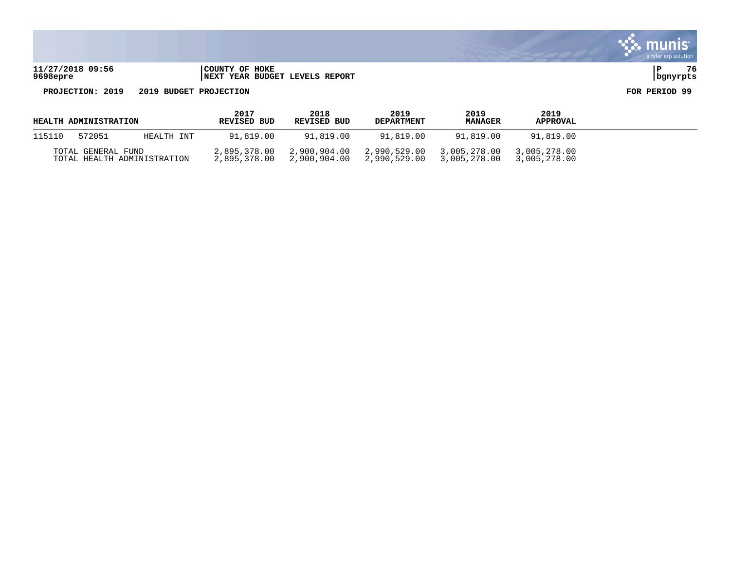11/27/2018 09:56 | COUNTY OF HOKE
9698epre | NEXT YEAR BUDGET LEVELS REPORT | bgnyrpts

PROJECTION: 2019 2019 BUDGET PROJECTION FOR PERIOD 99

| HEALTH ADMINISTRATION | | | 2017 REVISED BUD | 2018 REVISED BUD | 2019 DEPARTMENT | 2019 MANAGER | 2019 APPROVAL |
|---|---|---|---|---|---|---|---|
| 115110 | 572051 | HEALTH INT | 91,819.00 | 91,819.00 | 91,819.00 | 91,819.00 | 91,819.00 |
| TOTAL GENERAL FUND | | | 2,895,378.00 | 2,900,904.00 | 2,990,529.00 | 3,005,278.00 | 3,005,278.00 |
| TOTAL HEALTH ADMINISTRATION | | | 2,895,378.00 | 2,900,904.00 | 2,990,529.00 | 3,005,278.00 | 3,005,278.00 |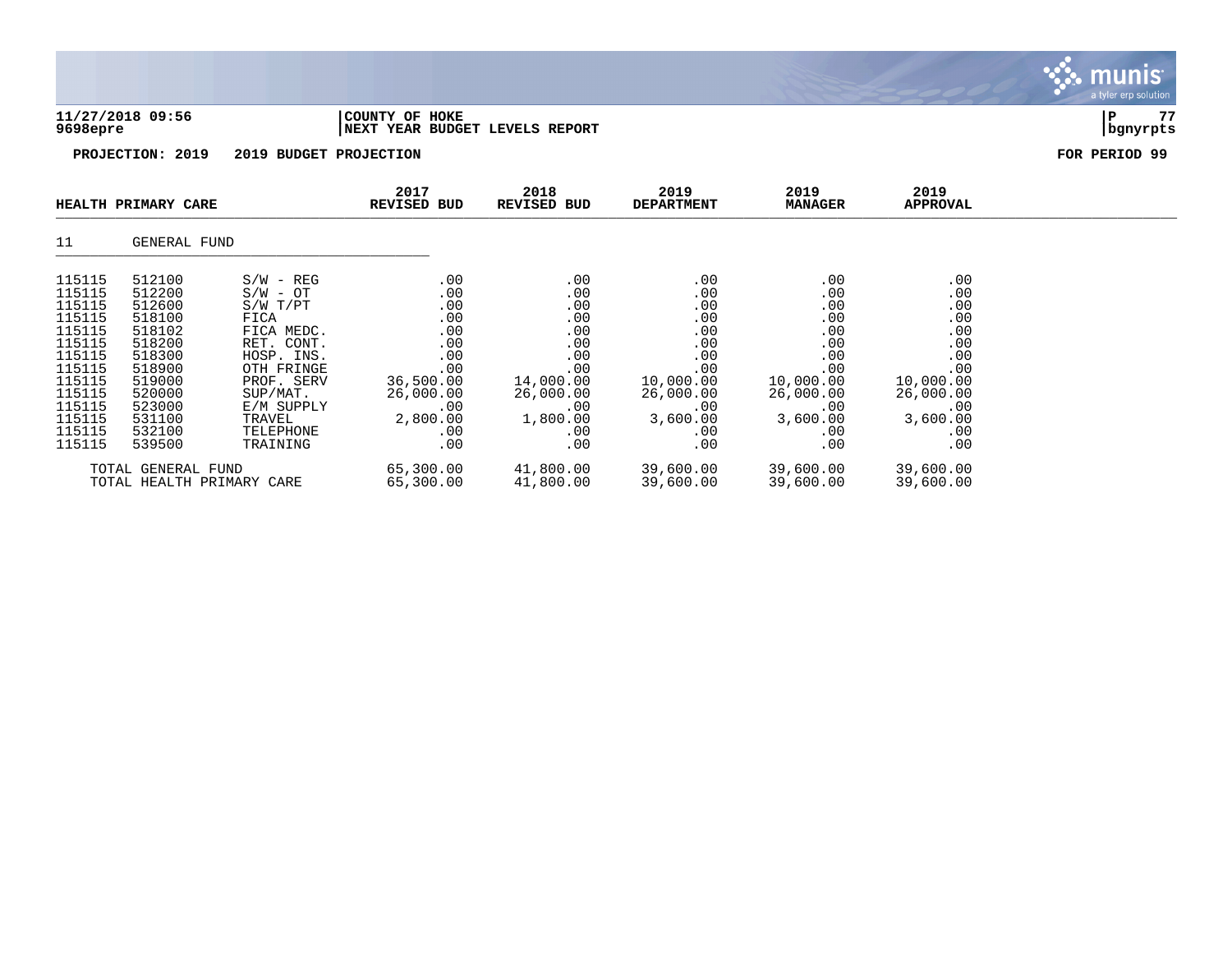**11/27/2018 09:56** | **COUNTY OF HOKE**
**9698epre** | **NEXT YEAR BUDGET LEVELS REPORT** | **bgnyrpts**

**PROJECTION: 2019    2019 BUDGET PROJECTION    FOR PERIOD 99**

| HEALTH PRIMARY CARE | | | 2017 REVISED BUD | 2018 REVISED BUD | 2019 DEPARTMENT | 2019 MANAGER | 2019 APPROVAL |
|---|---|---|---|---|---|---|---|
| 11 | GENERAL FUND | | | | | | |
| 115115 | 512100 | S/W - REG | .00 | .00 | .00 | .00 | .00 |
| 115115 | 512200 | S/W - OT | .00 | .00 | .00 | .00 | .00 |
| 115115 | 512600 | S/W T/PT | .00 | .00 | .00 | .00 | .00 |
| 115115 | 518100 | FICA | .00 | .00 | .00 | .00 | .00 |
| 115115 | 518102 | FICA MEDC. | .00 | .00 | .00 | .00 | .00 |
| 115115 | 518200 | RET. CONT. | .00 | .00 | .00 | .00 | .00 |
| 115115 | 518300 | HOSP. INS. | .00 | .00 | .00 | .00 | .00 |
| 115115 | 518900 | OTH FRINGE | .00 | .00 | .00 | .00 | .00 |
| 115115 | 519000 | PROF. SERV | 36,500.00 | 14,000.00 | 10,000.00 | 10,000.00 | 10,000.00 |
| 115115 | 520000 | SUP/MAT. | 26,000.00 | 26,000.00 | 26,000.00 | 26,000.00 | 26,000.00 |
| 115115 | 523000 | E/M SUPPLY | .00 | .00 | .00 | .00 | .00 |
| 115115 | 531100 | TRAVEL | 2,800.00 | 1,800.00 | 3,600.00 | 3,600.00 | 3,600.00 |
| 115115 | 532100 | TELEPHONE | .00 | .00 | .00 | .00 | .00 |
| 115115 | 539500 | TRAINING | .00 | .00 | .00 | .00 | .00 |
| TOTAL GENERAL FUND | | | 65,300.00 | 41,800.00 | 39,600.00 | 39,600.00 | 39,600.00 |
| TOTAL HEALTH PRIMARY CARE | | | 65,300.00 | 41,800.00 | 39,600.00 | 39,600.00 | 39,600.00 |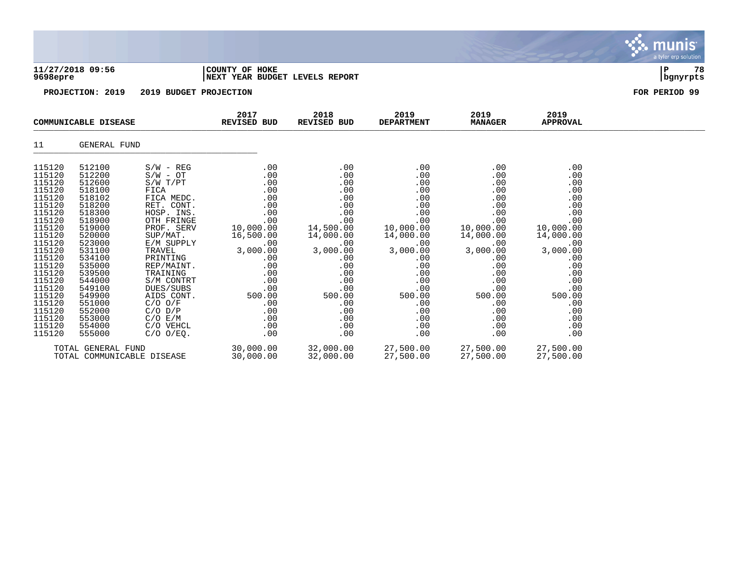11/27/2018 09:56 | COUNTY OF HOKE
9698epre | NEXT YEAR BUDGET LEVELS REPORT

PROJECTION: 2019 2019 BUDGET PROJECTION FOR PERIOD 99

| COMMUNICABLE DISEASE | | | 2017 REVISED BUD | 2018 REVISED BUD | 2019 DEPARTMENT | 2019 MANAGER | 2019 APPROVAL |
|---|---|---|---|---|---|---|---|
| 11 | GENERAL FUND | | | | | | |
| 115120 | 512100 | S/W - REG | .00 | .00 | .00 | .00 | .00 |
| 115120 | 512200 | S/W - OT | .00 | .00 | .00 | .00 | .00 |
| 115120 | 512600 | S/W T/PT | .00 | .00 | .00 | .00 | .00 |
| 115120 | 518100 | FICA | .00 | .00 | .00 | .00 | .00 |
| 115120 | 518102 | FICA MEDC. | .00 | .00 | .00 | .00 | .00 |
| 115120 | 518200 | RET. CONT. | .00 | .00 | .00 | .00 | .00 |
| 115120 | 518300 | HOSP. INS. | .00 | .00 | .00 | .00 | .00 |
| 115120 | 518900 | OTH FRINGE | .00 | .00 | .00 | .00 | .00 |
| 115120 | 519000 | PROF. SERV | 10,000.00 | 14,500.00 | 10,000.00 | 10,000.00 | 10,000.00 |
| 115120 | 520000 | SUP/MAT. | 16,500.00 | 14,000.00 | 14,000.00 | 14,000.00 | 14,000.00 |
| 115120 | 523000 | E/M SUPPLY | .00 | .00 | .00 | .00 | .00 |
| 115120 | 531100 | TRAVEL | 3,000.00 | 3,000.00 | 3,000.00 | 3,000.00 | 3,000.00 |
| 115120 | 534100 | PRINTING | .00 | .00 | .00 | .00 | .00 |
| 115120 | 535000 | REP/MAINT. | .00 | .00 | .00 | .00 | .00 |
| 115120 | 539500 | TRAINING | .00 | .00 | .00 | .00 | .00 |
| 115120 | 544000 | S/M CONTRT | .00 | .00 | .00 | .00 | .00 |
| 115120 | 549100 | DUES/SUBS | .00 | .00 | .00 | .00 | .00 |
| 115120 | 549900 | AIDS CONT. | 500.00 | 500.00 | 500.00 | 500.00 | 500.00 |
| 115120 | 551000 | C/O O/F | .00 | .00 | .00 | .00 | .00 |
| 115120 | 552000 | C/O D/P | .00 | .00 | .00 | .00 | .00 |
| 115120 | 553000 | C/O E/M | .00 | .00 | .00 | .00 | .00 |
| 115120 | 554000 | C/O VEHCL | .00 | .00 | .00 | .00 | .00 |
| 115120 | 555000 | C/O O/EQ. | .00 | .00 | .00 | .00 | .00 |
| TOTAL GENERAL FUND | | | 30,000.00 | 32,000.00 | 27,500.00 | 27,500.00 | 27,500.00 |
| TOTAL COMMUNICABLE DISEASE | | | 30,000.00 | 32,000.00 | 27,500.00 | 27,500.00 | 27,500.00 |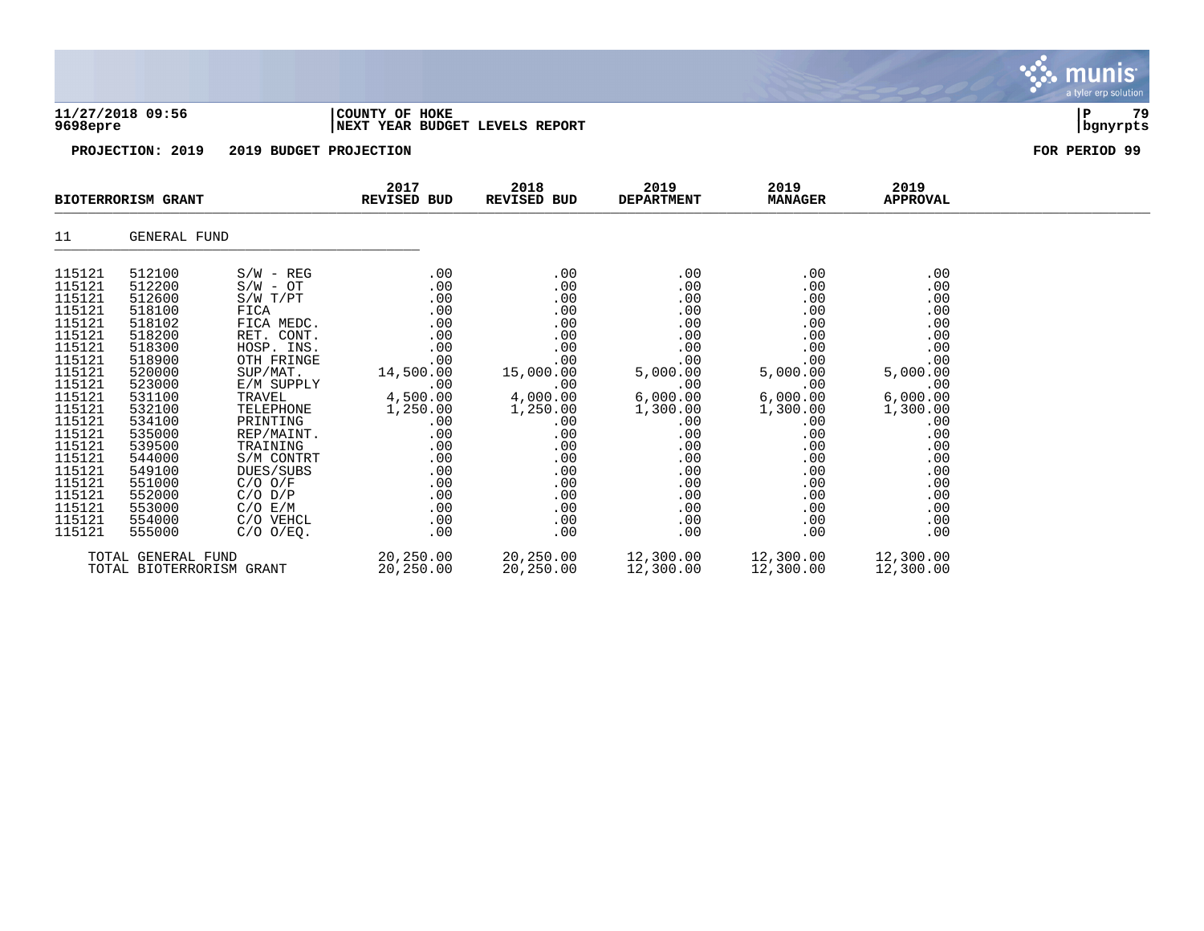**11/27/2018 09:56** | **COUNTY OF HOKE**
**9698epre** | **NEXT YEAR BUDGET LEVELS REPORT** | **bgnyrpts**

**PROJECTION: 2019 2019 BUDGET PROJECTION** **FOR PERIOD 99**

| BIOTERRORISM GRANT | | | 2017 REVISED BUD | 2018 REVISED BUD | 2019 DEPARTMENT | 2019 MANAGER | 2019 APPROVAL |
|---|---|---|---|---|---|---|---|
| 11 | GENERAL FUND | | | | | | |
| 115121 | 512100 | S/W - REG | .00 | .00 | .00 | .00 | .00 |
| 115121 | 512200 | S/W - OT | .00 | .00 | .00 | .00 | .00 |
| 115121 | 512600 | S/W T/PT | .00 | .00 | .00 | .00 | .00 |
| 115121 | 518100 | FICA | .00 | .00 | .00 | .00 | .00 |
| 115121 | 518102 | FICA MEDC. | .00 | .00 | .00 | .00 | .00 |
| 115121 | 518200 | RET. CONT. | .00 | .00 | .00 | .00 | .00 |
| 115121 | 518300 | HOSP. INS. | .00 | .00 | .00 | .00 | .00 |
| 115121 | 518900 | OTH FRINGE | .00 | .00 | .00 | .00 | .00 |
| 115121 | 520000 | SUP/MAT. | 14,500.00 | 15,000.00 | 5,000.00 | 5,000.00 | 5,000.00 |
| 115121 | 523000 | E/M SUPPLY | .00 | .00 | .00 | .00 | .00 |
| 115121 | 531100 | TRAVEL | 4,500.00 | 4,000.00 | 6,000.00 | 6,000.00 | 6,000.00 |
| 115121 | 532100 | TELEPHONE | 1,250.00 | 1,250.00 | 1,300.00 | 1,300.00 | 1,300.00 |
| 115121 | 534100 | PRINTING | .00 | .00 | .00 | .00 | .00 |
| 115121 | 535000 | REP/MAINT. | .00 | .00 | .00 | .00 | .00 |
| 115121 | 539500 | TRAINING | .00 | .00 | .00 | .00 | .00 |
| 115121 | 544000 | S/M CONTRT | .00 | .00 | .00 | .00 | .00 |
| 115121 | 549100 | DUES/SUBS | .00 | .00 | .00 | .00 | .00 |
| 115121 | 551000 | C/O O/F | .00 | .00 | .00 | .00 | .00 |
| 115121 | 552000 | C/O D/P | .00 | .00 | .00 | .00 | .00 |
| 115121 | 553000 | C/O E/M | .00 | .00 | .00 | .00 | .00 |
| 115121 | 554000 | C/O VEHCL | .00 | .00 | .00 | .00 | .00 |
| 115121 | 555000 | C/O O/EQ. | .00 | .00 | .00 | .00 | .00 |
| TOTAL GENERAL FUND | | | 20,250.00 | 20,250.00 | 12,300.00 | 12,300.00 | 12,300.00 |
| TOTAL BIOTERRORISM GRANT | | | 20,250.00 | 20,250.00 | 12,300.00 | 12,300.00 | 12,300.00 |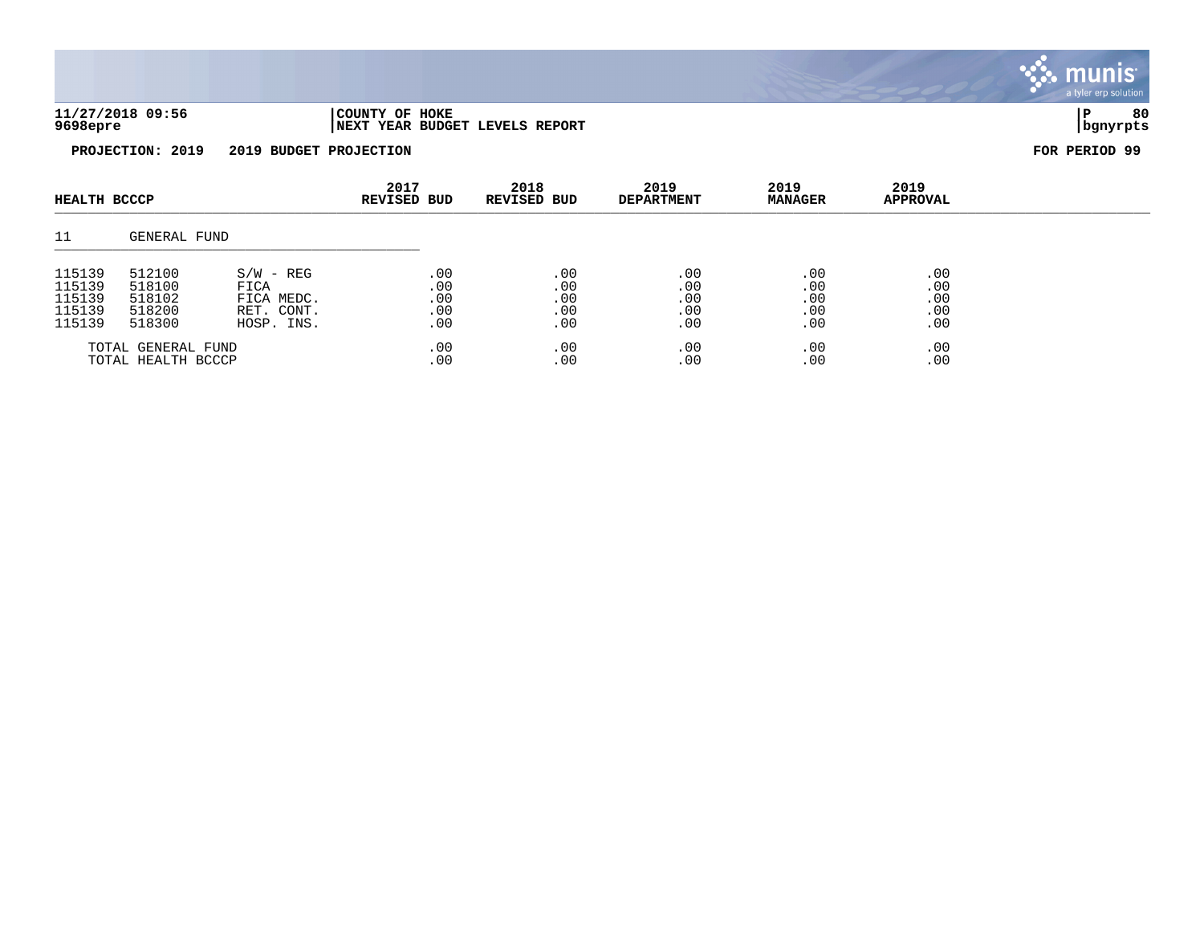**PROJECTION: 2019    2019 BUDGET PROJECTION**    **FOR PERIOD 99**

| HEALTH BCCCP | | | 2017 REVISED BUD | 2018 REVISED BUD | 2019 DEPARTMENT | 2019 MANAGER | 2019 APPROVAL |
|---|---|---|---|---|---|---|---|
| 11 | GENERAL FUND | | | | | | |
| 115139 | 512100 | S/W - REG | .00 | .00 | .00 | .00 | .00 |
| 115139 | 518100 | FICA | .00 | .00 | .00 | .00 | .00 |
| 115139 | 518102 | FICA MEDC. | .00 | .00 | .00 | .00 | .00 |
| 115139 | 518200 | RET. CONT. | .00 | .00 | .00 | .00 | .00 |
| 115139 | 518300 | HOSP. INS. | .00 | .00 | .00 | .00 | .00 |
| TOTAL GENERAL FUND | | | .00 | .00 | .00 | .00 | .00 |
| TOTAL HEALTH BCCCP | | | .00 | .00 | .00 | .00 | .00 |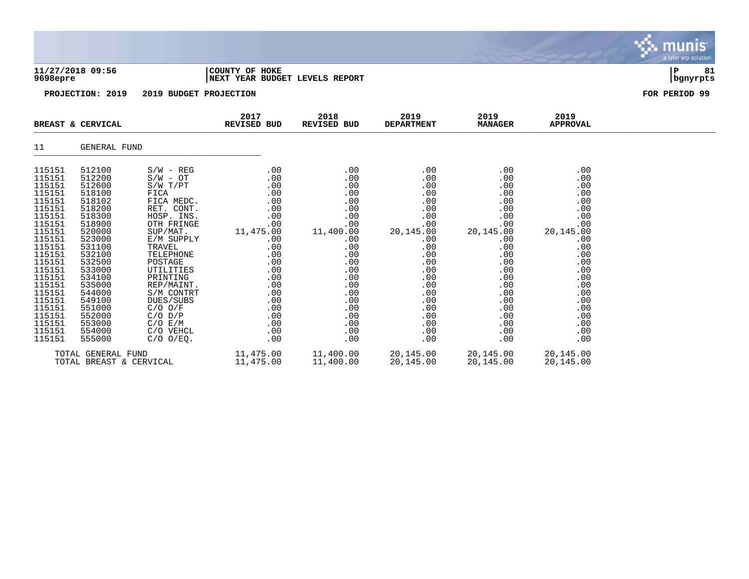**COUNTY OF HOKE**
**NEXT YEAR BUDGET LEVELS REPORT**

**11/27/2018 09:56**
**9698epre**

**PROJECTION: 2019 2019 BUDGET PROJECTION** **FOR PERIOD 99**

| BREAST & CERVICAL | | | 2017 REVISED BUD | 2018 REVISED BUD | 2019 DEPARTMENT | 2019 MANAGER | 2019 APPROVAL |
|---|---|---|---|---|---|---|---|
| 11 | GENERAL FUND | | | | | | |
| 115151 | 512100 | S/W - REG | .00 | .00 | .00 | .00 | .00 |
| 115151 | 512200 | S/W - OT | .00 | .00 | .00 | .00 | .00 |
| 115151 | 512600 | S/W T/PT | .00 | .00 | .00 | .00 | .00 |
| 115151 | 518100 | FICA | .00 | .00 | .00 | .00 | .00 |
| 115151 | 518102 | FICA MEDC. | .00 | .00 | .00 | .00 | .00 |
| 115151 | 518200 | RET. CONT. | .00 | .00 | .00 | .00 | .00 |
| 115151 | 518300 | HOSP. INS. | .00 | .00 | .00 | .00 | .00 |
| 115151 | 518900 | OTH FRINGE | .00 | .00 | .00 | .00 | .00 |
| 115151 | 520000 | SUP/MAT. | 11,475.00 | 11,400.00 | 20,145.00 | 20,145.00 | 20,145.00 |
| 115151 | 523000 | E/M SUPPLY | .00 | .00 | .00 | .00 | .00 |
| 115151 | 531100 | TRAVEL | .00 | .00 | .00 | .00 | .00 |
| 115151 | 532100 | TELEPHONE | .00 | .00 | .00 | .00 | .00 |
| 115151 | 532500 | POSTAGE | .00 | .00 | .00 | .00 | .00 |
| 115151 | 533000 | UTILITIES | .00 | .00 | .00 | .00 | .00 |
| 115151 | 534100 | PRINTING | .00 | .00 | .00 | .00 | .00 |
| 115151 | 535000 | REP/MAINT. | .00 | .00 | .00 | .00 | .00 |
| 115151 | 544000 | S/M CONTRT | .00 | .00 | .00 | .00 | .00 |
| 115151 | 549100 | DUES/SUBS | .00 | .00 | .00 | .00 | .00 |
| 115151 | 551000 | C/O O/F | .00 | .00 | .00 | .00 | .00 |
| 115151 | 552000 | C/O D/P | .00 | .00 | .00 | .00 | .00 |
| 115151 | 553000 | C/O E/M | .00 | .00 | .00 | .00 | .00 |
| 115151 | 554000 | C/O VEHCL | .00 | .00 | .00 | .00 | .00 |
| 115151 | 555000 | C/O O/EQ. | .00 | .00 | .00 | .00 | .00 |
| TOTAL GENERAL FUND | | | 11,475.00 | 11,400.00 | 20,145.00 | 20,145.00 | 20,145.00 |
| TOTAL BREAST & CERVICAL | | | 11,475.00 | 11,400.00 | 20,145.00 | 20,145.00 | 20,145.00 |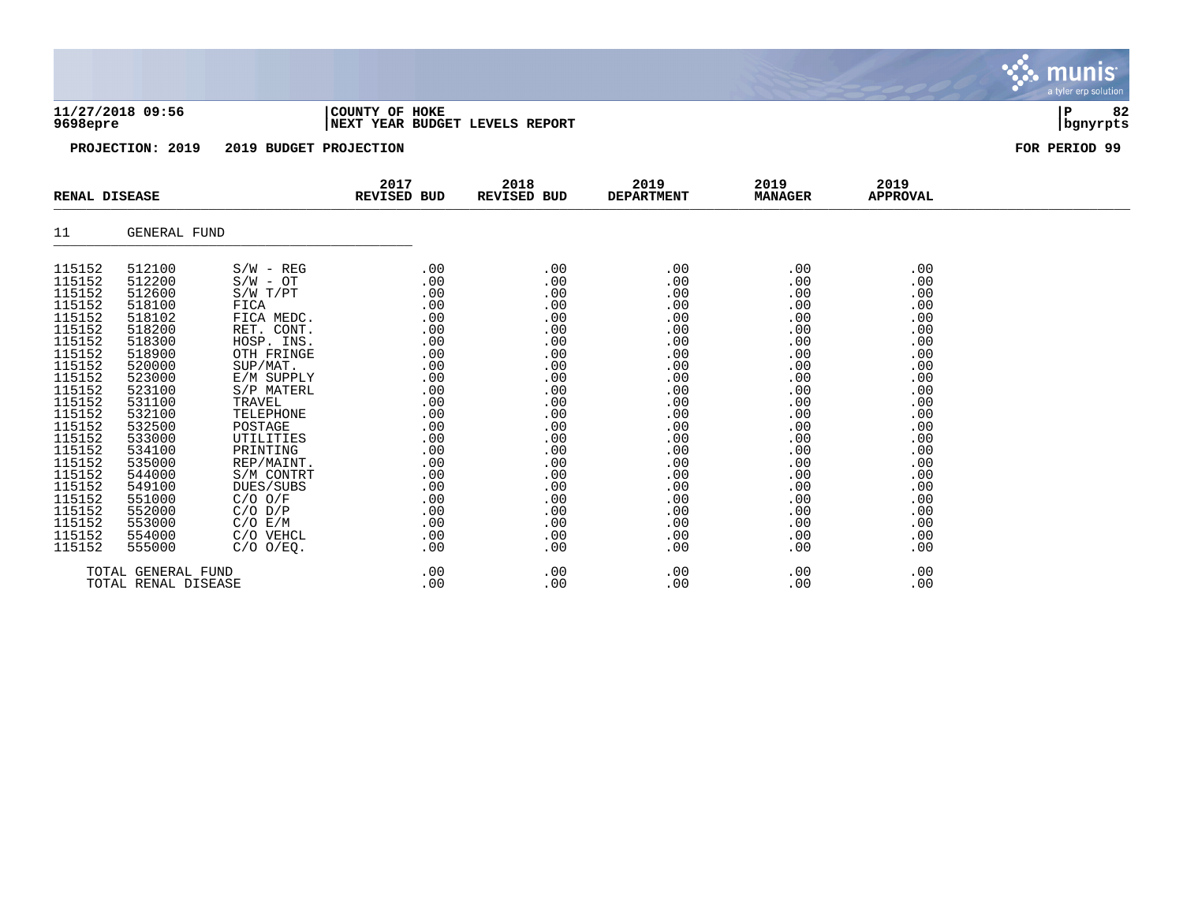**11/27/2018 09:56** | **COUNTY OF HOKE**
**9698epre** | **NEXT YEAR BUDGET LEVELS REPORT** | **bgnyrpts**

**PROJECTION: 2019 2019 BUDGET PROJECTION** **FOR PERIOD 99**

| RENAL DISEASE | | | 2017 REVISED BUD | 2018 REVISED BUD | 2019 DEPARTMENT | 2019 MANAGER | 2019 APPROVAL |
|---|---|---|---|---|---|---|---|
| 11 | GENERAL FUND | | | | | | |
| 115152 | 512100 | S/W - REG | .00 | .00 | .00 | .00 | .00 |
| 115152 | 512200 | S/W - OT | .00 | .00 | .00 | .00 | .00 |
| 115152 | 512600 | S/W T/PT | .00 | .00 | .00 | .00 | .00 |
| 115152 | 518100 | FICA | .00 | .00 | .00 | .00 | .00 |
| 115152 | 518102 | FICA MEDC. | .00 | .00 | .00 | .00 | .00 |
| 115152 | 518200 | RET. CONT. | .00 | .00 | .00 | .00 | .00 |
| 115152 | 518300 | HOSP. INS. | .00 | .00 | .00 | .00 | .00 |
| 115152 | 518900 | OTH FRINGE | .00 | .00 | .00 | .00 | .00 |
| 115152 | 520000 | SUP/MAT. | .00 | .00 | .00 | .00 | .00 |
| 115152 | 523000 | E/M SUPPLY | .00 | .00 | .00 | .00 | .00 |
| 115152 | 523100 | S/P MATERL | .00 | .00 | .00 | .00 | .00 |
| 115152 | 531100 | TRAVEL | .00 | .00 | .00 | .00 | .00 |
| 115152 | 532100 | TELEPHONE | .00 | .00 | .00 | .00 | .00 |
| 115152 | 532500 | POSTAGE | .00 | .00 | .00 | .00 | .00 |
| 115152 | 533000 | UTILITIES | .00 | .00 | .00 | .00 | .00 |
| 115152 | 534100 | PRINTING | .00 | .00 | .00 | .00 | .00 |
| 115152 | 535000 | REP/MAINT. | .00 | .00 | .00 | .00 | .00 |
| 115152 | 544000 | S/M CONTRT | .00 | .00 | .00 | .00 | .00 |
| 115152 | 549100 | DUES/SUBS | .00 | .00 | .00 | .00 | .00 |
| 115152 | 551000 | C/O O/F | .00 | .00 | .00 | .00 | .00 |
| 115152 | 552000 | C/O D/P | .00 | .00 | .00 | .00 | .00 |
| 115152 | 553000 | C/O E/M | .00 | .00 | .00 | .00 | .00 |
| 115152 | 554000 | C/O VEHCL | .00 | .00 | .00 | .00 | .00 |
| 115152 | 555000 | C/O O/EQ. | .00 | .00 | .00 | .00 | .00 |
| | TOTAL GENERAL FUND | | .00 | .00 | .00 | .00 | .00 |
| | TOTAL RENAL DISEASE | | .00 | .00 | .00 | .00 | .00 |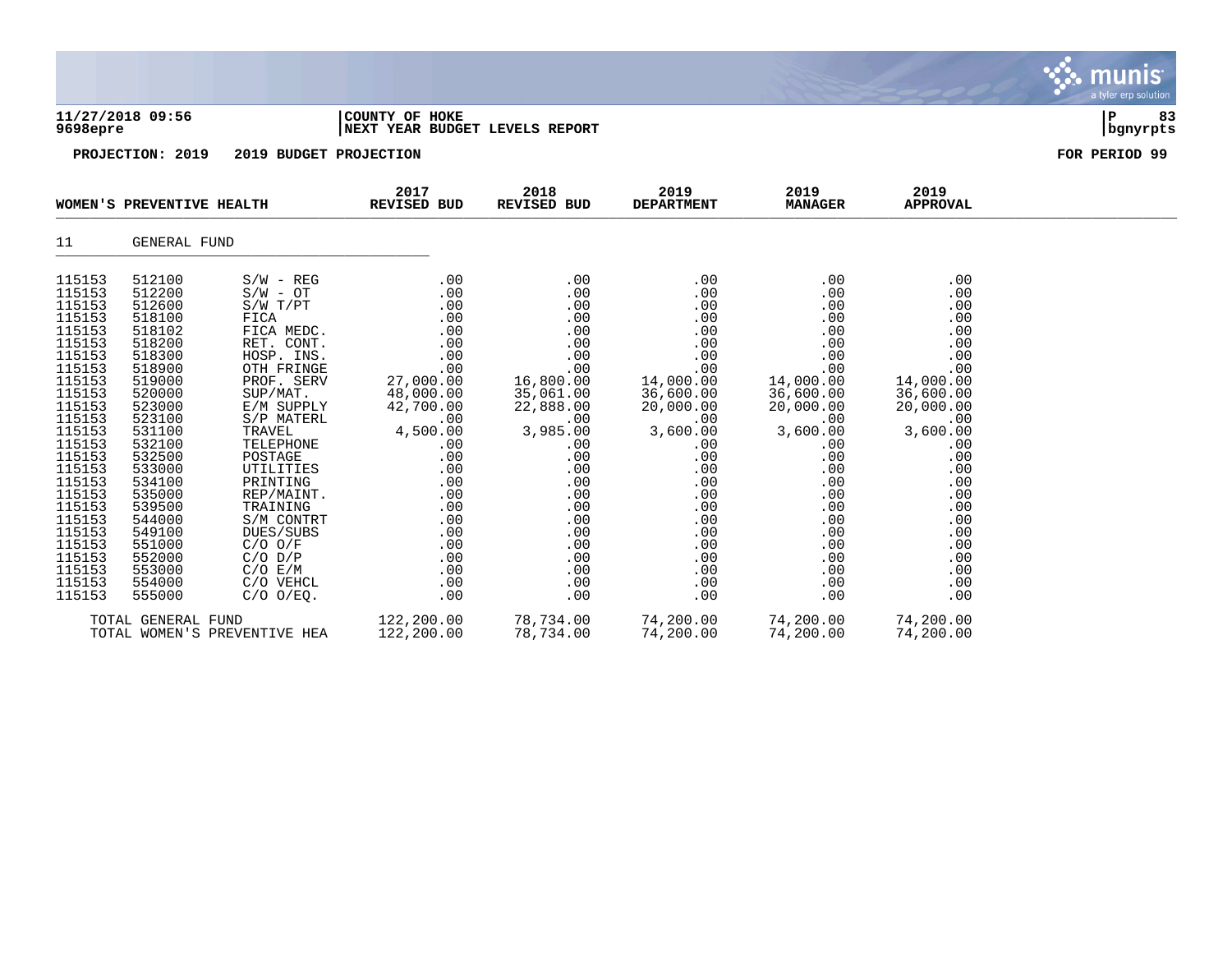**11/27/2018 09:56** | **COUNTY OF HOKE**
**9698epre** | **NEXT YEAR BUDGET LEVELS REPORT**

**PROJECTION: 2019    2019 BUDGET PROJECTION**    **FOR PERIOD 99**

| WOMEN'S PREVENTIVE HEALTH | | | 2017 REVISED BUD | 2018 REVISED BUD | 2019 DEPARTMENT | 2019 MANAGER | 2019 APPROVAL |
|---|---|---|---|---|---|---|---|
| 11 | GENERAL FUND | | | | | | |
| 115153 | 512100 | S/W - REG | .00 | .00 | .00 | .00 | .00 |
| 115153 | 512200 | S/W - OT | .00 | .00 | .00 | .00 | .00 |
| 115153 | 512600 | S/W T/PT | .00 | .00 | .00 | .00 | .00 |
| 115153 | 518100 | FICA | .00 | .00 | .00 | .00 | .00 |
| 115153 | 518102 | FICA MEDC. | .00 | .00 | .00 | .00 | .00 |
| 115153 | 518200 | RET. CONT. | .00 | .00 | .00 | .00 | .00 |
| 115153 | 518300 | HOSP. INS. | .00 | .00 | .00 | .00 | .00 |
| 115153 | 518900 | OTH FRINGE | .00 | .00 | .00 | .00 | .00 |
| 115153 | 519000 | PROF. SERV | 27,000.00 | 16,800.00 | 14,000.00 | 14,000.00 | 14,000.00 |
| 115153 | 520000 | SUP/MAT. | 48,000.00 | 35,061.00 | 36,600.00 | 36,600.00 | 36,600.00 |
| 115153 | 523000 | E/M SUPPLY | 42,700.00 | 22,888.00 | 20,000.00 | 20,000.00 | 20,000.00 |
| 115153 | 523100 | S/P MATERL | .00 | .00 | .00 | .00 | .00 |
| 115153 | 531100 | TRAVEL | 4,500.00 | 3,985.00 | 3,600.00 | 3,600.00 | 3,600.00 |
| 115153 | 532100 | TELEPHONE | .00 | .00 | .00 | .00 | .00 |
| 115153 | 532500 | POSTAGE | .00 | .00 | .00 | .00 | .00 |
| 115153 | 533000 | UTILITIES | .00 | .00 | .00 | .00 | .00 |
| 115153 | 534100 | PRINTING | .00 | .00 | .00 | .00 | .00 |
| 115153 | 535000 | REP/MAINT. | .00 | .00 | .00 | .00 | .00 |
| 115153 | 539500 | TRAINING | .00 | .00 | .00 | .00 | .00 |
| 115153 | 544000 | S/M CONTRT | .00 | .00 | .00 | .00 | .00 |
| 115153 | 549100 | DUES/SUBS | .00 | .00 | .00 | .00 | .00 |
| 115153 | 551000 | C/O O/F | .00 | .00 | .00 | .00 | .00 |
| 115153 | 552000 | C/O D/P | .00 | .00 | .00 | .00 | .00 |
| 115153 | 553000 | C/O E/M | .00 | .00 | .00 | .00 | .00 |
| 115153 | 554000 | C/O VEHCL | .00 | .00 | .00 | .00 | .00 |
| 115153 | 555000 | C/O O/EQ. | .00 | .00 | .00 | .00 | .00 |
| | TOTAL GENERAL FUND | | 122,200.00 | 78,734.00 | 74,200.00 | 74,200.00 | 74,200.00 |
| | TOTAL WOMEN'S PREVENTIVE HEA | | 122,200.00 | 78,734.00 | 74,200.00 | 74,200.00 | 74,200.00 |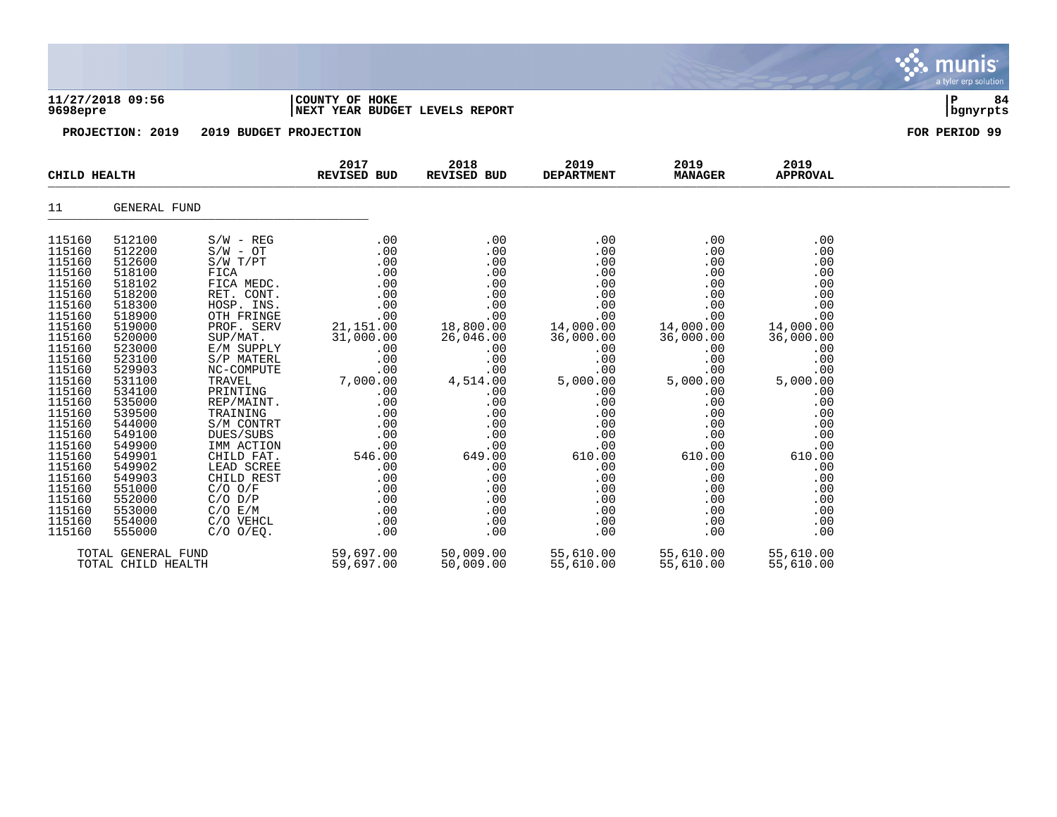**11/27/2018 09:56** | **COUNTY OF HOKE**
**9698epre** | **NEXT YEAR BUDGET LEVELS REPORT**

**PROJECTION: 2019 &nbsp;&nbsp; 2019 BUDGET PROJECTION** &nbsp;&nbsp;&nbsp;&nbsp; **FOR PERIOD 99**

| CHILD HEALTH | | | 2017 REVISED BUD | 2018 REVISED BUD | 2019 DEPARTMENT | 2019 MANAGER | 2019 APPROVAL |
|---|---|---|---|---|---|---|---|
| 11 | GENERAL FUND | | | | | | |
| 115160 | 512100 | S/W - REG | .00 | .00 | .00 | .00 | .00 |
| 115160 | 512200 | S/W - OT | .00 | .00 | .00 | .00 | .00 |
| 115160 | 512600 | S/W T/PT | .00 | .00 | .00 | .00 | .00 |
| 115160 | 518100 | FICA | .00 | .00 | .00 | .00 | .00 |
| 115160 | 518102 | FICA MEDC. | .00 | .00 | .00 | .00 | .00 |
| 115160 | 518200 | RET. CONT. | .00 | .00 | .00 | .00 | .00 |
| 115160 | 518300 | HOSP. INS. | .00 | .00 | .00 | .00 | .00 |
| 115160 | 518900 | OTH FRINGE | .00 | .00 | .00 | .00 | .00 |
| 115160 | 519000 | PROF. SERV | 21,151.00 | 18,800.00 | 14,000.00 | 14,000.00 | 14,000.00 |
| 115160 | 520000 | SUP/MAT. | 31,000.00 | 26,046.00 | 36,000.00 | 36,000.00 | 36,000.00 |
| 115160 | 523000 | E/M SUPPLY | .00 | .00 | .00 | .00 | .00 |
| 115160 | 523100 | S/P MATERL | .00 | .00 | .00 | .00 | .00 |
| 115160 | 529903 | NC-COMPUTE | .00 | .00 | .00 | .00 | .00 |
| 115160 | 531100 | TRAVEL | 7,000.00 | 4,514.00 | 5,000.00 | 5,000.00 | 5,000.00 |
| 115160 | 534100 | PRINTING | .00 | .00 | .00 | .00 | .00 |
| 115160 | 535000 | REP/MAINT. | .00 | .00 | .00 | .00 | .00 |
| 115160 | 539500 | TRAINING | .00 | .00 | .00 | .00 | .00 |
| 115160 | 544000 | S/M CONTRT | .00 | .00 | .00 | .00 | .00 |
| 115160 | 549100 | DUES/SUBS | .00 | .00 | .00 | .00 | .00 |
| 115160 | 549900 | IMM ACTION | .00 | .00 | .00 | .00 | .00 |
| 115160 | 549901 | CHILD FAT. | 546.00 | 649.00 | 610.00 | 610.00 | 610.00 |
| 115160 | 549902 | LEAD SCREE | .00 | .00 | .00 | .00 | .00 |
| 115160 | 549903 | CHILD REST | .00 | .00 | .00 | .00 | .00 |
| 115160 | 551000 | C/O O/F | .00 | .00 | .00 | .00 | .00 |
| 115160 | 552000 | C/O D/P | .00 | .00 | .00 | .00 | .00 |
| 115160 | 553000 | C/O E/M | .00 | .00 | .00 | .00 | .00 |
| 115160 | 554000 | C/O VEHCL | .00 | .00 | .00 | .00 | .00 |
| 115160 | 555000 | C/O O/EQ. | .00 | .00 | .00 | .00 | .00 |
| TOTAL GENERAL FUND | | | 59,697.00 | 50,009.00 | 55,610.00 | 55,610.00 | 55,610.00 |
| TOTAL CHILD HEALTH | | | 59,697.00 | 50,009.00 | 55,610.00 | 55,610.00 | 55,610.00 |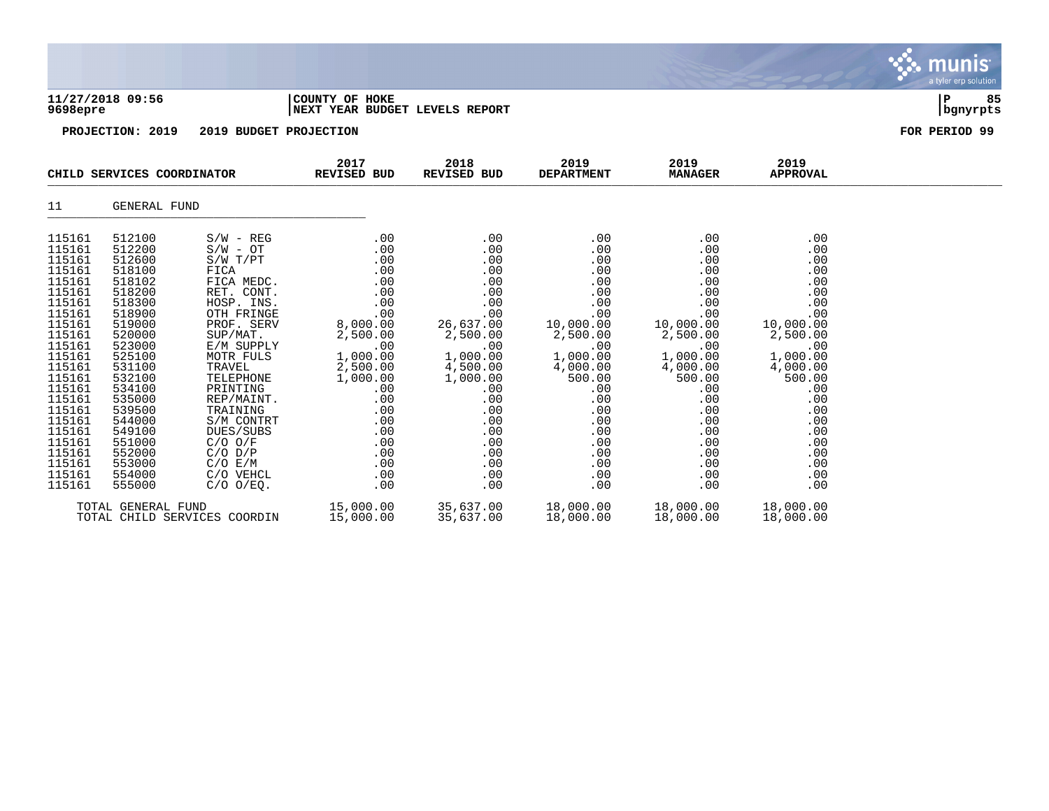**11/27/2018 09:56** | **COUNTY OF HOKE**
**9698epre** | **NEXT YEAR BUDGET LEVELS REPORT**

**PROJECTION: 2019 2019 BUDGET PROJECTION** — **FOR PERIOD 99**

| CHILD SERVICES COORDINATOR | | | 2017 REVISED BUD | 2018 REVISED BUD | 2019 DEPARTMENT | 2019 MANAGER | 2019 APPROVAL |
|---|---|---|---|---|---|---|---|
| 11 | GENERAL FUND | | | | | | |
| 115161 | 512100 | S/W - REG | .00 | .00 | .00 | .00 | .00 |
| 115161 | 512200 | S/W - OT | .00 | .00 | .00 | .00 | .00 |
| 115161 | 512600 | S/W T/PT | .00 | .00 | .00 | .00 | .00 |
| 115161 | 518100 | FICA | .00 | .00 | .00 | .00 | .00 |
| 115161 | 518102 | FICA MEDC. | .00 | .00 | .00 | .00 | .00 |
| 115161 | 518200 | RET. CONT. | .00 | .00 | .00 | .00 | .00 |
| 115161 | 518300 | HOSP. INS. | .00 | .00 | .00 | .00 | .00 |
| 115161 | 518900 | OTH FRINGE | .00 | .00 | .00 | .00 | .00 |
| 115161 | 519000 | PROF. SERV | 8,000.00 | 26,637.00 | 10,000.00 | 10,000.00 | 10,000.00 |
| 115161 | 520000 | SUP/MAT. | 2,500.00 | 2,500.00 | 2,500.00 | 2,500.00 | 2,500.00 |
| 115161 | 523000 | E/M SUPPLY | .00 | .00 | .00 | .00 | .00 |
| 115161 | 525100 | MOTR FULS | 1,000.00 | 1,000.00 | 1,000.00 | 1,000.00 | 1,000.00 |
| 115161 | 531100 | TRAVEL | 2,500.00 | 4,500.00 | 4,000.00 | 4,000.00 | 4,000.00 |
| 115161 | 532100 | TELEPHONE | 1,000.00 | 1,000.00 | 500.00 | 500.00 | 500.00 |
| 115161 | 534100 | PRINTING | .00 | .00 | .00 | .00 | .00 |
| 115161 | 535000 | REP/MAINT. | .00 | .00 | .00 | .00 | .00 |
| 115161 | 539500 | TRAINING | .00 | .00 | .00 | .00 | .00 |
| 115161 | 544000 | S/M CONTRT | .00 | .00 | .00 | .00 | .00 |
| 115161 | 549100 | DUES/SUBS | .00 | .00 | .00 | .00 | .00 |
| 115161 | 551000 | C/O O/F | .00 | .00 | .00 | .00 | .00 |
| 115161 | 552000 | C/O D/P | .00 | .00 | .00 | .00 | .00 |
| 115161 | 553000 | C/O E/M | .00 | .00 | .00 | .00 | .00 |
| 115161 | 554000 | C/O VEHCL | .00 | .00 | .00 | .00 | .00 |
| 115161 | 555000 | C/O O/EQ. | .00 | .00 | .00 | .00 | .00 |
| TOTAL GENERAL FUND | | | 15,000.00 | 35,637.00 | 18,000.00 | 18,000.00 | 18,000.00 |
| TOTAL CHILD SERVICES COORDIN | | | 15,000.00 | 35,637.00 | 18,000.00 | 18,000.00 | 18,000.00 |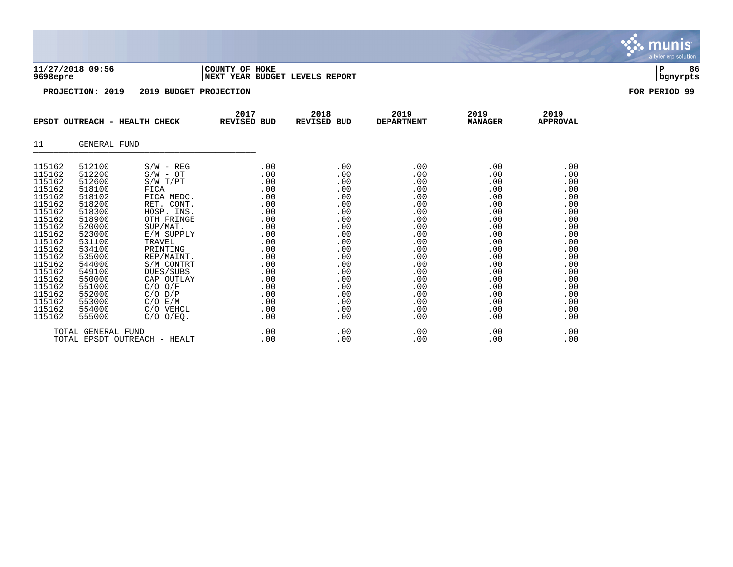PROJECTION: 2019 2019 BUDGET PROJECTION FOR PERIOD 99

| EPSDT OUTREACH - HEALTH CHECK | | | 2017 REVISED BUD | 2018 REVISED BUD | 2019 DEPARTMENT | 2019 MANAGER | 2019 APPROVAL |
|---|---|---|---|---|---|---|---|
| 11 | GENERAL FUND | | | | | | |
| 115162 | 512100 | S/W - REG | .00 | .00 | .00 | .00 | .00 |
| 115162 | 512200 | S/W - OT | .00 | .00 | .00 | .00 | .00 |
| 115162 | 512600 | S/W T/PT | .00 | .00 | .00 | .00 | .00 |
| 115162 | 518100 | FICA | .00 | .00 | .00 | .00 | .00 |
| 115162 | 518102 | FICA MEDC. | .00 | .00 | .00 | .00 | .00 |
| 115162 | 518200 | RET. CONT. | .00 | .00 | .00 | .00 | .00 |
| 115162 | 518300 | HOSP. INS. | .00 | .00 | .00 | .00 | .00 |
| 115162 | 518900 | OTH FRINGE | .00 | .00 | .00 | .00 | .00 |
| 115162 | 520000 | SUP/MAT. | .00 | .00 | .00 | .00 | .00 |
| 115162 | 523000 | E/M SUPPLY | .00 | .00 | .00 | .00 | .00 |
| 115162 | 531100 | TRAVEL | .00 | .00 | .00 | .00 | .00 |
| 115162 | 534100 | PRINTING | .00 | .00 | .00 | .00 | .00 |
| 115162 | 535000 | REP/MAINT. | .00 | .00 | .00 | .00 | .00 |
| 115162 | 544000 | S/M CONTRT | .00 | .00 | .00 | .00 | .00 |
| 115162 | 549100 | DUES/SUBS | .00 | .00 | .00 | .00 | .00 |
| 115162 | 550000 | CAP OUTLAY | .00 | .00 | .00 | .00 | .00 |
| 115162 | 551000 | C/O O/F | .00 | .00 | .00 | .00 | .00 |
| 115162 | 552000 | C/O D/P | .00 | .00 | .00 | .00 | .00 |
| 115162 | 553000 | C/O E/M | .00 | .00 | .00 | .00 | .00 |
| 115162 | 554000 | C/O VEHCL | .00 | .00 | .00 | .00 | .00 |
| 115162 | 555000 | C/O O/EQ. | .00 | .00 | .00 | .00 | .00 |
| TOTAL GENERAL FUND | | | .00 | .00 | .00 | .00 | .00 |
| TOTAL EPSDT OUTREACH - HEALT | | | .00 | .00 | .00 | .00 | .00 |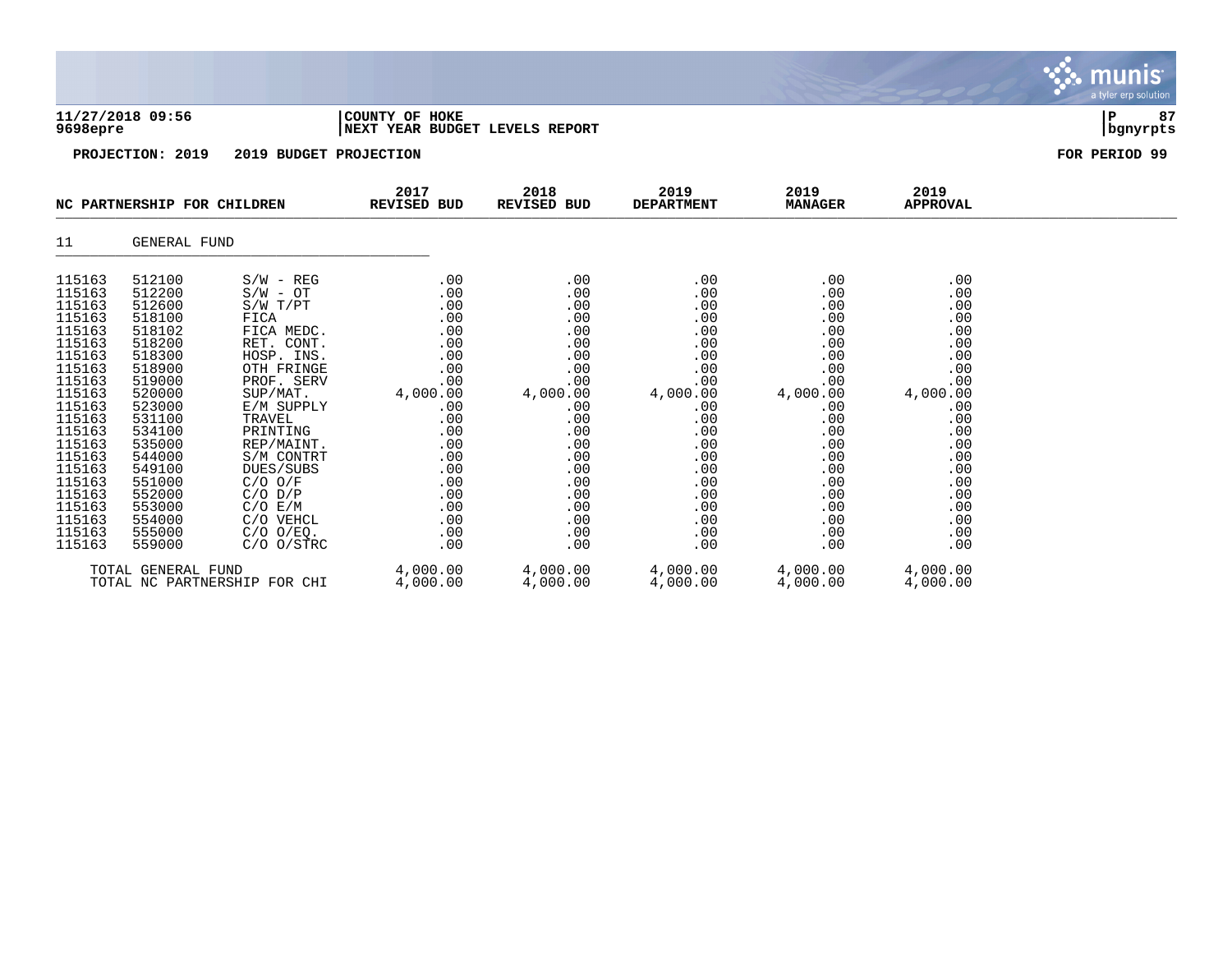11/27/2018 09:56 | COUNTY OF HOKE
9698epre | NEXT YEAR BUDGET LEVELS REPORT

**PROJECTION: 2019 2019 BUDGET PROJECTION** — **FOR PERIOD 99**

| NC PARTNERSHIP FOR CHILDREN | | | 2017 REVISED BUD | 2018 REVISED BUD | 2019 DEPARTMENT | 2019 MANAGER | 2019 APPROVAL |
|---|---|---|---|---|---|---|---|
| 11 | GENERAL FUND | | | | | | |
| 115163 | 512100 | S/W - REG | .00 | .00 | .00 | .00 | .00 |
| 115163 | 512200 | S/W - OT | .00 | .00 | .00 | .00 | .00 |
| 115163 | 512600 | S/W T/PT | .00 | .00 | .00 | .00 | .00 |
| 115163 | 518100 | FICA | .00 | .00 | .00 | .00 | .00 |
| 115163 | 518102 | FICA MEDC. | .00 | .00 | .00 | .00 | .00 |
| 115163 | 518200 | RET. CONT. | .00 | .00 | .00 | .00 | .00 |
| 115163 | 518300 | HOSP. INS. | .00 | .00 | .00 | .00 | .00 |
| 115163 | 518900 | OTH FRINGE | .00 | .00 | .00 | .00 | .00 |
| 115163 | 519000 | PROF. SERV | .00 | .00 | .00 | .00 | .00 |
| 115163 | 520000 | SUP/MAT. | 4,000.00 | 4,000.00 | 4,000.00 | 4,000.00 | 4,000.00 |
| 115163 | 523000 | E/M SUPPLY | .00 | .00 | .00 | .00 | .00 |
| 115163 | 531100 | TRAVEL | .00 | .00 | .00 | .00 | .00 |
| 115163 | 534100 | PRINTING | .00 | .00 | .00 | .00 | .00 |
| 115163 | 535000 | REP/MAINT. | .00 | .00 | .00 | .00 | .00 |
| 115163 | 544000 | S/M CONTRT | .00 | .00 | .00 | .00 | .00 |
| 115163 | 549100 | DUES/SUBS | .00 | .00 | .00 | .00 | .00 |
| 115163 | 551000 | C/O O/F | .00 | .00 | .00 | .00 | .00 |
| 115163 | 552000 | C/O D/P | .00 | .00 | .00 | .00 | .00 |
| 115163 | 553000 | C/O E/M | .00 | .00 | .00 | .00 | .00 |
| 115163 | 554000 | C/O VEHCL | .00 | .00 | .00 | .00 | .00 |
| 115163 | 555000 | C/O O/EQ. | .00 | .00 | .00 | .00 | .00 |
| 115163 | 559000 | C/O O/STRC | .00 | .00 | .00 | .00 | .00 |
| TOTAL GENERAL FUND | | | 4,000.00 | 4,000.00 | 4,000.00 | 4,000.00 | 4,000.00 |
| TOTAL NC PARTNERSHIP FOR CHI | | | 4,000.00 | 4,000.00 | 4,000.00 | 4,000.00 | 4,000.00 |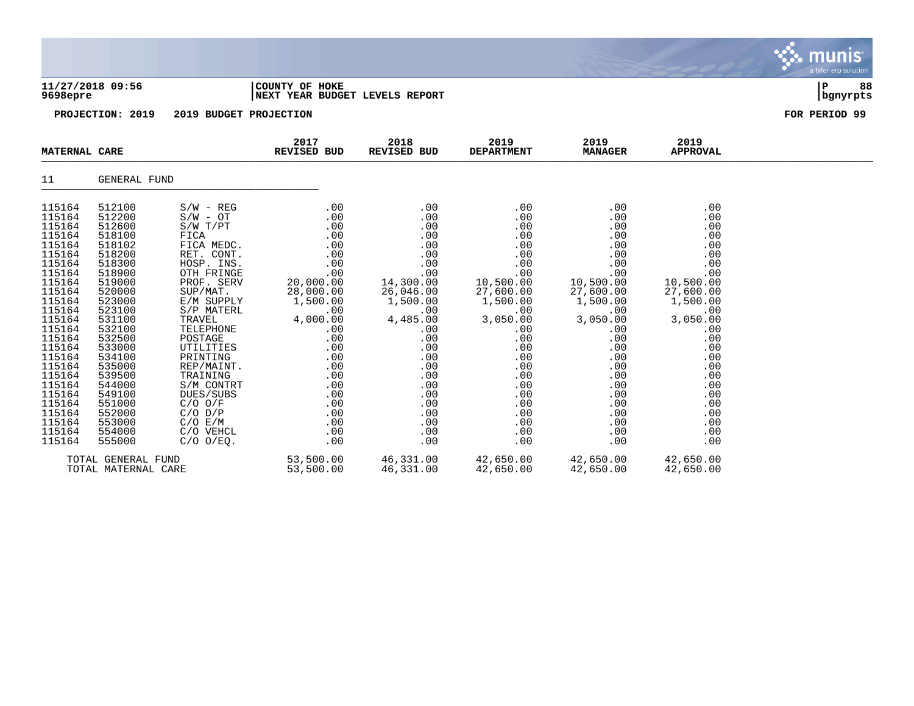**11/27/2018 09:56** | **COUNTY OF HOKE**
**9698epre** | **NEXT YEAR BUDGET LEVELS REPORT**

**PROJECTION: 2019 2019 BUDGET PROJECTION** — **FOR PERIOD 99**

| MATERNAL CARE | | | 2017 REVISED BUD | 2018 REVISED BUD | 2019 DEPARTMENT | 2019 MANAGER | 2019 APPROVAL |
|---|---|---|---|---|---|---|---|
| 11 | GENERAL FUND | | | | | | |
| 115164 | 512100 | S/W - REG | .00 | .00 | .00 | .00 | .00 |
| 115164 | 512200 | S/W - OT | .00 | .00 | .00 | .00 | .00 |
| 115164 | 512600 | S/W T/PT | .00 | .00 | .00 | .00 | .00 |
| 115164 | 518100 | FICA | .00 | .00 | .00 | .00 | .00 |
| 115164 | 518102 | FICA MEDC. | .00 | .00 | .00 | .00 | .00 |
| 115164 | 518200 | RET. CONT. | .00 | .00 | .00 | .00 | .00 |
| 115164 | 518300 | HOSP. INS. | .00 | .00 | .00 | .00 | .00 |
| 115164 | 518900 | OTH FRINGE | .00 | .00 | .00 | .00 | .00 |
| 115164 | 519000 | PROF. SERV | 20,000.00 | 14,300.00 | 10,500.00 | 10,500.00 | 10,500.00 |
| 115164 | 520000 | SUP/MAT. | 28,000.00 | 26,046.00 | 27,600.00 | 27,600.00 | 27,600.00 |
| 115164 | 523000 | E/M SUPPLY | 1,500.00 | 1,500.00 | 1,500.00 | 1,500.00 | 1,500.00 |
| 115164 | 523100 | S/P MATERL | .00 | .00 | .00 | .00 | .00 |
| 115164 | 531100 | TRAVEL | 4,000.00 | 4,485.00 | 3,050.00 | 3,050.00 | 3,050.00 |
| 115164 | 532100 | TELEPHONE | .00 | .00 | .00 | .00 | .00 |
| 115164 | 532500 | POSTAGE | .00 | .00 | .00 | .00 | .00 |
| 115164 | 533000 | UTILITIES | .00 | .00 | .00 | .00 | .00 |
| 115164 | 534100 | PRINTING | .00 | .00 | .00 | .00 | .00 |
| 115164 | 535000 | REP/MAINT. | .00 | .00 | .00 | .00 | .00 |
| 115164 | 539500 | TRAINING | .00 | .00 | .00 | .00 | .00 |
| 115164 | 544000 | S/M CONTRT | .00 | .00 | .00 | .00 | .00 |
| 115164 | 549100 | DUES/SUBS | .00 | .00 | .00 | .00 | .00 |
| 115164 | 551000 | C/O O/F | .00 | .00 | .00 | .00 | .00 |
| 115164 | 552000 | C/O D/P | .00 | .00 | .00 | .00 | .00 |
| 115164 | 553000 | C/O E/M | .00 | .00 | .00 | .00 | .00 |
| 115164 | 554000 | C/O VEHCL | .00 | .00 | .00 | .00 | .00 |
| 115164 | 555000 | C/O O/EQ. | .00 | .00 | .00 | .00 | .00 |
| | TOTAL GENERAL FUND | | 53,500.00 | 46,331.00 | 42,650.00 | 42,650.00 | 42,650.00 |
| | TOTAL MATERNAL CARE | | 53,500.00 | 46,331.00 | 42,650.00 | 42,650.00 | 42,650.00 |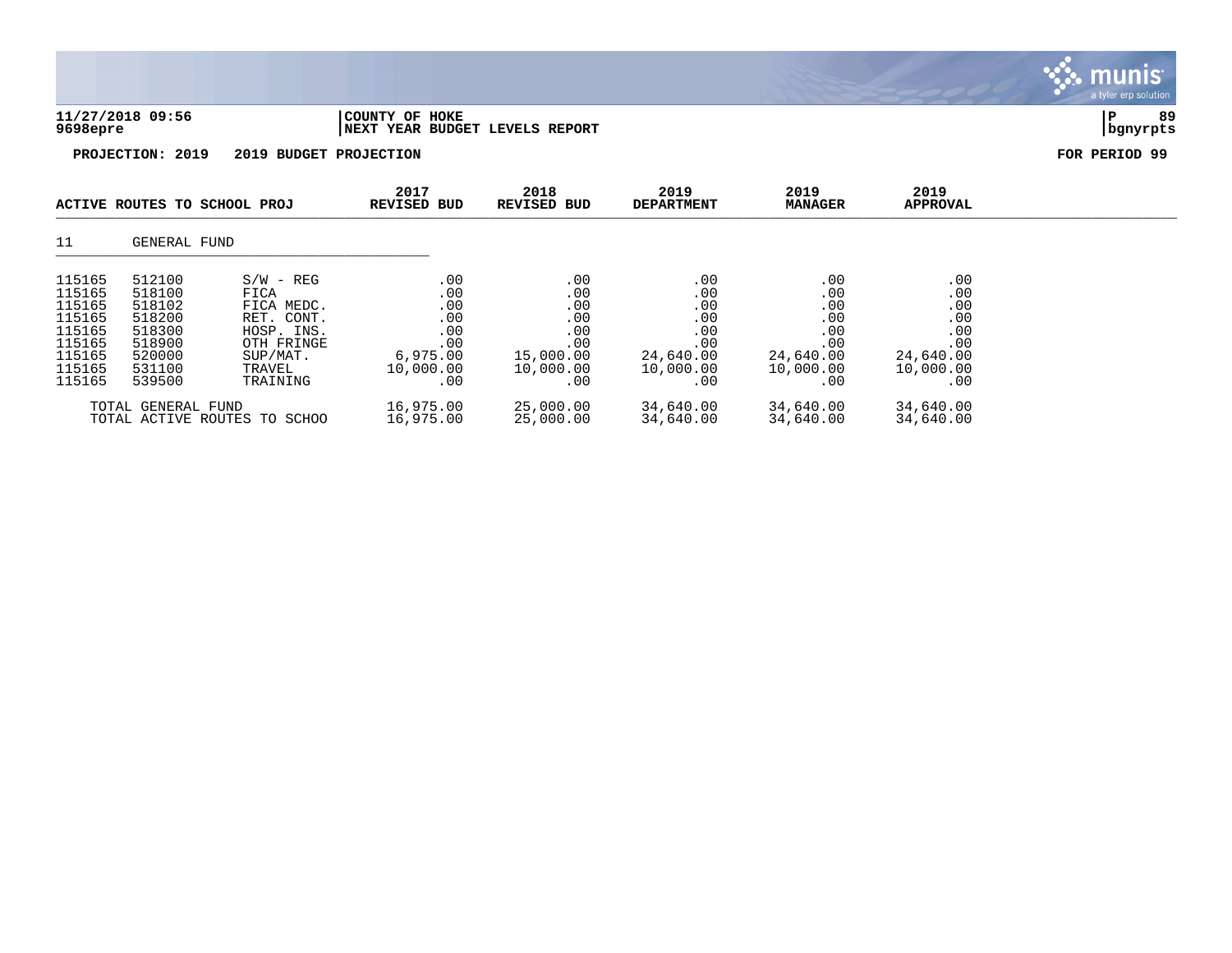11/27/2018 09:56
9698epre

COUNTY OF HOKE
NEXT YEAR BUDGET LEVELS REPORT

PROJECTION: 2019 2019 BUDGET PROJECTION

FOR PERIOD 99

| ACTIVE ROUTES TO SCHOOL PROJ | | | 2017 REVISED BUD | 2018 REVISED BUD | 2019 DEPARTMENT | 2019 MANAGER | 2019 APPROVAL |
|---|---|---|---|---|---|---|---|
| 11 | GENERAL FUND | | | | | | |
| 115165 | 512100 | S/W - REG | .00 | .00 | .00 | .00 | .00 |
| 115165 | 518100 | FICA | .00 | .00 | .00 | .00 | .00 |
| 115165 | 518102 | FICA MEDC. | .00 | .00 | .00 | .00 | .00 |
| 115165 | 518200 | RET. CONT. | .00 | .00 | .00 | .00 | .00 |
| 115165 | 518300 | HOSP. INS. | .00 | .00 | .00 | .00 | .00 |
| 115165 | 518900 | OTH FRINGE | .00 | .00 | .00 | .00 | .00 |
| 115165 | 520000 | SUP/MAT. | 6,975.00 | 15,000.00 | 24,640.00 | 24,640.00 | 24,640.00 |
| 115165 | 531100 | TRAVEL | 10,000.00 | 10,000.00 | 10,000.00 | 10,000.00 | 10,000.00 |
| 115165 | 539500 | TRAINING | .00 | .00 | .00 | .00 | .00 |
| TOTAL GENERAL FUND | | | 16,975.00 | 25,000.00 | 34,640.00 | 34,640.00 | 34,640.00 |
| TOTAL ACTIVE ROUTES TO SCHOO | | | 16,975.00 | 25,000.00 | 34,640.00 | 34,640.00 | 34,640.00 |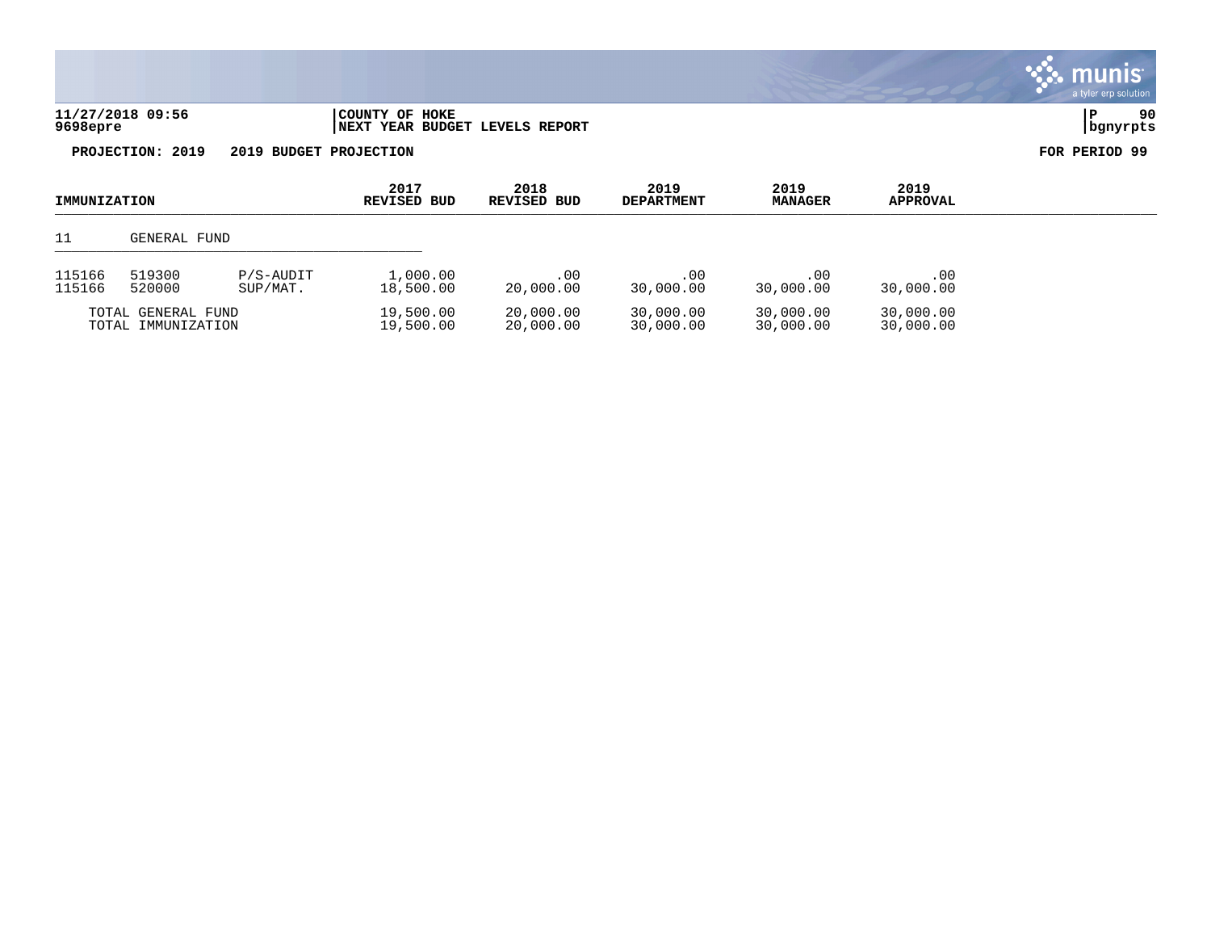11/27/2018 09:56 | COUNTY OF HOKE
9698epre | NEXT YEAR BUDGET LEVELS REPORT

**PROJECTION: 2019    2019 BUDGET PROJECTION** **FOR PERIOD 99**

| IMMUNIZATION | | | 2017 REVISED BUD | 2018 REVISED BUD | 2019 DEPARTMENT | 2019 MANAGER | 2019 APPROVAL |
|---|---|---|---|---|---|---|---|
| 11 | GENERAL FUND | | | | | | |
| 115166 | 519300 | P/S-AUDIT | 1,000.00 | .00 | .00 | .00 | .00 |
| 115166 | 520000 | SUP/MAT. | 18,500.00 | 20,000.00 | 30,000.00 | 30,000.00 | 30,000.00 |
| TOTAL GENERAL FUND | | | 19,500.00 | 20,000.00 | 30,000.00 | 30,000.00 | 30,000.00 |
| TOTAL IMMUNIZATION | | | 19,500.00 | 20,000.00 | 30,000.00 | 30,000.00 | 30,000.00 |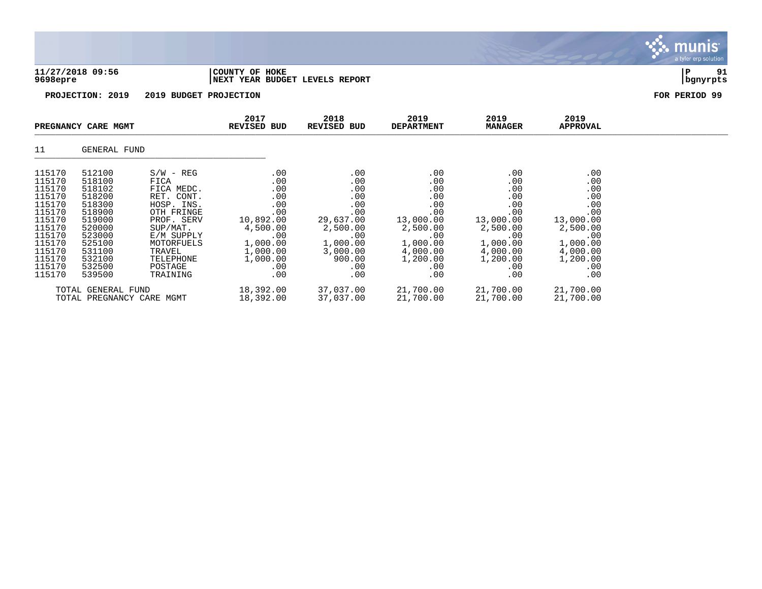**11/27/2018 09:56** | **COUNTY OF HOKE**
**9698epre** | **NEXT YEAR BUDGET LEVELS REPORT**

**PROJECTION: 2019 2019 BUDGET PROJECTION** **FOR PERIOD 99**

| PREGNANCY CARE MGMT | | | 2017 REVISED BUD | 2018 REVISED BUD | 2019 DEPARTMENT | 2019 MANAGER | 2019 APPROVAL |
|---|---|---|---|---|---|---|---|
| 11 | GENERAL FUND | | | | | | |
| 115170 | 512100 | S/W - REG | .00 | .00 | .00 | .00 | .00 |
| 115170 | 518100 | FICA | .00 | .00 | .00 | .00 | .00 |
| 115170 | 518102 | FICA MEDC. | .00 | .00 | .00 | .00 | .00 |
| 115170 | 518200 | RET. CONT. | .00 | .00 | .00 | .00 | .00 |
| 115170 | 518300 | HOSP. INS. | .00 | .00 | .00 | .00 | .00 |
| 115170 | 518900 | OTH FRINGE | .00 | .00 | .00 | .00 | .00 |
| 115170 | 519000 | PROF. SERV | 10,892.00 | 29,637.00 | 13,000.00 | 13,000.00 | 13,000.00 |
| 115170 | 520000 | SUP/MAT. | 4,500.00 | 2,500.00 | 2,500.00 | 2,500.00 | 2,500.00 |
| 115170 | 523000 | E/M SUPPLY | .00 | .00 | .00 | .00 | .00 |
| 115170 | 525100 | MOTORFUELS | 1,000.00 | 1,000.00 | 1,000.00 | 1,000.00 | 1,000.00 |
| 115170 | 531100 | TRAVEL | 1,000.00 | 3,000.00 | 4,000.00 | 4,000.00 | 4,000.00 |
| 115170 | 532100 | TELEPHONE | 1,000.00 | 900.00 | 1,200.00 | 1,200.00 | 1,200.00 |
| 115170 | 532500 | POSTAGE | .00 | .00 | .00 | .00 | .00 |
| 115170 | 539500 | TRAINING | .00 | .00 | .00 | .00 | .00 |
| TOTAL GENERAL FUND | | | 18,392.00 | 37,037.00 | 21,700.00 | 21,700.00 | 21,700.00 |
| TOTAL PREGNANCY CARE MGMT | | | 18,392.00 | 37,037.00 | 21,700.00 | 21,700.00 | 21,700.00 |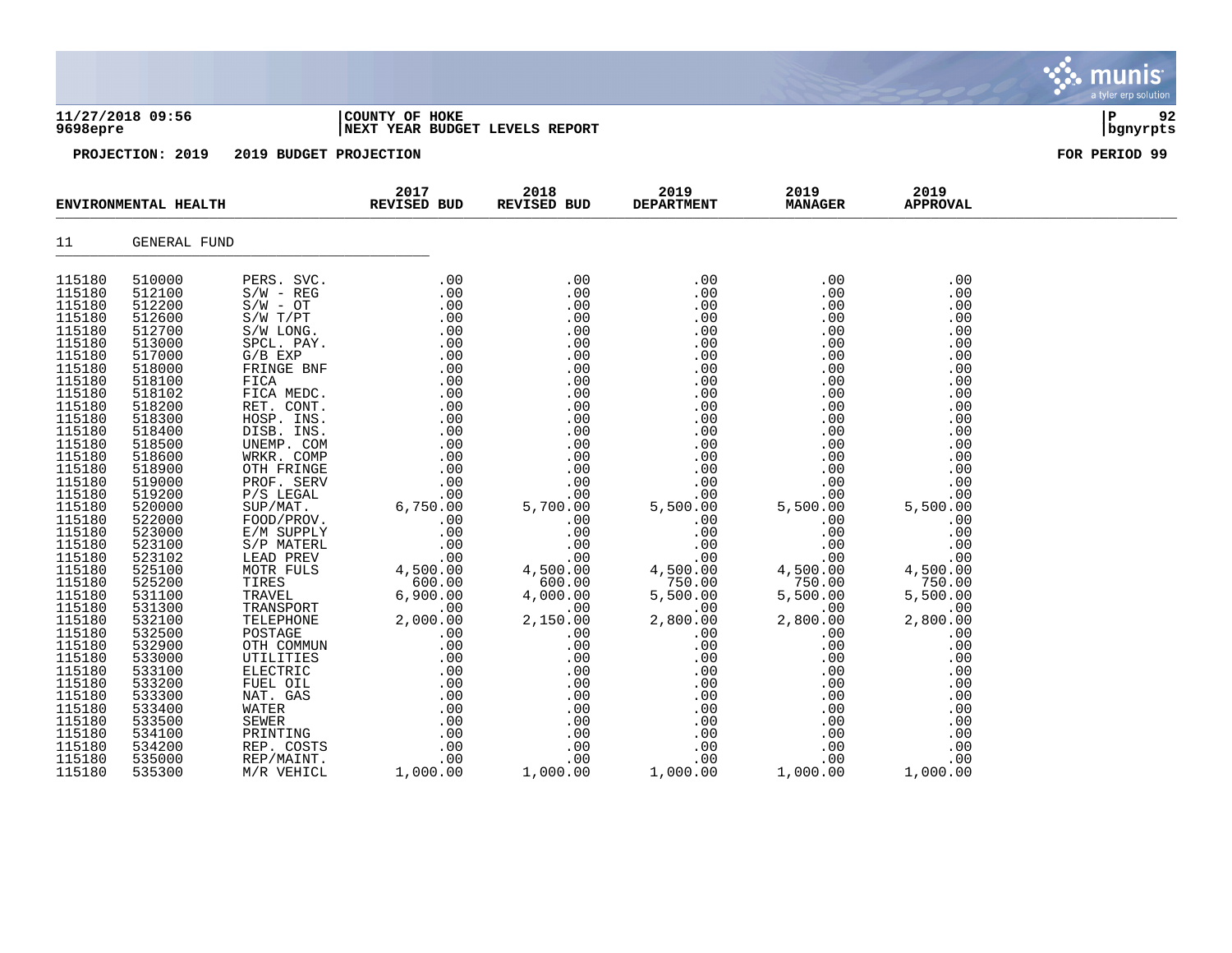**11/27/2018 09:56** | **COUNTY OF HOKE** | **P 92**
**9698epre** | **NEXT YEAR BUDGET LEVELS REPORT** | **bgnyrpts**

**PROJECTION: 2019 2019 BUDGET PROJECTION** **FOR PERIOD 99**

| ENVIRONMENTAL HEALTH | | | 2017 REVISED BUD | 2018 REVISED BUD | 2019 DEPARTMENT | 2019 MANAGER | 2019 APPROVAL |
|---|---|---|---|---|---|---|---|
| 11 | GENERAL FUND | | | | | | |
| 115180 | 510000 | PERS. SVC. | .00 | .00 | .00 | .00 | .00 |
| 115180 | 512100 | S/W - REG | .00 | .00 | .00 | .00 | .00 |
| 115180 | 512200 | S/W - OT | .00 | .00 | .00 | .00 | .00 |
| 115180 | 512600 | S/W T/PT | .00 | .00 | .00 | .00 | .00 |
| 115180 | 512700 | S/W LONG. | .00 | .00 | .00 | .00 | .00 |
| 115180 | 513000 | SPCL. PAY. | .00 | .00 | .00 | .00 | .00 |
| 115180 | 517000 | G/B EXP | .00 | .00 | .00 | .00 | .00 |
| 115180 | 518000 | FRINGE BNF | .00 | .00 | .00 | .00 | .00 |
| 115180 | 518100 | FICA | .00 | .00 | .00 | .00 | .00 |
| 115180 | 518102 | FICA MEDC. | .00 | .00 | .00 | .00 | .00 |
| 115180 | 518200 | RET. CONT. | .00 | .00 | .00 | .00 | .00 |
| 115180 | 518300 | HOSP. INS. | .00 | .00 | .00 | .00 | .00 |
| 115180 | 518400 | DISB. INS. | .00 | .00 | .00 | .00 | .00 |
| 115180 | 518500 | UNEMP. COM | .00 | .00 | .00 | .00 | .00 |
| 115180 | 518600 | WRKR. COMP | .00 | .00 | .00 | .00 | .00 |
| 115180 | 518900 | OTH FRINGE | .00 | .00 | .00 | .00 | .00 |
| 115180 | 519000 | PROF. SERV | .00 | .00 | .00 | .00 | .00 |
| 115180 | 519200 | P/S LEGAL | .00 | .00 | .00 | .00 | .00 |
| 115180 | 520000 | SUP/MAT. | 6,750.00 | 5,700.00 | 5,500.00 | 5,500.00 | 5,500.00 |
| 115180 | 522000 | FOOD/PROV. | .00 | .00 | .00 | .00 | .00 |
| 115180 | 523000 | E/M SUPPLY | .00 | .00 | .00 | .00 | .00 |
| 115180 | 523100 | S/P MATERL | .00 | .00 | .00 | .00 | .00 |
| 115180 | 523102 | LEAD PREV | .00 | .00 | .00 | .00 | .00 |
| 115180 | 525100 | MOTR FULS | 4,500.00 | 4,500.00 | 4,500.00 | 4,500.00 | 4,500.00 |
| 115180 | 525200 | TIRES | 600.00 | 600.00 | 750.00 | 750.00 | 750.00 |
| 115180 | 531100 | TRAVEL | 6,900.00 | 4,000.00 | 5,500.00 | 5,500.00 | 5,500.00 |
| 115180 | 531300 | TRANSPORT | .00 | .00 | .00 | .00 | .00 |
| 115180 | 532100 | TELEPHONE | 2,000.00 | 2,150.00 | 2,800.00 | 2,800.00 | 2,800.00 |
| 115180 | 532500 | POSTAGE | .00 | .00 | .00 | .00 | .00 |
| 115180 | 532900 | OTH COMMUN | .00 | .00 | .00 | .00 | .00 |
| 115180 | 533000 | UTILITIES | .00 | .00 | .00 | .00 | .00 |
| 115180 | 533100 | ELECTRIC | .00 | .00 | .00 | .00 | .00 |
| 115180 | 533200 | FUEL OIL | .00 | .00 | .00 | .00 | .00 |
| 115180 | 533300 | NAT. GAS | .00 | .00 | .00 | .00 | .00 |
| 115180 | 533400 | WATER | .00 | .00 | .00 | .00 | .00 |
| 115180 | 533500 | SEWER | .00 | .00 | .00 | .00 | .00 |
| 115180 | 534100 | PRINTING | .00 | .00 | .00 | .00 | .00 |
| 115180 | 534200 | REP. COSTS | .00 | .00 | .00 | .00 | .00 |
| 115180 | 535000 | REP/MAINT. | .00 | .00 | .00 | .00 | .00 |
| 115180 | 535300 | M/R VEHICL | 1,000.00 | 1,000.00 | 1,000.00 | 1,000.00 | 1,000.00 |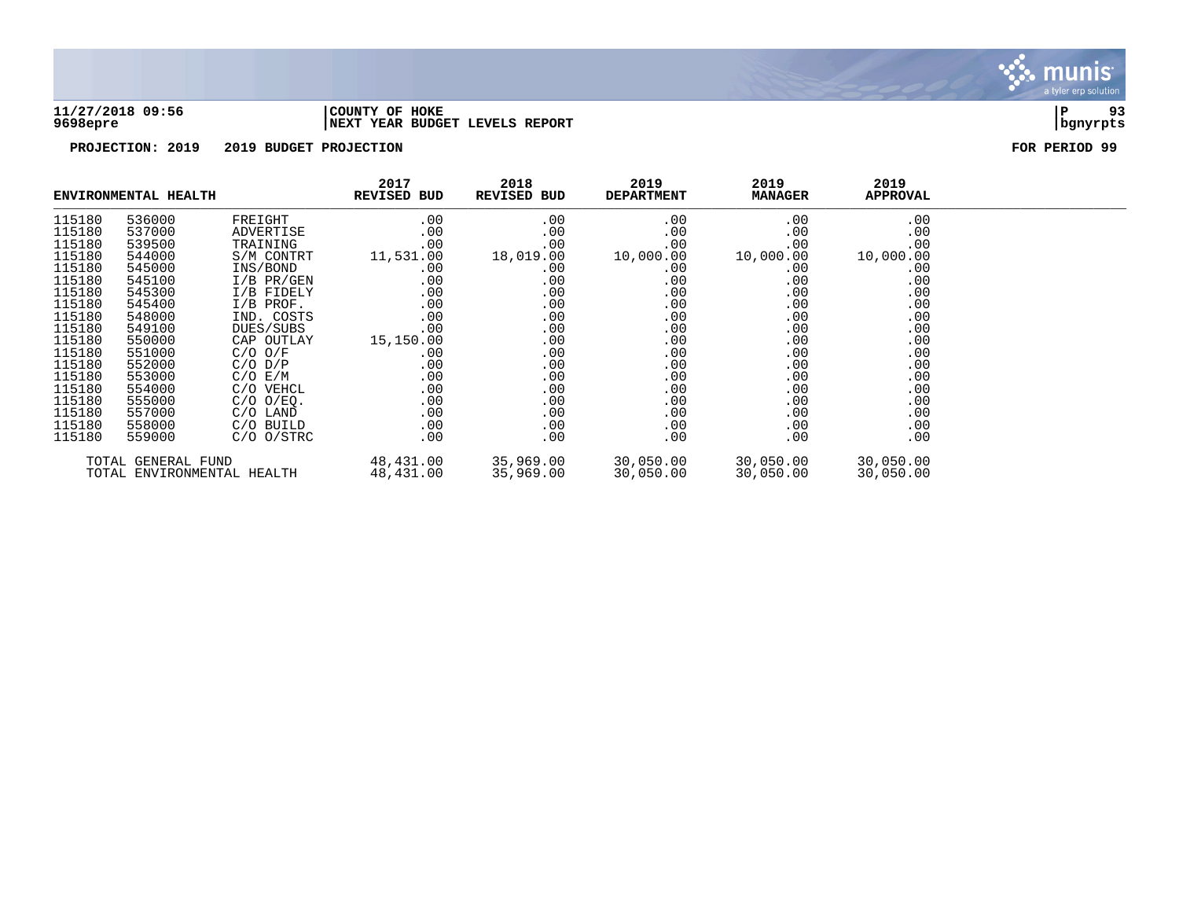**11/27/2018 09:56** | **COUNTY OF HOKE**
**9698epre** | **NEXT YEAR BUDGET LEVELS REPORT**

**PROJECTION: 2019 2019 BUDGET PROJECTION** — **FOR PERIOD 99**

| ENVIRONMENTAL HEALTH | | | 2017 REVISED BUD | 2018 REVISED BUD | 2019 DEPARTMENT | 2019 MANAGER | 2019 APPROVAL |
|---|---|---|---|---|---|---|---|
| 115180 | 536000 | FREIGHT | .00 | .00 | .00 | .00 | .00 |
| 115180 | 537000 | ADVERTISE | .00 | .00 | .00 | .00 | .00 |
| 115180 | 539500 | TRAINING | .00 | .00 | .00 | .00 | .00 |
| 115180 | 544000 | S/M CONTRT | 11,531.00 | 18,019.00 | 10,000.00 | 10,000.00 | 10,000.00 |
| 115180 | 545000 | INS/BOND | .00 | .00 | .00 | .00 | .00 |
| 115180 | 545100 | I/B PR/GEN | .00 | .00 | .00 | .00 | .00 |
| 115180 | 545300 | I/B FIDELY | .00 | .00 | .00 | .00 | .00 |
| 115180 | 545400 | I/B PROF. | .00 | .00 | .00 | .00 | .00 |
| 115180 | 548000 | IND. COSTS | .00 | .00 | .00 | .00 | .00 |
| 115180 | 549100 | DUES/SUBS | .00 | .00 | .00 | .00 | .00 |
| 115180 | 550000 | CAP OUTLAY | 15,150.00 | .00 | .00 | .00 | .00 |
| 115180 | 551000 | C/O O/F | .00 | .00 | .00 | .00 | .00 |
| 115180 | 552000 | C/O D/P | .00 | .00 | .00 | .00 | .00 |
| 115180 | 553000 | C/O E/M | .00 | .00 | .00 | .00 | .00 |
| 115180 | 554000 | C/O VEHCL | .00 | .00 | .00 | .00 | .00 |
| 115180 | 555000 | C/O O/EQ. | .00 | .00 | .00 | .00 | .00 |
| 115180 | 557000 | C/O LAND | .00 | .00 | .00 | .00 | .00 |
| 115180 | 558000 | C/O BUILD | .00 | .00 | .00 | .00 | .00 |
| 115180 | 559000 | C/O O/STRC | .00 | .00 | .00 | .00 | .00 |
| TOTAL GENERAL FUND | | | 48,431.00 | 35,969.00 | 30,050.00 | 30,050.00 | 30,050.00 |
| TOTAL ENVIRONMENTAL HEALTH | | | 48,431.00 | 35,969.00 | 30,050.00 | 30,050.00 | 30,050.00 |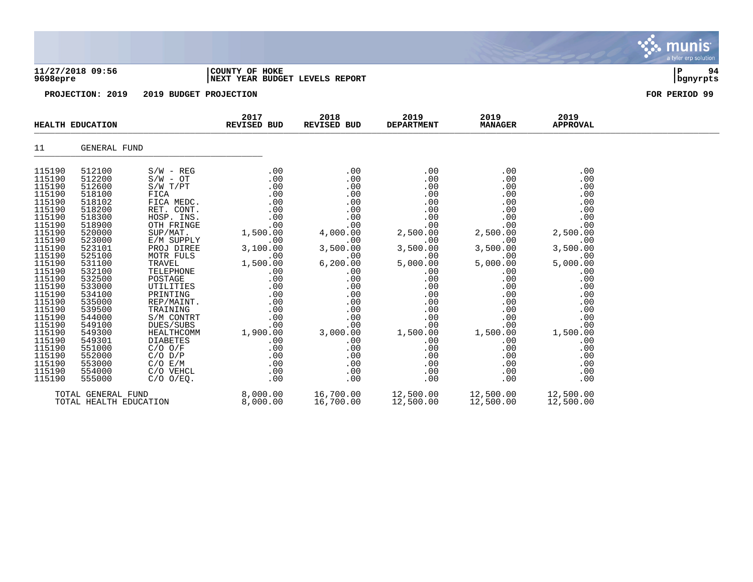**11/27/2018 09:56** | **COUNTY OF HOKE** | **P 94**
**9698epre** | **NEXT YEAR BUDGET LEVELS REPORT** | **bgnyrpts**

**PROJECTION: 2019 2019 BUDGET PROJECTION** **FOR PERIOD 99**

| HEALTH EDUCATION | | | 2017 REVISED BUD | 2018 REVISED BUD | 2019 DEPARTMENT | 2019 MANAGER | 2019 APPROVAL |
|---|---|---|---|---|---|---|---|
| 11 | GENERAL FUND | | | | | | |
| 115190 | 512100 | S/W - REG | .00 | .00 | .00 | .00 | .00 |
| 115190 | 512200 | S/W - OT | .00 | .00 | .00 | .00 | .00 |
| 115190 | 512600 | S/W T/PT | .00 | .00 | .00 | .00 | .00 |
| 115190 | 518100 | FICA | .00 | .00 | .00 | .00 | .00 |
| 115190 | 518102 | FICA MEDC. | .00 | .00 | .00 | .00 | .00 |
| 115190 | 518200 | RET. CONT. | .00 | .00 | .00 | .00 | .00 |
| 115190 | 518300 | HOSP. INS. | .00 | .00 | .00 | .00 | .00 |
| 115190 | 518900 | OTH FRINGE | .00 | .00 | .00 | .00 | .00 |
| 115190 | 520000 | SUP/MAT. | 1,500.00 | 4,000.00 | 2,500.00 | 2,500.00 | 2,500.00 |
| 115190 | 523000 | E/M SUPPLY | .00 | .00 | .00 | .00 | .00 |
| 115190 | 523101 | PROJ DIREE | 3,100.00 | 3,500.00 | 3,500.00 | 3,500.00 | 3,500.00 |
| 115190 | 525100 | MOTR FULS | .00 | .00 | .00 | .00 | .00 |
| 115190 | 531100 | TRAVEL | 1,500.00 | 6,200.00 | 5,000.00 | 5,000.00 | 5,000.00 |
| 115190 | 532100 | TELEPHONE | .00 | .00 | .00 | .00 | .00 |
| 115190 | 532500 | POSTAGE | .00 | .00 | .00 | .00 | .00 |
| 115190 | 533000 | UTILITIES | .00 | .00 | .00 | .00 | .00 |
| 115190 | 534100 | PRINTING | .00 | .00 | .00 | .00 | .00 |
| 115190 | 535000 | REP/MAINT. | .00 | .00 | .00 | .00 | .00 |
| 115190 | 539500 | TRAINING | .00 | .00 | .00 | .00 | .00 |
| 115190 | 544000 | S/M CONTRT | .00 | .00 | .00 | .00 | .00 |
| 115190 | 549100 | DUES/SUBS | .00 | .00 | .00 | .00 | .00 |
| 115190 | 549300 | HEALTHCOMM | 1,900.00 | 3,000.00 | 1,500.00 | 1,500.00 | 1,500.00 |
| 115190 | 549301 | DIABETES | .00 | .00 | .00 | .00 | .00 |
| 115190 | 551000 | C/O O/F | .00 | .00 | .00 | .00 | .00 |
| 115190 | 552000 | C/O D/P | .00 | .00 | .00 | .00 | .00 |
| 115190 | 553000 | C/O E/M | .00 | .00 | .00 | .00 | .00 |
| 115190 | 554000 | C/O VEHCL | .00 | .00 | .00 | .00 | .00 |
| 115190 | 555000 | C/O O/EQ. | .00 | .00 | .00 | .00 | .00 |
| TOTAL GENERAL FUND | | | 8,000.00 | 16,700.00 | 12,500.00 | 12,500.00 | 12,500.00 |
| TOTAL HEALTH EDUCATION | | | 8,000.00 | 16,700.00 | 12,500.00 | 12,500.00 | 12,500.00 |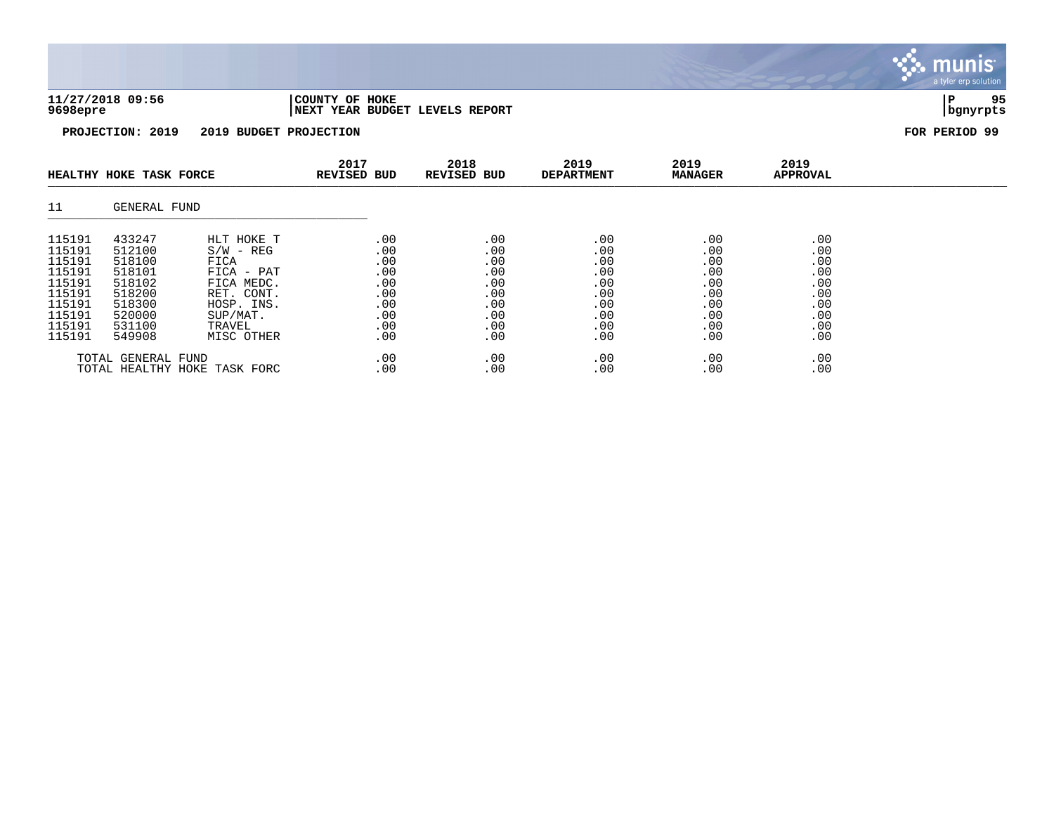**11/27/2018 09:56** | **COUNTY OF HOKE**
**9698epre** | **NEXT YEAR BUDGET LEVELS REPORT** | **bgnyrpts**

**PROJECTION: 2019 2019 BUDGET PROJECTION** | **FOR PERIOD 99**

| HEALTHY HOKE TASK FORCE | | | 2017 REVISED BUD | 2018 REVISED BUD | 2019 DEPARTMENT | 2019 MANAGER | 2019 APPROVAL |
|---|---|---|---|---|---|---|---|
| 11 | GENERAL FUND | | | | | | |
| 115191 | 433247 | HLT HOKE T | .00 | .00 | .00 | .00 | .00 |
| 115191 | 512100 | S/W - REG | .00 | .00 | .00 | .00 | .00 |
| 115191 | 518100 | FICA | .00 | .00 | .00 | .00 | .00 |
| 115191 | 518101 | FICA - PAT | .00 | .00 | .00 | .00 | .00 |
| 115191 | 518102 | FICA MEDC. | .00 | .00 | .00 | .00 | .00 |
| 115191 | 518200 | RET. CONT. | .00 | .00 | .00 | .00 | .00 |
| 115191 | 518300 | HOSP. INS. | .00 | .00 | .00 | .00 | .00 |
| 115191 | 520000 | SUP/MAT. | .00 | .00 | .00 | .00 | .00 |
| 115191 | 531100 | TRAVEL | .00 | .00 | .00 | .00 | .00 |
| 115191 | 549908 | MISC OTHER | .00 | .00 | .00 | .00 | .00 |
| TOTAL GENERAL FUND | | | .00 | .00 | .00 | .00 | .00 |
| TOTAL HEALTHY HOKE TASK FORC | | | .00 | .00 | .00 | .00 | .00 |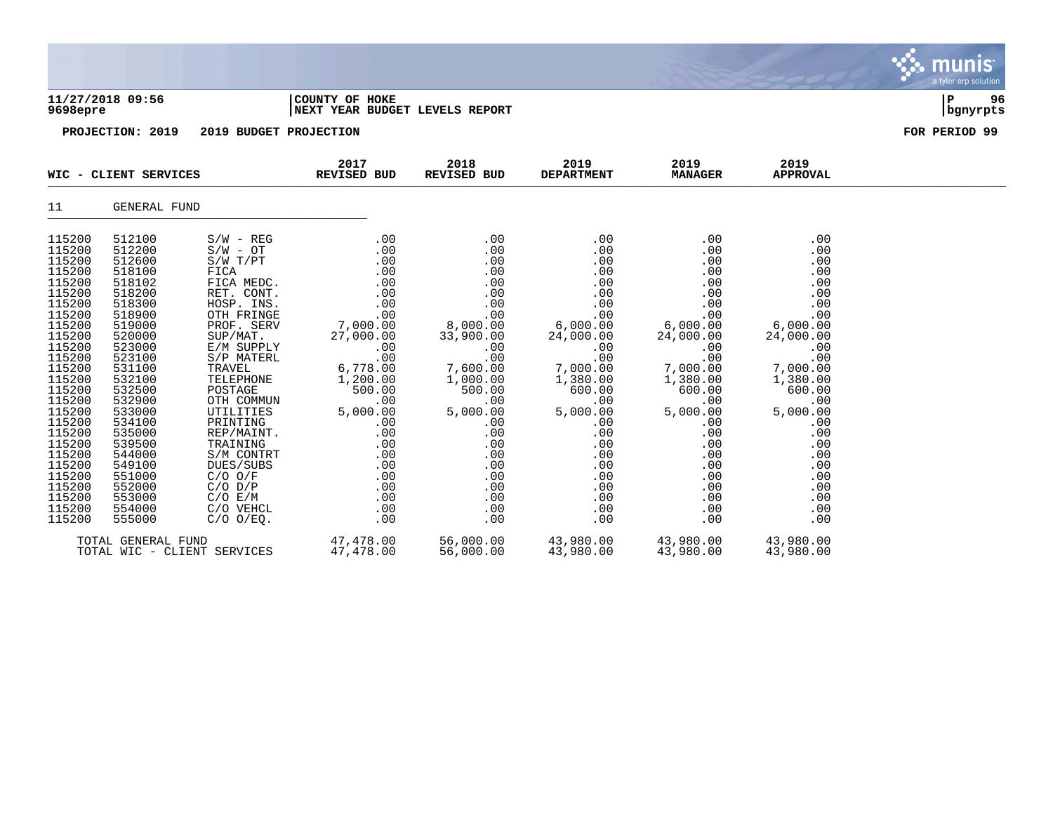**11/27/2018 09:56** | **COUNTY OF HOKE**
**9698epre** | **NEXT YEAR BUDGET LEVELS REPORT**

**PROJECTION: 2019 2019 BUDGET PROJECTION** — **FOR PERIOD 99**

## WIC - CLIENT SERVICES

**11 GENERAL FUND**

| ORG | OBJECT | DESCRIPTION | 2017 REVISED BUD | 2018 REVISED BUD | 2019 DEPARTMENT | 2019 MANAGER | 2019 APPROVAL |
|---|---|---|---|---|---|---|---|
| 115200 | 512100 | S/W - REG | .00 | .00 | .00 | .00 | .00 |
| 115200 | 512200 | S/W - OT | .00 | .00 | .00 | .00 | .00 |
| 115200 | 512600 | S/W T/PT | .00 | .00 | .00 | .00 | .00 |
| 115200 | 518100 | FICA | .00 | .00 | .00 | .00 | .00 |
| 115200 | 518102 | FICA MEDC. | .00 | .00 | .00 | .00 | .00 |
| 115200 | 518200 | RET. CONT. | .00 | .00 | .00 | .00 | .00 |
| 115200 | 518300 | HOSP. INS. | .00 | .00 | .00 | .00 | .00 |
| 115200 | 518900 | OTH FRINGE | .00 | .00 | .00 | .00 | .00 |
| 115200 | 519000 | PROF. SERV | 7,000.00 | 8,000.00 | 6,000.00 | 6,000.00 | 6,000.00 |
| 115200 | 520000 | SUP/MAT. | 27,000.00 | 33,900.00 | 24,000.00 | 24,000.00 | 24,000.00 |
| 115200 | 523000 | E/M SUPPLY | .00 | .00 | .00 | .00 | .00 |
| 115200 | 523100 | S/P MATERL | .00 | .00 | .00 | .00 | .00 |
| 115200 | 531100 | TRAVEL | 6,778.00 | 7,600.00 | 7,000.00 | 7,000.00 | 7,000.00 |
| 115200 | 532100 | TELEPHONE | 1,200.00 | 1,000.00 | 1,380.00 | 1,380.00 | 1,380.00 |
| 115200 | 532500 | POSTAGE | 500.00 | 500.00 | 600.00 | 600.00 | 600.00 |
| 115200 | 532900 | OTH COMMUN | .00 | .00 | .00 | .00 | .00 |
| 115200 | 533000 | UTILITIES | 5,000.00 | 5,000.00 | 5,000.00 | 5,000.00 | 5,000.00 |
| 115200 | 534100 | PRINTING | .00 | .00 | .00 | .00 | .00 |
| 115200 | 535000 | REP/MAINT. | .00 | .00 | .00 | .00 | .00 |
| 115200 | 539500 | TRAINING | .00 | .00 | .00 | .00 | .00 |
| 115200 | 544000 | S/M CONTRT | .00 | .00 | .00 | .00 | .00 |
| 115200 | 549100 | DUES/SUBS | .00 | .00 | .00 | .00 | .00 |
| 115200 | 551000 | C/O O/F | .00 | .00 | .00 | .00 | .00 |
| 115200 | 552000 | C/O D/P | .00 | .00 | .00 | .00 | .00 |
| 115200 | 553000 | C/O E/M | .00 | .00 | .00 | .00 | .00 |
| 115200 | 554000 | C/O VEHCL | .00 | .00 | .00 | .00 | .00 |
| 115200 | 555000 | C/O O/EQ. | .00 | .00 | .00 | .00 | .00 |
| | | TOTAL GENERAL FUND | 47,478.00 | 56,000.00 | 43,980.00 | 43,980.00 | 43,980.00 |
| | | TOTAL WIC - CLIENT SERVICES | 47,478.00 | 56,000.00 | 43,980.00 | 43,980.00 | 43,980.00 |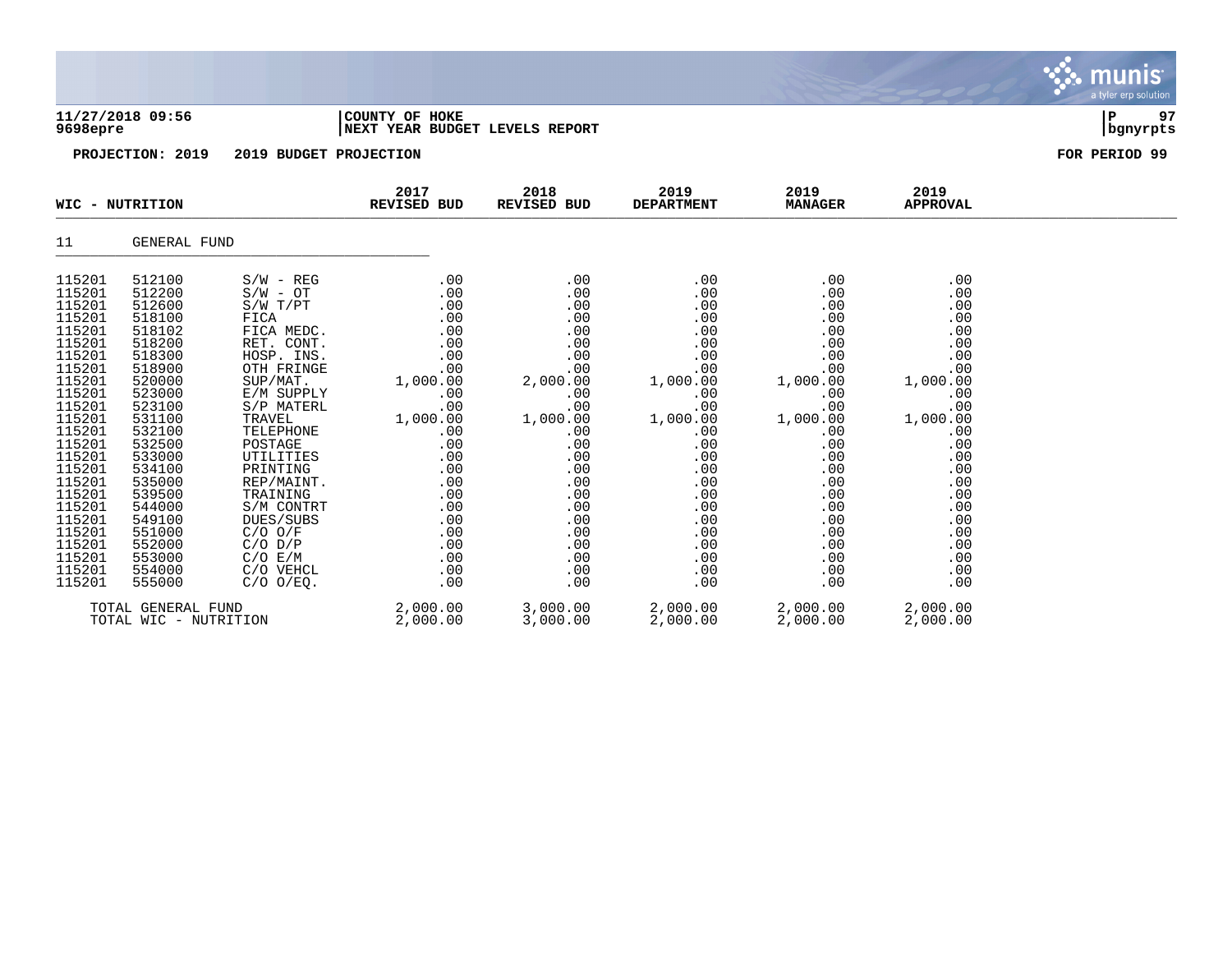**11/27/2018 09:56** | **COUNTY OF HOKE**
**9698epre** | **NEXT YEAR BUDGET LEVELS REPORT**

**PROJECTION: 2019 2019 BUDGET PROJECTION** **FOR PERIOD 99**

| WIC - NUTRITION | | | 2017 REVISED BUD | 2018 REVISED BUD | 2019 DEPARTMENT | 2019 MANAGER | 2019 APPROVAL |
|---|---|---|---|---|---|---|---|
| 11 | GENERAL FUND | | | | | | |
| 115201 | 512100 | S/W - REG | .00 | .00 | .00 | .00 | .00 |
| 115201 | 512200 | S/W - OT | .00 | .00 | .00 | .00 | .00 |
| 115201 | 512600 | S/W T/PT | .00 | .00 | .00 | .00 | .00 |
| 115201 | 518100 | FICA | .00 | .00 | .00 | .00 | .00 |
| 115201 | 518102 | FICA MEDC. | .00 | .00 | .00 | .00 | .00 |
| 115201 | 518200 | RET. CONT. | .00 | .00 | .00 | .00 | .00 |
| 115201 | 518300 | HOSP. INS. | .00 | .00 | .00 | .00 | .00 |
| 115201 | 518900 | OTH FRINGE | .00 | .00 | .00 | .00 | .00 |
| 115201 | 520000 | SUP/MAT. | 1,000.00 | 2,000.00 | 1,000.00 | 1,000.00 | 1,000.00 |
| 115201 | 523000 | E/M SUPPLY | .00 | .00 | .00 | .00 | .00 |
| 115201 | 523100 | S/P MATERL | .00 | .00 | .00 | .00 | .00 |
| 115201 | 531100 | TRAVEL | 1,000.00 | 1,000.00 | 1,000.00 | 1,000.00 | 1,000.00 |
| 115201 | 532100 | TELEPHONE | .00 | .00 | .00 | .00 | .00 |
| 115201 | 532500 | POSTAGE | .00 | .00 | .00 | .00 | .00 |
| 115201 | 533000 | UTILITIES | .00 | .00 | .00 | .00 | .00 |
| 115201 | 534100 | PRINTING | .00 | .00 | .00 | .00 | .00 |
| 115201 | 535000 | REP/MAINT. | .00 | .00 | .00 | .00 | .00 |
| 115201 | 539500 | TRAINING | .00 | .00 | .00 | .00 | .00 |
| 115201 | 544000 | S/M CONTRT | .00 | .00 | .00 | .00 | .00 |
| 115201 | 549100 | DUES/SUBS | .00 | .00 | .00 | .00 | .00 |
| 115201 | 551000 | C/O O/F | .00 | .00 | .00 | .00 | .00 |
| 115201 | 552000 | C/O D/P | .00 | .00 | .00 | .00 | .00 |
| 115201 | 553000 | C/O E/M | .00 | .00 | .00 | .00 | .00 |
| 115201 | 554000 | C/O VEHCL | .00 | .00 | .00 | .00 | .00 |
| 115201 | 555000 | C/O O/EQ. | .00 | .00 | .00 | .00 | .00 |
| TOTAL GENERAL FUND | | | 2,000.00 | 3,000.00 | 2,000.00 | 2,000.00 | 2,000.00 |
| TOTAL WIC - NUTRITION | | | 2,000.00 | 3,000.00 | 2,000.00 | 2,000.00 | 2,000.00 |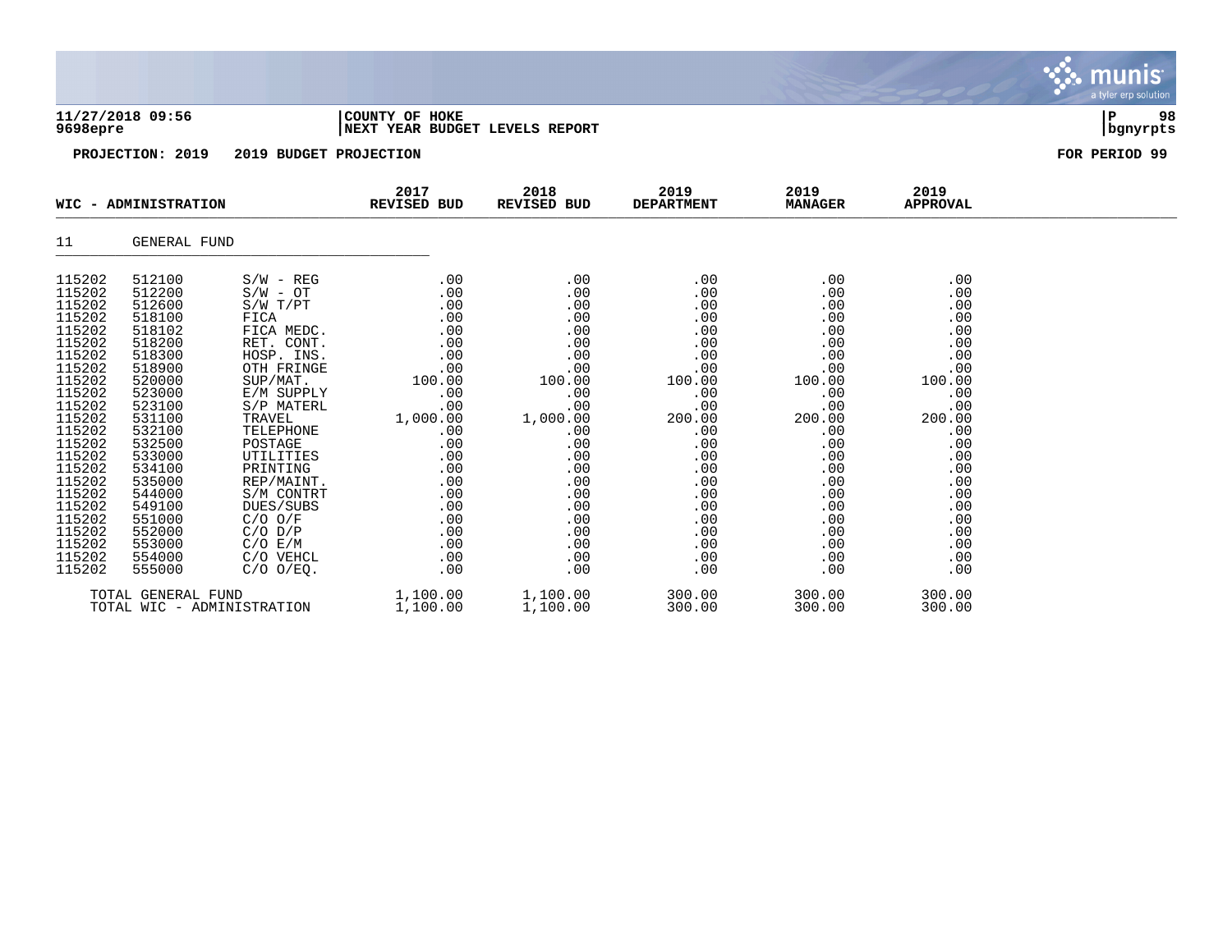**11/27/2018 09:56** | **COUNTY OF HOKE** | **P 98**
**9698epre** | **NEXT YEAR BUDGET LEVELS REPORT** | **bgnyrpts**

**PROJECTION: 2019    2019 BUDGET PROJECTION**    **FOR PERIOD 99**

| WIC - ADMINISTRATION | | | 2017 REVISED BUD | 2018 REVISED BUD | 2019 DEPARTMENT | 2019 MANAGER | 2019 APPROVAL |
|---|---|---|---|---|---|---|---|
| 11 | GENERAL FUND | | | | | | |
| 115202 | 512100 | S/W - REG | .00 | .00 | .00 | .00 | .00 |
| 115202 | 512200 | S/W - OT | .00 | .00 | .00 | .00 | .00 |
| 115202 | 512600 | S/W T/PT | .00 | .00 | .00 | .00 | .00 |
| 115202 | 518100 | FICA | .00 | .00 | .00 | .00 | .00 |
| 115202 | 518102 | FICA MEDC. | .00 | .00 | .00 | .00 | .00 |
| 115202 | 518200 | RET. CONT. | .00 | .00 | .00 | .00 | .00 |
| 115202 | 518300 | HOSP. INS. | .00 | .00 | .00 | .00 | .00 |
| 115202 | 518900 | OTH FRINGE | .00 | .00 | .00 | .00 | .00 |
| 115202 | 520000 | SUP/MAT. | 100.00 | 100.00 | 100.00 | 100.00 | 100.00 |
| 115202 | 523000 | E/M SUPPLY | .00 | .00 | .00 | .00 | .00 |
| 115202 | 523100 | S/P MATERL | .00 | .00 | .00 | .00 | .00 |
| 115202 | 531100 | TRAVEL | 1,000.00 | 1,000.00 | 200.00 | 200.00 | 200.00 |
| 115202 | 532100 | TELEPHONE | .00 | .00 | .00 | .00 | .00 |
| 115202 | 532500 | POSTAGE | .00 | .00 | .00 | .00 | .00 |
| 115202 | 533000 | UTILITIES | .00 | .00 | .00 | .00 | .00 |
| 115202 | 534100 | PRINTING | .00 | .00 | .00 | .00 | .00 |
| 115202 | 535000 | REP/MAINT. | .00 | .00 | .00 | .00 | .00 |
| 115202 | 544000 | S/M CONTRT | .00 | .00 | .00 | .00 | .00 |
| 115202 | 549100 | DUES/SUBS | .00 | .00 | .00 | .00 | .00 |
| 115202 | 551000 | C/O O/F | .00 | .00 | .00 | .00 | .00 |
| 115202 | 552000 | C/O D/P | .00 | .00 | .00 | .00 | .00 |
| 115202 | 553000 | C/O E/M | .00 | .00 | .00 | .00 | .00 |
| 115202 | 554000 | C/O VEHCL | .00 | .00 | .00 | .00 | .00 |
| 115202 | 555000 | C/O O/EQ. | .00 | .00 | .00 | .00 | .00 |
| TOTAL GENERAL FUND | | | 1,100.00 | 1,100.00 | 300.00 | 300.00 | 300.00 |
| TOTAL WIC - ADMINISTRATION | | | 1,100.00 | 1,100.00 | 300.00 | 300.00 | 300.00 |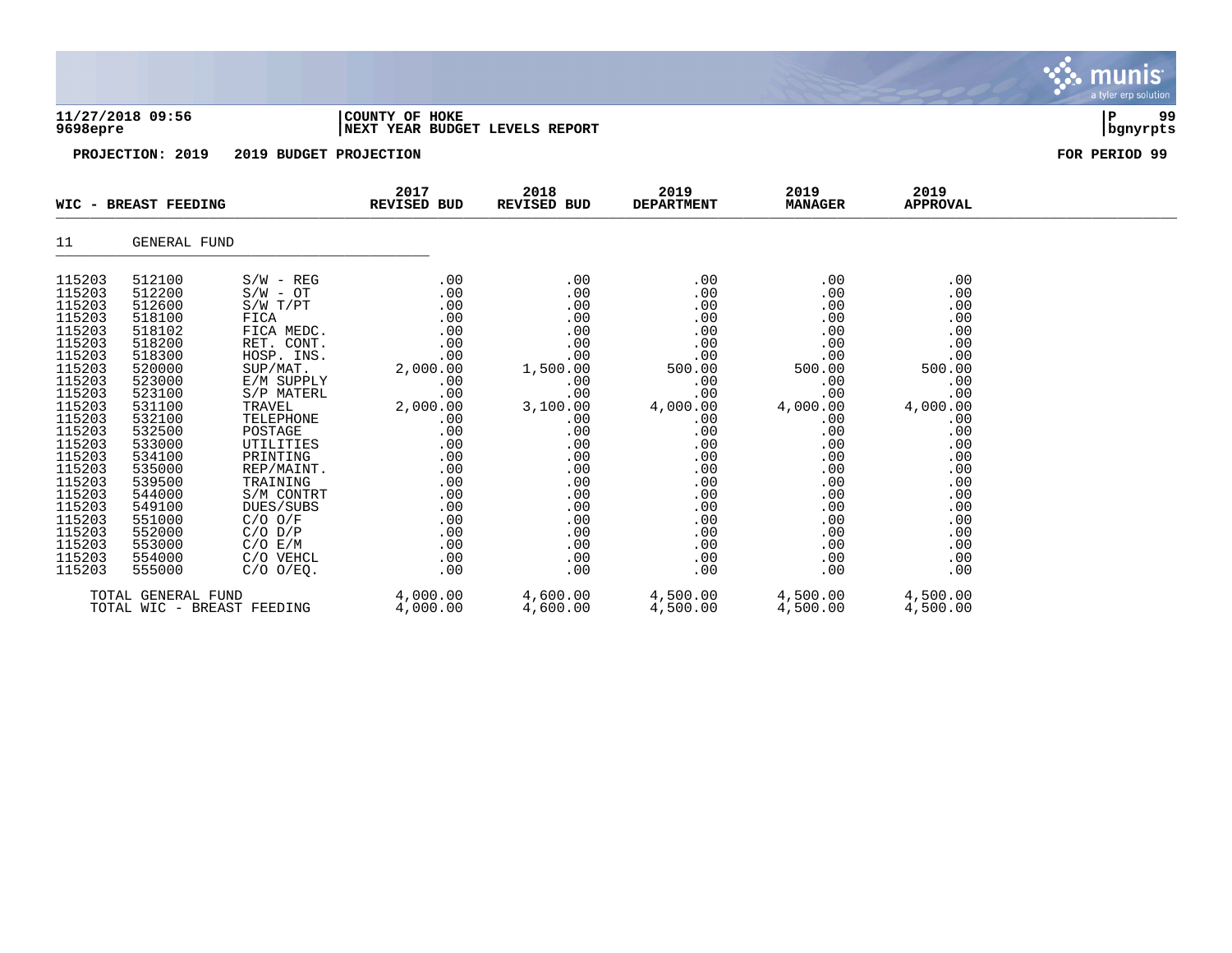**11/27/2018 09:56** | **COUNTY OF HOKE**
**9698epre** | **NEXT YEAR BUDGET LEVELS REPORT** | **bgnyrpts**

**PROJECTION: 2019 2019 BUDGET PROJECTION** **FOR PERIOD 99**

| WIC - BREAST FEEDING | | | 2017 REVISED BUD | 2018 REVISED BUD | 2019 DEPARTMENT | 2019 MANAGER | 2019 APPROVAL |
|---|---|---|---|---|---|---|---|
| 11 | GENERAL FUND | | | | | | |
| 115203 | 512100 | S/W - REG | .00 | .00 | .00 | .00 | .00 |
| 115203 | 512200 | S/W - OT | .00 | .00 | .00 | .00 | .00 |
| 115203 | 512600 | S/W T/PT | .00 | .00 | .00 | .00 | .00 |
| 115203 | 518100 | FICA | .00 | .00 | .00 | .00 | .00 |
| 115203 | 518102 | FICA MEDC. | .00 | .00 | .00 | .00 | .00 |
| 115203 | 518200 | RET. CONT. | .00 | .00 | .00 | .00 | .00 |
| 115203 | 518300 | HOSP. INS. | .00 | .00 | .00 | .00 | .00 |
| 115203 | 520000 | SUP/MAT. | 2,000.00 | 1,500.00 | 500.00 | 500.00 | 500.00 |
| 115203 | 523000 | E/M SUPPLY | .00 | .00 | .00 | .00 | .00 |
| 115203 | 523100 | S/P MATERL | .00 | .00 | .00 | .00 | .00 |
| 115203 | 531100 | TRAVEL | 2,000.00 | 3,100.00 | 4,000.00 | 4,000.00 | 4,000.00 |
| 115203 | 532100 | TELEPHONE | .00 | .00 | .00 | .00 | .00 |
| 115203 | 532500 | POSTAGE | .00 | .00 | .00 | .00 | .00 |
| 115203 | 533000 | UTILITIES | .00 | .00 | .00 | .00 | .00 |
| 115203 | 534100 | PRINTING | .00 | .00 | .00 | .00 | .00 |
| 115203 | 535000 | REP/MAINT. | .00 | .00 | .00 | .00 | .00 |
| 115203 | 539500 | TRAINING | .00 | .00 | .00 | .00 | .00 |
| 115203 | 544000 | S/M CONTRT | .00 | .00 | .00 | .00 | .00 |
| 115203 | 549100 | DUES/SUBS | .00 | .00 | .00 | .00 | .00 |
| 115203 | 551000 | C/O O/F | .00 | .00 | .00 | .00 | .00 |
| 115203 | 552000 | C/O D/P | .00 | .00 | .00 | .00 | .00 |
| 115203 | 553000 | C/O E/M | .00 | .00 | .00 | .00 | .00 |
| 115203 | 554000 | C/O VEHCL | .00 | .00 | .00 | .00 | .00 |
| 115203 | 555000 | C/O O/EQ. | .00 | .00 | .00 | .00 | .00 |
| | TOTAL GENERAL FUND | | 4,000.00 | 4,600.00 | 4,500.00 | 4,500.00 | 4,500.00 |
| | TOTAL WIC - BREAST FEEDING | | 4,000.00 | 4,600.00 | 4,500.00 | 4,500.00 | 4,500.00 |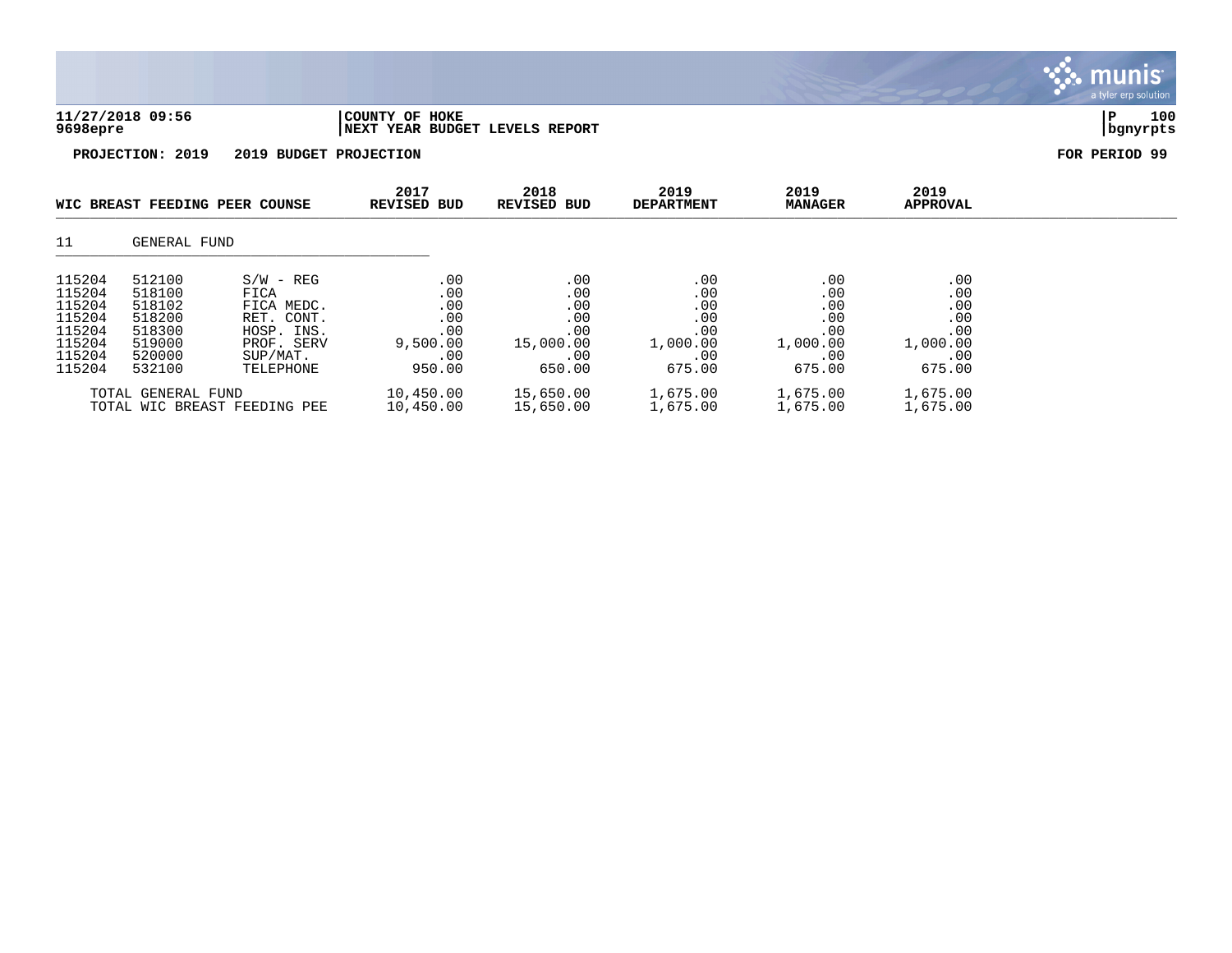**11/27/2018 09:56** | **COUNTY OF HOKE**
**9698epre** | **NEXT YEAR BUDGET LEVELS REPORT**

**PROJECTION: 2019 2019 BUDGET PROJECTION** **FOR PERIOD 99**

| WIC BREAST FEEDING PEER COUNSE | | | 2017 REVISED BUD | 2018 REVISED BUD | 2019 DEPARTMENT | 2019 MANAGER | 2019 APPROVAL |
|---|---|---|---|---|---|---|---|
| 11 | GENERAL FUND | | | | | | |
| 115204 | 512100 | S/W - REG | .00 | .00 | .00 | .00 | .00 |
| 115204 | 518100 | FICA | .00 | .00 | .00 | .00 | .00 |
| 115204 | 518102 | FICA MEDC. | .00 | .00 | .00 | .00 | .00 |
| 115204 | 518200 | RET. CONT. | .00 | .00 | .00 | .00 | .00 |
| 115204 | 518300 | HOSP. INS. | .00 | .00 | .00 | .00 | .00 |
| 115204 | 519000 | PROF. SERV | 9,500.00 | 15,000.00 | 1,000.00 | 1,000.00 | 1,000.00 |
| 115204 | 520000 | SUP/MAT. | .00 | .00 | .00 | .00 | .00 |
| 115204 | 532100 | TELEPHONE | 950.00 | 650.00 | 675.00 | 675.00 | 675.00 |
| TOTAL GENERAL FUND | | | 10,450.00 | 15,650.00 | 1,675.00 | 1,675.00 | 1,675.00 |
| TOTAL WIC BREAST FEEDING PEE | | | 10,450.00 | 15,650.00 | 1,675.00 | 1,675.00 | 1,675.00 |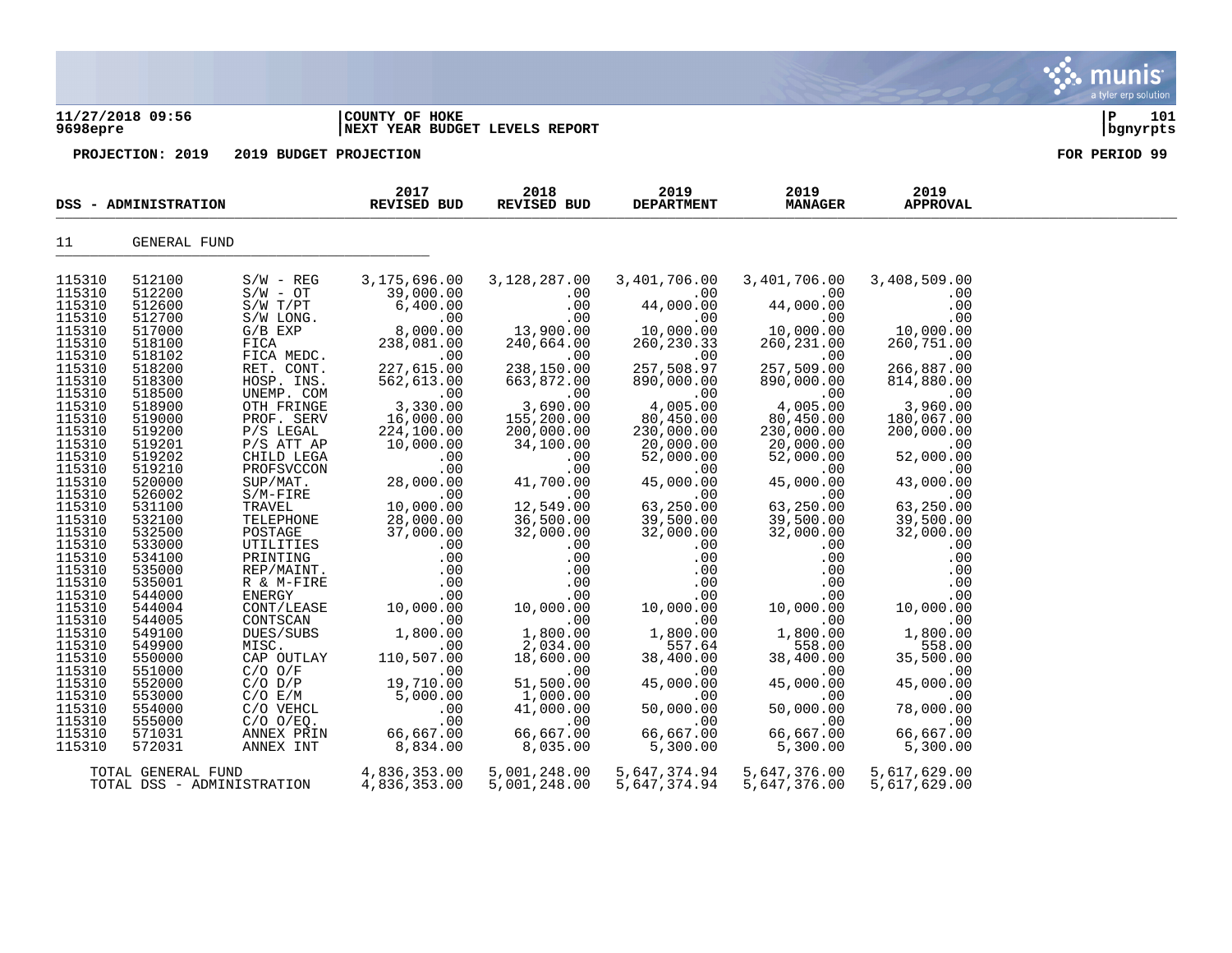11/27/2018 09:56 | COUNTY OF HOKE
9698epre | NEXT YEAR BUDGET LEVELS REPORT

**PROJECTION: 2019    2019 BUDGET PROJECTION**    **FOR PERIOD 99**

| DSS - ADMINISTRATION | | | 2017 REVISED BUD | 2018 REVISED BUD | 2019 DEPARTMENT | 2019 MANAGER | 2019 APPROVAL |
|---|---|---|---|---|---|---|---|
| 11 | GENERAL FUND | | | | | | |
| 115310 | 512100 | S/W - REG | 3,175,696.00 | 3,128,287.00 | 3,401,706.00 | 3,401,706.00 | 3,408,509.00 |
| 115310 | 512200 | S/W - OT | 39,000.00 | .00 | .00 | .00 | .00 |
| 115310 | 512600 | S/W T/PT | 6,400.00 | .00 | 44,000.00 | 44,000.00 | .00 |
| 115310 | 512700 | S/W LONG. | .00 | .00 | .00 | .00 | .00 |
| 115310 | 517000 | G/B EXP | 8,000.00 | 13,900.00 | 10,000.00 | 10,000.00 | 10,000.00 |
| 115310 | 518100 | FICA | 238,081.00 | 240,664.00 | 260,230.33 | 260,231.00 | 260,751.00 |
| 115310 | 518102 | FICA MEDC. | .00 | .00 | .00 | .00 | .00 |
| 115310 | 518200 | RET. CONT. | 227,615.00 | 238,150.00 | 257,508.97 | 257,509.00 | 266,887.00 |
| 115310 | 518300 | HOSP. INS. | 562,613.00 | 663,872.00 | 890,000.00 | 890,000.00 | 814,880.00 |
| 115310 | 518500 | UNEMP. COM | .00 | .00 | .00 | .00 | .00 |
| 115310 | 518900 | OTH FRINGE | 3,330.00 | 3,690.00 | 4,005.00 | 4,005.00 | 3,960.00 |
| 115310 | 519000 | PROF. SERV | 16,000.00 | 155,200.00 | 80,450.00 | 80,450.00 | 180,067.00 |
| 115310 | 519200 | P/S LEGAL | 224,100.00 | 200,000.00 | 230,000.00 | 230,000.00 | 200,000.00 |
| 115310 | 519201 | P/S ATT AP | 10,000.00 | 34,100.00 | 20,000.00 | 20,000.00 | .00 |
| 115310 | 519202 | CHILD LEGA | .00 | .00 | 52,000.00 | 52,000.00 | 52,000.00 |
| 115310 | 519210 | PROFSVCCON | .00 | .00 | .00 | .00 | .00 |
| 115310 | 520000 | SUP/MAT. | 28,000.00 | 41,700.00 | 45,000.00 | 45,000.00 | 43,000.00 |
| 115310 | 526002 | S/M-FIRE | .00 | .00 | .00 | .00 | .00 |
| 115310 | 531100 | TRAVEL | 10,000.00 | 12,549.00 | 63,250.00 | 63,250.00 | 63,250.00 |
| 115310 | 532100 | TELEPHONE | 28,000.00 | 36,500.00 | 39,500.00 | 39,500.00 | 39,500.00 |
| 115310 | 532500 | POSTAGE | 37,000.00 | 32,000.00 | 32,000.00 | 32,000.00 | 32,000.00 |
| 115310 | 533000 | UTILITIES | .00 | .00 | .00 | .00 | .00 |
| 115310 | 534100 | PRINTING | .00 | .00 | .00 | .00 | .00 |
| 115310 | 535000 | REP/MAINT. | .00 | .00 | .00 | .00 | .00 |
| 115310 | 535001 | R & M-FIRE | .00 | .00 | .00 | .00 | .00 |
| 115310 | 544000 | ENERGY | .00 | .00 | .00 | .00 | .00 |
| 115310 | 544004 | CONT/LEASE | 10,000.00 | 10,000.00 | 10,000.00 | 10,000.00 | 10,000.00 |
| 115310 | 544005 | CONTSCAN | .00 | .00 | .00 | .00 | .00 |
| 115310 | 549100 | DUES/SUBS | 1,800.00 | 1,800.00 | 1,800.00 | 1,800.00 | 1,800.00 |
| 115310 | 549900 | MISC. | .00 | 2,034.00 | 557.64 | 558.00 | 558.00 |
| 115310 | 550000 | CAP OUTLAY | 110,507.00 | 18,600.00 | 38,400.00 | 38,400.00 | 35,500.00 |
| 115310 | 551000 | C/O O/F | .00 | .00 | .00 | .00 | .00 |
| 115310 | 552000 | C/O D/P | 19,710.00 | 51,500.00 | 45,000.00 | 45,000.00 | 45,000.00 |
| 115310 | 553000 | C/O E/M | 5,000.00 | 1,000.00 | .00 | .00 | .00 |
| 115310 | 554000 | C/O VEHCL | .00 | 41,000.00 | 50,000.00 | 50,000.00 | 78,000.00 |
| 115310 | 555000 | C/O O/EQ. | .00 | .00 | .00 | .00 | .00 |
| 115310 | 571031 | ANNEX PRIN | 66,667.00 | 66,667.00 | 66,667.00 | 66,667.00 | 66,667.00 |
| 115310 | 572031 | ANNEX INT | 8,834.00 | 8,035.00 | 5,300.00 | 5,300.00 | 5,300.00 |
| | TOTAL GENERAL FUND | | 4,836,353.00 | 5,001,248.00 | 5,647,374.94 | 5,647,376.00 | 5,617,629.00 |
| | TOTAL DSS - ADMINISTRATION | | 4,836,353.00 | 5,001,248.00 | 5,647,374.94 | 5,647,376.00 | 5,617,629.00 |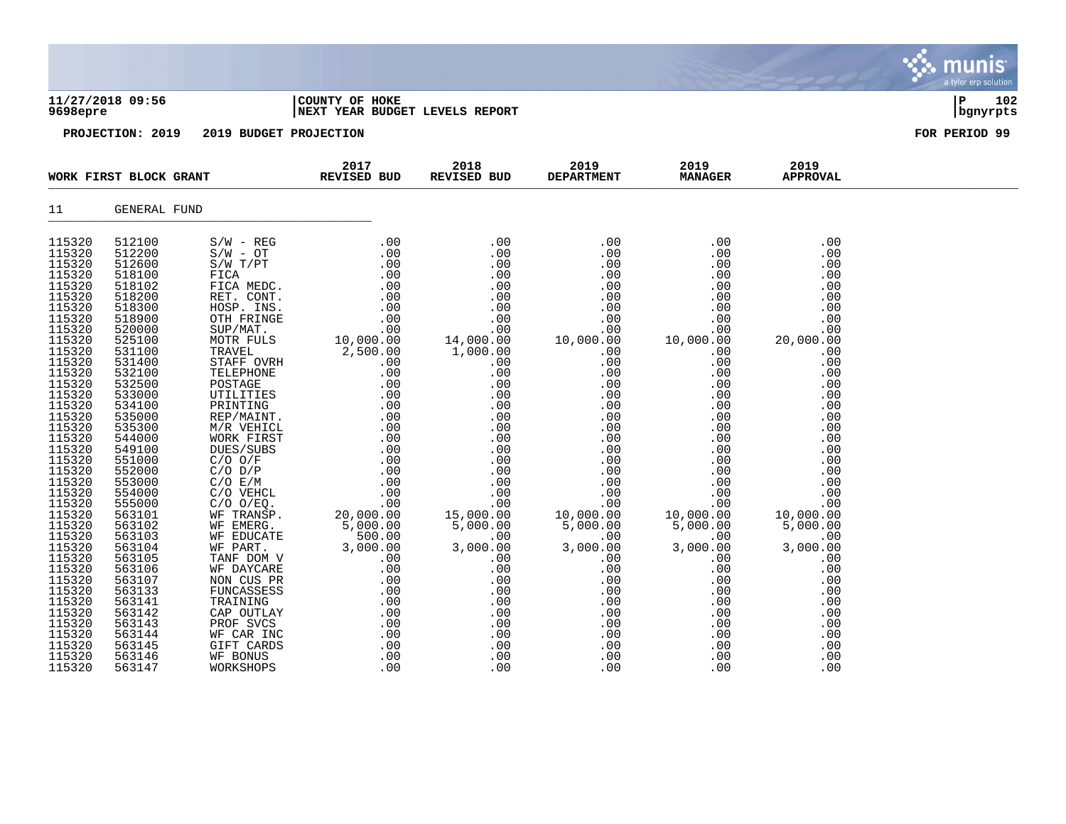**11/27/2018 09:56** | **COUNTY OF HOKE**
**9698epre** | **NEXT YEAR BUDGET LEVELS REPORT**

**PROJECTION: 2019 2019 BUDGET PROJECTION** — **FOR PERIOD 99**

## WORK FIRST BLOCK GRANT

11 GENERAL FUND

| | | | 2017 REVISED BUD | 2018 REVISED BUD | 2019 DEPARTMENT | 2019 MANAGER | 2019 APPROVAL |
|---|---|---|---|---|---|---|---|
| 115320 | 512100 | S/W - REG | .00 | .00 | .00 | .00 | .00 |
| 115320 | 512200 | S/W - OT | .00 | .00 | .00 | .00 | .00 |
| 115320 | 512600 | S/W T/PT | .00 | .00 | .00 | .00 | .00 |
| 115320 | 518100 | FICA | .00 | .00 | .00 | .00 | .00 |
| 115320 | 518102 | FICA MEDC. | .00 | .00 | .00 | .00 | .00 |
| 115320 | 518200 | RET. CONT. | .00 | .00 | .00 | .00 | .00 |
| 115320 | 518300 | HOSP. INS. | .00 | .00 | .00 | .00 | .00 |
| 115320 | 518900 | OTH FRINGE | .00 | .00 | .00 | .00 | .00 |
| 115320 | 520000 | SUP/MAT. | .00 | .00 | .00 | .00 | .00 |
| 115320 | 525100 | MOTR FULS | 10,000.00 | 14,000.00 | 10,000.00 | 10,000.00 | 20,000.00 |
| 115320 | 531100 | TRAVEL | 2,500.00 | 1,000.00 | .00 | .00 | .00 |
| 115320 | 531400 | STAFF OVRH | .00 | .00 | .00 | .00 | .00 |
| 115320 | 532100 | TELEPHONE | .00 | .00 | .00 | .00 | .00 |
| 115320 | 532500 | POSTAGE | .00 | .00 | .00 | .00 | .00 |
| 115320 | 533000 | UTILITIES | .00 | .00 | .00 | .00 | .00 |
| 115320 | 534100 | PRINTING | .00 | .00 | .00 | .00 | .00 |
| 115320 | 535000 | REP/MAINT. | .00 | .00 | .00 | .00 | .00 |
| 115320 | 535300 | M/R VEHICL | .00 | .00 | .00 | .00 | .00 |
| 115320 | 544000 | WORK FIRST | .00 | .00 | .00 | .00 | .00 |
| 115320 | 549100 | DUES/SUBS | .00 | .00 | .00 | .00 | .00 |
| 115320 | 551000 | C/O O/F | .00 | .00 | .00 | .00 | .00 |
| 115320 | 552000 | C/O D/P | .00 | .00 | .00 | .00 | .00 |
| 115320 | 553000 | C/O E/M | .00 | .00 | .00 | .00 | .00 |
| 115320 | 554000 | C/O VEHCL | .00 | .00 | .00 | .00 | .00 |
| 115320 | 555000 | C/O O/EQ. | .00 | .00 | .00 | .00 | .00 |
| 115320 | 563101 | WF TRANSP. | 20,000.00 | 15,000.00 | 10,000.00 | 10,000.00 | 10,000.00 |
| 115320 | 563102 | WF EMERG. | 5,000.00 | 5,000.00 | 5,000.00 | 5,000.00 | 5,000.00 |
| 115320 | 563103 | WF EDUCATE | 500.00 | .00 | .00 | .00 | .00 |
| 115320 | 563104 | WF PART. | 3,000.00 | 3,000.00 | 3,000.00 | 3,000.00 | 3,000.00 |
| 115320 | 563105 | TANF DOM V | .00 | .00 | .00 | .00 | .00 |
| 115320 | 563106 | WF DAYCARE | .00 | .00 | .00 | .00 | .00 |
| 115320 | 563107 | NON CUS PR | .00 | .00 | .00 | .00 | .00 |
| 115320 | 563133 | FUNCASSESS | .00 | .00 | .00 | .00 | .00 |
| 115320 | 563141 | TRAINING | .00 | .00 | .00 | .00 | .00 |
| 115320 | 563142 | CAP OUTLAY | .00 | .00 | .00 | .00 | .00 |
| 115320 | 563143 | PROF SVCS | .00 | .00 | .00 | .00 | .00 |
| 115320 | 563144 | WF CAR INC | .00 | .00 | .00 | .00 | .00 |
| 115320 | 563145 | GIFT CARDS | .00 | .00 | .00 | .00 | .00 |
| 115320 | 563146 | WF BONUS | .00 | .00 | .00 | .00 | .00 |
| 115320 | 563147 | WORKSHOPS | .00 | .00 | .00 | .00 | .00 |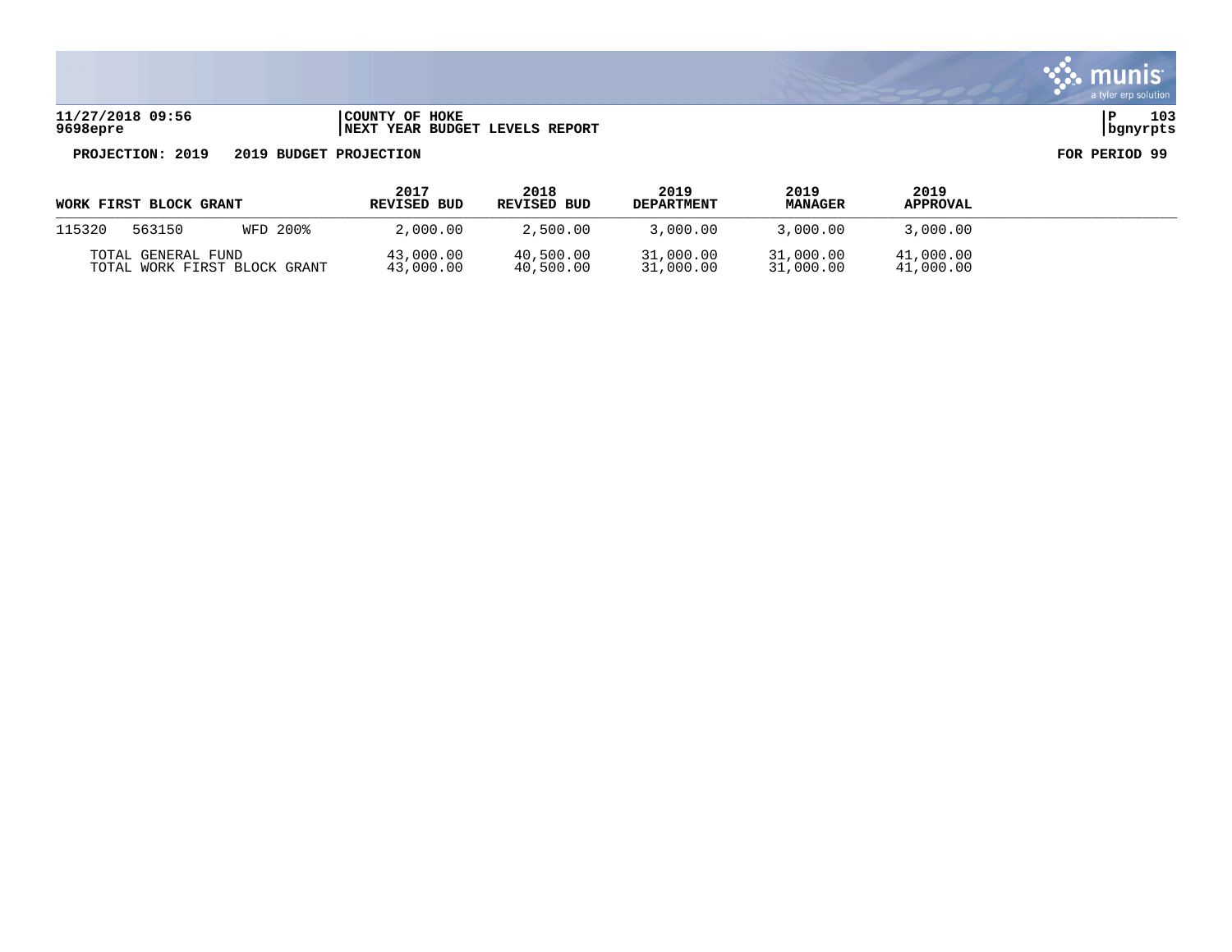11/27/2018 09:56 | COUNTY OF HOKE | P 103
9698epre | NEXT YEAR BUDGET LEVELS REPORT | bgnyrpts

**PROJECTION: 2019 2019 BUDGET PROJECTION** **FOR PERIOD 99**

| WORK FIRST BLOCK GRANT | | | 2017 REVISED BUD | 2018 REVISED BUD | 2019 DEPARTMENT | 2019 MANAGER | 2019 APPROVAL |
|---|---|---|---|---|---|---|---|
| 115320 | 563150 | WFD 200% | 2,000.00 | 2,500.00 | 3,000.00 | 3,000.00 | 3,000.00 |
| TOTAL GENERAL FUND | | | 43,000.00 | 40,500.00 | 31,000.00 | 31,000.00 | 41,000.00 |
| TOTAL WORK FIRST BLOCK GRANT | | | 43,000.00 | 40,500.00 | 31,000.00 | 31,000.00 | 41,000.00 |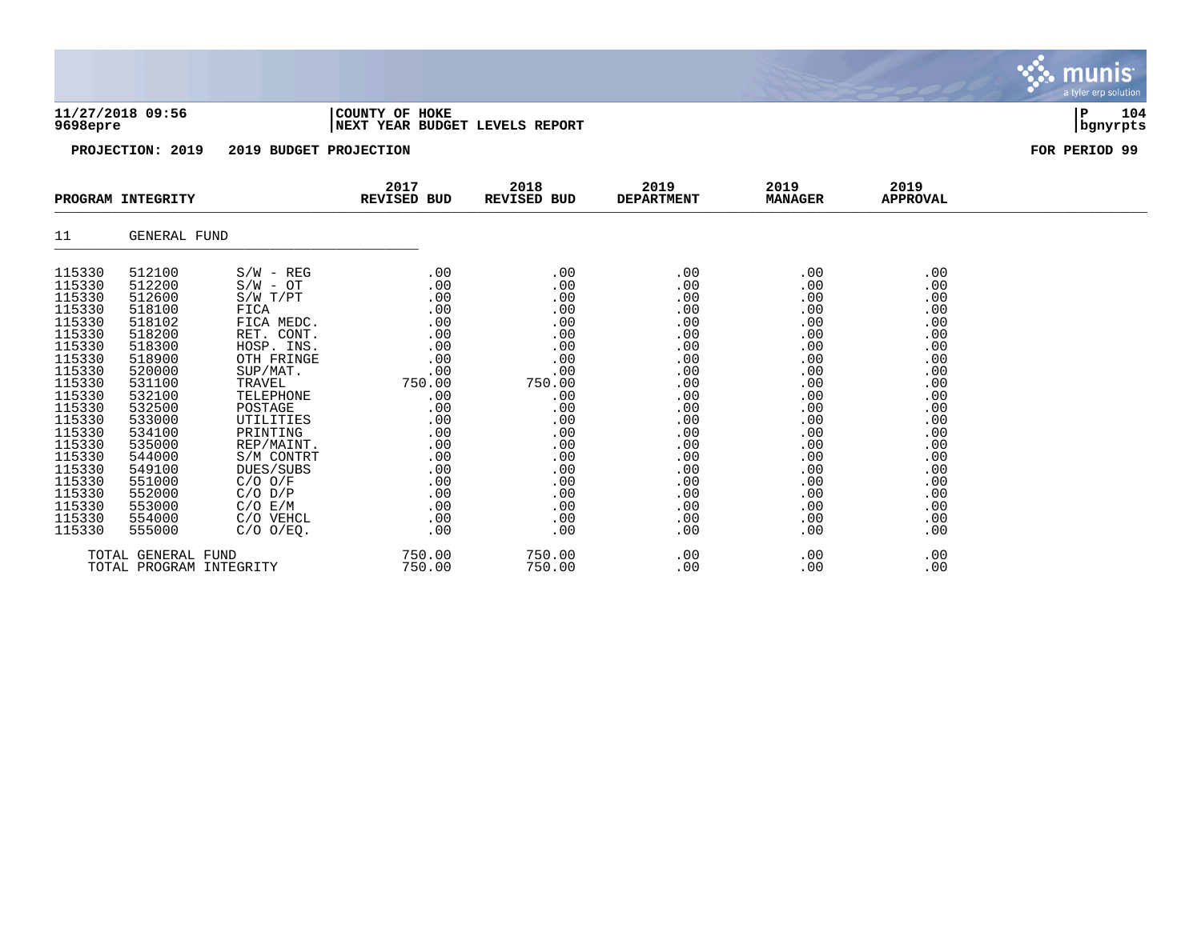**11/27/2018 09:56** | **COUNTY OF HOKE**
**9698epre** | **NEXT YEAR BUDGET LEVELS REPORT** | **bgnyrpts**

**PROJECTION: 2019 2019 BUDGET PROJECTION** **FOR PERIOD 99**

| PROGRAM INTEGRITY | | | 2017 REVISED BUD | 2018 REVISED BUD | 2019 DEPARTMENT | 2019 MANAGER | 2019 APPROVAL |
|---|---|---|---|---|---|---|---|
| 11 | GENERAL FUND | | | | | | |
| 115330 | 512100 | S/W - REG | .00 | .00 | .00 | .00 | .00 |
| 115330 | 512200 | S/W - OT | .00 | .00 | .00 | .00 | .00 |
| 115330 | 512600 | S/W T/PT | .00 | .00 | .00 | .00 | .00 |
| 115330 | 518100 | FICA | .00 | .00 | .00 | .00 | .00 |
| 115330 | 518102 | FICA MEDC. | .00 | .00 | .00 | .00 | .00 |
| 115330 | 518200 | RET. CONT. | .00 | .00 | .00 | .00 | .00 |
| 115330 | 518300 | HOSP. INS. | .00 | .00 | .00 | .00 | .00 |
| 115330 | 518900 | OTH FRINGE | .00 | .00 | .00 | .00 | .00 |
| 115330 | 520000 | SUP/MAT. | .00 | .00 | .00 | .00 | .00 |
| 115330 | 531100 | TRAVEL | 750.00 | 750.00 | .00 | .00 | .00 |
| 115330 | 532100 | TELEPHONE | .00 | .00 | .00 | .00 | .00 |
| 115330 | 532500 | POSTAGE | .00 | .00 | .00 | .00 | .00 |
| 115330 | 533000 | UTILITIES | .00 | .00 | .00 | .00 | .00 |
| 115330 | 534100 | PRINTING | .00 | .00 | .00 | .00 | .00 |
| 115330 | 535000 | REP/MAINT. | .00 | .00 | .00 | .00 | .00 |
| 115330 | 544000 | S/M CONTRT | .00 | .00 | .00 | .00 | .00 |
| 115330 | 549100 | DUES/SUBS | .00 | .00 | .00 | .00 | .00 |
| 115330 | 551000 | C/O O/F | .00 | .00 | .00 | .00 | .00 |
| 115330 | 552000 | C/O D/P | .00 | .00 | .00 | .00 | .00 |
| 115330 | 553000 | C/O E/M | .00 | .00 | .00 | .00 | .00 |
| 115330 | 554000 | C/O VEHCL | .00 | .00 | .00 | .00 | .00 |
| 115330 | 555000 | C/O O/EQ. | .00 | .00 | .00 | .00 | .00 |
| TOTAL GENERAL FUND | | | 750.00 | 750.00 | .00 | .00 | .00 |
| TOTAL PROGRAM INTEGRITY | | | 750.00 | 750.00 | .00 | .00 | .00 |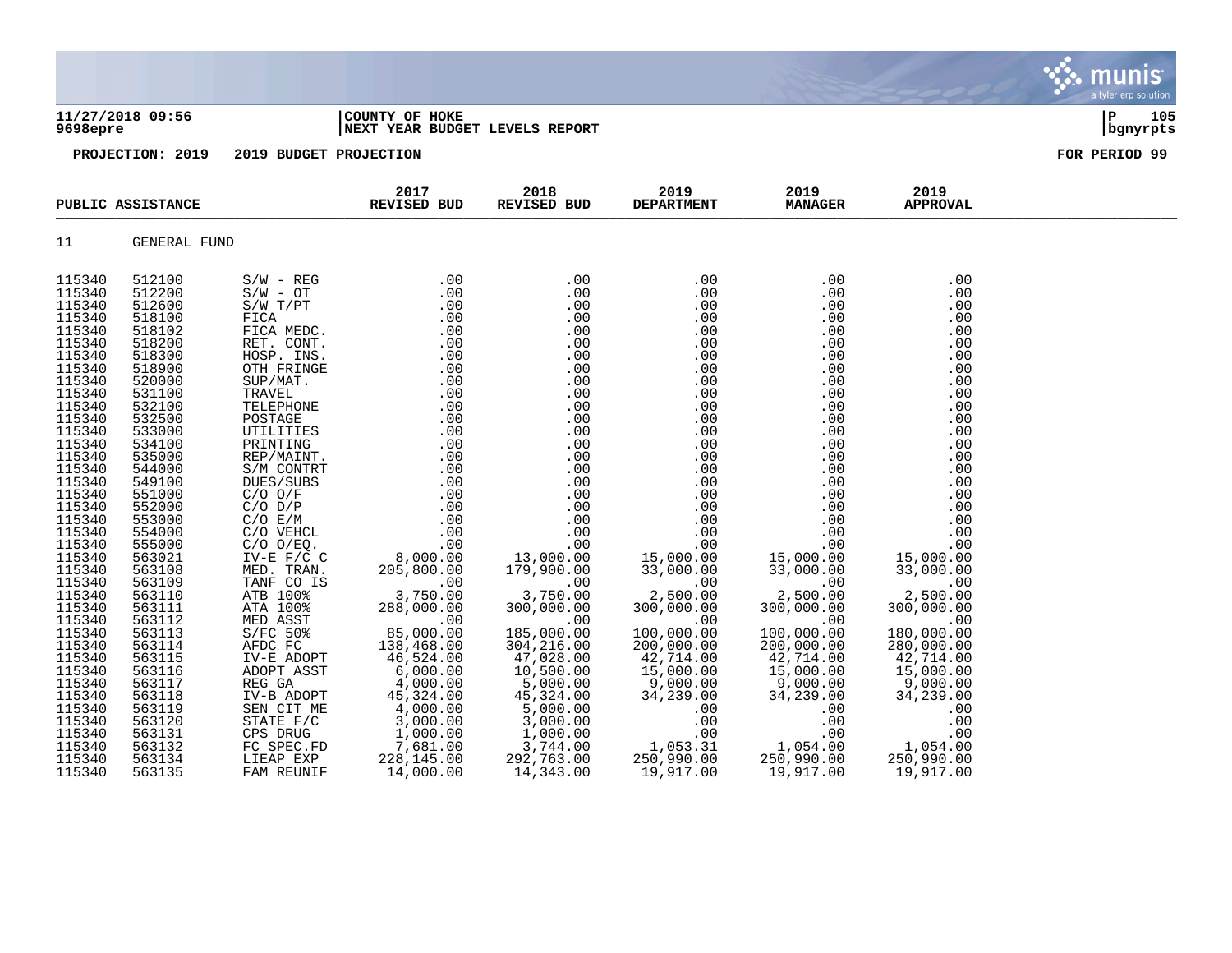**11/27/2018 09:56** | **COUNTY OF HOKE** | **P 105**
**9698epre** | **NEXT YEAR BUDGET LEVELS REPORT** | **bgnyrpts**

**PROJECTION: 2019 2019 BUDGET PROJECTION** **FOR PERIOD 99**

| PUBLIC ASSISTANCE | | | 2017 REVISED BUD | 2018 REVISED BUD | 2019 DEPARTMENT | 2019 MANAGER | 2019 APPROVAL |
|---|---|---|---|---|---|---|---|
| 11 | GENERAL FUND | | | | | | |
| 115340 | 512100 | S/W - REG | .00 | .00 | .00 | .00 | .00 |
| 115340 | 512200 | S/W - OT | .00 | .00 | .00 | .00 | .00 |
| 115340 | 512600 | S/W T/PT | .00 | .00 | .00 | .00 | .00 |
| 115340 | 518100 | FICA | .00 | .00 | .00 | .00 | .00 |
| 115340 | 518102 | FICA MEDC. | .00 | .00 | .00 | .00 | .00 |
| 115340 | 518200 | RET. CONT. | .00 | .00 | .00 | .00 | .00 |
| 115340 | 518300 | HOSP. INS. | .00 | .00 | .00 | .00 | .00 |
| 115340 | 518900 | OTH FRINGE | .00 | .00 | .00 | .00 | .00 |
| 115340 | 520000 | SUP/MAT. | .00 | .00 | .00 | .00 | .00 |
| 115340 | 531100 | TRAVEL | .00 | .00 | .00 | .00 | .00 |
| 115340 | 532100 | TELEPHONE | .00 | .00 | .00 | .00 | .00 |
| 115340 | 532500 | POSTAGE | .00 | .00 | .00 | .00 | .00 |
| 115340 | 533000 | UTILITIES | .00 | .00 | .00 | .00 | .00 |
| 115340 | 534100 | PRINTING | .00 | .00 | .00 | .00 | .00 |
| 115340 | 535000 | REP/MAINT. | .00 | .00 | .00 | .00 | .00 |
| 115340 | 544000 | S/M CONTRT | .00 | .00 | .00 | .00 | .00 |
| 115340 | 549100 | DUES/SUBS | .00 | .00 | .00 | .00 | .00 |
| 115340 | 551000 | C/O O/F | .00 | .00 | .00 | .00 | .00 |
| 115340 | 552000 | C/O D/P | .00 | .00 | .00 | .00 | .00 |
| 115340 | 553000 | C/O E/M | .00 | .00 | .00 | .00 | .00 |
| 115340 | 554000 | C/O VEHCL | .00 | .00 | .00 | .00 | .00 |
| 115340 | 555000 | C/O O/EQ. | .00 | .00 | .00 | .00 | .00 |
| 115340 | 563021 | IV-E F/C C | 8,000.00 | 13,000.00 | 15,000.00 | 15,000.00 | 15,000.00 |
| 115340 | 563108 | MED. TRAN. | 205,800.00 | 179,900.00 | 33,000.00 | 33,000.00 | 33,000.00 |
| 115340 | 563109 | TANF CO IS | .00 | .00 | .00 | .00 | .00 |
| 115340 | 563110 | ATB 100% | 3,750.00 | 3,750.00 | 2,500.00 | 2,500.00 | 2,500.00 |
| 115340 | 563111 | ATA 100% | 288,000.00 | 300,000.00 | 300,000.00 | 300,000.00 | 300,000.00 |
| 115340 | 563112 | MED ASST | .00 | .00 | .00 | .00 | .00 |
| 115340 | 563113 | S/FC 50% | 85,000.00 | 185,000.00 | 100,000.00 | 100,000.00 | 180,000.00 |
| 115340 | 563114 | AFDC FC | 138,468.00 | 304,216.00 | 200,000.00 | 200,000.00 | 280,000.00 |
| 115340 | 563115 | IV-E ADOPT | 46,524.00 | 47,028.00 | 42,714.00 | 42,714.00 | 42,714.00 |
| 115340 | 563116 | ADOPT ASST | 6,000.00 | 10,500.00 | 15,000.00 | 15,000.00 | 15,000.00 |
| 115340 | 563117 | REG GA | 4,000.00 | 5,000.00 | 9,000.00 | 9,000.00 | 9,000.00 |
| 115340 | 563118 | IV-B ADOPT | 45,324.00 | 45,324.00 | 34,239.00 | 34,239.00 | 34,239.00 |
| 115340 | 563119 | SEN CIT ME | 4,000.00 | 5,000.00 | .00 | .00 | .00 |
| 115340 | 563120 | STATE F/C | 3,000.00 | 3,000.00 | .00 | .00 | .00 |
| 115340 | 563131 | CPS DRUG | 1,000.00 | 1,000.00 | .00 | .00 | .00 |
| 115340 | 563132 | FC SPEC.FD | 7,681.00 | 3,744.00 | 1,053.31 | 1,054.00 | 1,054.00 |
| 115340 | 563134 | LIEAP EXP | 228,145.00 | 292,763.00 | 250,990.00 | 250,990.00 | 250,990.00 |
| 115340 | 563135 | FAM REUNIF | 14,000.00 | 14,343.00 | 19,917.00 | 19,917.00 | 19,917.00 |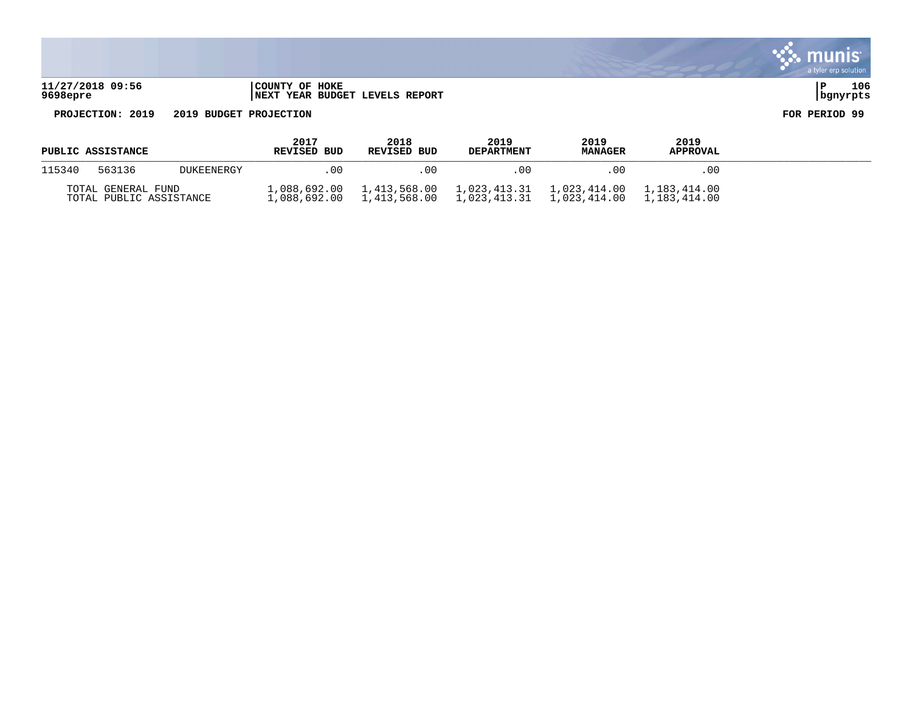**11/27/2018 09:56** | **COUNTY OF HOKE**
**9698epre** | **NEXT YEAR BUDGET LEVELS REPORT**

**PROJECTION: 2019 2019 BUDGET PROJECTION** **FOR PERIOD 99**

| PUBLIC ASSISTANCE | | | 2017 REVISED BUD | 2018 REVISED BUD | 2019 DEPARTMENT | 2019 MANAGER | 2019 APPROVAL |
|---|---|---|---|---|---|---|---|
| 115340 | 563136 | DUKEENERGY | .00 | .00 | .00 | .00 | .00 |
| TOTAL GENERAL FUND | | | 1,088,692.00 | 1,413,568.00 | 1,023,413.31 | 1,023,414.00 | 1,183,414.00 |
| TOTAL PUBLIC ASSISTANCE | | | 1,088,692.00 | 1,413,568.00 | 1,023,413.31 | 1,023,414.00 | 1,183,414.00 |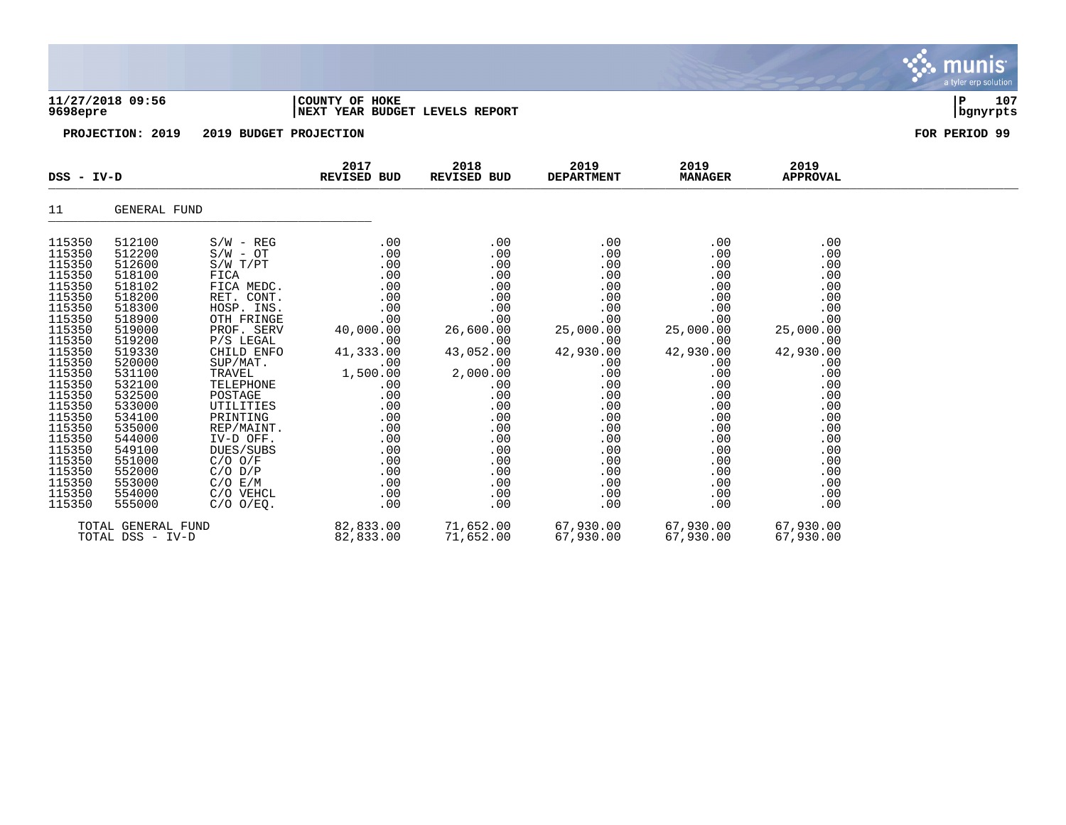**11/27/2018 09:56** | **COUNTY OF HOKE**
**9698epre** | **NEXT YEAR BUDGET LEVELS REPORT** | **bgnyrpts**

**PROJECTION: 2019 2019 BUDGET PROJECTION** | **FOR PERIOD 99**

| DSS - IV-D | | | 2017 REVISED BUD | 2018 REVISED BUD | 2019 DEPARTMENT | 2019 MANAGER | 2019 APPROVAL |
|---|---|---|---|---|---|---|---|
| 11 | GENERAL FUND | | | | | | |
| 115350 | 512100 | S/W - REG | .00 | .00 | .00 | .00 | .00 |
| 115350 | 512200 | S/W - OT | .00 | .00 | .00 | .00 | .00 |
| 115350 | 512600 | S/W T/PT | .00 | .00 | .00 | .00 | .00 |
| 115350 | 518100 | FICA | .00 | .00 | .00 | .00 | .00 |
| 115350 | 518102 | FICA MEDC. | .00 | .00 | .00 | .00 | .00 |
| 115350 | 518200 | RET. CONT. | .00 | .00 | .00 | .00 | .00 |
| 115350 | 518300 | HOSP. INS. | .00 | .00 | .00 | .00 | .00 |
| 115350 | 518900 | OTH FRINGE | .00 | .00 | .00 | .00 | .00 |
| 115350 | 519000 | PROF. SERV | 40,000.00 | 26,600.00 | 25,000.00 | 25,000.00 | 25,000.00 |
| 115350 | 519200 | P/S LEGAL | .00 | .00 | .00 | .00 | .00 |
| 115350 | 519330 | CHILD ENFO | 41,333.00 | 43,052.00 | 42,930.00 | 42,930.00 | 42,930.00 |
| 115350 | 520000 | SUP/MAT. | .00 | .00 | .00 | .00 | .00 |
| 115350 | 531100 | TRAVEL | 1,500.00 | 2,000.00 | .00 | .00 | .00 |
| 115350 | 532100 | TELEPHONE | .00 | .00 | .00 | .00 | .00 |
| 115350 | 532500 | POSTAGE | .00 | .00 | .00 | .00 | .00 |
| 115350 | 533000 | UTILITIES | .00 | .00 | .00 | .00 | .00 |
| 115350 | 534100 | PRINTING | .00 | .00 | .00 | .00 | .00 |
| 115350 | 535000 | REP/MAINT. | .00 | .00 | .00 | .00 | .00 |
| 115350 | 544000 | IV-D OFF. | .00 | .00 | .00 | .00 | .00 |
| 115350 | 549100 | DUES/SUBS | .00 | .00 | .00 | .00 | .00 |
| 115350 | 551000 | C/O O/F | .00 | .00 | .00 | .00 | .00 |
| 115350 | 552000 | C/O D/P | .00 | .00 | .00 | .00 | .00 |
| 115350 | 553000 | C/O E/M | .00 | .00 | .00 | .00 | .00 |
| 115350 | 554000 | C/O VEHCL | .00 | .00 | .00 | .00 | .00 |
| 115350 | 555000 | C/O O/EQ. | .00 | .00 | .00 | .00 | .00 |
| TOTAL GENERAL FUND | | | 82,833.00 | 71,652.00 | 67,930.00 | 67,930.00 | 67,930.00 |
| TOTAL DSS - IV-D | | | 82,833.00 | 71,652.00 | 67,930.00 | 67,930.00 | 67,930.00 |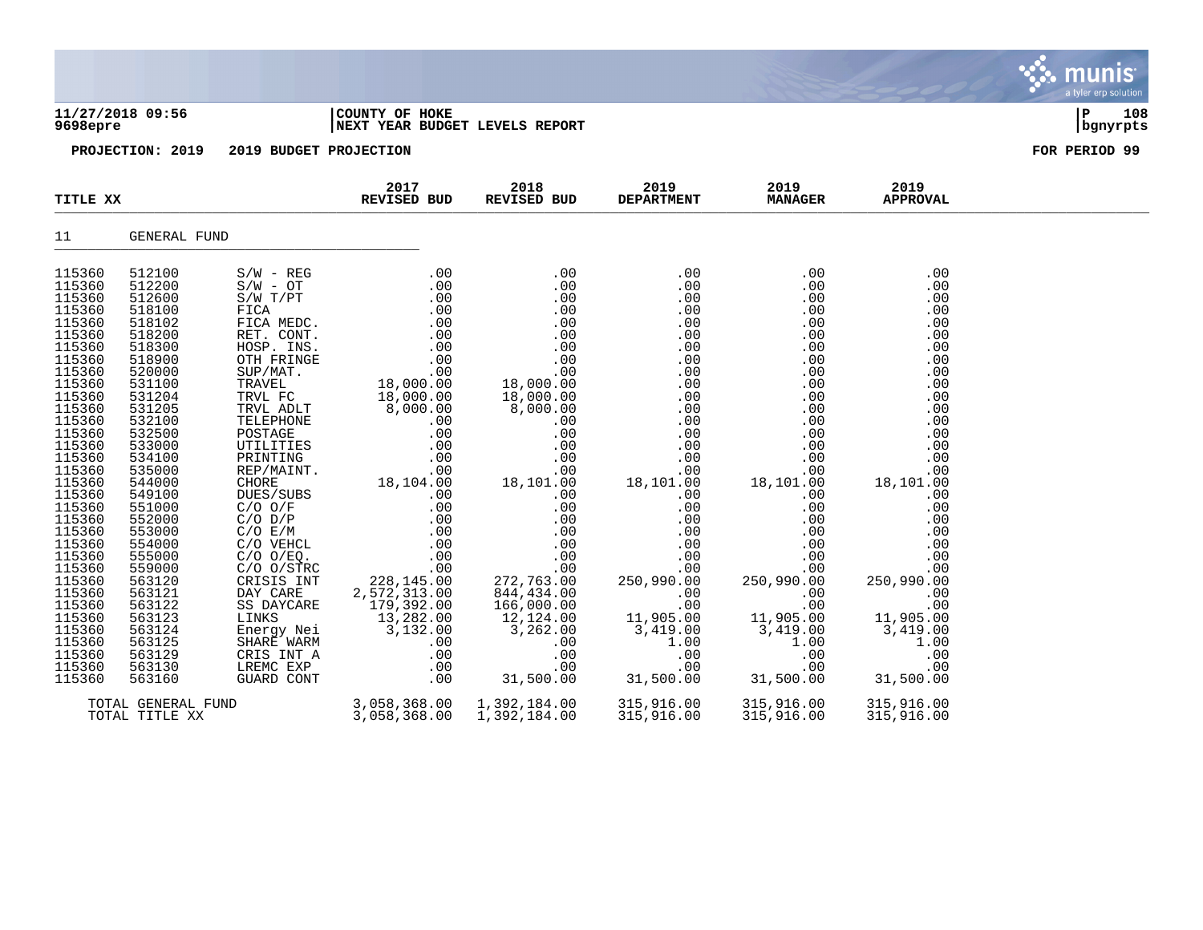**11/27/2018 09:56** | **COUNTY OF HOKE**
**9698epre** | **NEXT YEAR BUDGET LEVELS REPORT**

**PROJECTION: 2019 2019 BUDGET PROJECTION** **FOR PERIOD 99**

| TITLE XX | | | 2017 REVISED BUD | 2018 REVISED BUD | 2019 DEPARTMENT | 2019 MANAGER | 2019 APPROVAL |
|---|---|---|---|---|---|---|---|
| 11 | GENERAL FUND | | | | | | |
| 115360 | 512100 | S/W - REG | .00 | .00 | .00 | .00 | .00 |
| 115360 | 512200 | S/W - OT | .00 | .00 | .00 | .00 | .00 |
| 115360 | 512600 | S/W T/PT | .00 | .00 | .00 | .00 | .00 |
| 115360 | 518100 | FICA | .00 | .00 | .00 | .00 | .00 |
| 115360 | 518102 | FICA MEDC. | .00 | .00 | .00 | .00 | .00 |
| 115360 | 518200 | RET. CONT. | .00 | .00 | .00 | .00 | .00 |
| 115360 | 518300 | HOSP. INS. | .00 | .00 | .00 | .00 | .00 |
| 115360 | 518900 | OTH FRINGE | .00 | .00 | .00 | .00 | .00 |
| 115360 | 520000 | SUP/MAT. | .00 | .00 | .00 | .00 | .00 |
| 115360 | 531100 | TRAVEL | 18,000.00 | 18,000.00 | .00 | .00 | .00 |
| 115360 | 531204 | TRVL FC | 18,000.00 | 18,000.00 | .00 | .00 | .00 |
| 115360 | 531205 | TRVL ADLT | 8,000.00 | 8,000.00 | .00 | .00 | .00 |
| 115360 | 532100 | TELEPHONE | .00 | .00 | .00 | .00 | .00 |
| 115360 | 532500 | POSTAGE | .00 | .00 | .00 | .00 | .00 |
| 115360 | 533000 | UTILITIES | .00 | .00 | .00 | .00 | .00 |
| 115360 | 534100 | PRINTING | .00 | .00 | .00 | .00 | .00 |
| 115360 | 535000 | REP/MAINT. | .00 | .00 | .00 | .00 | .00 |
| 115360 | 544000 | CHORE | 18,104.00 | 18,101.00 | 18,101.00 | 18,101.00 | 18,101.00 |
| 115360 | 549100 | DUES/SUBS | .00 | .00 | .00 | .00 | .00 |
| 115360 | 551000 | C/O O/F | .00 | .00 | .00 | .00 | .00 |
| 115360 | 552000 | C/O D/P | .00 | .00 | .00 | .00 | .00 |
| 115360 | 553000 | C/O E/M | .00 | .00 | .00 | .00 | .00 |
| 115360 | 554000 | C/O VEHCL | .00 | .00 | .00 | .00 | .00 |
| 115360 | 555000 | C/O O/EQ. | .00 | .00 | .00 | .00 | .00 |
| 115360 | 559000 | C/O O/STRC | .00 | .00 | .00 | .00 | .00 |
| 115360 | 563120 | CRISIS INT | 228,145.00 | 272,763.00 | 250,990.00 | 250,990.00 | 250,990.00 |
| 115360 | 563121 | DAY CARE | 2,572,313.00 | 844,434.00 | .00 | .00 | .00 |
| 115360 | 563122 | SS DAYCARE | 179,392.00 | 166,000.00 | .00 | .00 | .00 |
| 115360 | 563123 | LINKS | 13,282.00 | 12,124.00 | 11,905.00 | 11,905.00 | 11,905.00 |
| 115360 | 563124 | Energy Nei | 3,132.00 | 3,262.00 | 3,419.00 | 3,419.00 | 3,419.00 |
| 115360 | 563125 | SHARE WARM | .00 | .00 | 1.00 | 1.00 | 1.00 |
| 115360 | 563129 | CRIS INT A | .00 | .00 | .00 | .00 | .00 |
| 115360 | 563130 | LREMC EXP | .00 | .00 | .00 | .00 | .00 |
| 115360 | 563160 | GUARD CONT | .00 | 31,500.00 | 31,500.00 | 31,500.00 | 31,500.00 |
| | TOTAL GENERAL FUND | | 3,058,368.00 | 1,392,184.00 | 315,916.00 | 315,916.00 | 315,916.00 |
| | TOTAL TITLE XX | | 3,058,368.00 | 1,392,184.00 | 315,916.00 | 315,916.00 | 315,916.00 |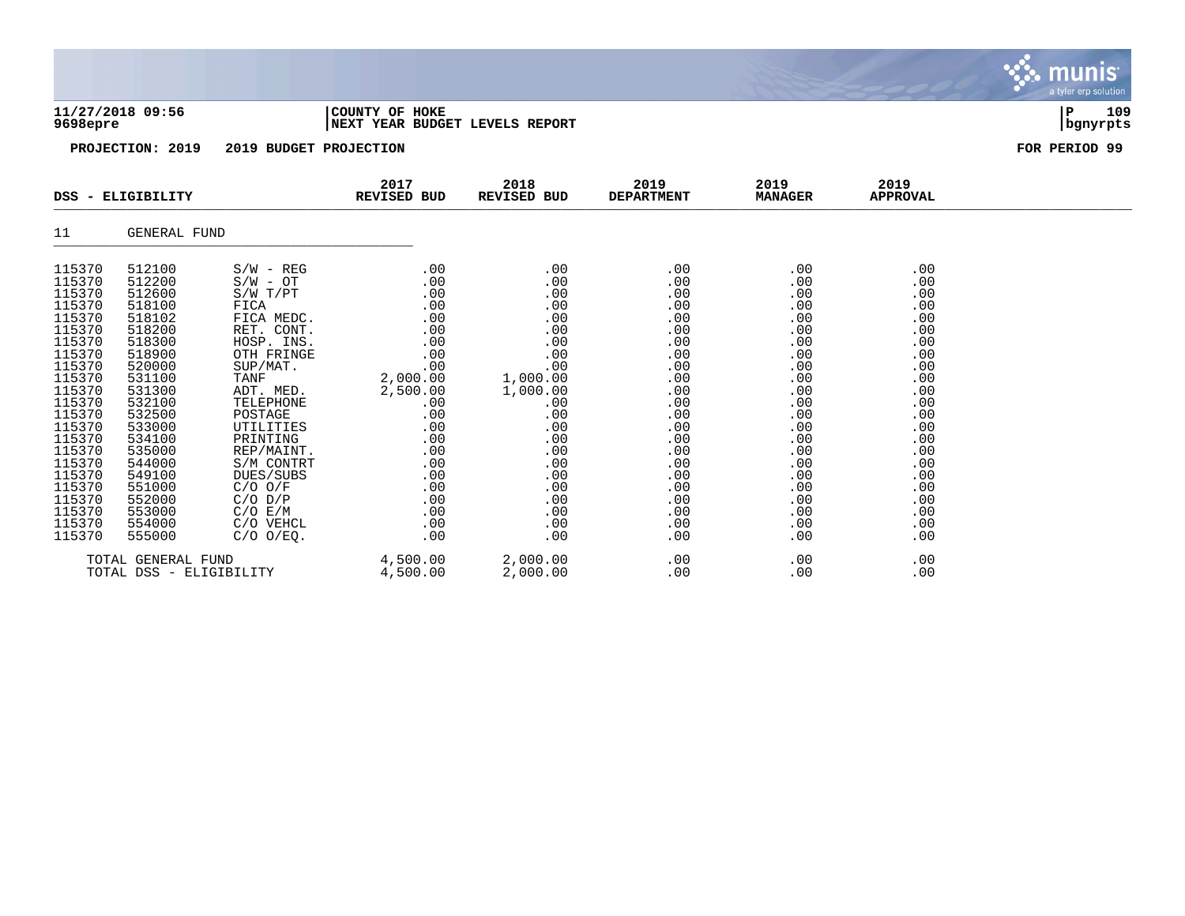**11/27/2018 09:56** | **COUNTY OF HOKE**
**9698epre** | **NEXT YEAR BUDGET LEVELS REPORT** | **bgnyrpts**

**PROJECTION: 2019    2019 BUDGET PROJECTION**    **FOR PERIOD 99**

| DSS - ELIGIBILITY | | | 2017 REVISED BUD | 2018 REVISED BUD | 2019 DEPARTMENT | 2019 MANAGER | 2019 APPROVAL |
|---|---|---|---|---|---|---|---|
| 11 | GENERAL FUND | | | | | | |
| 115370 | 512100 | S/W - REG | .00 | .00 | .00 | .00 | .00 |
| 115370 | 512200 | S/W - OT | .00 | .00 | .00 | .00 | .00 |
| 115370 | 512600 | S/W T/PT | .00 | .00 | .00 | .00 | .00 |
| 115370 | 518100 | FICA | .00 | .00 | .00 | .00 | .00 |
| 115370 | 518102 | FICA MEDC. | .00 | .00 | .00 | .00 | .00 |
| 115370 | 518200 | RET. CONT. | .00 | .00 | .00 | .00 | .00 |
| 115370 | 518300 | HOSP. INS. | .00 | .00 | .00 | .00 | .00 |
| 115370 | 518900 | OTH FRINGE | .00 | .00 | .00 | .00 | .00 |
| 115370 | 520000 | SUP/MAT. | .00 | .00 | .00 | .00 | .00 |
| 115370 | 531100 | TANF | 2,000.00 | 1,000.00 | .00 | .00 | .00 |
| 115370 | 531300 | ADT. MED. | 2,500.00 | 1,000.00 | .00 | .00 | .00 |
| 115370 | 532100 | TELEPHONE | .00 | .00 | .00 | .00 | .00 |
| 115370 | 532500 | POSTAGE | .00 | .00 | .00 | .00 | .00 |
| 115370 | 533000 | UTILITIES | .00 | .00 | .00 | .00 | .00 |
| 115370 | 534100 | PRINTING | .00 | .00 | .00 | .00 | .00 |
| 115370 | 535000 | REP/MAINT. | .00 | .00 | .00 | .00 | .00 |
| 115370 | 544000 | S/M CONTRT | .00 | .00 | .00 | .00 | .00 |
| 115370 | 549100 | DUES/SUBS | .00 | .00 | .00 | .00 | .00 |
| 115370 | 551000 | C/O O/F | .00 | .00 | .00 | .00 | .00 |
| 115370 | 552000 | C/O D/P | .00 | .00 | .00 | .00 | .00 |
| 115370 | 553000 | C/O E/M | .00 | .00 | .00 | .00 | .00 |
| 115370 | 554000 | C/O VEHCL | .00 | .00 | .00 | .00 | .00 |
| 115370 | 555000 | C/O O/EQ. | .00 | .00 | .00 | .00 | .00 |
| | TOTAL GENERAL FUND | | 4,500.00 | 2,000.00 | .00 | .00 | .00 |
| | TOTAL DSS - ELIGIBILITY | | 4,500.00 | 2,000.00 | .00 | .00 | .00 |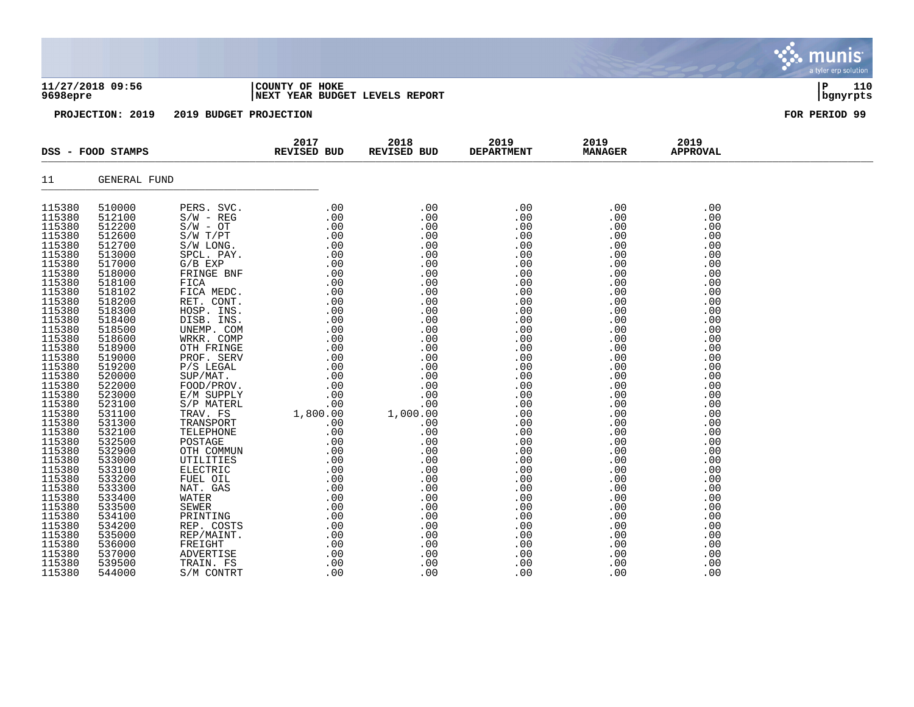**11/27/2018 09:56** | **COUNTY OF HOKE**
**9698epre** | **NEXT YEAR BUDGET LEVELS REPORT**

**PROJECTION: 2019 2019 BUDGET PROJECTION** — **FOR PERIOD 99**

| DSS - FOOD STAMPS | | | 2017 REVISED BUD | 2018 REVISED BUD | 2019 DEPARTMENT | 2019 MANAGER | 2019 APPROVAL |
|---|---|---|---|---|---|---|---|
| 11 | GENERAL FUND | | | | | | |
| 115380 | 510000 | PERS. SVC. | .00 | .00 | .00 | .00 | .00 |
| 115380 | 512100 | S/W - REG | .00 | .00 | .00 | .00 | .00 |
| 115380 | 512200 | S/W - OT | .00 | .00 | .00 | .00 | .00 |
| 115380 | 512600 | S/W T/PT | .00 | .00 | .00 | .00 | .00 |
| 115380 | 512700 | S/W LONG. | .00 | .00 | .00 | .00 | .00 |
| 115380 | 513000 | SPCL. PAY. | .00 | .00 | .00 | .00 | .00 |
| 115380 | 517000 | G/B EXP | .00 | .00 | .00 | .00 | .00 |
| 115380 | 518000 | FRINGE BNF | .00 | .00 | .00 | .00 | .00 |
| 115380 | 518100 | FICA | .00 | .00 | .00 | .00 | .00 |
| 115380 | 518102 | FICA MEDC. | .00 | .00 | .00 | .00 | .00 |
| 115380 | 518200 | RET. CONT. | .00 | .00 | .00 | .00 | .00 |
| 115380 | 518300 | HOSP. INS. | .00 | .00 | .00 | .00 | .00 |
| 115380 | 518400 | DISB. INS. | .00 | .00 | .00 | .00 | .00 |
| 115380 | 518500 | UNEMP. COM | .00 | .00 | .00 | .00 | .00 |
| 115380 | 518600 | WRKR. COMP | .00 | .00 | .00 | .00 | .00 |
| 115380 | 518900 | OTH FRINGE | .00 | .00 | .00 | .00 | .00 |
| 115380 | 519000 | PROF. SERV | .00 | .00 | .00 | .00 | .00 |
| 115380 | 519200 | P/S LEGAL | .00 | .00 | .00 | .00 | .00 |
| 115380 | 520000 | SUP/MAT. | .00 | .00 | .00 | .00 | .00 |
| 115380 | 522000 | FOOD/PROV. | .00 | .00 | .00 | .00 | .00 |
| 115380 | 523000 | E/M SUPPLY | .00 | .00 | .00 | .00 | .00 |
| 115380 | 523100 | S/P MATERL | .00 | .00 | .00 | .00 | .00 |
| 115380 | 531100 | TRAV. FS | 1,800.00 | 1,000.00 | .00 | .00 | .00 |
| 115380 | 531300 | TRANSPORT | .00 | .00 | .00 | .00 | .00 |
| 115380 | 532100 | TELEPHONE | .00 | .00 | .00 | .00 | .00 |
| 115380 | 532500 | POSTAGE | .00 | .00 | .00 | .00 | .00 |
| 115380 | 532900 | OTH COMMUN | .00 | .00 | .00 | .00 | .00 |
| 115380 | 533000 | UTILITIES | .00 | .00 | .00 | .00 | .00 |
| 115380 | 533100 | ELECTRIC | .00 | .00 | .00 | .00 | .00 |
| 115380 | 533200 | FUEL OIL | .00 | .00 | .00 | .00 | .00 |
| 115380 | 533300 | NAT. GAS | .00 | .00 | .00 | .00 | .00 |
| 115380 | 533400 | WATER | .00 | .00 | .00 | .00 | .00 |
| 115380 | 533500 | SEWER | .00 | .00 | .00 | .00 | .00 |
| 115380 | 534100 | PRINTING | .00 | .00 | .00 | .00 | .00 |
| 115380 | 534200 | REP. COSTS | .00 | .00 | .00 | .00 | .00 |
| 115380 | 535000 | REP/MAINT. | .00 | .00 | .00 | .00 | .00 |
| 115380 | 536000 | FREIGHT | .00 | .00 | .00 | .00 | .00 |
| 115380 | 537000 | ADVERTISE | .00 | .00 | .00 | .00 | .00 |
| 115380 | 539500 | TRAIN. FS | .00 | .00 | .00 | .00 | .00 |
| 115380 | 544000 | S/M CONTRT | .00 | .00 | .00 | .00 | .00 |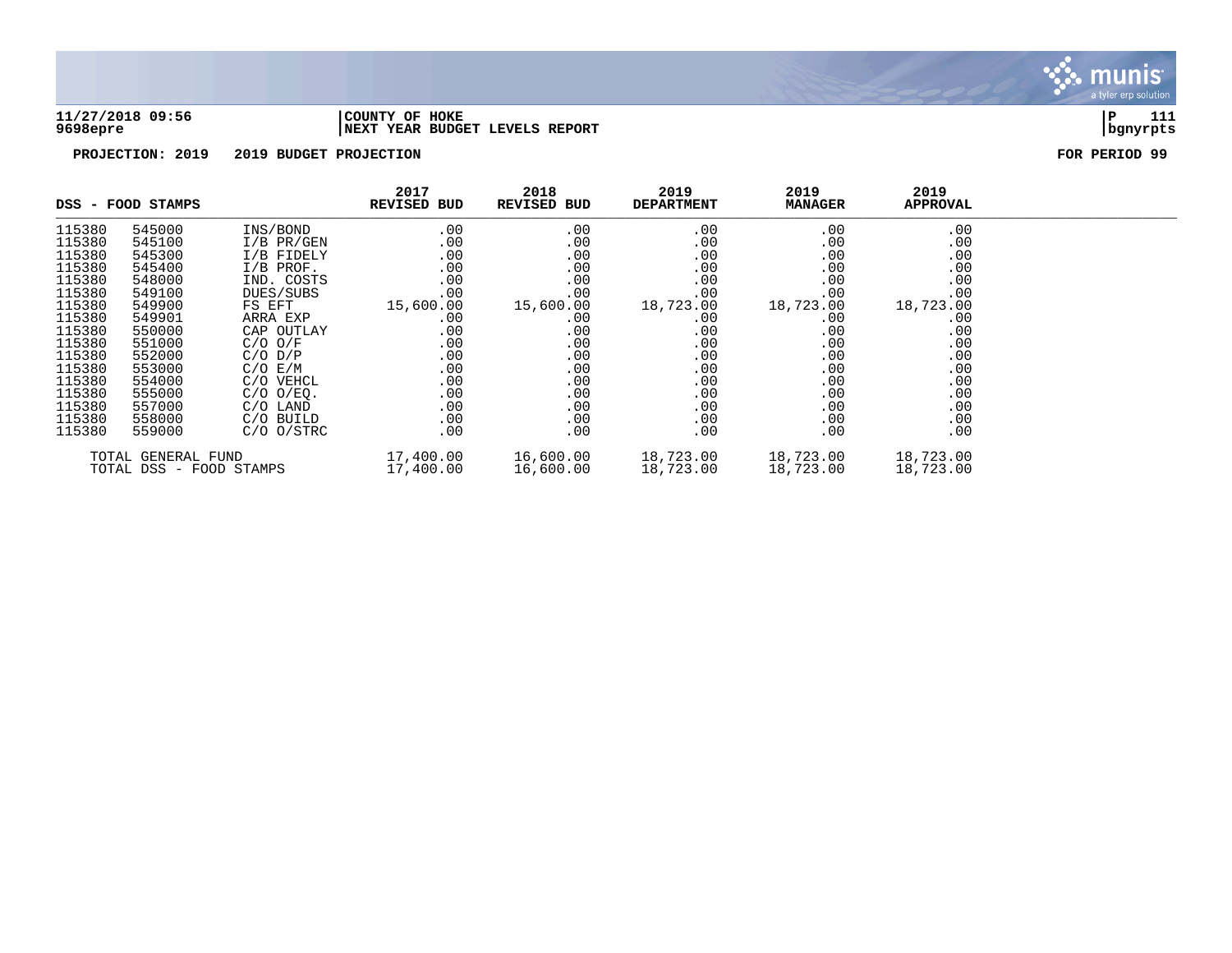PROJECTION: 2019 2019 BUDGET PROJECTION FOR PERIOD 99

| DSS - FOOD STAMPS | | | 2017 REVISED BUD | 2018 REVISED BUD | 2019 DEPARTMENT | 2019 MANAGER | 2019 APPROVAL |
|---|---|---|---|---|---|---|---|
| 115380 | 545000 | INS/BOND | .00 | .00 | .00 | .00 | .00 |
| 115380 | 545100 | I/B PR/GEN | .00 | .00 | .00 | .00 | .00 |
| 115380 | 545300 | I/B FIDELY | .00 | .00 | .00 | .00 | .00 |
| 115380 | 545400 | I/B PROF. | .00 | .00 | .00 | .00 | .00 |
| 115380 | 548000 | IND. COSTS | .00 | .00 | .00 | .00 | .00 |
| 115380 | 549100 | DUES/SUBS | .00 | .00 | .00 | .00 | .00 |
| 115380 | 549900 | FS EFT | 15,600.00 | 15,600.00 | 18,723.00 | 18,723.00 | 18,723.00 |
| 115380 | 549901 | ARRA EXP | .00 | .00 | .00 | .00 | .00 |
| 115380 | 550000 | CAP OUTLAY | .00 | .00 | .00 | .00 | .00 |
| 115380 | 551000 | C/O O/F | .00 | .00 | .00 | .00 | .00 |
| 115380 | 552000 | C/O D/P | .00 | .00 | .00 | .00 | .00 |
| 115380 | 553000 | C/O E/M | .00 | .00 | .00 | .00 | .00 |
| 115380 | 554000 | C/O VEHCL | .00 | .00 | .00 | .00 | .00 |
| 115380 | 555000 | C/O O/EQ. | .00 | .00 | .00 | .00 | .00 |
| 115380 | 557000 | C/O LAND | .00 | .00 | .00 | .00 | .00 |
| 115380 | 558000 | C/O BUILD | .00 | .00 | .00 | .00 | .00 |
| 115380 | 559000 | C/O O/STRC | .00 | .00 | .00 | .00 | .00 |
| TOTAL GENERAL FUND | | | 17,400.00 | 16,600.00 | 18,723.00 | 18,723.00 | 18,723.00 |
| TOTAL DSS - FOOD STAMPS | | | 17,400.00 | 16,600.00 | 18,723.00 | 18,723.00 | 18,723.00 |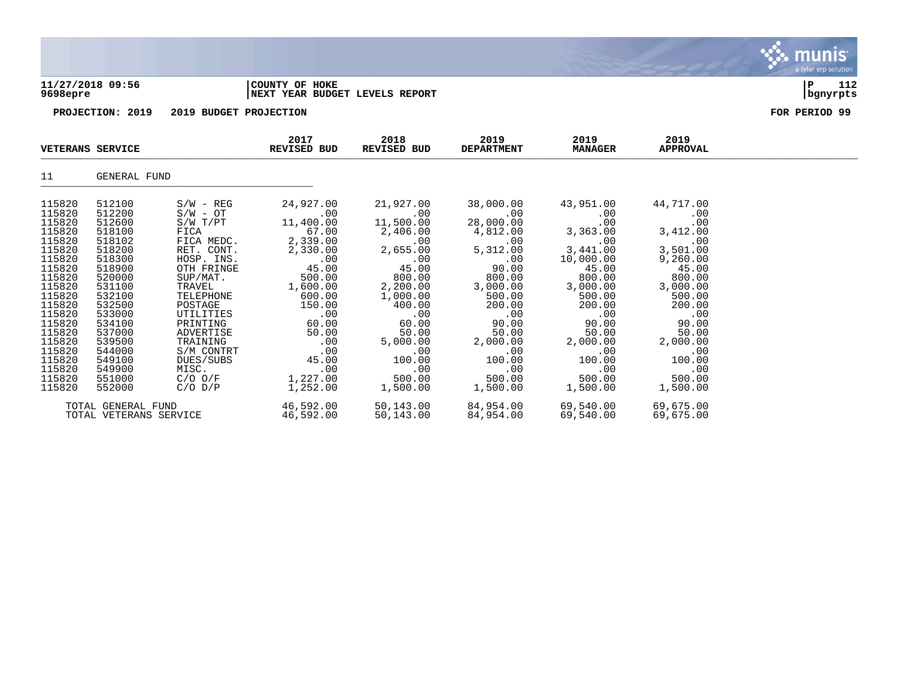**11/27/2018 09:56** | **COUNTY OF HOKE** | **P 112**
**9698epre** | **NEXT YEAR BUDGET LEVELS REPORT** | **bgnyrpts**

**PROJECTION: 2019 2019 BUDGET PROJECTION** **FOR PERIOD 99**

| VETERANS SERVICE | | | 2017 REVISED BUD | 2018 REVISED BUD | 2019 DEPARTMENT | 2019 MANAGER | 2019 APPROVAL |
|---|---|---|---|---|---|---|---|
| 11 | GENERAL FUND | | | | | | |
| 115820 | 512100 | S/W - REG | 24,927.00 | 21,927.00 | 38,000.00 | 43,951.00 | 44,717.00 |
| 115820 | 512200 | S/W - OT | .00 | .00 | .00 | .00 | .00 |
| 115820 | 512600 | S/W T/PT | 11,400.00 | 11,500.00 | 28,000.00 | .00 | .00 |
| 115820 | 518100 | FICA | 67.00 | 2,406.00 | 4,812.00 | 3,363.00 | 3,412.00 |
| 115820 | 518102 | FICA MEDC. | 2,339.00 | .00 | .00 | .00 | .00 |
| 115820 | 518200 | RET. CONT. | 2,330.00 | 2,655.00 | 5,312.00 | 3,441.00 | 3,501.00 |
| 115820 | 518300 | HOSP. INS. | .00 | .00 | .00 | 10,000.00 | 9,260.00 |
| 115820 | 518900 | OTH FRINGE | 45.00 | 45.00 | 90.00 | 45.00 | 45.00 |
| 115820 | 520000 | SUP/MAT. | 500.00 | 800.00 | 800.00 | 800.00 | 800.00 |
| 115820 | 531100 | TRAVEL | 1,600.00 | 2,200.00 | 3,000.00 | 3,000.00 | 3,000.00 |
| 115820 | 532100 | TELEPHONE | 600.00 | 1,000.00 | 500.00 | 500.00 | 500.00 |
| 115820 | 532500 | POSTAGE | 150.00 | 400.00 | 200.00 | 200.00 | 200.00 |
| 115820 | 533000 | UTILITIES | .00 | .00 | .00 | .00 | .00 |
| 115820 | 534100 | PRINTING | 60.00 | 60.00 | 90.00 | 90.00 | 90.00 |
| 115820 | 537000 | ADVERTISE | 50.00 | 50.00 | 50.00 | 50.00 | 50.00 |
| 115820 | 539500 | TRAINING | .00 | 5,000.00 | 2,000.00 | 2,000.00 | 2,000.00 |
| 115820 | 544000 | S/M CONTRT | .00 | .00 | .00 | .00 | .00 |
| 115820 | 549100 | DUES/SUBS | 45.00 | 100.00 | 100.00 | 100.00 | 100.00 |
| 115820 | 549900 | MISC. | .00 | .00 | .00 | .00 | .00 |
| 115820 | 551000 | C/O O/F | 1,227.00 | 500.00 | 500.00 | 500.00 | 500.00 |
| 115820 | 552000 | C/O D/P | 1,252.00 | 1,500.00 | 1,500.00 | 1,500.00 | 1,500.00 |
| TOTAL GENERAL FUND | | | 46,592.00 | 50,143.00 | 84,954.00 | 69,540.00 | 69,675.00 |
| TOTAL VETERANS SERVICE | | | 46,592.00 | 50,143.00 | 84,954.00 | 69,540.00 | 69,675.00 |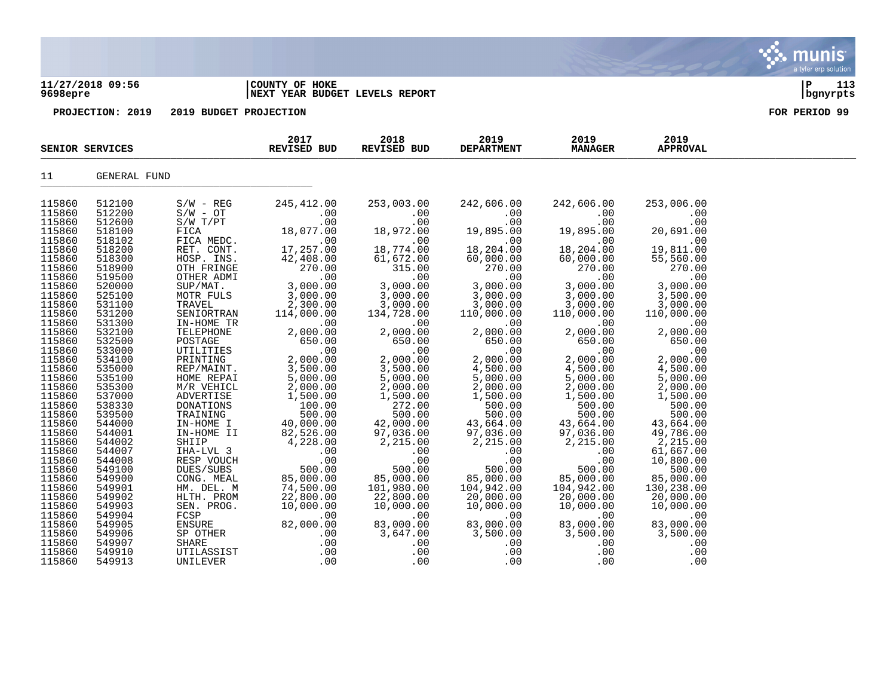**11/27/2018 09:56** | **COUNTY OF HOKE**
**9698epre** | **NEXT YEAR BUDGET LEVELS REPORT**

**PROJECTION: 2019 2019 BUDGET PROJECTION** | **FOR PERIOD 99**

| SENIOR SERVICES | | | 2017 REVISED BUD | 2018 REVISED BUD | 2019 DEPARTMENT | 2019 MANAGER | 2019 APPROVAL |
|---|---|---|---|---|---|---|---|
| 11 | GENERAL FUND | | | | | | |
| 115860 | 512100 | S/W - REG | 245,412.00 | 253,003.00 | 242,606.00 | 242,606.00 | 253,006.00 |
| 115860 | 512200 | S/W - OT | .00 | .00 | .00 | .00 | .00 |
| 115860 | 512600 | S/W T/PT | .00 | .00 | .00 | .00 | .00 |
| 115860 | 518100 | FICA | 18,077.00 | 18,972.00 | 19,895.00 | 19,895.00 | 20,691.00 |
| 115860 | 518102 | FICA MEDC. | .00 | .00 | .00 | .00 | .00 |
| 115860 | 518200 | RET. CONT. | 17,257.00 | 18,774.00 | 18,204.00 | 18,204.00 | 19,811.00 |
| 115860 | 518300 | HOSP. INS. | 42,408.00 | 61,672.00 | 60,000.00 | 60,000.00 | 55,560.00 |
| 115860 | 518900 | OTH FRINGE | 270.00 | 315.00 | 270.00 | 270.00 | 270.00 |
| 115860 | 519500 | OTHER ADMI | .00 | .00 | .00 | .00 | .00 |
| 115860 | 520000 | SUP/MAT. | 3,000.00 | 3,000.00 | 3,000.00 | 3,000.00 | 3,000.00 |
| 115860 | 525100 | MOTR FULS | 3,000.00 | 3,000.00 | 3,000.00 | 3,000.00 | 3,500.00 |
| 115860 | 531100 | TRAVEL | 2,300.00 | 3,000.00 | 3,000.00 | 3,000.00 | 3,000.00 |
| 115860 | 531200 | SENIORTRAN | 114,000.00 | 134,728.00 | 110,000.00 | 110,000.00 | 110,000.00 |
| 115860 | 531300 | IN-HOME TR | .00 | .00 | .00 | .00 | .00 |
| 115860 | 532100 | TELEPHONE | 2,000.00 | 2,000.00 | 2,000.00 | 2,000.00 | 2,000.00 |
| 115860 | 532500 | POSTAGE | 650.00 | 650.00 | 650.00 | 650.00 | 650.00 |
| 115860 | 533000 | UTILITIES | .00 | .00 | .00 | .00 | .00 |
| 115860 | 534100 | PRINTING | 2,000.00 | 2,000.00 | 2,000.00 | 2,000.00 | 2,000.00 |
| 115860 | 535000 | REP/MAINT. | 3,500.00 | 3,500.00 | 4,500.00 | 4,500.00 | 4,500.00 |
| 115860 | 535100 | HOME REPAI | 5,000.00 | 5,000.00 | 5,000.00 | 5,000.00 | 5,000.00 |
| 115860 | 535300 | M/R VEHICL | 2,000.00 | 2,000.00 | 2,000.00 | 2,000.00 | 2,000.00 |
| 115860 | 537000 | ADVERTISE | 1,500.00 | 1,500.00 | 1,500.00 | 1,500.00 | 1,500.00 |
| 115860 | 538330 | DONATIONS | 100.00 | 272.00 | 500.00 | 500.00 | 500.00 |
| 115860 | 539500 | TRAINING | 500.00 | 500.00 | 500.00 | 500.00 | 500.00 |
| 115860 | 544000 | IN-HOME I | 40,000.00 | 42,000.00 | 43,664.00 | 43,664.00 | 43,664.00 |
| 115860 | 544001 | IN-HOME II | 82,526.00 | 97,036.00 | 97,036.00 | 97,036.00 | 49,786.00 |
| 115860 | 544002 | SHIIP | 4,228.00 | 2,215.00 | 2,215.00 | 2,215.00 | 2,215.00 |
| 115860 | 544007 | IHA-LVL 3 | .00 | .00 | .00 | .00 | 61,667.00 |
| 115860 | 544008 | RESP VOUCH | .00 | .00 | .00 | .00 | 10,800.00 |
| 115860 | 549100 | DUES/SUBS | 500.00 | 500.00 | 500.00 | 500.00 | 500.00 |
| 115860 | 549900 | CONG. MEAL | 85,000.00 | 85,000.00 | 85,000.00 | 85,000.00 | 85,000.00 |
| 115860 | 549901 | HM. DEL. M | 74,500.00 | 101,980.00 | 104,942.00 | 104,942.00 | 130,238.00 |
| 115860 | 549902 | HLTH. PROM | 22,800.00 | 22,800.00 | 20,000.00 | 20,000.00 | 20,000.00 |
| 115860 | 549903 | SEN. PROG. | 10,000.00 | 10,000.00 | 10,000.00 | 10,000.00 | 10,000.00 |
| 115860 | 549904 | FCSP | .00 | .00 | .00 | .00 | .00 |
| 115860 | 549905 | ENSURE | 82,000.00 | 83,000.00 | 83,000.00 | 83,000.00 | 83,000.00 |
| 115860 | 549906 | SP OTHER | .00 | 3,647.00 | 3,500.00 | 3,500.00 | 3,500.00 |
| 115860 | 549907 | SHARE | .00 | .00 | .00 | .00 | .00 |
| 115860 | 549910 | UTILASSIST | .00 | .00 | .00 | .00 | .00 |
| 115860 | 549913 | UNILEVER | .00 | .00 | .00 | .00 | .00 |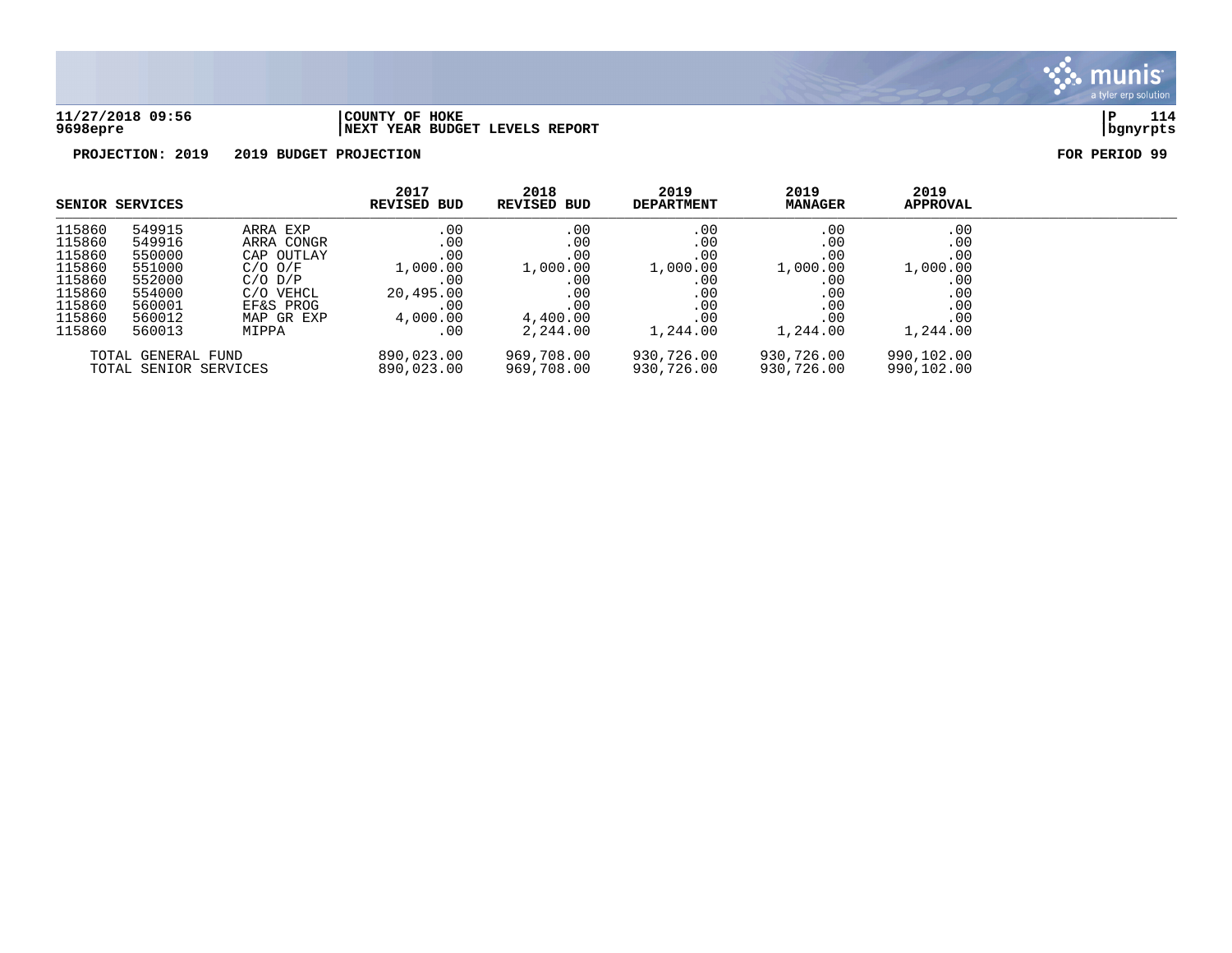11/27/2018 09:56 | COUNTY OF HOKE
9698epre | NEXT YEAR BUDGET LEVELS REPORT

**PROJECTION: 2019 2019 BUDGET PROJECTION** FOR PERIOD 99

| SENIOR SERVICES | | | 2017 REVISED BUD | 2018 REVISED BUD | 2019 DEPARTMENT | 2019 MANAGER | 2019 APPROVAL |
|---|---|---|---|---|---|---|---|
| 115860 | 549915 | ARRA EXP | .00 | .00 | .00 | .00 | .00 |
| 115860 | 549916 | ARRA CONGR | .00 | .00 | .00 | .00 | .00 |
| 115860 | 550000 | CAP OUTLAY | .00 | .00 | .00 | .00 | .00 |
| 115860 | 551000 | C/O O/F | 1,000.00 | 1,000.00 | 1,000.00 | 1,000.00 | 1,000.00 |
| 115860 | 552000 | C/O D/P | .00 | .00 | .00 | .00 | .00 |
| 115860 | 554000 | C/O VEHCL | 20,495.00 | .00 | .00 | .00 | .00 |
| 115860 | 560001 | EF&S PROG | .00 | .00 | .00 | .00 | .00 |
| 115860 | 560012 | MAP GR EXP | 4,000.00 | 4,400.00 | .00 | .00 | .00 |
| 115860 | 560013 | MIPPA | .00 | 2,244.00 | 1,244.00 | 1,244.00 | 1,244.00 |
| TOTAL GENERAL FUND | | | 890,023.00 | 969,708.00 | 930,726.00 | 930,726.00 | 990,102.00 |
| TOTAL SENIOR SERVICES | | | 890,023.00 | 969,708.00 | 930,726.00 | 930,726.00 | 990,102.00 |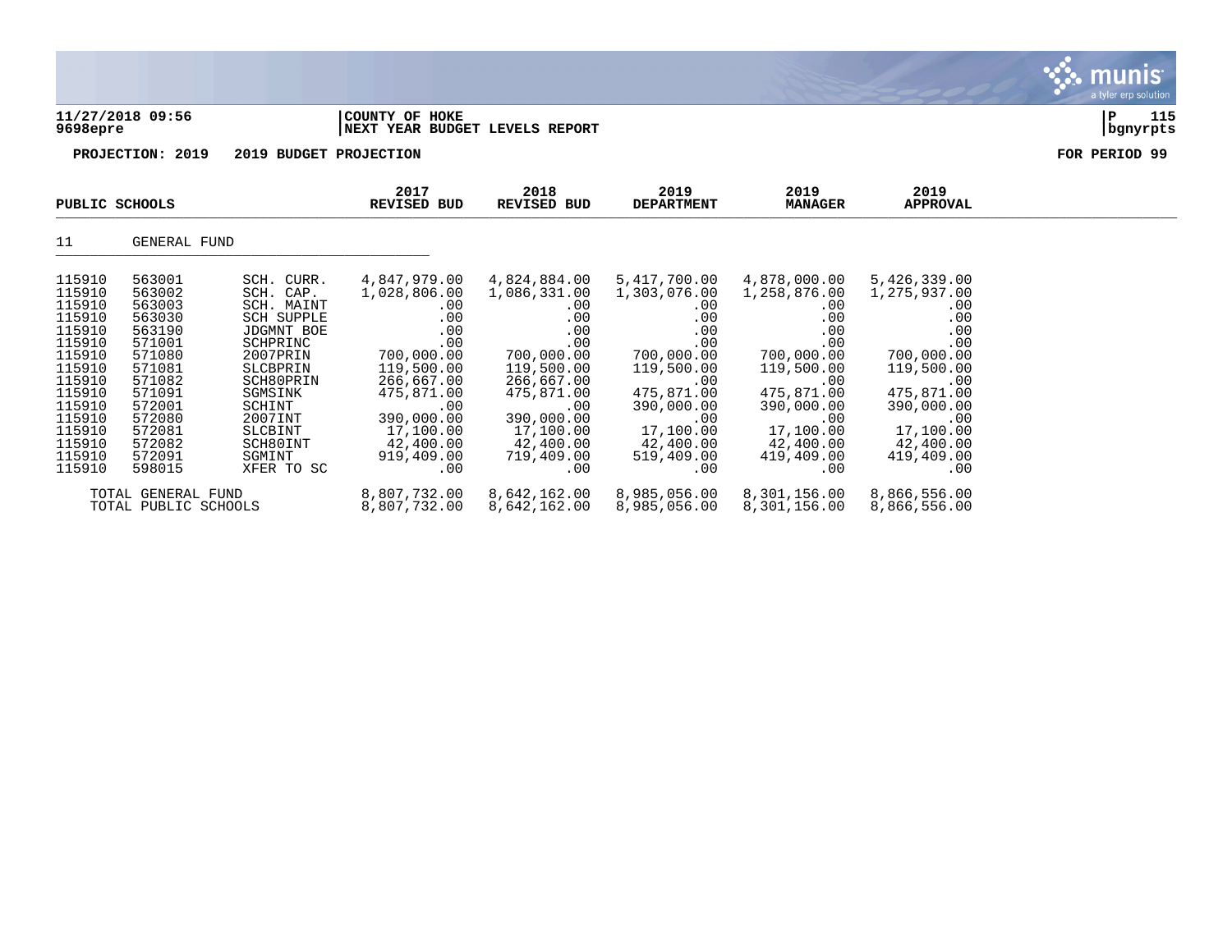**11/27/2018 09:56** | **COUNTY OF HOKE** | **P 115**
**9698epre** | **NEXT YEAR BUDGET LEVELS REPORT** | **bgnyrpts**

**PROJECTION: 2019 2019 BUDGET PROJECTION** **FOR PERIOD 99**

| PUBLIC SCHOOLS | | | 2017 REVISED BUD | 2018 REVISED BUD | 2019 DEPARTMENT | 2019 MANAGER | 2019 APPROVAL |
|---|---|---|---|---|---|---|---|
| 11 | GENERAL FUND | | | | | | |
| 115910 | 563001 | SCH. CURR. | 4,847,979.00 | 4,824,884.00 | 5,417,700.00 | 4,878,000.00 | 5,426,339.00 |
| 115910 | 563002 | SCH. CAP. | 1,028,806.00 | 1,086,331.00 | 1,303,076.00 | 1,258,876.00 | 1,275,937.00 |
| 115910 | 563003 | SCH. MAINT | .00 | .00 | .00 | .00 | .00 |
| 115910 | 563030 | SCH SUPPLE | .00 | .00 | .00 | .00 | .00 |
| 115910 | 563190 | JDGMNT BOE | .00 | .00 | .00 | .00 | .00 |
| 115910 | 571001 | SCHPRINC | .00 | .00 | .00 | .00 | .00 |
| 115910 | 571080 | 2007PRIN | 700,000.00 | 700,000.00 | 700,000.00 | 700,000.00 | 700,000.00 |
| 115910 | 571081 | SLCBPRIN | 119,500.00 | 119,500.00 | 119,500.00 | 119,500.00 | 119,500.00 |
| 115910 | 571082 | SCH80PRIN | 266,667.00 | 266,667.00 | .00 | .00 | .00 |
| 115910 | 571091 | SGMSINK | 475,871.00 | 475,871.00 | 475,871.00 | 475,871.00 | 475,871.00 |
| 115910 | 572001 | SCHINT | .00 | .00 | 390,000.00 | 390,000.00 | 390,000.00 |
| 115910 | 572080 | 2007INT | 390,000.00 | 390,000.00 | .00 | .00 | .00 |
| 115910 | 572081 | SLCBINT | 17,100.00 | 17,100.00 | 17,100.00 | 17,100.00 | 17,100.00 |
| 115910 | 572082 | SCH80INT | 42,400.00 | 42,400.00 | 42,400.00 | 42,400.00 | 42,400.00 |
| 115910 | 572091 | SGMINT | 919,409.00 | 719,409.00 | 519,409.00 | 419,409.00 | 419,409.00 |
| 115910 | 598015 | XFER TO SC | .00 | .00 | .00 | .00 | .00 |
| TOTAL GENERAL FUND | | | 8,807,732.00 | 8,642,162.00 | 8,985,056.00 | 8,301,156.00 | 8,866,556.00 |
| TOTAL PUBLIC SCHOOLS | | | 8,807,732.00 | 8,642,162.00 | 8,985,056.00 | 8,301,156.00 | 8,866,556.00 |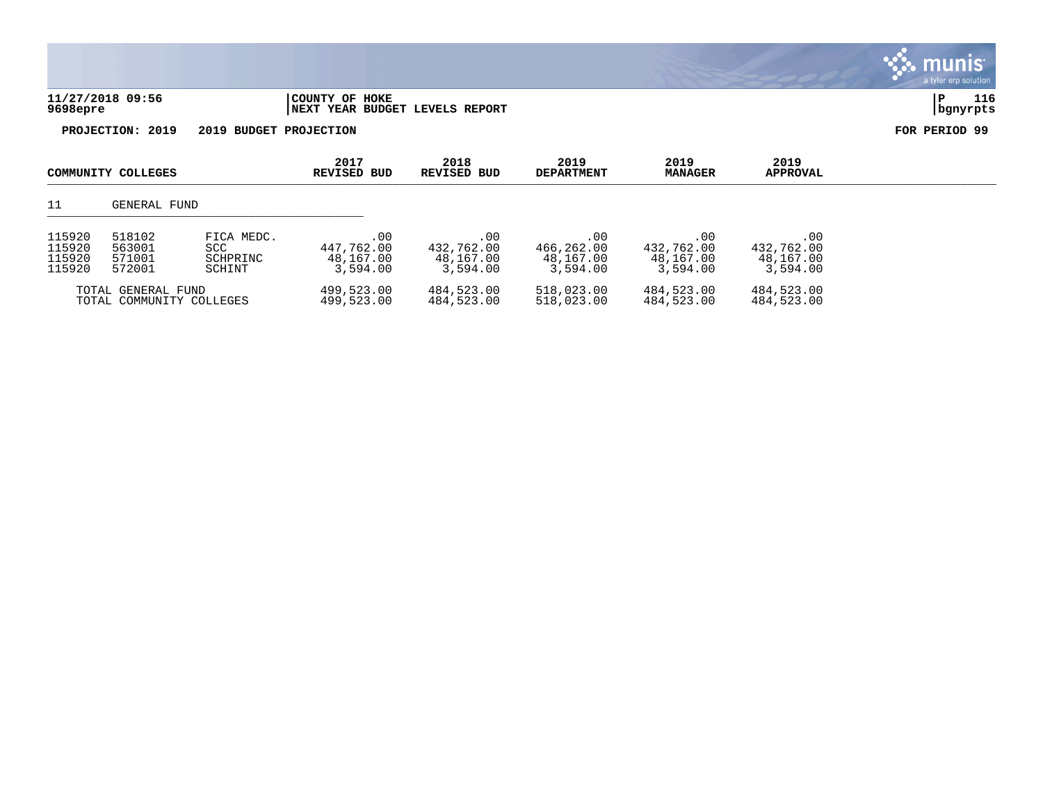**11/27/2018 09:56** | **COUNTY OF HOKE** | **P 116**
**9698epre** | **NEXT YEAR BUDGET LEVELS REPORT** | **bgnyrpts**

**PROJECTION: 2019 2019 BUDGET PROJECTION** **FOR PERIOD 99**

| COMMUNITY COLLEGES | | | 2017 REVISED BUD | 2018 REVISED BUD | 2019 DEPARTMENT | 2019 MANAGER | 2019 APPROVAL |
|---|---|---|---|---|---|---|---|
| 11 | GENERAL FUND | | | | | | |
| 115920 | 518102 | FICA MEDC. | .00 | .00 | .00 | .00 | .00 |
| 115920 | 563001 | SCC | 447,762.00 | 432,762.00 | 466,262.00 | 432,762.00 | 432,762.00 |
| 115920 | 571001 | SCHPRINC | 48,167.00 | 48,167.00 | 48,167.00 | 48,167.00 | 48,167.00 |
| 115920 | 572001 | SCHINT | 3,594.00 | 3,594.00 | 3,594.00 | 3,594.00 | 3,594.00 |
| TOTAL GENERAL FUND | | | 499,523.00 | 484,523.00 | 518,023.00 | 484,523.00 | 484,523.00 |
| TOTAL COMMUNITY COLLEGES | | | 499,523.00 | 484,523.00 | 518,023.00 | 484,523.00 | 484,523.00 |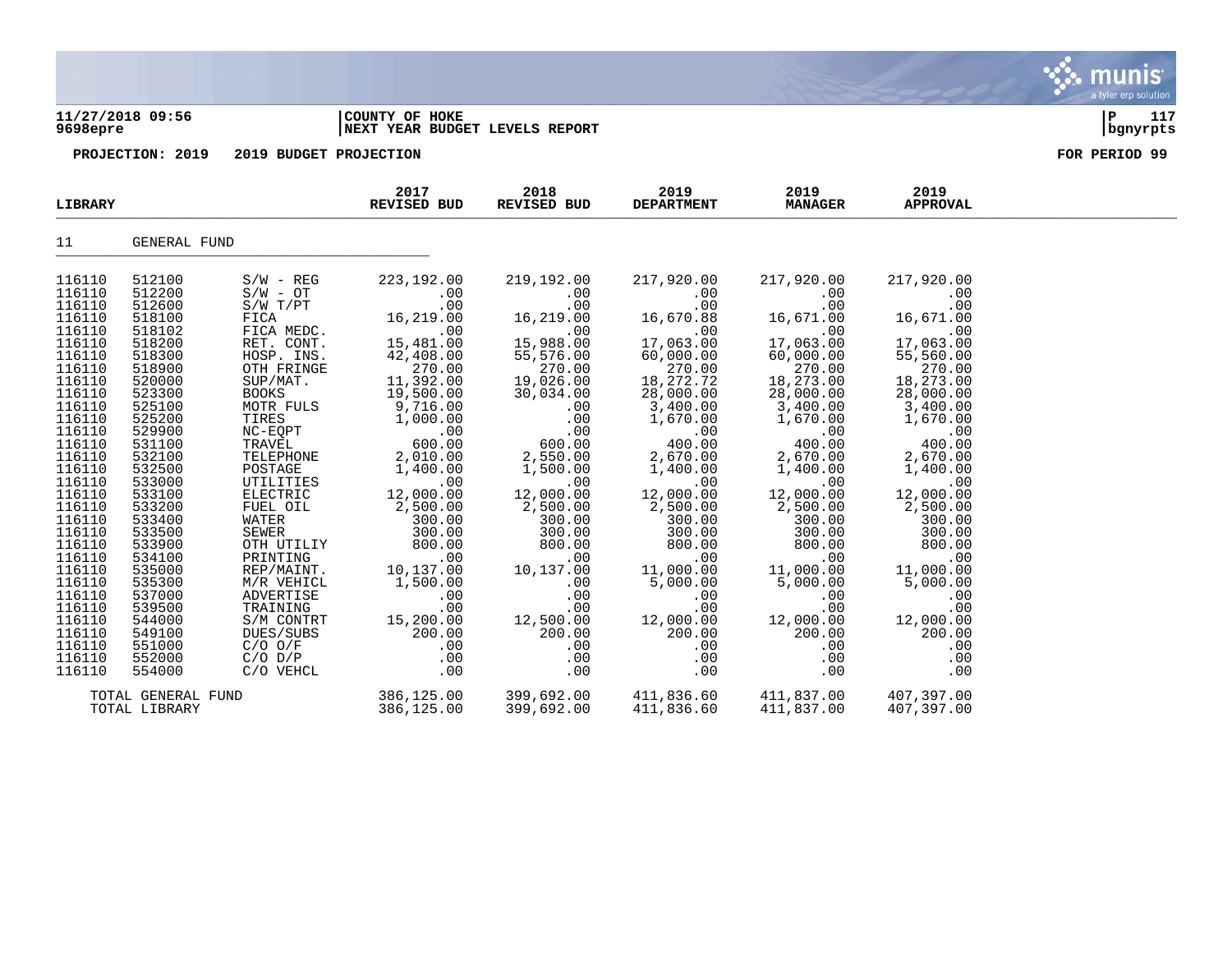**11/27/2018 09:56** | **COUNTY OF HOKE**
**9698epre** | **NEXT YEAR BUDGET LEVELS REPORT**

**PROJECTION: 2019 2019 BUDGET PROJECTION** **FOR PERIOD 99**

| LIBRARY | | | 2017 REVISED BUD | 2018 REVISED BUD | 2019 DEPARTMENT | 2019 MANAGER | 2019 APPROVAL |
|---|---|---|---|---|---|---|---|
| 11 | GENERAL FUND | | | | | | |
| 116110 | 512100 | S/W - REG | 223,192.00 | 219,192.00 | 217,920.00 | 217,920.00 | 217,920.00 |
| 116110 | 512200 | S/W - OT | .00 | .00 | .00 | .00 | .00 |
| 116110 | 512600 | S/W T/PT | .00 | .00 | .00 | .00 | .00 |
| 116110 | 518100 | FICA | 16,219.00 | 16,219.00 | 16,670.88 | 16,671.00 | 16,671.00 |
| 116110 | 518102 | FICA MEDC. | .00 | .00 | .00 | .00 | .00 |
| 116110 | 518200 | RET. CONT. | 15,481.00 | 15,988.00 | 17,063.00 | 17,063.00 | 17,063.00 |
| 116110 | 518300 | HOSP. INS. | 42,408.00 | 55,576.00 | 60,000.00 | 60,000.00 | 55,560.00 |
| 116110 | 518900 | OTH FRINGE | 270.00 | 270.00 | 270.00 | 270.00 | 270.00 |
| 116110 | 520000 | SUP/MAT. | 11,392.00 | 19,026.00 | 18,272.72 | 18,273.00 | 18,273.00 |
| 116110 | 523300 | BOOKS | 19,500.00 | 30,034.00 | 28,000.00 | 28,000.00 | 28,000.00 |
| 116110 | 525100 | MOTR FULS | 9,716.00 | .00 | 3,400.00 | 3,400.00 | 3,400.00 |
| 116110 | 525200 | TIRES | 1,000.00 | .00 | 1,670.00 | 1,670.00 | 1,670.00 |
| 116110 | 529900 | NC-EQPT | .00 | .00 | .00 | .00 | .00 |
| 116110 | 531100 | TRAVEL | 600.00 | 600.00 | 400.00 | 400.00 | 400.00 |
| 116110 | 532100 | TELEPHONE | 2,010.00 | 2,550.00 | 2,670.00 | 2,670.00 | 2,670.00 |
| 116110 | 532500 | POSTAGE | 1,400.00 | 1,500.00 | 1,400.00 | 1,400.00 | 1,400.00 |
| 116110 | 533000 | UTILITIES | .00 | .00 | .00 | .00 | .00 |
| 116110 | 533100 | ELECTRIC | 12,000.00 | 12,000.00 | 12,000.00 | 12,000.00 | 12,000.00 |
| 116110 | 533200 | FUEL OIL | 2,500.00 | 2,500.00 | 2,500.00 | 2,500.00 | 2,500.00 |
| 116110 | 533400 | WATER | 300.00 | 300.00 | 300.00 | 300.00 | 300.00 |
| 116110 | 533500 | SEWER | 300.00 | 300.00 | 300.00 | 300.00 | 300.00 |
| 116110 | 533900 | OTH UTILIY | 800.00 | 800.00 | 800.00 | 800.00 | 800.00 |
| 116110 | 534100 | PRINTING | .00 | .00 | .00 | .00 | .00 |
| 116110 | 535000 | REP/MAINT. | 10,137.00 | 10,137.00 | 11,000.00 | 11,000.00 | 11,000.00 |
| 116110 | 535300 | M/R VEHICL | 1,500.00 | .00 | 5,000.00 | 5,000.00 | 5,000.00 |
| 116110 | 537000 | ADVERTISE | .00 | .00 | .00 | .00 | .00 |
| 116110 | 539500 | TRAINING | .00 | .00 | .00 | .00 | .00 |
| 116110 | 544000 | S/M CONTRT | 15,200.00 | 12,500.00 | 12,000.00 | 12,000.00 | 12,000.00 |
| 116110 | 549100 | DUES/SUBS | 200.00 | 200.00 | 200.00 | 200.00 | 200.00 |
| 116110 | 551000 | C/O O/F | .00 | .00 | .00 | .00 | .00 |
| 116110 | 552000 | C/O D/P | .00 | .00 | .00 | .00 | .00 |
| 116110 | 554000 | C/O VEHCL | .00 | .00 | .00 | .00 | .00 |
| | TOTAL GENERAL FUND | | 386,125.00 | 399,692.00 | 411,836.60 | 411,837.00 | 407,397.00 |
| | TOTAL LIBRARY | | 386,125.00 | 399,692.00 | 411,836.60 | 411,837.00 | 407,397.00 |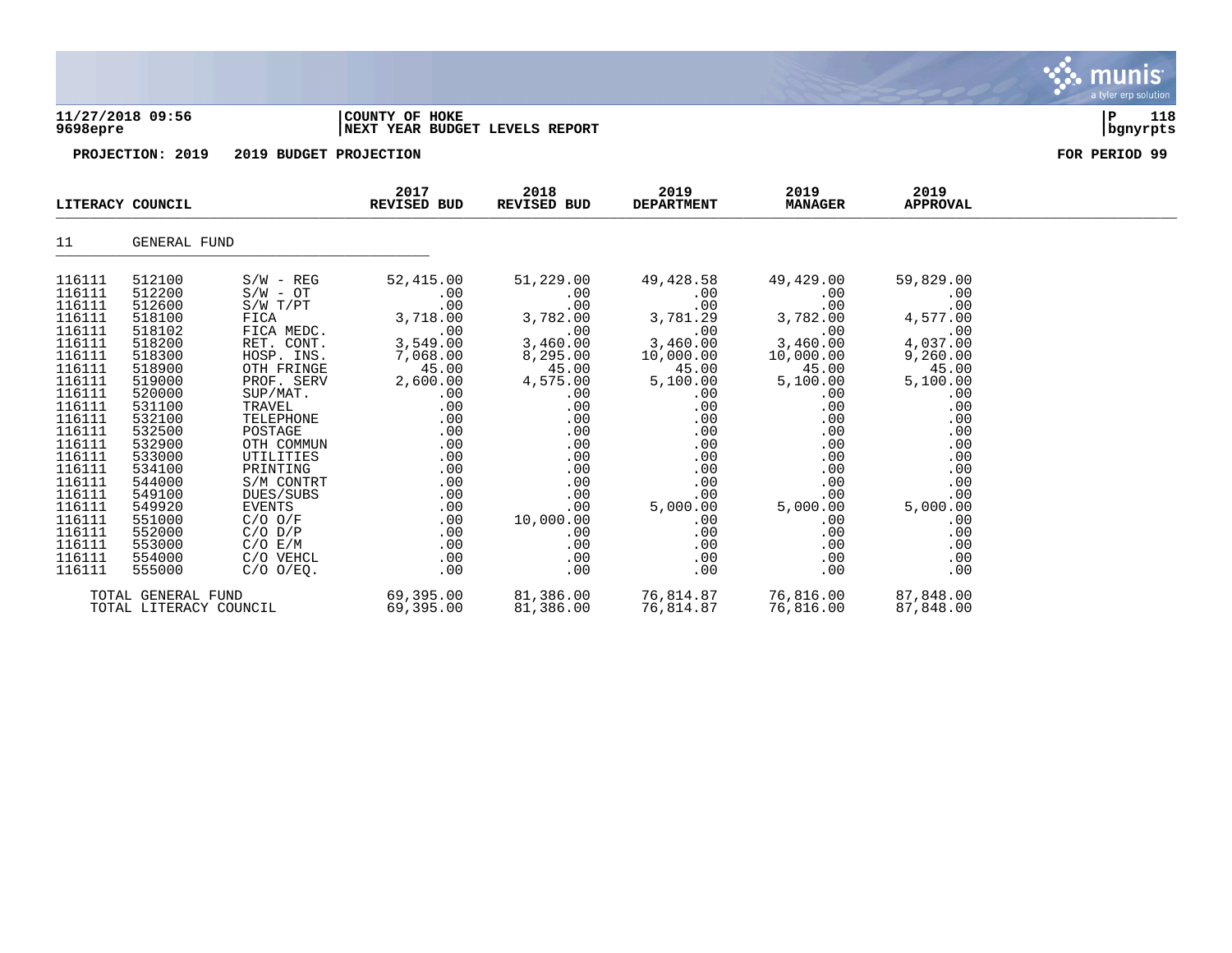**11/27/2018 09:56** | **COUNTY OF HOKE**
**9698epre** | **NEXT YEAR BUDGET LEVELS REPORT**

**PROJECTION: 2019 2019 BUDGET PROJECTION** **FOR PERIOD 99**

| LITERACY COUNCIL | | | 2017 REVISED BUD | 2018 REVISED BUD | 2019 DEPARTMENT | 2019 MANAGER | 2019 APPROVAL |
|---|---|---|---|---|---|---|---|
| 11 | GENERAL FUND | | | | | | |
| 116111 | 512100 | S/W - REG | 52,415.00 | 51,229.00 | 49,428.58 | 49,429.00 | 59,829.00 |
| 116111 | 512200 | S/W - OT | .00 | .00 | .00 | .00 | .00 |
| 116111 | 512600 | S/W T/PT | .00 | .00 | .00 | .00 | .00 |
| 116111 | 518100 | FICA | 3,718.00 | 3,782.00 | 3,781.29 | 3,782.00 | 4,577.00 |
| 116111 | 518102 | FICA MEDC. | .00 | .00 | .00 | .00 | .00 |
| 116111 | 518200 | RET. CONT. | 3,549.00 | 3,460.00 | 3,460.00 | 3,460.00 | 4,037.00 |
| 116111 | 518300 | HOSP. INS. | 7,068.00 | 8,295.00 | 10,000.00 | 10,000.00 | 9,260.00 |
| 116111 | 518900 | OTH FRINGE | 45.00 | 45.00 | 45.00 | 45.00 | 45.00 |
| 116111 | 519000 | PROF. SERV | 2,600.00 | 4,575.00 | 5,100.00 | 5,100.00 | 5,100.00 |
| 116111 | 520000 | SUP/MAT. | .00 | .00 | .00 | .00 | .00 |
| 116111 | 531100 | TRAVEL | .00 | .00 | .00 | .00 | .00 |
| 116111 | 532100 | TELEPHONE | .00 | .00 | .00 | .00 | .00 |
| 116111 | 532500 | POSTAGE | .00 | .00 | .00 | .00 | .00 |
| 116111 | 532900 | OTH COMMUN | .00 | .00 | .00 | .00 | .00 |
| 116111 | 533000 | UTILITIES | .00 | .00 | .00 | .00 | .00 |
| 116111 | 534100 | PRINTING | .00 | .00 | .00 | .00 | .00 |
| 116111 | 544000 | S/M CONTRT | .00 | .00 | .00 | .00 | .00 |
| 116111 | 549100 | DUES/SUBS | .00 | .00 | .00 | .00 | .00 |
| 116111 | 549920 | EVENTS | .00 | .00 | 5,000.00 | 5,000.00 | 5,000.00 |
| 116111 | 551000 | C/O O/F | .00 | 10,000.00 | .00 | .00 | .00 |
| 116111 | 552000 | C/O D/P | .00 | .00 | .00 | .00 | .00 |
| 116111 | 553000 | C/O E/M | .00 | .00 | .00 | .00 | .00 |
| 116111 | 554000 | C/O VEHCL | .00 | .00 | .00 | .00 | .00 |
| 116111 | 555000 | C/O O/EQ. | .00 | .00 | .00 | .00 | .00 |
| TOTAL GENERAL FUND | | | 69,395.00 | 81,386.00 | 76,814.87 | 76,816.00 | 87,848.00 |
| TOTAL LITERACY COUNCIL | | | 69,395.00 | 81,386.00 | 76,814.87 | 76,816.00 | 87,848.00 |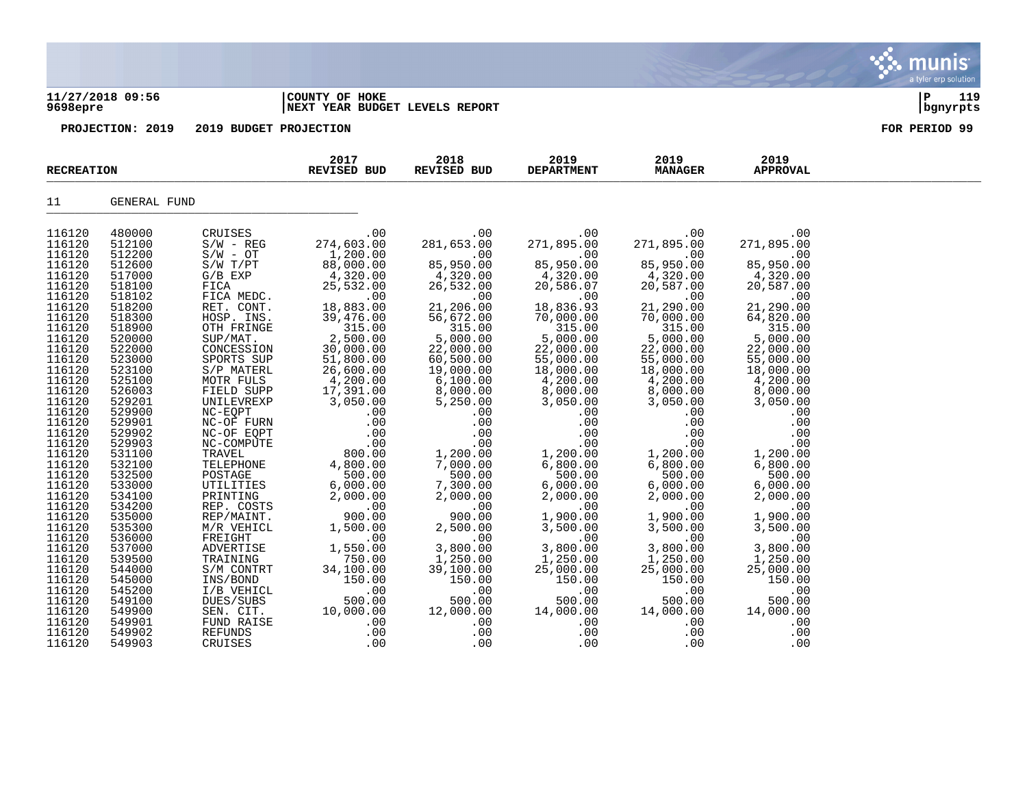**11/27/2018 09:56** | **COUNTY OF HOKE**
**9698epre** | **NEXT YEAR BUDGET LEVELS REPORT** | **bgnyrpts**

**PROJECTION: 2019 2019 BUDGET PROJECTION** **FOR PERIOD 99**

| RECREATION | | | 2017 REVISED BUD | 2018 REVISED BUD | 2019 DEPARTMENT | 2019 MANAGER | 2019 APPROVAL |
|---|---|---|---|---|---|---|---|
| 11 | GENERAL FUND | | | | | | |
| 116120 | 480000 | CRUISES | .00 | .00 | .00 | .00 | .00 |
| 116120 | 512100 | S/W - REG | 274,603.00 | 281,653.00 | 271,895.00 | 271,895.00 | 271,895.00 |
| 116120 | 512200 | S/W - OT | 1,200.00 | .00 | .00 | .00 | .00 |
| 116120 | 512600 | S/W T/PT | 88,000.00 | 85,950.00 | 85,950.00 | 85,950.00 | 85,950.00 |
| 116120 | 517000 | G/B EXP | 4,320.00 | 4,320.00 | 4,320.00 | 4,320.00 | 4,320.00 |
| 116120 | 518100 | FICA | 25,532.00 | 26,532.00 | 20,586.07 | 20,587.00 | 20,587.00 |
| 116120 | 518102 | FICA MEDC. | .00 | .00 | .00 | .00 | .00 |
| 116120 | 518200 | RET. CONT. | 18,883.00 | 21,206.00 | 18,836.93 | 21,290.00 | 21,290.00 |
| 116120 | 518300 | HOSP. INS. | 39,476.00 | 56,672.00 | 70,000.00 | 70,000.00 | 64,820.00 |
| 116120 | 518900 | OTH FRINGE | 315.00 | 315.00 | 315.00 | 315.00 | 315.00 |
| 116120 | 520000 | SUP/MAT. | 2,500.00 | 5,000.00 | 5,000.00 | 5,000.00 | 5,000.00 |
| 116120 | 522000 | CONCESSION | 30,000.00 | 22,000.00 | 22,000.00 | 22,000.00 | 22,000.00 |
| 116120 | 523000 | SPORTS SUP | 51,800.00 | 60,500.00 | 55,000.00 | 55,000.00 | 55,000.00 |
| 116120 | 523100 | S/P MATERL | 26,600.00 | 19,000.00 | 18,000.00 | 18,000.00 | 18,000.00 |
| 116120 | 525100 | MOTR FULS | 4,200.00 | 6,100.00 | 4,200.00 | 4,200.00 | 4,200.00 |
| 116120 | 526003 | FIELD SUPP | 17,391.00 | 8,000.00 | 8,000.00 | 8,000.00 | 8,000.00 |
| 116120 | 529201 | UNILEVREXP | 3,050.00 | 5,250.00 | 3,050.00 | 3,050.00 | 3,050.00 |
| 116120 | 529900 | NC-EQPT | .00 | .00 | .00 | .00 | .00 |
| 116120 | 529901 | NC-OF FURN | .00 | .00 | .00 | .00 | .00 |
| 116120 | 529902 | NC-OF EQPT | .00 | .00 | .00 | .00 | .00 |
| 116120 | 529903 | NC-COMPUTE | .00 | .00 | .00 | .00 | .00 |
| 116120 | 531100 | TRAVEL | 800.00 | 1,200.00 | 1,200.00 | 1,200.00 | 1,200.00 |
| 116120 | 532100 | TELEPHONE | 4,800.00 | 7,000.00 | 6,800.00 | 6,800.00 | 6,800.00 |
| 116120 | 532500 | POSTAGE | 500.00 | 500.00 | 500.00 | 500.00 | 500.00 |
| 116120 | 533000 | UTILITIES | 6,000.00 | 7,300.00 | 6,000.00 | 6,000.00 | 6,000.00 |
| 116120 | 534100 | PRINTING | 2,000.00 | 2,000.00 | 2,000.00 | 2,000.00 | 2,000.00 |
| 116120 | 534200 | REP. COSTS | .00 | .00 | .00 | .00 | .00 |
| 116120 | 535000 | REP/MAINT. | 900.00 | 900.00 | 1,900.00 | 1,900.00 | 1,900.00 |
| 116120 | 535300 | M/R VEHICL | 1,500.00 | 2,500.00 | 3,500.00 | 3,500.00 | 3,500.00 |
| 116120 | 536000 | FREIGHT | .00 | .00 | .00 | .00 | .00 |
| 116120 | 537000 | ADVERTISE | 1,550.00 | 3,800.00 | 3,800.00 | 3,800.00 | 3,800.00 |
| 116120 | 539500 | TRAINING | 750.00 | 1,250.00 | 1,250.00 | 1,250.00 | 1,250.00 |
| 116120 | 544000 | S/M CONTRT | 34,100.00 | 39,100.00 | 25,000.00 | 25,000.00 | 25,000.00 |
| 116120 | 545000 | INS/BOND | 150.00 | 150.00 | 150.00 | 150.00 | 150.00 |
| 116120 | 545200 | I/B VEHICL | .00 | .00 | .00 | .00 | .00 |
| 116120 | 549100 | DUES/SUBS | 500.00 | 500.00 | 500.00 | 500.00 | 500.00 |
| 116120 | 549900 | SEN. CIT. | 10,000.00 | 12,000.00 | 14,000.00 | 14,000.00 | 14,000.00 |
| 116120 | 549901 | FUND RAISE | .00 | .00 | .00 | .00 | .00 |
| 116120 | 549902 | REFUNDS | .00 | .00 | .00 | .00 | .00 |
| 116120 | 549903 | CRUISES | .00 | .00 | .00 | .00 | .00 |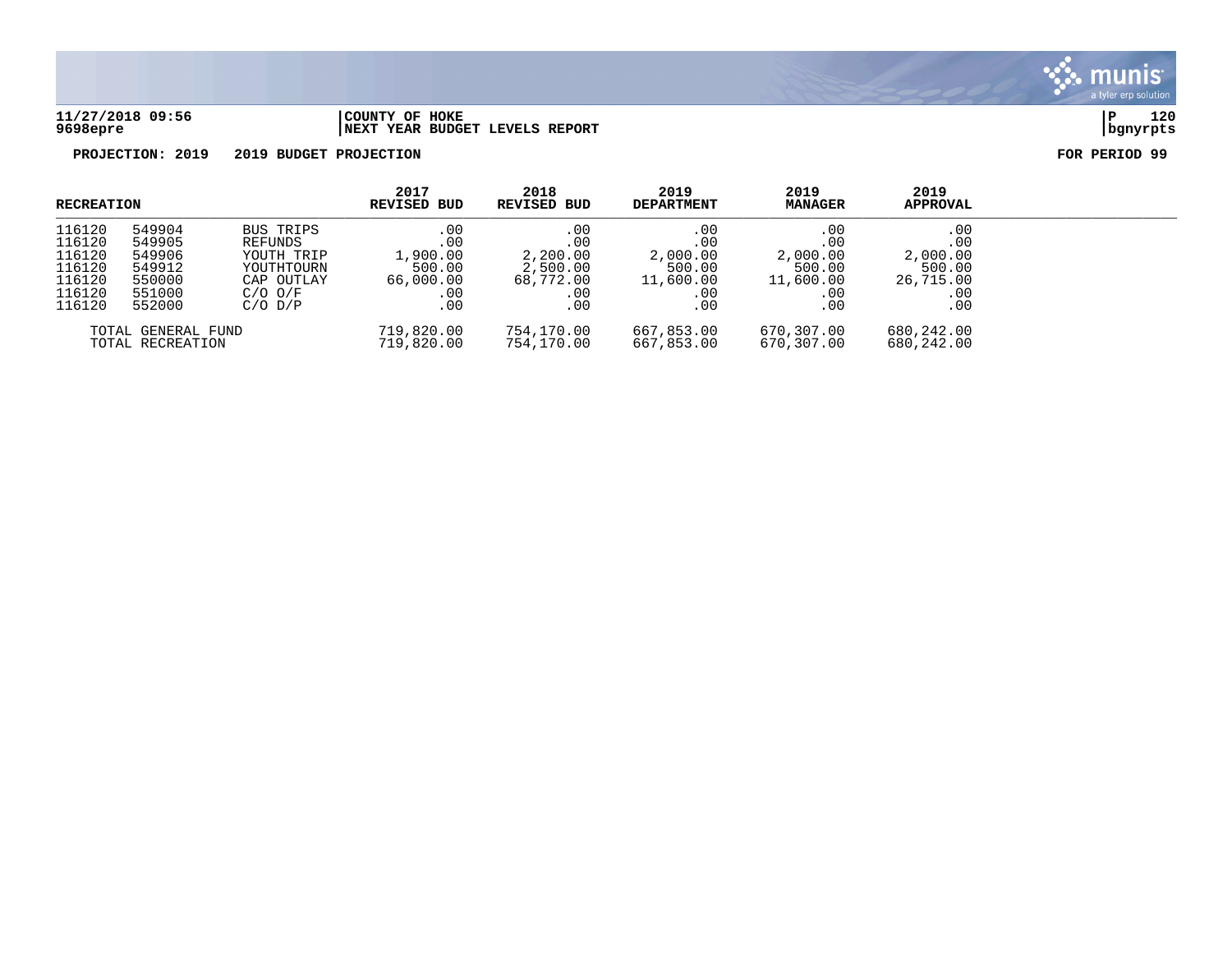**COUNTY OF HOKE**
**NEXT YEAR BUDGET LEVELS REPORT**

11/27/2018 09:56
9698epre

**PROJECTION: 2019 2019 BUDGET PROJECTION** **FOR PERIOD 99**

| RECREATION | | | 2017 REVISED BUD | 2018 REVISED BUD | 2019 DEPARTMENT | 2019 MANAGER | 2019 APPROVAL |
|---|---|---|---|---|---|---|---|
| 116120 | 549904 | BUS TRIPS | .00 | .00 | .00 | .00 | .00 |
| 116120 | 549905 | REFUNDS | .00 | .00 | .00 | .00 | .00 |
| 116120 | 549906 | YOUTH TRIP | 1,900.00 | 2,200.00 | 2,000.00 | 2,000.00 | 2,000.00 |
| 116120 | 549912 | YOUTHTOURN | 500.00 | 2,500.00 | 500.00 | 500.00 | 500.00 |
| 116120 | 550000 | CAP OUTLAY | 66,000.00 | 68,772.00 | 11,600.00 | 11,600.00 | 26,715.00 |
| 116120 | 551000 | C/O O/F | .00 | .00 | .00 | .00 | .00 |
| 116120 | 552000 | C/O D/P | .00 | .00 | .00 | .00 | .00 |
| TOTAL GENERAL FUND | | | 719,820.00 | 754,170.00 | 667,853.00 | 670,307.00 | 680,242.00 |
| TOTAL RECREATION | | | 719,820.00 | 754,170.00 | 667,853.00 | 670,307.00 | 680,242.00 |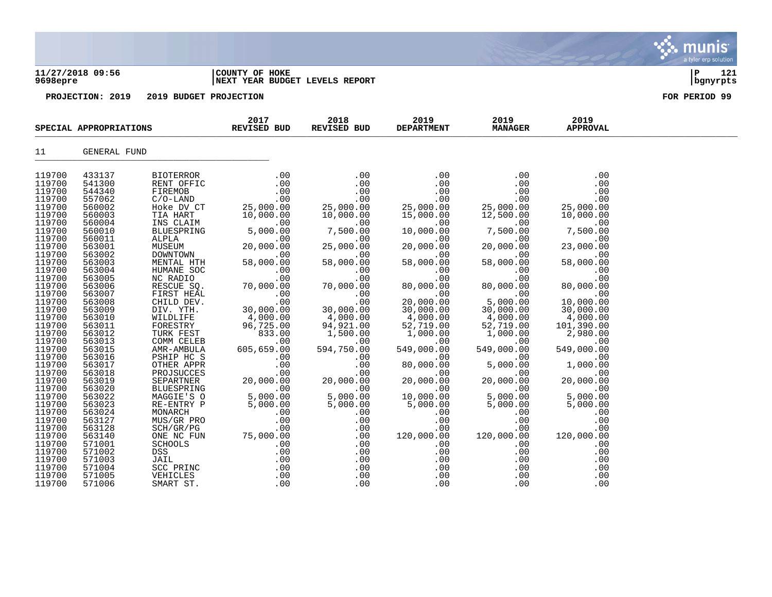11/27/2018 09:56 | COUNTY OF HOKE
9698epre | NEXT YEAR BUDGET LEVELS REPORT

PROJECTION: 2019  2019 BUDGET PROJECTION  FOR PERIOD 99

| SPECIAL APPROPRIATIONS | | | 2017 REVISED BUD | 2018 REVISED BUD | 2019 DEPARTMENT | 2019 MANAGER | 2019 APPROVAL |
|---|---|---|---|---|---|---|---|
| 11 | GENERAL FUND | | | | | | |
| 119700 | 433137 | BIOTERROR | .00 | .00 | .00 | .00 | .00 |
| 119700 | 541300 | RENT OFFIC | .00 | .00 | .00 | .00 | .00 |
| 119700 | 544340 | FIREMOB | .00 | .00 | .00 | .00 | .00 |
| 119700 | 557062 | C/O-LAND | .00 | .00 | .00 | .00 | .00 |
| 119700 | 560002 | Hoke DV CT | 25,000.00 | 25,000.00 | 25,000.00 | 25,000.00 | 25,000.00 |
| 119700 | 560003 | TIA HART | 10,000.00 | 10,000.00 | 15,000.00 | 12,500.00 | 10,000.00 |
| 119700 | 560004 | INS CLAIM | .00 | .00 | .00 | .00 | .00 |
| 119700 | 560010 | BLUESPRING | 5,000.00 | 7,500.00 | 10,000.00 | 7,500.00 | 7,500.00 |
| 119700 | 560011 | ALPLA | .00 | .00 | .00 | .00 | .00 |
| 119700 | 563001 | MUSEUM | 20,000.00 | 25,000.00 | 20,000.00 | 20,000.00 | 23,000.00 |
| 119700 | 563002 | DOWNTOWN | .00 | .00 | .00 | .00 | .00 |
| 119700 | 563003 | MENTAL HTH | 58,000.00 | 58,000.00 | 58,000.00 | 58,000.00 | 58,000.00 |
| 119700 | 563004 | HUMANE SOC | .00 | .00 | .00 | .00 | .00 |
| 119700 | 563005 | NC RADIO | .00 | .00 | .00 | .00 | .00 |
| 119700 | 563006 | RESCUE SQ. | 70,000.00 | 70,000.00 | 80,000.00 | 80,000.00 | 80,000.00 |
| 119700 | 563007 | FIRST HEAL | .00 | .00 | .00 | .00 | .00 |
| 119700 | 563008 | CHILD DEV. | .00 | .00 | 20,000.00 | 5,000.00 | 10,000.00 |
| 119700 | 563009 | DIV. YTH. | 30,000.00 | 30,000.00 | 30,000.00 | 30,000.00 | 30,000.00 |
| 119700 | 563010 | WILDLIFE | 4,000.00 | 4,000.00 | 4,000.00 | 4,000.00 | 4,000.00 |
| 119700 | 563011 | FORESTRY | 96,725.00 | 94,921.00 | 52,719.00 | 52,719.00 | 101,390.00 |
| 119700 | 563012 | TURK FEST | 833.00 | 1,500.00 | 1,000.00 | 1,000.00 | 2,980.00 |
| 119700 | 563013 | COMM CELEB | .00 | .00 | .00 | .00 | .00 |
| 119700 | 563015 | AMR-AMBULA | 605,659.00 | 594,750.00 | 549,000.00 | 549,000.00 | 549,000.00 |
| 119700 | 563016 | PSHIP HC S | .00 | .00 | .00 | .00 | .00 |
| 119700 | 563017 | OTHER APPR | .00 | .00 | 80,000.00 | 5,000.00 | 1,000.00 |
| 119700 | 563018 | PROJSUCCES | .00 | .00 | .00 | .00 | .00 |
| 119700 | 563019 | SEPARTNER | 20,000.00 | 20,000.00 | 20,000.00 | 20,000.00 | 20,000.00 |
| 119700 | 563020 | BLUESPRING | .00 | .00 | .00 | .00 | .00 |
| 119700 | 563022 | MAGGIE'S O | 5,000.00 | 5,000.00 | 10,000.00 | 5,000.00 | 5,000.00 |
| 119700 | 563023 | RE-ENTRY P | 5,000.00 | 5,000.00 | 5,000.00 | 5,000.00 | 5,000.00 |
| 119700 | 563024 | MONARCH | .00 | .00 | .00 | .00 | .00 |
| 119700 | 563127 | MUS/GR PRO | .00 | .00 | .00 | .00 | .00 |
| 119700 | 563128 | SCH/GR/PG | .00 | .00 | .00 | .00 | .00 |
| 119700 | 563140 | ONE NC FUN | 75,000.00 | .00 | 120,000.00 | 120,000.00 | 120,000.00 |
| 119700 | 571001 | SCHOOLS | .00 | .00 | .00 | .00 | .00 |
| 119700 | 571002 | DSS | .00 | .00 | .00 | .00 | .00 |
| 119700 | 571003 | JAIL | .00 | .00 | .00 | .00 | .00 |
| 119700 | 571004 | SCC PRINC | .00 | .00 | .00 | .00 | .00 |
| 119700 | 571005 | VEHICLES | .00 | .00 | .00 | .00 | .00 |
| 119700 | 571006 | SMART ST. | .00 | .00 | .00 | .00 | .00 |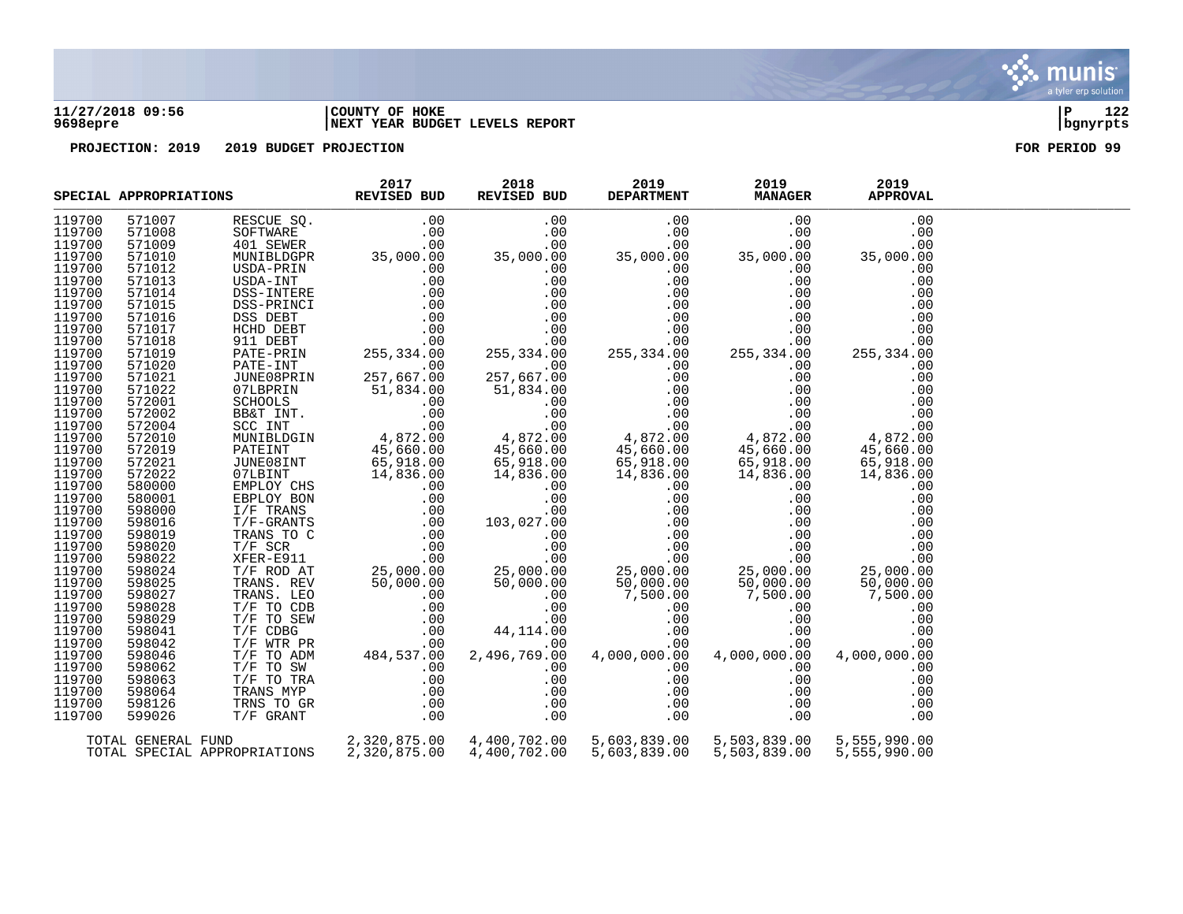**11/27/2018 09:56** | **COUNTY OF HOKE**
**9698epre** | **NEXT YEAR BUDGET LEVELS REPORT**

**PROJECTION: 2019   2019 BUDGET PROJECTION**   **FOR PERIOD 99**

| SPECIAL APPROPRIATIONS | | | 2017 REVISED BUD | 2018 REVISED BUD | 2019 DEPARTMENT | 2019 MANAGER | 2019 APPROVAL |
|---|---|---|---|---|---|---|---|
| 119700 | 571007 | RESCUE SQ. | .00 | .00 | .00 | .00 | .00 |
| 119700 | 571008 | SOFTWARE | .00 | .00 | .00 | .00 | .00 |
| 119700 | 571009 | 401 SEWER | .00 | .00 | .00 | .00 | .00 |
| 119700 | 571010 | MUNIBLDGPR | 35,000.00 | 35,000.00 | 35,000.00 | 35,000.00 | 35,000.00 |
| 119700 | 571012 | USDA-PRIN | .00 | .00 | .00 | .00 | .00 |
| 119700 | 571013 | USDA-INT | .00 | .00 | .00 | .00 | .00 |
| 119700 | 571014 | DSS-INTERE | .00 | .00 | .00 | .00 | .00 |
| 119700 | 571015 | DSS-PRINCI | .00 | .00 | .00 | .00 | .00 |
| 119700 | 571016 | DSS DEBT | .00 | .00 | .00 | .00 | .00 |
| 119700 | 571017 | HCHD DEBT | .00 | .00 | .00 | .00 | .00 |
| 119700 | 571018 | 911 DEBT | .00 | .00 | .00 | .00 | .00 |
| 119700 | 571019 | PATE-PRIN | 255,334.00 | 255,334.00 | 255,334.00 | 255,334.00 | 255,334.00 |
| 119700 | 571020 | PATE-INT | .00 | .00 | .00 | .00 | .00 |
| 119700 | 571021 | JUNE08PRIN | 257,667.00 | 257,667.00 | .00 | .00 | .00 |
| 119700 | 571022 | 07LBPRIN | 51,834.00 | 51,834.00 | .00 | .00 | .00 |
| 119700 | 572001 | SCHOOLS | .00 | .00 | .00 | .00 | .00 |
| 119700 | 572002 | BB&T INT. | .00 | .00 | .00 | .00 | .00 |
| 119700 | 572004 | SCC INT | .00 | .00 | .00 | .00 | .00 |
| 119700 | 572010 | MUNIBLDGIN | 4,872.00 | 4,872.00 | 4,872.00 | 4,872.00 | 4,872.00 |
| 119700 | 572019 | PATEINT | 45,660.00 | 45,660.00 | 45,660.00 | 45,660.00 | 45,660.00 |
| 119700 | 572021 | JUNE08INT | 65,918.00 | 65,918.00 | 65,918.00 | 65,918.00 | 65,918.00 |
| 119700 | 572022 | 07LBINT | 14,836.00 | 14,836.00 | 14,836.00 | 14,836.00 | 14,836.00 |
| 119700 | 580000 | EMPLOY CHS | .00 | .00 | .00 | .00 | .00 |
| 119700 | 580001 | EBPLOY BON | .00 | .00 | .00 | .00 | .00 |
| 119700 | 598000 | I/F TRANS | .00 | .00 | .00 | .00 | .00 |
| 119700 | 598016 | T/F-GRANTS | .00 | 103,027.00 | .00 | .00 | .00 |
| 119700 | 598019 | TRANS TO C | .00 | .00 | .00 | .00 | .00 |
| 119700 | 598020 | T/F SCR | .00 | .00 | .00 | .00 | .00 |
| 119700 | 598022 | XFER-E911 | .00 | .00 | .00 | .00 | .00 |
| 119700 | 598024 | T/F ROD AT | 25,000.00 | 25,000.00 | 25,000.00 | 25,000.00 | 25,000.00 |
| 119700 | 598025 | TRANS. REV | 50,000.00 | 50,000.00 | 50,000.00 | 50,000.00 | 50,000.00 |
| 119700 | 598027 | TRANS. LEO | .00 | .00 | 7,500.00 | 7,500.00 | 7,500.00 |
| 119700 | 598028 | T/F TO CDB | .00 | .00 | .00 | .00 | .00 |
| 119700 | 598029 | T/F TO SEW | .00 | .00 | .00 | .00 | .00 |
| 119700 | 598041 | T/F CDBG | .00 | 44,114.00 | .00 | .00 | .00 |
| 119700 | 598042 | T/F WTR PR | .00 | .00 | .00 | .00 | .00 |
| 119700 | 598046 | T/F TO ADM | 484,537.00 | 2,496,769.00 | 4,000,000.00 | 4,000,000.00 | 4,000,000.00 |
| 119700 | 598062 | T/F TO SW | .00 | .00 | .00 | .00 | .00 |
| 119700 | 598063 | T/F TO TRA | .00 | .00 | .00 | .00 | .00 |
| 119700 | 598064 | TRANS MYP | .00 | .00 | .00 | .00 | .00 |
| 119700 | 598126 | TRNS TO GR | .00 | .00 | .00 | .00 | .00 |
| 119700 | 599026 | T/F GRANT | .00 | .00 | .00 | .00 | .00 |
| TOTAL GENERAL FUND | | | 2,320,875.00 | 4,400,702.00 | 5,603,839.00 | 5,503,839.00 | 5,555,990.00 |
| TOTAL SPECIAL APPROPRIATIONS | | | 2,320,875.00 | 4,400,702.00 | 5,603,839.00 | 5,503,839.00 | 5,555,990.00 |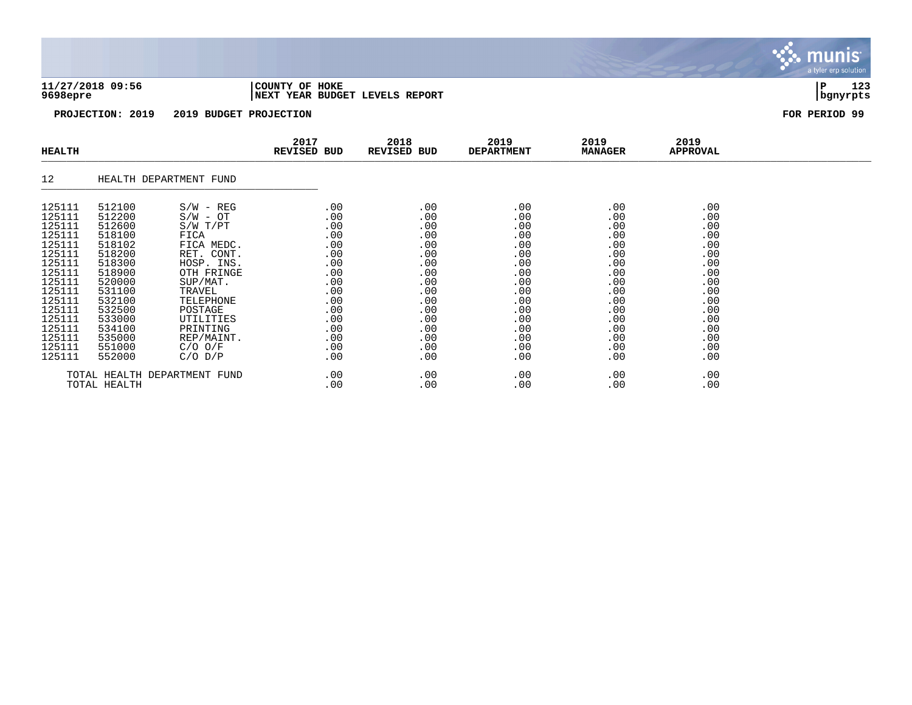**11/27/2018 09:56** | **COUNTY OF HOKE**
**9698epre** | **NEXT YEAR BUDGET LEVELS REPORT** | **bgnyrpts**

**PROJECTION: 2019 2019 BUDGET PROJECTION** | **FOR PERIOD 99**

| HEALTH | | | 2017 REVISED BUD | 2018 REVISED BUD | 2019 DEPARTMENT | 2019 MANAGER | 2019 APPROVAL |
|---|---|---|---|---|---|---|---|
| 12 | HEALTH DEPARTMENT FUND | | | | | | |
| 125111 | 512100 | S/W - REG | .00 | .00 | .00 | .00 | .00 |
| 125111 | 512200 | S/W - OT | .00 | .00 | .00 | .00 | .00 |
| 125111 | 512600 | S/W T/PT | .00 | .00 | .00 | .00 | .00 |
| 125111 | 518100 | FICA | .00 | .00 | .00 | .00 | .00 |
| 125111 | 518102 | FICA MEDC. | .00 | .00 | .00 | .00 | .00 |
| 125111 | 518200 | RET. CONT. | .00 | .00 | .00 | .00 | .00 |
| 125111 | 518300 | HOSP. INS. | .00 | .00 | .00 | .00 | .00 |
| 125111 | 518900 | OTH FRINGE | .00 | .00 | .00 | .00 | .00 |
| 125111 | 520000 | SUP/MAT. | .00 | .00 | .00 | .00 | .00 |
| 125111 | 531100 | TRAVEL | .00 | .00 | .00 | .00 | .00 |
| 125111 | 532100 | TELEPHONE | .00 | .00 | .00 | .00 | .00 |
| 125111 | 532500 | POSTAGE | .00 | .00 | .00 | .00 | .00 |
| 125111 | 533000 | UTILITIES | .00 | .00 | .00 | .00 | .00 |
| 125111 | 534100 | PRINTING | .00 | .00 | .00 | .00 | .00 |
| 125111 | 535000 | REP/MAINT. | .00 | .00 | .00 | .00 | .00 |
| 125111 | 551000 | C/O O/F | .00 | .00 | .00 | .00 | .00 |
| 125111 | 552000 | C/O D/P | .00 | .00 | .00 | .00 | .00 |
| | TOTAL HEALTH DEPARTMENT FUND | | .00 | .00 | .00 | .00 | .00 |
| | TOTAL HEALTH | | .00 | .00 | .00 | .00 | .00 |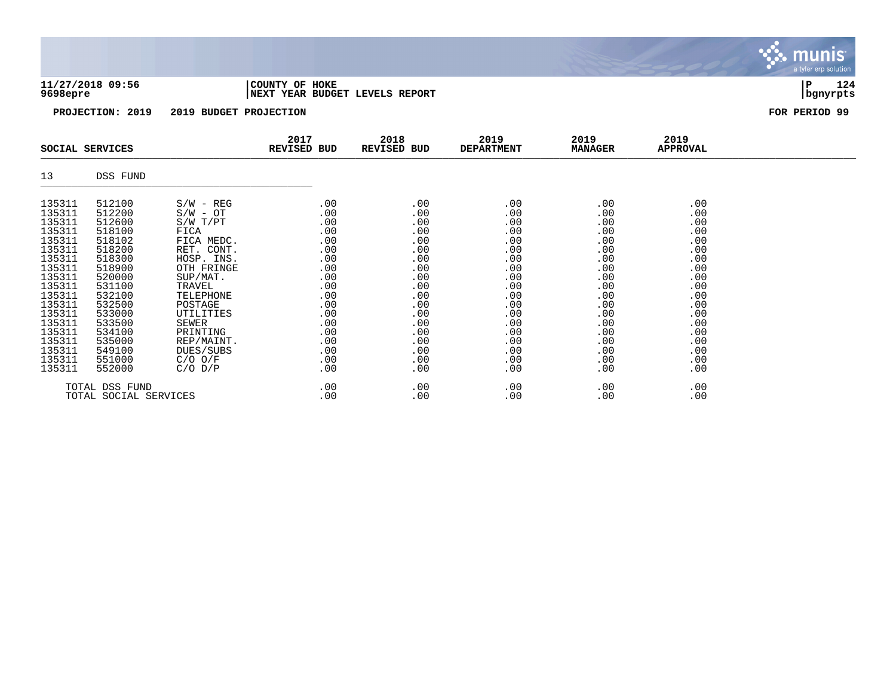**11/27/2018 09:56** | **COUNTY OF HOKE** | **P 124**
**9698epre** | **NEXT YEAR BUDGET LEVELS REPORT** | **bgnyrpts**

**PROJECTION: 2019 2019 BUDGET PROJECTION** **FOR PERIOD 99**

| SOCIAL SERVICES | | | 2017 REVISED BUD | 2018 REVISED BUD | 2019 DEPARTMENT | 2019 MANAGER | 2019 APPROVAL |
|---|---|---|---|---|---|---|---|
| 13 | DSS FUND | | | | | | |
| 135311 | 512100 | S/W - REG | .00 | .00 | .00 | .00 | .00 |
| 135311 | 512200 | S/W - OT | .00 | .00 | .00 | .00 | .00 |
| 135311 | 512600 | S/W T/PT | .00 | .00 | .00 | .00 | .00 |
| 135311 | 518100 | FICA | .00 | .00 | .00 | .00 | .00 |
| 135311 | 518102 | FICA MEDC. | .00 | .00 | .00 | .00 | .00 |
| 135311 | 518200 | RET. CONT. | .00 | .00 | .00 | .00 | .00 |
| 135311 | 518300 | HOSP. INS. | .00 | .00 | .00 | .00 | .00 |
| 135311 | 518900 | OTH FRINGE | .00 | .00 | .00 | .00 | .00 |
| 135311 | 520000 | SUP/MAT. | .00 | .00 | .00 | .00 | .00 |
| 135311 | 531100 | TRAVEL | .00 | .00 | .00 | .00 | .00 |
| 135311 | 532100 | TELEPHONE | .00 | .00 | .00 | .00 | .00 |
| 135311 | 532500 | POSTAGE | .00 | .00 | .00 | .00 | .00 |
| 135311 | 533000 | UTILITIES | .00 | .00 | .00 | .00 | .00 |
| 135311 | 533500 | SEWER | .00 | .00 | .00 | .00 | .00 |
| 135311 | 534100 | PRINTING | .00 | .00 | .00 | .00 | .00 |
| 135311 | 535000 | REP/MAINT. | .00 | .00 | .00 | .00 | .00 |
| 135311 | 549100 | DUES/SUBS | .00 | .00 | .00 | .00 | .00 |
| 135311 | 551000 | C/O O/F | .00 | .00 | .00 | .00 | .00 |
| 135311 | 552000 | C/O D/P | .00 | .00 | .00 | .00 | .00 |
| TOTAL DSS FUND | | | .00 | .00 | .00 | .00 | .00 |
| TOTAL SOCIAL SERVICES | | | .00 | .00 | .00 | .00 | .00 |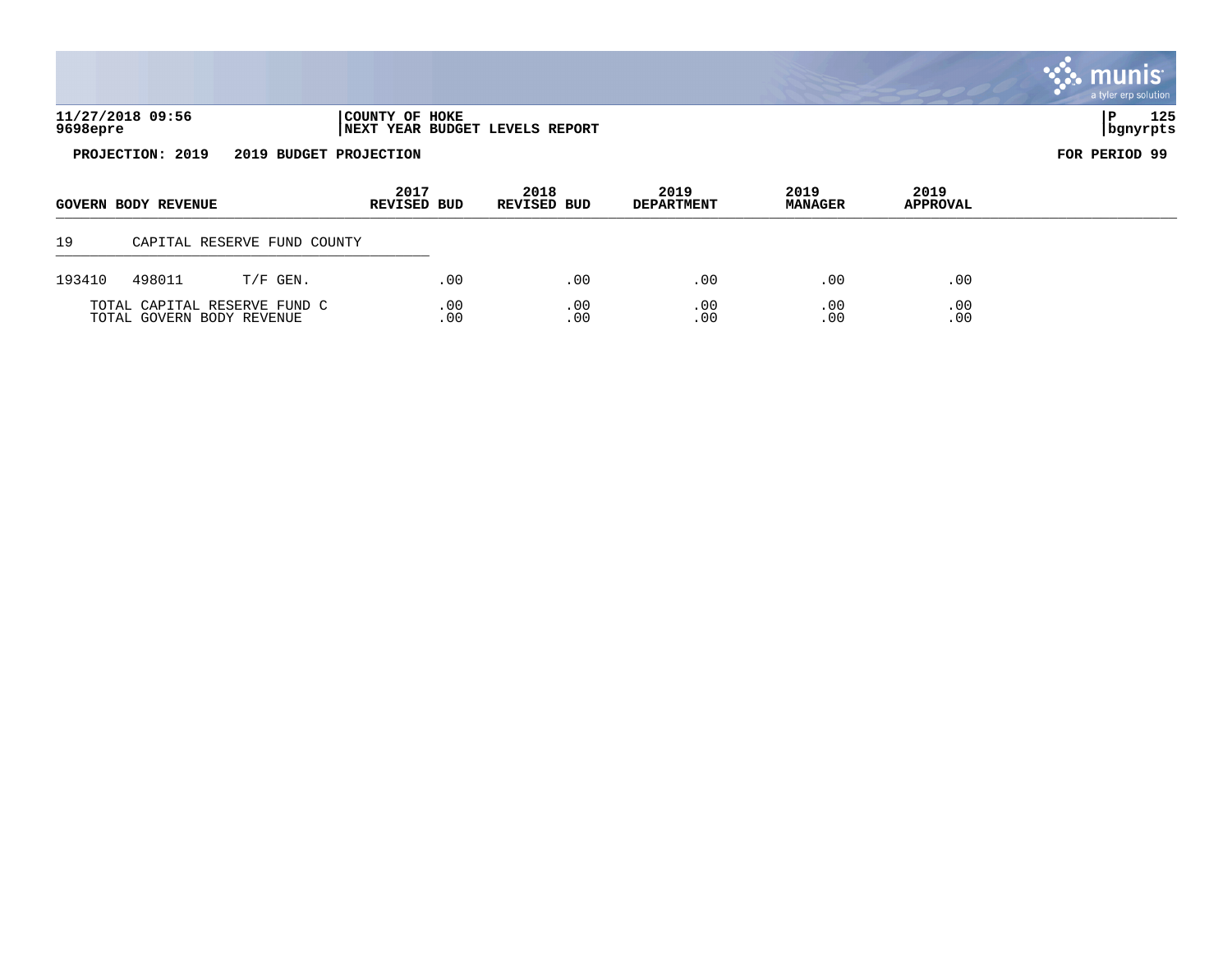**11/27/2018 09:56** | **COUNTY OF HOKE** | **P 125**
**9698epre** | **NEXT YEAR BUDGET LEVELS REPORT** | **bgnyrpts**

**PROJECTION: 2019 2019 BUDGET PROJECTION** **FOR PERIOD 99**

| GOVERN BODY REVENUE | | | 2017 REVISED BUD | 2018 REVISED BUD | 2019 DEPARTMENT | 2019 MANAGER | 2019 APPROVAL |
|---|---|---|---|---|---|---|---|
| 19 | CAPITAL RESERVE FUND COUNTY | | | | | | |
| 193410 | 498011 | T/F GEN. | .00 | .00 | .00 | .00 | .00 |
| | TOTAL CAPITAL RESERVE FUND C | | .00 | .00 | .00 | .00 | .00 |
| | TOTAL GOVERN BODY REVENUE | | .00 | .00 | .00 | .00 | .00 |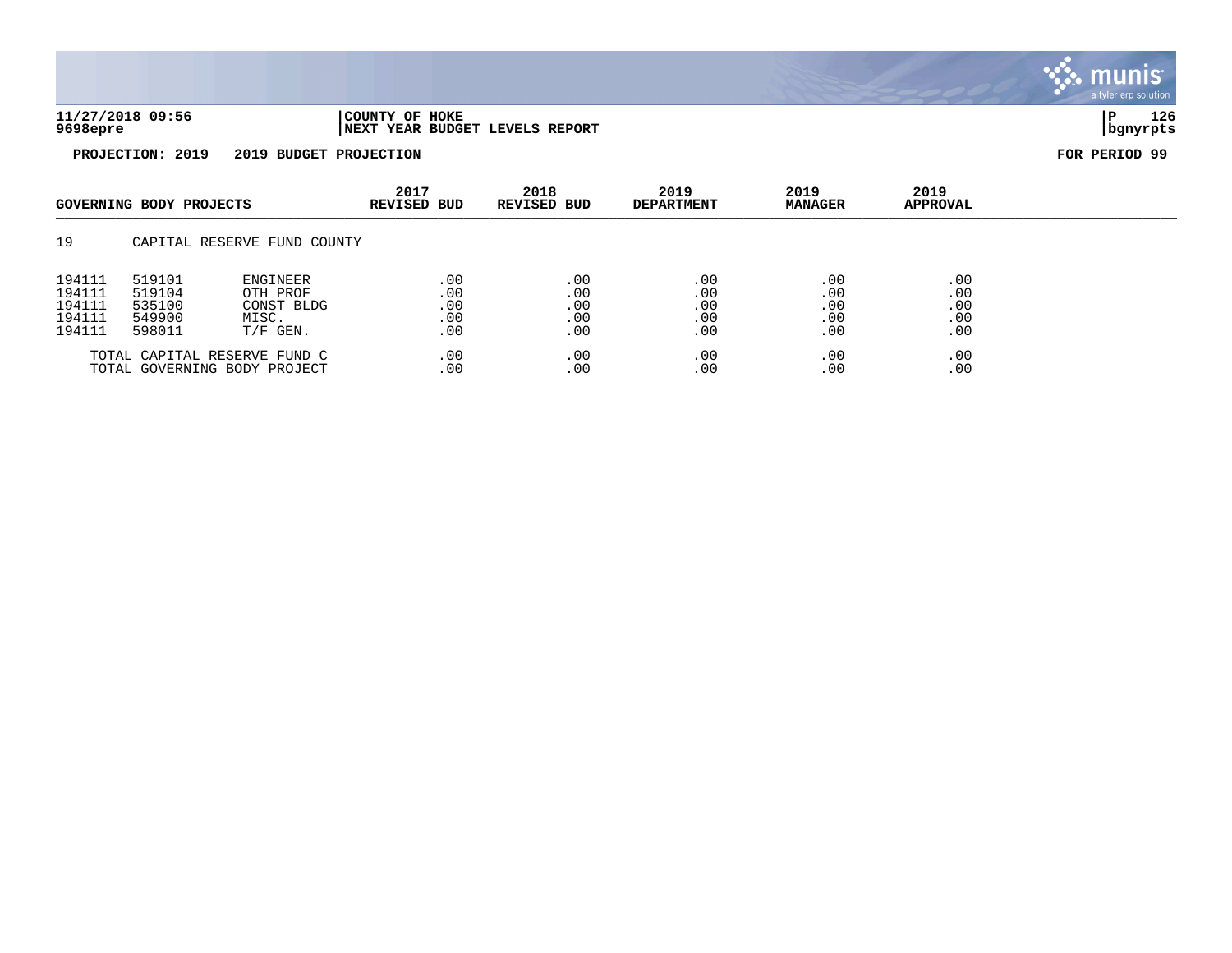**11/27/2018 09:56** | **COUNTY OF HOKE** | **NEXT YEAR BUDGET LEVELS REPORT**
**9698epre** | **bgnyrpts**

**PROJECTION: 2019 2019 BUDGET PROJECTION** | **FOR PERIOD 99**

| GOVERNING BODY PROJECTS | | | 2017 REVISED BUD | 2018 REVISED BUD | 2019 DEPARTMENT | 2019 MANAGER | 2019 APPROVAL |
|---|---|---|---|---|---|---|---|
| 19 | CAPITAL RESERVE FUND COUNTY | | | | | | |
| 194111 | 519101 | ENGINEER | .00 | .00 | .00 | .00 | .00 |
| 194111 | 519104 | OTH PROF | .00 | .00 | .00 | .00 | .00 |
| 194111 | 535100 | CONST BLDG | .00 | .00 | .00 | .00 | .00 |
| 194111 | 549900 | MISC. | .00 | .00 | .00 | .00 | .00 |
| 194111 | 598011 | T/F GEN. | .00 | .00 | .00 | .00 | .00 |
| | TOTAL CAPITAL RESERVE FUND C | | .00 | .00 | .00 | .00 | .00 |
| | TOTAL GOVERNING BODY PROJECT | | .00 | .00 | .00 | .00 | .00 |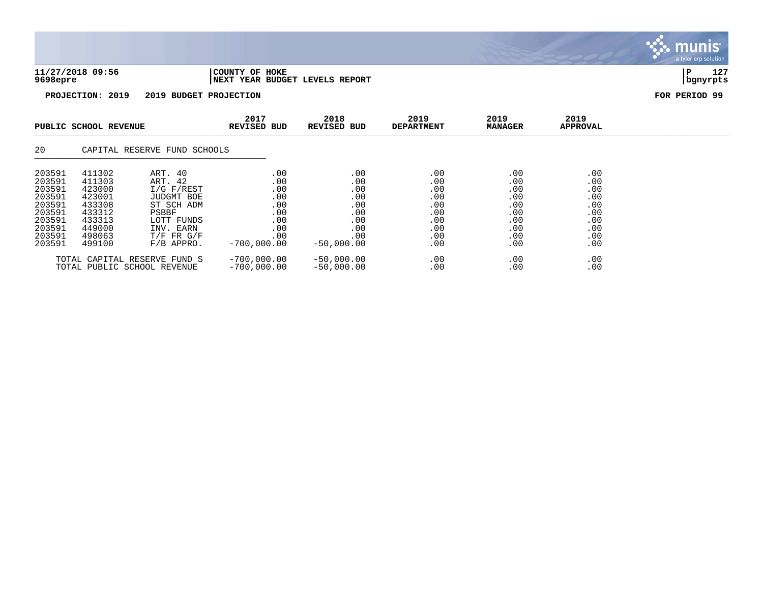11/27/2018 09:56 | COUNTY OF HOKE
9698epre | NEXT YEAR BUDGET LEVELS REPORT | bgnyrpts

**PROJECTION: 2019 2019 BUDGET PROJECTION** **FOR PERIOD 99**

| PUBLIC SCHOOL REVENUE | | | 2017 REVISED BUD | 2018 REVISED BUD | 2019 DEPARTMENT | 2019 MANAGER | 2019 APPROVAL |
|---|---|---|---|---|---|---|---|
| 20 | CAPITAL RESERVE FUND SCHOOLS | | | | | | |
| 203591 | 411302 | ART. 40 | .00 | .00 | .00 | .00 | .00 |
| 203591 | 411303 | ART. 42 | .00 | .00 | .00 | .00 | .00 |
| 203591 | 423000 | I/G F/REST | .00 | .00 | .00 | .00 | .00 |
| 203591 | 423001 | JUDGMT BOE | .00 | .00 | .00 | .00 | .00 |
| 203591 | 433308 | ST SCH ADM | .00 | .00 | .00 | .00 | .00 |
| 203591 | 433312 | PSBBF | .00 | .00 | .00 | .00 | .00 |
| 203591 | 433313 | LOTT FUNDS | .00 | .00 | .00 | .00 | .00 |
| 203591 | 449000 | INV. EARN | .00 | .00 | .00 | .00 | .00 |
| 203591 | 498063 | T/F FR G/F | .00 | .00 | .00 | .00 | .00 |
| 203591 | 499100 | F/B APPRO. | -700,000.00 | -50,000.00 | .00 | .00 | .00 |
| TOTAL CAPITAL RESERVE FUND S | | | -700,000.00 | -50,000.00 | .00 | .00 | .00 |
| TOTAL PUBLIC SCHOOL REVENUE | | | -700,000.00 | -50,000.00 | .00 | .00 | .00 |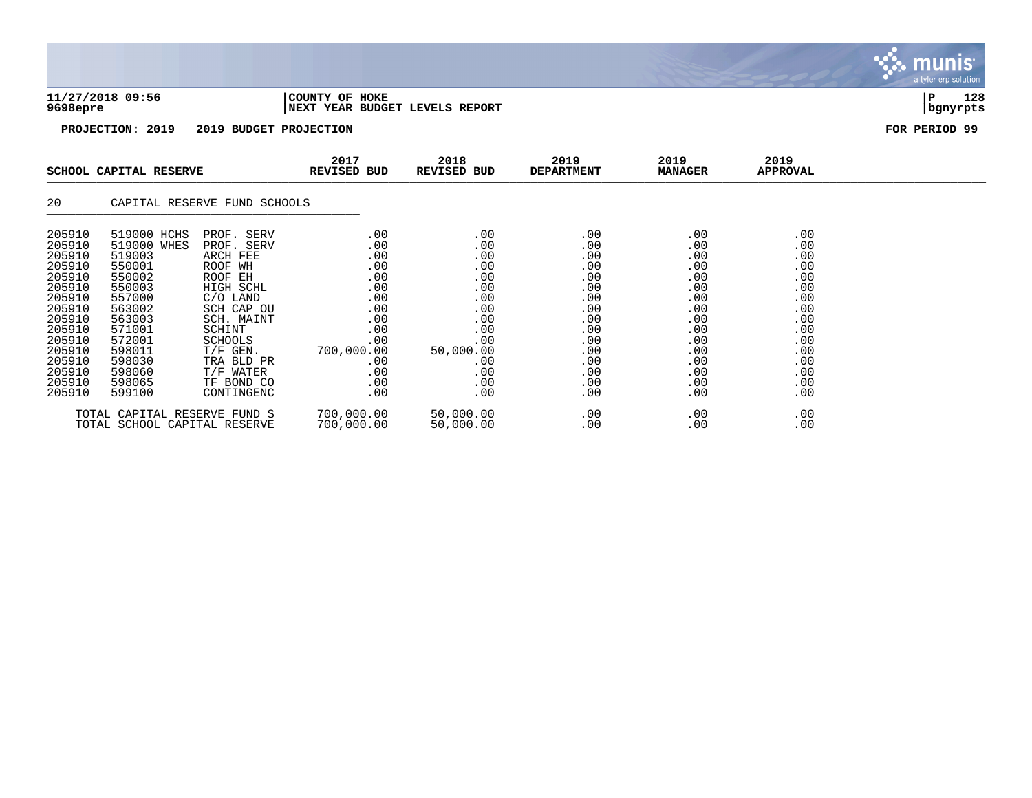**11/27/2018 09:56** | **COUNTY OF HOKE**
**9698epre** | **NEXT YEAR BUDGET LEVELS REPORT** | **bgnyrpts**

**PROJECTION: 2019 2019 BUDGET PROJECTION** | **FOR PERIOD 99**

| SCHOOL CAPITAL RESERVE | | | 2017 REVISED BUD | 2018 REVISED BUD | 2019 DEPARTMENT | 2019 MANAGER | 2019 APPROVAL |
|---|---|---|---|---|---|---|---|
| 20 | CAPITAL RESERVE FUND SCHOOLS | | | | | | |
| 205910 | 519000 HCHS | PROF. SERV | .00 | .00 | .00 | .00 | .00 |
| 205910 | 519000 WHES | PROF. SERV | .00 | .00 | .00 | .00 | .00 |
| 205910 | 519003 | ARCH FEE | .00 | .00 | .00 | .00 | .00 |
| 205910 | 550001 | ROOF WH | .00 | .00 | .00 | .00 | .00 |
| 205910 | 550002 | ROOF EH | .00 | .00 | .00 | .00 | .00 |
| 205910 | 550003 | HIGH SCHL | .00 | .00 | .00 | .00 | .00 |
| 205910 | 557000 | C/O LAND | .00 | .00 | .00 | .00 | .00 |
| 205910 | 563002 | SCH CAP OU | .00 | .00 | .00 | .00 | .00 |
| 205910 | 563003 | SCH. MAINT | .00 | .00 | .00 | .00 | .00 |
| 205910 | 571001 | SCHINT | .00 | .00 | .00 | .00 | .00 |
| 205910 | 572001 | SCHOOLS | .00 | .00 | .00 | .00 | .00 |
| 205910 | 598011 | T/F GEN. | 700,000.00 | 50,000.00 | .00 | .00 | .00 |
| 205910 | 598030 | TRA BLD PR | .00 | .00 | .00 | .00 | .00 |
| 205910 | 598060 | T/F WATER | .00 | .00 | .00 | .00 | .00 |
| 205910 | 598065 | TF BOND CO | .00 | .00 | .00 | .00 | .00 |
| 205910 | 599100 | CONTINGENC | .00 | .00 | .00 | .00 | .00 |
| | TOTAL CAPITAL RESERVE FUND S | | 700,000.00 | 50,000.00 | .00 | .00 | .00 |
| | TOTAL SCHOOL CAPITAL RESERVE | | 700,000.00 | 50,000.00 | .00 | .00 | .00 |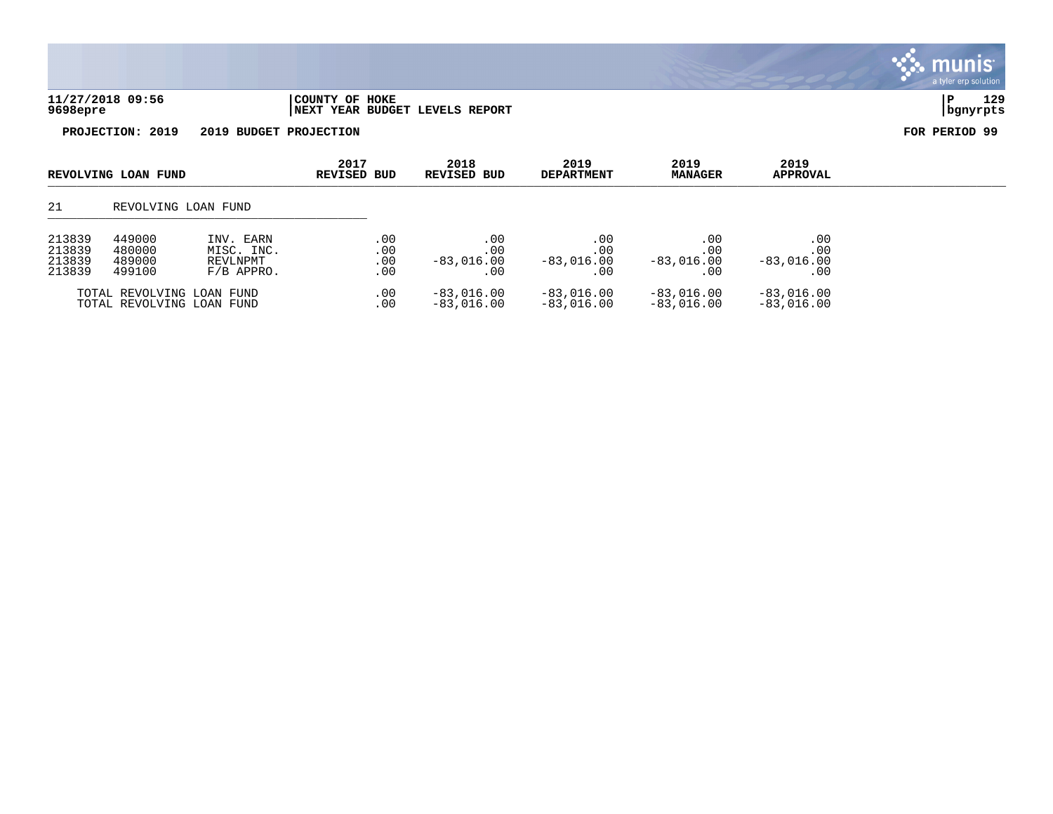**11/27/2018 09:56** | **COUNTY OF HOKE** | **NEXT YEAR BUDGET LEVELS REPORT**

**9698epre** | **bgnyrpts**

**PROJECTION: 2019 2019 BUDGET PROJECTION** | **FOR PERIOD 99**

| REVOLVING LOAN FUND | | | 2017 REVISED BUD | 2018 REVISED BUD | 2019 DEPARTMENT | 2019 MANAGER | 2019 APPROVAL |
|---|---|---|---|---|---|---|---|
| 21 | REVOLVING LOAN FUND | | | | | | |
| 213839 | 449000 | INV. EARN | .00 | .00 | .00 | .00 | .00 |
| 213839 | 480000 | MISC. INC. | .00 | .00 | .00 | .00 | .00 |
| 213839 | 489000 | REVLNPMT | .00 | -83,016.00 | -83,016.00 | -83,016.00 | -83,016.00 |
| 213839 | 499100 | F/B APPRO. | .00 | .00 | .00 | .00 | .00 |
| TOTAL REVOLVING LOAN FUND | | | .00 | -83,016.00 | -83,016.00 | -83,016.00 | -83,016.00 |
| TOTAL REVOLVING LOAN FUND | | | .00 | -83,016.00 | -83,016.00 | -83,016.00 | -83,016.00 |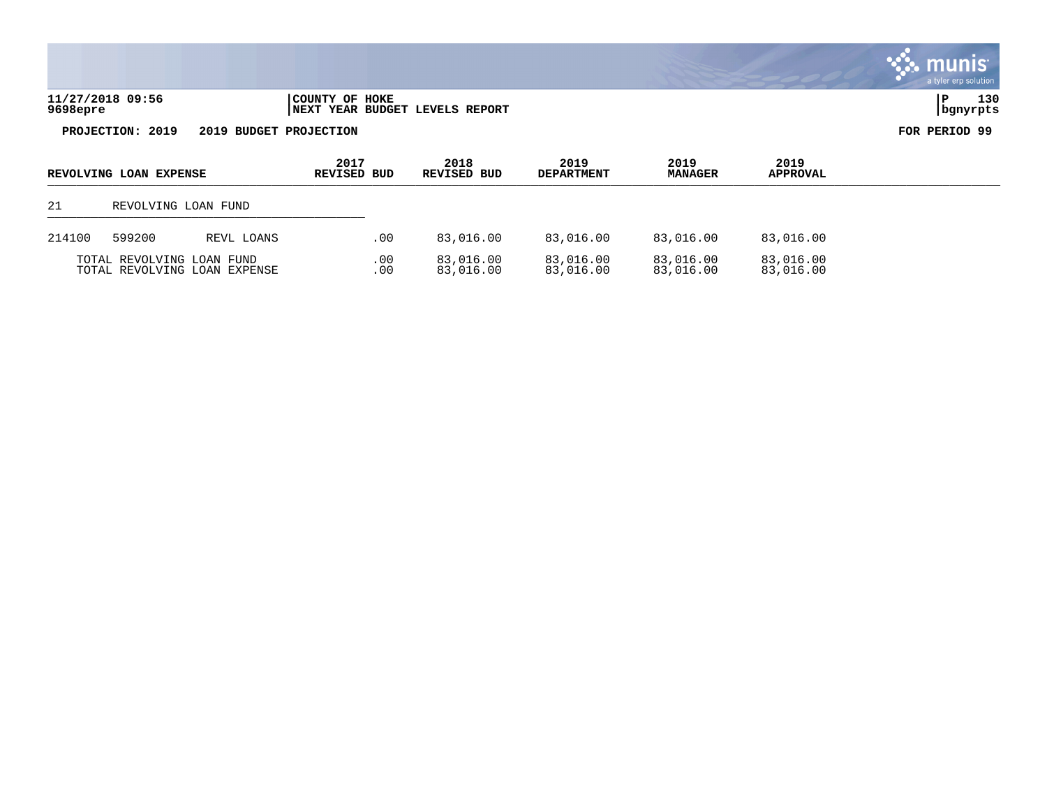**11/27/2018 09:56** | **COUNTY OF HOKE** | **P 130**
**9698epre** | **NEXT YEAR BUDGET LEVELS REPORT** | **bgnyrpts**

**PROJECTION: 2019 2019 BUDGET PROJECTION** **FOR PERIOD 99**

| REVOLVING LOAN EXPENSE | | | 2017 REVISED BUD | 2018 REVISED BUD | 2019 DEPARTMENT | 2019 MANAGER | 2019 APPROVAL |
|---|---|---|---|---|---|---|---|
| 21 | REVOLVING LOAN FUND | | | | | | |
| 214100 | 599200 | REVL LOANS | .00 | 83,016.00 | 83,016.00 | 83,016.00 | 83,016.00 |
| | TOTAL REVOLVING LOAN FUND | | .00 | 83,016.00 | 83,016.00 | 83,016.00 | 83,016.00 |
| | TOTAL REVOLVING LOAN EXPENSE | | .00 | 83,016.00 | 83,016.00 | 83,016.00 | 83,016.00 |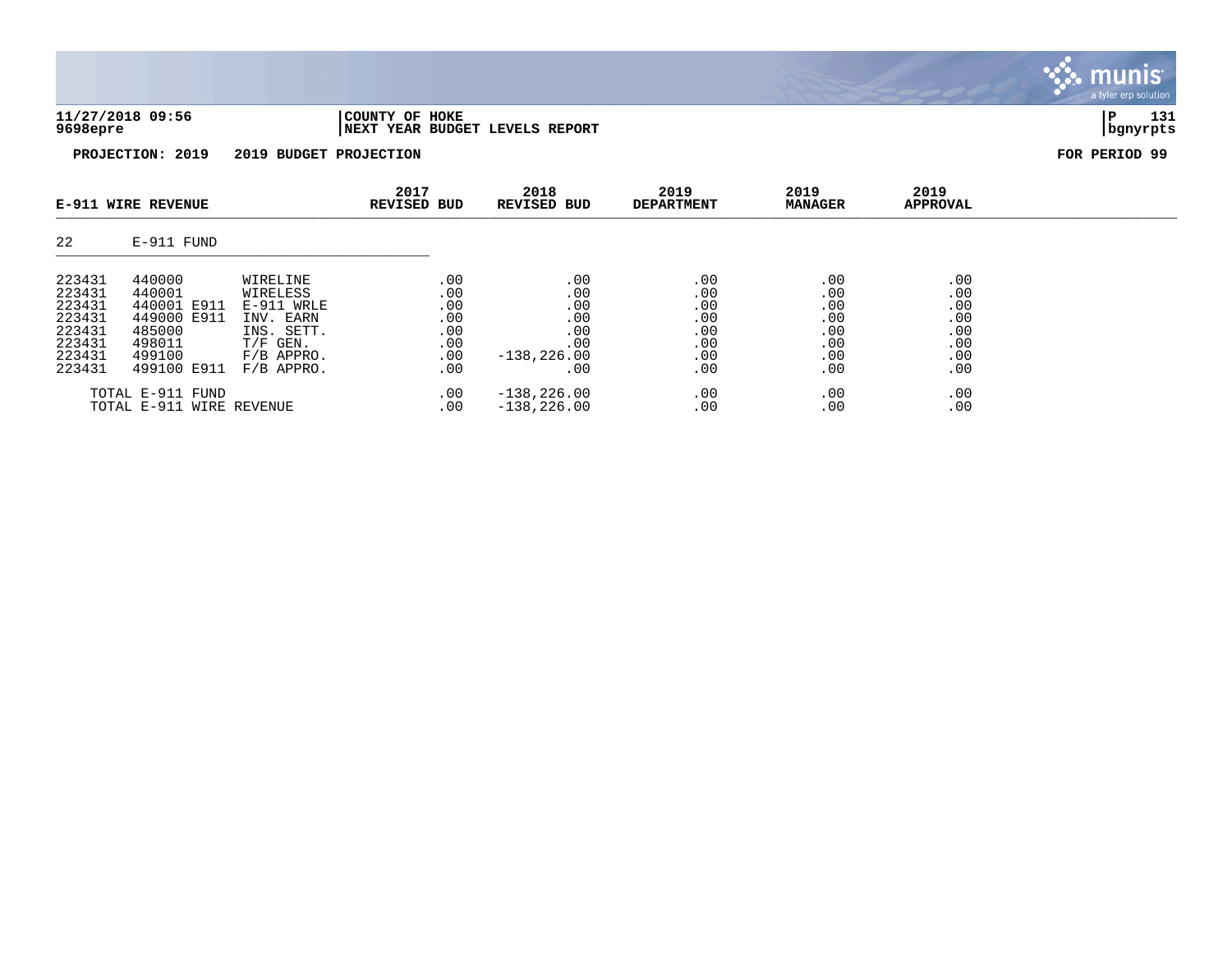**11/27/2018 09:56** | **COUNTY OF HOKE**
**9698epre** | **NEXT YEAR BUDGET LEVELS REPORT** | **bgnyrpts**

**PROJECTION: 2019 2019 BUDGET PROJECTION** **FOR PERIOD 99**

| E-911 WIRE REVENUE | | | 2017 REVISED BUD | 2018 REVISED BUD | 2019 DEPARTMENT | 2019 MANAGER | 2019 APPROVAL |
|---|---|---|---|---|---|---|---|
| 22 | E-911 FUND | | | | | | |
| 223431 | 440000 | WIRELINE | .00 | .00 | .00 | .00 | .00 |
| 223431 | 440001 | WIRELESS | .00 | .00 | .00 | .00 | .00 |
| 223431 | 440001 E911 | E-911 WRLE | .00 | .00 | .00 | .00 | .00 |
| 223431 | 449000 E911 | INV. EARN | .00 | .00 | .00 | .00 | .00 |
| 223431 | 485000 | INS. SETT. | .00 | .00 | .00 | .00 | .00 |
| 223431 | 498011 | T/F GEN. | .00 | .00 | .00 | .00 | .00 |
| 223431 | 499100 | F/B APPRO. | .00 | -138,226.00 | .00 | .00 | .00 |
| 223431 | 499100 E911 | F/B APPRO. | .00 | .00 | .00 | .00 | .00 |
| TOTAL E-911 FUND | | | .00 | -138,226.00 | .00 | .00 | .00 |
| TOTAL E-911 WIRE REVENUE | | | .00 | -138,226.00 | .00 | .00 | .00 |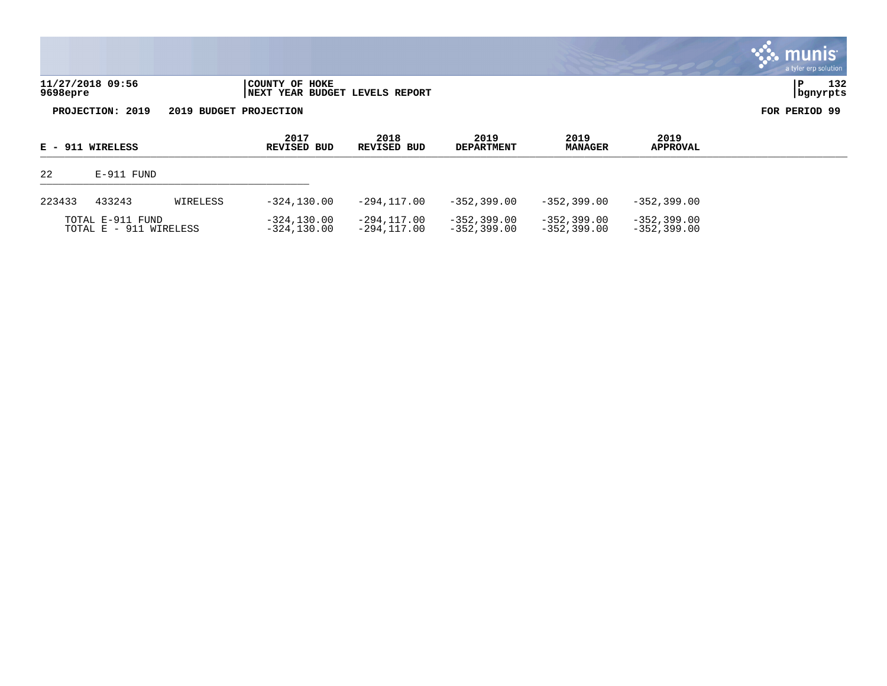**11/27/2018 09:56** | **COUNTY OF HOKE** | **P 132**
**9698epre** | **NEXT YEAR BUDGET LEVELS REPORT** | **bgnyrpts**

**PROJECTION: 2019 2019 BUDGET PROJECTION** **FOR PERIOD 99**

| E - 911 WIRELESS | | | 2017 REVISED BUD | 2018 REVISED BUD | 2019 DEPARTMENT | 2019 MANAGER | 2019 APPROVAL |
|---|---|---|---|---|---|---|---|
| 22 | E-911 FUND | | | | | | |
| 223433 | 433243 | WIRELESS | -324,130.00 | -294,117.00 | -352,399.00 | -352,399.00 | -352,399.00 |
| TOTAL E-911 FUND | | | -324,130.00 | -294,117.00 | -352,399.00 | -352,399.00 | -352,399.00 |
| TOTAL E - 911 WIRELESS | | | -324,130.00 | -294,117.00 | -352,399.00 | -352,399.00 | -352,399.00 |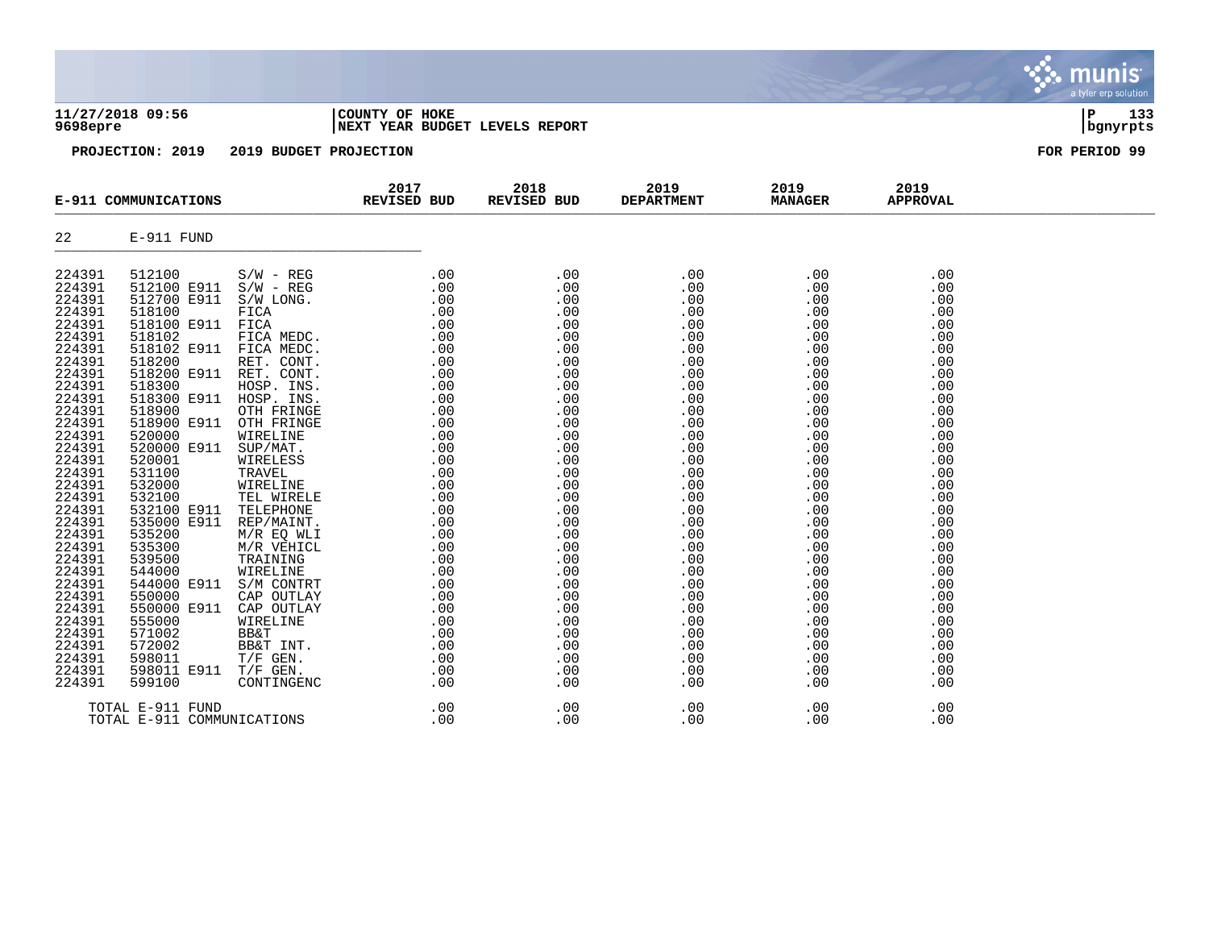**11/27/2018 09:56** | **COUNTY OF HOKE** | **NEXT YEAR BUDGET LEVELS REPORT**
**9698epre**

**PROJECTION: 2019 2019 BUDGET PROJECTION** — **FOR PERIOD 99**

| E-911 COMMUNICATIONS | | | 2017 REVISED BUD | 2018 REVISED BUD | 2019 DEPARTMENT | 2019 MANAGER | 2019 APPROVAL |
|---|---|---|---|---|---|---|---|
| 22 | E-911 FUND | | | | | | |
| 224391 | 512100 | S/W - REG | .00 | .00 | .00 | .00 | .00 |
| 224391 | 512100 E911 | S/W - REG | .00 | .00 | .00 | .00 | .00 |
| 224391 | 512700 E911 | S/W LONG. | .00 | .00 | .00 | .00 | .00 |
| 224391 | 518100 | FICA | .00 | .00 | .00 | .00 | .00 |
| 224391 | 518100 E911 | FICA | .00 | .00 | .00 | .00 | .00 |
| 224391 | 518102 | FICA MEDC. | .00 | .00 | .00 | .00 | .00 |
| 224391 | 518102 E911 | FICA MEDC. | .00 | .00 | .00 | .00 | .00 |
| 224391 | 518200 | RET. CONT. | .00 | .00 | .00 | .00 | .00 |
| 224391 | 518200 E911 | RET. CONT. | .00 | .00 | .00 | .00 | .00 |
| 224391 | 518300 | HOSP. INS. | .00 | .00 | .00 | .00 | .00 |
| 224391 | 518300 E911 | HOSP. INS. | .00 | .00 | .00 | .00 | .00 |
| 224391 | 518900 | OTH FRINGE | .00 | .00 | .00 | .00 | .00 |
| 224391 | 518900 E911 | OTH FRINGE | .00 | .00 | .00 | .00 | .00 |
| 224391 | 520000 | WIRELINE | .00 | .00 | .00 | .00 | .00 |
| 224391 | 520000 E911 | SUP/MAT. | .00 | .00 | .00 | .00 | .00 |
| 224391 | 520001 | WIRELESS | .00 | .00 | .00 | .00 | .00 |
| 224391 | 531100 | TRAVEL | .00 | .00 | .00 | .00 | .00 |
| 224391 | 532000 | WIRELINE | .00 | .00 | .00 | .00 | .00 |
| 224391 | 532100 | TEL WIRELE | .00 | .00 | .00 | .00 | .00 |
| 224391 | 532100 E911 | TELEPHONE | .00 | .00 | .00 | .00 | .00 |
| 224391 | 535000 E911 | REP/MAINT. | .00 | .00 | .00 | .00 | .00 |
| 224391 | 535200 | M/R EQ WLI | .00 | .00 | .00 | .00 | .00 |
| 224391 | 535300 | M/R VEHICL | .00 | .00 | .00 | .00 | .00 |
| 224391 | 539500 | TRAINING | .00 | .00 | .00 | .00 | .00 |
| 224391 | 544000 | WIRELINE | .00 | .00 | .00 | .00 | .00 |
| 224391 | 544000 E911 | S/M CONTRT | .00 | .00 | .00 | .00 | .00 |
| 224391 | 550000 | CAP OUTLAY | .00 | .00 | .00 | .00 | .00 |
| 224391 | 550000 E911 | CAP OUTLAY | .00 | .00 | .00 | .00 | .00 |
| 224391 | 555000 | WIRELINE | .00 | .00 | .00 | .00 | .00 |
| 224391 | 571002 | BB&T | .00 | .00 | .00 | .00 | .00 |
| 224391 | 572002 | BB&T INT. | .00 | .00 | .00 | .00 | .00 |
| 224391 | 598011 | T/F GEN. | .00 | .00 | .00 | .00 | .00 |
| 224391 | 598011 E911 | T/F GEN. | .00 | .00 | .00 | .00 | .00 |
| 224391 | 599100 | CONTINGENC | .00 | .00 | .00 | .00 | .00 |
| TOTAL E-911 FUND | | | .00 | .00 | .00 | .00 | .00 |
| TOTAL E-911 COMMUNICATIONS | | | .00 | .00 | .00 | .00 | .00 |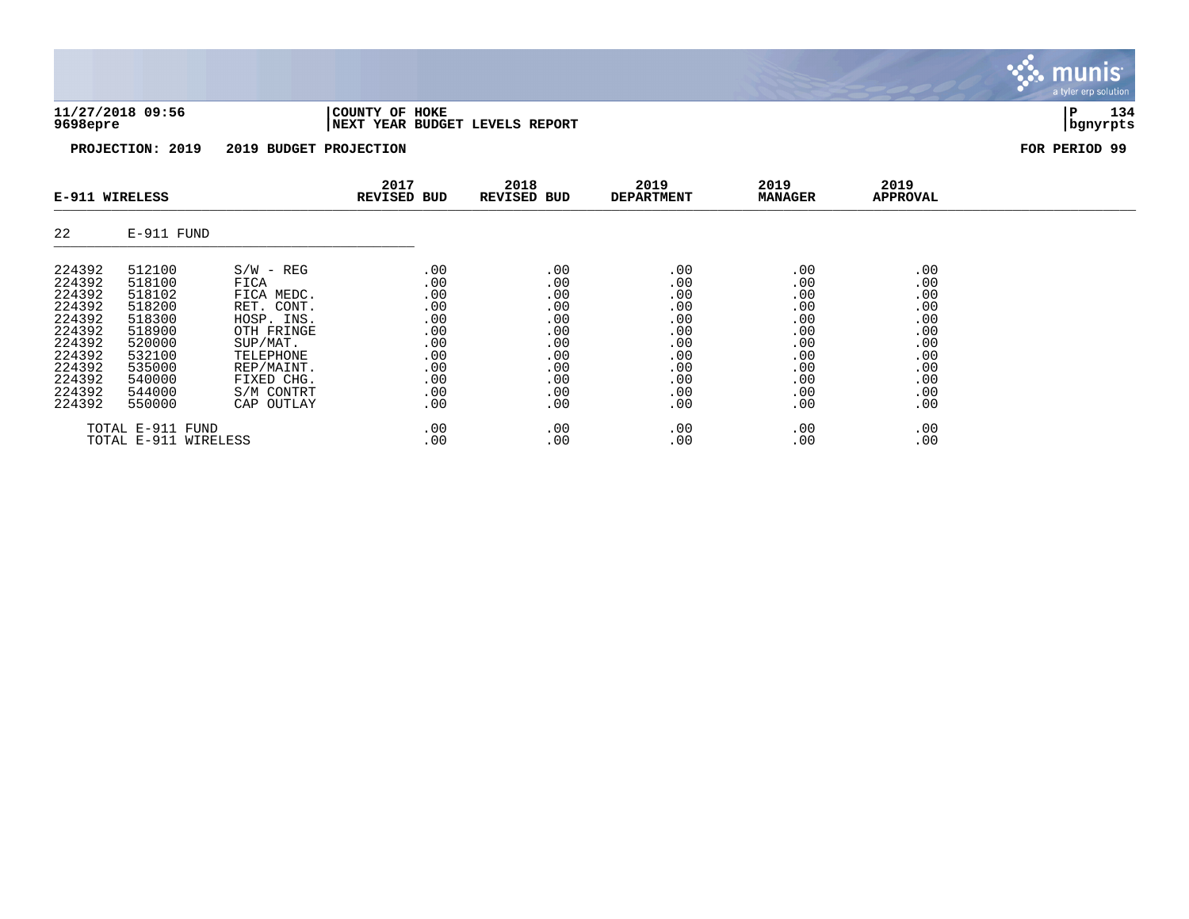**11/27/2018 09:56** | **COUNTY OF HOKE**
**9698epre** | **NEXT YEAR BUDGET LEVELS REPORT** | **bgnyrpts**

**PROJECTION: 2019    2019 BUDGET PROJECTION**    **FOR PERIOD 99**

| E-911 WIRELESS | | | 2017 REVISED BUD | 2018 REVISED BUD | 2019 DEPARTMENT | 2019 MANAGER | 2019 APPROVAL |
|---|---|---|---|---|---|---|---|
| 22 | E-911 FUND | | | | | | |
| 224392 | 512100 | S/W - REG | .00 | .00 | .00 | .00 | .00 |
| 224392 | 518100 | FICA | .00 | .00 | .00 | .00 | .00 |
| 224392 | 518102 | FICA MEDC. | .00 | .00 | .00 | .00 | .00 |
| 224392 | 518200 | RET. CONT. | .00 | .00 | .00 | .00 | .00 |
| 224392 | 518300 | HOSP. INS. | .00 | .00 | .00 | .00 | .00 |
| 224392 | 518900 | OTH FRINGE | .00 | .00 | .00 | .00 | .00 |
| 224392 | 520000 | SUP/MAT. | .00 | .00 | .00 | .00 | .00 |
| 224392 | 532100 | TELEPHONE | .00 | .00 | .00 | .00 | .00 |
| 224392 | 535000 | REP/MAINT. | .00 | .00 | .00 | .00 | .00 |
| 224392 | 540000 | FIXED CHG. | .00 | .00 | .00 | .00 | .00 |
| 224392 | 544000 | S/M CONTRT | .00 | .00 | .00 | .00 | .00 |
| 224392 | 550000 | CAP OUTLAY | .00 | .00 | .00 | .00 | .00 |
| | TOTAL E-911 FUND | | .00 | .00 | .00 | .00 | .00 |
| | TOTAL E-911 WIRELESS | | .00 | .00 | .00 | .00 | .00 |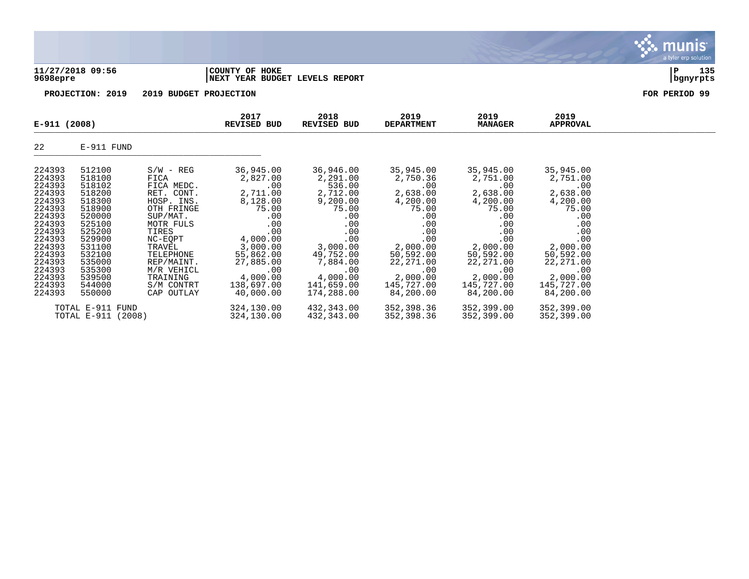**11/27/2018 09:56**
**9698epre**

**COUNTY OF HOKE**
**NEXT YEAR BUDGET LEVELS REPORT**

**PROJECTION: 2019 2019 BUDGET PROJECTION** **FOR PERIOD 99**

| E-911 (2008) | | | 2017 REVISED BUD | 2018 REVISED BUD | 2019 DEPARTMENT | 2019 MANAGER | 2019 APPROVAL |
|---|---|---|---|---|---|---|---|
| 22 | E-911 FUND | | | | | | |
| 224393 | 512100 | S/W - REG | 36,945.00 | 36,946.00 | 35,945.00 | 35,945.00 | 35,945.00 |
| 224393 | 518100 | FICA | 2,827.00 | 2,291.00 | 2,750.36 | 2,751.00 | 2,751.00 |
| 224393 | 518102 | FICA MEDC. | .00 | 536.00 | .00 | .00 | .00 |
| 224393 | 518200 | RET. CONT. | 2,711.00 | 2,712.00 | 2,638.00 | 2,638.00 | 2,638.00 |
| 224393 | 518300 | HOSP. INS. | 8,128.00 | 9,200.00 | 4,200.00 | 4,200.00 | 4,200.00 |
| 224393 | 518900 | OTH FRINGE | 75.00 | 75.00 | 75.00 | 75.00 | 75.00 |
| 224393 | 520000 | SUP/MAT. | .00 | .00 | .00 | .00 | .00 |
| 224393 | 525100 | MOTR FULS | .00 | .00 | .00 | .00 | .00 |
| 224393 | 525200 | TIRES | .00 | .00 | .00 | .00 | .00 |
| 224393 | 529900 | NC-EQPT | 4,000.00 | .00 | .00 | .00 | .00 |
| 224393 | 531100 | TRAVEL | 3,000.00 | 3,000.00 | 2,000.00 | 2,000.00 | 2,000.00 |
| 224393 | 532100 | TELEPHONE | 55,862.00 | 49,752.00 | 50,592.00 | 50,592.00 | 50,592.00 |
| 224393 | 535000 | REP/MAINT. | 27,885.00 | 7,884.00 | 22,271.00 | 22,271.00 | 22,271.00 |
| 224393 | 535300 | M/R VEHICL | .00 | .00 | .00 | .00 | .00 |
| 224393 | 539500 | TRAINING | 4,000.00 | 4,000.00 | 2,000.00 | 2,000.00 | 2,000.00 |
| 224393 | 544000 | S/M CONTRT | 138,697.00 | 141,659.00 | 145,727.00 | 145,727.00 | 145,727.00 |
| 224393 | 550000 | CAP OUTLAY | 40,000.00 | 174,288.00 | 84,200.00 | 84,200.00 | 84,200.00 |
| | TOTAL E-911 FUND | | 324,130.00 | 432,343.00 | 352,398.36 | 352,399.00 | 352,399.00 |
| | TOTAL E-911 (2008) | | 324,130.00 | 432,343.00 | 352,398.36 | 352,399.00 | 352,399.00 |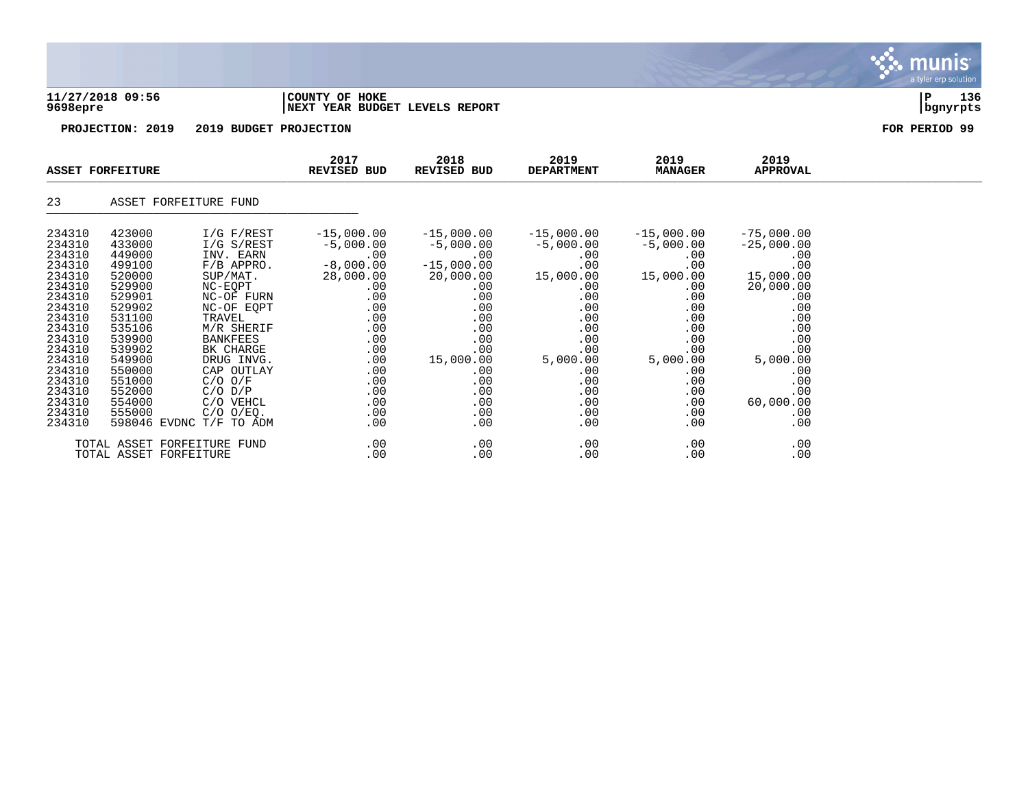**11/27/2018 09:56** | **COUNTY OF HOKE**
**9698epre** | **NEXT YEAR BUDGET LEVELS REPORT** | **bgnyrpts**

**PROJECTION: 2019 2019 BUDGET PROJECTION** **FOR PERIOD 99**

| ASSET FORFEITURE | | | 2017 REVISED BUD | 2018 REVISED BUD | 2019 DEPARTMENT | 2019 MANAGER | 2019 APPROVAL |
|---|---|---|---|---|---|---|---|
| 23 | ASSET FORFEITURE FUND | | | | | | |
| 234310 | 423000 | I/G F/REST | -15,000.00 | -15,000.00 | -15,000.00 | -15,000.00 | -75,000.00 |
| 234310 | 433000 | I/G S/REST | -5,000.00 | -5,000.00 | -5,000.00 | -5,000.00 | -25,000.00 |
| 234310 | 449000 | INV. EARN | .00 | .00 | .00 | .00 | .00 |
| 234310 | 499100 | F/B APPRO. | -8,000.00 | -15,000.00 | .00 | .00 | .00 |
| 234310 | 520000 | SUP/MAT. | 28,000.00 | 20,000.00 | 15,000.00 | 15,000.00 | 15,000.00 |
| 234310 | 529900 | NC-EQPT | .00 | .00 | .00 | .00 | 20,000.00 |
| 234310 | 529901 | NC-OF FURN | .00 | .00 | .00 | .00 | .00 |
| 234310 | 529902 | NC-OF EQPT | .00 | .00 | .00 | .00 | .00 |
| 234310 | 531100 | TRAVEL | .00 | .00 | .00 | .00 | .00 |
| 234310 | 535106 | M/R SHERIF | .00 | .00 | .00 | .00 | .00 |
| 234310 | 539900 | BANKFEES | .00 | .00 | .00 | .00 | .00 |
| 234310 | 539902 | BK CHARGE | .00 | .00 | .00 | .00 | .00 |
| 234310 | 549900 | DRUG INVG. | .00 | 15,000.00 | 5,000.00 | 5,000.00 | 5,000.00 |
| 234310 | 550000 | CAP OUTLAY | .00 | .00 | .00 | .00 | .00 |
| 234310 | 551000 | C/O O/F | .00 | .00 | .00 | .00 | .00 |
| 234310 | 552000 | C/O D/P | .00 | .00 | .00 | .00 | .00 |
| 234310 | 554000 | C/O VEHCL | .00 | .00 | .00 | .00 | 60,000.00 |
| 234310 | 555000 | C/O O/EQ. | .00 | .00 | .00 | .00 | .00 |
| 234310 | 598046 EVDNC | T/F TO ADM | .00 | .00 | .00 | .00 | .00 |
| | TOTAL ASSET FORFEITURE FUND | | .00 | .00 | .00 | .00 | .00 |
| | TOTAL ASSET FORFEITURE | | .00 | .00 | .00 | .00 | .00 |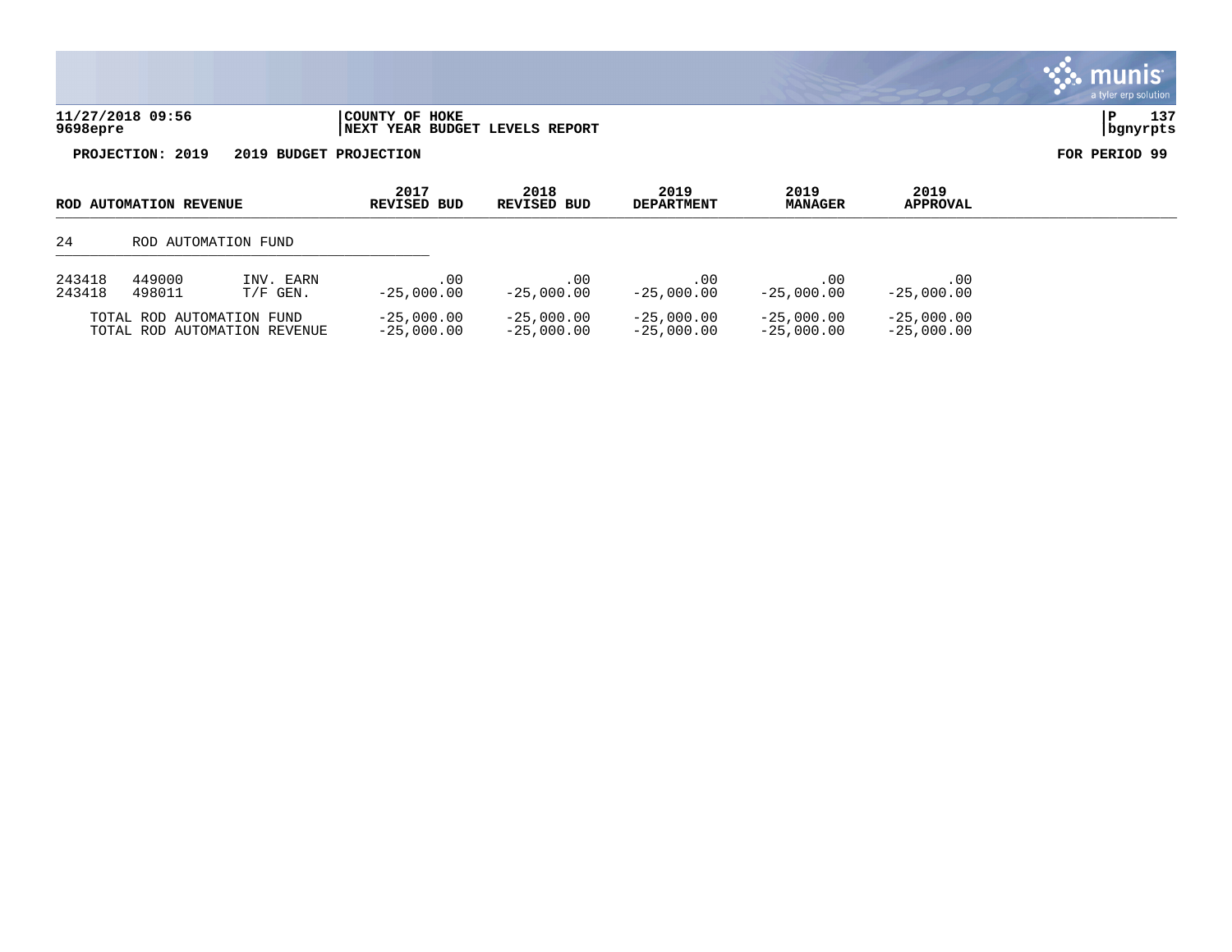**COUNTY OF HOKE**
**NEXT YEAR BUDGET LEVELS REPORT**

**PROJECTION: 2019 2019 BUDGET PROJECTION** **FOR PERIOD 99**

| ROD AUTOMATION REVENUE | | | 2017 REVISED BUD | 2018 REVISED BUD | 2019 DEPARTMENT | 2019 MANAGER | 2019 APPROVAL |
|---|---|---|---|---|---|---|---|
| 24 | ROD AUTOMATION FUND | | | | | | |
| 243418 | 449000 | INV. EARN | .00 | .00 | .00 | .00 | .00 |
| 243418 | 498011 | T/F GEN. | -25,000.00 | -25,000.00 | -25,000.00 | -25,000.00 | -25,000.00 |
| TOTAL ROD AUTOMATION FUND | | | -25,000.00 | -25,000.00 | -25,000.00 | -25,000.00 | -25,000.00 |
| TOTAL ROD AUTOMATION REVENUE | | | -25,000.00 | -25,000.00 | -25,000.00 | -25,000.00 | -25,000.00 |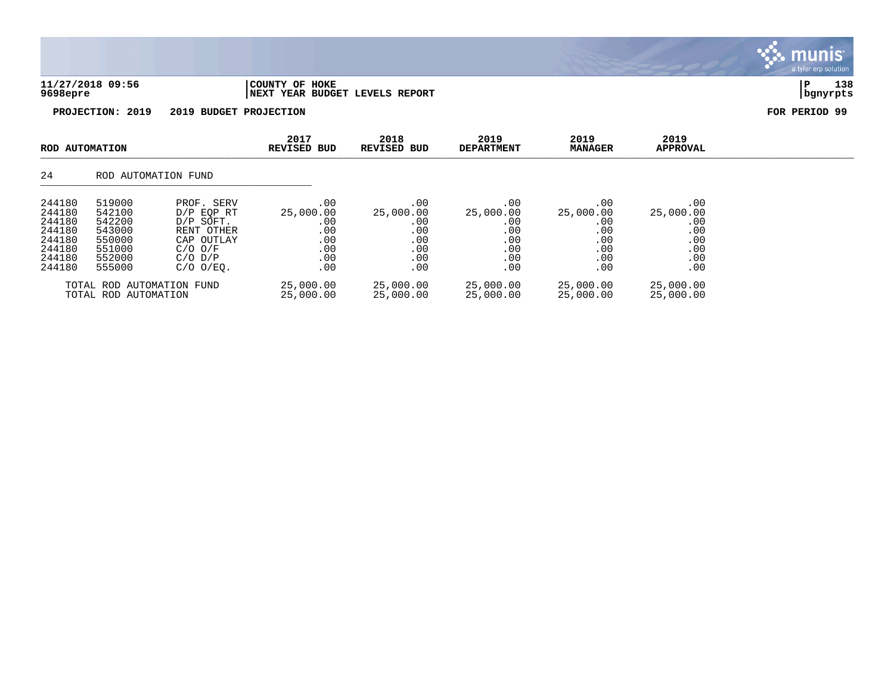**11/27/2018 09:56** | **COUNTY OF HOKE**
**9698epre** | **NEXT YEAR BUDGET LEVELS REPORT** | **bgnyrpts**

**PROJECTION: 2019    2019 BUDGET PROJECTION**    **FOR PERIOD 99**

| ROD AUTOMATION | | | 2017 REVISED BUD | 2018 REVISED BUD | 2019 DEPARTMENT | 2019 MANAGER | 2019 APPROVAL |
|---|---|---|---|---|---|---|---|
| 24 | ROD AUTOMATION FUND | | | | | | |
| 244180 | 519000 | PROF. SERV | .00 | .00 | .00 | .00 | .00 |
| 244180 | 542100 | D/P EQP RT | 25,000.00 | 25,000.00 | 25,000.00 | 25,000.00 | 25,000.00 |
| 244180 | 542200 | D/P SOFT. | .00 | .00 | .00 | .00 | .00 |
| 244180 | 543000 | RENT OTHER | .00 | .00 | .00 | .00 | .00 |
| 244180 | 550000 | CAP OUTLAY | .00 | .00 | .00 | .00 | .00 |
| 244180 | 551000 | C/O O/F | .00 | .00 | .00 | .00 | .00 |
| 244180 | 552000 | C/O D/P | .00 | .00 | .00 | .00 | .00 |
| 244180 | 555000 | C/O O/EQ. | .00 | .00 | .00 | .00 | .00 |
| TOTAL ROD AUTOMATION FUND | | | 25,000.00 | 25,000.00 | 25,000.00 | 25,000.00 | 25,000.00 |
| TOTAL ROD AUTOMATION | | | 25,000.00 | 25,000.00 | 25,000.00 | 25,000.00 | 25,000.00 |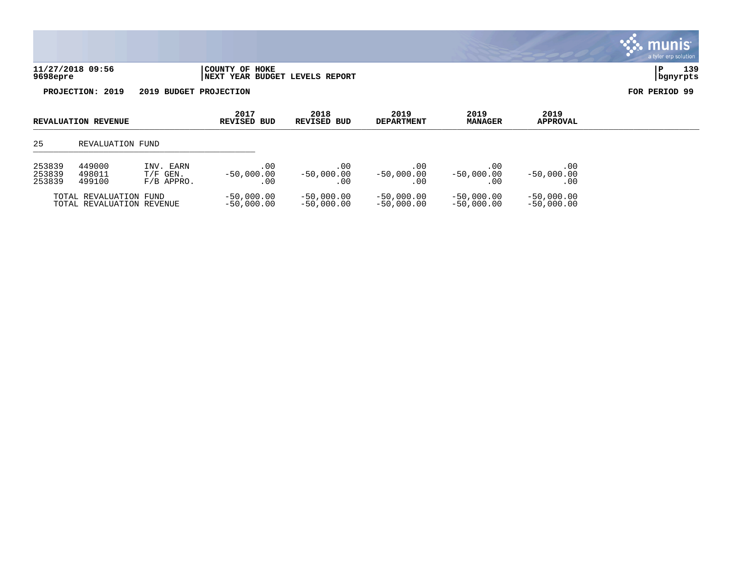11/27/2018 09:56 | COUNTY OF HOKE
9698epre | NEXT YEAR BUDGET LEVELS REPORT

**PROJECTION: 2019 2019 BUDGET PROJECTION** **FOR PERIOD 99**

| REVALUATION REVENUE | | | 2017 REVISED BUD | 2018 REVISED BUD | 2019 DEPARTMENT | 2019 MANAGER | 2019 APPROVAL |
|---|---|---|---|---|---|---|---|
| 25 | REVALUATION FUND | | | | | | |
| 253839 | 449000 | INV. EARN | .00 | .00 | .00 | .00 | .00 |
| 253839 | 498011 | T/F GEN. | -50,000.00 | -50,000.00 | -50,000.00 | -50,000.00 | -50,000.00 |
| 253839 | 499100 | F/B APPRO. | .00 | .00 | .00 | .00 | .00 |
| TOTAL REVALUATION FUND | | | -50,000.00 | -50,000.00 | -50,000.00 | -50,000.00 | -50,000.00 |
| TOTAL REVALUATION REVENUE | | | -50,000.00 | -50,000.00 | -50,000.00 | -50,000.00 | -50,000.00 |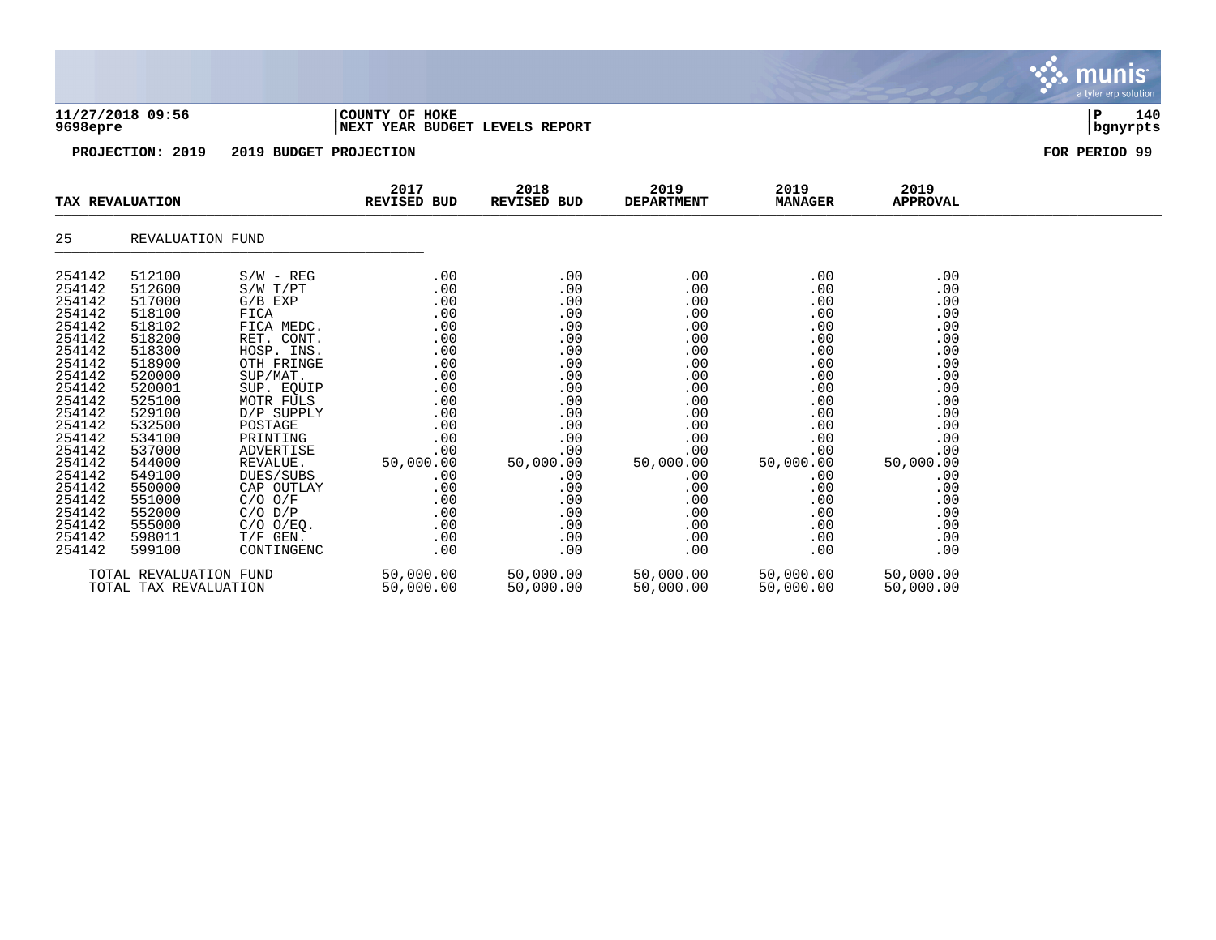**11/27/2018 09:56** | **COUNTY OF HOKE** | **P 140**
**9698epre** | **NEXT YEAR BUDGET LEVELS REPORT** | **bgnyrpts**

**PROJECTION: 2019 2019 BUDGET PROJECTION** **FOR PERIOD 99**

| TAX REVALUATION | | | 2017 REVISED BUD | 2018 REVISED BUD | 2019 DEPARTMENT | 2019 MANAGER | 2019 APPROVAL |
|---|---|---|---|---|---|---|---|
| 25 | REVALUATION FUND | | | | | | |
| 254142 | 512100 | S/W - REG | .00 | .00 | .00 | .00 | .00 |
| 254142 | 512600 | S/W T/PT | .00 | .00 | .00 | .00 | .00 |
| 254142 | 517000 | G/B EXP | .00 | .00 | .00 | .00 | .00 |
| 254142 | 518100 | FICA | .00 | .00 | .00 | .00 | .00 |
| 254142 | 518102 | FICA MEDC. | .00 | .00 | .00 | .00 | .00 |
| 254142 | 518200 | RET. CONT. | .00 | .00 | .00 | .00 | .00 |
| 254142 | 518300 | HOSP. INS. | .00 | .00 | .00 | .00 | .00 |
| 254142 | 518900 | OTH FRINGE | .00 | .00 | .00 | .00 | .00 |
| 254142 | 520000 | SUP/MAT. | .00 | .00 | .00 | .00 | .00 |
| 254142 | 520001 | SUP. EQUIP | .00 | .00 | .00 | .00 | .00 |
| 254142 | 525100 | MOTR FULS | .00 | .00 | .00 | .00 | .00 |
| 254142 | 529100 | D/P SUPPLY | .00 | .00 | .00 | .00 | .00 |
| 254142 | 532500 | POSTAGE | .00 | .00 | .00 | .00 | .00 |
| 254142 | 534100 | PRINTING | .00 | .00 | .00 | .00 | .00 |
| 254142 | 537000 | ADVERTISE | .00 | .00 | .00 | .00 | .00 |
| 254142 | 544000 | REVALUE. | 50,000.00 | 50,000.00 | 50,000.00 | 50,000.00 | 50,000.00 |
| 254142 | 549100 | DUES/SUBS | .00 | .00 | .00 | .00 | .00 |
| 254142 | 550000 | CAP OUTLAY | .00 | .00 | .00 | .00 | .00 |
| 254142 | 551000 | C/O O/F | .00 | .00 | .00 | .00 | .00 |
| 254142 | 552000 | C/O D/P | .00 | .00 | .00 | .00 | .00 |
| 254142 | 555000 | C/O O/EQ. | .00 | .00 | .00 | .00 | .00 |
| 254142 | 598011 | T/F GEN. | .00 | .00 | .00 | .00 | .00 |
| 254142 | 599100 | CONTINGENC | .00 | .00 | .00 | .00 | .00 |
| TOTAL REVALUATION FUND | | | 50,000.00 | 50,000.00 | 50,000.00 | 50,000.00 | 50,000.00 |
| TOTAL TAX REVALUATION | | | 50,000.00 | 50,000.00 | 50,000.00 | 50,000.00 | 50,000.00 |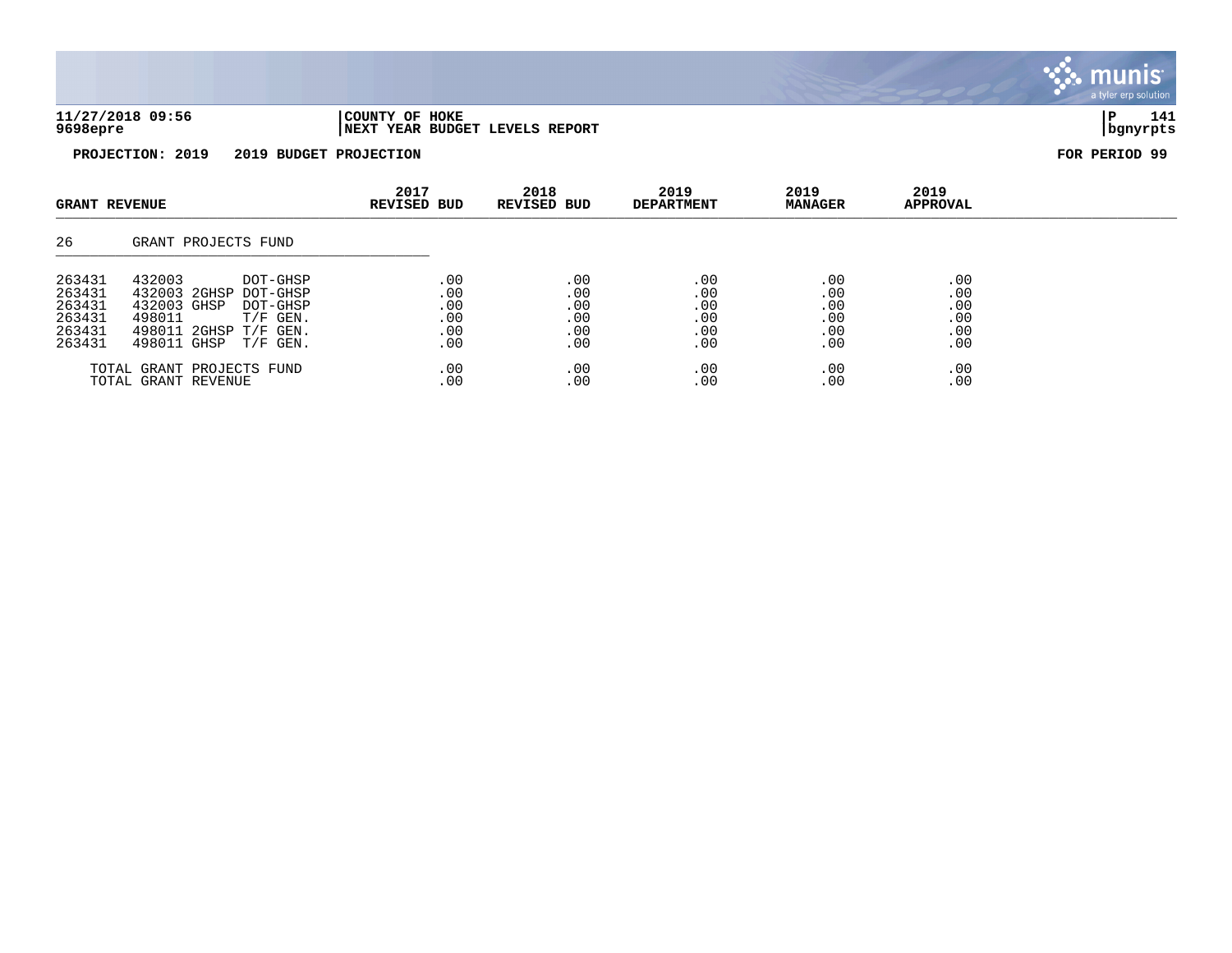**11/27/2018 09:56** | **COUNTY OF HOKE** | **P 141**
**9698epre** | **NEXT YEAR BUDGET LEVELS REPORT** | **bgnyrpts**

**PROJECTION: 2019 2019 BUDGET PROJECTION** **FOR PERIOD 99**

| GRANT REVENUE | | | 2017 REVISED BUD | 2018 REVISED BUD | 2019 DEPARTMENT | 2019 MANAGER | 2019 APPROVAL |
|---|---|---|---|---|---|---|---|
| 26 | GRANT PROJECTS FUND | | | | | | |
| 263431 | 432003 | DOT-GHSP | .00 | .00 | .00 | .00 | .00 |
| 263431 | 432003 2GHSP | DOT-GHSP | .00 | .00 | .00 | .00 | .00 |
| 263431 | 432003 GHSP | DOT-GHSP | .00 | .00 | .00 | .00 | .00 |
| 263431 | 498011 | T/F GEN. | .00 | .00 | .00 | .00 | .00 |
| 263431 | 498011 2GHSP | T/F GEN. | .00 | .00 | .00 | .00 | .00 |
| 263431 | 498011 GHSP | T/F GEN. | .00 | .00 | .00 | .00 | .00 |
| | TOTAL GRANT PROJECTS FUND | | .00 | .00 | .00 | .00 | .00 |
| | TOTAL GRANT REVENUE | | .00 | .00 | .00 | .00 | .00 |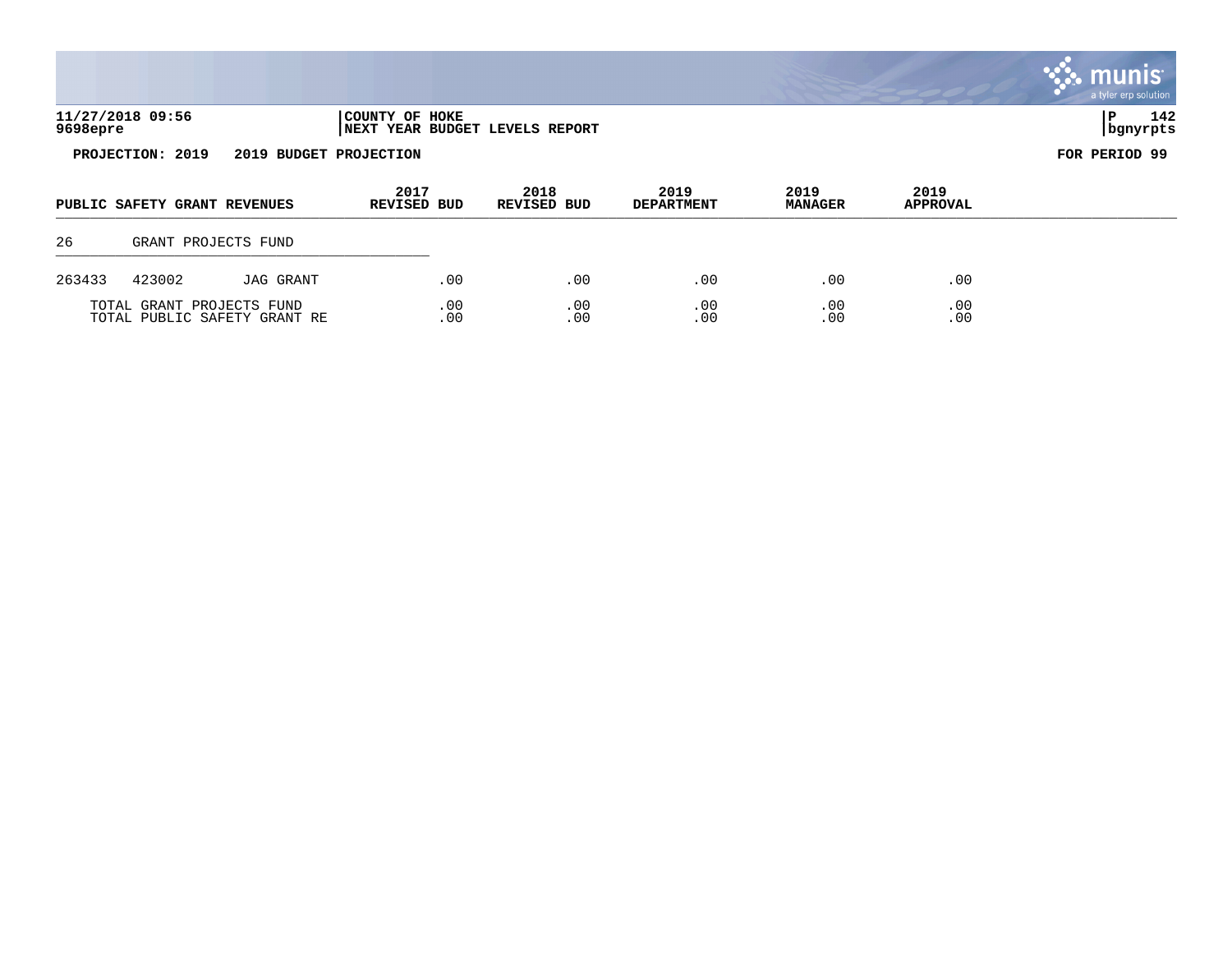11/27/2018 09:56 | COUNTY OF HOKE
9698epre | NEXT YEAR BUDGET LEVELS REPORT | bgnyrpts

**PROJECTION: 2019 2019 BUDGET PROJECTION** **FOR PERIOD 99**

| PUBLIC SAFETY GRANT REVENUES | | | 2017 REVISED BUD | 2018 REVISED BUD | 2019 DEPARTMENT | 2019 MANAGER | 2019 APPROVAL |
|---|---|---|---|---|---|---|---|
| 26 | GRANT PROJECTS FUND | | | | | | |
| 263433 | 423002 | JAG GRANT | .00 | .00 | .00 | .00 | .00 |
| TOTAL GRANT PROJECTS FUND | | | .00 | .00 | .00 | .00 | .00 |
| TOTAL PUBLIC SAFETY GRANT RE | | | .00 | .00 | .00 | .00 | .00 |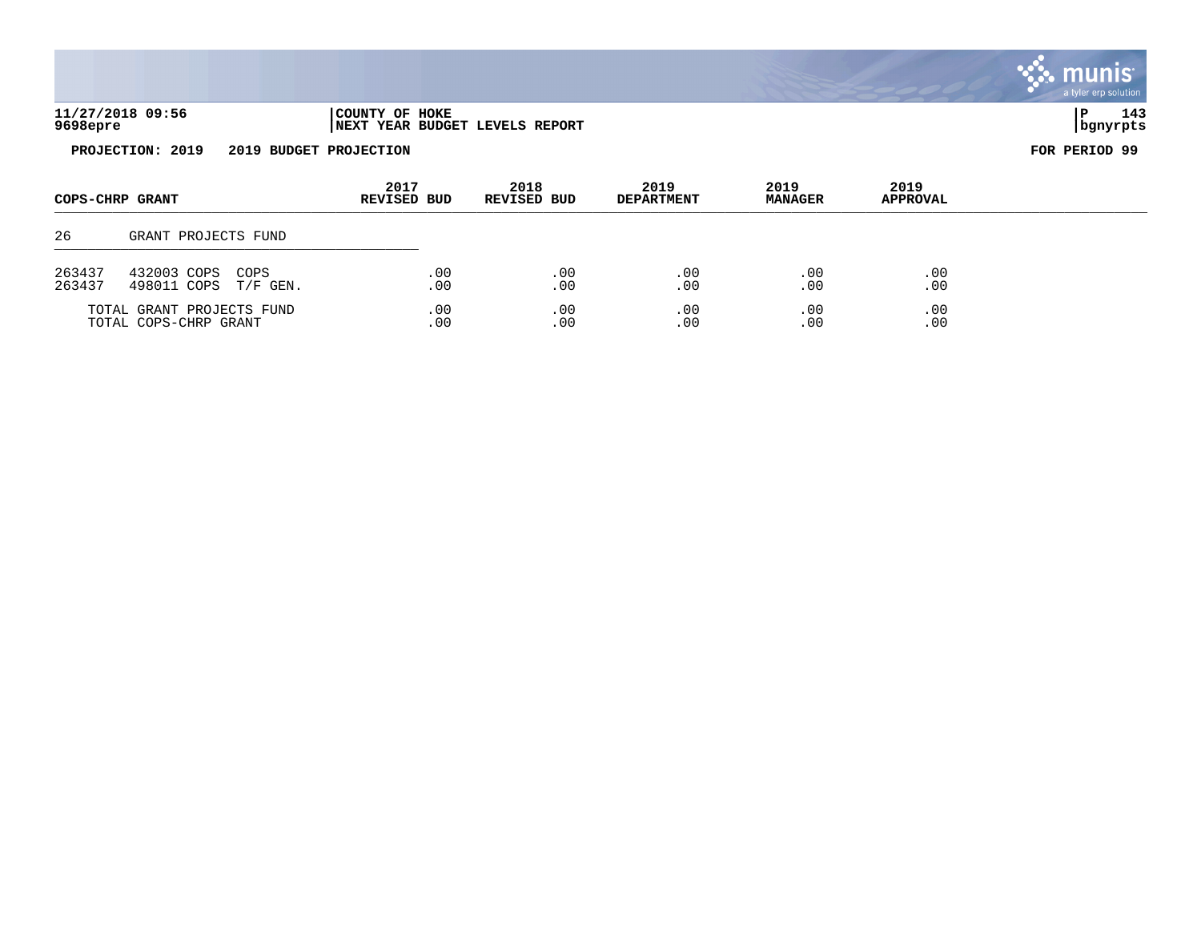**COUNTY OF HOKE**
**NEXT YEAR BUDGET LEVELS REPORT**

11/27/2018 09:56
9698epre

**PROJECTION: 2019 2019 BUDGET PROJECTION** **FOR PERIOD 99**

| COPS-CHRP GRANT | | 2017 REVISED BUD | 2018 REVISED BUD | 2019 DEPARTMENT | 2019 MANAGER | 2019 APPROVAL |
|---|---|---|---|---|---|---|
| 26 | GRANT PROJECTS FUND | | | | | |
| 263437 | 432003 COPS COPS | .00 | .00 | .00 | .00 | .00 |
| 263437 | 498011 COPS T/F GEN. | .00 | .00 | .00 | .00 | .00 |
| | TOTAL GRANT PROJECTS FUND | .00 | .00 | .00 | .00 | .00 |
| | TOTAL COPS-CHRP GRANT | .00 | .00 | .00 | .00 | .00 |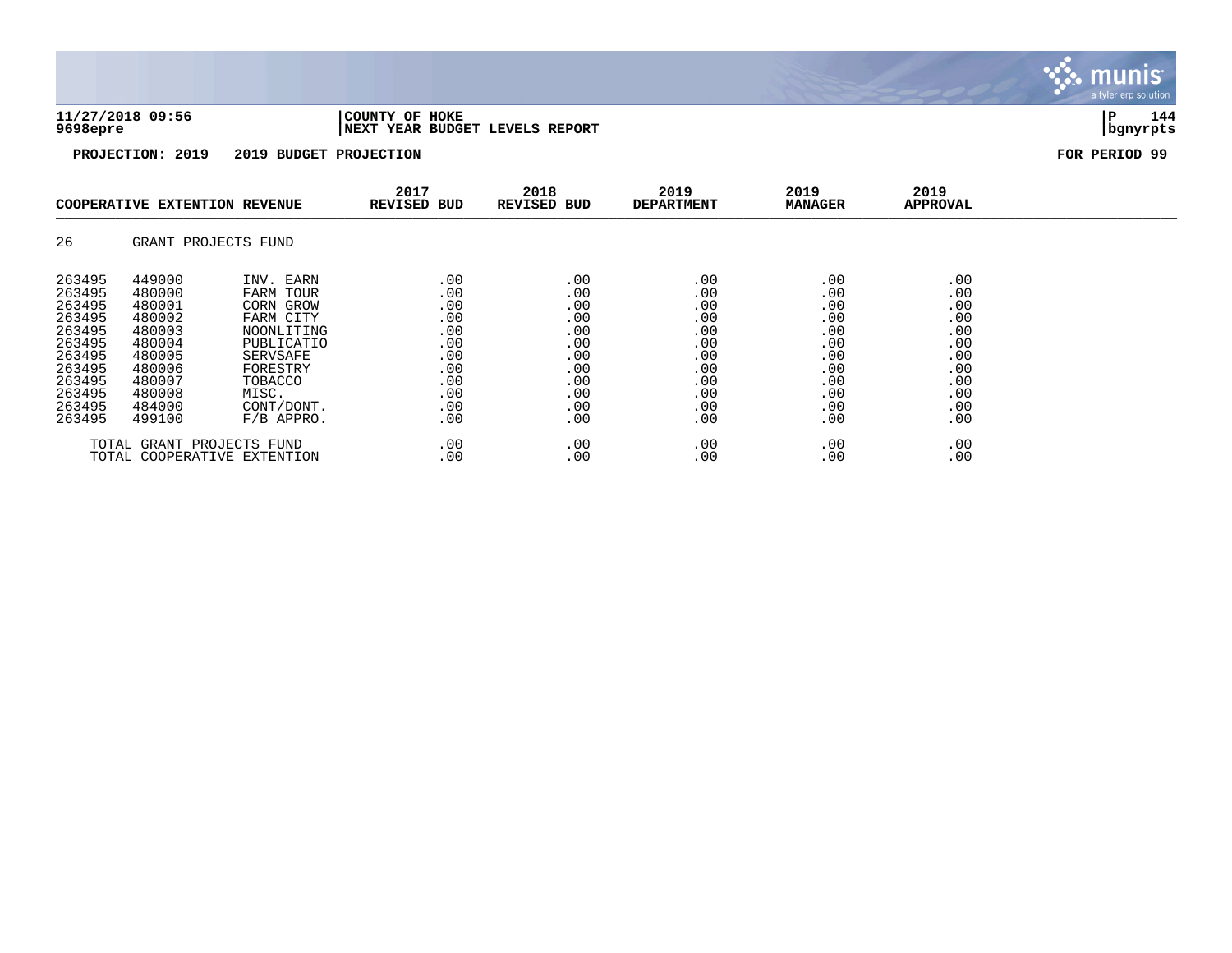**11/27/2018 09:56** | **COUNTY OF HOKE**
**9698epre** | **NEXT YEAR BUDGET LEVELS REPORT** | **bgnyrpts**

**PROJECTION: 2019 2019 BUDGET PROJECTION** | **FOR PERIOD 99**

| COOPERATIVE EXTENTION REVENUE | | | 2017 REVISED BUD | 2018 REVISED BUD | 2019 DEPARTMENT | 2019 MANAGER | 2019 APPROVAL |
|---|---|---|---|---|---|---|---|
| 26 | GRANT PROJECTS FUND | | | | | | |
| 263495 | 449000 | INV. EARN | .00 | .00 | .00 | .00 | .00 |
| 263495 | 480000 | FARM TOUR | .00 | .00 | .00 | .00 | .00 |
| 263495 | 480001 | CORN GROW | .00 | .00 | .00 | .00 | .00 |
| 263495 | 480002 | FARM CITY | .00 | .00 | .00 | .00 | .00 |
| 263495 | 480003 | NOONLITING | .00 | .00 | .00 | .00 | .00 |
| 263495 | 480004 | PUBLICATIO | .00 | .00 | .00 | .00 | .00 |
| 263495 | 480005 | SERVSAFE | .00 | .00 | .00 | .00 | .00 |
| 263495 | 480006 | FORESTRY | .00 | .00 | .00 | .00 | .00 |
| 263495 | 480007 | TOBACCO | .00 | .00 | .00 | .00 | .00 |
| 263495 | 480008 | MISC. | .00 | .00 | .00 | .00 | .00 |
| 263495 | 484000 | CONT/DONT. | .00 | .00 | .00 | .00 | .00 |
| 263495 | 499100 | F/B APPRO. | .00 | .00 | .00 | .00 | .00 |
| TOTAL GRANT PROJECTS FUND | | | .00 | .00 | .00 | .00 | .00 |
| TOTAL COOPERATIVE EXTENTION | | | .00 | .00 | .00 | .00 | .00 |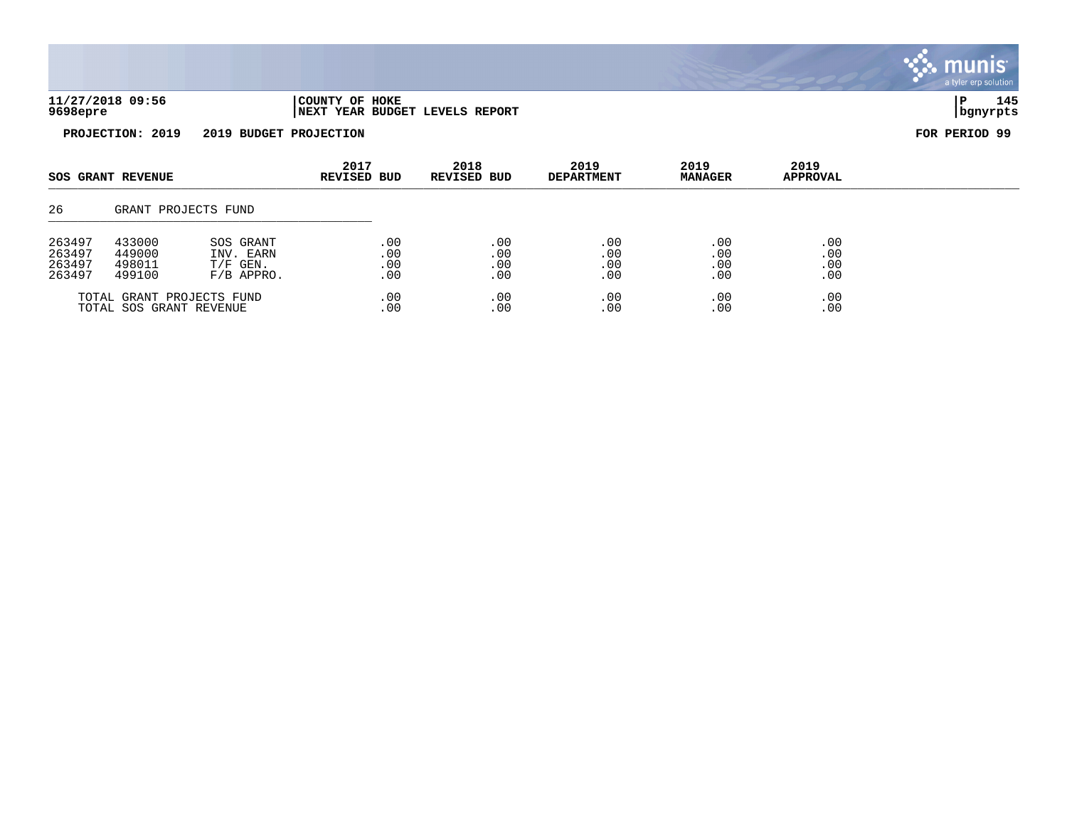**COUNTY OF HOKE**
**NEXT YEAR BUDGET LEVELS REPORT**

**PROJECTION: 2019 2019 BUDGET PROJECTION** **FOR PERIOD 99**

| SOS GRANT REVENUE | | | 2017 REVISED BUD | 2018 REVISED BUD | 2019 DEPARTMENT | 2019 MANAGER | 2019 APPROVAL |
|---|---|---|---|---|---|---|---|
| 26 | GRANT PROJECTS FUND | | | | | | |
| 263497 | 433000 | SOS GRANT | .00 | .00 | .00 | .00 | .00 |
| 263497 | 449000 | INV. EARN | .00 | .00 | .00 | .00 | .00 |
| 263497 | 498011 | T/F GEN. | .00 | .00 | .00 | .00 | .00 |
| 263497 | 499100 | F/B APPRO. | .00 | .00 | .00 | .00 | .00 |
| | TOTAL GRANT PROJECTS FUND | | .00 | .00 | .00 | .00 | .00 |
| | TOTAL SOS GRANT REVENUE | | .00 | .00 | .00 | .00 | .00 |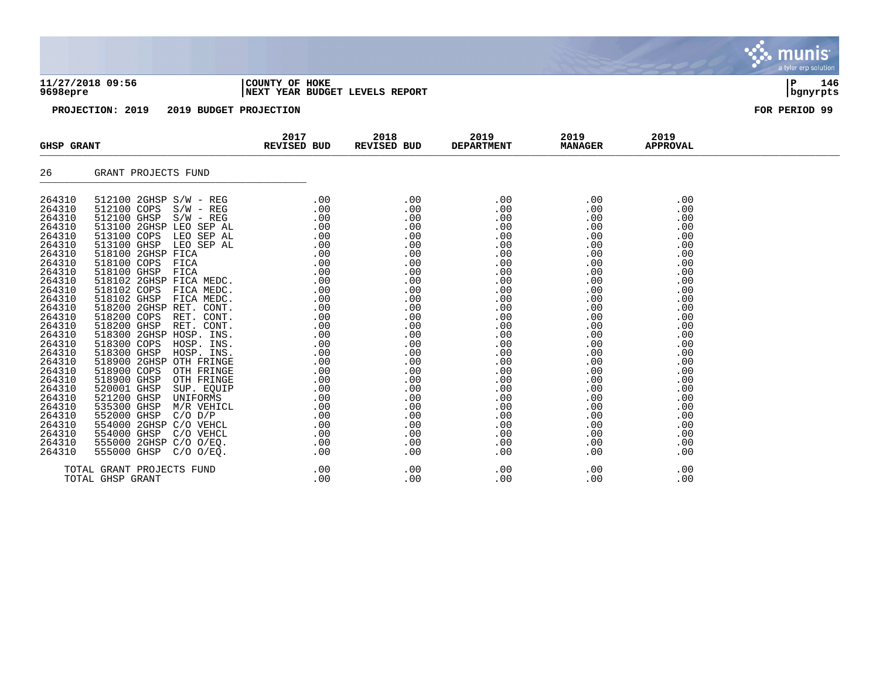**11/27/2018 09:56** | **COUNTY OF HOKE** | **P 146**
**9698epre** | **NEXT YEAR BUDGET LEVELS REPORT** | **bgnyrpts**

**PROJECTION: 2019 2019 BUDGET PROJECTION** | **FOR PERIOD 99**

| GHSP GRANT | | 2017 REVISED BUD | 2018 REVISED BUD | 2019 DEPARTMENT | 2019 MANAGER | 2019 APPROVAL |
|---|---|---|---|---|---|---|
| 26 | GRANT PROJECTS FUND | | | | | |
| 264310 | 512100 2GHSP S/W - REG | .00 | .00 | .00 | .00 | .00 |
| 264310 | 512100 COPS S/W - REG | .00 | .00 | .00 | .00 | .00 |
| 264310 | 512100 GHSP S/W - REG | .00 | .00 | .00 | .00 | .00 |
| 264310 | 513100 2GHSP LEO SEP AL | .00 | .00 | .00 | .00 | .00 |
| 264310 | 513100 COPS LEO SEP AL | .00 | .00 | .00 | .00 | .00 |
| 264310 | 513100 GHSP LEO SEP AL | .00 | .00 | .00 | .00 | .00 |
| 264310 | 518100 2GHSP FICA | .00 | .00 | .00 | .00 | .00 |
| 264310 | 518100 COPS FICA | .00 | .00 | .00 | .00 | .00 |
| 264310 | 518100 GHSP FICA | .00 | .00 | .00 | .00 | .00 |
| 264310 | 518102 2GHSP FICA MEDC. | .00 | .00 | .00 | .00 | .00 |
| 264310 | 518102 COPS FICA MEDC. | .00 | .00 | .00 | .00 | .00 |
| 264310 | 518102 GHSP FICA MEDC. | .00 | .00 | .00 | .00 | .00 |
| 264310 | 518200 2GHSP RET. CONT. | .00 | .00 | .00 | .00 | .00 |
| 264310 | 518200 COPS RET. CONT. | .00 | .00 | .00 | .00 | .00 |
| 264310 | 518200 GHSP RET. CONT. | .00 | .00 | .00 | .00 | .00 |
| 264310 | 518300 2GHSP HOSP. INS. | .00 | .00 | .00 | .00 | .00 |
| 264310 | 518300 COPS HOSP. INS. | .00 | .00 | .00 | .00 | .00 |
| 264310 | 518300 GHSP HOSP. INS. | .00 | .00 | .00 | .00 | .00 |
| 264310 | 518900 2GHSP OTH FRINGE | .00 | .00 | .00 | .00 | .00 |
| 264310 | 518900 COPS OTH FRINGE | .00 | .00 | .00 | .00 | .00 |
| 264310 | 518900 GHSP OTH FRINGE | .00 | .00 | .00 | .00 | .00 |
| 264310 | 520001 GHSP SUP. EQUIP | .00 | .00 | .00 | .00 | .00 |
| 264310 | 521200 GHSP UNIFORMS | .00 | .00 | .00 | .00 | .00 |
| 264310 | 535300 GHSP M/R VEHICL | .00 | .00 | .00 | .00 | .00 |
| 264310 | 552000 GHSP C/O D/P | .00 | .00 | .00 | .00 | .00 |
| 264310 | 554000 2GHSP C/O VEHCL | .00 | .00 | .00 | .00 | .00 |
| 264310 | 554000 GHSP C/O VEHCL | .00 | .00 | .00 | .00 | .00 |
| 264310 | 555000 2GHSP C/O O/EQ. | .00 | .00 | .00 | .00 | .00 |
| 264310 | 555000 GHSP C/O O/EQ. | .00 | .00 | .00 | .00 | .00 |
| | TOTAL GRANT PROJECTS FUND | .00 | .00 | .00 | .00 | .00 |
| | TOTAL GHSP GRANT | .00 | .00 | .00 | .00 | .00 |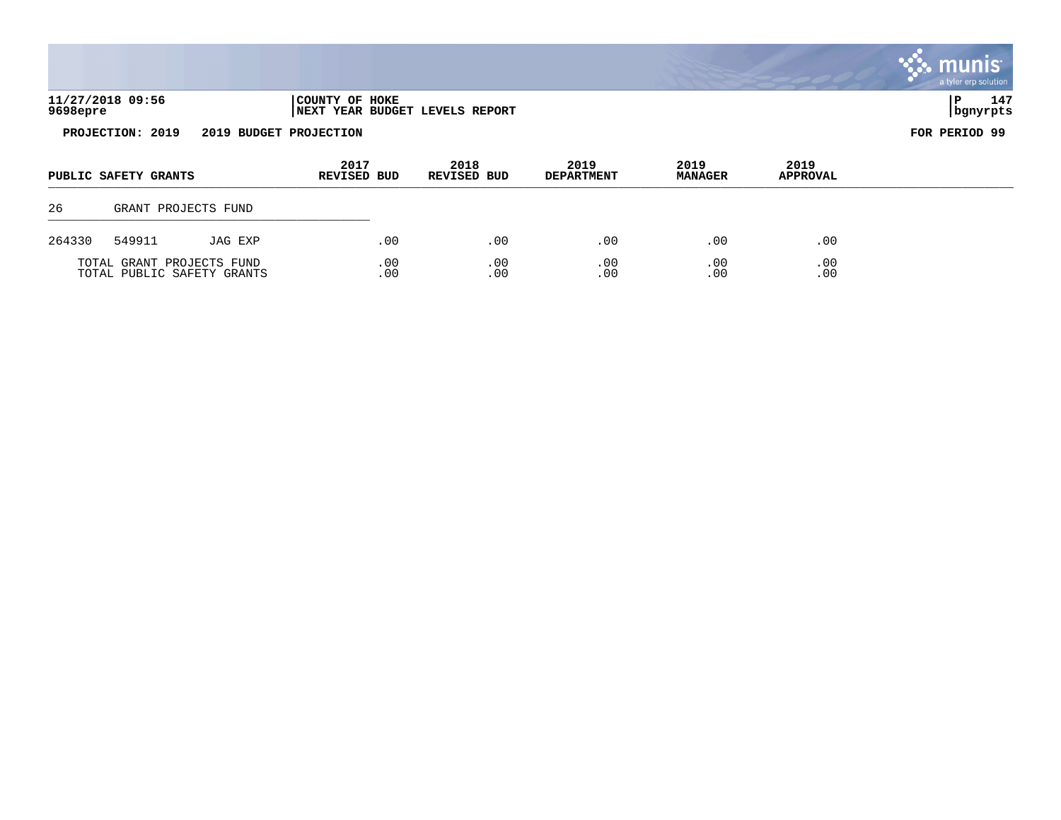**11/27/2018 09:56** | **COUNTY OF HOKE**
**9698epre** | **NEXT YEAR BUDGET LEVELS REPORT** | **bgnyrpts**

**PROJECTION: 2019    2019 BUDGET PROJECTION**    **FOR PERIOD 99**

| PUBLIC SAFETY GRANTS | | | 2017 REVISED BUD | 2018 REVISED BUD | 2019 DEPARTMENT | 2019 MANAGER | 2019 APPROVAL |
|---|---|---|---|---|---|---|---|
| 26 | GRANT PROJECTS FUND | | | | | | |
| 264330 | 549911 | JAG EXP | .00 | .00 | .00 | .00 | .00 |
| TOTAL GRANT PROJECTS FUND | | | .00 | .00 | .00 | .00 | .00 |
| TOTAL PUBLIC SAFETY GRANTS | | | .00 | .00 | .00 | .00 | .00 |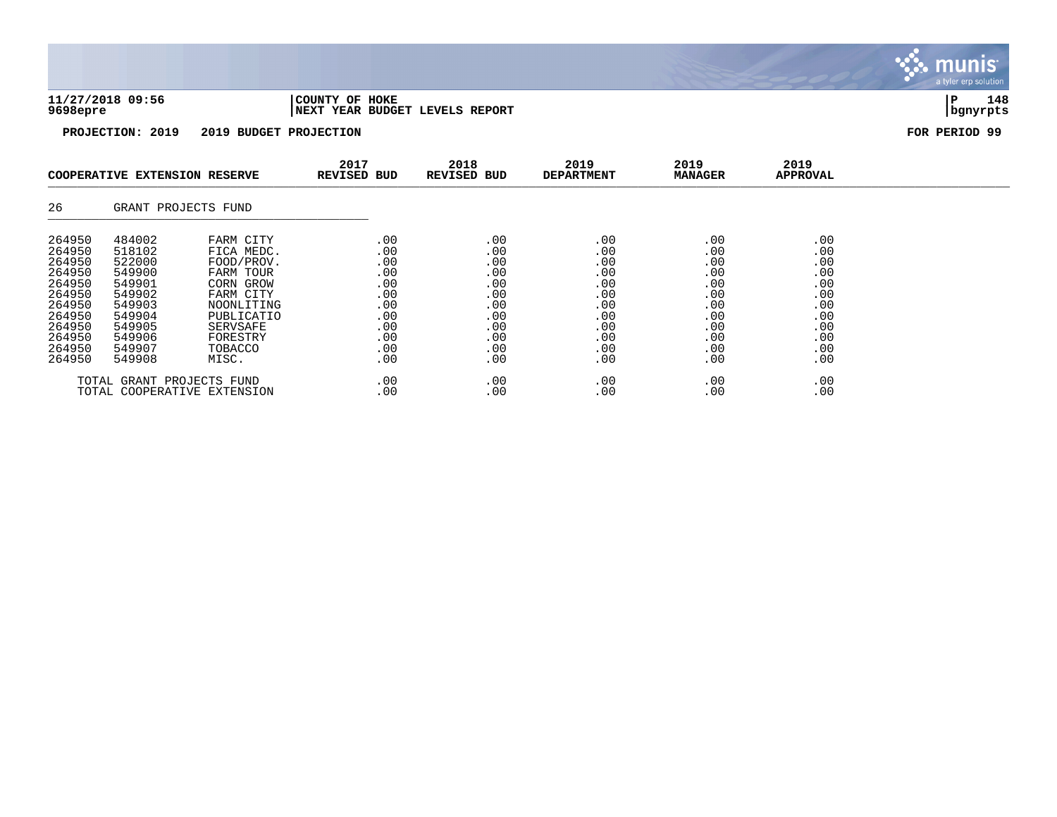11/27/2018 09:56 | COUNTY OF HOKE
9698epre | NEXT YEAR BUDGET LEVELS REPORT

**PROJECTION: 2019 2019 BUDGET PROJECTION** — **FOR PERIOD 99**

| COOPERATIVE EXTENSION RESERVE | | | 2017 REVISED BUD | 2018 REVISED BUD | 2019 DEPARTMENT | 2019 MANAGER | 2019 APPROVAL |
|---|---|---|---|---|---|---|---|
| 26 | GRANT PROJECTS FUND | | | | | | |
| 264950 | 484002 | FARM CITY | .00 | .00 | .00 | .00 | .00 |
| 264950 | 518102 | FICA MEDC. | .00 | .00 | .00 | .00 | .00 |
| 264950 | 522000 | FOOD/PROV. | .00 | .00 | .00 | .00 | .00 |
| 264950 | 549900 | FARM TOUR | .00 | .00 | .00 | .00 | .00 |
| 264950 | 549901 | CORN GROW | .00 | .00 | .00 | .00 | .00 |
| 264950 | 549902 | FARM CITY | .00 | .00 | .00 | .00 | .00 |
| 264950 | 549903 | NOONLITING | .00 | .00 | .00 | .00 | .00 |
| 264950 | 549904 | PUBLICATIO | .00 | .00 | .00 | .00 | .00 |
| 264950 | 549905 | SERVSAFE | .00 | .00 | .00 | .00 | .00 |
| 264950 | 549906 | FORESTRY | .00 | .00 | .00 | .00 | .00 |
| 264950 | 549907 | TOBACCO | .00 | .00 | .00 | .00 | .00 |
| 264950 | 549908 | MISC. | .00 | .00 | .00 | .00 | .00 |
| TOTAL GRANT PROJECTS FUND | | | .00 | .00 | .00 | .00 | .00 |
| TOTAL COOPERATIVE EXTENSION | | | .00 | .00 | .00 | .00 | .00 |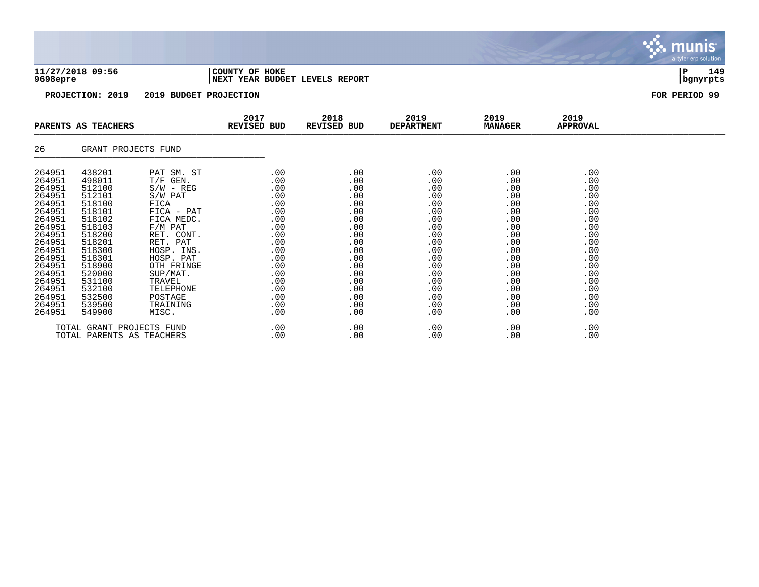**11/27/2018 09:56** | **COUNTY OF HOKE**
**9698epre** | **NEXT YEAR BUDGET LEVELS REPORT** | **bgnyrpts**

**PROJECTION: 2019 2019 BUDGET PROJECTION** **FOR PERIOD 99**

| PARENTS AS TEACHERS | | | 2017 REVISED BUD | 2018 REVISED BUD | 2019 DEPARTMENT | 2019 MANAGER | 2019 APPROVAL |
|---|---|---|---|---|---|---|---|
| 26 | GRANT PROJECTS FUND | | | | | | |
| 264951 | 438201 | PAT SM. ST | .00 | .00 | .00 | .00 | .00 |
| 264951 | 498011 | T/F GEN. | .00 | .00 | .00 | .00 | .00 |
| 264951 | 512100 | S/W - REG | .00 | .00 | .00 | .00 | .00 |
| 264951 | 512101 | S/W PAT | .00 | .00 | .00 | .00 | .00 |
| 264951 | 518100 | FICA | .00 | .00 | .00 | .00 | .00 |
| 264951 | 518101 | FICA - PAT | .00 | .00 | .00 | .00 | .00 |
| 264951 | 518102 | FICA MEDC. | .00 | .00 | .00 | .00 | .00 |
| 264951 | 518103 | F/M PAT | .00 | .00 | .00 | .00 | .00 |
| 264951 | 518200 | RET. CONT. | .00 | .00 | .00 | .00 | .00 |
| 264951 | 518201 | RET. PAT | .00 | .00 | .00 | .00 | .00 |
| 264951 | 518300 | HOSP. INS. | .00 | .00 | .00 | .00 | .00 |
| 264951 | 518301 | HOSP. PAT | .00 | .00 | .00 | .00 | .00 |
| 264951 | 518900 | OTH FRINGE | .00 | .00 | .00 | .00 | .00 |
| 264951 | 520000 | SUP/MAT. | .00 | .00 | .00 | .00 | .00 |
| 264951 | 531100 | TRAVEL | .00 | .00 | .00 | .00 | .00 |
| 264951 | 532100 | TELEPHONE | .00 | .00 | .00 | .00 | .00 |
| 264951 | 532500 | POSTAGE | .00 | .00 | .00 | .00 | .00 |
| 264951 | 539500 | TRAINING | .00 | .00 | .00 | .00 | .00 |
| 264951 | 549900 | MISC. | .00 | .00 | .00 | .00 | .00 |
| | TOTAL GRANT PROJECTS FUND | | .00 | .00 | .00 | .00 | .00 |
| | TOTAL PARENTS AS TEACHERS | | .00 | .00 | .00 | .00 | .00 |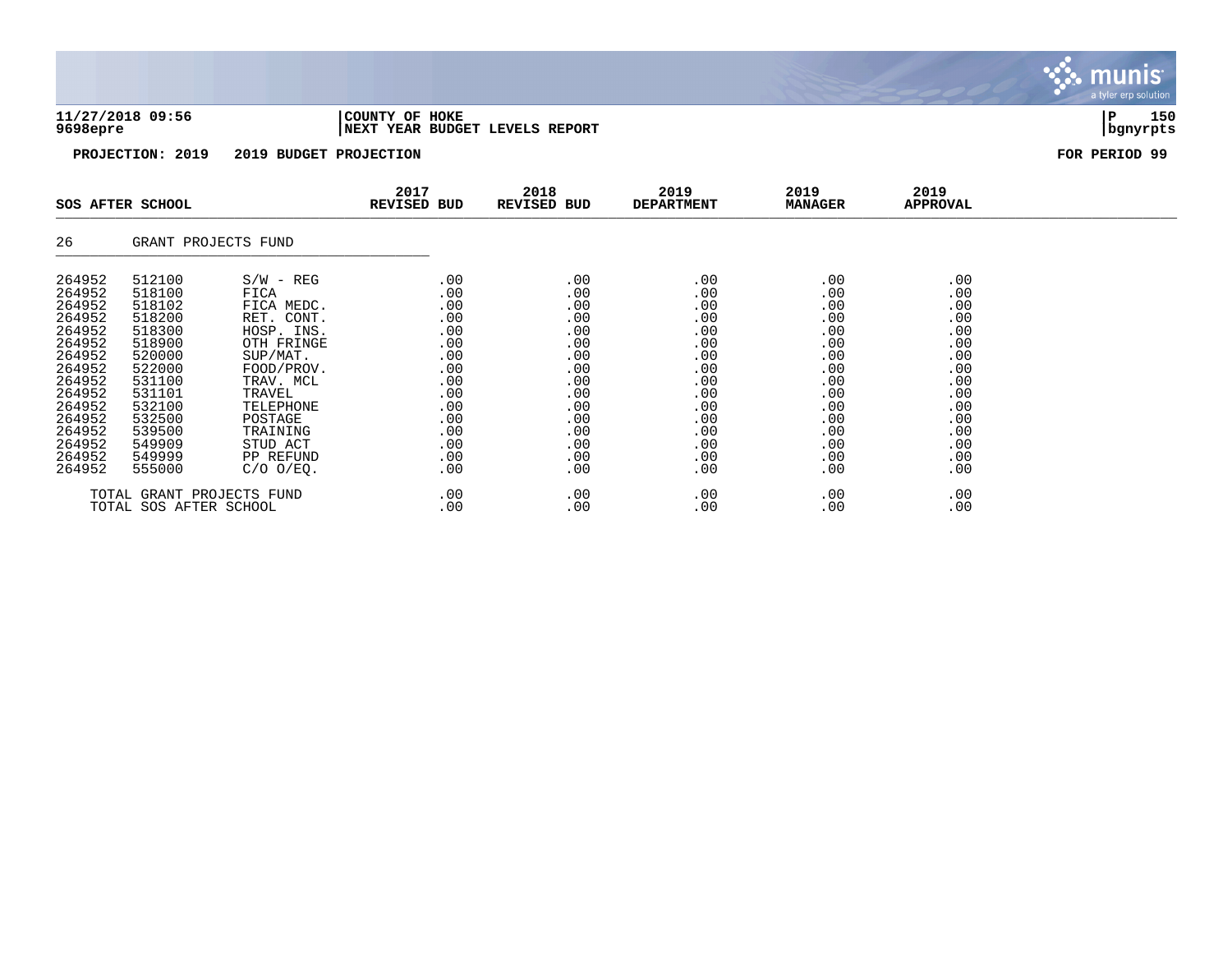**11/27/2018 09:56** | **COUNTY OF HOKE**
**9698epre** | **NEXT YEAR BUDGET LEVELS REPORT**

**PROJECTION: 2019 2019 BUDGET PROJECTION** — **FOR PERIOD 99**

| SOS AFTER SCHOOL | | | 2017 REVISED BUD | 2018 REVISED BUD | 2019 DEPARTMENT | 2019 MANAGER | 2019 APPROVAL |
|---|---|---|---|---|---|---|---|
| 26 | GRANT PROJECTS FUND | | | | | | |
| 264952 | 512100 | S/W - REG | .00 | .00 | .00 | .00 | .00 |
| 264952 | 518100 | FICA | .00 | .00 | .00 | .00 | .00 |
| 264952 | 518102 | FICA MEDC. | .00 | .00 | .00 | .00 | .00 |
| 264952 | 518200 | RET. CONT. | .00 | .00 | .00 | .00 | .00 |
| 264952 | 518300 | HOSP. INS. | .00 | .00 | .00 | .00 | .00 |
| 264952 | 518900 | OTH FRINGE | .00 | .00 | .00 | .00 | .00 |
| 264952 | 520000 | SUP/MAT. | .00 | .00 | .00 | .00 | .00 |
| 264952 | 522000 | FOOD/PROV. | .00 | .00 | .00 | .00 | .00 |
| 264952 | 531100 | TRAV. MCL | .00 | .00 | .00 | .00 | .00 |
| 264952 | 531101 | TRAVEL | .00 | .00 | .00 | .00 | .00 |
| 264952 | 532100 | TELEPHONE | .00 | .00 | .00 | .00 | .00 |
| 264952 | 532500 | POSTAGE | .00 | .00 | .00 | .00 | .00 |
| 264952 | 539500 | TRAINING | .00 | .00 | .00 | .00 | .00 |
| 264952 | 549909 | STUD ACT | .00 | .00 | .00 | .00 | .00 |
| 264952 | 549999 | PP REFUND | .00 | .00 | .00 | .00 | .00 |
| 264952 | 555000 | C/O O/EQ. | .00 | .00 | .00 | .00 | .00 |
| TOTAL GRANT PROJECTS FUND | | | .00 | .00 | .00 | .00 | .00 |
| TOTAL SOS AFTER SCHOOL | | | .00 | .00 | .00 | .00 | .00 |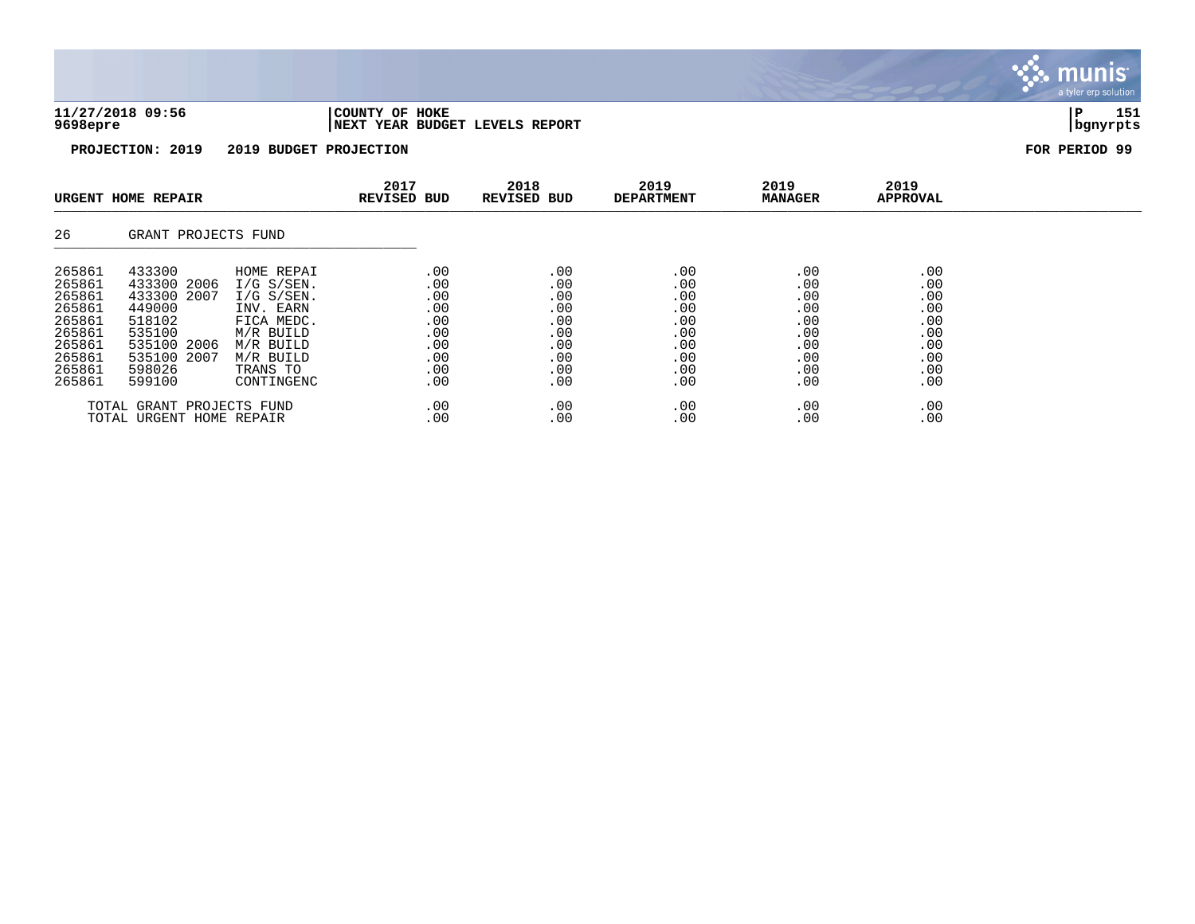11/27/2018 09:56 | COUNTY OF HOKE
9698epre | NEXT YEAR BUDGET LEVELS REPORT

PROJECTION: 2019 2019 BUDGET PROJECTION FOR PERIOD 99

| URGENT HOME REPAIR | | | 2017 REVISED BUD | 2018 REVISED BUD | 2019 DEPARTMENT | 2019 MANAGER | 2019 APPROVAL |
|---|---|---|---|---|---|---|---|
| 26 | GRANT PROJECTS FUND | | | | | | |
| 265861 | 433300 | HOME REPAI | .00 | .00 | .00 | .00 | .00 |
| 265861 | 433300 2006 | I/G S/SEN. | .00 | .00 | .00 | .00 | .00 |
| 265861 | 433300 2007 | I/G S/SEN. | .00 | .00 | .00 | .00 | .00 |
| 265861 | 449000 | INV. EARN | .00 | .00 | .00 | .00 | .00 |
| 265861 | 518102 | FICA MEDC. | .00 | .00 | .00 | .00 | .00 |
| 265861 | 535100 | M/R BUILD | .00 | .00 | .00 | .00 | .00 |
| 265861 | 535100 2006 | M/R BUILD | .00 | .00 | .00 | .00 | .00 |
| 265861 | 535100 2007 | M/R BUILD | .00 | .00 | .00 | .00 | .00 |
| 265861 | 598026 | TRANS TO | .00 | .00 | .00 | .00 | .00 |
| 265861 | 599100 | CONTINGENC | .00 | .00 | .00 | .00 | .00 |
| TOTAL GRANT PROJECTS FUND | | | .00 | .00 | .00 | .00 | .00 |
| TOTAL URGENT HOME REPAIR | | | .00 | .00 | .00 | .00 | .00 |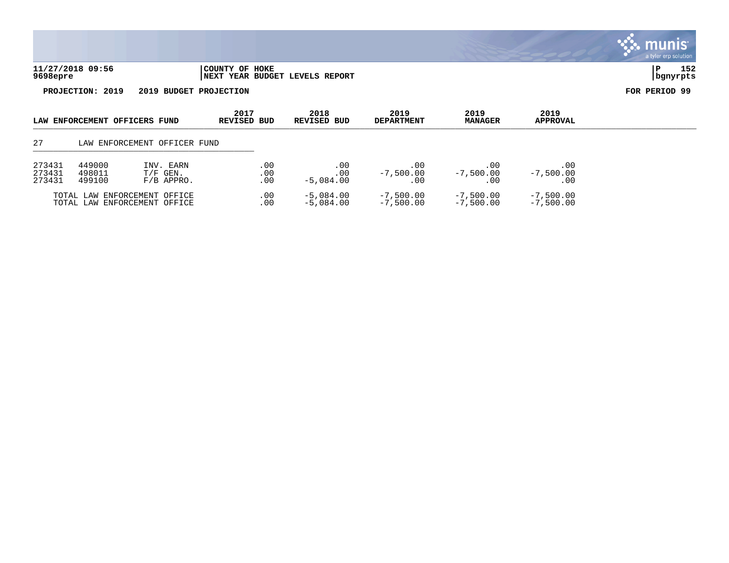**11/27/2018 09:56** | **COUNTY OF HOKE**
**9698epre** | **NEXT YEAR BUDGET LEVELS REPORT** | **bgnyrpts**

**PROJECTION: 2019 2019 BUDGET PROJECTION** **FOR PERIOD 99**

| LAW ENFORCEMENT OFFICERS FUND | | | 2017 REVISED BUD | 2018 REVISED BUD | 2019 DEPARTMENT | 2019 MANAGER | 2019 APPROVAL |
|---|---|---|---|---|---|---|---|
| 27 | LAW ENFORCEMENT OFFICER FUND | | | | | | |
| 273431 | 449000 | INV. EARN | .00 | .00 | .00 | .00 | .00 |
| 273431 | 498011 | T/F GEN. | .00 | .00 | -7,500.00 | -7,500.00 | -7,500.00 |
| 273431 | 499100 | F/B APPRO. | .00 | -5,084.00 | .00 | .00 | .00 |
| TOTAL LAW ENFORCEMENT OFFICE | | | .00 | -5,084.00 | -7,500.00 | -7,500.00 | -7,500.00 |
| TOTAL LAW ENFORCEMENT OFFICE | | | .00 | -5,084.00 | -7,500.00 | -7,500.00 | -7,500.00 |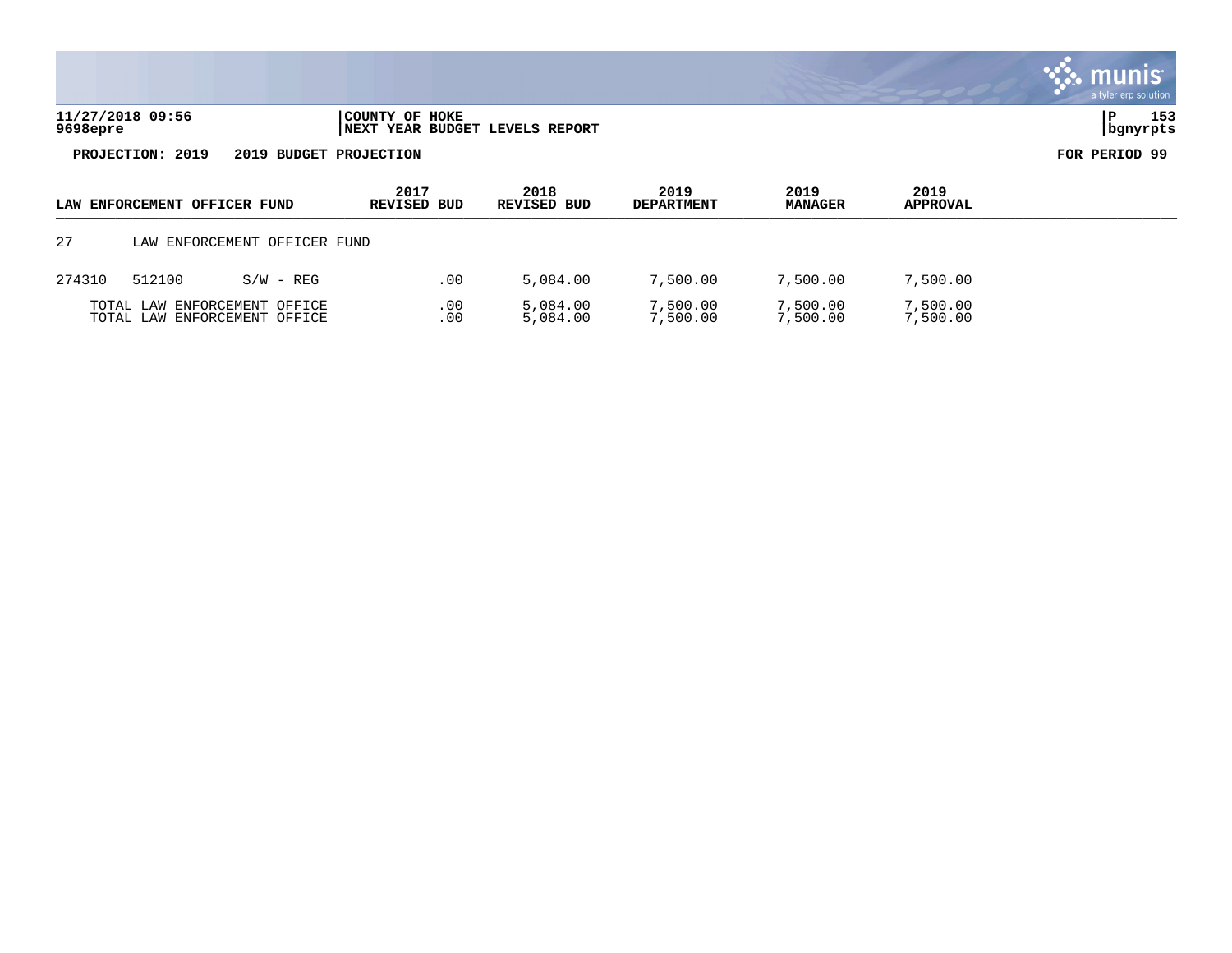**11/27/2018 09:56** | **COUNTY OF HOKE** | **P 153**
**9698epre** | **NEXT YEAR BUDGET LEVELS REPORT** | **bgnyrpts**

**PROJECTION: 2019 2019 BUDGET PROJECTION** **FOR PERIOD 99**

| LAW ENFORCEMENT OFFICER FUND | | | 2017 REVISED BUD | 2018 REVISED BUD | 2019 DEPARTMENT | 2019 MANAGER | 2019 APPROVAL |
|---|---|---|---|---|---|---|---|
| 27 | LAW ENFORCEMENT OFFICER FUND | | | | | | |
| 274310 | 512100 | S/W - REG | .00 | 5,084.00 | 7,500.00 | 7,500.00 | 7,500.00 |
| | TOTAL LAW ENFORCEMENT OFFICE | | .00 | 5,084.00 | 7,500.00 | 7,500.00 | 7,500.00 |
| | TOTAL LAW ENFORCEMENT OFFICE | | .00 | 5,084.00 | 7,500.00 | 7,500.00 | 7,500.00 |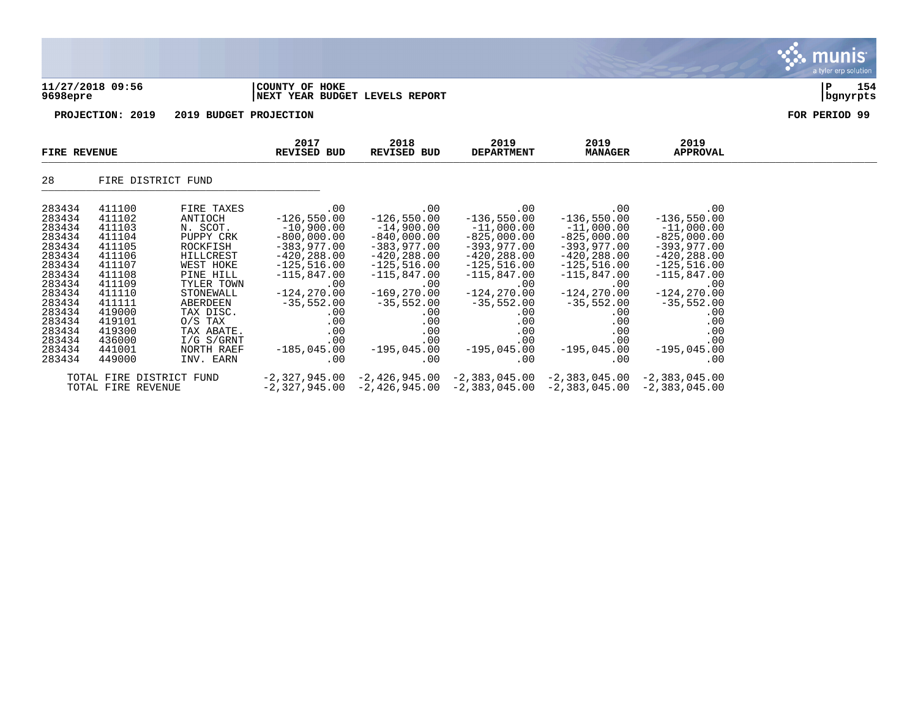**11/27/2018 09:56** | **COUNTY OF HOKE** | **P 154**
**9698epre** | **NEXT YEAR BUDGET LEVELS REPORT** | **bgnyrpts**

**PROJECTION: 2019 2019 BUDGET PROJECTION** **FOR PERIOD 99**

| FIRE REVENUE | | | 2017 REVISED BUD | 2018 REVISED BUD | 2019 DEPARTMENT | 2019 MANAGER | 2019 APPROVAL |
|---|---|---|---|---|---|---|---|
| 28 | FIRE DISTRICT FUND | | | | | | |
| 283434 | 411100 | FIRE TAXES | .00 | .00 | .00 | .00 | .00 |
| 283434 | 411102 | ANTIOCH | -126,550.00 | -126,550.00 | -136,550.00 | -136,550.00 | -136,550.00 |
| 283434 | 411103 | N. SCOT. | -10,900.00 | -14,900.00 | -11,000.00 | -11,000.00 | -11,000.00 |
| 283434 | 411104 | PUPPY CRK | -800,000.00 | -840,000.00 | -825,000.00 | -825,000.00 | -825,000.00 |
| 283434 | 411105 | ROCKFISH | -383,977.00 | -383,977.00 | -393,977.00 | -393,977.00 | -393,977.00 |
| 283434 | 411106 | HILLCREST | -420,288.00 | -420,288.00 | -420,288.00 | -420,288.00 | -420,288.00 |
| 283434 | 411107 | WEST HOKE | -125,516.00 | -125,516.00 | -125,516.00 | -125,516.00 | -125,516.00 |
| 283434 | 411108 | PINE HILL | -115,847.00 | -115,847.00 | -115,847.00 | -115,847.00 | -115,847.00 |
| 283434 | 411109 | TYLER TOWN | .00 | .00 | .00 | .00 | .00 |
| 283434 | 411110 | STONEWALL | -124,270.00 | -169,270.00 | -124,270.00 | -124,270.00 | -124,270.00 |
| 283434 | 411111 | ABERDEEN | -35,552.00 | -35,552.00 | -35,552.00 | -35,552.00 | -35,552.00 |
| 283434 | 419000 | TAX DISC. | .00 | .00 | .00 | .00 | .00 |
| 283434 | 419101 | O/S TAX | .00 | .00 | .00 | .00 | .00 |
| 283434 | 419300 | TAX ABATE. | .00 | .00 | .00 | .00 | .00 |
| 283434 | 436000 | I/G S/GRNT | .00 | .00 | .00 | .00 | .00 |
| 283434 | 441001 | NORTH RAEF | -185,045.00 | -195,045.00 | -195,045.00 | -195,045.00 | -195,045.00 |
| 283434 | 449000 | INV. EARN | .00 | .00 | .00 | .00 | .00 |
| | TOTAL FIRE DISTRICT FUND | | -2,327,945.00 | -2,426,945.00 | -2,383,045.00 | -2,383,045.00 | -2,383,045.00 |
| | TOTAL FIRE REVENUE | | -2,327,945.00 | -2,426,945.00 | -2,383,045.00 | -2,383,045.00 | -2,383,045.00 |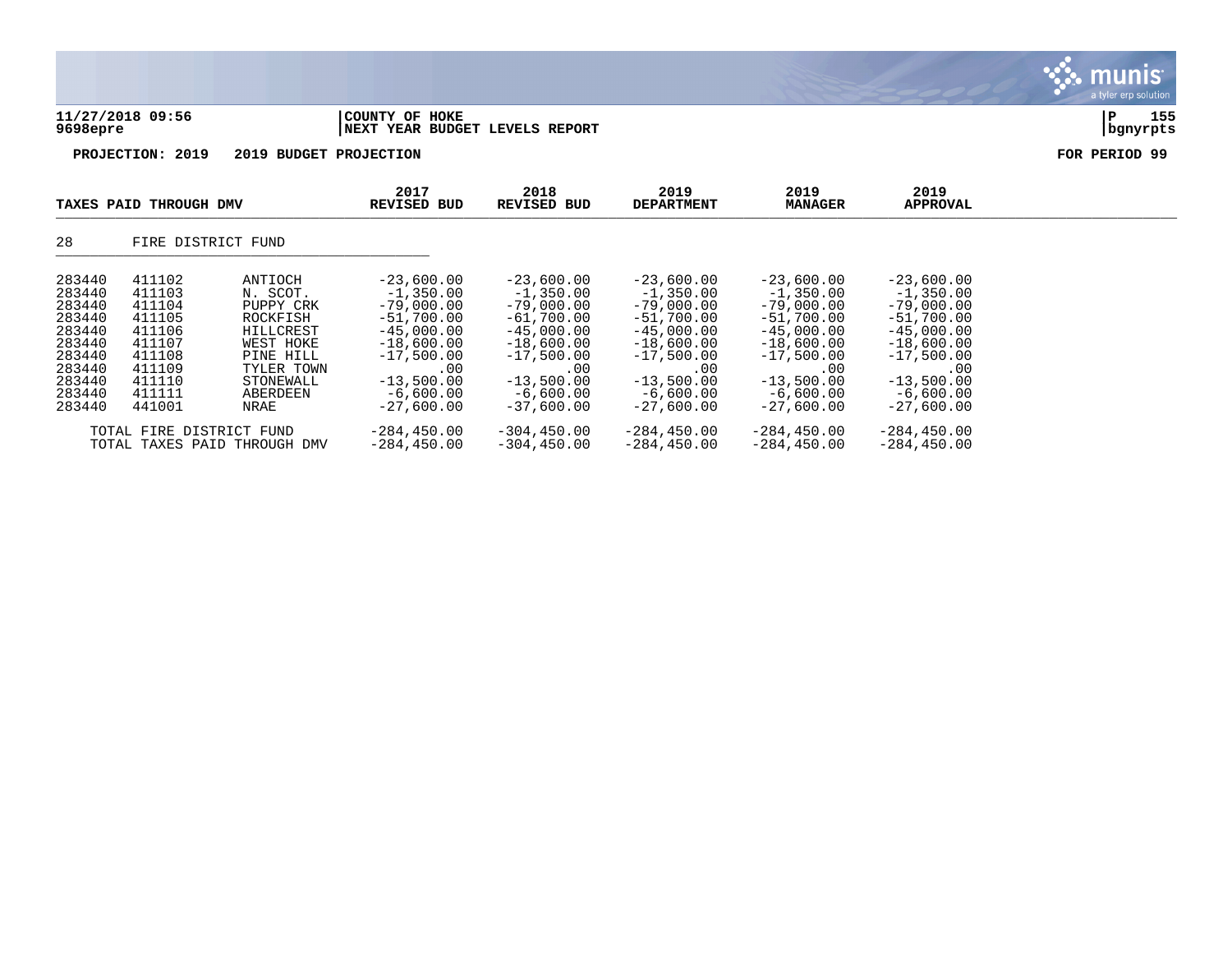11/27/2018 09:56 | COUNTY OF HOKE
9698epre | NEXT YEAR BUDGET LEVELS REPORT

PROJECTION: 2019 2019 BUDGET PROJECTION — FOR PERIOD 99

| TAXES PAID THROUGH DMV | | | 2017 REVISED BUD | 2018 REVISED BUD | 2019 DEPARTMENT | 2019 MANAGER | 2019 APPROVAL |
|---|---|---|---|---|---|---|---|
| 28 | FIRE DISTRICT FUND | | | | | | |
| 283440 | 411102 | ANTIOCH | -23,600.00 | -23,600.00 | -23,600.00 | -23,600.00 | -23,600.00 |
| 283440 | 411103 | N. SCOT. | -1,350.00 | -1,350.00 | -1,350.00 | -1,350.00 | -1,350.00 |
| 283440 | 411104 | PUPPY CRK | -79,000.00 | -79,000.00 | -79,000.00 | -79,000.00 | -79,000.00 |
| 283440 | 411105 | ROCKFISH | -51,700.00 | -61,700.00 | -51,700.00 | -51,700.00 | -51,700.00 |
| 283440 | 411106 | HILLCREST | -45,000.00 | -45,000.00 | -45,000.00 | -45,000.00 | -45,000.00 |
| 283440 | 411107 | WEST HOKE | -18,600.00 | -18,600.00 | -18,600.00 | -18,600.00 | -18,600.00 |
| 283440 | 411108 | PINE HILL | -17,500.00 | -17,500.00 | -17,500.00 | -17,500.00 | -17,500.00 |
| 283440 | 411109 | TYLER TOWN | .00 | .00 | .00 | .00 | .00 |
| 283440 | 411110 | STONEWALL | -13,500.00 | -13,500.00 | -13,500.00 | -13,500.00 | -13,500.00 |
| 283440 | 411111 | ABERDEEN | -6,600.00 | -6,600.00 | -6,600.00 | -6,600.00 | -6,600.00 |
| 283440 | 441001 | NRAE | -27,600.00 | -37,600.00 | -27,600.00 | -27,600.00 | -27,600.00 |
| TOTAL FIRE DISTRICT FUND | | | -284,450.00 | -304,450.00 | -284,450.00 | -284,450.00 | -284,450.00 |
| TOTAL TAXES PAID THROUGH DMV | | | -284,450.00 | -304,450.00 | -284,450.00 | -284,450.00 | -284,450.00 |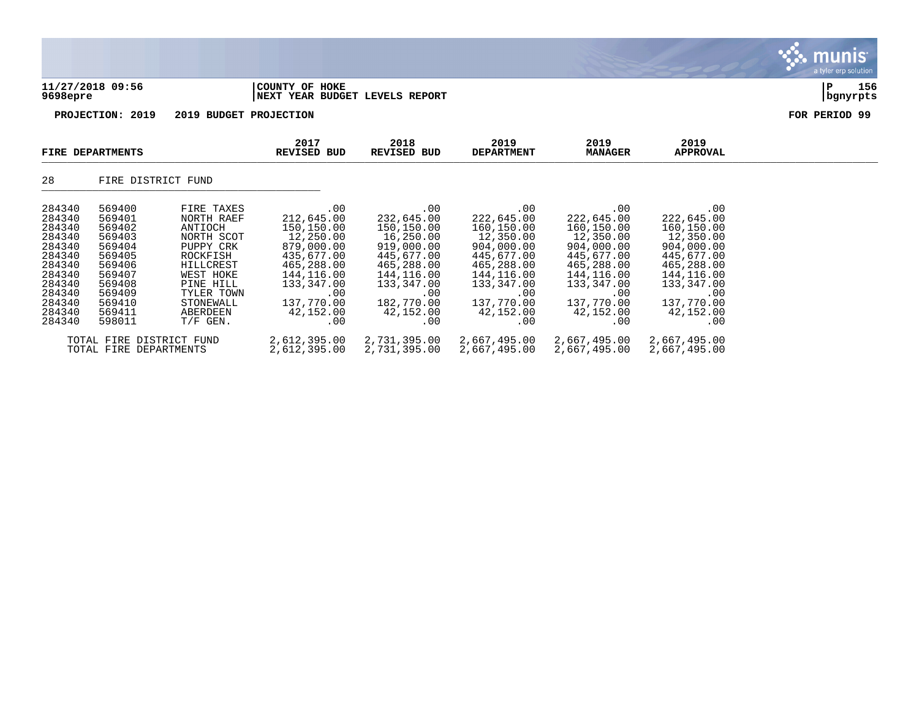**11/27/2018 09:56** | **COUNTY OF HOKE**
**9698epre** | **NEXT YEAR BUDGET LEVELS REPORT**

**PROJECTION: 2019 2019 BUDGET PROJECTION** **FOR PERIOD 99**

| FIRE DEPARTMENTS | | | 2017 REVISED BUD | 2018 REVISED BUD | 2019 DEPARTMENT | 2019 MANAGER | 2019 APPROVAL |
|---|---|---|---|---|---|---|---|
| 28 | FIRE DISTRICT FUND | | | | | | |
| 284340 | 569400 | FIRE TAXES | .00 | .00 | .00 | .00 | .00 |
| 284340 | 569401 | NORTH RAEF | 212,645.00 | 232,645.00 | 222,645.00 | 222,645.00 | 222,645.00 |
| 284340 | 569402 | ANTIOCH | 150,150.00 | 150,150.00 | 160,150.00 | 160,150.00 | 160,150.00 |
| 284340 | 569403 | NORTH SCOT | 12,250.00 | 16,250.00 | 12,350.00 | 12,350.00 | 12,350.00 |
| 284340 | 569404 | PUPPY CRK | 879,000.00 | 919,000.00 | 904,000.00 | 904,000.00 | 904,000.00 |
| 284340 | 569405 | ROCKFISH | 435,677.00 | 445,677.00 | 445,677.00 | 445,677.00 | 445,677.00 |
| 284340 | 569406 | HILLCREST | 465,288.00 | 465,288.00 | 465,288.00 | 465,288.00 | 465,288.00 |
| 284340 | 569407 | WEST HOKE | 144,116.00 | 144,116.00 | 144,116.00 | 144,116.00 | 144,116.00 |
| 284340 | 569408 | PINE HILL | 133,347.00 | 133,347.00 | 133,347.00 | 133,347.00 | 133,347.00 |
| 284340 | 569409 | TYLER TOWN | .00 | .00 | .00 | .00 | .00 |
| 284340 | 569410 | STONEWALL | 137,770.00 | 182,770.00 | 137,770.00 | 137,770.00 | 137,770.00 |
| 284340 | 569411 | ABERDEEN | 42,152.00 | 42,152.00 | 42,152.00 | 42,152.00 | 42,152.00 |
| 284340 | 598011 | T/F GEN. | .00 | .00 | .00 | .00 | .00 |
| TOTAL FIRE DISTRICT FUND | | | 2,612,395.00 | 2,731,395.00 | 2,667,495.00 | 2,667,495.00 | 2,667,495.00 |
| TOTAL FIRE DEPARTMENTS | | | 2,612,395.00 | 2,731,395.00 | 2,667,495.00 | 2,667,495.00 | 2,667,495.00 |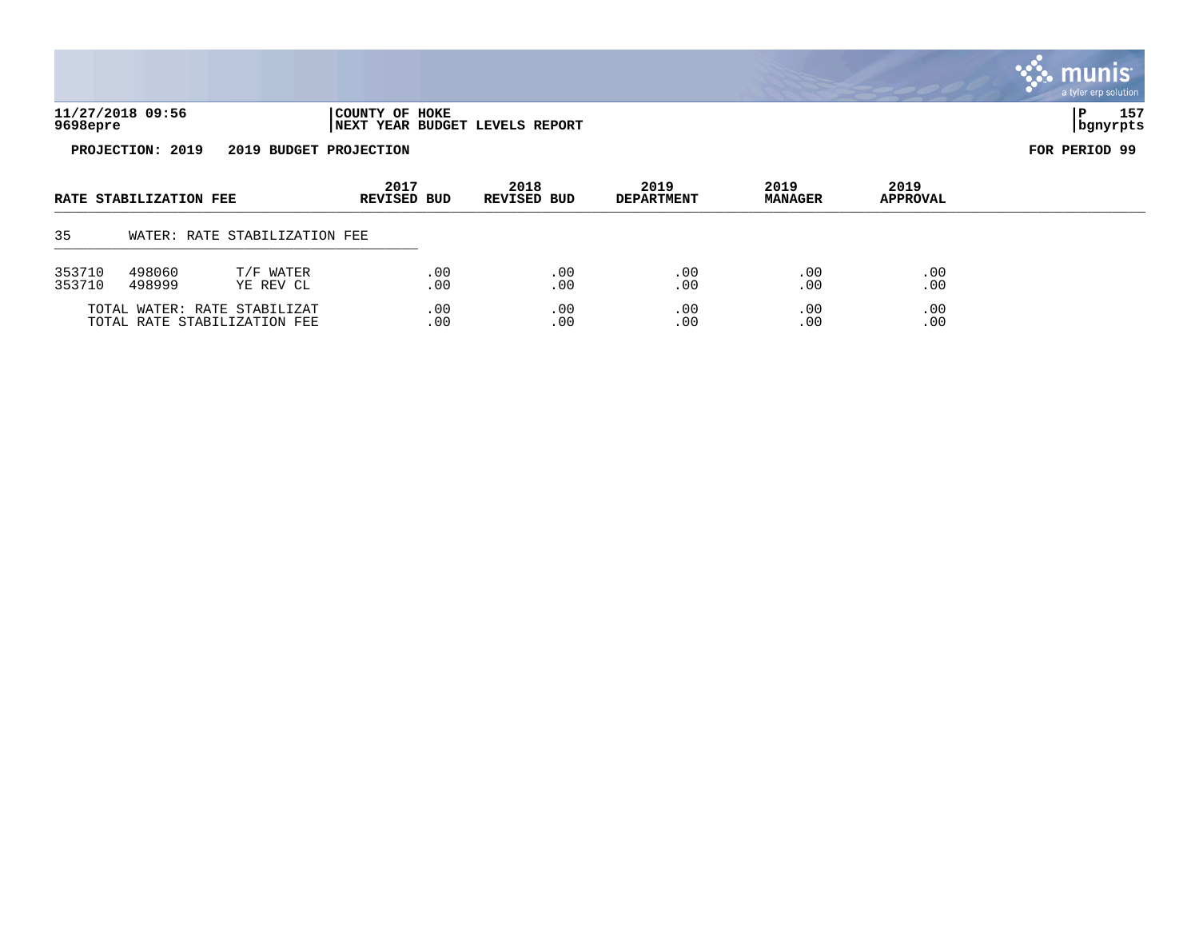**11/27/2018 09:56** | **COUNTY OF HOKE**
**9698epre** | **NEXT YEAR BUDGET LEVELS REPORT** | **bgnyrpts**

**PROJECTION: 2019 2019 BUDGET PROJECTION** **FOR PERIOD 99**

| RATE STABILIZATION FEE | | | 2017 REVISED BUD | 2018 REVISED BUD | 2019 DEPARTMENT | 2019 MANAGER | 2019 APPROVAL |
|---|---|---|---|---|---|---|---|
| 35 | WATER: RATE STABILIZATION FEE | | | | | | |
| 353710 | 498060 | T/F WATER | .00 | .00 | .00 | .00 | .00 |
| 353710 | 498999 | YE REV CL | .00 | .00 | .00 | .00 | .00 |
| TOTAL WATER: RATE STABILIZAT | | | .00 | .00 | .00 | .00 | .00 |
| TOTAL RATE STABILIZATION FEE | | | .00 | .00 | .00 | .00 | .00 |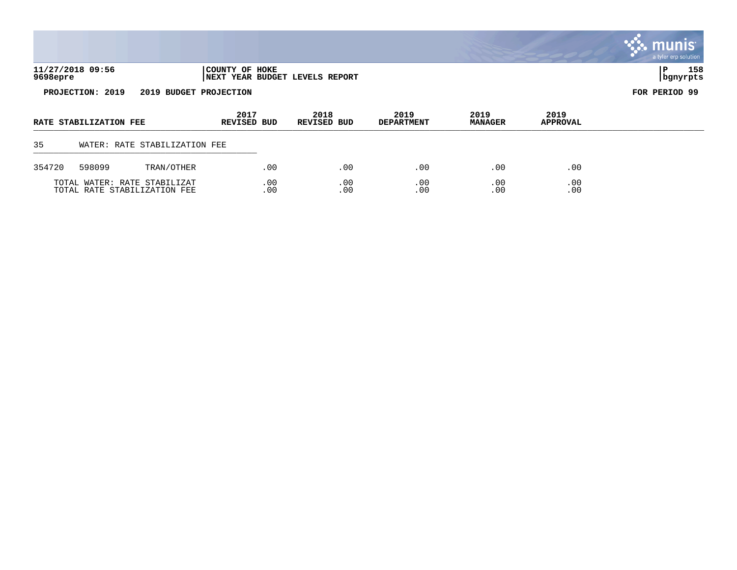**11/27/2018 09:56** | **COUNTY OF HOKE**
**9698epre** | **NEXT YEAR BUDGET LEVELS REPORT** | **bgnyrpts**

**PROJECTION: 2019 2019 BUDGET PROJECTION** **FOR PERIOD 99**

| RATE STABILIZATION FEE | | | 2017 REVISED BUD | 2018 REVISED BUD | 2019 DEPARTMENT | 2019 MANAGER | 2019 APPROVAL |
|---|---|---|---|---|---|---|---|
| 35 | WATER: RATE STABILIZATION FEE | | | | | | |
| 354720 | 598099 | TRAN/OTHER | .00 | .00 | .00 | .00 | .00 |
| | TOTAL WATER: RATE STABILIZAT | | .00 | .00 | .00 | .00 | .00 |
| | TOTAL RATE STABILIZATION FEE | | .00 | .00 | .00 | .00 | .00 |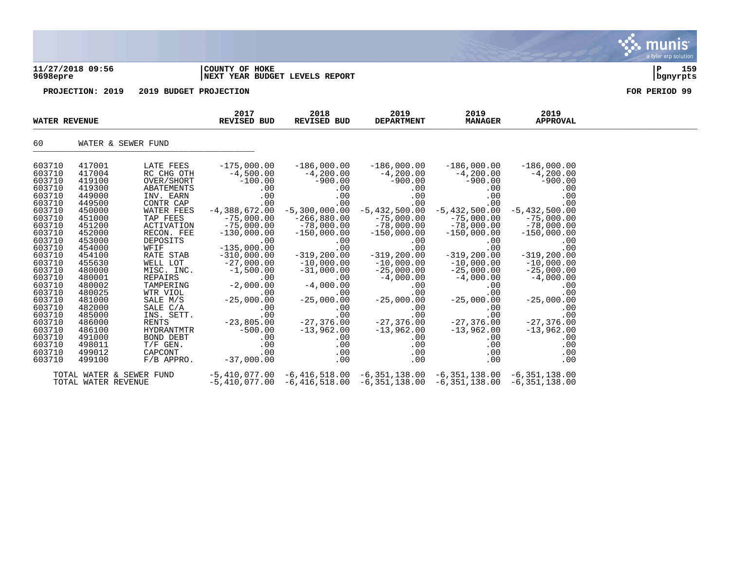**11/27/2018 09:56** | **COUNTY OF HOKE** | **NEXT YEAR BUDGET LEVELS REPORT**

**9698epre** | **bgnyrpts**

**PROJECTION: 2019 &nbsp;&nbsp; 2019 BUDGET PROJECTION** &nbsp;&nbsp;&nbsp;&nbsp; **FOR PERIOD 99**

| WATER REVENUE | | | 2017 REVISED BUD | 2018 REVISED BUD | 2019 DEPARTMENT | 2019 MANAGER | 2019 APPROVAL |
|---|---|---|---|---|---|---|---|
| 60 | WATER & SEWER FUND | | | | | | |
| 603710 | 417001 | LATE FEES | -175,000.00 | -186,000.00 | -186,000.00 | -186,000.00 | -186,000.00 |
| 603710 | 417004 | RC CHG OTH | -4,500.00 | -4,200.00 | -4,200.00 | -4,200.00 | -4,200.00 |
| 603710 | 419100 | OVER/SHORT | -100.00 | -900.00 | -900.00 | -900.00 | -900.00 |
| 603710 | 419300 | ABATEMENTS | .00 | .00 | .00 | .00 | .00 |
| 603710 | 449000 | INV. EARN | .00 | .00 | .00 | .00 | .00 |
| 603710 | 449500 | CONTR CAP | .00 | .00 | .00 | .00 | .00 |
| 603710 | 450000 | WATER FEES | -4,388,672.00 | -5,300,000.00 | -5,432,500.00 | -5,432,500.00 | -5,432,500.00 |
| 603710 | 451000 | TAP FEES | -75,000.00 | -266,880.00 | -75,000.00 | -75,000.00 | -75,000.00 |
| 603710 | 451200 | ACTIVATION | -75,000.00 | -78,000.00 | -78,000.00 | -78,000.00 | -78,000.00 |
| 603710 | 452000 | RECON. FEE | -130,000.00 | -150,000.00 | -150,000.00 | -150,000.00 | -150,000.00 |
| 603710 | 453000 | DEPOSITS | .00 | .00 | .00 | .00 | .00 |
| 603710 | 454000 | WFIF | -135,000.00 | .00 | .00 | .00 | .00 |
| 603710 | 454100 | RATE STAB | -310,000.00 | -319,200.00 | -319,200.00 | -319,200.00 | -319,200.00 |
| 603710 | 455630 | WELL LOT | -27,000.00 | -10,000.00 | -10,000.00 | -10,000.00 | -10,000.00 |
| 603710 | 480000 | MISC. INC. | -1,500.00 | -31,000.00 | -25,000.00 | -25,000.00 | -25,000.00 |
| 603710 | 480001 | REPAIRS | .00 | .00 | -4,000.00 | -4,000.00 | -4,000.00 |
| 603710 | 480002 | TAMPERING | -2,000.00 | -4,000.00 | .00 | .00 | .00 |
| 603710 | 480025 | WTR VIOL | .00 | .00 | .00 | .00 | .00 |
| 603710 | 481000 | SALE M/S | -25,000.00 | -25,000.00 | -25,000.00 | -25,000.00 | -25,000.00 |
| 603710 | 482000 | SALE C/A | .00 | .00 | .00 | .00 | .00 |
| 603710 | 485000 | INS. SETT. | .00 | .00 | .00 | .00 | .00 |
| 603710 | 486000 | RENTS | -23,805.00 | -27,376.00 | -27,376.00 | -27,376.00 | -27,376.00 |
| 603710 | 486100 | HYDRANTMTR | -500.00 | -13,962.00 | -13,962.00 | -13,962.00 | -13,962.00 |
| 603710 | 491000 | BOND DEBT | .00 | .00 | .00 | .00 | .00 |
| 603710 | 498011 | T/F GEN. | .00 | .00 | .00 | .00 | .00 |
| 603710 | 499012 | CAPCONT | .00 | .00 | .00 | .00 | .00 |
| 603710 | 499100 | F/B APPRO. | -37,000.00 | .00 | .00 | .00 | .00 |
| TOTAL WATER & SEWER FUND | | | -5,410,077.00 | -6,416,518.00 | -6,351,138.00 | -6,351,138.00 | -6,351,138.00 |
| TOTAL WATER REVENUE | | | -5,410,077.00 | -6,416,518.00 | -6,351,138.00 | -6,351,138.00 | -6,351,138.00 |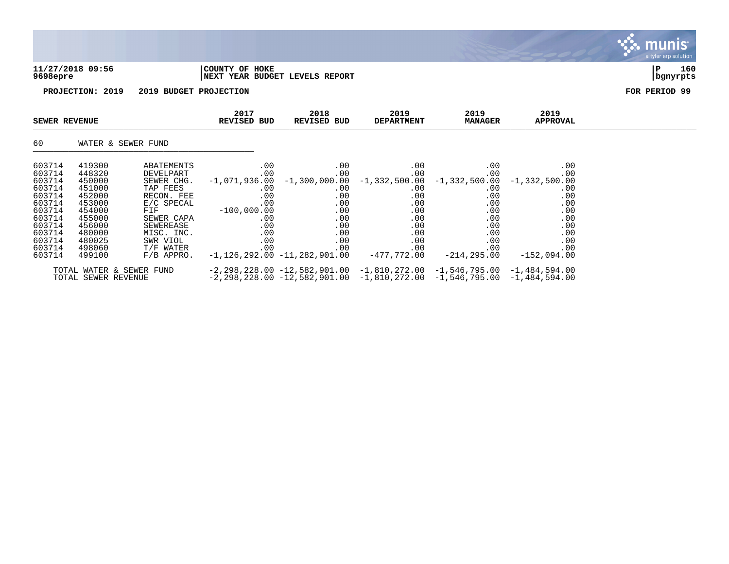**11/27/2018 09:56** | **COUNTY OF HOKE**
**9698epre** | **NEXT YEAR BUDGET LEVELS REPORT** | **bgnyrpts**

**PROJECTION: 2019 2019 BUDGET PROJECTION** **FOR PERIOD 99**

| SEWER REVENUE | | | 2017 REVISED BUD | 2018 REVISED BUD | 2019 DEPARTMENT | 2019 MANAGER | 2019 APPROVAL |
|---|---|---|---|---|---|---|---|
| 60 | WATER & SEWER FUND | | | | | | |
| 603714 | 419300 | ABATEMENTS | .00 | .00 | .00 | .00 | .00 |
| 603714 | 448320 | DEVELPART | .00 | .00 | .00 | .00 | .00 |
| 603714 | 450000 | SEWER CHG. | -1,071,936.00 | -1,300,000.00 | -1,332,500.00 | -1,332,500.00 | -1,332,500.00 |
| 603714 | 451000 | TAP FEES | .00 | .00 | .00 | .00 | .00 |
| 603714 | 452000 | RECON. FEE | .00 | .00 | .00 | .00 | .00 |
| 603714 | 453000 | E/C SPECAL | .00 | .00 | .00 | .00 | .00 |
| 603714 | 454000 | FIF | -100,000.00 | .00 | .00 | .00 | .00 |
| 603714 | 455000 | SEWER CAPA | .00 | .00 | .00 | .00 | .00 |
| 603714 | 456000 | SEWEREASE | .00 | .00 | .00 | .00 | .00 |
| 603714 | 480000 | MISC. INC. | .00 | .00 | .00 | .00 | .00 |
| 603714 | 480025 | SWR VIOL | .00 | .00 | .00 | .00 | .00 |
| 603714 | 498060 | T/F WATER | .00 | .00 | .00 | .00 | .00 |
| 603714 | 499100 | F/B APPRO. | -1,126,292.00 | -11,282,901.00 | -477,772.00 | -214,295.00 | -152,094.00 |
| TOTAL WATER & SEWER FUND | | | -2,298,228.00 | -12,582,901.00 | -1,810,272.00 | -1,546,795.00 | -1,484,594.00 |
| TOTAL SEWER REVENUE | | | -2,298,228.00 | -12,582,901.00 | -1,810,272.00 | -1,546,795.00 | -1,484,594.00 |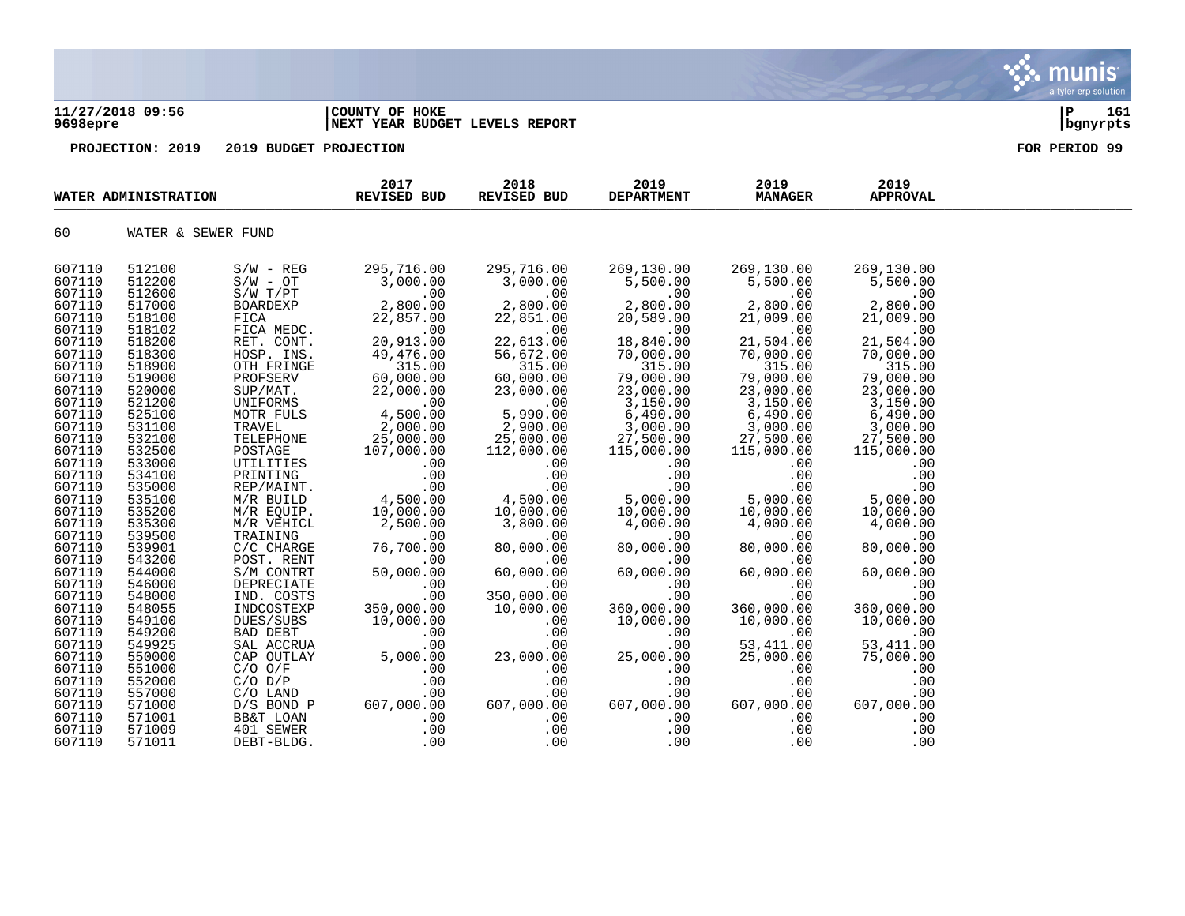**11/27/2018 09:56** | **COUNTY OF HOKE** | **P 161**
**9698epre** | **NEXT YEAR BUDGET LEVELS REPORT** | **bgnyrpts**

**PROJECTION: 2019 2019 BUDGET PROJECTION** **FOR PERIOD 99**

| WATER ADMINISTRATION | | | 2017 REVISED BUD | 2018 REVISED BUD | 2019 DEPARTMENT | 2019 MANAGER | 2019 APPROVAL |
|---|---|---|---|---|---|---|---|
| 60 | WATER & SEWER FUND | | | | | | |
| 607110 | 512100 | S/W - REG | 295,716.00 | 295,716.00 | 269,130.00 | 269,130.00 | 269,130.00 |
| 607110 | 512200 | S/W - OT | 3,000.00 | 3,000.00 | 5,500.00 | 5,500.00 | 5,500.00 |
| 607110 | 512600 | S/W T/PT | .00 | .00 | .00 | .00 | .00 |
| 607110 | 517000 | BOARDEXP | 2,800.00 | 2,800.00 | 2,800.00 | 2,800.00 | 2,800.00 |
| 607110 | 518100 | FICA | 22,857.00 | 22,851.00 | 20,589.00 | 21,009.00 | 21,009.00 |
| 607110 | 518102 | FICA MEDC. | .00 | .00 | .00 | .00 | .00 |
| 607110 | 518200 | RET. CONT. | 20,913.00 | 22,613.00 | 18,840.00 | 21,504.00 | 21,504.00 |
| 607110 | 518300 | HOSP. INS. | 49,476.00 | 56,672.00 | 70,000.00 | 70,000.00 | 70,000.00 |
| 607110 | 518900 | OTH FRINGE | 315.00 | 315.00 | 315.00 | 315.00 | 315.00 |
| 607110 | 519000 | PROFSERV | 60,000.00 | 60,000.00 | 79,000.00 | 79,000.00 | 79,000.00 |
| 607110 | 520000 | SUP/MAT. | 22,000.00 | 23,000.00 | 23,000.00 | 23,000.00 | 23,000.00 |
| 607110 | 521200 | UNIFORMS | .00 | .00 | 3,150.00 | 3,150.00 | 3,150.00 |
| 607110 | 525100 | MOTR FULS | 4,500.00 | 5,990.00 | 6,490.00 | 6,490.00 | 6,490.00 |
| 607110 | 531100 | TRAVEL | 2,000.00 | 2,900.00 | 3,000.00 | 3,000.00 | 3,000.00 |
| 607110 | 532100 | TELEPHONE | 25,000.00 | 25,000.00 | 27,500.00 | 27,500.00 | 27,500.00 |
| 607110 | 532500 | POSTAGE | 107,000.00 | 112,000.00 | 115,000.00 | 115,000.00 | 115,000.00 |
| 607110 | 533000 | UTILITIES | .00 | .00 | .00 | .00 | .00 |
| 607110 | 534100 | PRINTING | .00 | .00 | .00 | .00 | .00 |
| 607110 | 535000 | REP/MAINT. | .00 | .00 | .00 | .00 | .00 |
| 607110 | 535100 | M/R BUILD | 4,500.00 | 4,500.00 | 5,000.00 | 5,000.00 | 5,000.00 |
| 607110 | 535200 | M/R EQUIP. | 10,000.00 | 10,000.00 | 10,000.00 | 10,000.00 | 10,000.00 |
| 607110 | 535300 | M/R VEHICL | 2,500.00 | 3,800.00 | 4,000.00 | 4,000.00 | 4,000.00 |
| 607110 | 539500 | TRAINING | .00 | .00 | .00 | .00 | .00 |
| 607110 | 539901 | C/C CHARGE | 76,700.00 | 80,000.00 | 80,000.00 | 80,000.00 | 80,000.00 |
| 607110 | 543200 | POST. RENT | .00 | .00 | .00 | .00 | .00 |
| 607110 | 544000 | S/M CONTRT | 50,000.00 | 60,000.00 | 60,000.00 | 60,000.00 | 60,000.00 |
| 607110 | 546000 | DEPRECIATE | .00 | .00 | .00 | .00 | .00 |
| 607110 | 548000 | IND. COSTS | .00 | 350,000.00 | .00 | .00 | .00 |
| 607110 | 548055 | INDCOSTEXP | 350,000.00 | 10,000.00 | 360,000.00 | 360,000.00 | 360,000.00 |
| 607110 | 549100 | DUES/SUBS | 10,000.00 | .00 | 10,000.00 | 10,000.00 | 10,000.00 |
| 607110 | 549200 | BAD DEBT | .00 | .00 | .00 | .00 | .00 |
| 607110 | 549925 | SAL ACCRUA | .00 | .00 | .00 | 53,411.00 | 53,411.00 |
| 607110 | 550000 | CAP OUTLAY | 5,000.00 | 23,000.00 | 25,000.00 | 25,000.00 | 75,000.00 |
| 607110 | 551000 | C/O O/F | .00 | .00 | .00 | .00 | .00 |
| 607110 | 552000 | C/O D/P | .00 | .00 | .00 | .00 | .00 |
| 607110 | 557000 | C/O LAND | .00 | .00 | .00 | .00 | .00 |
| 607110 | 571000 | D/S BOND P | 607,000.00 | 607,000.00 | 607,000.00 | 607,000.00 | 607,000.00 |
| 607110 | 571001 | BB&T LOAN | .00 | .00 | .00 | .00 | .00 |
| 607110 | 571009 | 401 SEWER | .00 | .00 | .00 | .00 | .00 |
| 607110 | 571011 | DEBT-BLDG. | .00 | .00 | .00 | .00 | .00 |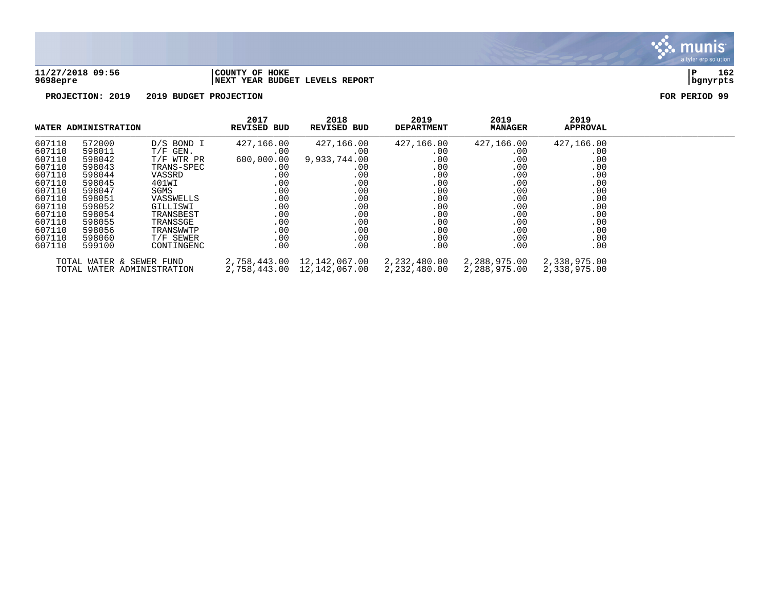**11/27/2018 09:56** | **COUNTY OF HOKE**
**9698epre** | **NEXT YEAR BUDGET LEVELS REPORT** | **bgnyrpts**

**PROJECTION: 2019 2019 BUDGET PROJECTION** **FOR PERIOD 99**

| WATER ADMINISTRATION | | | 2017 REVISED BUD | 2018 REVISED BUD | 2019 DEPARTMENT | 2019 MANAGER | 2019 APPROVAL |
|---|---|---|---|---|---|---|---|
| 607110 | 572000 | D/S BOND I | 427,166.00 | 427,166.00 | 427,166.00 | 427,166.00 | 427,166.00 |
| 607110 | 598011 | T/F GEN. | .00 | .00 | .00 | .00 | .00 |
| 607110 | 598042 | T/F WTR PR | 600,000.00 | 9,933,744.00 | .00 | .00 | .00 |
| 607110 | 598043 | TRANS-SPEC | .00 | .00 | .00 | .00 | .00 |
| 607110 | 598044 | VASSRD | .00 | .00 | .00 | .00 | .00 |
| 607110 | 598045 | 401WI | .00 | .00 | .00 | .00 | .00 |
| 607110 | 598047 | SGMS | .00 | .00 | .00 | .00 | .00 |
| 607110 | 598051 | VASSWELLS | .00 | .00 | .00 | .00 | .00 |
| 607110 | 598052 | GILLISWI | .00 | .00 | .00 | .00 | .00 |
| 607110 | 598054 | TRANSBEST | .00 | .00 | .00 | .00 | .00 |
| 607110 | 598055 | TRANSSGE | .00 | .00 | .00 | .00 | .00 |
| 607110 | 598056 | TRANSWWTP | .00 | .00 | .00 | .00 | .00 |
| 607110 | 598060 | T/F SEWER | .00 | .00 | .00 | .00 | .00 |
| 607110 | 599100 | CONTINGENC | .00 | .00 | .00 | .00 | .00 |
| TOTAL WATER & SEWER FUND | | | 2,758,443.00 | 12,142,067.00 | 2,232,480.00 | 2,288,975.00 | 2,338,975.00 |
| TOTAL WATER ADMINISTRATION | | | 2,758,443.00 | 12,142,067.00 | 2,232,480.00 | 2,288,975.00 | 2,338,975.00 |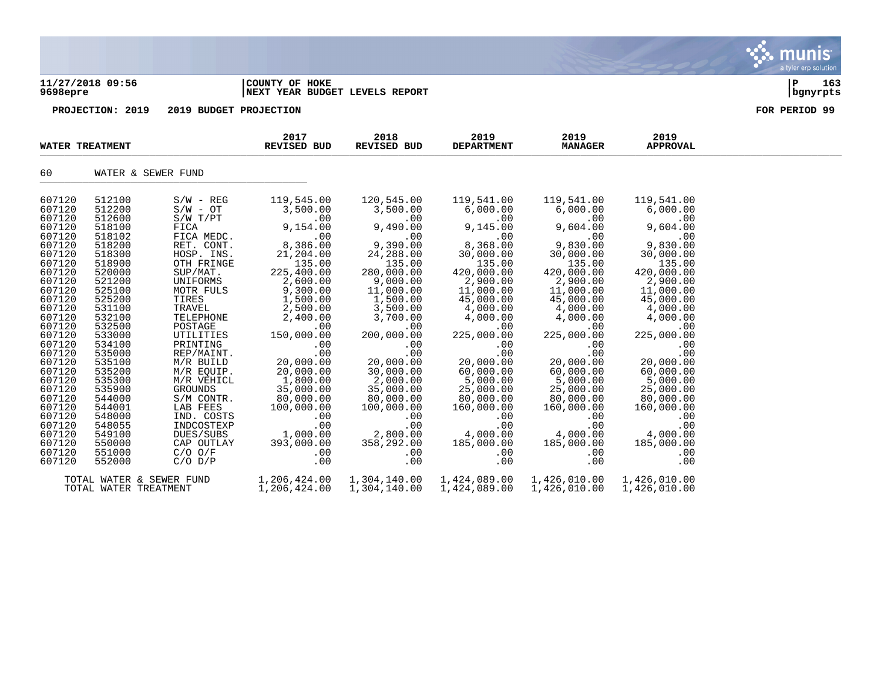**11/27/2018 09:56** | **COUNTY OF HOKE** | **P 163**
**9698epre** | **NEXT YEAR BUDGET LEVELS REPORT** | **bgnyrpts**

**PROJECTION: 2019 2019 BUDGET PROJECTION** **FOR PERIOD 99**

| WATER TREATMENT | | | 2017 REVISED BUD | 2018 REVISED BUD | 2019 DEPARTMENT | 2019 MANAGER | 2019 APPROVAL |
|---|---|---|---|---|---|---|---|
| 60 | WATER & SEWER FUND | | | | | | |
| 607120 | 512100 | S/W - REG | 119,545.00 | 120,545.00 | 119,541.00 | 119,541.00 | 119,541.00 |
| 607120 | 512200 | S/W - OT | 3,500.00 | 3,500.00 | 6,000.00 | 6,000.00 | 6,000.00 |
| 607120 | 512600 | S/W T/PT | .00 | .00 | .00 | .00 | .00 |
| 607120 | 518100 | FICA | 9,154.00 | 9,490.00 | 9,145.00 | 9,604.00 | 9,604.00 |
| 607120 | 518102 | FICA MEDC. | .00 | .00 | .00 | .00 | .00 |
| 607120 | 518200 | RET. CONT. | 8,386.00 | 9,390.00 | 8,368.00 | 9,830.00 | 9,830.00 |
| 607120 | 518300 | HOSP. INS. | 21,204.00 | 24,288.00 | 30,000.00 | 30,000.00 | 30,000.00 |
| 607120 | 518900 | OTH FRINGE | 135.00 | 135.00 | 135.00 | 135.00 | 135.00 |
| 607120 | 520000 | SUP/MAT. | 225,400.00 | 280,000.00 | 420,000.00 | 420,000.00 | 420,000.00 |
| 607120 | 521200 | UNIFORMS | 2,600.00 | 9,000.00 | 2,900.00 | 2,900.00 | 2,900.00 |
| 607120 | 525100 | MOTR FULS | 9,300.00 | 11,000.00 | 11,000.00 | 11,000.00 | 11,000.00 |
| 607120 | 525200 | TIRES | 1,500.00 | 1,500.00 | 45,000.00 | 45,000.00 | 45,000.00 |
| 607120 | 531100 | TRAVEL | 2,500.00 | 3,500.00 | 4,000.00 | 4,000.00 | 4,000.00 |
| 607120 | 532100 | TELEPHONE | 2,400.00 | 3,700.00 | 4,000.00 | 4,000.00 | 4,000.00 |
| 607120 | 532500 | POSTAGE | .00 | .00 | .00 | .00 | .00 |
| 607120 | 533000 | UTILITIES | 150,000.00 | 200,000.00 | 225,000.00 | 225,000.00 | 225,000.00 |
| 607120 | 534100 | PRINTING | .00 | .00 | .00 | .00 | .00 |
| 607120 | 535000 | REP/MAINT. | .00 | .00 | .00 | .00 | .00 |
| 607120 | 535100 | M/R BUILD | 20,000.00 | 20,000.00 | 20,000.00 | 20,000.00 | 20,000.00 |
| 607120 | 535200 | M/R EQUIP. | 20,000.00 | 30,000.00 | 60,000.00 | 60,000.00 | 60,000.00 |
| 607120 | 535300 | M/R VEHICL | 1,800.00 | 2,000.00 | 5,000.00 | 5,000.00 | 5,000.00 |
| 607120 | 535900 | GROUNDS | 35,000.00 | 35,000.00 | 25,000.00 | 25,000.00 | 25,000.00 |
| 607120 | 544000 | S/M CONTR. | 80,000.00 | 80,000.00 | 80,000.00 | 80,000.00 | 80,000.00 |
| 607120 | 544001 | LAB FEES | 100,000.00 | 100,000.00 | 160,000.00 | 160,000.00 | 160,000.00 |
| 607120 | 548000 | IND. COSTS | .00 | .00 | .00 | .00 | .00 |
| 607120 | 548055 | INDCOSTEXP | .00 | .00 | .00 | .00 | .00 |
| 607120 | 549100 | DUES/SUBS | 1,000.00 | 2,800.00 | 4,000.00 | 4,000.00 | 4,000.00 |
| 607120 | 550000 | CAP OUTLAY | 393,000.00 | 358,292.00 | 185,000.00 | 185,000.00 | 185,000.00 |
| 607120 | 551000 | C/O O/F | .00 | .00 | .00 | .00 | .00 |
| 607120 | 552000 | C/O D/P | .00 | .00 | .00 | .00 | .00 |
| | TOTAL WATER & SEWER FUND | | 1,206,424.00 | 1,304,140.00 | 1,424,089.00 | 1,426,010.00 | 1,426,010.00 |
| | TOTAL WATER TREATMENT | | 1,206,424.00 | 1,304,140.00 | 1,424,089.00 | 1,426,010.00 | 1,426,010.00 |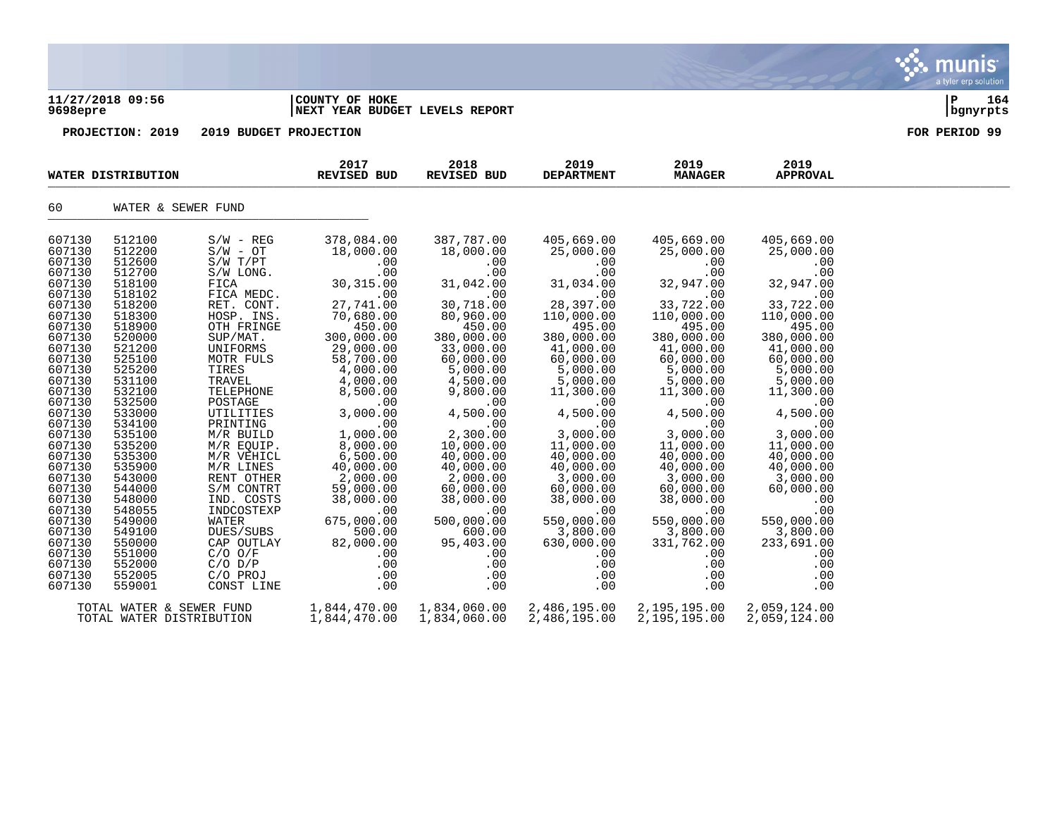**11/27/2018 09:56** | **COUNTY OF HOKE**
**9698epre** | **NEXT YEAR BUDGET LEVELS REPORT**

**PROJECTION: 2019 2019 BUDGET PROJECTION** **FOR PERIOD 99**

| WATER DISTRIBUTION | | | 2017 REVISED BUD | 2018 REVISED BUD | 2019 DEPARTMENT | 2019 MANAGER | 2019 APPROVAL |
|---|---|---|---|---|---|---|---|
| 60 | WATER & SEWER FUND | | | | | | |
| 607130 | 512100 | S/W - REG | 378,084.00 | 387,787.00 | 405,669.00 | 405,669.00 | 405,669.00 |
| 607130 | 512200 | S/W - OT | 18,000.00 | 18,000.00 | 25,000.00 | 25,000.00 | 25,000.00 |
| 607130 | 512600 | S/W T/PT | .00 | .00 | .00 | .00 | .00 |
| 607130 | 512700 | S/W LONG. | .00 | .00 | .00 | .00 | .00 |
| 607130 | 518100 | FICA | 30,315.00 | 31,042.00 | 31,034.00 | 32,947.00 | 32,947.00 |
| 607130 | 518102 | FICA MEDC. | .00 | .00 | .00 | .00 | .00 |
| 607130 | 518200 | RET. CONT. | 27,741.00 | 30,718.00 | 28,397.00 | 33,722.00 | 33,722.00 |
| 607130 | 518300 | HOSP. INS. | 70,680.00 | 80,960.00 | 110,000.00 | 110,000.00 | 110,000.00 |
| 607130 | 518900 | OTH FRINGE | 450.00 | 450.00 | 495.00 | 495.00 | 495.00 |
| 607130 | 520000 | SUP/MAT. | 300,000.00 | 380,000.00 | 380,000.00 | 380,000.00 | 380,000.00 |
| 607130 | 521200 | UNIFORMS | 29,000.00 | 33,000.00 | 41,000.00 | 41,000.00 | 41,000.00 |
| 607130 | 525100 | MOTR FULS | 58,700.00 | 60,000.00 | 60,000.00 | 60,000.00 | 60,000.00 |
| 607130 | 525200 | TIRES | 4,000.00 | 5,000.00 | 5,000.00 | 5,000.00 | 5,000.00 |
| 607130 | 531100 | TRAVEL | 4,000.00 | 4,500.00 | 5,000.00 | 5,000.00 | 5,000.00 |
| 607130 | 532100 | TELEPHONE | 8,500.00 | 9,800.00 | 11,300.00 | 11,300.00 | 11,300.00 |
| 607130 | 532500 | POSTAGE | .00 | .00 | .00 | .00 | .00 |
| 607130 | 533000 | UTILITIES | 3,000.00 | 4,500.00 | 4,500.00 | 4,500.00 | 4,500.00 |
| 607130 | 534100 | PRINTING | .00 | .00 | .00 | .00 | .00 |
| 607130 | 535100 | M/R BUILD | 1,000.00 | 2,300.00 | 3,000.00 | 3,000.00 | 3,000.00 |
| 607130 | 535200 | M/R EQUIP. | 8,000.00 | 10,000.00 | 11,000.00 | 11,000.00 | 11,000.00 |
| 607130 | 535300 | M/R VEHICL | 6,500.00 | 40,000.00 | 40,000.00 | 40,000.00 | 40,000.00 |
| 607130 | 535900 | M/R LINES | 40,000.00 | 40,000.00 | 40,000.00 | 40,000.00 | 40,000.00 |
| 607130 | 543000 | RENT OTHER | 2,000.00 | 2,000.00 | 3,000.00 | 3,000.00 | 3,000.00 |
| 607130 | 544000 | S/M CONTRT | 59,000.00 | 60,000.00 | 60,000.00 | 60,000.00 | 60,000.00 |
| 607130 | 548000 | IND. COSTS | 38,000.00 | 38,000.00 | 38,000.00 | 38,000.00 | .00 |
| 607130 | 548055 | INDCOSTEXP | .00 | .00 | .00 | .00 | .00 |
| 607130 | 549000 | WATER | 675,000.00 | 500,000.00 | 550,000.00 | 550,000.00 | 550,000.00 |
| 607130 | 549100 | DUES/SUBS | 500.00 | 600.00 | 3,800.00 | 3,800.00 | 3,800.00 |
| 607130 | 550000 | CAP OUTLAY | 82,000.00 | 95,403.00 | 630,000.00 | 331,762.00 | 233,691.00 |
| 607130 | 551000 | C/O O/F | .00 | .00 | .00 | .00 | .00 |
| 607130 | 552000 | C/O D/P | .00 | .00 | .00 | .00 | .00 |
| 607130 | 552005 | C/O PROJ | .00 | .00 | .00 | .00 | .00 |
| 607130 | 559001 | CONST LINE | .00 | .00 | .00 | .00 | .00 |
| TOTAL WATER & SEWER FUND | | | 1,844,470.00 | 1,834,060.00 | 2,486,195.00 | 2,195,195.00 | 2,059,124.00 |
| TOTAL WATER DISTRIBUTION | | | 1,844,470.00 | 1,834,060.00 | 2,486,195.00 | 2,195,195.00 | 2,059,124.00 |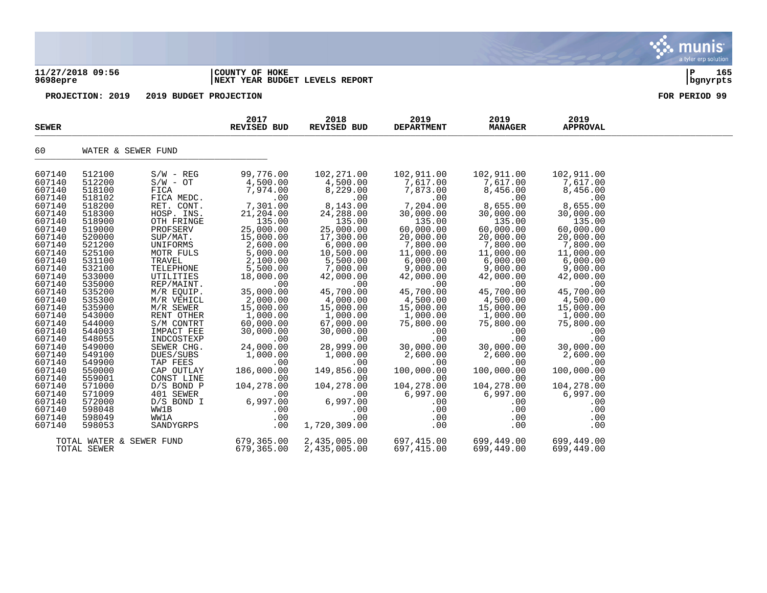**11/27/2018 09:56**
**9698epre**

**COUNTY OF HOKE**
**NEXT YEAR BUDGET LEVELS REPORT**

**PROJECTION: 2019 2019 BUDGET PROJECTION** — **FOR PERIOD 99**

| SEWER | | | 2017 REVISED BUD | 2018 REVISED BUD | 2019 DEPARTMENT | 2019 MANAGER | 2019 APPROVAL |
|---|---|---|---|---|---|---|---|
| 60 | WATER & SEWER FUND | | | | | | |
| 607140 | 512100 | S/W - REG | 99,776.00 | 102,271.00 | 102,911.00 | 102,911.00 | 102,911.00 |
| 607140 | 512200 | S/W - OT | 4,500.00 | 4,500.00 | 7,617.00 | 7,617.00 | 7,617.00 |
| 607140 | 518100 | FICA | 7,974.00 | 8,229.00 | 7,873.00 | 8,456.00 | 8,456.00 |
| 607140 | 518102 | FICA MEDC. | .00 | .00 | .00 | .00 | .00 |
| 607140 | 518200 | RET. CONT. | 7,301.00 | 8,143.00 | 7,204.00 | 8,655.00 | 8,655.00 |
| 607140 | 518300 | HOSP. INS. | 21,204.00 | 24,288.00 | 30,000.00 | 30,000.00 | 30,000.00 |
| 607140 | 518900 | OTH FRINGE | 135.00 | 135.00 | 135.00 | 135.00 | 135.00 |
| 607140 | 519000 | PROFSERV | 25,000.00 | 25,000.00 | 60,000.00 | 60,000.00 | 60,000.00 |
| 607140 | 520000 | SUP/MAT. | 15,000.00 | 17,300.00 | 20,000.00 | 20,000.00 | 20,000.00 |
| 607140 | 521200 | UNIFORMS | 2,600.00 | 6,000.00 | 7,800.00 | 7,800.00 | 7,800.00 |
| 607140 | 525100 | MOTR FULS | 5,000.00 | 10,500.00 | 11,000.00 | 11,000.00 | 11,000.00 |
| 607140 | 531100 | TRAVEL | 2,100.00 | 5,500.00 | 6,000.00 | 6,000.00 | 6,000.00 |
| 607140 | 532100 | TELEPHONE | 5,500.00 | 7,000.00 | 9,000.00 | 9,000.00 | 9,000.00 |
| 607140 | 533000 | UTILITIES | 18,000.00 | 42,000.00 | 42,000.00 | 42,000.00 | 42,000.00 |
| 607140 | 535000 | REP/MAINT. | .00 | .00 | .00 | .00 | .00 |
| 607140 | 535200 | M/R EQUIP. | 35,000.00 | 45,700.00 | 45,700.00 | 45,700.00 | 45,700.00 |
| 607140 | 535300 | M/R VEHICL | 2,000.00 | 4,000.00 | 4,500.00 | 4,500.00 | 4,500.00 |
| 607140 | 535900 | M/R SEWER | 15,000.00 | 15,000.00 | 15,000.00 | 15,000.00 | 15,000.00 |
| 607140 | 543000 | RENT OTHER | 1,000.00 | 1,000.00 | 1,000.00 | 1,000.00 | 1,000.00 |
| 607140 | 544000 | S/M CONTRT | 60,000.00 | 67,000.00 | 75,800.00 | 75,800.00 | 75,800.00 |
| 607140 | 544003 | IMPACT FEE | 30,000.00 | 30,000.00 | .00 | .00 | .00 |
| 607140 | 548055 | INDCOSTEXP | .00 | .00 | .00 | .00 | .00 |
| 607140 | 549000 | SEWER CHG. | 24,000.00 | 28,999.00 | 30,000.00 | 30,000.00 | 30,000.00 |
| 607140 | 549100 | DUES/SUBS | 1,000.00 | 1,000.00 | 2,600.00 | 2,600.00 | 2,600.00 |
| 607140 | 549900 | TAP FEES | .00 | .00 | .00 | .00 | .00 |
| 607140 | 550000 | CAP OUTLAY | 186,000.00 | 149,856.00 | 100,000.00 | 100,000.00 | 100,000.00 |
| 607140 | 559001 | CONST LINE | .00 | .00 | .00 | .00 | .00 |
| 607140 | 571000 | D/S BOND P | 104,278.00 | 104,278.00 | 104,278.00 | 104,278.00 | 104,278.00 |
| 607140 | 571009 | 401 SEWER | .00 | .00 | 6,997.00 | 6,997.00 | 6,997.00 |
| 607140 | 572000 | D/S BOND I | 6,997.00 | 6,997.00 | .00 | .00 | .00 |
| 607140 | 598048 | WW1B | .00 | .00 | .00 | .00 | .00 |
| 607140 | 598049 | WW1A | .00 | .00 | .00 | .00 | .00 |
| 607140 | 598053 | SANDYGRPS | .00 | 1,720,309.00 | .00 | .00 | .00 |
| | TOTAL WATER & SEWER FUND | | 679,365.00 | 2,435,005.00 | 697,415.00 | 699,449.00 | 699,449.00 |
| | TOTAL SEWER | | 679,365.00 | 2,435,005.00 | 697,415.00 | 699,449.00 | 699,449.00 |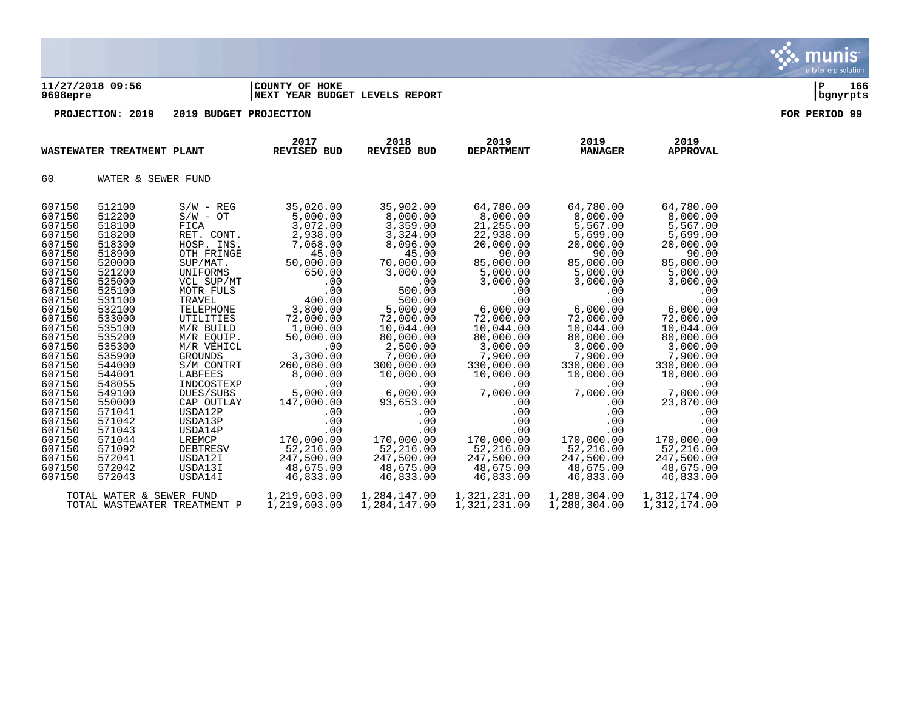**11/27/2018 09:56** | **COUNTY OF HOKE** | **P 166**
**9698epre** | **NEXT YEAR BUDGET LEVELS REPORT** | **bgnyrpts**

**PROJECTION: 2019 2019 BUDGET PROJECTION** | **FOR PERIOD 99**

| WASTEWATER TREATMENT PLANT | | | 2017 REVISED BUD | 2018 REVISED BUD | 2019 DEPARTMENT | 2019 MANAGER | 2019 APPROVAL |
|---|---|---|---|---|---|---|---|
| 60 | WATER & SEWER FUND | | | | | | |
| 607150 | 512100 | S/W - REG | 35,026.00 | 35,902.00 | 64,780.00 | 64,780.00 | 64,780.00 |
| 607150 | 512200 | S/W - OT | 5,000.00 | 8,000.00 | 8,000.00 | 8,000.00 | 8,000.00 |
| 607150 | 518100 | FICA | 3,072.00 | 3,359.00 | 21,255.00 | 5,567.00 | 5,567.00 |
| 607150 | 518200 | RET. CONT. | 2,938.00 | 3,324.00 | 22,938.00 | 5,699.00 | 5,699.00 |
| 607150 | 518300 | HOSP. INS. | 7,068.00 | 8,096.00 | 20,000.00 | 20,000.00 | 20,000.00 |
| 607150 | 518900 | OTH FRINGE | 45.00 | 45.00 | 90.00 | 90.00 | 90.00 |
| 607150 | 520000 | SUP/MAT. | 50,000.00 | 70,000.00 | 85,000.00 | 85,000.00 | 85,000.00 |
| 607150 | 521200 | UNIFORMS | 650.00 | 3,000.00 | 5,000.00 | 5,000.00 | 5,000.00 |
| 607150 | 525000 | VCL SUP/MT | .00 | .00 | 3,000.00 | 3,000.00 | 3,000.00 |
| 607150 | 525100 | MOTR FULS | .00 | 500.00 | .00 | .00 | .00 |
| 607150 | 531100 | TRAVEL | 400.00 | 500.00 | .00 | .00 | .00 |
| 607150 | 532100 | TELEPHONE | 3,800.00 | 5,000.00 | 6,000.00 | 6,000.00 | 6,000.00 |
| 607150 | 533000 | UTILITIES | 72,000.00 | 72,000.00 | 72,000.00 | 72,000.00 | 72,000.00 |
| 607150 | 535100 | M/R BUILD | 1,000.00 | 10,044.00 | 10,044.00 | 10,044.00 | 10,044.00 |
| 607150 | 535200 | M/R EQUIP. | 50,000.00 | 80,000.00 | 80,000.00 | 80,000.00 | 80,000.00 |
| 607150 | 535300 | M/R VEHICL | .00 | 2,500.00 | 3,000.00 | 3,000.00 | 3,000.00 |
| 607150 | 535900 | GROUNDS | 3,300.00 | 7,000.00 | 7,900.00 | 7,900.00 | 7,900.00 |
| 607150 | 544000 | S/M CONTRT | 260,080.00 | 300,000.00 | 330,000.00 | 330,000.00 | 330,000.00 |
| 607150 | 544001 | LABFEES | 8,000.00 | 10,000.00 | 10,000.00 | 10,000.00 | 10,000.00 |
| 607150 | 548055 | INDCOSTEXP | .00 | .00 | .00 | .00 | .00 |
| 607150 | 549100 | DUES/SUBS | 5,000.00 | 6,000.00 | 7,000.00 | 7,000.00 | 7,000.00 |
| 607150 | 550000 | CAP OUTLAY | 147,000.00 | 93,653.00 | .00 | .00 | 23,870.00 |
| 607150 | 571041 | USDA12P | .00 | .00 | .00 | .00 | .00 |
| 607150 | 571042 | USDA13P | .00 | .00 | .00 | .00 | .00 |
| 607150 | 571043 | USDA14P | .00 | .00 | .00 | .00 | .00 |
| 607150 | 571044 | LREMCP | 170,000.00 | 170,000.00 | 170,000.00 | 170,000.00 | 170,000.00 |
| 607150 | 571092 | DEBTRESV | 52,216.00 | 52,216.00 | 52,216.00 | 52,216.00 | 52,216.00 |
| 607150 | 572041 | USDA12I | 247,500.00 | 247,500.00 | 247,500.00 | 247,500.00 | 247,500.00 |
| 607150 | 572042 | USDA13I | 48,675.00 | 48,675.00 | 48,675.00 | 48,675.00 | 48,675.00 |
| 607150 | 572043 | USDA14I | 46,833.00 | 46,833.00 | 46,833.00 | 46,833.00 | 46,833.00 |
| TOTAL WATER & SEWER FUND | | | 1,219,603.00 | 1,284,147.00 | 1,321,231.00 | 1,288,304.00 | 1,312,174.00 |
| TOTAL WASTEWATER TREATMENT P | | | 1,219,603.00 | 1,284,147.00 | 1,321,231.00 | 1,288,304.00 | 1,312,174.00 |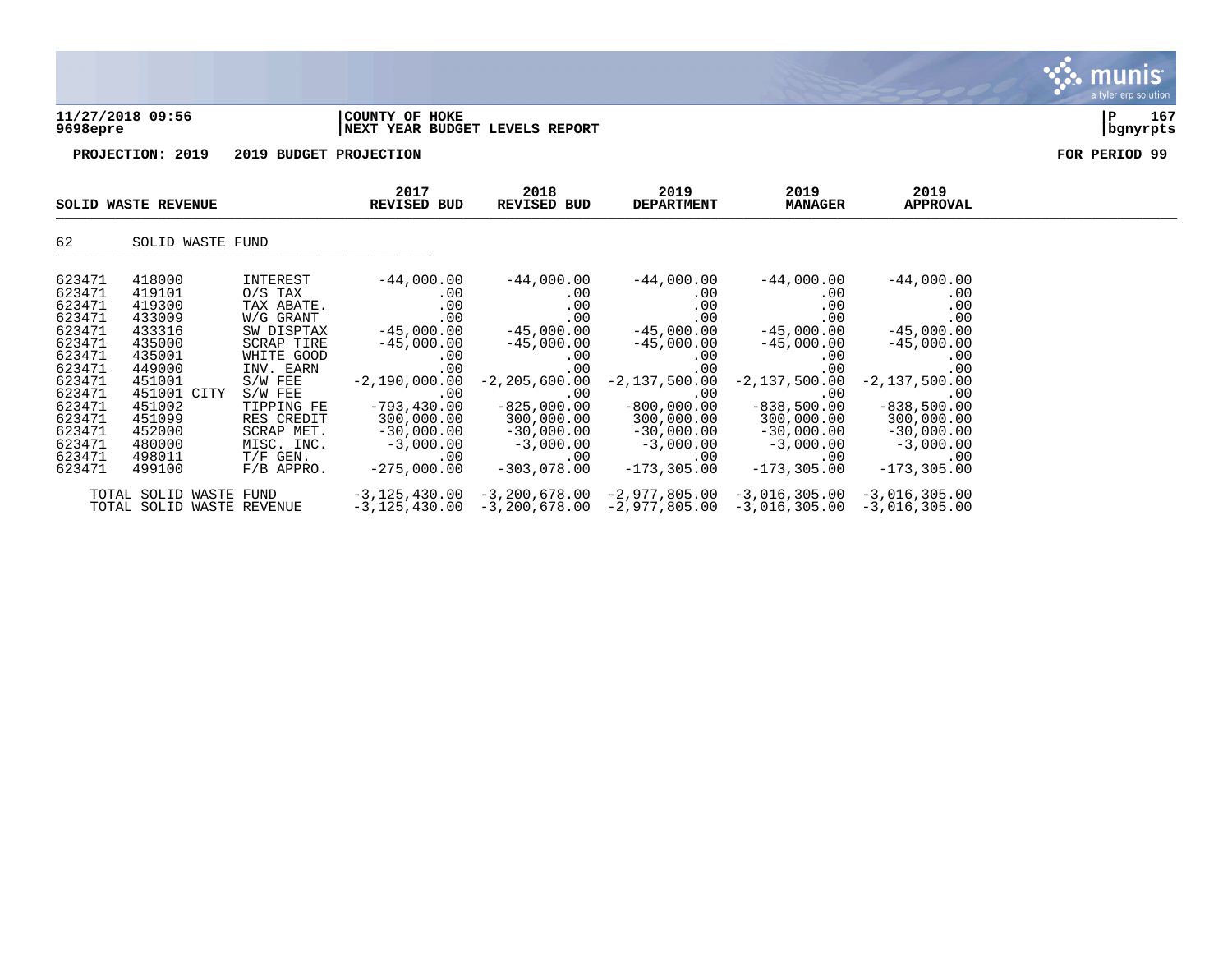**11/27/2018 09:56** | **COUNTY OF HOKE**
**9698epre** | **NEXT YEAR BUDGET LEVELS REPORT** | **bgnyrpts**

**PROJECTION: 2019 2019 BUDGET PROJECTION** **FOR PERIOD 99**

| SOLID WASTE REVENUE | | | 2017 REVISED BUD | 2018 REVISED BUD | 2019 DEPARTMENT | 2019 MANAGER | 2019 APPROVAL |
|---|---|---|---|---|---|---|---|
| 62 | SOLID WASTE FUND | | | | | | |
| 623471 | 418000 | INTEREST | -44,000.00 | -44,000.00 | -44,000.00 | -44,000.00 | -44,000.00 |
| 623471 | 419101 | O/S TAX | .00 | .00 | .00 | .00 | .00 |
| 623471 | 419300 | TAX ABATE. | .00 | .00 | .00 | .00 | .00 |
| 623471 | 433009 | W/G GRANT | .00 | .00 | .00 | .00 | .00 |
| 623471 | 433316 | SW DISPTAX | -45,000.00 | -45,000.00 | -45,000.00 | -45,000.00 | -45,000.00 |
| 623471 | 435000 | SCRAP TIRE | -45,000.00 | -45,000.00 | -45,000.00 | -45,000.00 | -45,000.00 |
| 623471 | 435001 | WHITE GOOD | .00 | .00 | .00 | .00 | .00 |
| 623471 | 449000 | INV. EARN | .00 | .00 | .00 | .00 | .00 |
| 623471 | 451001 | S/W FEE | -2,190,000.00 | -2,205,600.00 | -2,137,500.00 | -2,137,500.00 | -2,137,500.00 |
| 623471 | 451001 CITY | S/W FEE | .00 | .00 | .00 | .00 | .00 |
| 623471 | 451002 | TIPPING FE | -793,430.00 | -825,000.00 | -800,000.00 | -838,500.00 | -838,500.00 |
| 623471 | 451099 | RES CREDIT | 300,000.00 | 300,000.00 | 300,000.00 | 300,000.00 | 300,000.00 |
| 623471 | 452000 | SCRAP MET. | -30,000.00 | -30,000.00 | -30,000.00 | -30,000.00 | -30,000.00 |
| 623471 | 480000 | MISC. INC. | -3,000.00 | -3,000.00 | -3,000.00 | -3,000.00 | -3,000.00 |
| 623471 | 498011 | T/F GEN. | .00 | .00 | .00 | .00 | .00 |
| 623471 | 499100 | F/B APPRO. | -275,000.00 | -303,078.00 | -173,305.00 | -173,305.00 | -173,305.00 |
| TOTAL SOLID WASTE FUND | | | -3,125,430.00 | -3,200,678.00 | -2,977,805.00 | -3,016,305.00 | -3,016,305.00 |
| TOTAL SOLID WASTE REVENUE | | | -3,125,430.00 | -3,200,678.00 | -2,977,805.00 | -3,016,305.00 | -3,016,305.00 |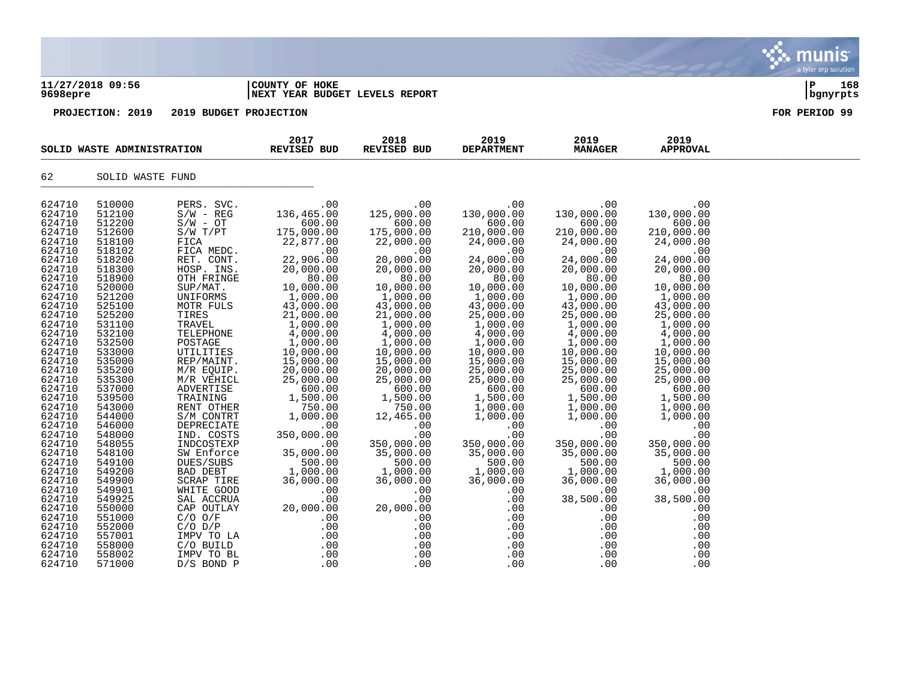**11/27/2018 09:56** | **COUNTY OF HOKE** | **P 168**
**9698epre** | **NEXT YEAR BUDGET LEVELS REPORT** | **bgnyrpts**

**PROJECTION: 2019 2019 BUDGET PROJECTION** **FOR PERIOD 99**

| SOLID WASTE ADMINISTRATION | | | 2017 REVISED BUD | 2018 REVISED BUD | 2019 DEPARTMENT | 2019 MANAGER | 2019 APPROVAL |
|---|---|---|---|---|---|---|---|
| 62 | SOLID WASTE FUND | | | | | | |
| 624710 | 510000 | PERS. SVC. | .00 | .00 | .00 | .00 | .00 |
| 624710 | 512100 | S/W - REG | 136,465.00 | 125,000.00 | 130,000.00 | 130,000.00 | 130,000.00 |
| 624710 | 512200 | S/W - OT | 600.00 | 600.00 | 600.00 | 600.00 | 600.00 |
| 624710 | 512600 | S/W T/PT | 175,000.00 | 175,000.00 | 210,000.00 | 210,000.00 | 210,000.00 |
| 624710 | 518100 | FICA | 22,877.00 | 22,000.00 | 24,000.00 | 24,000.00 | 24,000.00 |
| 624710 | 518102 | FICA MEDC. | .00 | .00 | .00 | .00 | .00 |
| 624710 | 518200 | RET. CONT. | 22,906.00 | 20,000.00 | 24,000.00 | 24,000.00 | 24,000.00 |
| 624710 | 518300 | HOSP. INS. | 20,000.00 | 20,000.00 | 20,000.00 | 20,000.00 | 20,000.00 |
| 624710 | 518900 | OTH FRINGE | 80.00 | 80.00 | 80.00 | 80.00 | 80.00 |
| 624710 | 520000 | SUP/MAT. | 10,000.00 | 10,000.00 | 10,000.00 | 10,000.00 | 10,000.00 |
| 624710 | 521200 | UNIFORMS | 1,000.00 | 1,000.00 | 1,000.00 | 1,000.00 | 1,000.00 |
| 624710 | 525100 | MOTR FULS | 43,000.00 | 43,000.00 | 43,000.00 | 43,000.00 | 43,000.00 |
| 624710 | 525200 | TIRES | 21,000.00 | 21,000.00 | 25,000.00 | 25,000.00 | 25,000.00 |
| 624710 | 531100 | TRAVEL | 1,000.00 | 1,000.00 | 1,000.00 | 1,000.00 | 1,000.00 |
| 624710 | 532100 | TELEPHONE | 4,000.00 | 4,000.00 | 4,000.00 | 4,000.00 | 4,000.00 |
| 624710 | 532500 | POSTAGE | 1,000.00 | 1,000.00 | 1,000.00 | 1,000.00 | 1,000.00 |
| 624710 | 533000 | UTILITIES | 10,000.00 | 10,000.00 | 10,000.00 | 10,000.00 | 10,000.00 |
| 624710 | 535000 | REP/MAINT. | 15,000.00 | 15,000.00 | 15,000.00 | 15,000.00 | 15,000.00 |
| 624710 | 535200 | M/R EQUIP. | 20,000.00 | 20,000.00 | 25,000.00 | 25,000.00 | 25,000.00 |
| 624710 | 535300 | M/R VEHICL | 25,000.00 | 25,000.00 | 25,000.00 | 25,000.00 | 25,000.00 |
| 624710 | 537000 | ADVERTISE | 600.00 | 600.00 | 600.00 | 600.00 | 600.00 |
| 624710 | 539500 | TRAINING | 1,500.00 | 1,500.00 | 1,500.00 | 1,500.00 | 1,500.00 |
| 624710 | 543000 | RENT OTHER | 750.00 | 750.00 | 1,000.00 | 1,000.00 | 1,000.00 |
| 624710 | 544000 | S/M CONTRT | 1,000.00 | 12,465.00 | 1,000.00 | 1,000.00 | 1,000.00 |
| 624710 | 546000 | DEPRECIATE | .00 | .00 | .00 | .00 | .00 |
| 624710 | 548000 | IND. COSTS | 350,000.00 | .00 | .00 | .00 | .00 |
| 624710 | 548055 | INDCOSTEXP | .00 | 350,000.00 | 350,000.00 | 350,000.00 | 350,000.00 |
| 624710 | 548100 | SW Enforce | 35,000.00 | 35,000.00 | 35,000.00 | 35,000.00 | 35,000.00 |
| 624710 | 549100 | DUES/SUBS | 500.00 | 500.00 | 500.00 | 500.00 | 500.00 |
| 624710 | 549200 | BAD DEBT | 1,000.00 | 1,000.00 | 1,000.00 | 1,000.00 | 1,000.00 |
| 624710 | 549900 | SCRAP TIRE | 36,000.00 | 36,000.00 | 36,000.00 | 36,000.00 | 36,000.00 |
| 624710 | 549901 | WHITE GOOD | .00 | .00 | .00 | .00 | .00 |
| 624710 | 549925 | SAL ACCRUA | .00 | .00 | .00 | 38,500.00 | 38,500.00 |
| 624710 | 550000 | CAP OUTLAY | 20,000.00 | 20,000.00 | .00 | .00 | .00 |
| 624710 | 551000 | C/O O/F | .00 | .00 | .00 | .00 | .00 |
| 624710 | 552000 | C/O D/P | .00 | .00 | .00 | .00 | .00 |
| 624710 | 557001 | IMPV TO LA | .00 | .00 | .00 | .00 | .00 |
| 624710 | 558000 | C/O BUILD | .00 | .00 | .00 | .00 | .00 |
| 624710 | 558002 | IMPV TO BL | .00 | .00 | .00 | .00 | .00 |
| 624710 | 571000 | D/S BOND P | .00 | .00 | .00 | .00 | .00 |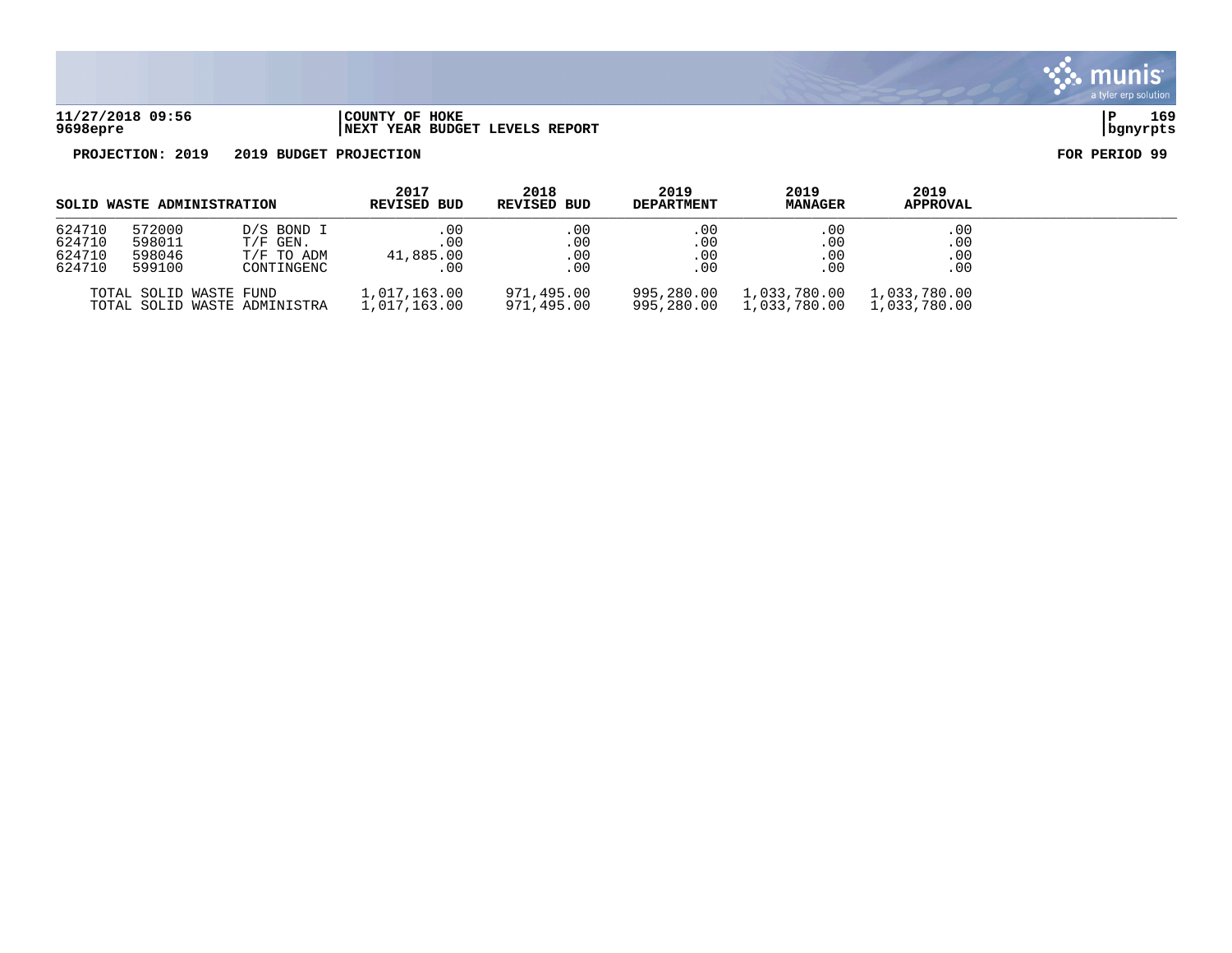**COUNTY OF HOKE**
**NEXT YEAR BUDGET LEVELS REPORT**

**PROJECTION: 2019 2019 BUDGET PROJECTION** **FOR PERIOD 99**

| SOLID WASTE ADMINISTRATION | | | 2017 REVISED BUD | 2018 REVISED BUD | 2019 DEPARTMENT | 2019 MANAGER | 2019 APPROVAL |
|---|---|---|---|---|---|---|---|
| 624710 | 572000 | D/S BOND I | .00 | .00 | .00 | .00 | .00 |
| 624710 | 598011 | T/F GEN. | .00 | .00 | .00 | .00 | .00 |
| 624710 | 598046 | T/F TO ADM | 41,885.00 | .00 | .00 | .00 | .00 |
| 624710 | 599100 | CONTINGENC | .00 | .00 | .00 | .00 | .00 |
| TOTAL SOLID WASTE FUND | | | 1,017,163.00 | 971,495.00 | 995,280.00 | 1,033,780.00 | 1,033,780.00 |
| TOTAL SOLID WASTE ADMINISTRA | | | 1,017,163.00 | 971,495.00 | 995,280.00 | 1,033,780.00 | 1,033,780.00 |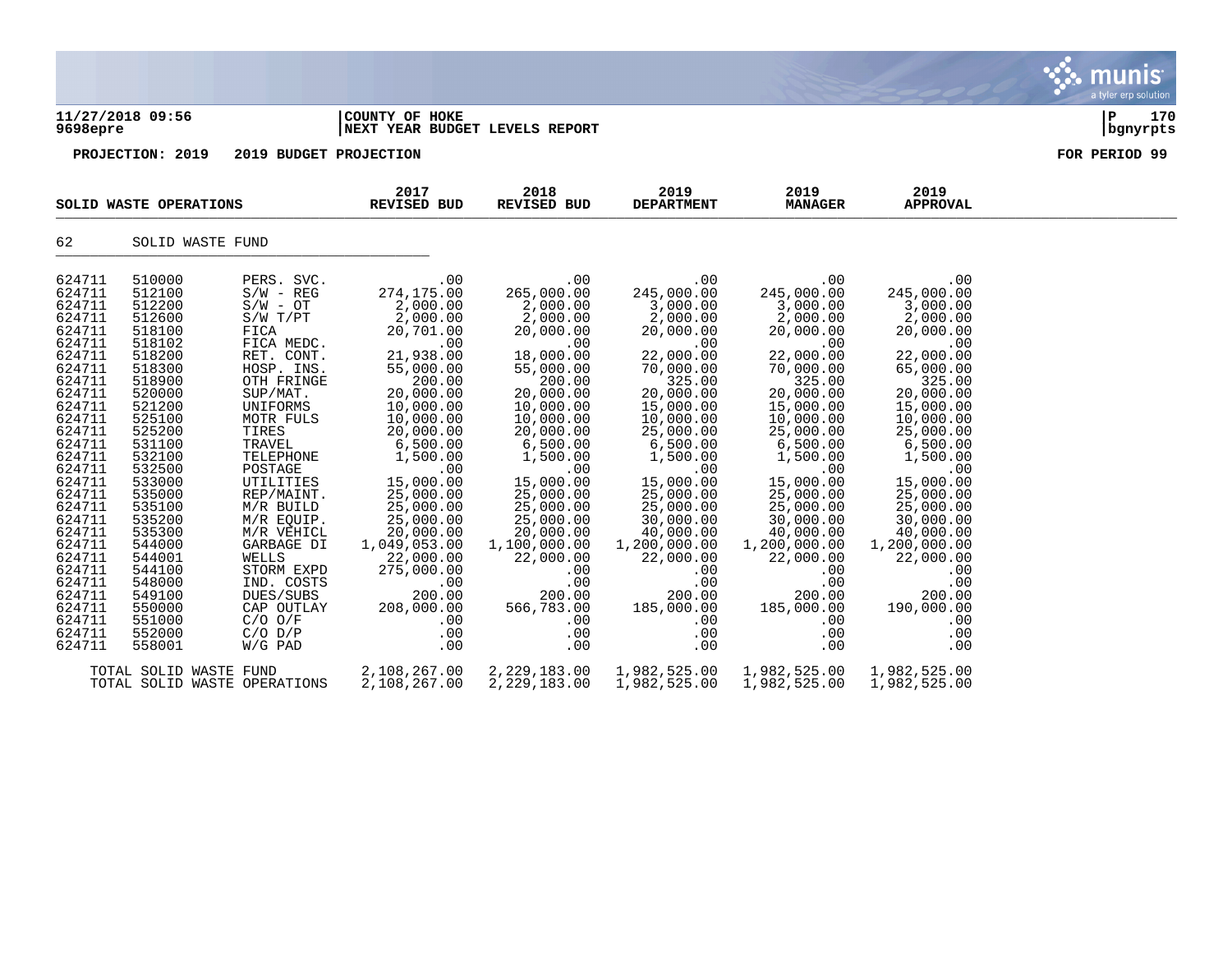**11/27/2018 09:56** | **COUNTY OF HOKE** | **NEXT YEAR BUDGET LEVELS REPORT**

**9698epre** | **bgnyrpts**

**PROJECTION: 2019 2019 BUDGET PROJECTION** **FOR PERIOD 99**

| SOLID WASTE OPERATIONS | | | 2017 REVISED BUD | 2018 REVISED BUD | 2019 DEPARTMENT | 2019 MANAGER | 2019 APPROVAL |
|---|---|---|---|---|---|---|---|
| 62 | SOLID WASTE FUND | | | | | | |
| 624711 | 510000 | PERS. SVC. | .00 | .00 | .00 | .00 | .00 |
| 624711 | 512100 | S/W - REG | 274,175.00 | 265,000.00 | 245,000.00 | 245,000.00 | 245,000.00 |
| 624711 | 512200 | S/W - OT | 2,000.00 | 2,000.00 | 3,000.00 | 3,000.00 | 3,000.00 |
| 624711 | 512600 | S/W T/PT | 2,000.00 | 2,000.00 | 2,000.00 | 2,000.00 | 2,000.00 |
| 624711 | 518100 | FICA | 20,701.00 | 20,000.00 | 20,000.00 | 20,000.00 | 20,000.00 |
| 624711 | 518102 | FICA MEDC. | .00 | .00 | .00 | .00 | .00 |
| 624711 | 518200 | RET. CONT. | 21,938.00 | 18,000.00 | 22,000.00 | 22,000.00 | 22,000.00 |
| 624711 | 518300 | HOSP. INS. | 55,000.00 | 55,000.00 | 70,000.00 | 70,000.00 | 65,000.00 |
| 624711 | 518900 | OTH FRINGE | 200.00 | 200.00 | 325.00 | 325.00 | 325.00 |
| 624711 | 520000 | SUP/MAT. | 20,000.00 | 20,000.00 | 20,000.00 | 20,000.00 | 20,000.00 |
| 624711 | 521200 | UNIFORMS | 10,000.00 | 10,000.00 | 15,000.00 | 15,000.00 | 15,000.00 |
| 624711 | 525100 | MOTR FULS | 10,000.00 | 10,000.00 | 10,000.00 | 10,000.00 | 10,000.00 |
| 624711 | 525200 | TIRES | 20,000.00 | 20,000.00 | 25,000.00 | 25,000.00 | 25,000.00 |
| 624711 | 531100 | TRAVEL | 6,500.00 | 6,500.00 | 6,500.00 | 6,500.00 | 6,500.00 |
| 624711 | 532100 | TELEPHONE | 1,500.00 | 1,500.00 | 1,500.00 | 1,500.00 | 1,500.00 |
| 624711 | 532500 | POSTAGE | .00 | .00 | .00 | .00 | .00 |
| 624711 | 533000 | UTILITIES | 15,000.00 | 15,000.00 | 15,000.00 | 15,000.00 | 15,000.00 |
| 624711 | 535000 | REP/MAINT. | 25,000.00 | 25,000.00 | 25,000.00 | 25,000.00 | 25,000.00 |
| 624711 | 535100 | M/R BUILD | 25,000.00 | 25,000.00 | 25,000.00 | 25,000.00 | 25,000.00 |
| 624711 | 535200 | M/R EQUIP. | 25,000.00 | 25,000.00 | 30,000.00 | 30,000.00 | 30,000.00 |
| 624711 | 535300 | M/R VEHICL | 20,000.00 | 20,000.00 | 40,000.00 | 40,000.00 | 40,000.00 |
| 624711 | 544000 | GARBAGE DI | 1,049,053.00 | 1,100,000.00 | 1,200,000.00 | 1,200,000.00 | 1,200,000.00 |
| 624711 | 544001 | WELLS | 22,000.00 | 22,000.00 | 22,000.00 | 22,000.00 | 22,000.00 |
| 624711 | 544100 | STORM EXPD | 275,000.00 | .00 | .00 | .00 | .00 |
| 624711 | 548000 | IND. COSTS | .00 | .00 | .00 | .00 | .00 |
| 624711 | 549100 | DUES/SUBS | 200.00 | 200.00 | 200.00 | 200.00 | 200.00 |
| 624711 | 550000 | CAP OUTLAY | 208,000.00 | 566,783.00 | 185,000.00 | 185,000.00 | 190,000.00 |
| 624711 | 551000 | C/O O/F | .00 | .00 | .00 | .00 | .00 |
| 624711 | 552000 | C/O D/P | .00 | .00 | .00 | .00 | .00 |
| 624711 | 558001 | W/G PAD | .00 | .00 | .00 | .00 | .00 |
| | TOTAL SOLID WASTE FUND | | 2,108,267.00 | 2,229,183.00 | 1,982,525.00 | 1,982,525.00 | 1,982,525.00 |
| | TOTAL SOLID WASTE OPERATIONS | | 2,108,267.00 | 2,229,183.00 | 1,982,525.00 | 1,982,525.00 | 1,982,525.00 |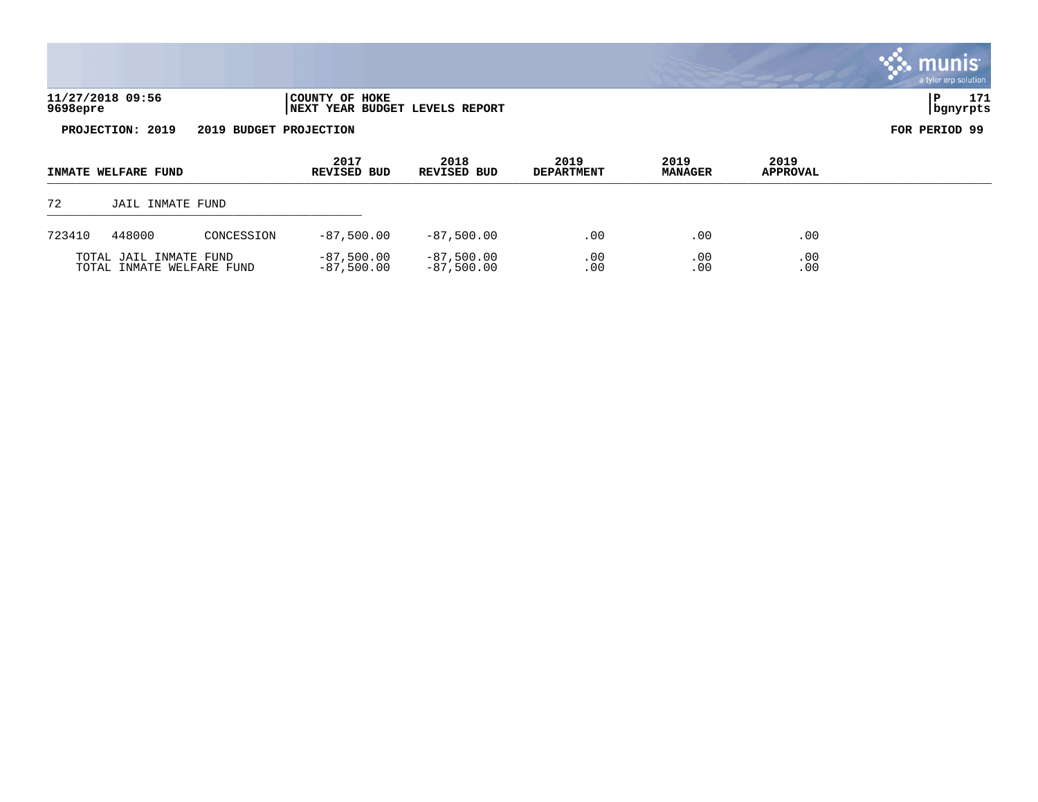**11/27/2018 09:56** | **COUNTY OF HOKE**
**9698epre** | **NEXT YEAR BUDGET LEVELS REPORT** | **bgnyrpts**

**PROJECTION: 2019 2019 BUDGET PROJECTION** | **FOR PERIOD 99**

| INMATE WELFARE FUND | | | 2017 REVISED BUD | 2018 REVISED BUD | 2019 DEPARTMENT | 2019 MANAGER | 2019 APPROVAL |
|---|---|---|---|---|---|---|---|
| 72 | JAIL INMATE FUND | | | | | | |
| 723410 | 448000 | CONCESSION | -87,500.00 | -87,500.00 | .00 | .00 | .00 |
| | TOTAL JAIL INMATE FUND | | -87,500.00 | -87,500.00 | .00 | .00 | .00 |
| | TOTAL INMATE WELFARE FUND | | -87,500.00 | -87,500.00 | .00 | .00 | .00 |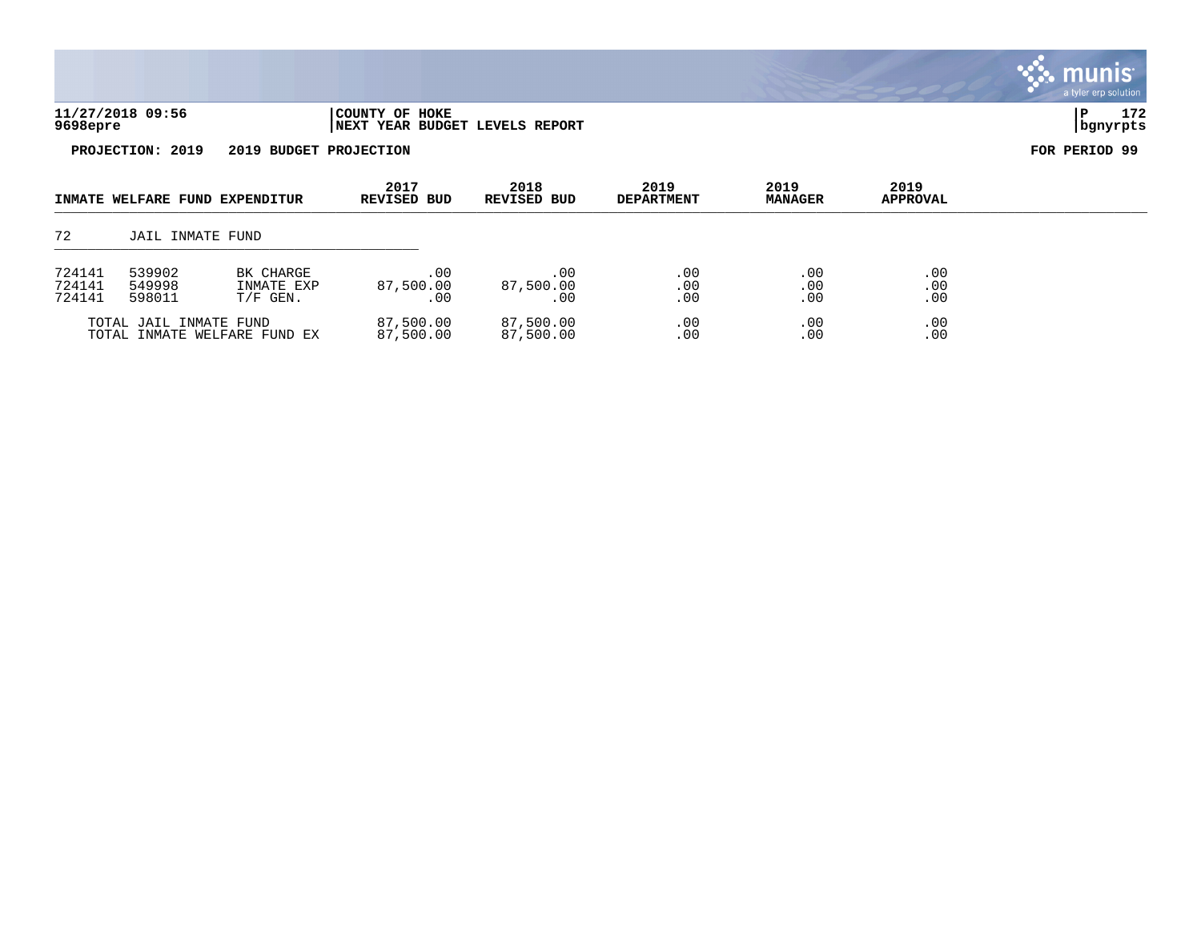**11/27/2018 09:56** | **COUNTY OF HOKE**
**9698epre** | **NEXT YEAR BUDGET LEVELS REPORT**

**PROJECTION: 2019 2019 BUDGET PROJECTION** **FOR PERIOD 99**

| INMATE WELFARE FUND EXPENDITUR | | | 2017 REVISED BUD | 2018 REVISED BUD | 2019 DEPARTMENT | 2019 MANAGER | 2019 APPROVAL |
|---|---|---|---|---|---|---|---|
| 72 | JAIL INMATE FUND | | | | | | |
| 724141 | 539902 | BK CHARGE | .00 | .00 | .00 | .00 | .00 |
| 724141 | 549998 | INMATE EXP | 87,500.00 | 87,500.00 | .00 | .00 | .00 |
| 724141 | 598011 | T/F GEN. | .00 | .00 | .00 | .00 | .00 |
| | TOTAL JAIL INMATE FUND | | 87,500.00 | 87,500.00 | .00 | .00 | .00 |
| | TOTAL INMATE WELFARE FUND EX | | 87,500.00 | 87,500.00 | .00 | .00 | .00 |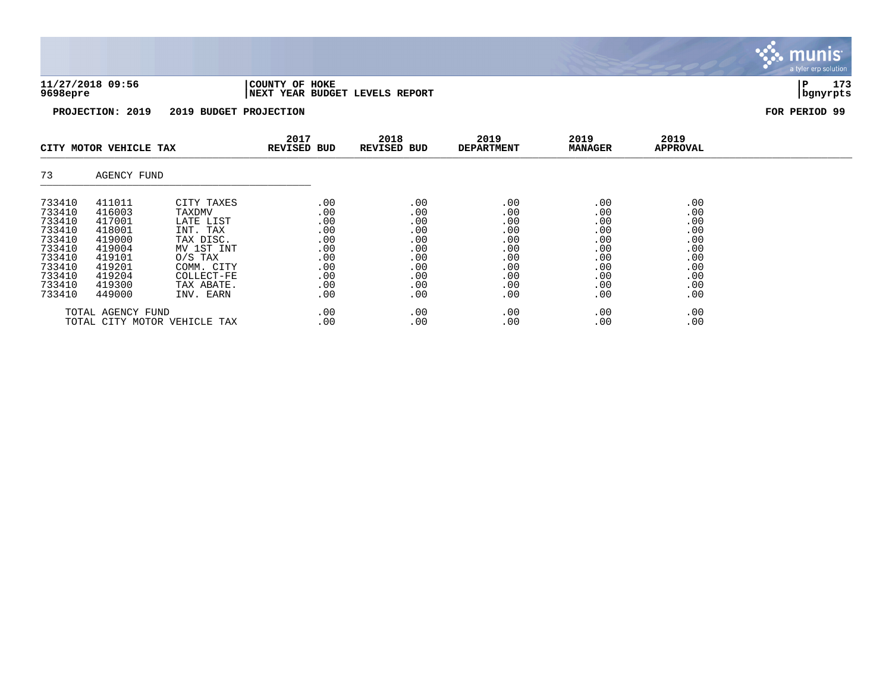**COUNTY OF HOKE**
**NEXT YEAR BUDGET LEVELS REPORT**

11/27/2018 09:56
9698epre

**PROJECTION: 2019 — 2019 BUDGET PROJECTION** — **FOR PERIOD 99**

## CITY MOTOR VEHICLE TAX

### 73 AGENCY FUND

| | | | 2017 REVISED BUD | 2018 REVISED BUD | 2019 DEPARTMENT | 2019 MANAGER | 2019 APPROVAL |
|---|---|---|---|---|---|---|---|
| 733410 | 411011 | CITY TAXES | .00 | .00 | .00 | .00 | .00 |
| 733410 | 416003 | TAXDMV | .00 | .00 | .00 | .00 | .00 |
| 733410 | 417001 | LATE LIST | .00 | .00 | .00 | .00 | .00 |
| 733410 | 418001 | INT. TAX | .00 | .00 | .00 | .00 | .00 |
| 733410 | 419000 | TAX DISC. | .00 | .00 | .00 | .00 | .00 |
| 733410 | 419004 | MV 1ST INT | .00 | .00 | .00 | .00 | .00 |
| 733410 | 419101 | O/S TAX | .00 | .00 | .00 | .00 | .00 |
| 733410 | 419201 | COMM. CITY | .00 | .00 | .00 | .00 | .00 |
| 733410 | 419204 | COLLECT-FE | .00 | .00 | .00 | .00 | .00 |
| 733410 | 419300 | TAX ABATE. | .00 | .00 | .00 | .00 | .00 |
| 733410 | 449000 | INV. EARN | .00 | .00 | .00 | .00 | .00 |
| TOTAL AGENCY FUND | | | .00 | .00 | .00 | .00 | .00 |
| TOTAL CITY MOTOR VEHICLE TAX | | | .00 | .00 | .00 | .00 | .00 |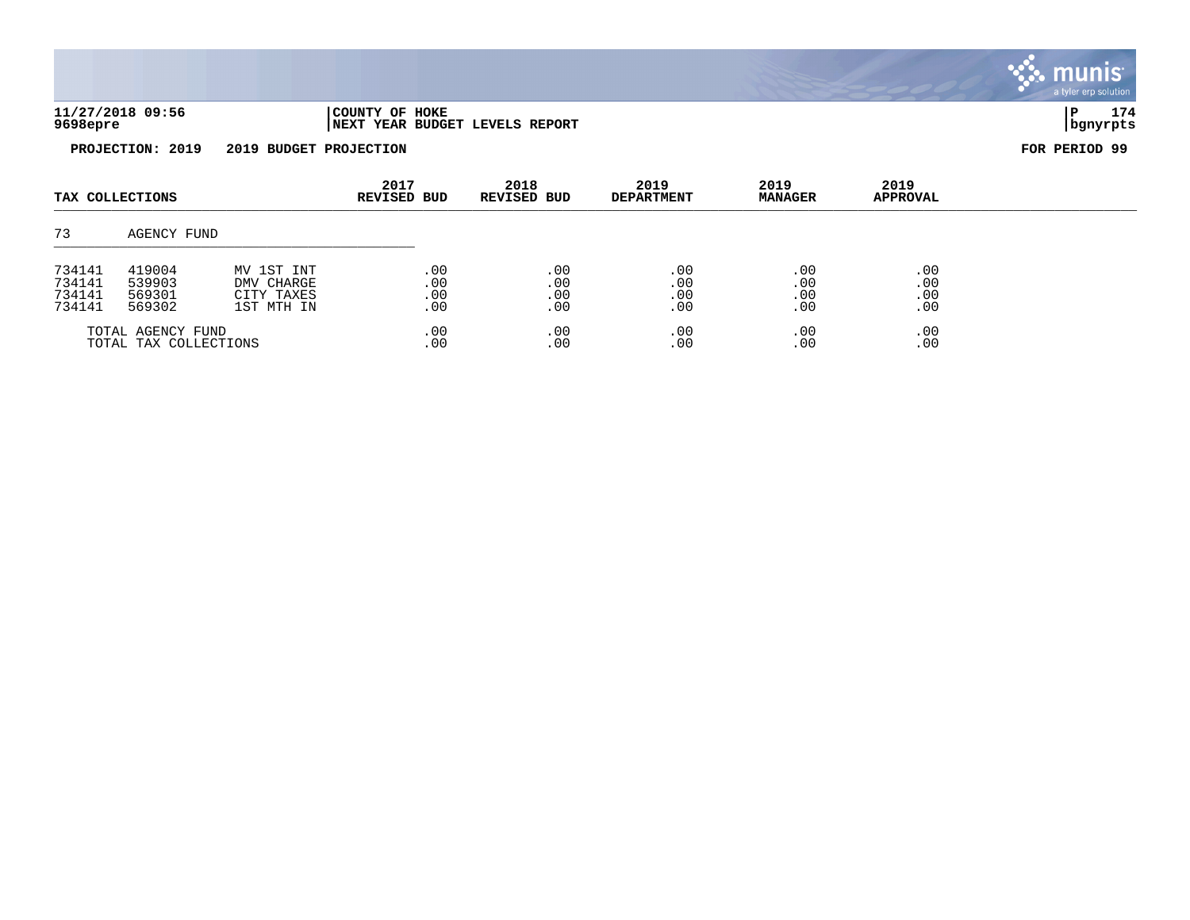**PROJECTION: 2019 2019 BUDGET PROJECTION** **FOR PERIOD 99**

| TAX COLLECTIONS | | | 2017 REVISED BUD | 2018 REVISED BUD | 2019 DEPARTMENT | 2019 MANAGER | 2019 APPROVAL |
|---|---|---|---|---|---|---|---|
| 73 | AGENCY FUND | | | | | | |
| 734141 | 419004 | MV 1ST INT | .00 | .00 | .00 | .00 | .00 |
| 734141 | 539903 | DMV CHARGE | .00 | .00 | .00 | .00 | .00 |
| 734141 | 569301 | CITY TAXES | .00 | .00 | .00 | .00 | .00 |
| 734141 | 569302 | 1ST MTH IN | .00 | .00 | .00 | .00 | .00 |
| TOTAL AGENCY FUND | | | .00 | .00 | .00 | .00 | .00 |
| TOTAL TAX COLLECTIONS | | | .00 | .00 | .00 | .00 | .00 |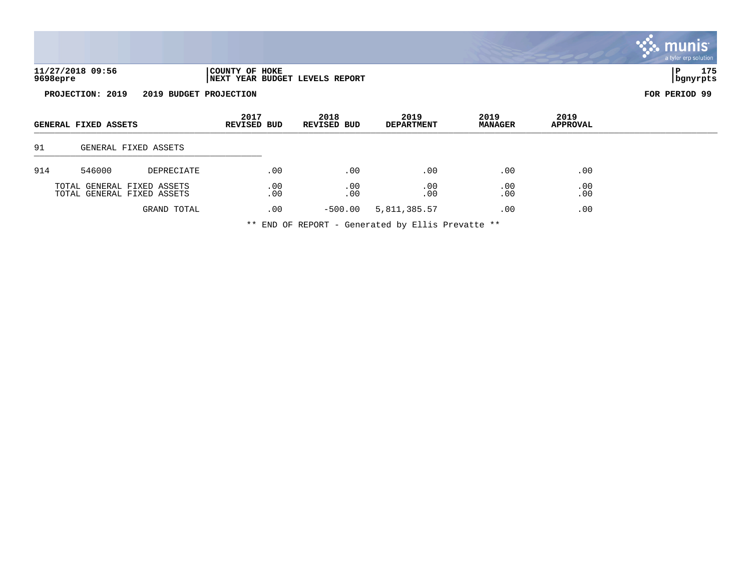**11/27/2018 09:56**
**9698epre**

**COUNTY OF HOKE**
**NEXT YEAR BUDGET LEVELS REPORT**

**P 175**
**bgnyrpts**

**PROJECTION: 2019 2019 BUDGET PROJECTION** **FOR PERIOD 99**

| GENERAL FIXED ASSETS | | | 2017 REVISED BUD | 2018 REVISED BUD | 2019 DEPARTMENT | 2019 MANAGER | 2019 APPROVAL |
|---|---|---|---|---|---|---|---|
| 91 | GENERAL FIXED ASSETS | | | | | | |
| 914 | 546000 | DEPRECIATE | .00 | .00 | .00 | .00 | .00 |
| | TOTAL GENERAL FIXED ASSETS | | .00 | .00 | .00 | .00 | .00 |
| | TOTAL GENERAL FIXED ASSETS | | .00 | .00 | .00 | .00 | .00 |
| | | GRAND TOTAL | .00 | -500.00 | 5,811,385.57 | .00 | .00 |

** END OF REPORT - Generated by Ellis Prevatte **